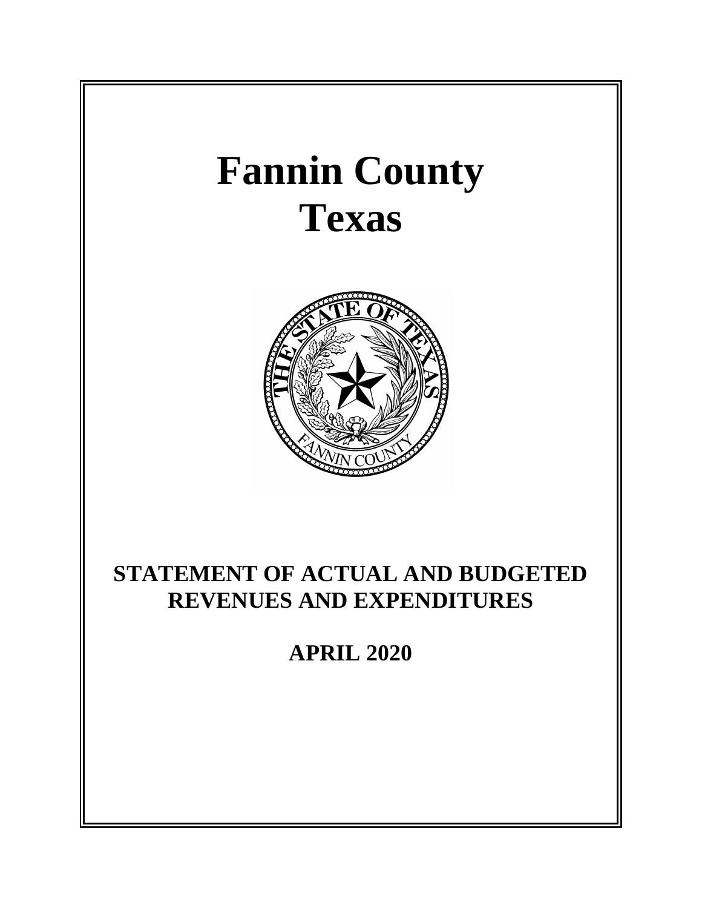# Fannin County
# Texas

## STATEMENT OF ACTUAL AND BUDGETED REVENUES AND EXPENDITURES

## APRIL 2020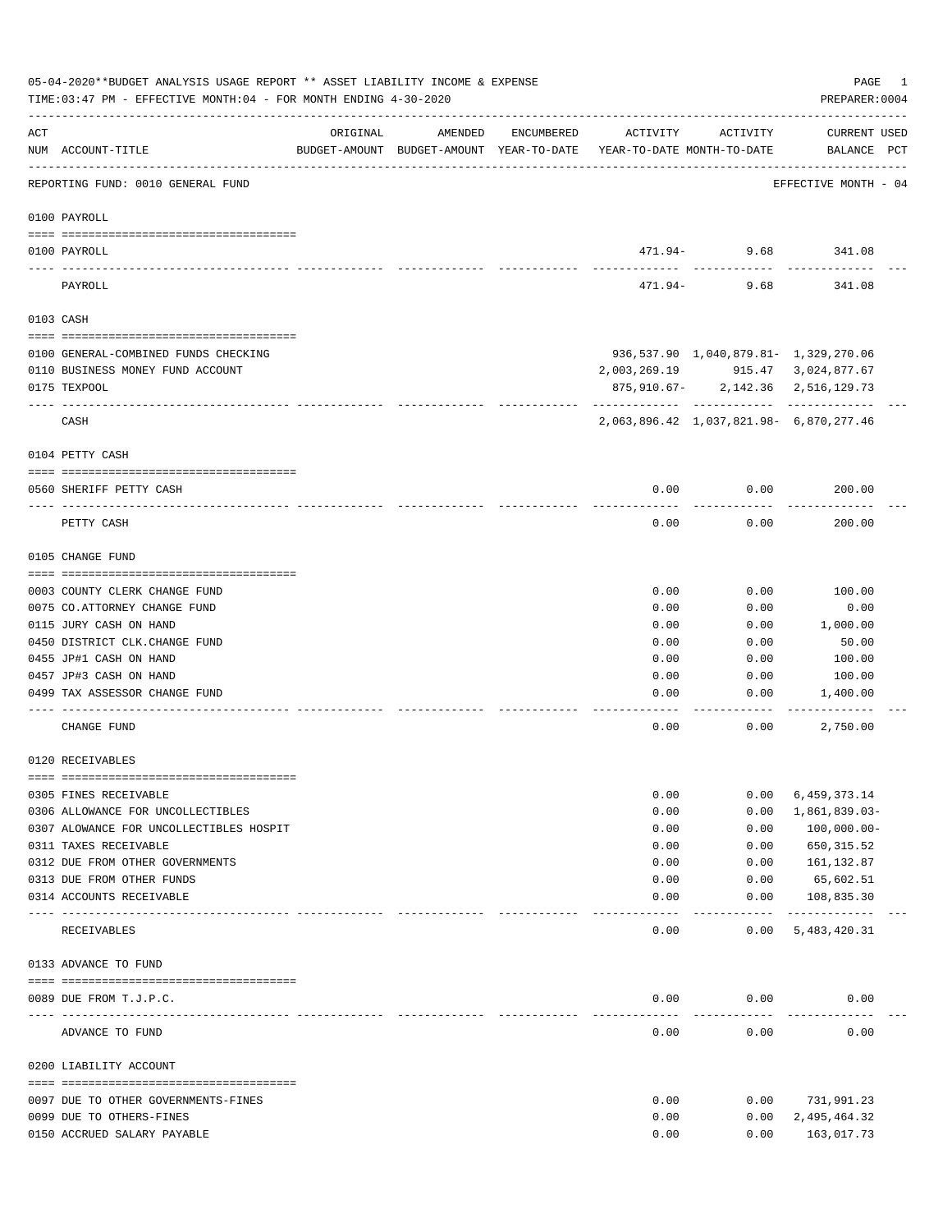05-04-2020**BUDGET ANALYSIS USAGE REPORT ** ASSET LIABILITY INCOME & EXPENSE

TIME:03:47 PM - EFFECTIVE MONTH:04 - FOR MONTH ENDING 4-30-2020

PREPARER:0004

| ACT NUM | ACCOUNT-TITLE | ORIGINAL BUDGET-AMOUNT | AMENDED BUDGET-AMOUNT | ENCUMBERED YEAR-TO-DATE | ACTIVITY YEAR-TO-DATE | ACTIVITY MONTH-TO-DATE | CURRENT BALANCE | USED PCT |
|---|---|---|---|---|---|---|---|---|

REPORTING FUND: 0010 GENERAL FUND — EFFECTIVE MONTH - 04

**0100 PAYROLL**

| ACT NUM | ACCOUNT-TITLE | ORIGINAL BUDGET-AMOUNT | AMENDED BUDGET-AMOUNT | ENCUMBERED YEAR-TO-DATE | ACTIVITY YEAR-TO-DATE | ACTIVITY MONTH-TO-DATE | CURRENT BALANCE | USED PCT |
|---|---|---|---|---|---|---|---|---|
| 0100 | PAYROLL | | | | 471.94- | 9.68 | 341.08 | |
| | PAYROLL | | | | 471.94- | 9.68 | 341.08 | |

**0103 CASH**

| ACT NUM | ACCOUNT-TITLE | ORIGINAL BUDGET-AMOUNT | AMENDED BUDGET-AMOUNT | ENCUMBERED YEAR-TO-DATE | ACTIVITY YEAR-TO-DATE | ACTIVITY MONTH-TO-DATE | CURRENT BALANCE | USED PCT |
|---|---|---|---|---|---|---|---|---|
| 0100 | GENERAL-COMBINED FUNDS CHECKING | | | | 936,537.90 | 1,040,879.81- | 1,329,270.06 | |
| 0110 | BUSINESS MONEY FUND ACCOUNT | | | | 2,003,269.19 | 915.47 | 3,024,877.67 | |
| 0175 | TEXPOOL | | | | 875,910.67- | 2,142.36 | 2,516,129.73 | |
| | CASH | | | | 2,063,896.42 | 1,037,821.98- | 6,870,277.46 | |

**0104 PETTY CASH**

| ACT NUM | ACCOUNT-TITLE | ORIGINAL BUDGET-AMOUNT | AMENDED BUDGET-AMOUNT | ENCUMBERED YEAR-TO-DATE | ACTIVITY YEAR-TO-DATE | ACTIVITY MONTH-TO-DATE | CURRENT BALANCE | USED PCT |
|---|---|---|---|---|---|---|---|---|
| 0560 | SHERIFF PETTY CASH | | | | 0.00 | 0.00 | 200.00 | |
| | PETTY CASH | | | | 0.00 | 0.00 | 200.00 | |

**0105 CHANGE FUND**

| ACT NUM | ACCOUNT-TITLE | ORIGINAL BUDGET-AMOUNT | AMENDED BUDGET-AMOUNT | ENCUMBERED YEAR-TO-DATE | ACTIVITY YEAR-TO-DATE | ACTIVITY MONTH-TO-DATE | CURRENT BALANCE | USED PCT |
|---|---|---|---|---|---|---|---|---|
| 0003 | COUNTY CLERK CHANGE FUND | | | | 0.00 | 0.00 | 100.00 | |
| 0075 | CO.ATTORNEY CHANGE FUND | | | | 0.00 | 0.00 | 0.00 | |
| 0115 | JURY CASH ON HAND | | | | 0.00 | 0.00 | 1,000.00 | |
| 0450 | DISTRICT CLK.CHANGE FUND | | | | 0.00 | 0.00 | 50.00 | |
| 0455 | JP#1 CASH ON HAND | | | | 0.00 | 0.00 | 100.00 | |
| 0457 | JP#3 CASH ON HAND | | | | 0.00 | 0.00 | 100.00 | |
| 0499 | TAX ASSESSOR CHANGE FUND | | | | 0.00 | 0.00 | 1,400.00 | |
| | CHANGE FUND | | | | 0.00 | 0.00 | 2,750.00 | |

**0120 RECEIVABLES**

| ACT NUM | ACCOUNT-TITLE | ORIGINAL BUDGET-AMOUNT | AMENDED BUDGET-AMOUNT | ENCUMBERED YEAR-TO-DATE | ACTIVITY YEAR-TO-DATE | ACTIVITY MONTH-TO-DATE | CURRENT BALANCE | USED PCT |
|---|---|---|---|---|---|---|---|---|
| 0305 | FINES RECEIVABLE | | | | 0.00 | 0.00 | 6,459,373.14 | |
| 0306 | ALLOWANCE FOR UNCOLLECTIBLES | | | | 0.00 | 0.00 | 1,861,839.03- | |
| 0307 | ALOWANCE FOR UNCOLLECTIBLES HOSPIT | | | | 0.00 | 0.00 | 100,000.00- | |
| 0311 | TAXES RECEIVABLE | | | | 0.00 | 0.00 | 650,315.52 | |
| 0312 | DUE FROM OTHER GOVERNMENTS | | | | 0.00 | 0.00 | 161,132.87 | |
| 0313 | DUE FROM OTHER FUNDS | | | | 0.00 | 0.00 | 65,602.51 | |
| 0314 | ACCOUNTS RECEIVABLE | | | | 0.00 | 0.00 | 108,835.30 | |
| | RECEIVABLES | | | | 0.00 | 0.00 | 5,483,420.31 | |

**0133 ADVANCE TO FUND**

| ACT NUM | ACCOUNT-TITLE | ORIGINAL BUDGET-AMOUNT | AMENDED BUDGET-AMOUNT | ENCUMBERED YEAR-TO-DATE | ACTIVITY YEAR-TO-DATE | ACTIVITY MONTH-TO-DATE | CURRENT BALANCE | USED PCT |
|---|---|---|---|---|---|---|---|---|
| 0089 | DUE FROM T.J.P.C. | | | | 0.00 | 0.00 | 0.00 | |
| | ADVANCE TO FUND | | | | 0.00 | 0.00 | 0.00 | |

**0200 LIABILITY ACCOUNT**

| ACT NUM | ACCOUNT-TITLE | ORIGINAL BUDGET-AMOUNT | AMENDED BUDGET-AMOUNT | ENCUMBERED YEAR-TO-DATE | ACTIVITY YEAR-TO-DATE | ACTIVITY MONTH-TO-DATE | CURRENT BALANCE | USED PCT |
|---|---|---|---|---|---|---|---|---|
| 0097 | DUE TO OTHER GOVERNMENTS-FINES | | | | 0.00 | 0.00 | 731,991.23 | |
| 0099 | DUE TO OTHERS-FINES | | | | 0.00 | 0.00 | 2,495,464.32 | |
| 0150 | ACCRUED SALARY PAYABLE | | | | 0.00 | 0.00 | 163,017.73 | |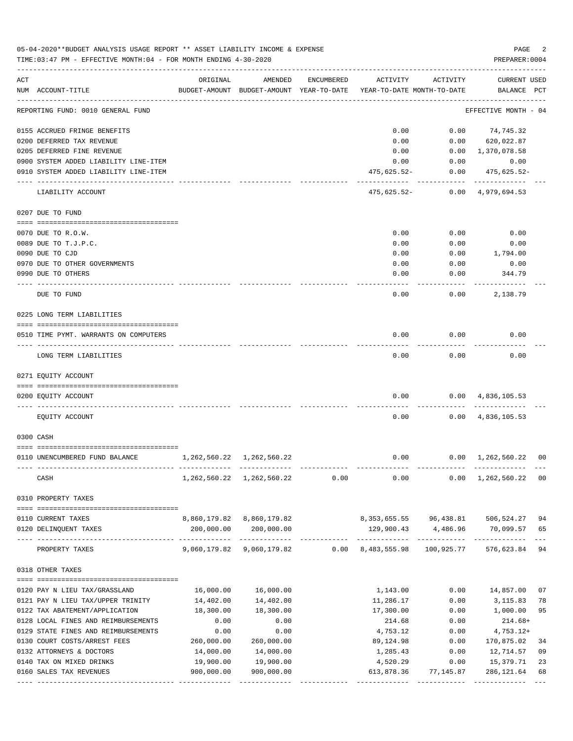05-04-2020**BUDGET ANALYSIS USAGE REPORT ** ASSET LIABILITY INCOME & EXPENSE

TIME:03:47 PM - EFFECTIVE MONTH:04 - FOR MONTH ENDING 4-30-2020

PREPARER:0004

| ACT NUM | ACCOUNT-TITLE | ORIGINAL BUDGET-AMOUNT | AMENDED BUDGET-AMOUNT | ENCUMBERED YEAR-TO-DATE | ACTIVITY YEAR-TO-DATE | ACTIVITY MONTH-TO-DATE | CURRENT BALANCE | USED PCT |
|---|---|---|---|---|---|---|---|---|
| | REPORTING FUND: 0010 GENERAL FUND | | | | | | EFFECTIVE MONTH - 04 | |
| 0155 | ACCRUED FRINGE BENEFITS | | | | 0.00 | 0.00 | 74,745.32 | |
| 0200 | DEFERRED TAX REVENUE | | | | 0.00 | 0.00 | 620,022.87 | |
| 0205 | DEFERRED FINE REVENUE | | | | 0.00 | 0.00 | 1,370,078.58 | |
| 0900 | SYSTEM ADDED LIABILITY LINE-ITEM | | | | 0.00 | 0.00 | 0.00 | |
| 0910 | SYSTEM ADDED LIABILITY LINE-ITEM | | | | 475,625.52- | 0.00 | 475,625.52- | |
| | LIABILITY ACCOUNT | | | | 475,625.52- | 0.00 | 4,979,694.53 | |
| | 0207 DUE TO FUND | | | | | | | |
| 0070 | DUE TO R.O.W. | | | | 0.00 | 0.00 | 0.00 | |
| 0089 | DUE TO T.J.P.C. | | | | 0.00 | 0.00 | 0.00 | |
| 0090 | DUE TO CJD | | | | 0.00 | 0.00 | 1,794.00 | |
| 0970 | DUE TO OTHER GOVERNMENTS | | | | 0.00 | 0.00 | 0.00 | |
| 0990 | DUE TO OTHERS | | | | 0.00 | 0.00 | 344.79 | |
| | DUE TO FUND | | | | 0.00 | 0.00 | 2,138.79 | |
| | 0225 LONG TERM LIABILITIES | | | | | | | |
| 0510 | TIME PYMT. WARRANTS ON COMPUTERS | | | | 0.00 | 0.00 | 0.00 | |
| | LONG TERM LIABILITIES | | | | 0.00 | 0.00 | 0.00 | |
| | 0271 EQUITY ACCOUNT | | | | | | | |
| 0200 | EQUITY ACCOUNT | | | | 0.00 | 0.00 | 4,836,105.53 | |
| | EQUITY ACCOUNT | | | | 0.00 | 0.00 | 4,836,105.53 | |
| | 0300 CASH | | | | | | | |
| 0110 | UNENCUMBERED FUND BALANCE | 1,262,560.22 | 1,262,560.22 | | 0.00 | 0.00 | 1,262,560.22 | 00 |
| | CASH | 1,262,560.22 | 1,262,560.22 | 0.00 | 0.00 | 0.00 | 1,262,560.22 | 00 |
| | 0310 PROPERTY TAXES | | | | | | | |
| 0110 | CURRENT TAXES | 8,860,179.82 | 8,860,179.82 | | 8,353,655.55 | 96,438.81 | 506,524.27 | 94 |
| 0120 | DELINQUENT TAXES | 200,000.00 | 200,000.00 | | 129,900.43 | 4,486.96 | 70,099.57 | 65 |
| | PROPERTY TAXES | 9,060,179.82 | 9,060,179.82 | 0.00 | 8,483,555.98 | 100,925.77 | 576,623.84 | 94 |
| | 0318 OTHER TAXES | | | | | | | |
| 0120 | PAY N LIEU TAX/GRASSLAND | 16,000.00 | 16,000.00 | | 1,143.00 | 0.00 | 14,857.00 | 07 |
| 0121 | PAY N LIEU TAX/UPPER TRINITY | 14,402.00 | 14,402.00 | | 11,286.17 | 0.00 | 3,115.83 | 78 |
| 0122 | TAX ABATEMENT/APPLICATION | 18,300.00 | 18,300.00 | | 17,300.00 | 0.00 | 1,000.00 | 95 |
| 0128 | LOCAL FINES AND REIMBURSEMENTS | 0.00 | 0.00 | | 214.68 | 0.00 | 214.68+ | |
| 0129 | STATE FINES AND REIMBURSEMENTS | 0.00 | 0.00 | | 4,753.12 | 0.00 | 4,753.12+ | |
| 0130 | COURT COSTS/ARREST FEES | 260,000.00 | 260,000.00 | | 89,124.98 | 0.00 | 170,875.02 | 34 |
| 0132 | ATTORNEYS & DOCTORS | 14,000.00 | 14,000.00 | | 1,285.43 | 0.00 | 12,714.57 | 09 |
| 0140 | TAX ON MIXED DRINKS | 19,900.00 | 19,900.00 | | 4,520.29 | 0.00 | 15,379.71 | 23 |
| 0160 | SALES TAX REVENUES | 900,000.00 | 900,000.00 | | 613,878.36 | 77,145.87 | 286,121.64 | 68 |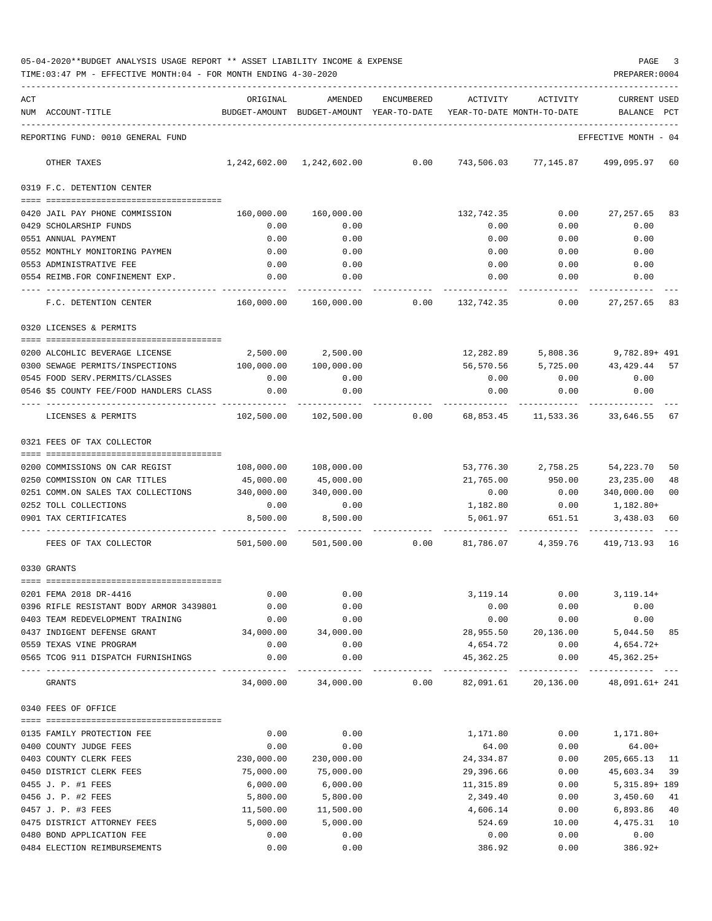05-04-2020**BUDGET ANALYSIS USAGE REPORT ** ASSET LIABILITY INCOME & EXPENSE

TIME:03:47 PM - EFFECTIVE MONTH:04 - FOR MONTH ENDING 4-30-2020 PREPARER:0004

REPORTING FUND: 0010 GENERAL FUND — EFFECTIVE MONTH - 04

| ACT NUM | ACCOUNT-TITLE | ORIGINAL BUDGET-AMOUNT | AMENDED BUDGET-AMOUNT | ENCUMBERED YEAR-TO-DATE | ACTIVITY YEAR-TO-DATE | ACTIVITY MONTH-TO-DATE | CURRENT USED BALANCE | PCT |
|---|---|---|---|---|---|---|---|---|
| | OTHER TAXES | 1,242,602.00 | 1,242,602.00 | 0.00 | 743,506.03 | 77,145.87 | 499,095.97 | 60 |
| | **0319 F.C. DETENTION CENTER** | | | | | | | |
| 0420 | JAIL PAY PHONE COMMISSION | 160,000.00 | 160,000.00 | | 132,742.35 | 0.00 | 27,257.65 | 83 |
| 0429 | SCHOLARSHIP FUNDS | 0.00 | 0.00 | | 0.00 | 0.00 | 0.00 | |
| 0551 | ANNUAL PAYMENT | 0.00 | 0.00 | | 0.00 | 0.00 | 0.00 | |
| 0552 | MONTHLY MONITORING PAYMEN | 0.00 | 0.00 | | 0.00 | 0.00 | 0.00 | |
| 0553 | ADMINISTRATIVE FEE | 0.00 | 0.00 | | 0.00 | 0.00 | 0.00 | |
| 0554 | REIMB.FOR CONFINEMENT EXP. | 0.00 | 0.00 | | 0.00 | 0.00 | 0.00 | |
| | F.C. DETENTION CENTER | 160,000.00 | 160,000.00 | 0.00 | 132,742.35 | 0.00 | 27,257.65 | 83 |
| | **0320 LICENSES & PERMITS** | | | | | | | |
| 0200 | ALCOHLIC BEVERAGE LICENSE | 2,500.00 | 2,500.00 | | 12,282.89 | 5,808.36 | 9,782.89+ | 491 |
| 0300 | SEWAGE PERMITS/INSPECTIONS | 100,000.00 | 100,000.00 | | 56,570.56 | 5,725.00 | 43,429.44 | 57 |
| 0545 | FOOD SERV.PERMITS/CLASSES | 0.00 | 0.00 | | 0.00 | 0.00 | 0.00 | |
| 0546 | $5 COUNTY FEE/FOOD HANDLERS CLASS | 0.00 | 0.00 | | 0.00 | 0.00 | 0.00 | |
| | LICENSES & PERMITS | 102,500.00 | 102,500.00 | 0.00 | 68,853.45 | 11,533.36 | 33,646.55 | 67 |
| | **0321 FEES OF TAX COLLECTOR** | | | | | | | |
| 0200 | COMMISSIONS ON CAR REGIST | 108,000.00 | 108,000.00 | | 53,776.30 | 2,758.25 | 54,223.70 | 50 |
| 0250 | COMMISSION ON CAR TITLES | 45,000.00 | 45,000.00 | | 21,765.00 | 950.00 | 23,235.00 | 48 |
| 0251 | COMM.ON SALES TAX COLLECTIONS | 340,000.00 | 340,000.00 | | 0.00 | 0.00 | 340,000.00 | 00 |
| 0252 | TOLL COLLECTIONS | 0.00 | 0.00 | | 1,182.80 | 0.00 | 1,182.80+ | |
| 0901 | TAX CERTIFICATES | 8,500.00 | 8,500.00 | | 5,061.97 | 651.51 | 3,438.03 | 60 |
| | FEES OF TAX COLLECTOR | 501,500.00 | 501,500.00 | 0.00 | 81,786.07 | 4,359.76 | 419,713.93 | 16 |
| | **0330 GRANTS** | | | | | | | |
| 0201 | FEMA 2018 DR-4416 | 0.00 | 0.00 | | 3,119.14 | 0.00 | 3,119.14+ | |
| 0396 | RIFLE RESISTANT BODY ARMOR 3439801 | 0.00 | 0.00 | | 0.00 | 0.00 | 0.00 | |
| 0403 | TEAM REDEVELOPMENT TRAINING | 0.00 | 0.00 | | 0.00 | 0.00 | 0.00 | |
| 0437 | INDIGENT DEFENSE GRANT | 34,000.00 | 34,000.00 | | 28,955.50 | 20,136.00 | 5,044.50 | 85 |
| 0559 | TEXAS VINE PROGRAM | 0.00 | 0.00 | | 4,654.72 | 0.00 | 4,654.72+ | |
| 0565 | TCOG 911 DISPATCH FURNISHINGS | 0.00 | 0.00 | | 45,362.25 | 0.00 | 45,362.25+ | |
| | GRANTS | 34,000.00 | 34,000.00 | 0.00 | 82,091.61 | 20,136.00 | 48,091.61+ | 241 |
| | **0340 FEES OF OFFICE** | | | | | | | |
| 0135 | FAMILY PROTECTION FEE | 0.00 | 0.00 | | 1,171.80 | 0.00 | 1,171.80+ | |
| 0400 | COUNTY JUDGE FEES | 0.00 | 0.00 | | 64.00 | 0.00 | 64.00+ | |
| 0403 | COUNTY CLERK FEES | 230,000.00 | 230,000.00 | | 24,334.87 | 0.00 | 205,665.13 | 11 |
| 0450 | DISTRICT CLERK FEES | 75,000.00 | 75,000.00 | | 29,396.66 | 0.00 | 45,603.34 | 39 |
| 0455 | J. P. #1 FEES | 6,000.00 | 6,000.00 | | 11,315.89 | 0.00 | 5,315.89+ | 189 |
| 0456 | J. P. #2 FEES | 5,800.00 | 5,800.00 | | 2,349.40 | 0.00 | 3,450.60 | 41 |
| 0457 | J. P. #3 FEES | 11,500.00 | 11,500.00 | | 4,606.14 | 0.00 | 6,893.86 | 40 |
| 0475 | DISTRICT ATTORNEY FEES | 5,000.00 | 5,000.00 | | 524.69 | 10.00 | 4,475.31 | 10 |
| 0480 | BOND APPLICATION FEE | 0.00 | 0.00 | | 0.00 | 0.00 | 0.00 | |
| 0484 | ELECTION REIMBURSEMENTS | 0.00 | 0.00 | | 386.92 | 0.00 | 386.92+ | |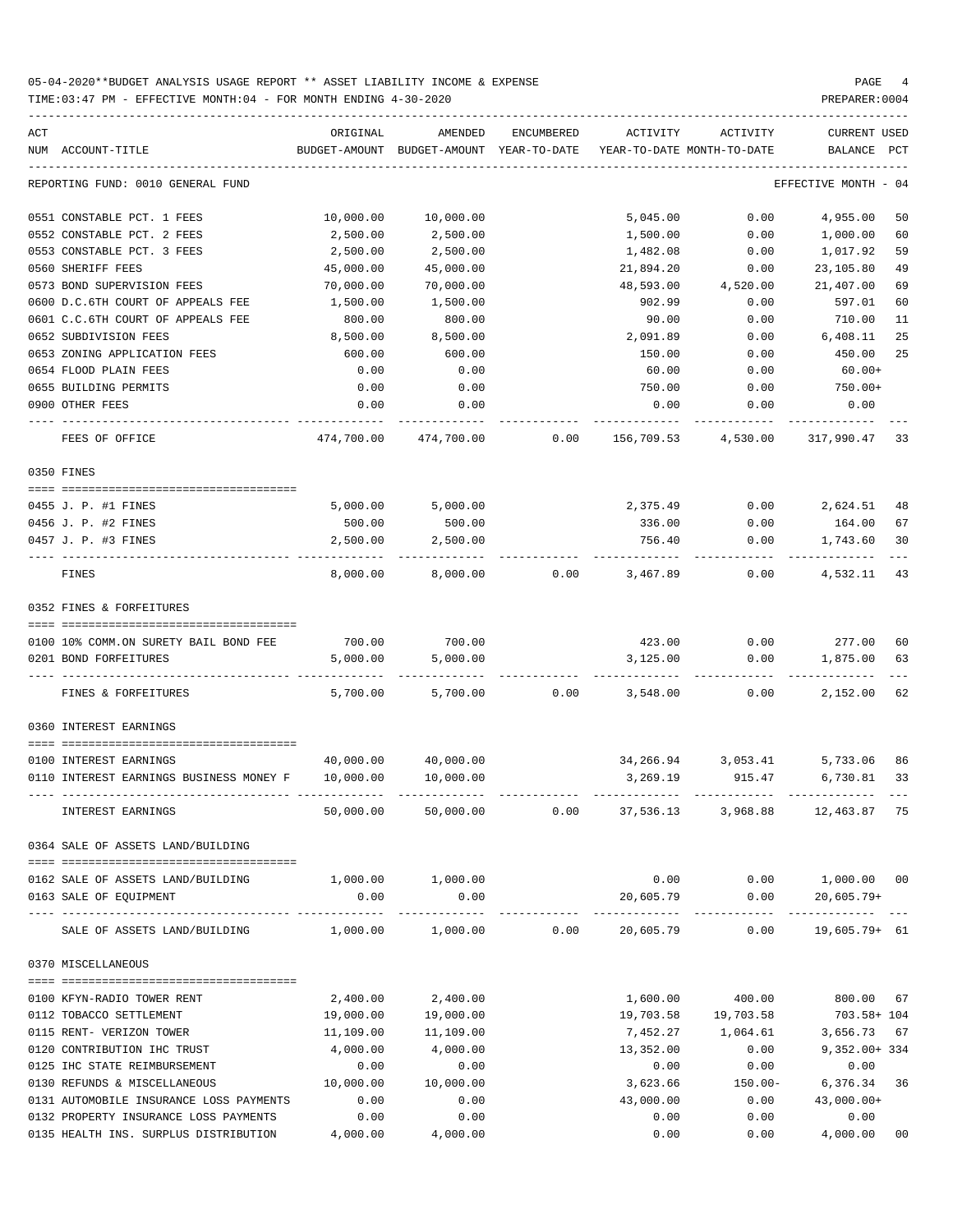05-04-2020**BUDGET ANALYSIS USAGE REPORT ** ASSET LIABILITY INCOME & EXPENSE

TIME:03:47 PM - EFFECTIVE MONTH:04 - FOR MONTH ENDING 4-30-2020

PREPARER:0004

| ACT NUM | ACCOUNT-TITLE | ORIGINAL BUDGET-AMOUNT | AMENDED BUDGET-AMOUNT | ENCUMBERED YEAR-TO-DATE | ACTIVITY YEAR-TO-DATE | ACTIVITY MONTH-TO-DATE | CURRENT USED BALANCE | PCT |
|---|---|---|---|---|---|---|---|---|
| | REPORTING FUND: 0010 GENERAL FUND | | | | | | EFFECTIVE MONTH - 04 | |
| 0551 | CONSTABLE PCT. 1 FEES | 10,000.00 | 10,000.00 | | 5,045.00 | 0.00 | 4,955.00 | 50 |
| 0552 | CONSTABLE PCT. 2 FEES | 2,500.00 | 2,500.00 | | 1,500.00 | 0.00 | 1,000.00 | 60 |
| 0553 | CONSTABLE PCT. 3 FEES | 2,500.00 | 2,500.00 | | 1,482.08 | 0.00 | 1,017.92 | 59 |
| 0560 | SHERIFF FEES | 45,000.00 | 45,000.00 | | 21,894.20 | 0.00 | 23,105.80 | 49 |
| 0573 | BOND SUPERVISION FEES | 70,000.00 | 70,000.00 | | 48,593.00 | 4,520.00 | 21,407.00 | 69 |
| 0600 | D.C.6TH COURT OF APPEALS FEE | 1,500.00 | 1,500.00 | | 902.99 | 0.00 | 597.01 | 60 |
| 0601 | C.C.6TH COURT OF APPEALS FEE | 800.00 | 800.00 | | 90.00 | 0.00 | 710.00 | 11 |
| 0652 | SUBDIVISION FEES | 8,500.00 | 8,500.00 | | 2,091.89 | 0.00 | 6,408.11 | 25 |
| 0653 | ZONING APPLICATION FEES | 600.00 | 600.00 | | 150.00 | 0.00 | 450.00 | 25 |
| 0654 | FLOOD PLAIN FEES | 0.00 | 0.00 | | 60.00 | 0.00 | 60.00+ | |
| 0655 | BUILDING PERMITS | 0.00 | 0.00 | | 750.00 | 0.00 | 750.00+ | |
| 0900 | OTHER FEES | 0.00 | 0.00 | | 0.00 | 0.00 | 0.00 | |
| | FEES OF OFFICE | 474,700.00 | 474,700.00 | 0.00 | 156,709.53 | 4,530.00 | 317,990.47 | 33 |
| | 0350 FINES | | | | | | | |
| 0455 | J. P. #1 FINES | 5,000.00 | 5,000.00 | | 2,375.49 | 0.00 | 2,624.51 | 48 |
| 0456 | J. P. #2 FINES | 500.00 | 500.00 | | 336.00 | 0.00 | 164.00 | 67 |
| 0457 | J. P. #3 FINES | 2,500.00 | 2,500.00 | | 756.40 | 0.00 | 1,743.60 | 30 |
| | FINES | 8,000.00 | 8,000.00 | 0.00 | 3,467.89 | 0.00 | 4,532.11 | 43 |
| | 0352 FINES & FORFEITURES | | | | | | | |
| 0100 | 10% COMM.ON SURETY BAIL BOND FEE | 700.00 | 700.00 | | 423.00 | 0.00 | 277.00 | 60 |
| 0201 | BOND FORFEITURES | 5,000.00 | 5,000.00 | | 3,125.00 | 0.00 | 1,875.00 | 63 |
| | FINES & FORFEITURES | 5,700.00 | 5,700.00 | 0.00 | 3,548.00 | 0.00 | 2,152.00 | 62 |
| | 0360 INTEREST EARNINGS | | | | | | | |
| 0100 | INTEREST EARNINGS | 40,000.00 | 40,000.00 | | 34,266.94 | 3,053.41 | 5,733.06 | 86 |
| 0110 | INTEREST EARNINGS BUSINESS MONEY F | 10,000.00 | 10,000.00 | | 3,269.19 | 915.47 | 6,730.81 | 33 |
| | INTEREST EARNINGS | 50,000.00 | 50,000.00 | 0.00 | 37,536.13 | 3,968.88 | 12,463.87 | 75 |
| | 0364 SALE OF ASSETS LAND/BUILDING | | | | | | | |
| 0162 | SALE OF ASSETS LAND/BUILDING | 1,000.00 | 1,000.00 | | 0.00 | 0.00 | 1,000.00 | 00 |
| 0163 | SALE OF EQUIPMENT | 0.00 | 0.00 | | 20,605.79 | 0.00 | 20,605.79+ | |
| | SALE OF ASSETS LAND/BUILDING | 1,000.00 | 1,000.00 | 0.00 | 20,605.79 | 0.00 | 19,605.79+ | 61 |
| | 0370 MISCELLANEOUS | | | | | | | |
| 0100 | KFYN-RADIO TOWER RENT | 2,400.00 | 2,400.00 | | 1,600.00 | 400.00 | 800.00 | 67 |
| 0112 | TOBACCO SETTLEMENT | 19,000.00 | 19,000.00 | | 19,703.58 | 19,703.58 | 703.58+ | 104 |
| 0115 | RENT- VERIZON TOWER | 11,109.00 | 11,109.00 | | 7,452.27 | 1,064.61 | 3,656.73 | 67 |
| 0120 | CONTRIBUTION IHC TRUST | 4,000.00 | 4,000.00 | | 13,352.00 | 0.00 | 9,352.00+ | 334 |
| 0125 | IHC STATE REIMBURSEMENT | 0.00 | 0.00 | | 0.00 | 0.00 | 0.00 | |
| 0130 | REFUNDS & MISCELLANEOUS | 10,000.00 | 10,000.00 | | 3,623.66 | 150.00- | 6,376.34 | 36 |
| 0131 | AUTOMOBILE INSURANCE LOSS PAYMENTS | 0.00 | 0.00 | | 43,000.00 | 0.00 | 43,000.00+ | |
| 0132 | PROPERTY INSURANCE LOSS PAYMENTS | 0.00 | 0.00 | | 0.00 | 0.00 | 0.00 | |
| 0135 | HEALTH INS. SURPLUS DISTRIBUTION | 4,000.00 | 4,000.00 | | 0.00 | 0.00 | 4,000.00 | 00 |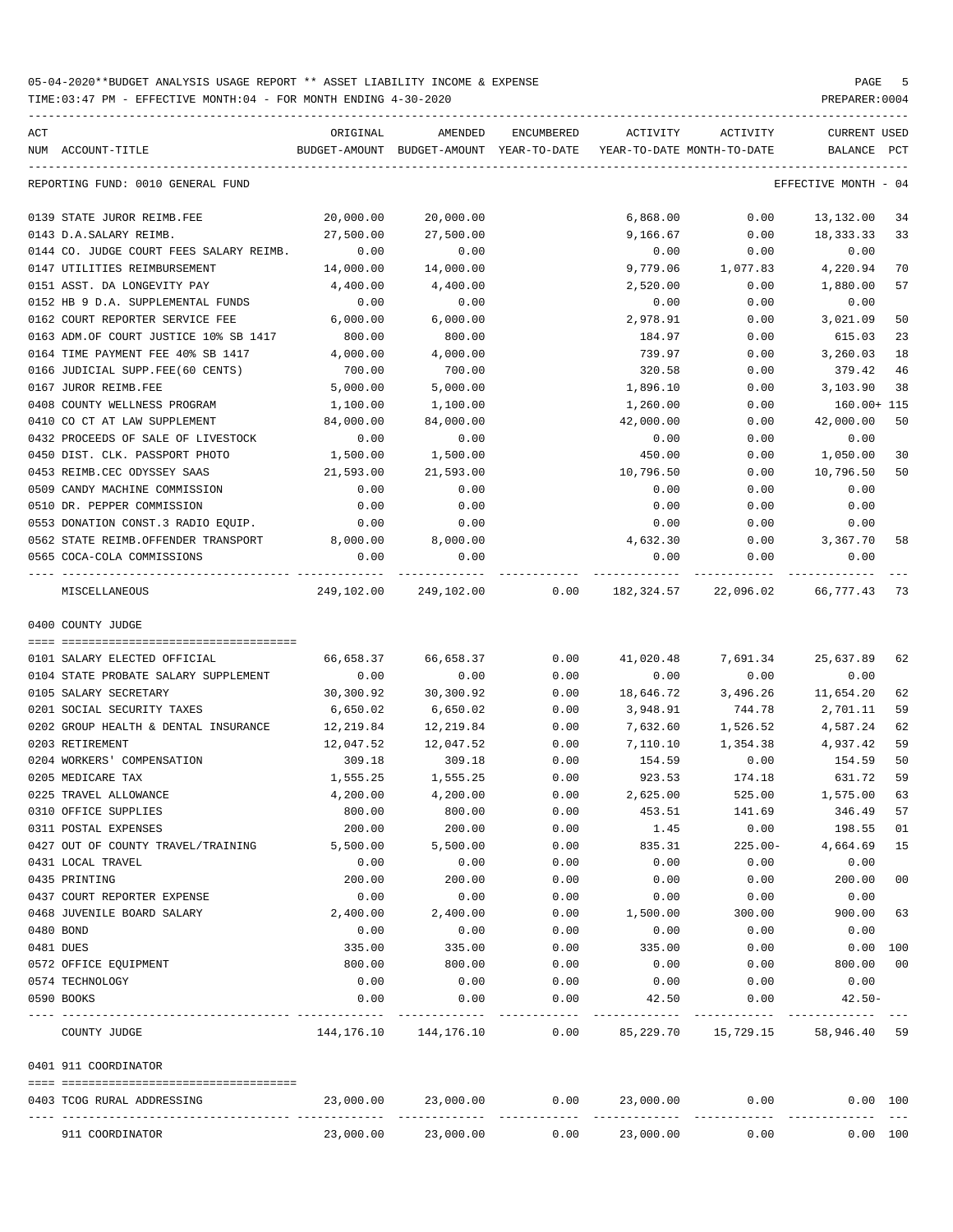05-04-2020**BUDGET ANALYSIS USAGE REPORT ** ASSET LIABILITY INCOME & EXPENSE

TIME:03:47 PM - EFFECTIVE MONTH:04 - FOR MONTH ENDING 4-30-2020

PREPARER:0004

REPORTING FUND: 0010 GENERAL FUND — EFFECTIVE MONTH - 04

| ACT NUM | ACCOUNT-TITLE | ORIGINAL BUDGET-AMOUNT | AMENDED BUDGET-AMOUNT | ENCUMBERED YEAR-TO-DATE | ACTIVITY YEAR-TO-DATE | ACTIVITY MONTH-TO-DATE | CURRENT BALANCE | USED PCT |
|---|---|---|---|---|---|---|---|---|
| 0139 | STATE JUROR REIMB.FEE | 20,000.00 | 20,000.00 | | 6,868.00 | 0.00 | 13,132.00 | 34 |
| 0143 | D.A.SALARY REIMB. | 27,500.00 | 27,500.00 | | 9,166.67 | 0.00 | 18,333.33 | 33 |
| 0144 | CO. JUDGE COURT FEES SALARY REIMB. | 0.00 | 0.00 | | 0.00 | 0.00 | 0.00 | |
| 0147 | UTILITIES REIMBURSEMENT | 14,000.00 | 14,000.00 | | 9,779.06 | 1,077.83 | 4,220.94 | 70 |
| 0151 | ASST. DA LONGEVITY PAY | 4,400.00 | 4,400.00 | | 2,520.00 | 0.00 | 1,880.00 | 57 |
| 0152 | HB 9 D.A. SUPPLEMENTAL FUNDS | 0.00 | 0.00 | | 0.00 | 0.00 | 0.00 | |
| 0162 | COURT REPORTER SERVICE FEE | 6,000.00 | 6,000.00 | | 2,978.91 | 0.00 | 3,021.09 | 50 |
| 0163 | ADM.OF COURT JUSTICE 10% SB 1417 | 800.00 | 800.00 | | 184.97 | 0.00 | 615.03 | 23 |
| 0164 | TIME PAYMENT FEE 40% SB 1417 | 4,000.00 | 4,000.00 | | 739.97 | 0.00 | 3,260.03 | 18 |
| 0166 | JUDICIAL SUPP.FEE(60 CENTS) | 700.00 | 700.00 | | 320.58 | 0.00 | 379.42 | 46 |
| 0167 | JUROR REIMB.FEE | 5,000.00 | 5,000.00 | | 1,896.10 | 0.00 | 3,103.90 | 38 |
| 0408 | COUNTY WELLNESS PROGRAM | 1,100.00 | 1,100.00 | | 1,260.00 | 0.00 | 160.00+ | 115 |
| 0410 | CO CT AT LAW SUPPLEMENT | 84,000.00 | 84,000.00 | | 42,000.00 | 0.00 | 42,000.00 | 50 |
| 0432 | PROCEEDS OF SALE OF LIVESTOCK | 0.00 | 0.00 | | 0.00 | 0.00 | 0.00 | |
| 0450 | DIST. CLK. PASSPORT PHOTO | 1,500.00 | 1,500.00 | | 450.00 | 0.00 | 1,050.00 | 30 |
| 0453 | REIMB.CEC ODYSSEY SAAS | 21,593.00 | 21,593.00 | | 10,796.50 | 0.00 | 10,796.50 | 50 |
| 0509 | CANDY MACHINE COMMISSION | 0.00 | 0.00 | | 0.00 | 0.00 | 0.00 | |
| 0510 | DR. PEPPER COMMISSION | 0.00 | 0.00 | | 0.00 | 0.00 | 0.00 | |
| 0553 | DONATION CONST.3 RADIO EQUIP. | 0.00 | 0.00 | | 0.00 | 0.00 | 0.00 | |
| 0562 | STATE REIMB.OFFENDER TRANSPORT | 8,000.00 | 8,000.00 | | 4,632.30 | 0.00 | 3,367.70 | 58 |
| 0565 | COCA-COLA COMMISSIONS | 0.00 | 0.00 | | 0.00 | 0.00 | 0.00 | |
| | MISCELLANEOUS | 249,102.00 | 249,102.00 | 0.00 | 182,324.57 | 22,096.02 | 66,777.43 | 73 |

0400 COUNTY JUDGE

| ACT NUM | ACCOUNT-TITLE | ORIGINAL BUDGET-AMOUNT | AMENDED BUDGET-AMOUNT | ENCUMBERED YEAR-TO-DATE | ACTIVITY YEAR-TO-DATE | ACTIVITY MONTH-TO-DATE | CURRENT BALANCE | USED PCT |
|---|---|---|---|---|---|---|---|---|
| 0101 | SALARY ELECTED OFFICIAL | 66,658.37 | 66,658.37 | 0.00 | 41,020.48 | 7,691.34 | 25,637.89 | 62 |
| 0104 | STATE PROBATE SALARY SUPPLEMENT | 0.00 | 0.00 | 0.00 | 0.00 | 0.00 | 0.00 | |
| 0105 | SALARY SECRETARY | 30,300.92 | 30,300.92 | 0.00 | 18,646.72 | 3,496.26 | 11,654.20 | 62 |
| 0201 | SOCIAL SECURITY TAXES | 6,650.02 | 6,650.02 | 0.00 | 3,948.91 | 744.78 | 2,701.11 | 59 |
| 0202 | GROUP HEALTH & DENTAL INSURANCE | 12,219.84 | 12,219.84 | 0.00 | 7,632.60 | 1,526.52 | 4,587.24 | 62 |
| 0203 | RETIREMENT | 12,047.52 | 12,047.52 | 0.00 | 7,110.10 | 1,354.38 | 4,937.42 | 59 |
| 0204 | WORKERS' COMPENSATION | 309.18 | 309.18 | 0.00 | 154.59 | 0.00 | 154.59 | 50 |
| 0205 | MEDICARE TAX | 1,555.25 | 1,555.25 | 0.00 | 923.53 | 174.18 | 631.72 | 59 |
| 0225 | TRAVEL ALLOWANCE | 4,200.00 | 4,200.00 | 0.00 | 2,625.00 | 525.00 | 1,575.00 | 63 |
| 0310 | OFFICE SUPPLIES | 800.00 | 800.00 | 0.00 | 453.51 | 141.69 | 346.49 | 57 |
| 0311 | POSTAL EXPENSES | 200.00 | 200.00 | 0.00 | 1.45 | 0.00 | 198.55 | 01 |
| 0427 | OUT OF COUNTY TRAVEL/TRAINING | 5,500.00 | 5,500.00 | 0.00 | 835.31 | 225.00- | 4,664.69 | 15 |
| 0431 | LOCAL TRAVEL | 0.00 | 0.00 | 0.00 | 0.00 | 0.00 | 0.00 | |
| 0435 | PRINTING | 200.00 | 200.00 | 0.00 | 0.00 | 0.00 | 200.00 | 00 |
| 0437 | COURT REPORTER EXPENSE | 0.00 | 0.00 | 0.00 | 0.00 | 0.00 | 0.00 | |
| 0468 | JUVENILE BOARD SALARY | 2,400.00 | 2,400.00 | 0.00 | 1,500.00 | 300.00 | 900.00 | 63 |
| 0480 | BOND | 0.00 | 0.00 | 0.00 | 0.00 | 0.00 | 0.00 | |
| 0481 | DUES | 335.00 | 335.00 | 0.00 | 335.00 | 0.00 | 0.00 | 100 |
| 0572 | OFFICE EQUIPMENT | 800.00 | 800.00 | 0.00 | 0.00 | 0.00 | 800.00 | 00 |
| 0574 | TECHNOLOGY | 0.00 | 0.00 | 0.00 | 0.00 | 0.00 | 0.00 | |
| 0590 | BOOKS | 0.00 | 0.00 | 0.00 | 42.50 | 0.00 | 42.50- | |
| | COUNTY JUDGE | 144,176.10 | 144,176.10 | 0.00 | 85,229.70 | 15,729.15 | 58,946.40 | 59 |

0401 911 COORDINATOR

| ACT NUM | ACCOUNT-TITLE | ORIGINAL BUDGET-AMOUNT | AMENDED BUDGET-AMOUNT | ENCUMBERED YEAR-TO-DATE | ACTIVITY YEAR-TO-DATE | ACTIVITY MONTH-TO-DATE | CURRENT BALANCE | USED PCT |
|---|---|---|---|---|---|---|---|---|
| 0403 | TCOG RURAL ADDRESSING | 23,000.00 | 23,000.00 | 0.00 | 23,000.00 | 0.00 | 0.00 | 100 |
| | 911 COORDINATOR | 23,000.00 | 23,000.00 | 0.00 | 23,000.00 | 0.00 | 0.00 | 100 |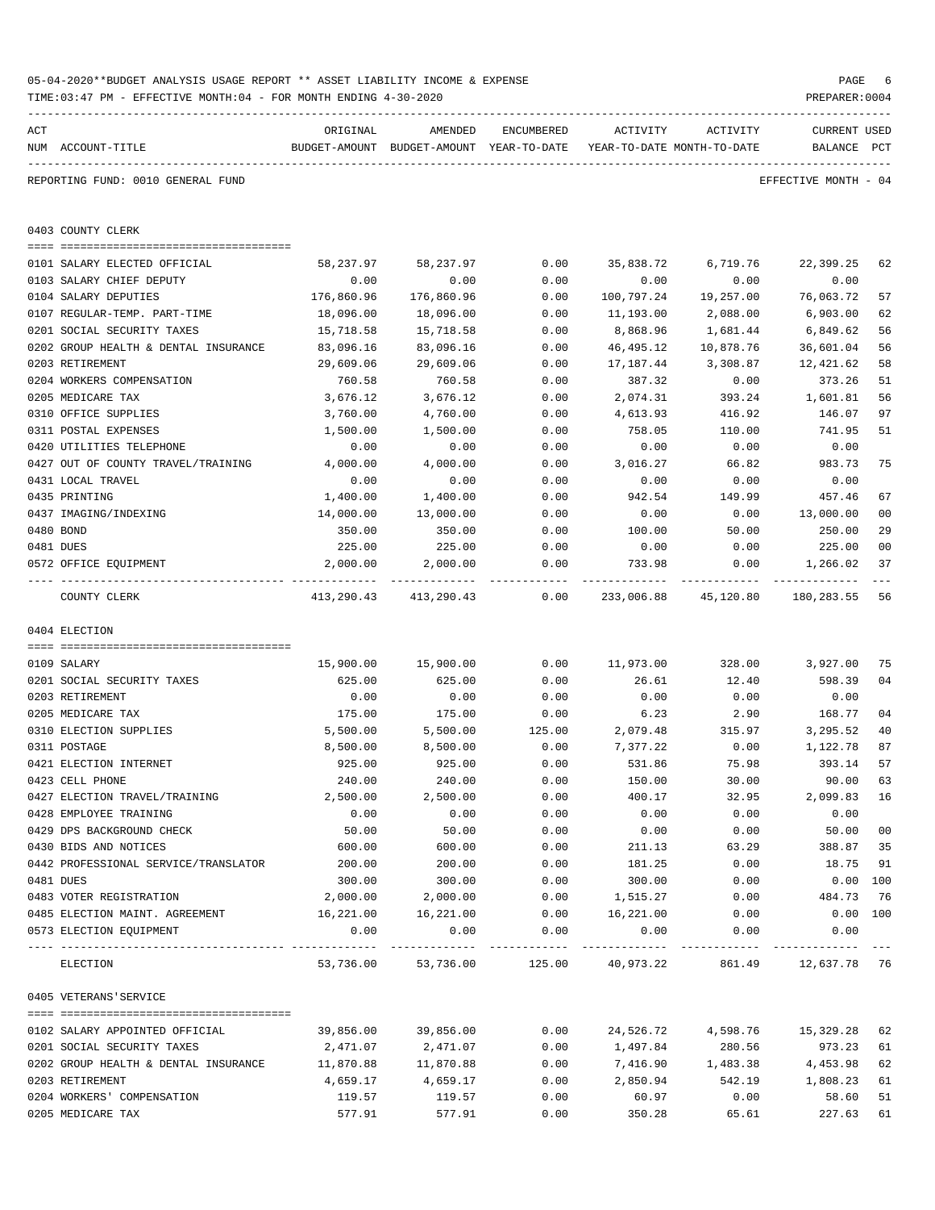05-04-2020**BUDGET ANALYSIS USAGE REPORT ** ASSET LIABILITY INCOME & EXPENSE

TIME:03:47 PM - EFFECTIVE MONTH:04 - FOR MONTH ENDING 4-30-2020

PREPARER:0004

REPORTING FUND: 0010 GENERAL FUND

EFFECTIVE MONTH - 04

## 0403 COUNTY CLERK

| ACT NUM | ACCOUNT-TITLE | ORIGINAL BUDGET-AMOUNT | AMENDED BUDGET-AMOUNT | ENCUMBERED YEAR-TO-DATE | ACTIVITY YEAR-TO-DATE | ACTIVITY MONTH-TO-DATE | CURRENT BALANCE | USED PCT |
|---|---|---|---|---|---|---|---|---|
| 0101 | SALARY ELECTED OFFICIAL | 58,237.97 | 58,237.97 | 0.00 | 35,838.72 | 6,719.76 | 22,399.25 | 62 |
| 0103 | SALARY CHIEF DEPUTY | 0.00 | 0.00 | 0.00 | 0.00 | 0.00 | 0.00 | |
| 0104 | SALARY DEPUTIES | 176,860.96 | 176,860.96 | 0.00 | 100,797.24 | 19,257.00 | 76,063.72 | 57 |
| 0107 | REGULAR-TEMP. PART-TIME | 18,096.00 | 18,096.00 | 0.00 | 11,193.00 | 2,088.00 | 6,903.00 | 62 |
| 0201 | SOCIAL SECURITY TAXES | 15,718.58 | 15,718.58 | 0.00 | 8,868.96 | 1,681.44 | 6,849.62 | 56 |
| 0202 | GROUP HEALTH & DENTAL INSURANCE | 83,096.16 | 83,096.16 | 0.00 | 46,495.12 | 10,878.76 | 36,601.04 | 56 |
| 0203 | RETIREMENT | 29,609.06 | 29,609.06 | 0.00 | 17,187.44 | 3,308.87 | 12,421.62 | 58 |
| 0204 | WORKERS COMPENSATION | 760.58 | 760.58 | 0.00 | 387.32 | 0.00 | 373.26 | 51 |
| 0205 | MEDICARE TAX | 3,676.12 | 3,676.12 | 0.00 | 2,074.31 | 393.24 | 1,601.81 | 56 |
| 0310 | OFFICE SUPPLIES | 3,760.00 | 4,760.00 | 0.00 | 4,613.93 | 416.92 | 146.07 | 97 |
| 0311 | POSTAL EXPENSES | 1,500.00 | 1,500.00 | 0.00 | 758.05 | 110.00 | 741.95 | 51 |
| 0420 | UTILITIES TELEPHONE | 0.00 | 0.00 | 0.00 | 0.00 | 0.00 | 0.00 | |
| 0427 | OUT OF COUNTY TRAVEL/TRAINING | 4,000.00 | 4,000.00 | 0.00 | 3,016.27 | 66.82 | 983.73 | 75 |
| 0431 | LOCAL TRAVEL | 0.00 | 0.00 | 0.00 | 0.00 | 0.00 | 0.00 | |
| 0435 | PRINTING | 1,400.00 | 1,400.00 | 0.00 | 942.54 | 149.99 | 457.46 | 67 |
| 0437 | IMAGING/INDEXING | 14,000.00 | 13,000.00 | 0.00 | 0.00 | 0.00 | 13,000.00 | 00 |
| 0480 | BOND | 350.00 | 350.00 | 0.00 | 100.00 | 50.00 | 250.00 | 29 |
| 0481 | DUES | 225.00 | 225.00 | 0.00 | 0.00 | 0.00 | 225.00 | 00 |
| 0572 | OFFICE EQUIPMENT | 2,000.00 | 2,000.00 | 0.00 | 733.98 | 0.00 | 1,266.02 | 37 |
| | COUNTY CLERK | 413,290.43 | 413,290.43 | 0.00 | 233,006.88 | 45,120.80 | 180,283.55 | 56 |

## 0404 ELECTION

| ACT NUM | ACCOUNT-TITLE | ORIGINAL BUDGET-AMOUNT | AMENDED BUDGET-AMOUNT | ENCUMBERED YEAR-TO-DATE | ACTIVITY YEAR-TO-DATE | ACTIVITY MONTH-TO-DATE | CURRENT BALANCE | USED PCT |
|---|---|---|---|---|---|---|---|---|
| 0109 | SALARY | 15,900.00 | 15,900.00 | 0.00 | 11,973.00 | 328.00 | 3,927.00 | 75 |
| 0201 | SOCIAL SECURITY TAXES | 625.00 | 625.00 | 0.00 | 26.61 | 12.40 | 598.39 | 04 |
| 0203 | RETIREMENT | 0.00 | 0.00 | 0.00 | 0.00 | 0.00 | 0.00 | |
| 0205 | MEDICARE TAX | 175.00 | 175.00 | 0.00 | 6.23 | 2.90 | 168.77 | 04 |
| 0310 | ELECTION SUPPLIES | 5,500.00 | 5,500.00 | 125.00 | 2,079.48 | 315.97 | 3,295.52 | 40 |
| 0311 | POSTAGE | 8,500.00 | 8,500.00 | 0.00 | 7,377.22 | 0.00 | 1,122.78 | 87 |
| 0421 | ELECTION INTERNET | 925.00 | 925.00 | 0.00 | 531.86 | 75.98 | 393.14 | 57 |
| 0423 | CELL PHONE | 240.00 | 240.00 | 0.00 | 150.00 | 30.00 | 90.00 | 63 |
| 0427 | ELECTION TRAVEL/TRAINING | 2,500.00 | 2,500.00 | 0.00 | 400.17 | 32.95 | 2,099.83 | 16 |
| 0428 | EMPLOYEE TRAINING | 0.00 | 0.00 | 0.00 | 0.00 | 0.00 | 0.00 | |
| 0429 | DPS BACKGROUND CHECK | 50.00 | 50.00 | 0.00 | 0.00 | 0.00 | 50.00 | 00 |
| 0430 | BIDS AND NOTICES | 600.00 | 600.00 | 0.00 | 211.13 | 63.29 | 388.87 | 35 |
| 0442 | PROFESSIONAL SERVICE/TRANSLATOR | 200.00 | 200.00 | 0.00 | 181.25 | 0.00 | 18.75 | 91 |
| 0481 | DUES | 300.00 | 300.00 | 0.00 | 300.00 | 0.00 | 0.00 | 100 |
| 0483 | VOTER REGISTRATION | 2,000.00 | 2,000.00 | 0.00 | 1,515.27 | 0.00 | 484.73 | 76 |
| 0485 | ELECTION MAINT. AGREEMENT | 16,221.00 | 16,221.00 | 0.00 | 16,221.00 | 0.00 | 0.00 | 100 |
| 0573 | ELECTION EQUIPMENT | 0.00 | 0.00 | 0.00 | 0.00 | 0.00 | 0.00 | |
| | ELECTION | 53,736.00 | 53,736.00 | 125.00 | 40,973.22 | 861.49 | 12,637.78 | 76 |

## 0405 VETERANS'SERVICE

| ACT NUM | ACCOUNT-TITLE | ORIGINAL BUDGET-AMOUNT | AMENDED BUDGET-AMOUNT | ENCUMBERED YEAR-TO-DATE | ACTIVITY YEAR-TO-DATE | ACTIVITY MONTH-TO-DATE | CURRENT BALANCE | USED PCT |
|---|---|---|---|---|---|---|---|---|
| 0102 | SALARY APPOINTED OFFICIAL | 39,856.00 | 39,856.00 | 0.00 | 24,526.72 | 4,598.76 | 15,329.28 | 62 |
| 0201 | SOCIAL SECURITY TAXES | 2,471.07 | 2,471.07 | 0.00 | 1,497.84 | 280.56 | 973.23 | 61 |
| 0202 | GROUP HEALTH & DENTAL INSURANCE | 11,870.88 | 11,870.88 | 0.00 | 7,416.90 | 1,483.38 | 4,453.98 | 62 |
| 0203 | RETIREMENT | 4,659.17 | 4,659.17 | 0.00 | 2,850.94 | 542.19 | 1,808.23 | 61 |
| 0204 | WORKERS' COMPENSATION | 119.57 | 119.57 | 0.00 | 60.97 | 0.00 | 58.60 | 51 |
| 0205 | MEDICARE TAX | 577.91 | 577.91 | 0.00 | 350.28 | 65.61 | 227.63 | 61 |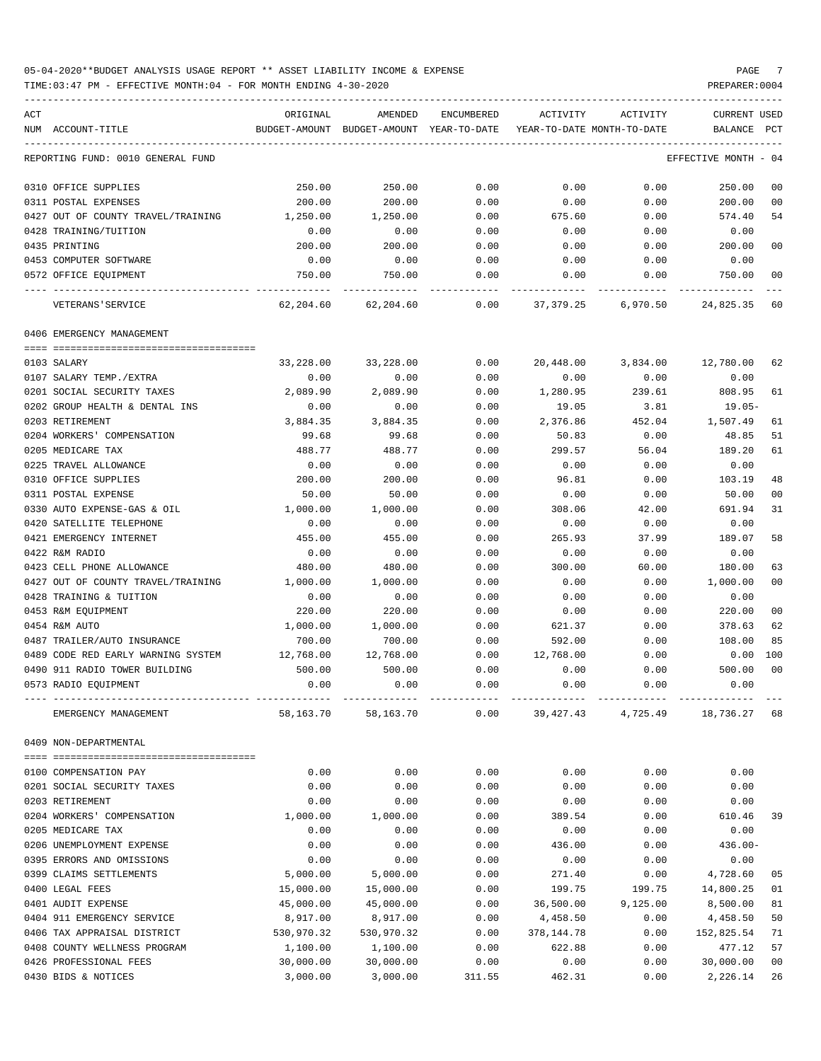05-04-2020**BUDGET ANALYSIS USAGE REPORT ** ASSET LIABILITY INCOME & EXPENSE

TIME:03:47 PM - EFFECTIVE MONTH:04 - FOR MONTH ENDING 4-30-2020

PREPARER:0004

| ACT NUM | ACCOUNT-TITLE | ORIGINAL BUDGET-AMOUNT | AMENDED BUDGET-AMOUNT | ENCUMBERED YEAR-TO-DATE | ACTIVITY YEAR-TO-DATE | ACTIVITY MONTH-TO-DATE | CURRENT USED BALANCE | PCT |
|---|---|---|---|---|---|---|---|---|
| | REPORTING FUND: 0010 GENERAL FUND | | | | | | EFFECTIVE MONTH - 04 | |
| 0310 | OFFICE SUPPLIES | 250.00 | 250.00 | 0.00 | 0.00 | 0.00 | 250.00 | 00 |
| 0311 | POSTAL EXPENSES | 200.00 | 200.00 | 0.00 | 0.00 | 0.00 | 200.00 | 00 |
| 0427 | OUT OF COUNTY TRAVEL/TRAINING | 1,250.00 | 1,250.00 | 0.00 | 675.60 | 0.00 | 574.40 | 54 |
| 0428 | TRAINING/TUITION | 0.00 | 0.00 | 0.00 | 0.00 | 0.00 | 0.00 | |
| 0435 | PRINTING | 200.00 | 200.00 | 0.00 | 0.00 | 0.00 | 200.00 | 00 |
| 0453 | COMPUTER SOFTWARE | 0.00 | 0.00 | 0.00 | 0.00 | 0.00 | 0.00 | |
| 0572 | OFFICE EQUIPMENT | 750.00 | 750.00 | 0.00 | 0.00 | 0.00 | 750.00 | 00 |
| | VETERANS'SERVICE | 62,204.60 | 62,204.60 | 0.00 | 37,379.25 | 6,970.50 | 24,825.35 | 60 |
| | 0406 EMERGENCY MANAGEMENT | | | | | | | |
| 0103 | SALARY | 33,228.00 | 33,228.00 | 0.00 | 20,448.00 | 3,834.00 | 12,780.00 | 62 |
| 0107 | SALARY TEMP./EXTRA | 0.00 | 0.00 | 0.00 | 0.00 | 0.00 | 0.00 | |
| 0201 | SOCIAL SECURITY TAXES | 2,089.90 | 2,089.90 | 0.00 | 1,280.95 | 239.61 | 808.95 | 61 |
| 0202 | GROUP HEALTH & DENTAL INS | 0.00 | 0.00 | 0.00 | 19.05 | 3.81 | 19.05- | |
| 0203 | RETIREMENT | 3,884.35 | 3,884.35 | 0.00 | 2,376.86 | 452.04 | 1,507.49 | 61 |
| 0204 | WORKERS' COMPENSATION | 99.68 | 99.68 | 0.00 | 50.83 | 0.00 | 48.85 | 51 |
| 0205 | MEDICARE TAX | 488.77 | 488.77 | 0.00 | 299.57 | 56.04 | 189.20 | 61 |
| 0225 | TRAVEL ALLOWANCE | 0.00 | 0.00 | 0.00 | 0.00 | 0.00 | 0.00 | |
| 0310 | OFFICE SUPPLIES | 200.00 | 200.00 | 0.00 | 96.81 | 0.00 | 103.19 | 48 |
| 0311 | POSTAL EXPENSE | 50.00 | 50.00 | 0.00 | 0.00 | 0.00 | 50.00 | 00 |
| 0330 | AUTO EXPENSE-GAS & OIL | 1,000.00 | 1,000.00 | 0.00 | 308.06 | 42.00 | 691.94 | 31 |
| 0420 | SATELLITE TELEPHONE | 0.00 | 0.00 | 0.00 | 0.00 | 0.00 | 0.00 | |
| 0421 | EMERGENCY INTERNET | 455.00 | 455.00 | 0.00 | 265.93 | 37.99 | 189.07 | 58 |
| 0422 | R&M RADIO | 0.00 | 0.00 | 0.00 | 0.00 | 0.00 | 0.00 | |
| 0423 | CELL PHONE ALLOWANCE | 480.00 | 480.00 | 0.00 | 300.00 | 60.00 | 180.00 | 63 |
| 0427 | OUT OF COUNTY TRAVEL/TRAINING | 1,000.00 | 1,000.00 | 0.00 | 0.00 | 0.00 | 1,000.00 | 00 |
| 0428 | TRAINING & TUITION | 0.00 | 0.00 | 0.00 | 0.00 | 0.00 | 0.00 | |
| 0453 | R&M EQUIPMENT | 220.00 | 220.00 | 0.00 | 0.00 | 0.00 | 220.00 | 00 |
| 0454 | R&M AUTO | 1,000.00 | 1,000.00 | 0.00 | 621.37 | 0.00 | 378.63 | 62 |
| 0487 | TRAILER/AUTO INSURANCE | 700.00 | 700.00 | 0.00 | 592.00 | 0.00 | 108.00 | 85 |
| 0489 | CODE RED EARLY WARNING SYSTEM | 12,768.00 | 12,768.00 | 0.00 | 12,768.00 | 0.00 | 0.00 | 100 |
| 0490 | 911 RADIO TOWER BUILDING | 500.00 | 500.00 | 0.00 | 0.00 | 0.00 | 500.00 | 00 |
| 0573 | RADIO EQUIPMENT | 0.00 | 0.00 | 0.00 | 0.00 | 0.00 | 0.00 | |
| | EMERGENCY MANAGEMENT | 58,163.70 | 58,163.70 | 0.00 | 39,427.43 | 4,725.49 | 18,736.27 | 68 |
| | 0409 NON-DEPARTMENTAL | | | | | | | |
| 0100 | COMPENSATION PAY | 0.00 | 0.00 | 0.00 | 0.00 | 0.00 | 0.00 | |
| 0201 | SOCIAL SECURITY TAXES | 0.00 | 0.00 | 0.00 | 0.00 | 0.00 | 0.00 | |
| 0203 | RETIREMENT | 0.00 | 0.00 | 0.00 | 0.00 | 0.00 | 0.00 | |
| 0204 | WORKERS' COMPENSATION | 1,000.00 | 1,000.00 | 0.00 | 389.54 | 0.00 | 610.46 | 39 |
| 0205 | MEDICARE TAX | 0.00 | 0.00 | 0.00 | 0.00 | 0.00 | 0.00 | |
| 0206 | UNEMPLOYMENT EXPENSE | 0.00 | 0.00 | 0.00 | 436.00 | 0.00 | 436.00- | |
| 0395 | ERRORS AND OMISSIONS | 0.00 | 0.00 | 0.00 | 0.00 | 0.00 | 0.00 | |
| 0399 | CLAIMS SETTLEMENTS | 5,000.00 | 5,000.00 | 0.00 | 271.40 | 0.00 | 4,728.60 | 05 |
| 0400 | LEGAL FEES | 15,000.00 | 15,000.00 | 0.00 | 199.75 | 199.75 | 14,800.25 | 01 |
| 0401 | AUDIT EXPENSE | 45,000.00 | 45,000.00 | 0.00 | 36,500.00 | 9,125.00 | 8,500.00 | 81 |
| 0404 | 911 EMERGENCY SERVICE | 8,917.00 | 8,917.00 | 0.00 | 4,458.50 | 0.00 | 4,458.50 | 50 |
| 0406 | TAX APPRAISAL DISTRICT | 530,970.32 | 530,970.32 | 0.00 | 378,144.78 | 0.00 | 152,825.54 | 71 |
| 0408 | COUNTY WELLNESS PROGRAM | 1,100.00 | 1,100.00 | 0.00 | 622.88 | 0.00 | 477.12 | 57 |
| 0426 | PROFESSIONAL FEES | 30,000.00 | 30,000.00 | 0.00 | 0.00 | 0.00 | 30,000.00 | 00 |
| 0430 | BIDS & NOTICES | 3,000.00 | 3,000.00 | 311.55 | 462.31 | 0.00 | 2,226.14 | 26 |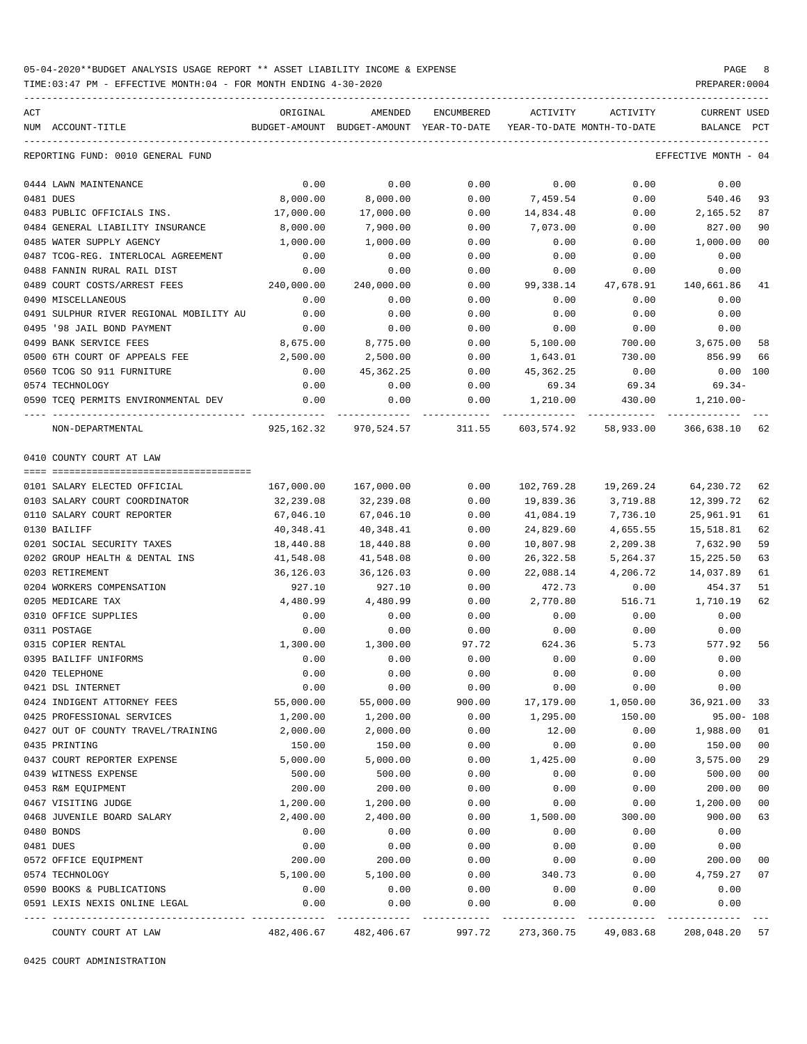05-04-2020**BUDGET ANALYSIS USAGE REPORT ** ASSET LIABILITY INCOME & EXPENSE

TIME:03:47 PM - EFFECTIVE MONTH:04 - FOR MONTH ENDING 4-30-2020

PREPARER:0004

| ACT NUM | ACCOUNT-TITLE | ORIGINAL BUDGET-AMOUNT | AMENDED BUDGET-AMOUNT | ENCUMBERED YEAR-TO-DATE | ACTIVITY YEAR-TO-DATE | ACTIVITY MONTH-TO-DATE | CURRENT BALANCE | USED PCT |
|---|---|---|---|---|---|---|---|---|
| | REPORTING FUND: 0010 GENERAL FUND | | | | | | EFFECTIVE MONTH - 04 | |
| 0444 | LAWN MAINTENANCE | 0.00 | 0.00 | 0.00 | 0.00 | 0.00 | 0.00 | |
| 0481 | DUES | 8,000.00 | 8,000.00 | 0.00 | 7,459.54 | 0.00 | 540.46 | 93 |
| 0483 | PUBLIC OFFICIALS INS. | 17,000.00 | 17,000.00 | 0.00 | 14,834.48 | 0.00 | 2,165.52 | 87 |
| 0484 | GENERAL LIABILITY INSURANCE | 8,000.00 | 7,900.00 | 0.00 | 7,073.00 | 0.00 | 827.00 | 90 |
| 0485 | WATER SUPPLY AGENCY | 1,000.00 | 1,000.00 | 0.00 | 0.00 | 0.00 | 1,000.00 | 00 |
| 0487 | TCOG-REG. INTERLOCAL AGREEMENT | 0.00 | 0.00 | 0.00 | 0.00 | 0.00 | 0.00 | |
| 0488 | FANNIN RURAL RAIL DIST | 0.00 | 0.00 | 0.00 | 0.00 | 0.00 | 0.00 | |
| 0489 | COURT COSTS/ARREST FEES | 240,000.00 | 240,000.00 | 0.00 | 99,338.14 | 47,678.91 | 140,661.86 | 41 |
| 0490 | MISCELLANEOUS | 0.00 | 0.00 | 0.00 | 0.00 | 0.00 | 0.00 | |
| 0491 | SULPHUR RIVER REGIONAL MOBILITY AU | 0.00 | 0.00 | 0.00 | 0.00 | 0.00 | 0.00 | |
| 0495 | '98 JAIL BOND PAYMENT | 0.00 | 0.00 | 0.00 | 0.00 | 0.00 | 0.00 | |
| 0499 | BANK SERVICE FEES | 8,675.00 | 8,775.00 | 0.00 | 5,100.00 | 700.00 | 3,675.00 | 58 |
| 0500 | 6TH COURT OF APPEALS FEE | 2,500.00 | 2,500.00 | 0.00 | 1,643.01 | 730.00 | 856.99 | 66 |
| 0560 | TCOG SO 911 FURNITURE | 0.00 | 45,362.25 | 0.00 | 45,362.25 | 0.00 | 0.00 | 100 |
| 0574 | TECHNOLOGY | 0.00 | 0.00 | 0.00 | 69.34 | 69.34 | 69.34- | |
| 0590 | TCEQ PERMITS ENVIRONMENTAL DEV | 0.00 | 0.00 | 0.00 | 1,210.00 | 430.00 | 1,210.00- | |
| | NON-DEPARTMENTAL | 925,162.32 | 970,524.57 | 311.55 | 603,574.92 | 58,933.00 | 366,638.10 | 62 |
| | 0410 COUNTY COURT AT LAW | | | | | | | |
| 0101 | SALARY ELECTED OFFICIAL | 167,000.00 | 167,000.00 | 0.00 | 102,769.28 | 19,269.24 | 64,230.72 | 62 |
| 0103 | SALARY COURT COORDINATOR | 32,239.08 | 32,239.08 | 0.00 | 19,839.36 | 3,719.88 | 12,399.72 | 62 |
| 0110 | SALARY COURT REPORTER | 67,046.10 | 67,046.10 | 0.00 | 41,084.19 | 7,736.10 | 25,961.91 | 61 |
| 0130 | BAILIFF | 40,348.41 | 40,348.41 | 0.00 | 24,829.60 | 4,655.55 | 15,518.81 | 62 |
| 0201 | SOCIAL SECURITY TAXES | 18,440.88 | 18,440.88 | 0.00 | 10,807.98 | 2,209.38 | 7,632.90 | 59 |
| 0202 | GROUP HEALTH & DENTAL INS | 41,548.08 | 41,548.08 | 0.00 | 26,322.58 | 5,264.37 | 15,225.50 | 63 |
| 0203 | RETIREMENT | 36,126.03 | 36,126.03 | 0.00 | 22,088.14 | 4,206.72 | 14,037.89 | 61 |
| 0204 | WORKERS COMPENSATION | 927.10 | 927.10 | 0.00 | 472.73 | 0.00 | 454.37 | 51 |
| 0205 | MEDICARE TAX | 4,480.99 | 4,480.99 | 0.00 | 2,770.80 | 516.71 | 1,710.19 | 62 |
| 0310 | OFFICE SUPPLIES | 0.00 | 0.00 | 0.00 | 0.00 | 0.00 | 0.00 | |
| 0311 | POSTAGE | 0.00 | 0.00 | 0.00 | 0.00 | 0.00 | 0.00 | |
| 0315 | COPIER RENTAL | 1,300.00 | 1,300.00 | 97.72 | 624.36 | 5.73 | 577.92 | 56 |
| 0395 | BAILIFF UNIFORMS | 0.00 | 0.00 | 0.00 | 0.00 | 0.00 | 0.00 | |
| 0420 | TELEPHONE | 0.00 | 0.00 | 0.00 | 0.00 | 0.00 | 0.00 | |
| 0421 | DSL INTERNET | 0.00 | 0.00 | 0.00 | 0.00 | 0.00 | 0.00 | |
| 0424 | INDIGENT ATTORNEY FEES | 55,000.00 | 55,000.00 | 900.00 | 17,179.00 | 1,050.00 | 36,921.00 | 33 |
| 0425 | PROFESSIONAL SERVICES | 1,200.00 | 1,200.00 | 0.00 | 1,295.00 | 150.00 | 95.00- | 108 |
| 0427 | OUT OF COUNTY TRAVEL/TRAINING | 2,000.00 | 2,000.00 | 0.00 | 12.00 | 0.00 | 1,988.00 | 01 |
| 0435 | PRINTING | 150.00 | 150.00 | 0.00 | 0.00 | 0.00 | 150.00 | 00 |
| 0437 | COURT REPORTER EXPENSE | 5,000.00 | 5,000.00 | 0.00 | 1,425.00 | 0.00 | 3,575.00 | 29 |
| 0439 | WITNESS EXPENSE | 500.00 | 500.00 | 0.00 | 0.00 | 0.00 | 500.00 | 00 |
| 0453 | R&M EQUIPMENT | 200.00 | 200.00 | 0.00 | 0.00 | 0.00 | 200.00 | 00 |
| 0467 | VISITING JUDGE | 1,200.00 | 1,200.00 | 0.00 | 0.00 | 0.00 | 1,200.00 | 00 |
| 0468 | JUVENILE BOARD SALARY | 2,400.00 | 2,400.00 | 0.00 | 1,500.00 | 300.00 | 900.00 | 63 |
| 0480 | BONDS | 0.00 | 0.00 | 0.00 | 0.00 | 0.00 | 0.00 | |
| 0481 | DUES | 0.00 | 0.00 | 0.00 | 0.00 | 0.00 | 0.00 | |
| 0572 | OFFICE EQUIPMENT | 200.00 | 200.00 | 0.00 | 0.00 | 0.00 | 200.00 | 00 |
| 0574 | TECHNOLOGY | 5,100.00 | 5,100.00 | 0.00 | 340.73 | 0.00 | 4,759.27 | 07 |
| 0590 | BOOKS & PUBLICATIONS | 0.00 | 0.00 | 0.00 | 0.00 | 0.00 | 0.00 | |
| 0591 | LEXIS NEXIS ONLINE LEGAL | 0.00 | 0.00 | 0.00 | 0.00 | 0.00 | 0.00 | |
| | COUNTY COURT AT LAW | 482,406.67 | 482,406.67 | 997.72 | 273,360.75 | 49,083.68 | 208,048.20 | 57 |

0425 COURT ADMINISTRATION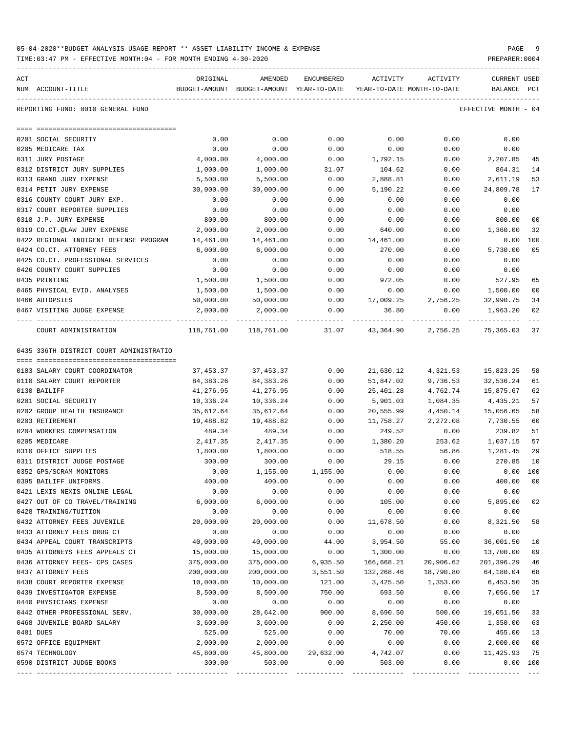05-04-2020**BUDGET ANALYSIS USAGE REPORT ** ASSET LIABILITY INCOME & EXPENSE

TIME:03:47 PM - EFFECTIVE MONTH:04 - FOR MONTH ENDING 4-30-2020

PREPARER:0004

REPORTING FUND: 0010 GENERAL FUND — EFFECTIVE MONTH - 04

| ACT NUM | ACCOUNT-TITLE | ORIGINAL BUDGET-AMOUNT | AMENDED BUDGET-AMOUNT | ENCUMBERED YEAR-TO-DATE | ACTIVITY YEAR-TO-DATE | ACTIVITY MONTH-TO-DATE | CURRENT BALANCE | USED PCT |
|---|---|---|---|---|---|---|---|---|
| 0201 | SOCIAL SECURITY | 0.00 | 0.00 | 0.00 | 0.00 | 0.00 | 0.00 | |
| 0205 | MEDICARE TAX | 0.00 | 0.00 | 0.00 | 0.00 | 0.00 | 0.00 | |
| 0311 | JURY POSTAGE | 4,000.00 | 4,000.00 | 0.00 | 1,792.15 | 0.00 | 2,207.85 | 45 |
| 0312 | DISTRICT JURY SUPPLIES | 1,000.00 | 1,000.00 | 31.07 | 104.62 | 0.00 | 864.31 | 14 |
| 0313 | GRAND JURY EXPENSE | 5,500.00 | 5,500.00 | 0.00 | 2,888.81 | 0.00 | 2,611.19 | 53 |
| 0314 | PETIT JURY EXPENSE | 30,000.00 | 30,000.00 | 0.00 | 5,190.22 | 0.00 | 24,809.78 | 17 |
| 0316 | COUNTY COURT JURY EXP. | 0.00 | 0.00 | 0.00 | 0.00 | 0.00 | 0.00 | |
| 0317 | COURT REPORTER SUPPLIES | 0.00 | 0.00 | 0.00 | 0.00 | 0.00 | 0.00 | |
| 0318 | J.P. JURY EXPENSE | 800.00 | 800.00 | 0.00 | 0.00 | 0.00 | 800.00 | 00 |
| 0319 | CO.CT.@LAW JURY EXPENSE | 2,000.00 | 2,000.00 | 0.00 | 640.00 | 0.00 | 1,360.00 | 32 |
| 0422 | REGIONAL INDIGENT DEFENSE PROGRAM | 14,461.00 | 14,461.00 | 0.00 | 14,461.00 | 0.00 | 0.00 | 100 |
| 0424 | CO.CT. ATTORNEY FEES | 6,000.00 | 6,000.00 | 0.00 | 270.00 | 0.00 | 5,730.00 | 05 |
| 0425 | CO.CT. PROFESSIONAL SERVICES | 0.00 | 0.00 | 0.00 | 0.00 | 0.00 | 0.00 | |
| 0426 | COUNTY COURT SUPPLIES | 0.00 | 0.00 | 0.00 | 0.00 | 0.00 | 0.00 | |
| 0435 | PRINTING | 1,500.00 | 1,500.00 | 0.00 | 972.05 | 0.00 | 527.95 | 65 |
| 0465 | PHYSICAL EVID. ANALYSES | 1,500.00 | 1,500.00 | 0.00 | 0.00 | 0.00 | 1,500.00 | 00 |
| 0466 | AUTOPSIES | 50,000.00 | 50,000.00 | 0.00 | 17,009.25 | 2,756.25 | 32,990.75 | 34 |
| 0467 | VISITING JUDGE EXPENSE | 2,000.00 | 2,000.00 | 0.00 | 36.80 | 0.00 | 1,963.20 | 02 |
| | COURT ADMINISTRATION | 118,761.00 | 118,761.00 | 31.07 | 43,364.90 | 2,756.25 | 75,365.03 | 37 |

0435 336TH DISTRICT COURT ADMINISTRATIO

| ACT NUM | ACCOUNT-TITLE | ORIGINAL BUDGET-AMOUNT | AMENDED BUDGET-AMOUNT | ENCUMBERED YEAR-TO-DATE | ACTIVITY YEAR-TO-DATE | ACTIVITY MONTH-TO-DATE | CURRENT BALANCE | USED PCT |
|---|---|---|---|---|---|---|---|---|
| 0103 | SALARY COURT COORDINATOR | 37,453.37 | 37,453.37 | 0.00 | 21,630.12 | 4,321.53 | 15,823.25 | 58 |
| 0110 | SALARY COURT REPORTER | 84,383.26 | 84,383.26 | 0.00 | 51,847.02 | 9,736.53 | 32,536.24 | 61 |
| 0130 | BAILIFF | 41,276.95 | 41,276.95 | 0.00 | 25,401.28 | 4,762.74 | 15,875.67 | 62 |
| 0201 | SOCIAL SECURITY | 10,336.24 | 10,336.24 | 0.00 | 5,901.03 | 1,084.35 | 4,435.21 | 57 |
| 0202 | GROUP HEALTH INSURANCE | 35,612.64 | 35,612.64 | 0.00 | 20,555.99 | 4,450.14 | 15,056.65 | 58 |
| 0203 | RETIREMENT | 19,488.82 | 19,488.82 | 0.00 | 11,758.27 | 2,272.08 | 7,730.55 | 60 |
| 0204 | WORKERS COMPENSATION | 489.34 | 489.34 | 0.00 | 249.52 | 0.00 | 239.82 | 51 |
| 0205 | MEDICARE | 2,417.35 | 2,417.35 | 0.00 | 1,380.20 | 253.62 | 1,037.15 | 57 |
| 0310 | OFFICE SUPPLIES | 1,800.00 | 1,800.00 | 0.00 | 518.55 | 56.86 | 1,281.45 | 29 |
| 0311 | DISTRICT JUDGE POSTAGE | 300.00 | 300.00 | 0.00 | 29.15 | 0.00 | 270.85 | 10 |
| 0352 | GPS/SCRAM MONITORS | 0.00 | 1,155.00 | 1,155.00 | 0.00 | 0.00 | 0.00 | 100 |
| 0395 | BAILIFF UNIFORMS | 400.00 | 400.00 | 0.00 | 0.00 | 0.00 | 400.00 | 00 |
| 0421 | LEXIS NEXIS ONLINE LEGAL | 0.00 | 0.00 | 0.00 | 0.00 | 0.00 | 0.00 | |
| 0427 | OUT OF CO TRAVEL/TRAINING | 6,000.00 | 6,000.00 | 0.00 | 105.00 | 0.00 | 5,895.00 | 02 |
| 0428 | TRAINING/TUITION | 0.00 | 0.00 | 0.00 | 0.00 | 0.00 | 0.00 | |
| 0432 | ATTORNEY FEES JUVENILE | 20,000.00 | 20,000.00 | 0.00 | 11,678.50 | 0.00 | 8,321.50 | 58 |
| 0433 | ATTORNEY FEES DRUG CT | 0.00 | 0.00 | 0.00 | 0.00 | 0.00 | 0.00 | |
| 0434 | APPEAL COURT TRANSCRIPTS | 40,000.00 | 40,000.00 | 44.00 | 3,954.50 | 55.00 | 36,001.50 | 10 |
| 0435 | ATTORNEYS FEES APPEALS CT | 15,000.00 | 15,000.00 | 0.00 | 1,300.00 | 0.00 | 13,700.00 | 09 |
| 0436 | ATTORNEY FEES- CPS CASES | 375,000.00 | 375,000.00 | 6,935.50 | 166,668.21 | 20,906.62 | 201,396.29 | 46 |
| 0437 | ATTORNEY FEES | 200,000.00 | 200,000.00 | 3,551.50 | 132,268.46 | 18,790.80 | 64,180.04 | 68 |
| 0438 | COURT REPORTER EXPENSE | 10,000.00 | 10,000.00 | 121.00 | 3,425.50 | 1,353.00 | 6,453.50 | 35 |
| 0439 | INVESTIGATOR EXPENSE | 8,500.00 | 8,500.00 | 750.00 | 693.50 | 0.00 | 7,056.50 | 17 |
| 0440 | PHYSICIANS EXPENSE | 0.00 | 0.00 | 0.00 | 0.00 | 0.00 | 0.00 | |
| 0442 | OTHER PROFESSIONAL SERV. | 30,000.00 | 28,642.00 | 900.00 | 8,690.50 | 500.00 | 19,051.50 | 33 |
| 0468 | JUVENILE BOARD SALARY | 3,600.00 | 3,600.00 | 0.00 | 2,250.00 | 450.00 | 1,350.00 | 63 |
| 0481 | DUES | 525.00 | 525.00 | 0.00 | 70.00 | 70.00 | 455.00 | 13 |
| 0572 | OFFICE EQUIPMENT | 2,000.00 | 2,000.00 | 0.00 | 0.00 | 0.00 | 2,000.00 | 00 |
| 0574 | TECHNOLOGY | 45,800.00 | 45,800.00 | 29,632.00 | 4,742.07 | 0.00 | 11,425.93 | 75 |
| 0590 | DISTRICT JUDGE BOOKS | 300.00 | 503.00 | 0.00 | 503.00 | 0.00 | 0.00 | 100 |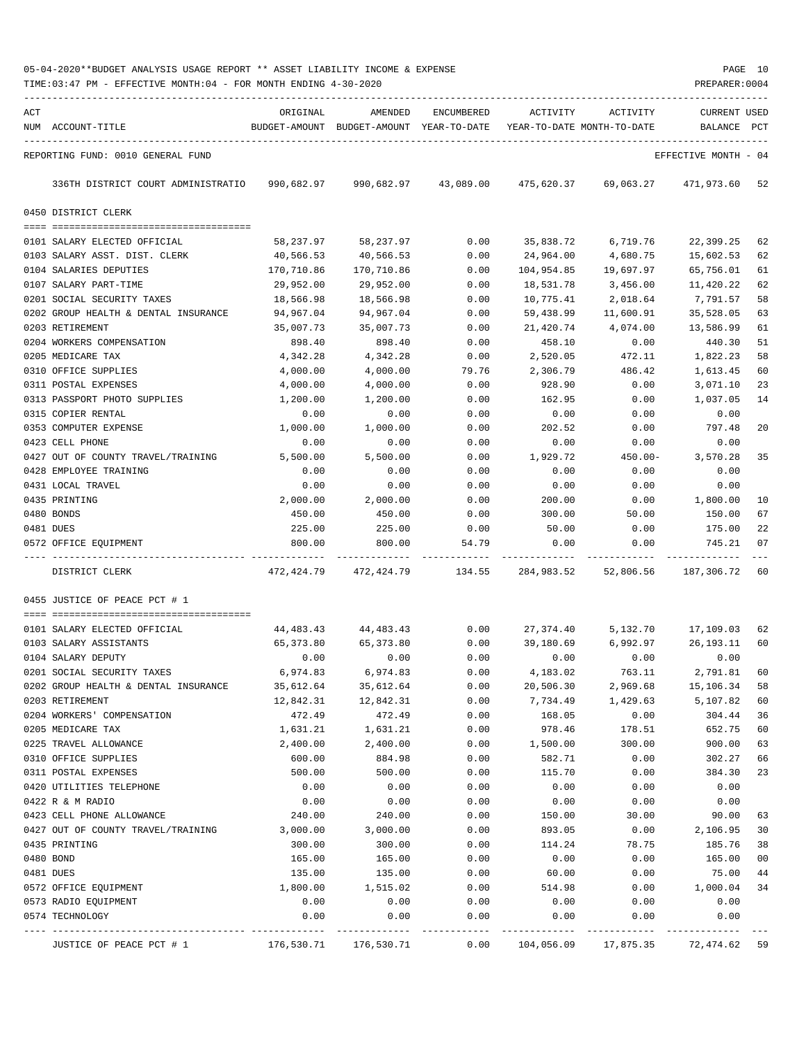05-04-2020**BUDGET ANALYSIS USAGE REPORT ** ASSET LIABILITY INCOME & EXPENSE

TIME:03:47 PM - EFFECTIVE MONTH:04 - FOR MONTH ENDING 4-30-2020

PREPARER:0004

REPORTING FUND: 0010 GENERAL FUND — EFFECTIVE MONTH - 04

| ACT NUM | ACCOUNT-TITLE | ORIGINAL BUDGET-AMOUNT | AMENDED BUDGET-AMOUNT | ENCUMBERED YEAR-TO-DATE | ACTIVITY YEAR-TO-DATE | ACTIVITY MONTH-TO-DATE | CURRENT BALANCE | USED PCT |
|---|---|---|---|---|---|---|---|---|
| | 336TH DISTRICT COURT ADMINISTRATIO | 990,682.97 | 990,682.97 | 43,089.00 | 475,620.37 | 69,063.27 | 471,973.60 | 52 |
| | **0450 DISTRICT CLERK** | | | | | | | |
| 0101 | SALARY ELECTED OFFICIAL | 58,237.97 | 58,237.97 | 0.00 | 35,838.72 | 6,719.76 | 22,399.25 | 62 |
| 0103 | SALARY ASST. DIST. CLERK | 40,566.53 | 40,566.53 | 0.00 | 24,964.00 | 4,680.75 | 15,602.53 | 62 |
| 0104 | SALARIES DEPUTIES | 170,710.86 | 170,710.86 | 0.00 | 104,954.85 | 19,697.97 | 65,756.01 | 61 |
| 0107 | SALARY PART-TIME | 29,952.00 | 29,952.00 | 0.00 | 18,531.78 | 3,456.00 | 11,420.22 | 62 |
| 0201 | SOCIAL SECURITY TAXES | 18,566.98 | 18,566.98 | 0.00 | 10,775.41 | 2,018.64 | 7,791.57 | 58 |
| 0202 | GROUP HEALTH & DENTAL INSURANCE | 94,967.04 | 94,967.04 | 0.00 | 59,438.99 | 11,600.91 | 35,528.05 | 63 |
| 0203 | RETIREMENT | 35,007.73 | 35,007.73 | 0.00 | 21,420.74 | 4,074.00 | 13,586.99 | 61 |
| 0204 | WORKERS COMPENSATION | 898.40 | 898.40 | 0.00 | 458.10 | 0.00 | 440.30 | 51 |
| 0205 | MEDICARE TAX | 4,342.28 | 4,342.28 | 0.00 | 2,520.05 | 472.11 | 1,822.23 | 58 |
| 0310 | OFFICE SUPPLIES | 4,000.00 | 4,000.00 | 79.76 | 2,306.79 | 486.42 | 1,613.45 | 60 |
| 0311 | POSTAL EXPENSES | 4,000.00 | 4,000.00 | 0.00 | 928.90 | 0.00 | 3,071.10 | 23 |
| 0313 | PASSPORT PHOTO SUPPLIES | 1,200.00 | 1,200.00 | 0.00 | 162.95 | 0.00 | 1,037.05 | 14 |
| 0315 | COPIER RENTAL | 0.00 | 0.00 | 0.00 | 0.00 | 0.00 | 0.00 | |
| 0353 | COMPUTER EXPENSE | 1,000.00 | 1,000.00 | 0.00 | 202.52 | 0.00 | 797.48 | 20 |
| 0423 | CELL PHONE | 0.00 | 0.00 | 0.00 | 0.00 | 0.00 | 0.00 | |
| 0427 | OUT OF COUNTY TRAVEL/TRAINING | 5,500.00 | 5,500.00 | 0.00 | 1,929.72 | 450.00- | 3,570.28 | 35 |
| 0428 | EMPLOYEE TRAINING | 0.00 | 0.00 | 0.00 | 0.00 | 0.00 | 0.00 | |
| 0431 | LOCAL TRAVEL | 0.00 | 0.00 | 0.00 | 0.00 | 0.00 | 0.00 | |
| 0435 | PRINTING | 2,000.00 | 2,000.00 | 0.00 | 200.00 | 0.00 | 1,800.00 | 10 |
| 0480 | BONDS | 450.00 | 450.00 | 0.00 | 300.00 | 50.00 | 150.00 | 67 |
| 0481 | DUES | 225.00 | 225.00 | 0.00 | 50.00 | 0.00 | 175.00 | 22 |
| 0572 | OFFICE EQUIPMENT | 800.00 | 800.00 | 54.79 | 0.00 | 0.00 | 745.21 | 07 |
| | DISTRICT CLERK | 472,424.79 | 472,424.79 | 134.55 | 284,983.52 | 52,806.56 | 187,306.72 | 60 |
| | **0455 JUSTICE OF PEACE PCT # 1** | | | | | | | |
| 0101 | SALARY ELECTED OFFICIAL | 44,483.43 | 44,483.43 | 0.00 | 27,374.40 | 5,132.70 | 17,109.03 | 62 |
| 0103 | SALARY ASSISTANTS | 65,373.80 | 65,373.80 | 0.00 | 39,180.69 | 6,992.97 | 26,193.11 | 60 |
| 0104 | SALARY DEPUTY | 0.00 | 0.00 | 0.00 | 0.00 | 0.00 | 0.00 | |
| 0201 | SOCIAL SECURITY TAXES | 6,974.83 | 6,974.83 | 0.00 | 4,183.02 | 763.11 | 2,791.81 | 60 |
| 0202 | GROUP HEALTH & DENTAL INSURANCE | 35,612.64 | 35,612.64 | 0.00 | 20,506.30 | 2,969.68 | 15,106.34 | 58 |
| 0203 | RETIREMENT | 12,842.31 | 12,842.31 | 0.00 | 7,734.49 | 1,429.63 | 5,107.82 | 60 |
| 0204 | WORKERS' COMPENSATION | 472.49 | 472.49 | 0.00 | 168.05 | 0.00 | 304.44 | 36 |
| 0205 | MEDICARE TAX | 1,631.21 | 1,631.21 | 0.00 | 978.46 | 178.51 | 652.75 | 60 |
| 0225 | TRAVEL ALLOWANCE | 2,400.00 | 2,400.00 | 0.00 | 1,500.00 | 300.00 | 900.00 | 63 |
| 0310 | OFFICE SUPPLIES | 600.00 | 884.98 | 0.00 | 582.71 | 0.00 | 302.27 | 66 |
| 0311 | POSTAL EXPENSES | 500.00 | 500.00 | 0.00 | 115.70 | 0.00 | 384.30 | 23 |
| 0420 | UTILITIES TELEPHONE | 0.00 | 0.00 | 0.00 | 0.00 | 0.00 | 0.00 | |
| 0422 | R & M RADIO | 0.00 | 0.00 | 0.00 | 0.00 | 0.00 | 0.00 | |
| 0423 | CELL PHONE ALLOWANCE | 240.00 | 240.00 | 0.00 | 150.00 | 30.00 | 90.00 | 63 |
| 0427 | OUT OF COUNTY TRAVEL/TRAINING | 3,000.00 | 3,000.00 | 0.00 | 893.05 | 0.00 | 2,106.95 | 30 |
| 0435 | PRINTING | 300.00 | 300.00 | 0.00 | 114.24 | 78.75 | 185.76 | 38 |
| 0480 | BOND | 165.00 | 165.00 | 0.00 | 0.00 | 0.00 | 165.00 | 00 |
| 0481 | DUES | 135.00 | 135.00 | 0.00 | 60.00 | 0.00 | 75.00 | 44 |
| 0572 | OFFICE EQUIPMENT | 1,800.00 | 1,515.02 | 0.00 | 514.98 | 0.00 | 1,000.04 | 34 |
| 0573 | RADIO EQUIPMENT | 0.00 | 0.00 | 0.00 | 0.00 | 0.00 | 0.00 | |
| 0574 | TECHNOLOGY | 0.00 | 0.00 | 0.00 | 0.00 | 0.00 | 0.00 | |
| | JUSTICE OF PEACE PCT # 1 | 176,530.71 | 176,530.71 | 0.00 | 104,056.09 | 17,875.35 | 72,474.62 | 59 |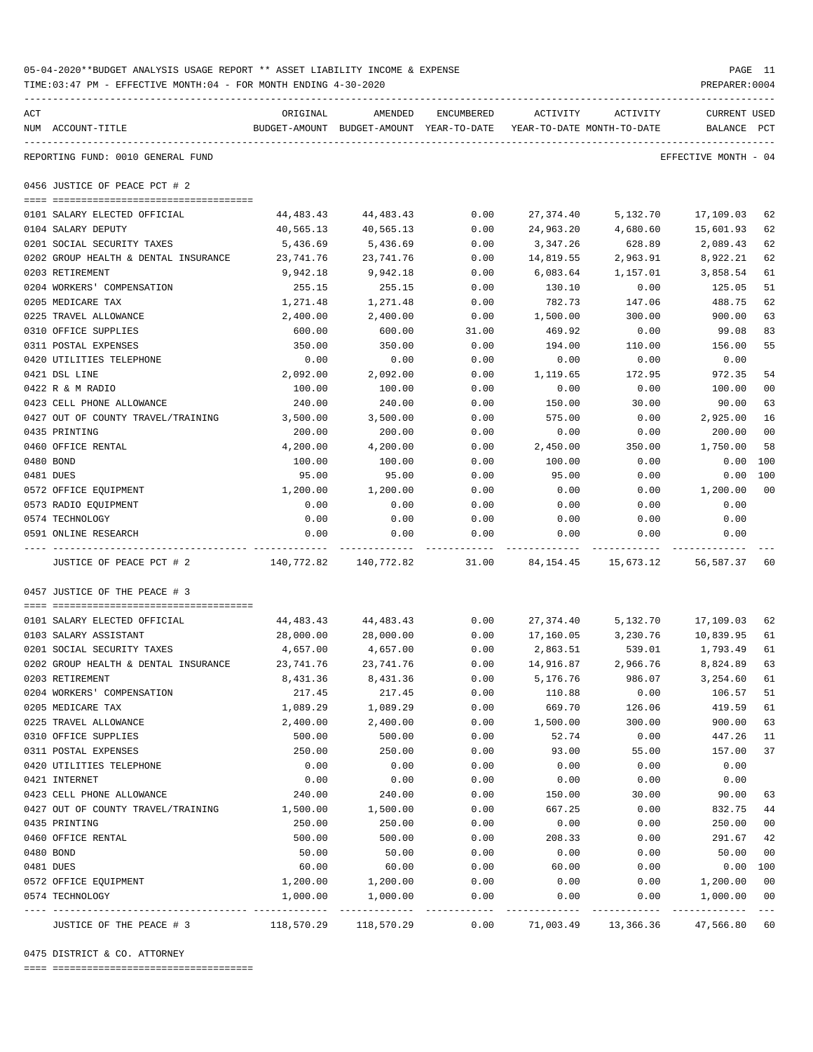05-04-2020**BUDGET ANALYSIS USAGE REPORT ** ASSET LIABILITY INCOME & EXPENSE

TIME:03:47 PM - EFFECTIVE MONTH:04 - FOR MONTH ENDING 4-30-2020

PREPARER:0004

REPORTING FUND: 0010 GENERAL FUND

EFFECTIVE MONTH - 04

## 0456 JUSTICE OF PEACE PCT # 2

| ACT NUM | ACCOUNT-TITLE | ORIGINAL BUDGET-AMOUNT | AMENDED BUDGET-AMOUNT | ENCUMBERED YEAR-TO-DATE | ACTIVITY YEAR-TO-DATE | ACTIVITY MONTH-TO-DATE | CURRENT BALANCE | USED PCT |
|---|---|---|---|---|---|---|---|---|
| 0101 | SALARY ELECTED OFFICIAL | 44,483.43 | 44,483.43 | 0.00 | 27,374.40 | 5,132.70 | 17,109.03 | 62 |
| 0104 | SALARY DEPUTY | 40,565.13 | 40,565.13 | 0.00 | 24,963.20 | 4,680.60 | 15,601.93 | 62 |
| 0201 | SOCIAL SECURITY TAXES | 5,436.69 | 5,436.69 | 0.00 | 3,347.26 | 628.89 | 2,089.43 | 62 |
| 0202 | GROUP HEALTH & DENTAL INSURANCE | 23,741.76 | 23,741.76 | 0.00 | 14,819.55 | 2,963.91 | 8,922.21 | 62 |
| 0203 | RETIREMENT | 9,942.18 | 9,942.18 | 0.00 | 6,083.64 | 1,157.01 | 3,858.54 | 61 |
| 0204 | WORKERS' COMPENSATION | 255.15 | 255.15 | 0.00 | 130.10 | 0.00 | 125.05 | 51 |
| 0205 | MEDICARE TAX | 1,271.48 | 1,271.48 | 0.00 | 782.73 | 147.06 | 488.75 | 62 |
| 0225 | TRAVEL ALLOWANCE | 2,400.00 | 2,400.00 | 0.00 | 1,500.00 | 300.00 | 900.00 | 63 |
| 0310 | OFFICE SUPPLIES | 600.00 | 600.00 | 31.00 | 469.92 | 0.00 | 99.08 | 83 |
| 0311 | POSTAL EXPENSES | 350.00 | 350.00 | 0.00 | 194.00 | 110.00 | 156.00 | 55 |
| 0420 | UTILITIES TELEPHONE | 0.00 | 0.00 | 0.00 | 0.00 | 0.00 | 0.00 | |
| 0421 | DSL LINE | 2,092.00 | 2,092.00 | 0.00 | 1,119.65 | 172.95 | 972.35 | 54 |
| 0422 | R & M RADIO | 100.00 | 100.00 | 0.00 | 0.00 | 0.00 | 100.00 | 00 |
| 0423 | CELL PHONE ALLOWANCE | 240.00 | 240.00 | 0.00 | 150.00 | 30.00 | 90.00 | 63 |
| 0427 | OUT OF COUNTY TRAVEL/TRAINING | 3,500.00 | 3,500.00 | 0.00 | 575.00 | 0.00 | 2,925.00 | 16 |
| 0435 | PRINTING | 200.00 | 200.00 | 0.00 | 0.00 | 0.00 | 200.00 | 00 |
| 0460 | OFFICE RENTAL | 4,200.00 | 4,200.00 | 0.00 | 2,450.00 | 350.00 | 1,750.00 | 58 |
| 0480 | BOND | 100.00 | 100.00 | 0.00 | 100.00 | 0.00 | 0.00 | 100 |
| 0481 | DUES | 95.00 | 95.00 | 0.00 | 95.00 | 0.00 | 0.00 | 100 |
| 0572 | OFFICE EQUIPMENT | 1,200.00 | 1,200.00 | 0.00 | 0.00 | 0.00 | 1,200.00 | 00 |
| 0573 | RADIO EQUIPMENT | 0.00 | 0.00 | 0.00 | 0.00 | 0.00 | 0.00 | |
| 0574 | TECHNOLOGY | 0.00 | 0.00 | 0.00 | 0.00 | 0.00 | 0.00 | |
| 0591 | ONLINE RESEARCH | 0.00 | 0.00 | 0.00 | 0.00 | 0.00 | 0.00 | |
| | JUSTICE OF PEACE PCT # 2 | 140,772.82 | 140,772.82 | 31.00 | 84,154.45 | 15,673.12 | 56,587.37 | 60 |

## 0457 JUSTICE OF THE PEACE # 3

| ACT NUM | ACCOUNT-TITLE | ORIGINAL BUDGET-AMOUNT | AMENDED BUDGET-AMOUNT | ENCUMBERED YEAR-TO-DATE | ACTIVITY YEAR-TO-DATE | ACTIVITY MONTH-TO-DATE | CURRENT BALANCE | USED PCT |
|---|---|---|---|---|---|---|---|---|
| 0101 | SALARY ELECTED OFFICIAL | 44,483.43 | 44,483.43 | 0.00 | 27,374.40 | 5,132.70 | 17,109.03 | 62 |
| 0103 | SALARY ASSISTANT | 28,000.00 | 28,000.00 | 0.00 | 17,160.05 | 3,230.76 | 10,839.95 | 61 |
| 0201 | SOCIAL SECURITY TAXES | 4,657.00 | 4,657.00 | 0.00 | 2,863.51 | 539.01 | 1,793.49 | 61 |
| 0202 | GROUP HEALTH & DENTAL INSURANCE | 23,741.76 | 23,741.76 | 0.00 | 14,916.87 | 2,966.76 | 8,824.89 | 63 |
| 0203 | RETIREMENT | 8,431.36 | 8,431.36 | 0.00 | 5,176.76 | 986.07 | 3,254.60 | 61 |
| 0204 | WORKERS' COMPENSATION | 217.45 | 217.45 | 0.00 | 110.88 | 0.00 | 106.57 | 51 |
| 0205 | MEDICARE TAX | 1,089.29 | 1,089.29 | 0.00 | 669.70 | 126.06 | 419.59 | 61 |
| 0225 | TRAVEL ALLOWANCE | 2,400.00 | 2,400.00 | 0.00 | 1,500.00 | 300.00 | 900.00 | 63 |
| 0310 | OFFICE SUPPLIES | 500.00 | 500.00 | 0.00 | 52.74 | 0.00 | 447.26 | 11 |
| 0311 | POSTAL EXPENSES | 250.00 | 250.00 | 0.00 | 93.00 | 55.00 | 157.00 | 37 |
| 0420 | UTILITIES TELEPHONE | 0.00 | 0.00 | 0.00 | 0.00 | 0.00 | 0.00 | |
| 0421 | INTERNET | 0.00 | 0.00 | 0.00 | 0.00 | 0.00 | 0.00 | |
| 0423 | CELL PHONE ALLOWANCE | 240.00 | 240.00 | 0.00 | 150.00 | 30.00 | 90.00 | 63 |
| 0427 | OUT OF COUNTY TRAVEL/TRAINING | 1,500.00 | 1,500.00 | 0.00 | 667.25 | 0.00 | 832.75 | 44 |
| 0435 | PRINTING | 250.00 | 250.00 | 0.00 | 0.00 | 0.00 | 250.00 | 00 |
| 0460 | OFFICE RENTAL | 500.00 | 500.00 | 0.00 | 208.33 | 0.00 | 291.67 | 42 |
| 0480 | BOND | 50.00 | 50.00 | 0.00 | 0.00 | 0.00 | 50.00 | 00 |
| 0481 | DUES | 60.00 | 60.00 | 0.00 | 60.00 | 0.00 | 0.00 | 100 |
| 0572 | OFFICE EQUIPMENT | 1,200.00 | 1,200.00 | 0.00 | 0.00 | 0.00 | 1,200.00 | 00 |
| 0574 | TECHNOLOGY | 1,000.00 | 1,000.00 | 0.00 | 0.00 | 0.00 | 1,000.00 | 00 |
| | JUSTICE OF THE PEACE # 3 | 118,570.29 | 118,570.29 | 0.00 | 71,003.49 | 13,366.36 | 47,566.80 | 60 |

## 0475 DISTRICT & CO. ATTORNEY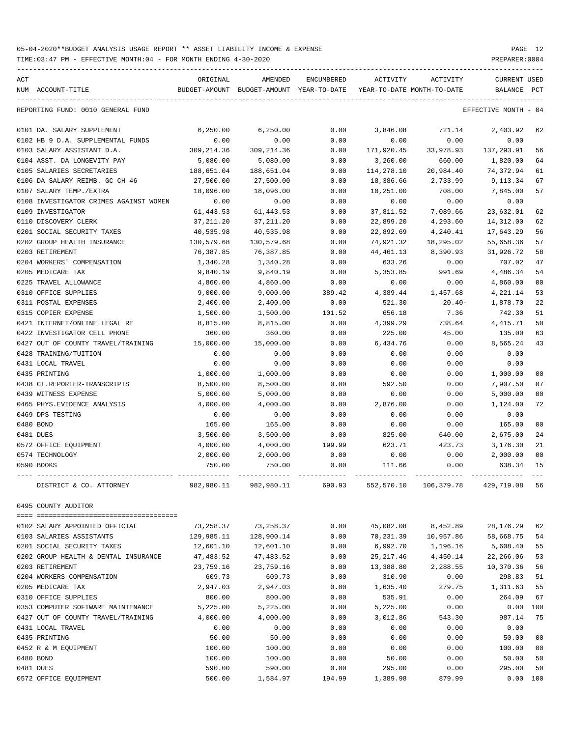05-04-2020**BUDGET ANALYSIS USAGE REPORT ** ASSET LIABILITY INCOME & EXPENSE

TIME:03:47 PM - EFFECTIVE MONTH:04 - FOR MONTH ENDING 4-30-2020

PREPARER:0004

REPORTING FUND: 0010 GENERAL FUND — EFFECTIVE MONTH - 04

| ACT NUM | ACCOUNT-TITLE | ORIGINAL BUDGET-AMOUNT | AMENDED BUDGET-AMOUNT | ENCUMBERED YEAR-TO-DATE | ACTIVITY YEAR-TO-DATE | ACTIVITY MONTH-TO-DATE | CURRENT BALANCE | USED PCT |
|---|---|---|---|---|---|---|---|---|
| 0101 | DA. SALARY SUPPLEMENT | 6,250.00 | 6,250.00 | 0.00 | 3,846.08 | 721.14 | 2,403.92 | 62 |
| 0102 | HB 9 D.A. SUPPLEMENTAL FUNDS | 0.00 | 0.00 | 0.00 | 0.00 | 0.00 | 0.00 | |
| 0103 | SALARY ASSISTANT D.A. | 309,214.36 | 309,214.36 | 0.00 | 171,920.45 | 33,978.93 | 137,293.91 | 56 |
| 0104 | ASST. DA LONGEVITY PAY | 5,080.00 | 5,080.00 | 0.00 | 3,260.00 | 660.00 | 1,820.00 | 64 |
| 0105 | SALARIES SECRETARIES | 188,651.04 | 188,651.04 | 0.00 | 114,278.10 | 20,984.40 | 74,372.94 | 61 |
| 0106 | DA SALARY REIMB. GC CH 46 | 27,500.00 | 27,500.00 | 0.00 | 18,386.66 | 2,733.99 | 9,113.34 | 67 |
| 0107 | SALARY TEMP./EXTRA | 18,096.00 | 18,096.00 | 0.00 | 10,251.00 | 708.00 | 7,845.00 | 57 |
| 0108 | INVESTIGATOR CRIMES AGAINST WOMEN | 0.00 | 0.00 | 0.00 | 0.00 | 0.00 | 0.00 | |
| 0109 | INVESTIGATOR | 61,443.53 | 61,443.53 | 0.00 | 37,811.52 | 7,089.66 | 23,632.01 | 62 |
| 0110 | DISCOVERY CLERK | 37,211.20 | 37,211.20 | 0.00 | 22,899.20 | 4,293.60 | 14,312.00 | 62 |
| 0201 | SOCIAL SECURITY TAXES | 40,535.98 | 40,535.98 | 0.00 | 22,892.69 | 4,240.41 | 17,643.29 | 56 |
| 0202 | GROUP HEALTH INSURANCE | 130,579.68 | 130,579.68 | 0.00 | 74,921.32 | 18,295.02 | 55,658.36 | 57 |
| 0203 | RETIREMENT | 76,387.85 | 76,387.85 | 0.00 | 44,461.13 | 8,390.93 | 31,926.72 | 58 |
| 0204 | WORKERS' COMPENSATION | 1,340.28 | 1,340.28 | 0.00 | 633.26 | 0.00 | 707.02 | 47 |
| 0205 | MEDICARE TAX | 9,840.19 | 9,840.19 | 0.00 | 5,353.85 | 991.69 | 4,486.34 | 54 |
| 0225 | TRAVEL ALLOWANCE | 4,860.00 | 4,860.00 | 0.00 | 0.00 | 0.00 | 4,860.00 | 00 |
| 0310 | OFFICE SUPPLIES | 9,000.00 | 9,000.00 | 389.42 | 4,389.44 | 1,457.68 | 4,221.14 | 53 |
| 0311 | POSTAL EXPENSES | 2,400.00 | 2,400.00 | 0.00 | 521.30 | 20.40- | 1,878.70 | 22 |
| 0315 | COPIER EXPENSE | 1,500.00 | 1,500.00 | 101.52 | 656.18 | 7.36 | 742.30 | 51 |
| 0421 | INTERNET/ONLINE LEGAL RE | 8,815.00 | 8,815.00 | 0.00 | 4,399.29 | 738.64 | 4,415.71 | 50 |
| 0422 | INVESTIGATOR CELL PHONE | 360.00 | 360.00 | 0.00 | 225.00 | 45.00 | 135.00 | 63 |
| 0427 | OUT OF COUNTY TRAVEL/TRAINING | 15,000.00 | 15,000.00 | 0.00 | 6,434.76 | 0.00 | 8,565.24 | 43 |
| 0428 | TRAINING/TUITION | 0.00 | 0.00 | 0.00 | 0.00 | 0.00 | 0.00 | |
| 0431 | LOCAL TRAVEL | 0.00 | 0.00 | 0.00 | 0.00 | 0.00 | 0.00 | |
| 0435 | PRINTING | 1,000.00 | 1,000.00 | 0.00 | 0.00 | 0.00 | 1,000.00 | 00 |
| 0438 | CT.REPORTER-TRANSCRIPTS | 8,500.00 | 8,500.00 | 0.00 | 592.50 | 0.00 | 7,907.50 | 07 |
| 0439 | WITNESS EXPENSE | 5,000.00 | 5,000.00 | 0.00 | 0.00 | 0.00 | 5,000.00 | 00 |
| 0465 | PHYS.EVIDENCE ANALYSIS | 4,000.00 | 4,000.00 | 0.00 | 2,876.00 | 0.00 | 1,124.00 | 72 |
| 0469 | DPS TESTING | 0.00 | 0.00 | 0.00 | 0.00 | 0.00 | 0.00 | |
| 0480 | BOND | 165.00 | 165.00 | 0.00 | 0.00 | 0.00 | 165.00 | 00 |
| 0481 | DUES | 3,500.00 | 3,500.00 | 0.00 | 825.00 | 640.00 | 2,675.00 | 24 |
| 0572 | OFFICE EQUIPMENT | 4,000.00 | 4,000.00 | 199.99 | 623.71 | 423.73 | 3,176.30 | 21 |
| 0574 | TECHNOLOGY | 2,000.00 | 2,000.00 | 0.00 | 0.00 | 0.00 | 2,000.00 | 00 |
| 0590 | BOOKS | 750.00 | 750.00 | 0.00 | 111.66 | 0.00 | 638.34 | 15 |
| | DISTRICT & CO. ATTORNEY | 982,980.11 | 982,980.11 | 690.93 | 552,570.10 | 106,379.78 | 429,719.08 | 56 |

## 0495 COUNTY AUDITOR

| ACT NUM | ACCOUNT-TITLE | ORIGINAL BUDGET-AMOUNT | AMENDED BUDGET-AMOUNT | ENCUMBERED YEAR-TO-DATE | ACTIVITY YEAR-TO-DATE | ACTIVITY MONTH-TO-DATE | CURRENT BALANCE | USED PCT |
|---|---|---|---|---|---|---|---|---|
| 0102 | SALARY APPOINTED OFFICIAL | 73,258.37 | 73,258.37 | 0.00 | 45,082.08 | 8,452.89 | 28,176.29 | 62 |
| 0103 | SALARIES ASSISTANTS | 129,985.11 | 128,900.14 | 0.00 | 70,231.39 | 10,957.86 | 58,668.75 | 54 |
| 0201 | SOCIAL SECURITY TAXES | 12,601.10 | 12,601.10 | 0.00 | 6,992.70 | 1,196.16 | 5,608.40 | 55 |
| 0202 | GROUP HEALTH & DENTAL INSURANCE | 47,483.52 | 47,483.52 | 0.00 | 25,217.46 | 4,450.14 | 22,266.06 | 53 |
| 0203 | RETIREMENT | 23,759.16 | 23,759.16 | 0.00 | 13,388.80 | 2,288.55 | 10,370.36 | 56 |
| 0204 | WORKERS COMPENSATION | 609.73 | 609.73 | 0.00 | 310.90 | 0.00 | 298.83 | 51 |
| 0205 | MEDICARE TAX | 2,947.03 | 2,947.03 | 0.00 | 1,635.40 | 279.75 | 1,311.63 | 55 |
| 0310 | OFFICE SUPPLIES | 800.00 | 800.00 | 0.00 | 535.91 | 0.00 | 264.09 | 67 |
| 0353 | COMPUTER SOFTWARE MAINTENANCE | 5,225.00 | 5,225.00 | 0.00 | 5,225.00 | 0.00 | 0.00 | 100 |
| 0427 | OUT OF COUNTY TRAVEL/TRAINING | 4,000.00 | 4,000.00 | 0.00 | 3,012.86 | 543.30 | 987.14 | 75 |
| 0431 | LOCAL TRAVEL | 0.00 | 0.00 | 0.00 | 0.00 | 0.00 | 0.00 | |
| 0435 | PRINTING | 50.00 | 50.00 | 0.00 | 0.00 | 0.00 | 50.00 | 00 |
| 0452 | R & M EQUIPMENT | 100.00 | 100.00 | 0.00 | 0.00 | 0.00 | 100.00 | 00 |
| 0480 | BOND | 100.00 | 100.00 | 0.00 | 50.00 | 0.00 | 50.00 | 50 |
| 0481 | DUES | 590.00 | 590.00 | 0.00 | 295.00 | 0.00 | 295.00 | 50 |
| 0572 | OFFICE EQUIPMENT | 500.00 | 1,584.97 | 194.99 | 1,389.98 | 879.99 | 0.00 | 100 |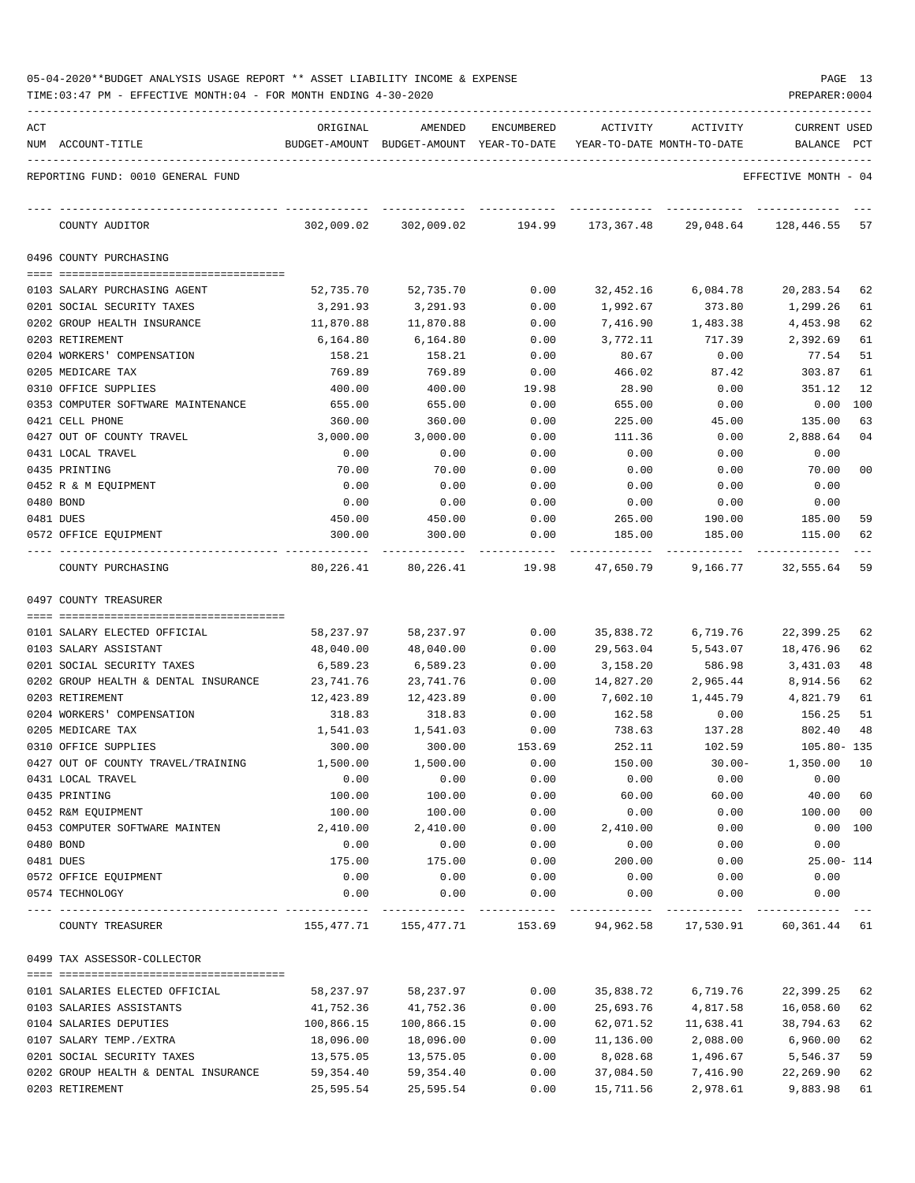05-04-2020**BUDGET ANALYSIS USAGE REPORT ** ASSET LIABILITY INCOME & EXPENSE

TIME:03:47 PM - EFFECTIVE MONTH:04 - FOR MONTH ENDING 4-30-2020

PREPARER:0004

REPORTING FUND: 0010 GENERAL FUND — EFFECTIVE MONTH - 04

| ACT NUM | ACCOUNT-TITLE | ORIGINAL BUDGET-AMOUNT | AMENDED BUDGET-AMOUNT | ENCUMBERED YEAR-TO-DATE | ACTIVITY YEAR-TO-DATE | ACTIVITY MONTH-TO-DATE | CURRENT BALANCE | USED PCT |
|---|---|---|---|---|---|---|---|---|
| | COUNTY AUDITOR | 302,009.02 | 302,009.02 | 194.99 | 173,367.48 | 29,048.64 | 128,446.55 | 57 |
| | **0496 COUNTY PURCHASING** | | | | | | | |
| 0103 | SALARY PURCHASING AGENT | 52,735.70 | 52,735.70 | 0.00 | 32,452.16 | 6,084.78 | 20,283.54 | 62 |
| 0201 | SOCIAL SECURITY TAXES | 3,291.93 | 3,291.93 | 0.00 | 1,992.67 | 373.80 | 1,299.26 | 61 |
| 0202 | GROUP HEALTH INSURANCE | 11,870.88 | 11,870.88 | 0.00 | 7,416.90 | 1,483.38 | 4,453.98 | 62 |
| 0203 | RETIREMENT | 6,164.80 | 6,164.80 | 0.00 | 3,772.11 | 717.39 | 2,392.69 | 61 |
| 0204 | WORKERS' COMPENSATION | 158.21 | 158.21 | 0.00 | 80.67 | 0.00 | 77.54 | 51 |
| 0205 | MEDICARE TAX | 769.89 | 769.89 | 0.00 | 466.02 | 87.42 | 303.87 | 61 |
| 0310 | OFFICE SUPPLIES | 400.00 | 400.00 | 19.98 | 28.90 | 0.00 | 351.12 | 12 |
| 0353 | COMPUTER SOFTWARE MAINTENANCE | 655.00 | 655.00 | 0.00 | 655.00 | 0.00 | 0.00 | 100 |
| 0421 | CELL PHONE | 360.00 | 360.00 | 0.00 | 225.00 | 45.00 | 135.00 | 63 |
| 0427 | OUT OF COUNTY TRAVEL | 3,000.00 | 3,000.00 | 0.00 | 111.36 | 0.00 | 2,888.64 | 04 |
| 0431 | LOCAL TRAVEL | 0.00 | 0.00 | 0.00 | 0.00 | 0.00 | 0.00 | |
| 0435 | PRINTING | 70.00 | 70.00 | 0.00 | 0.00 | 0.00 | 70.00 | 00 |
| 0452 | R & M EQUIPMENT | 0.00 | 0.00 | 0.00 | 0.00 | 0.00 | 0.00 | |
| 0480 | BOND | 0.00 | 0.00 | 0.00 | 0.00 | 0.00 | 0.00 | |
| 0481 | DUES | 450.00 | 450.00 | 0.00 | 265.00 | 190.00 | 185.00 | 59 |
| 0572 | OFFICE EQUIPMENT | 300.00 | 300.00 | 0.00 | 185.00 | 185.00 | 115.00 | 62 |
| | COUNTY PURCHASING | 80,226.41 | 80,226.41 | 19.98 | 47,650.79 | 9,166.77 | 32,555.64 | 59 |
| | **0497 COUNTY TREASURER** | | | | | | | |
| 0101 | SALARY ELECTED OFFICIAL | 58,237.97 | 58,237.97 | 0.00 | 35,838.72 | 6,719.76 | 22,399.25 | 62 |
| 0103 | SALARY ASSISTANT | 48,040.00 | 48,040.00 | 0.00 | 29,563.04 | 5,543.07 | 18,476.96 | 62 |
| 0201 | SOCIAL SECURITY TAXES | 6,589.23 | 6,589.23 | 0.00 | 3,158.20 | 586.98 | 3,431.03 | 48 |
| 0202 | GROUP HEALTH & DENTAL INSURANCE | 23,741.76 | 23,741.76 | 0.00 | 14,827.20 | 2,965.44 | 8,914.56 | 62 |
| 0203 | RETIREMENT | 12,423.89 | 12,423.89 | 0.00 | 7,602.10 | 1,445.79 | 4,821.79 | 61 |
| 0204 | WORKERS' COMPENSATION | 318.83 | 318.83 | 0.00 | 162.58 | 0.00 | 156.25 | 51 |
| 0205 | MEDICARE TAX | 1,541.03 | 1,541.03 | 0.00 | 738.63 | 137.28 | 802.40 | 48 |
| 0310 | OFFICE SUPPLIES | 300.00 | 300.00 | 153.69 | 252.11 | 102.59 | 105.80- | 135 |
| 0427 | OUT OF COUNTY TRAVEL/TRAINING | 1,500.00 | 1,500.00 | 0.00 | 150.00 | 30.00- | 1,350.00 | 10 |
| 0431 | LOCAL TRAVEL | 0.00 | 0.00 | 0.00 | 0.00 | 0.00 | 0.00 | |
| 0435 | PRINTING | 100.00 | 100.00 | 0.00 | 60.00 | 60.00 | 40.00 | 60 |
| 0452 | R&M EQUIPMENT | 100.00 | 100.00 | 0.00 | 0.00 | 0.00 | 100.00 | 00 |
| 0453 | COMPUTER SOFTWARE MAINTEN | 2,410.00 | 2,410.00 | 0.00 | 2,410.00 | 0.00 | 0.00 | 100 |
| 0480 | BOND | 0.00 | 0.00 | 0.00 | 0.00 | 0.00 | 0.00 | |
| 0481 | DUES | 175.00 | 175.00 | 0.00 | 200.00 | 0.00 | 25.00- | 114 |
| 0572 | OFFICE EQUIPMENT | 0.00 | 0.00 | 0.00 | 0.00 | 0.00 | 0.00 | |
| 0574 | TECHNOLOGY | 0.00 | 0.00 | 0.00 | 0.00 | 0.00 | 0.00 | |
| | COUNTY TREASURER | 155,477.71 | 155,477.71 | 153.69 | 94,962.58 | 17,530.91 | 60,361.44 | 61 |
| | **0499 TAX ASSESSOR-COLLECTOR** | | | | | | | |
| 0101 | SALARIES ELECTED OFFICIAL | 58,237.97 | 58,237.97 | 0.00 | 35,838.72 | 6,719.76 | 22,399.25 | 62 |
| 0103 | SALARIES ASSISTANTS | 41,752.36 | 41,752.36 | 0.00 | 25,693.76 | 4,817.58 | 16,058.60 | 62 |
| 0104 | SALARIES DEPUTIES | 100,866.15 | 100,866.15 | 0.00 | 62,071.52 | 11,638.41 | 38,794.63 | 62 |
| 0107 | SALARY TEMP./EXTRA | 18,096.00 | 18,096.00 | 0.00 | 11,136.00 | 2,088.00 | 6,960.00 | 62 |
| 0201 | SOCIAL SECURITY TAXES | 13,575.05 | 13,575.05 | 0.00 | 8,028.68 | 1,496.67 | 5,546.37 | 59 |
| 0202 | GROUP HEALTH & DENTAL INSURANCE | 59,354.40 | 59,354.40 | 0.00 | 37,084.50 | 7,416.90 | 22,269.90 | 62 |
| 0203 | RETIREMENT | 25,595.54 | 25,595.54 | 0.00 | 15,711.56 | 2,978.61 | 9,883.98 | 61 |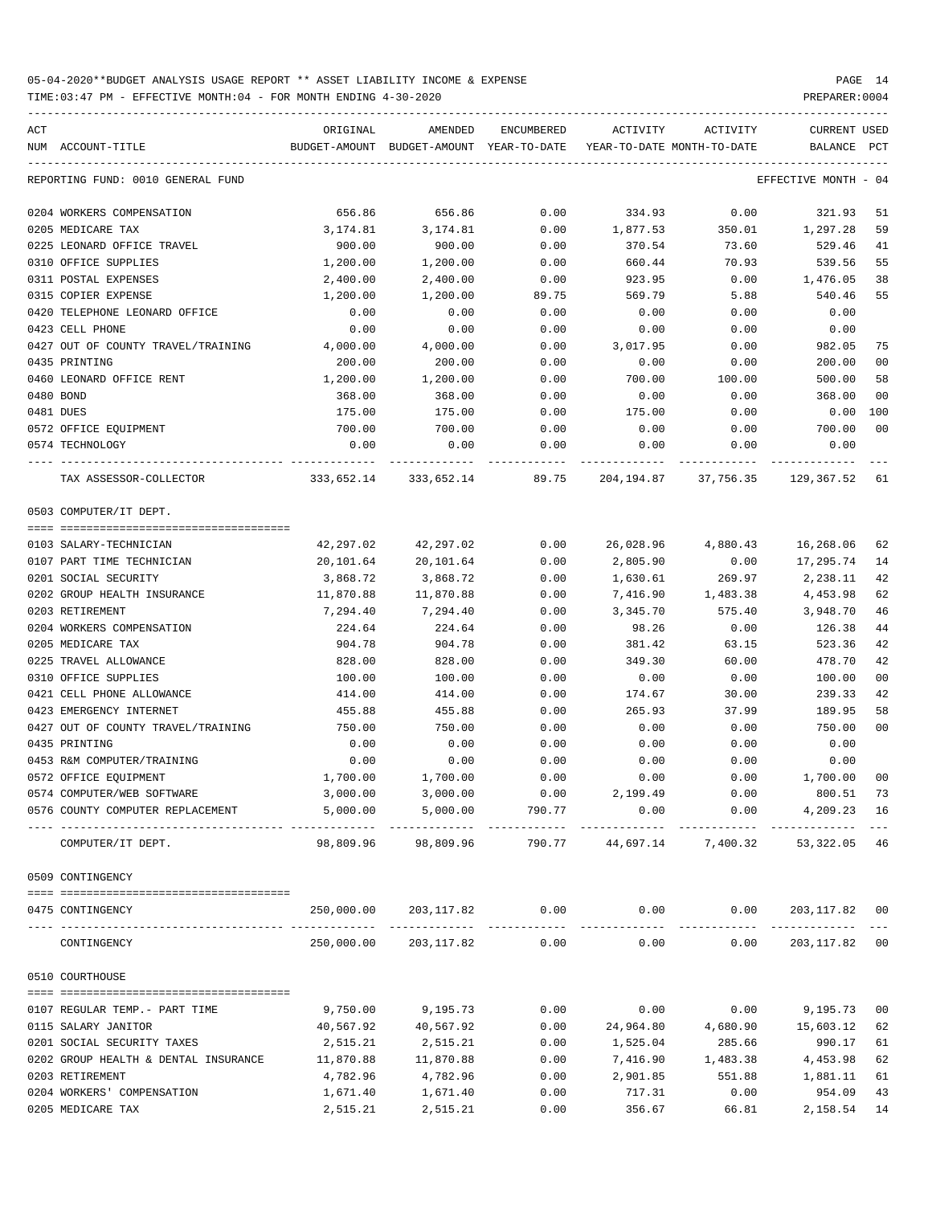05-04-2020**BUDGET ANALYSIS USAGE REPORT ** ASSET LIABILITY INCOME & EXPENSE

TIME:03:47 PM - EFFECTIVE MONTH:04 - FOR MONTH ENDING 4-30-2020

PREPARER:0004

| ACT NUM | ACCOUNT-TITLE | ORIGINAL BUDGET-AMOUNT | AMENDED BUDGET-AMOUNT | ENCUMBERED YEAR-TO-DATE | ACTIVITY YEAR-TO-DATE | ACTIVITY MONTH-TO-DATE | CURRENT BALANCE | USED PCT |
|---|---|---|---|---|---|---|---|---|
| | REPORTING FUND: 0010 GENERAL FUND | | | | | | EFFECTIVE MONTH - 04 | |
| 0204 | WORKERS COMPENSATION | 656.86 | 656.86 | 0.00 | 334.93 | 0.00 | 321.93 | 51 |
| 0205 | MEDICARE TAX | 3,174.81 | 3,174.81 | 0.00 | 1,877.53 | 350.01 | 1,297.28 | 59 |
| 0225 | LEONARD OFFICE TRAVEL | 900.00 | 900.00 | 0.00 | 370.54 | 73.60 | 529.46 | 41 |
| 0310 | OFFICE SUPPLIES | 1,200.00 | 1,200.00 | 0.00 | 660.44 | 70.93 | 539.56 | 55 |
| 0311 | POSTAL EXPENSES | 2,400.00 | 2,400.00 | 0.00 | 923.95 | 0.00 | 1,476.05 | 38 |
| 0315 | COPIER EXPENSE | 1,200.00 | 1,200.00 | 89.75 | 569.79 | 5.88 | 540.46 | 55 |
| 0420 | TELEPHONE LEONARD OFFICE | 0.00 | 0.00 | 0.00 | 0.00 | 0.00 | 0.00 | |
| 0423 | CELL PHONE | 0.00 | 0.00 | 0.00 | 0.00 | 0.00 | 0.00 | |
| 0427 | OUT OF COUNTY TRAVEL/TRAINING | 4,000.00 | 4,000.00 | 0.00 | 3,017.95 | 0.00 | 982.05 | 75 |
| 0435 | PRINTING | 200.00 | 200.00 | 0.00 | 0.00 | 0.00 | 200.00 | 00 |
| 0460 | LEONARD OFFICE RENT | 1,200.00 | 1,200.00 | 0.00 | 700.00 | 100.00 | 500.00 | 58 |
| 0480 | BOND | 368.00 | 368.00 | 0.00 | 0.00 | 0.00 | 368.00 | 00 |
| 0481 | DUES | 175.00 | 175.00 | 0.00 | 175.00 | 0.00 | 0.00 | 100 |
| 0572 | OFFICE EQUIPMENT | 700.00 | 700.00 | 0.00 | 0.00 | 0.00 | 700.00 | 00 |
| 0574 | TECHNOLOGY | 0.00 | 0.00 | 0.00 | 0.00 | 0.00 | 0.00 | |
| | TAX ASSESSOR-COLLECTOR | 333,652.14 | 333,652.14 | 89.75 | 204,194.87 | 37,756.35 | 129,367.52 | 61 |
| | 0503 COMPUTER/IT DEPT. | | | | | | | |
| 0103 | SALARY-TECHNICIAN | 42,297.02 | 42,297.02 | 0.00 | 26,028.96 | 4,880.43 | 16,268.06 | 62 |
| 0107 | PART TIME TECHNICIAN | 20,101.64 | 20,101.64 | 0.00 | 2,805.90 | 0.00 | 17,295.74 | 14 |
| 0201 | SOCIAL SECURITY | 3,868.72 | 3,868.72 | 0.00 | 1,630.61 | 269.97 | 2,238.11 | 42 |
| 0202 | GROUP HEALTH INSURANCE | 11,870.88 | 11,870.88 | 0.00 | 7,416.90 | 1,483.38 | 4,453.98 | 62 |
| 0203 | RETIREMENT | 7,294.40 | 7,294.40 | 0.00 | 3,345.70 | 575.40 | 3,948.70 | 46 |
| 0204 | WORKERS COMPENSATION | 224.64 | 224.64 | 0.00 | 98.26 | 0.00 | 126.38 | 44 |
| 0205 | MEDICARE TAX | 904.78 | 904.78 | 0.00 | 381.42 | 63.15 | 523.36 | 42 |
| 0225 | TRAVEL ALLOWANCE | 828.00 | 828.00 | 0.00 | 349.30 | 60.00 | 478.70 | 42 |
| 0310 | OFFICE SUPPLIES | 100.00 | 100.00 | 0.00 | 0.00 | 0.00 | 100.00 | 00 |
| 0421 | CELL PHONE ALLOWANCE | 414.00 | 414.00 | 0.00 | 174.67 | 30.00 | 239.33 | 42 |
| 0423 | EMERGENCY INTERNET | 455.88 | 455.88 | 0.00 | 265.93 | 37.99 | 189.95 | 58 |
| 0427 | OUT OF COUNTY TRAVEL/TRAINING | 750.00 | 750.00 | 0.00 | 0.00 | 0.00 | 750.00 | 00 |
| 0435 | PRINTING | 0.00 | 0.00 | 0.00 | 0.00 | 0.00 | 0.00 | |
| 0453 | R&M COMPUTER/TRAINING | 0.00 | 0.00 | 0.00 | 0.00 | 0.00 | 0.00 | |
| 0572 | OFFICE EQUIPMENT | 1,700.00 | 1,700.00 | 0.00 | 0.00 | 0.00 | 1,700.00 | 00 |
| 0574 | COMPUTER/WEB SOFTWARE | 3,000.00 | 3,000.00 | 0.00 | 2,199.49 | 0.00 | 800.51 | 73 |
| 0576 | COUNTY COMPUTER REPLACEMENT | 5,000.00 | 5,000.00 | 790.77 | 0.00 | 0.00 | 4,209.23 | 16 |
| | COMPUTER/IT DEPT. | 98,809.96 | 98,809.96 | 790.77 | 44,697.14 | 7,400.32 | 53,322.05 | 46 |
| | 0509 CONTINGENCY | | | | | | | |
| 0475 | CONTINGENCY | 250,000.00 | 203,117.82 | 0.00 | 0.00 | 0.00 | 203,117.82 | 00 |
| | CONTINGENCY | 250,000.00 | 203,117.82 | 0.00 | 0.00 | 0.00 | 203,117.82 | 00 |
| | 0510 COURTHOUSE | | | | | | | |
| 0107 | REGULAR TEMP.- PART TIME | 9,750.00 | 9,195.73 | 0.00 | 0.00 | 0.00 | 9,195.73 | 00 |
| 0115 | SALARY JANITOR | 40,567.92 | 40,567.92 | 0.00 | 24,964.80 | 4,680.90 | 15,603.12 | 62 |
| 0201 | SOCIAL SECURITY TAXES | 2,515.21 | 2,515.21 | 0.00 | 1,525.04 | 285.66 | 990.17 | 61 |
| 0202 | GROUP HEALTH & DENTAL INSURANCE | 11,870.88 | 11,870.88 | 0.00 | 7,416.90 | 1,483.38 | 4,453.98 | 62 |
| 0203 | RETIREMENT | 4,782.96 | 4,782.96 | 0.00 | 2,901.85 | 551.88 | 1,881.11 | 61 |
| 0204 | WORKERS' COMPENSATION | 1,671.40 | 1,671.40 | 0.00 | 717.31 | 0.00 | 954.09 | 43 |
| 0205 | MEDICARE TAX | 2,515.21 | 2,515.21 | 0.00 | 356.67 | 66.81 | 2,158.54 | 14 |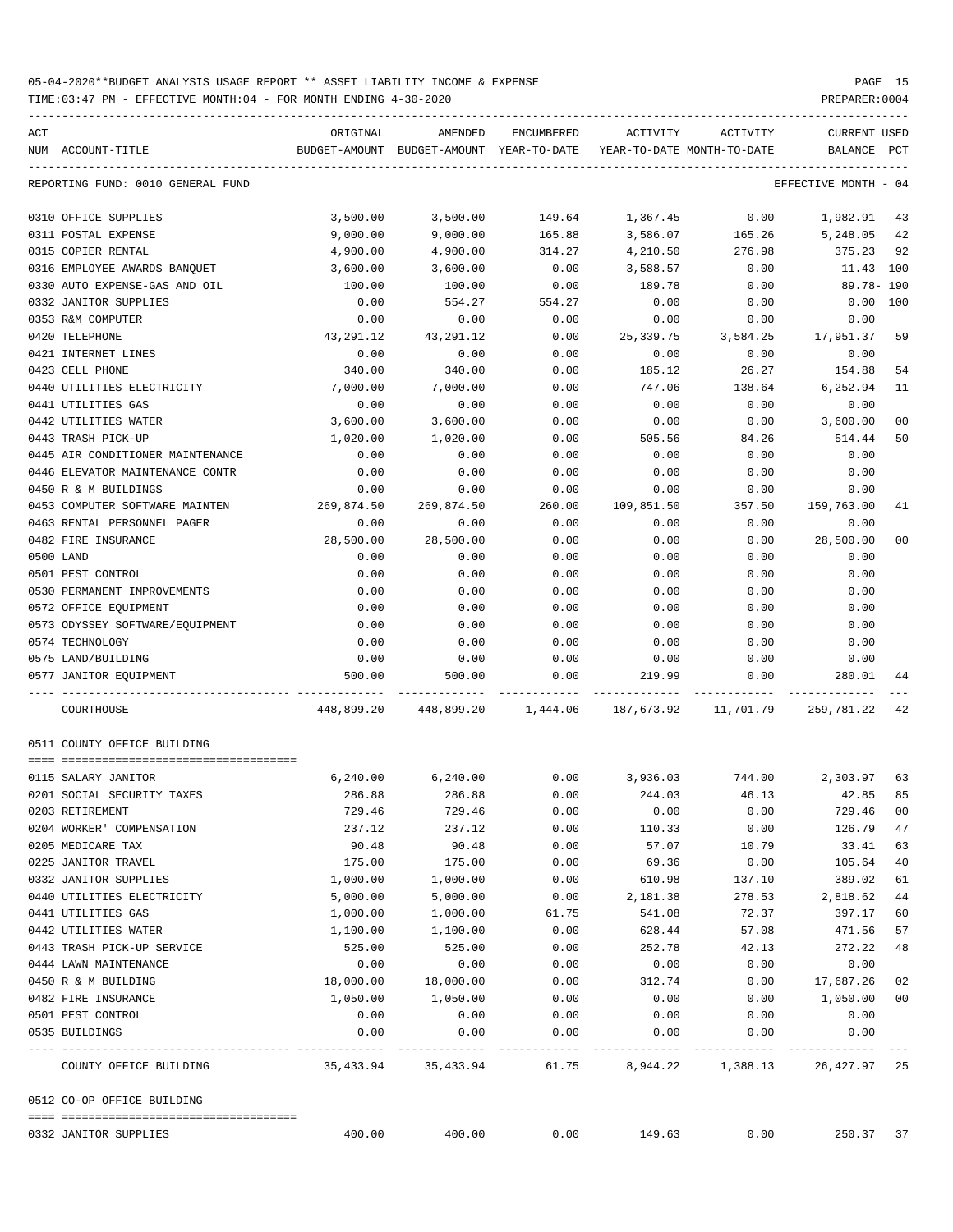05-04-2020**BUDGET ANALYSIS USAGE REPORT ** ASSET LIABILITY INCOME & EXPENSE

TIME:03:47 PM - EFFECTIVE MONTH:04 - FOR MONTH ENDING 4-30-2020

PREPARER:0004

REPORTING FUND: 0010 GENERAL FUND — EFFECTIVE MONTH - 04

| ACT NUM | ACCOUNT-TITLE | ORIGINAL BUDGET-AMOUNT | AMENDED BUDGET-AMOUNT | ENCUMBERED YEAR-TO-DATE | ACTIVITY YEAR-TO-DATE | ACTIVITY MONTH-TO-DATE | CURRENT BALANCE | USED PCT |
|---|---|---|---|---|---|---|---|---|
| 0310 | OFFICE SUPPLIES | 3,500.00 | 3,500.00 | 149.64 | 1,367.45 | 0.00 | 1,982.91 | 43 |
| 0311 | POSTAL EXPENSE | 9,000.00 | 9,000.00 | 165.88 | 3,586.07 | 165.26 | 5,248.05 | 42 |
| 0315 | COPIER RENTAL | 4,900.00 | 4,900.00 | 314.27 | 4,210.50 | 276.98 | 375.23 | 92 |
| 0316 | EMPLOYEE AWARDS BANQUET | 3,600.00 | 3,600.00 | 0.00 | 3,588.57 | 0.00 | 11.43 | 100 |
| 0330 | AUTO EXPENSE-GAS AND OIL | 100.00 | 100.00 | 0.00 | 189.78 | 0.00 | 89.78- | 190 |
| 0332 | JANITOR SUPPLIES | 0.00 | 554.27 | 554.27 | 0.00 | 0.00 | 0.00 | 100 |
| 0353 | R&M COMPUTER | 0.00 | 0.00 | 0.00 | 0.00 | 0.00 | 0.00 | |
| 0420 | TELEPHONE | 43,291.12 | 43,291.12 | 0.00 | 25,339.75 | 3,584.25 | 17,951.37 | 59 |
| 0421 | INTERNET LINES | 0.00 | 0.00 | 0.00 | 0.00 | 0.00 | 0.00 | |
| 0423 | CELL PHONE | 340.00 | 340.00 | 0.00 | 185.12 | 26.27 | 154.88 | 54 |
| 0440 | UTILITIES ELECTRICITY | 7,000.00 | 7,000.00 | 0.00 | 747.06 | 138.64 | 6,252.94 | 11 |
| 0441 | UTILITIES GAS | 0.00 | 0.00 | 0.00 | 0.00 | 0.00 | 0.00 | |
| 0442 | UTILITIES WATER | 3,600.00 | 3,600.00 | 0.00 | 0.00 | 0.00 | 3,600.00 | 00 |
| 0443 | TRASH PICK-UP | 1,020.00 | 1,020.00 | 0.00 | 505.56 | 84.26 | 514.44 | 50 |
| 0445 | AIR CONDITIONER MAINTENANCE | 0.00 | 0.00 | 0.00 | 0.00 | 0.00 | 0.00 | |
| 0446 | ELEVATOR MAINTENANCE CONTR | 0.00 | 0.00 | 0.00 | 0.00 | 0.00 | 0.00 | |
| 0450 | R & M BUILDINGS | 0.00 | 0.00 | 0.00 | 0.00 | 0.00 | 0.00 | |
| 0453 | COMPUTER SOFTWARE MAINTEN | 269,874.50 | 269,874.50 | 260.00 | 109,851.50 | 357.50 | 159,763.00 | 41 |
| 0463 | RENTAL PERSONNEL PAGER | 0.00 | 0.00 | 0.00 | 0.00 | 0.00 | 0.00 | |
| 0482 | FIRE INSURANCE | 28,500.00 | 28,500.00 | 0.00 | 0.00 | 0.00 | 28,500.00 | 00 |
| 0500 | LAND | 0.00 | 0.00 | 0.00 | 0.00 | 0.00 | 0.00 | |
| 0501 | PEST CONTROL | 0.00 | 0.00 | 0.00 | 0.00 | 0.00 | 0.00 | |
| 0530 | PERMANENT IMPROVEMENTS | 0.00 | 0.00 | 0.00 | 0.00 | 0.00 | 0.00 | |
| 0572 | OFFICE EQUIPMENT | 0.00 | 0.00 | 0.00 | 0.00 | 0.00 | 0.00 | |
| 0573 | ODYSSEY SOFTWARE/EQUIPMENT | 0.00 | 0.00 | 0.00 | 0.00 | 0.00 | 0.00 | |
| 0574 | TECHNOLOGY | 0.00 | 0.00 | 0.00 | 0.00 | 0.00 | 0.00 | |
| 0575 | LAND/BUILDING | 0.00 | 0.00 | 0.00 | 0.00 | 0.00 | 0.00 | |
| 0577 | JANITOR EQUIPMENT | 500.00 | 500.00 | 0.00 | 219.99 | 0.00 | 280.01 | 44 |
| | COURTHOUSE | 448,899.20 | 448,899.20 | 1,444.06 | 187,673.92 | 11,701.79 | 259,781.22 | 42 |

0511 COUNTY OFFICE BUILDING

| ACT NUM | ACCOUNT-TITLE | ORIGINAL BUDGET-AMOUNT | AMENDED BUDGET-AMOUNT | ENCUMBERED YEAR-TO-DATE | ACTIVITY YEAR-TO-DATE | ACTIVITY MONTH-TO-DATE | CURRENT BALANCE | USED PCT |
|---|---|---|---|---|---|---|---|---|
| 0115 | SALARY JANITOR | 6,240.00 | 6,240.00 | 0.00 | 3,936.03 | 744.00 | 2,303.97 | 63 |
| 0201 | SOCIAL SECURITY TAXES | 286.88 | 286.88 | 0.00 | 244.03 | 46.13 | 42.85 | 85 |
| 0203 | RETIREMENT | 729.46 | 729.46 | 0.00 | 0.00 | 0.00 | 729.46 | 00 |
| 0204 | WORKER' COMPENSATION | 237.12 | 237.12 | 0.00 | 110.33 | 0.00 | 126.79 | 47 |
| 0205 | MEDICARE TAX | 90.48 | 90.48 | 0.00 | 57.07 | 10.79 | 33.41 | 63 |
| 0225 | JANITOR TRAVEL | 175.00 | 175.00 | 0.00 | 69.36 | 0.00 | 105.64 | 40 |
| 0332 | JANITOR SUPPLIES | 1,000.00 | 1,000.00 | 0.00 | 610.98 | 137.10 | 389.02 | 61 |
| 0440 | UTILITIES ELECTRICITY | 5,000.00 | 5,000.00 | 0.00 | 2,181.38 | 278.53 | 2,818.62 | 44 |
| 0441 | UTILITIES GAS | 1,000.00 | 1,000.00 | 61.75 | 541.08 | 72.37 | 397.17 | 60 |
| 0442 | UTILITIES WATER | 1,100.00 | 1,100.00 | 0.00 | 628.44 | 57.08 | 471.56 | 57 |
| 0443 | TRASH PICK-UP SERVICE | 525.00 | 525.00 | 0.00 | 252.78 | 42.13 | 272.22 | 48 |
| 0444 | LAWN MAINTENANCE | 0.00 | 0.00 | 0.00 | 0.00 | 0.00 | 0.00 | |
| 0450 | R & M BUILDING | 18,000.00 | 18,000.00 | 0.00 | 312.74 | 0.00 | 17,687.26 | 02 |
| 0482 | FIRE INSURANCE | 1,050.00 | 1,050.00 | 0.00 | 0.00 | 0.00 | 1,050.00 | 00 |
| 0501 | PEST CONTROL | 0.00 | 0.00 | 0.00 | 0.00 | 0.00 | 0.00 | |
| 0535 | BUILDINGS | 0.00 | 0.00 | 0.00 | 0.00 | 0.00 | 0.00 | |
| | COUNTY OFFICE BUILDING | 35,433.94 | 35,433.94 | 61.75 | 8,944.22 | 1,388.13 | 26,427.97 | 25 |

0512 CO-OP OFFICE BUILDING

| ACT NUM | ACCOUNT-TITLE | ORIGINAL BUDGET-AMOUNT | AMENDED BUDGET-AMOUNT | ENCUMBERED YEAR-TO-DATE | ACTIVITY YEAR-TO-DATE | ACTIVITY MONTH-TO-DATE | CURRENT BALANCE | USED PCT |
|---|---|---|---|---|---|---|---|---|
| 0332 | JANITOR SUPPLIES | 400.00 | 400.00 | 0.00 | 149.63 | 0.00 | 250.37 | 37 |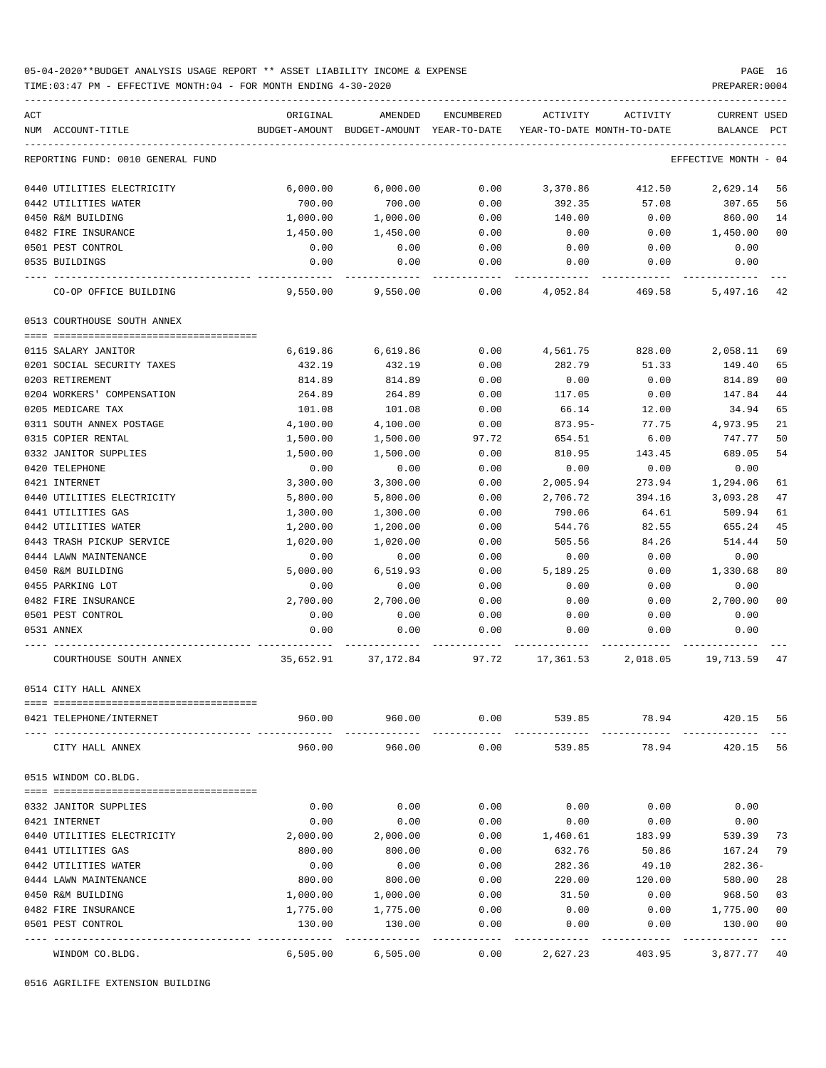05-04-2020**BUDGET ANALYSIS USAGE REPORT ** ASSET LIABILITY INCOME & EXPENSE

TIME:03:47 PM - EFFECTIVE MONTH:04 - FOR MONTH ENDING 4-30-2020

REPORTING FUND: 0010 GENERAL FUND — EFFECTIVE MONTH - 04

| ACT NUM | ACCOUNT-TITLE | ORIGINAL BUDGET-AMOUNT | AMENDED BUDGET-AMOUNT | ENCUMBERED YEAR-TO-DATE | ACTIVITY YEAR-TO-DATE | ACTIVITY MONTH-TO-DATE | CURRENT BALANCE | USED PCT |
|---|---|---|---|---|---|---|---|---|
| 0440 | UTILITIES ELECTRICITY | 6,000.00 | 6,000.00 | 0.00 | 3,370.86 | 412.50 | 2,629.14 | 56 |
| 0442 | UTILITIES WATER | 700.00 | 700.00 | 0.00 | 392.35 | 57.08 | 307.65 | 56 |
| 0450 | R&M BUILDING | 1,000.00 | 1,000.00 | 0.00 | 140.00 | 0.00 | 860.00 | 14 |
| 0482 | FIRE INSURANCE | 1,450.00 | 1,450.00 | 0.00 | 0.00 | 0.00 | 1,450.00 | 00 |
| 0501 | PEST CONTROL | 0.00 | 0.00 | 0.00 | 0.00 | 0.00 | 0.00 | |
| 0535 | BUILDINGS | 0.00 | 0.00 | 0.00 | 0.00 | 0.00 | 0.00 | |
| | CO-OP OFFICE BUILDING | 9,550.00 | 9,550.00 | 0.00 | 4,052.84 | 469.58 | 5,497.16 | 42 |

0513 COURTHOUSE SOUTH ANNEX

| ACT NUM | ACCOUNT-TITLE | ORIGINAL BUDGET-AMOUNT | AMENDED BUDGET-AMOUNT | ENCUMBERED YEAR-TO-DATE | ACTIVITY YEAR-TO-DATE | ACTIVITY MONTH-TO-DATE | CURRENT BALANCE | USED PCT |
|---|---|---|---|---|---|---|---|---|
| 0115 | SALARY JANITOR | 6,619.86 | 6,619.86 | 0.00 | 4,561.75 | 828.00 | 2,058.11 | 69 |
| 0201 | SOCIAL SECURITY TAXES | 432.19 | 432.19 | 0.00 | 282.79 | 51.33 | 149.40 | 65 |
| 0203 | RETIREMENT | 814.89 | 814.89 | 0.00 | 0.00 | 0.00 | 814.89 | 00 |
| 0204 | WORKERS' COMPENSATION | 264.89 | 264.89 | 0.00 | 117.05 | 0.00 | 147.84 | 44 |
| 0205 | MEDICARE TAX | 101.08 | 101.08 | 0.00 | 66.14 | 12.00 | 34.94 | 65 |
| 0311 | SOUTH ANNEX POSTAGE | 4,100.00 | 4,100.00 | 0.00 | 873.95- | 77.75 | 4,973.95 | 21 |
| 0315 | COPIER RENTAL | 1,500.00 | 1,500.00 | 97.72 | 654.51 | 6.00 | 747.77 | 50 |
| 0332 | JANITOR SUPPLIES | 1,500.00 | 1,500.00 | 0.00 | 810.95 | 143.45 | 689.05 | 54 |
| 0420 | TELEPHONE | 0.00 | 0.00 | 0.00 | 0.00 | 0.00 | 0.00 | |
| 0421 | INTERNET | 3,300.00 | 3,300.00 | 0.00 | 2,005.94 | 273.94 | 1,294.06 | 61 |
| 0440 | UTILITIES ELECTRICITY | 5,800.00 | 5,800.00 | 0.00 | 2,706.72 | 394.16 | 3,093.28 | 47 |
| 0441 | UTILITIES GAS | 1,300.00 | 1,300.00 | 0.00 | 790.06 | 64.61 | 509.94 | 61 |
| 0442 | UTILITIES WATER | 1,200.00 | 1,200.00 | 0.00 | 544.76 | 82.55 | 655.24 | 45 |
| 0443 | TRASH PICKUP SERVICE | 1,020.00 | 1,020.00 | 0.00 | 505.56 | 84.26 | 514.44 | 50 |
| 0444 | LAWN MAINTENANCE | 0.00 | 0.00 | 0.00 | 0.00 | 0.00 | 0.00 | |
| 0450 | R&M BUILDING | 5,000.00 | 6,519.93 | 0.00 | 5,189.25 | 0.00 | 1,330.68 | 80 |
| 0455 | PARKING LOT | 0.00 | 0.00 | 0.00 | 0.00 | 0.00 | 0.00 | |
| 0482 | FIRE INSURANCE | 2,700.00 | 2,700.00 | 0.00 | 0.00 | 0.00 | 2,700.00 | 00 |
| 0501 | PEST CONTROL | 0.00 | 0.00 | 0.00 | 0.00 | 0.00 | 0.00 | |
| 0531 | ANNEX | 0.00 | 0.00 | 0.00 | 0.00 | 0.00 | 0.00 | |
| | COURTHOUSE SOUTH ANNEX | 35,652.91 | 37,172.84 | 97.72 | 17,361.53 | 2,018.05 | 19,713.59 | 47 |

0514 CITY HALL ANNEX

| ACT NUM | ACCOUNT-TITLE | ORIGINAL BUDGET-AMOUNT | AMENDED BUDGET-AMOUNT | ENCUMBERED YEAR-TO-DATE | ACTIVITY YEAR-TO-DATE | ACTIVITY MONTH-TO-DATE | CURRENT BALANCE | USED PCT |
|---|---|---|---|---|---|---|---|---|
| 0421 | TELEPHONE/INTERNET | 960.00 | 960.00 | 0.00 | 539.85 | 78.94 | 420.15 | 56 |
| | CITY HALL ANNEX | 960.00 | 960.00 | 0.00 | 539.85 | 78.94 | 420.15 | 56 |

0515 WINDOM CO.BLDG.

| ACT NUM | ACCOUNT-TITLE | ORIGINAL BUDGET-AMOUNT | AMENDED BUDGET-AMOUNT | ENCUMBERED YEAR-TO-DATE | ACTIVITY YEAR-TO-DATE | ACTIVITY MONTH-TO-DATE | CURRENT BALANCE | USED PCT |
|---|---|---|---|---|---|---|---|---|
| 0332 | JANITOR SUPPLIES | 0.00 | 0.00 | 0.00 | 0.00 | 0.00 | 0.00 | |
| 0421 | INTERNET | 0.00 | 0.00 | 0.00 | 0.00 | 0.00 | 0.00 | |
| 0440 | UTILITIES ELECTRICITY | 2,000.00 | 2,000.00 | 0.00 | 1,460.61 | 183.99 | 539.39 | 73 |
| 0441 | UTILITIES GAS | 800.00 | 800.00 | 0.00 | 632.76 | 50.86 | 167.24 | 79 |
| 0442 | UTILITIES WATER | 0.00 | 0.00 | 0.00 | 282.36 | 49.10 | 282.36- | |
| 0444 | LAWN MAINTENANCE | 800.00 | 800.00 | 0.00 | 220.00 | 120.00 | 580.00 | 28 |
| 0450 | R&M BUILDING | 1,000.00 | 1,000.00 | 0.00 | 31.50 | 0.00 | 968.50 | 03 |
| 0482 | FIRE INSURANCE | 1,775.00 | 1,775.00 | 0.00 | 0.00 | 0.00 | 1,775.00 | 00 |
| 0501 | PEST CONTROL | 130.00 | 130.00 | 0.00 | 0.00 | 0.00 | 130.00 | 00 |
| | WINDOM CO.BLDG. | 6,505.00 | 6,505.00 | 0.00 | 2,627.23 | 403.95 | 3,877.77 | 40 |

0516 AGRILIFE EXTENSION BUILDING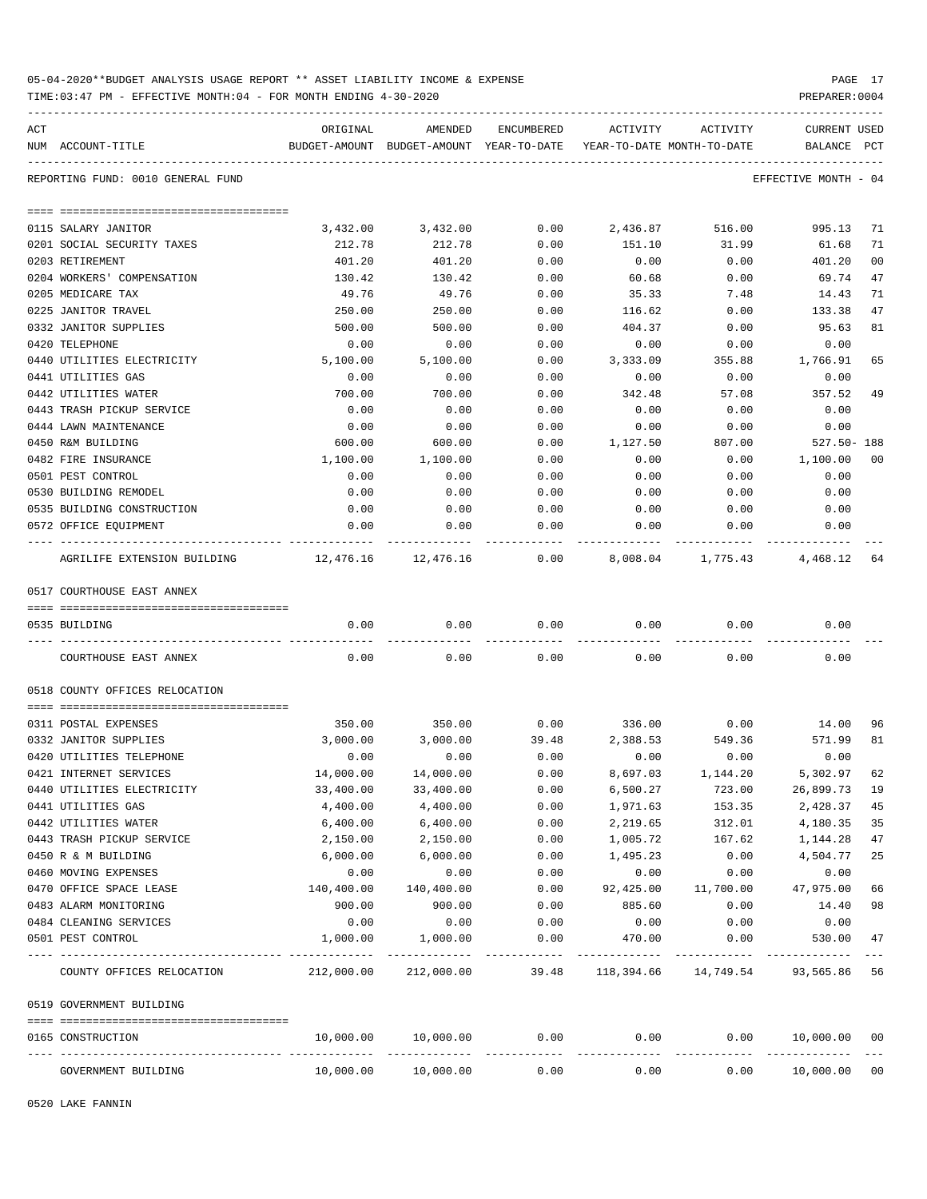05-04-2020**BUDGET ANALYSIS USAGE REPORT ** ASSET LIABILITY INCOME & EXPENSE

TIME:03:47 PM - EFFECTIVE MONTH:04 - FOR MONTH ENDING 4-30-2020

REPORTING FUND: 0010 GENERAL FUND — EFFECTIVE MONTH - 04

| ACT NUM | ACCOUNT-TITLE | ORIGINAL BUDGET-AMOUNT | AMENDED BUDGET-AMOUNT | ENCUMBERED YEAR-TO-DATE | ACTIVITY YEAR-TO-DATE | ACTIVITY MONTH-TO-DATE | CURRENT BALANCE | USED PCT |
|---|---|---|---|---|---|---|---|---|
| 0115 | SALARY JANITOR | 3,432.00 | 3,432.00 | 0.00 | 2,436.87 | 516.00 | 995.13 | 71 |
| 0201 | SOCIAL SECURITY TAXES | 212.78 | 212.78 | 0.00 | 151.10 | 31.99 | 61.68 | 71 |
| 0203 | RETIREMENT | 401.20 | 401.20 | 0.00 | 0.00 | 0.00 | 401.20 | 00 |
| 0204 | WORKERS' COMPENSATION | 130.42 | 130.42 | 0.00 | 60.68 | 0.00 | 69.74 | 47 |
| 0205 | MEDICARE TAX | 49.76 | 49.76 | 0.00 | 35.33 | 7.48 | 14.43 | 71 |
| 0225 | JANITOR TRAVEL | 250.00 | 250.00 | 0.00 | 116.62 | 0.00 | 133.38 | 47 |
| 0332 | JANITOR SUPPLIES | 500.00 | 500.00 | 0.00 | 404.37 | 0.00 | 95.63 | 81 |
| 0420 | TELEPHONE | 0.00 | 0.00 | 0.00 | 0.00 | 0.00 | 0.00 | |
| 0440 | UTILITIES ELECTRICITY | 5,100.00 | 5,100.00 | 0.00 | 3,333.09 | 355.88 | 1,766.91 | 65 |
| 0441 | UTILITIES GAS | 0.00 | 0.00 | 0.00 | 0.00 | 0.00 | 0.00 | |
| 0442 | UTILITIES WATER | 700.00 | 700.00 | 0.00 | 342.48 | 57.08 | 357.52 | 49 |
| 0443 | TRASH PICKUP SERVICE | 0.00 | 0.00 | 0.00 | 0.00 | 0.00 | 0.00 | |
| 0444 | LAWN MAINTENANCE | 0.00 | 0.00 | 0.00 | 0.00 | 0.00 | 0.00 | |
| 0450 | R&M BUILDING | 600.00 | 600.00 | 0.00 | 1,127.50 | 807.00 | 527.50- | 188 |
| 0482 | FIRE INSURANCE | 1,100.00 | 1,100.00 | 0.00 | 0.00 | 0.00 | 1,100.00 | 00 |
| 0501 | PEST CONTROL | 0.00 | 0.00 | 0.00 | 0.00 | 0.00 | 0.00 | |
| 0530 | BUILDING REMODEL | 0.00 | 0.00 | 0.00 | 0.00 | 0.00 | 0.00 | |
| 0535 | BUILDING CONSTRUCTION | 0.00 | 0.00 | 0.00 | 0.00 | 0.00 | 0.00 | |
| 0572 | OFFICE EQUIPMENT | 0.00 | 0.00 | 0.00 | 0.00 | 0.00 | 0.00 | |
| | AGRILIFE EXTENSION BUILDING | 12,476.16 | 12,476.16 | 0.00 | 8,008.04 | 1,775.43 | 4,468.12 | 64 |

0517 COURTHOUSE EAST ANNEX

| ACT NUM | ACCOUNT-TITLE | ORIGINAL BUDGET-AMOUNT | AMENDED BUDGET-AMOUNT | ENCUMBERED YEAR-TO-DATE | ACTIVITY YEAR-TO-DATE | ACTIVITY MONTH-TO-DATE | CURRENT BALANCE | USED PCT |
|---|---|---|---|---|---|---|---|---|
| 0535 | BUILDING | 0.00 | 0.00 | 0.00 | 0.00 | 0.00 | 0.00 | |
| | COURTHOUSE EAST ANNEX | 0.00 | 0.00 | 0.00 | 0.00 | 0.00 | 0.00 | |

0518 COUNTY OFFICES RELOCATION

| ACT NUM | ACCOUNT-TITLE | ORIGINAL BUDGET-AMOUNT | AMENDED BUDGET-AMOUNT | ENCUMBERED YEAR-TO-DATE | ACTIVITY YEAR-TO-DATE | ACTIVITY MONTH-TO-DATE | CURRENT BALANCE | USED PCT |
|---|---|---|---|---|---|---|---|---|
| 0311 | POSTAL EXPENSES | 350.00 | 350.00 | 0.00 | 336.00 | 0.00 | 14.00 | 96 |
| 0332 | JANITOR SUPPLIES | 3,000.00 | 3,000.00 | 39.48 | 2,388.53 | 549.36 | 571.99 | 81 |
| 0420 | UTILITIES TELEPHONE | 0.00 | 0.00 | 0.00 | 0.00 | 0.00 | 0.00 | |
| 0421 | INTERNET SERVICES | 14,000.00 | 14,000.00 | 0.00 | 8,697.03 | 1,144.20 | 5,302.97 | 62 |
| 0440 | UTILITIES ELECTRICITY | 33,400.00 | 33,400.00 | 0.00 | 6,500.27 | 723.00 | 26,899.73 | 19 |
| 0441 | UTILITIES GAS | 4,400.00 | 4,400.00 | 0.00 | 1,971.63 | 153.35 | 2,428.37 | 45 |
| 0442 | UTILITIES WATER | 6,400.00 | 6,400.00 | 0.00 | 2,219.65 | 312.01 | 4,180.35 | 35 |
| 0443 | TRASH PICKUP SERVICE | 2,150.00 | 2,150.00 | 0.00 | 1,005.72 | 167.62 | 1,144.28 | 47 |
| 0450 | R & M BUILDING | 6,000.00 | 6,000.00 | 0.00 | 1,495.23 | 0.00 | 4,504.77 | 25 |
| 0460 | MOVING EXPENSES | 0.00 | 0.00 | 0.00 | 0.00 | 0.00 | 0.00 | |
| 0470 | OFFICE SPACE LEASE | 140,400.00 | 140,400.00 | 0.00 | 92,425.00 | 11,700.00 | 47,975.00 | 66 |
| 0483 | ALARM MONITORING | 900.00 | 900.00 | 0.00 | 885.60 | 0.00 | 14.40 | 98 |
| 0484 | CLEANING SERVICES | 0.00 | 0.00 | 0.00 | 0.00 | 0.00 | 0.00 | |
| 0501 | PEST CONTROL | 1,000.00 | 1,000.00 | 0.00 | 470.00 | 0.00 | 530.00 | 47 |
| | COUNTY OFFICES RELOCATION | 212,000.00 | 212,000.00 | 39.48 | 118,394.66 | 14,749.54 | 93,565.86 | 56 |

0519 GOVERNMENT BUILDING

| ACT NUM | ACCOUNT-TITLE | ORIGINAL BUDGET-AMOUNT | AMENDED BUDGET-AMOUNT | ENCUMBERED YEAR-TO-DATE | ACTIVITY YEAR-TO-DATE | ACTIVITY MONTH-TO-DATE | CURRENT BALANCE | USED PCT |
|---|---|---|---|---|---|---|---|---|
| 0165 | CONSTRUCTION | 10,000.00 | 10,000.00 | 0.00 | 0.00 | 0.00 | 10,000.00 | 00 |
| | GOVERNMENT BUILDING | 10,000.00 | 10,000.00 | 0.00 | 0.00 | 0.00 | 10,000.00 | 00 |

0520 LAKE FANNIN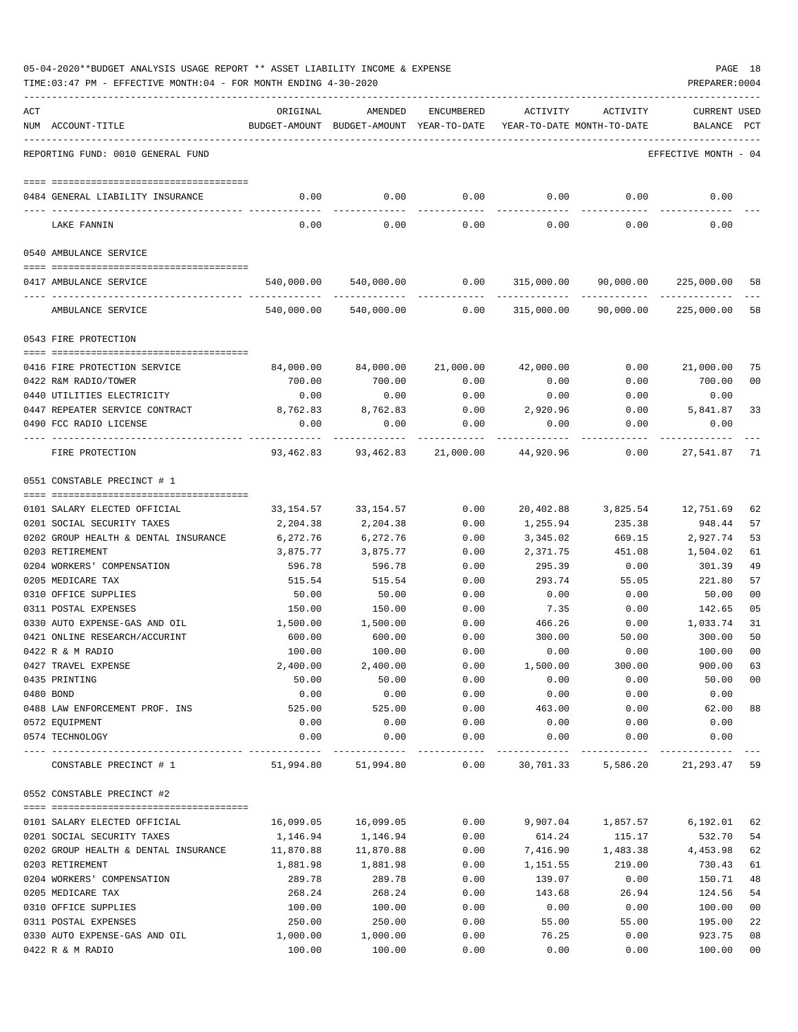05-04-2020**BUDGET ANALYSIS USAGE REPORT ** ASSET LIABILITY INCOME & EXPENSE

TIME:03:47 PM - EFFECTIVE MONTH:04 - FOR MONTH ENDING 4-30-2020

PREPARER:0004

REPORTING FUND: 0010 GENERAL FUND

EFFECTIVE MONTH - 04

| ACT NUM | ACCOUNT-TITLE | ORIGINAL BUDGET-AMOUNT | AMENDED BUDGET-AMOUNT | ENCUMBERED YEAR-TO-DATE | ACTIVITY YEAR-TO-DATE | ACTIVITY MONTH-TO-DATE | CURRENT BALANCE | USED PCT |
|---|---|---|---|---|---|---|---|---|
| 0484 | GENERAL LIABILITY INSURANCE | 0.00 | 0.00 | 0.00 | 0.00 | 0.00 | 0.00 | |
| | LAKE FANNIN | 0.00 | 0.00 | 0.00 | 0.00 | 0.00 | 0.00 | |
| | **0540 AMBULANCE SERVICE** | | | | | | | |
| 0417 | AMBULANCE SERVICE | 540,000.00 | 540,000.00 | 0.00 | 315,000.00 | 90,000.00 | 225,000.00 | 58 |
| | AMBULANCE SERVICE | 540,000.00 | 540,000.00 | 0.00 | 315,000.00 | 90,000.00 | 225,000.00 | 58 |
| | **0543 FIRE PROTECTION** | | | | | | | |
| 0416 | FIRE PROTECTION SERVICE | 84,000.00 | 84,000.00 | 21,000.00 | 42,000.00 | 0.00 | 21,000.00 | 75 |
| 0422 | R&M RADIO/TOWER | 700.00 | 700.00 | 0.00 | 0.00 | 0.00 | 700.00 | 00 |
| 0440 | UTILITIES ELECTRICITY | 0.00 | 0.00 | 0.00 | 0.00 | 0.00 | 0.00 | |
| 0447 | REPEATER SERVICE CONTRACT | 8,762.83 | 8,762.83 | 0.00 | 2,920.96 | 0.00 | 5,841.87 | 33 |
| 0490 | FCC RADIO LICENSE | 0.00 | 0.00 | 0.00 | 0.00 | 0.00 | 0.00 | |
| | FIRE PROTECTION | 93,462.83 | 93,462.83 | 21,000.00 | 44,920.96 | 0.00 | 27,541.87 | 71 |
| | **0551 CONSTABLE PRECINCT # 1** | | | | | | | |
| 0101 | SALARY ELECTED OFFICIAL | 33,154.57 | 33,154.57 | 0.00 | 20,402.88 | 3,825.54 | 12,751.69 | 62 |
| 0201 | SOCIAL SECURITY TAXES | 2,204.38 | 2,204.38 | 0.00 | 1,255.94 | 235.38 | 948.44 | 57 |
| 0202 | GROUP HEALTH & DENTAL INSURANCE | 6,272.76 | 6,272.76 | 0.00 | 3,345.02 | 669.15 | 2,927.74 | 53 |
| 0203 | RETIREMENT | 3,875.77 | 3,875.77 | 0.00 | 2,371.75 | 451.08 | 1,504.02 | 61 |
| 0204 | WORKERS' COMPENSATION | 596.78 | 596.78 | 0.00 | 295.39 | 0.00 | 301.39 | 49 |
| 0205 | MEDICARE TAX | 515.54 | 515.54 | 0.00 | 293.74 | 55.05 | 221.80 | 57 |
| 0310 | OFFICE SUPPLIES | 50.00 | 50.00 | 0.00 | 0.00 | 0.00 | 50.00 | 00 |
| 0311 | POSTAL EXPENSES | 150.00 | 150.00 | 0.00 | 7.35 | 0.00 | 142.65 | 05 |
| 0330 | AUTO EXPENSE-GAS AND OIL | 1,500.00 | 1,500.00 | 0.00 | 466.26 | 0.00 | 1,033.74 | 31 |
| 0421 | ONLINE RESEARCH/ACCURINT | 600.00 | 600.00 | 0.00 | 300.00 | 50.00 | 300.00 | 50 |
| 0422 | R & M RADIO | 100.00 | 100.00 | 0.00 | 0.00 | 0.00 | 100.00 | 00 |
| 0427 | TRAVEL EXPENSE | 2,400.00 | 2,400.00 | 0.00 | 1,500.00 | 300.00 | 900.00 | 63 |
| 0435 | PRINTING | 50.00 | 50.00 | 0.00 | 0.00 | 0.00 | 50.00 | 00 |
| 0480 | BOND | 0.00 | 0.00 | 0.00 | 0.00 | 0.00 | 0.00 | |
| 0488 | LAW ENFORCEMENT PROF. INS | 525.00 | 525.00 | 0.00 | 463.00 | 0.00 | 62.00 | 88 |
| 0572 | EQUIPMENT | 0.00 | 0.00 | 0.00 | 0.00 | 0.00 | 0.00 | |
| 0574 | TECHNOLOGY | 0.00 | 0.00 | 0.00 | 0.00 | 0.00 | 0.00 | |
| | CONSTABLE PRECINCT # 1 | 51,994.80 | 51,994.80 | 0.00 | 30,701.33 | 5,586.20 | 21,293.47 | 59 |
| | **0552 CONSTABLE PRECINCT #2** | | | | | | | |
| 0101 | SALARY ELECTED OFFICIAL | 16,099.05 | 16,099.05 | 0.00 | 9,907.04 | 1,857.57 | 6,192.01 | 62 |
| 0201 | SOCIAL SECURITY TAXES | 1,146.94 | 1,146.94 | 0.00 | 614.24 | 115.17 | 532.70 | 54 |
| 0202 | GROUP HEALTH & DENTAL INSURANCE | 11,870.88 | 11,870.88 | 0.00 | 7,416.90 | 1,483.38 | 4,453.98 | 62 |
| 0203 | RETIREMENT | 1,881.98 | 1,881.98 | 0.00 | 1,151.55 | 219.00 | 730.43 | 61 |
| 0204 | WORKERS' COMPENSATION | 289.78 | 289.78 | 0.00 | 139.07 | 0.00 | 150.71 | 48 |
| 0205 | MEDICARE TAX | 268.24 | 268.24 | 0.00 | 143.68 | 26.94 | 124.56 | 54 |
| 0310 | OFFICE SUPPLIES | 100.00 | 100.00 | 0.00 | 0.00 | 0.00 | 100.00 | 00 |
| 0311 | POSTAL EXPENSES | 250.00 | 250.00 | 0.00 | 55.00 | 55.00 | 195.00 | 22 |
| 0330 | AUTO EXPENSE-GAS AND OIL | 1,000.00 | 1,000.00 | 0.00 | 76.25 | 0.00 | 923.75 | 08 |
| 0422 | R & M RADIO | 100.00 | 100.00 | 0.00 | 0.00 | 0.00 | 100.00 | 00 |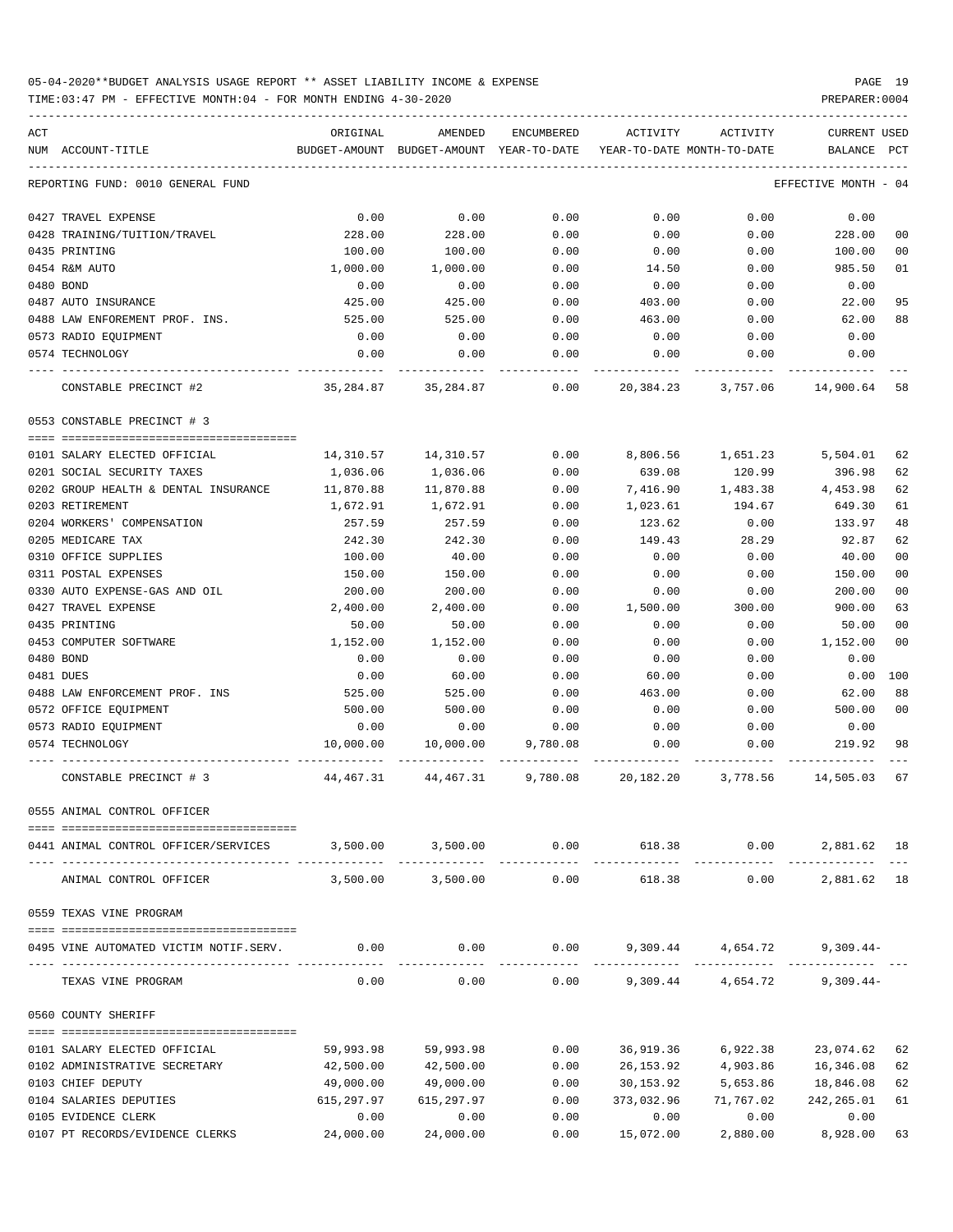05-04-2020**BUDGET ANALYSIS USAGE REPORT ** ASSET LIABILITY INCOME & EXPENSE

TIME:03:47 PM - EFFECTIVE MONTH:04 - FOR MONTH ENDING 4-30-2020

PREPARER:0004

| ACT NUM | ACCOUNT-TITLE | ORIGINAL BUDGET-AMOUNT | AMENDED BUDGET-AMOUNT | ENCUMBERED YEAR-TO-DATE | ACTIVITY YEAR-TO-DATE | ACTIVITY MONTH-TO-DATE | CURRENT BALANCE | USED PCT |
|---|---|---|---|---|---|---|---|---|
| | REPORTING FUND: 0010 GENERAL FUND | | | | | | EFFECTIVE MONTH - 04 | |
| 0427 | TRAVEL EXPENSE | 0.00 | 0.00 | 0.00 | 0.00 | 0.00 | 0.00 | |
| 0428 | TRAINING/TUITION/TRAVEL | 228.00 | 228.00 | 0.00 | 0.00 | 0.00 | 228.00 | 00 |
| 0435 | PRINTING | 100.00 | 100.00 | 0.00 | 0.00 | 0.00 | 100.00 | 00 |
| 0454 | R&M AUTO | 1,000.00 | 1,000.00 | 0.00 | 14.50 | 0.00 | 985.50 | 01 |
| 0480 | BOND | 0.00 | 0.00 | 0.00 | 0.00 | 0.00 | 0.00 | |
| 0487 | AUTO INSURANCE | 425.00 | 425.00 | 0.00 | 403.00 | 0.00 | 22.00 | 95 |
| 0488 | LAW ENFOREMENT PROF. INS. | 525.00 | 525.00 | 0.00 | 463.00 | 0.00 | 62.00 | 88 |
| 0573 | RADIO EQUIPMENT | 0.00 | 0.00 | 0.00 | 0.00 | 0.00 | 0.00 | |
| 0574 | TECHNOLOGY | 0.00 | 0.00 | 0.00 | 0.00 | 0.00 | 0.00 | |
| | CONSTABLE PRECINCT #2 | 35,284.87 | 35,284.87 | 0.00 | 20,384.23 | 3,757.06 | 14,900.64 | 58 |
| | 0553 CONSTABLE PRECINCT # 3 | | | | | | | |
| 0101 | SALARY ELECTED OFFICIAL | 14,310.57 | 14,310.57 | 0.00 | 8,806.56 | 1,651.23 | 5,504.01 | 62 |
| 0201 | SOCIAL SECURITY TAXES | 1,036.06 | 1,036.06 | 0.00 | 639.08 | 120.99 | 396.98 | 62 |
| 0202 | GROUP HEALTH & DENTAL INSURANCE | 11,870.88 | 11,870.88 | 0.00 | 7,416.90 | 1,483.38 | 4,453.98 | 62 |
| 0203 | RETIREMENT | 1,672.91 | 1,672.91 | 0.00 | 1,023.61 | 194.67 | 649.30 | 61 |
| 0204 | WORKERS' COMPENSATION | 257.59 | 257.59 | 0.00 | 123.62 | 0.00 | 133.97 | 48 |
| 0205 | MEDICARE TAX | 242.30 | 242.30 | 0.00 | 149.43 | 28.29 | 92.87 | 62 |
| 0310 | OFFICE SUPPLIES | 100.00 | 40.00 | 0.00 | 0.00 | 0.00 | 40.00 | 00 |
| 0311 | POSTAL EXPENSES | 150.00 | 150.00 | 0.00 | 0.00 | 0.00 | 150.00 | 00 |
| 0330 | AUTO EXPENSE-GAS AND OIL | 200.00 | 200.00 | 0.00 | 0.00 | 0.00 | 200.00 | 00 |
| 0427 | TRAVEL EXPENSE | 2,400.00 | 2,400.00 | 0.00 | 1,500.00 | 300.00 | 900.00 | 63 |
| 0435 | PRINTING | 50.00 | 50.00 | 0.00 | 0.00 | 0.00 | 50.00 | 00 |
| 0453 | COMPUTER SOFTWARE | 1,152.00 | 1,152.00 | 0.00 | 0.00 | 0.00 | 1,152.00 | 00 |
| 0480 | BOND | 0.00 | 0.00 | 0.00 | 0.00 | 0.00 | 0.00 | |
| 0481 | DUES | 0.00 | 60.00 | 0.00 | 60.00 | 0.00 | 0.00 | 100 |
| 0488 | LAW ENFORCEMENT PROF. INS | 525.00 | 525.00 | 0.00 | 463.00 | 0.00 | 62.00 | 88 |
| 0572 | OFFICE EQUIPMENT | 500.00 | 500.00 | 0.00 | 0.00 | 0.00 | 500.00 | 00 |
| 0573 | RADIO EQUIPMENT | 0.00 | 0.00 | 0.00 | 0.00 | 0.00 | 0.00 | |
| 0574 | TECHNOLOGY | 10,000.00 | 10,000.00 | 9,780.08 | 0.00 | 0.00 | 219.92 | 98 |
| | CONSTABLE PRECINCT # 3 | 44,467.31 | 44,467.31 | 9,780.08 | 20,182.20 | 3,778.56 | 14,505.03 | 67 |
| | 0555 ANIMAL CONTROL OFFICER | | | | | | | |
| 0441 | ANIMAL CONTROL OFFICER/SERVICES | 3,500.00 | 3,500.00 | 0.00 | 618.38 | 0.00 | 2,881.62 | 18 |
| | ANIMAL CONTROL OFFICER | 3,500.00 | 3,500.00 | 0.00 | 618.38 | 0.00 | 2,881.62 | 18 |
| | 0559 TEXAS VINE PROGRAM | | | | | | | |
| 0495 | VINE AUTOMATED VICTIM NOTIF.SERV. | 0.00 | 0.00 | 0.00 | 9,309.44 | 4,654.72 | 9,309.44- | |
| | TEXAS VINE PROGRAM | 0.00 | 0.00 | 0.00 | 9,309.44 | 4,654.72 | 9,309.44- | |
| | 0560 COUNTY SHERIFF | | | | | | | |
| 0101 | SALARY ELECTED OFFICIAL | 59,993.98 | 59,993.98 | 0.00 | 36,919.36 | 6,922.38 | 23,074.62 | 62 |
| 0102 | ADMINISTRATIVE SECRETARY | 42,500.00 | 42,500.00 | 0.00 | 26,153.92 | 4,903.86 | 16,346.08 | 62 |
| 0103 | CHIEF DEPUTY | 49,000.00 | 49,000.00 | 0.00 | 30,153.92 | 5,653.86 | 18,846.08 | 62 |
| 0104 | SALARIES DEPUTIES | 615,297.97 | 615,297.97 | 0.00 | 373,032.96 | 71,767.02 | 242,265.01 | 61 |
| 0105 | EVIDENCE CLERK | 0.00 | 0.00 | 0.00 | 0.00 | 0.00 | 0.00 | |
| 0107 | PT RECORDS/EVIDENCE CLERKS | 24,000.00 | 24,000.00 | 0.00 | 15,072.00 | 2,880.00 | 8,928.00 | 63 |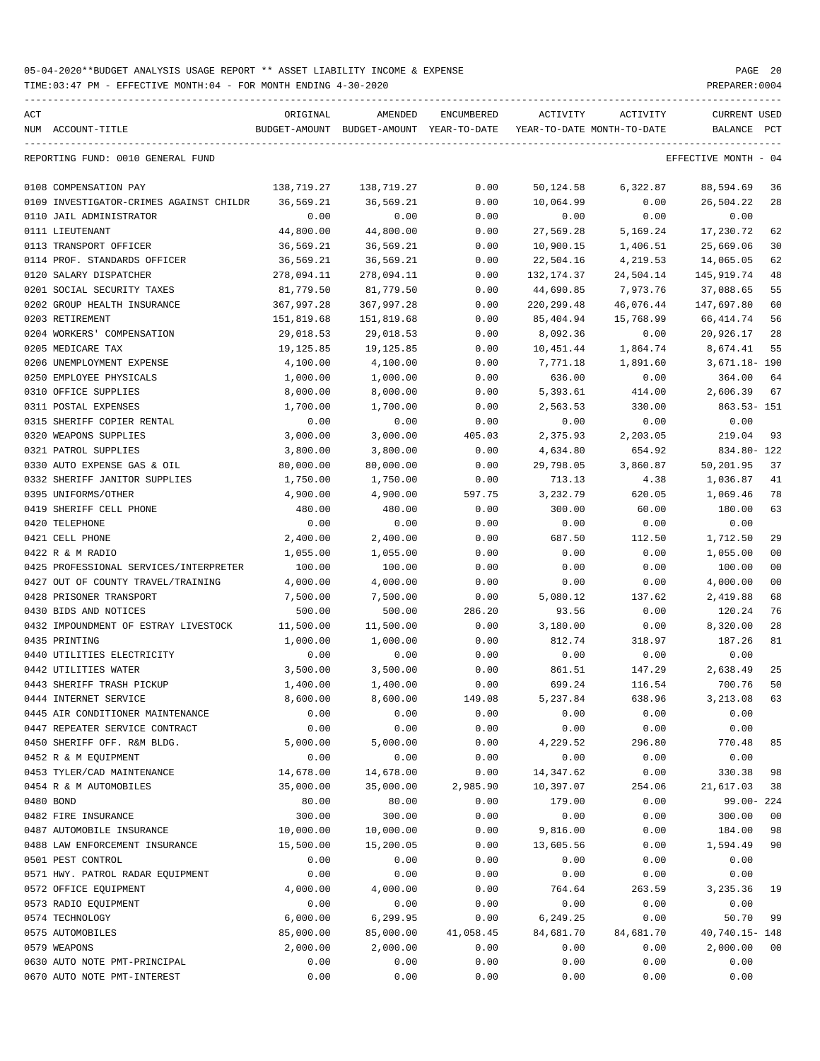05-04-2020**BUDGET ANALYSIS USAGE REPORT ** ASSET LIABILITY INCOME & EXPENSE

TIME:03:47 PM - EFFECTIVE MONTH:04 - FOR MONTH ENDING 4-30-2020

PREPARER:0004

REPORTING FUND: 0010 GENERAL FUND — EFFECTIVE MONTH - 04

| ACT NUM | ACCOUNT-TITLE | ORIGINAL BUDGET-AMOUNT | AMENDED BUDGET-AMOUNT | ENCUMBERED YEAR-TO-DATE | ACTIVITY YEAR-TO-DATE | ACTIVITY MONTH-TO-DATE | CURRENT BALANCE | USED PCT |
|---|---|---|---|---|---|---|---|---|
| 0108 | COMPENSATION PAY | 138,719.27 | 138,719.27 | 0.00 | 50,124.58 | 6,322.87 | 88,594.69 | 36 |
| 0109 | INVESTIGATOR-CRIMES AGAINST CHILDR | 36,569.21 | 36,569.21 | 0.00 | 10,064.99 | 0.00 | 26,504.22 | 28 |
| 0110 | JAIL ADMINISTRATOR | 0.00 | 0.00 | 0.00 | 0.00 | 0.00 | 0.00 | |
| 0111 | LIEUTENANT | 44,800.00 | 44,800.00 | 0.00 | 27,569.28 | 5,169.24 | 17,230.72 | 62 |
| 0113 | TRANSPORT OFFICER | 36,569.21 | 36,569.21 | 0.00 | 10,900.15 | 1,406.51 | 25,669.06 | 30 |
| 0114 | PROF. STANDARDS OFFICER | 36,569.21 | 36,569.21 | 0.00 | 22,504.16 | 4,219.53 | 14,065.05 | 62 |
| 0120 | SALARY DISPATCHER | 278,094.11 | 278,094.11 | 0.00 | 132,174.37 | 24,504.14 | 145,919.74 | 48 |
| 0201 | SOCIAL SECURITY TAXES | 81,779.50 | 81,779.50 | 0.00 | 44,690.85 | 7,973.76 | 37,088.65 | 55 |
| 0202 | GROUP HEALTH INSURANCE | 367,997.28 | 367,997.28 | 0.00 | 220,299.48 | 46,076.44 | 147,697.80 | 60 |
| 0203 | RETIREMENT | 151,819.68 | 151,819.68 | 0.00 | 85,404.94 | 15,768.99 | 66,414.74 | 56 |
| 0204 | WORKERS' COMPENSATION | 29,018.53 | 29,018.53 | 0.00 | 8,092.36 | 0.00 | 20,926.17 | 28 |
| 0205 | MEDICARE TAX | 19,125.85 | 19,125.85 | 0.00 | 10,451.44 | 1,864.74 | 8,674.41 | 55 |
| 0206 | UNEMPLOYMENT EXPENSE | 4,100.00 | 4,100.00 | 0.00 | 7,771.18 | 1,891.60 | 3,671.18- | 190 |
| 0250 | EMPLOYEE PHYSICALS | 1,000.00 | 1,000.00 | 0.00 | 636.00 | 0.00 | 364.00 | 64 |
| 0310 | OFFICE SUPPLIES | 8,000.00 | 8,000.00 | 0.00 | 5,393.61 | 414.00 | 2,606.39 | 67 |
| 0311 | POSTAL EXPENSES | 1,700.00 | 1,700.00 | 0.00 | 2,563.53 | 330.00 | 863.53- | 151 |
| 0315 | SHERIFF COPIER RENTAL | 0.00 | 0.00 | 0.00 | 0.00 | 0.00 | 0.00 | |
| 0320 | WEAPONS SUPPLIES | 3,000.00 | 3,000.00 | 405.03 | 2,375.93 | 2,203.05 | 219.04 | 93 |
| 0321 | PATROL SUPPLIES | 3,800.00 | 3,800.00 | 0.00 | 4,634.80 | 654.92 | 834.80- | 122 |
| 0330 | AUTO EXPENSE GAS & OIL | 80,000.00 | 80,000.00 | 0.00 | 29,798.05 | 3,860.87 | 50,201.95 | 37 |
| 0332 | SHERIFF JANITOR SUPPLIES | 1,750.00 | 1,750.00 | 0.00 | 713.13 | 4.38 | 1,036.87 | 41 |
| 0395 | UNIFORMS/OTHER | 4,900.00 | 4,900.00 | 597.75 | 3,232.79 | 620.05 | 1,069.46 | 78 |
| 0419 | SHERIFF CELL PHONE | 480.00 | 480.00 | 0.00 | 300.00 | 60.00 | 180.00 | 63 |
| 0420 | TELEPHONE | 0.00 | 0.00 | 0.00 | 0.00 | 0.00 | 0.00 | |
| 0421 | CELL PHONE | 2,400.00 | 2,400.00 | 0.00 | 687.50 | 112.50 | 1,712.50 | 29 |
| 0422 | R & M RADIO | 1,055.00 | 1,055.00 | 0.00 | 0.00 | 0.00 | 1,055.00 | 00 |
| 0425 | PROFESSIONAL SERVICES/INTERPRETER | 100.00 | 100.00 | 0.00 | 0.00 | 0.00 | 100.00 | 00 |
| 0427 | OUT OF COUNTY TRAVEL/TRAINING | 4,000.00 | 4,000.00 | 0.00 | 0.00 | 0.00 | 4,000.00 | 00 |
| 0428 | PRISONER TRANSPORT | 7,500.00 | 7,500.00 | 0.00 | 5,080.12 | 137.62 | 2,419.88 | 68 |
| 0430 | BIDS AND NOTICES | 500.00 | 500.00 | 286.20 | 93.56 | 0.00 | 120.24 | 76 |
| 0432 | IMPOUNDMENT OF ESTRAY LIVESTOCK | 11,500.00 | 11,500.00 | 0.00 | 3,180.00 | 0.00 | 8,320.00 | 28 |
| 0435 | PRINTING | 1,000.00 | 1,000.00 | 0.00 | 812.74 | 318.97 | 187.26 | 81 |
| 0440 | UTILITIES ELECTRICITY | 0.00 | 0.00 | 0.00 | 0.00 | 0.00 | 0.00 | |
| 0442 | UTILITIES WATER | 3,500.00 | 3,500.00 | 0.00 | 861.51 | 147.29 | 2,638.49 | 25 |
| 0443 | SHERIFF TRASH PICKUP | 1,400.00 | 1,400.00 | 0.00 | 699.24 | 116.54 | 700.76 | 50 |
| 0444 | INTERNET SERVICE | 8,600.00 | 8,600.00 | 149.08 | 5,237.84 | 638.96 | 3,213.08 | 63 |
| 0445 | AIR CONDITIONER MAINTENANCE | 0.00 | 0.00 | 0.00 | 0.00 | 0.00 | 0.00 | |
| 0447 | REPEATER SERVICE CONTRACT | 0.00 | 0.00 | 0.00 | 0.00 | 0.00 | 0.00 | |
| 0450 | SHERIFF OFF. R&M BLDG. | 5,000.00 | 5,000.00 | 0.00 | 4,229.52 | 296.80 | 770.48 | 85 |
| 0452 | R & M EQUIPMENT | 0.00 | 0.00 | 0.00 | 0.00 | 0.00 | 0.00 | |
| 0453 | TYLER/CAD MAINTENANCE | 14,678.00 | 14,678.00 | 0.00 | 14,347.62 | 0.00 | 330.38 | 98 |
| 0454 | R & M AUTOMOBILES | 35,000.00 | 35,000.00 | 2,985.90 | 10,397.07 | 254.06 | 21,617.03 | 38 |
| 0480 | BOND | 80.00 | 80.00 | 0.00 | 179.00 | 0.00 | 99.00- | 224 |
| 0482 | FIRE INSURANCE | 300.00 | 300.00 | 0.00 | 0.00 | 0.00 | 300.00 | 00 |
| 0487 | AUTOMOBILE INSURANCE | 10,000.00 | 10,000.00 | 0.00 | 9,816.00 | 0.00 | 184.00 | 98 |
| 0488 | LAW ENFORCEMENT INSURANCE | 15,500.00 | 15,200.05 | 0.00 | 13,605.56 | 0.00 | 1,594.49 | 90 |
| 0501 | PEST CONTROL | 0.00 | 0.00 | 0.00 | 0.00 | 0.00 | 0.00 | |
| 0571 | HWY. PATROL RADAR EQUIPMENT | 0.00 | 0.00 | 0.00 | 0.00 | 0.00 | 0.00 | |
| 0572 | OFFICE EQUIPMENT | 4,000.00 | 4,000.00 | 0.00 | 764.64 | 263.59 | 3,235.36 | 19 |
| 0573 | RADIO EQUIPMENT | 0.00 | 0.00 | 0.00 | 0.00 | 0.00 | 0.00 | |
| 0574 | TECHNOLOGY | 6,000.00 | 6,299.95 | 0.00 | 6,249.25 | 0.00 | 50.70 | 99 |
| 0575 | AUTOMOBILES | 85,000.00 | 85,000.00 | 41,058.45 | 84,681.70 | 84,681.70 | 40,740.15- | 148 |
| 0579 | WEAPONS | 2,000.00 | 2,000.00 | 0.00 | 0.00 | 0.00 | 2,000.00 | 00 |
| 0630 | AUTO NOTE PMT-PRINCIPAL | 0.00 | 0.00 | 0.00 | 0.00 | 0.00 | 0.00 | |
| 0670 | AUTO NOTE PMT-INTEREST | 0.00 | 0.00 | 0.00 | 0.00 | 0.00 | 0.00 | |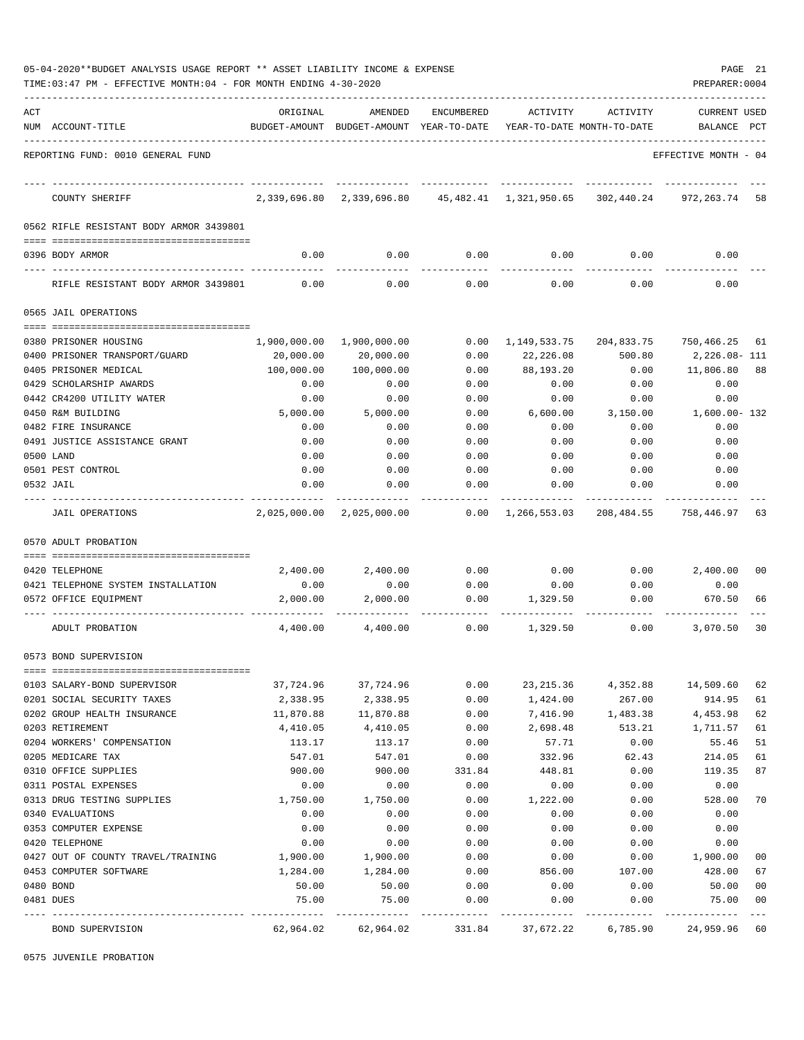05-04-2020**BUDGET ANALYSIS USAGE REPORT ** ASSET LIABILITY INCOME & EXPENSE

TIME:03:47 PM - EFFECTIVE MONTH:04 - FOR MONTH ENDING 4-30-2020

REPORTING FUND: 0010 GENERAL FUND — EFFECTIVE MONTH - 04

| ACT NUM | ACCOUNT-TITLE | ORIGINAL BUDGET-AMOUNT | AMENDED BUDGET-AMOUNT | ENCUMBERED YEAR-TO-DATE | ACTIVITY YEAR-TO-DATE | ACTIVITY MONTH-TO-DATE | CURRENT BALANCE | USED PCT |
|---|---|---|---|---|---|---|---|---|
| | COUNTY SHERIFF | 2,339,696.80 | 2,339,696.80 | 45,482.41 | 1,321,950.65 | 302,440.24 | 972,263.74 | 58 |
| | **0562 RIFLE RESISTANT BODY ARMOR 3439801** | | | | | | | |
| 0396 | BODY ARMOR | 0.00 | 0.00 | 0.00 | 0.00 | 0.00 | 0.00 | |
| | RIFLE RESISTANT BODY ARMOR 3439801 | 0.00 | 0.00 | 0.00 | 0.00 | 0.00 | 0.00 | |
| | **0565 JAIL OPERATIONS** | | | | | | | |
| 0380 | PRISONER HOUSING | 1,900,000.00 | 1,900,000.00 | 0.00 | 1,149,533.75 | 204,833.75 | 750,466.25 | 61 |
| 0400 | PRISONER TRANSPORT/GUARD | 20,000.00 | 20,000.00 | 0.00 | 22,226.08 | 500.80 | 2,226.08- | 111 |
| 0405 | PRISONER MEDICAL | 100,000.00 | 100,000.00 | 0.00 | 88,193.20 | 0.00 | 11,806.80 | 88 |
| 0429 | SCHOLARSHIP AWARDS | 0.00 | 0.00 | 0.00 | 0.00 | 0.00 | 0.00 | |
| 0442 | CR4200 UTILITY WATER | 0.00 | 0.00 | 0.00 | 0.00 | 0.00 | 0.00 | |
| 0450 | R&M BUILDING | 5,000.00 | 5,000.00 | 0.00 | 6,600.00 | 3,150.00 | 1,600.00- | 132 |
| 0482 | FIRE INSURANCE | 0.00 | 0.00 | 0.00 | 0.00 | 0.00 | 0.00 | |
| 0491 | JUSTICE ASSISTANCE GRANT | 0.00 | 0.00 | 0.00 | 0.00 | 0.00 | 0.00 | |
| 0500 | LAND | 0.00 | 0.00 | 0.00 | 0.00 | 0.00 | 0.00 | |
| 0501 | PEST CONTROL | 0.00 | 0.00 | 0.00 | 0.00 | 0.00 | 0.00 | |
| 0532 | JAIL | 0.00 | 0.00 | 0.00 | 0.00 | 0.00 | 0.00 | |
| | JAIL OPERATIONS | 2,025,000.00 | 2,025,000.00 | 0.00 | 1,266,553.03 | 208,484.55 | 758,446.97 | 63 |
| | **0570 ADULT PROBATION** | | | | | | | |
| 0420 | TELEPHONE | 2,400.00 | 2,400.00 | 0.00 | 0.00 | 0.00 | 2,400.00 | 00 |
| 0421 | TELEPHONE SYSTEM INSTALLATION | 0.00 | 0.00 | 0.00 | 0.00 | 0.00 | 0.00 | |
| 0572 | OFFICE EQUIPMENT | 2,000.00 | 2,000.00 | 0.00 | 1,329.50 | 0.00 | 670.50 | 66 |
| | ADULT PROBATION | 4,400.00 | 4,400.00 | 0.00 | 1,329.50 | 0.00 | 3,070.50 | 30 |
| | **0573 BOND SUPERVISION** | | | | | | | |
| 0103 | SALARY-BOND SUPERVISOR | 37,724.96 | 37,724.96 | 0.00 | 23,215.36 | 4,352.88 | 14,509.60 | 62 |
| 0201 | SOCIAL SECURITY TAXES | 2,338.95 | 2,338.95 | 0.00 | 1,424.00 | 267.00 | 914.95 | 61 |
| 0202 | GROUP HEALTH INSURANCE | 11,870.88 | 11,870.88 | 0.00 | 7,416.90 | 1,483.38 | 4,453.98 | 62 |
| 0203 | RETIREMENT | 4,410.05 | 4,410.05 | 0.00 | 2,698.48 | 513.21 | 1,711.57 | 61 |
| 0204 | WORKERS' COMPENSATION | 113.17 | 113.17 | 0.00 | 57.71 | 0.00 | 55.46 | 51 |
| 0205 | MEDICARE TAX | 547.01 | 547.01 | 0.00 | 332.96 | 62.43 | 214.05 | 61 |
| 0310 | OFFICE SUPPLIES | 900.00 | 900.00 | 331.84 | 448.81 | 0.00 | 119.35 | 87 |
| 0311 | POSTAL EXPENSES | 0.00 | 0.00 | 0.00 | 0.00 | 0.00 | 0.00 | |
| 0313 | DRUG TESTING SUPPLIES | 1,750.00 | 1,750.00 | 0.00 | 1,222.00 | 0.00 | 528.00 | 70 |
| 0340 | EVALUATIONS | 0.00 | 0.00 | 0.00 | 0.00 | 0.00 | 0.00 | |
| 0353 | COMPUTER EXPENSE | 0.00 | 0.00 | 0.00 | 0.00 | 0.00 | 0.00 | |
| 0420 | TELEPHONE | 0.00 | 0.00 | 0.00 | 0.00 | 0.00 | 0.00 | |
| 0427 | OUT OF COUNTY TRAVEL/TRAINING | 1,900.00 | 1,900.00 | 0.00 | 0.00 | 0.00 | 1,900.00 | 00 |
| 0453 | COMPUTER SOFTWARE | 1,284.00 | 1,284.00 | 0.00 | 856.00 | 107.00 | 428.00 | 67 |
| 0480 | BOND | 50.00 | 50.00 | 0.00 | 0.00 | 0.00 | 50.00 | 00 |
| 0481 | DUES | 75.00 | 75.00 | 0.00 | 0.00 | 0.00 | 75.00 | 00 |
| | BOND SUPERVISION | 62,964.02 | 62,964.02 | 331.84 | 37,672.22 | 6,785.90 | 24,959.96 | 60 |

0575 JUVENILE PROBATION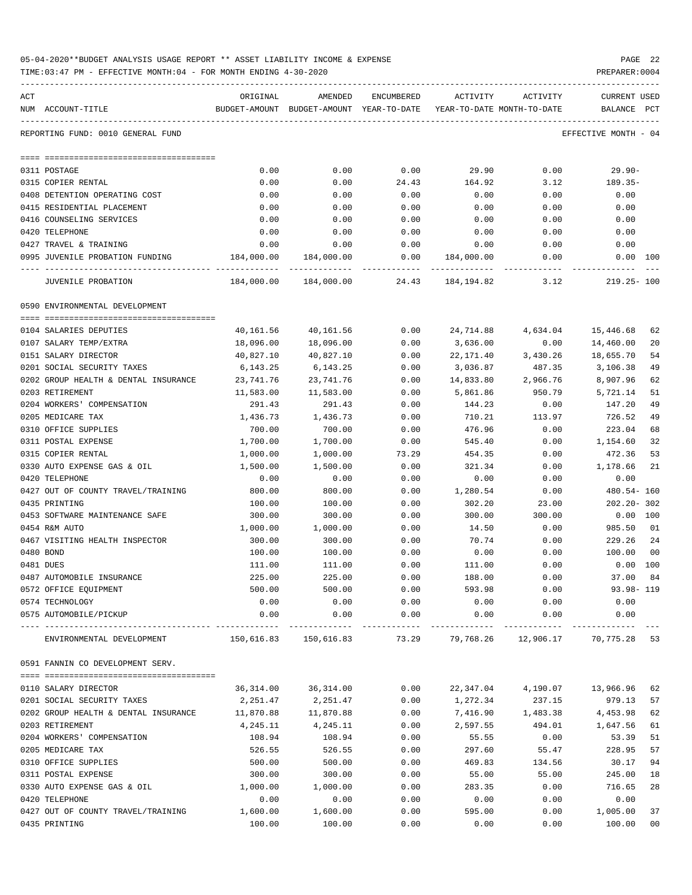05-04-2020**BUDGET ANALYSIS USAGE REPORT ** ASSET LIABILITY INCOME & EXPENSE

TIME:03:47 PM - EFFECTIVE MONTH:04 - FOR MONTH ENDING 4-30-2020

PREPARER:0004

| ACT NUM | ACCOUNT-TITLE | ORIGINAL BUDGET-AMOUNT | AMENDED BUDGET-AMOUNT | ENCUMBERED YEAR-TO-DATE | ACTIVITY YEAR-TO-DATE | ACTIVITY MONTH-TO-DATE | CURRENT USED BALANCE | PCT |
|---|---|---|---|---|---|---|---|---|

REPORTING FUND: 0010 GENERAL FUND — EFFECTIVE MONTH - 04

| ACT NUM | ACCOUNT-TITLE | ORIGINAL BUDGET-AMOUNT | AMENDED BUDGET-AMOUNT | ENCUMBERED YEAR-TO-DATE | ACTIVITY YEAR-TO-DATE | ACTIVITY MONTH-TO-DATE | CURRENT USED BALANCE | PCT |
|---|---|---|---|---|---|---|---|---|
| 0311 | POSTAGE | 0.00 | 0.00 | 0.00 | 29.90 | 0.00 | 29.90- | |
| 0315 | COPIER RENTAL | 0.00 | 0.00 | 24.43 | 164.92 | 3.12 | 189.35- | |
| 0408 | DETENTION OPERATING COST | 0.00 | 0.00 | 0.00 | 0.00 | 0.00 | 0.00 | |
| 0415 | RESIDENTIAL PLACEMENT | 0.00 | 0.00 | 0.00 | 0.00 | 0.00 | 0.00 | |
| 0416 | COUNSELING SERVICES | 0.00 | 0.00 | 0.00 | 0.00 | 0.00 | 0.00 | |
| 0420 | TELEPHONE | 0.00 | 0.00 | 0.00 | 0.00 | 0.00 | 0.00 | |
| 0427 | TRAVEL & TRAINING | 0.00 | 0.00 | 0.00 | 0.00 | 0.00 | 0.00 | |
| 0995 | JUVENILE PROBATION FUNDING | 184,000.00 | 184,000.00 | 0.00 | 184,000.00 | 0.00 | 0.00 | 100 |
| | JUVENILE PROBATION | 184,000.00 | 184,000.00 | 24.43 | 184,194.82 | 3.12 | 219.25- | 100 |

0590 ENVIRONMENTAL DEVELOPMENT

| ACT NUM | ACCOUNT-TITLE | ORIGINAL BUDGET-AMOUNT | AMENDED BUDGET-AMOUNT | ENCUMBERED YEAR-TO-DATE | ACTIVITY YEAR-TO-DATE | ACTIVITY MONTH-TO-DATE | CURRENT USED BALANCE | PCT |
|---|---|---|---|---|---|---|---|---|
| 0104 | SALARIES DEPUTIES | 40,161.56 | 40,161.56 | 0.00 | 24,714.88 | 4,634.04 | 15,446.68 | 62 |
| 0107 | SALARY TEMP/EXTRA | 18,096.00 | 18,096.00 | 0.00 | 3,636.00 | 0.00 | 14,460.00 | 20 |
| 0151 | SALARY DIRECTOR | 40,827.10 | 40,827.10 | 0.00 | 22,171.40 | 3,430.26 | 18,655.70 | 54 |
| 0201 | SOCIAL SECURITY TAXES | 6,143.25 | 6,143.25 | 0.00 | 3,036.87 | 487.35 | 3,106.38 | 49 |
| 0202 | GROUP HEALTH & DENTAL INSURANCE | 23,741.76 | 23,741.76 | 0.00 | 14,833.80 | 2,966.76 | 8,907.96 | 62 |
| 0203 | RETIREMENT | 11,583.00 | 11,583.00 | 0.00 | 5,861.86 | 950.79 | 5,721.14 | 51 |
| 0204 | WORKERS' COMPENSATION | 291.43 | 291.43 | 0.00 | 144.23 | 0.00 | 147.20 | 49 |
| 0205 | MEDICARE TAX | 1,436.73 | 1,436.73 | 0.00 | 710.21 | 113.97 | 726.52 | 49 |
| 0310 | OFFICE SUPPLIES | 700.00 | 700.00 | 0.00 | 476.96 | 0.00 | 223.04 | 68 |
| 0311 | POSTAL EXPENSE | 1,700.00 | 1,700.00 | 0.00 | 545.40 | 0.00 | 1,154.60 | 32 |
| 0315 | COPIER RENTAL | 1,000.00 | 1,000.00 | 73.29 | 454.35 | 0.00 | 472.36 | 53 |
| 0330 | AUTO EXPENSE GAS & OIL | 1,500.00 | 1,500.00 | 0.00 | 321.34 | 0.00 | 1,178.66 | 21 |
| 0420 | TELEPHONE | 0.00 | 0.00 | 0.00 | 0.00 | 0.00 | 0.00 | |
| 0427 | OUT OF COUNTY TRAVEL/TRAINING | 800.00 | 800.00 | 0.00 | 1,280.54 | 0.00 | 480.54- | 160 |
| 0435 | PRINTING | 100.00 | 100.00 | 0.00 | 302.20 | 23.00 | 202.20- | 302 |
| 0453 | SOFTWARE MAINTENANCE SAFE | 300.00 | 300.00 | 0.00 | 300.00 | 300.00 | 0.00 | 100 |
| 0454 | R&M AUTO | 1,000.00 | 1,000.00 | 0.00 | 14.50 | 0.00 | 985.50 | 01 |
| 0467 | VISITING HEALTH INSPECTOR | 300.00 | 300.00 | 0.00 | 70.74 | 0.00 | 229.26 | 24 |
| 0480 | BOND | 100.00 | 100.00 | 0.00 | 0.00 | 0.00 | 100.00 | 00 |
| 0481 | DUES | 111.00 | 111.00 | 0.00 | 111.00 | 0.00 | 0.00 | 100 |
| 0487 | AUTOMOBILE INSURANCE | 225.00 | 225.00 | 0.00 | 188.00 | 0.00 | 37.00 | 84 |
| 0572 | OFFICE EQUIPMENT | 500.00 | 500.00 | 0.00 | 593.98 | 0.00 | 93.98- | 119 |
| 0574 | TECHNOLOGY | 0.00 | 0.00 | 0.00 | 0.00 | 0.00 | 0.00 | |
| 0575 | AUTOMOBILE/PICKUP | 0.00 | 0.00 | 0.00 | 0.00 | 0.00 | 0.00 | |
| | ENVIRONMENTAL DEVELOPMENT | 150,616.83 | 150,616.83 | 73.29 | 79,768.26 | 12,906.17 | 70,775.28 | 53 |

0591 FANNIN CO DEVELOPMENT SERV.

| ACT NUM | ACCOUNT-TITLE | ORIGINAL BUDGET-AMOUNT | AMENDED BUDGET-AMOUNT | ENCUMBERED YEAR-TO-DATE | ACTIVITY YEAR-TO-DATE | ACTIVITY MONTH-TO-DATE | CURRENT USED BALANCE | PCT |
|---|---|---|---|---|---|---|---|---|
| 0110 | SALARY DIRECTOR | 36,314.00 | 36,314.00 | 0.00 | 22,347.04 | 4,190.07 | 13,966.96 | 62 |
| 0201 | SOCIAL SECURITY TAXES | 2,251.47 | 2,251.47 | 0.00 | 1,272.34 | 237.15 | 979.13 | 57 |
| 0202 | GROUP HEALTH & DENTAL INSURANCE | 11,870.88 | 11,870.88 | 0.00 | 7,416.90 | 1,483.38 | 4,453.98 | 62 |
| 0203 | RETIREMENT | 4,245.11 | 4,245.11 | 0.00 | 2,597.55 | 494.01 | 1,647.56 | 61 |
| 0204 | WORKERS' COMPENSATION | 108.94 | 108.94 | 0.00 | 55.55 | 0.00 | 53.39 | 51 |
| 0205 | MEDICARE TAX | 526.55 | 526.55 | 0.00 | 297.60 | 55.47 | 228.95 | 57 |
| 0310 | OFFICE SUPPLIES | 500.00 | 500.00 | 0.00 | 469.83 | 134.56 | 30.17 | 94 |
| 0311 | POSTAL EXPENSE | 300.00 | 300.00 | 0.00 | 55.00 | 55.00 | 245.00 | 18 |
| 0330 | AUTO EXPENSE GAS & OIL | 1,000.00 | 1,000.00 | 0.00 | 283.35 | 0.00 | 716.65 | 28 |
| 0420 | TELEPHONE | 0.00 | 0.00 | 0.00 | 0.00 | 0.00 | 0.00 | |
| 0427 | OUT OF COUNTY TRAVEL/TRAINING | 1,600.00 | 1,600.00 | 0.00 | 595.00 | 0.00 | 1,005.00 | 37 |
| 0435 | PRINTING | 100.00 | 100.00 | 0.00 | 0.00 | 0.00 | 100.00 | 00 |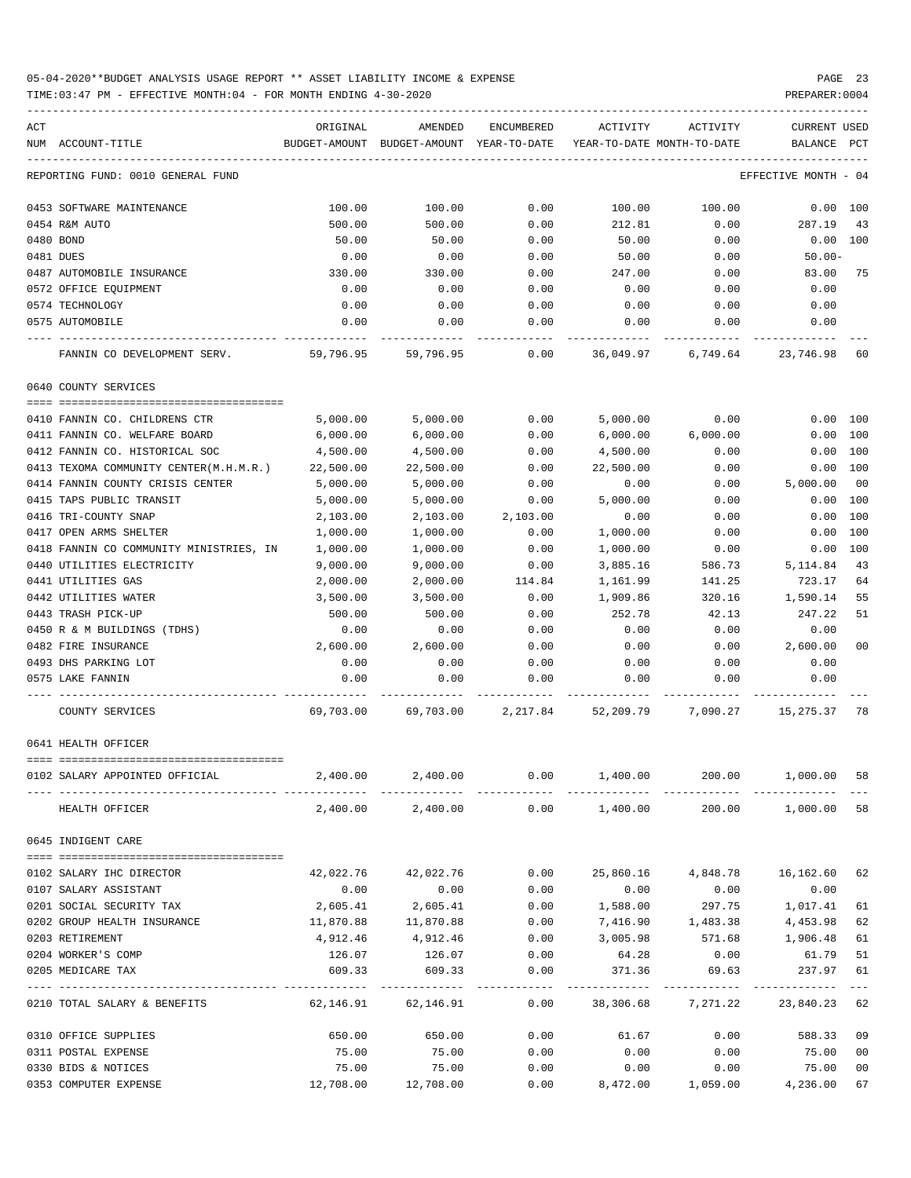05-04-2020**BUDGET ANALYSIS USAGE REPORT ** ASSET LIABILITY INCOME & EXPENSE

TIME:03:47 PM - EFFECTIVE MONTH:04 - FOR MONTH ENDING 4-30-2020

PREPARER:0004

REPORTING FUND: 0010 GENERAL FUND — EFFECTIVE MONTH - 04

| ACT NUM | ACCOUNT-TITLE | ORIGINAL BUDGET-AMOUNT | AMENDED BUDGET-AMOUNT | ENCUMBERED YEAR-TO-DATE | ACTIVITY YEAR-TO-DATE | ACTIVITY MONTH-TO-DATE | CURRENT BALANCE | USED PCT |
|---|---|---|---|---|---|---|---|---|
| 0453 | SOFTWARE MAINTENANCE | 100.00 | 100.00 | 0.00 | 100.00 | 100.00 | 0.00 | 100 |
| 0454 | R&M AUTO | 500.00 | 500.00 | 0.00 | 212.81 | 0.00 | 287.19 | 43 |
| 0480 | BOND | 50.00 | 50.00 | 0.00 | 50.00 | 0.00 | 0.00 | 100 |
| 0481 | DUES | 0.00 | 0.00 | 0.00 | 50.00 | 0.00 | 50.00- | |
| 0487 | AUTOMOBILE INSURANCE | 330.00 | 330.00 | 0.00 | 247.00 | 0.00 | 83.00 | 75 |
| 0572 | OFFICE EQUIPMENT | 0.00 | 0.00 | 0.00 | 0.00 | 0.00 | 0.00 | |
| 0574 | TECHNOLOGY | 0.00 | 0.00 | 0.00 | 0.00 | 0.00 | 0.00 | |
| 0575 | AUTOMOBILE | 0.00 | 0.00 | 0.00 | 0.00 | 0.00 | 0.00 | |
| | FANNIN CO DEVELOPMENT SERV. | 59,796.95 | 59,796.95 | 0.00 | 36,049.97 | 6,749.64 | 23,746.98 | 60 |
| | **0640 COUNTY SERVICES** | | | | | | | |
| 0410 | FANNIN CO. CHILDRENS CTR | 5,000.00 | 5,000.00 | 0.00 | 5,000.00 | 0.00 | 0.00 | 100 |
| 0411 | FANNIN CO. WELFARE BOARD | 6,000.00 | 6,000.00 | 0.00 | 6,000.00 | 6,000.00 | 0.00 | 100 |
| 0412 | FANNIN CO. HISTORICAL SOC | 4,500.00 | 4,500.00 | 0.00 | 4,500.00 | 0.00 | 0.00 | 100 |
| 0413 | TEXOMA COMMUNITY CENTER(M.H.M.R.) | 22,500.00 | 22,500.00 | 0.00 | 22,500.00 | 0.00 | 0.00 | 100 |
| 0414 | FANNIN COUNTY CRISIS CENTER | 5,000.00 | 5,000.00 | 0.00 | 0.00 | 0.00 | 5,000.00 | 00 |
| 0415 | TAPS PUBLIC TRANSIT | 5,000.00 | 5,000.00 | 0.00 | 5,000.00 | 0.00 | 0.00 | 100 |
| 0416 | TRI-COUNTY SNAP | 2,103.00 | 2,103.00 | 2,103.00 | 0.00 | 0.00 | 0.00 | 100 |
| 0417 | OPEN ARMS SHELTER | 1,000.00 | 1,000.00 | 0.00 | 1,000.00 | 0.00 | 0.00 | 100 |
| 0418 | FANNIN CO COMMUNITY MINISTRIES, IN | 1,000.00 | 1,000.00 | 0.00 | 1,000.00 | 0.00 | 0.00 | 100 |
| 0440 | UTILITIES ELECTRICITY | 9,000.00 | 9,000.00 | 0.00 | 3,885.16 | 586.73 | 5,114.84 | 43 |
| 0441 | UTILITIES GAS | 2,000.00 | 2,000.00 | 114.84 | 1,161.99 | 141.25 | 723.17 | 64 |
| 0442 | UTILITIES WATER | 3,500.00 | 3,500.00 | 0.00 | 1,909.86 | 320.16 | 1,590.14 | 55 |
| 0443 | TRASH PICK-UP | 500.00 | 500.00 | 0.00 | 252.78 | 42.13 | 247.22 | 51 |
| 0450 | R & M BUILDINGS (TDHS) | 0.00 | 0.00 | 0.00 | 0.00 | 0.00 | 0.00 | |
| 0482 | FIRE INSURANCE | 2,600.00 | 2,600.00 | 0.00 | 0.00 | 0.00 | 2,600.00 | 00 |
| 0493 | DHS PARKING LOT | 0.00 | 0.00 | 0.00 | 0.00 | 0.00 | 0.00 | |
| 0575 | LAKE FANNIN | 0.00 | 0.00 | 0.00 | 0.00 | 0.00 | 0.00 | |
| | COUNTY SERVICES | 69,703.00 | 69,703.00 | 2,217.84 | 52,209.79 | 7,090.27 | 15,275.37 | 78 |
| | **0641 HEALTH OFFICER** | | | | | | | |
| 0102 | SALARY APPOINTED OFFICIAL | 2,400.00 | 2,400.00 | 0.00 | 1,400.00 | 200.00 | 1,000.00 | 58 |
| | HEALTH OFFICER | 2,400.00 | 2,400.00 | 0.00 | 1,400.00 | 200.00 | 1,000.00 | 58 |
| | **0645 INDIGENT CARE** | | | | | | | |
| 0102 | SALARY IHC DIRECTOR | 42,022.76 | 42,022.76 | 0.00 | 25,860.16 | 4,848.78 | 16,162.60 | 62 |
| 0107 | SALARY ASSISTANT | 0.00 | 0.00 | 0.00 | 0.00 | 0.00 | 0.00 | |
| 0201 | SOCIAL SECURITY TAX | 2,605.41 | 2,605.41 | 0.00 | 1,588.00 | 297.75 | 1,017.41 | 61 |
| 0202 | GROUP HEALTH INSURANCE | 11,870.88 | 11,870.88 | 0.00 | 7,416.90 | 1,483.38 | 4,453.98 | 62 |
| 0203 | RETIREMENT | 4,912.46 | 4,912.46 | 0.00 | 3,005.98 | 571.68 | 1,906.48 | 61 |
| 0204 | WORKER'S COMP | 126.07 | 126.07 | 0.00 | 64.28 | 0.00 | 61.79 | 51 |
| 0205 | MEDICARE TAX | 609.33 | 609.33 | 0.00 | 371.36 | 69.63 | 237.97 | 61 |
| 0210 | TOTAL SALARY & BENEFITS | 62,146.91 | 62,146.91 | 0.00 | 38,306.68 | 7,271.22 | 23,840.23 | 62 |
| 0310 | OFFICE SUPPLIES | 650.00 | 650.00 | 0.00 | 61.67 | 0.00 | 588.33 | 09 |
| 0311 | POSTAL EXPENSE | 75.00 | 75.00 | 0.00 | 0.00 | 0.00 | 75.00 | 00 |
| 0330 | BIDS & NOTICES | 75.00 | 75.00 | 0.00 | 0.00 | 0.00 | 75.00 | 00 |
| 0353 | COMPUTER EXPENSE | 12,708.00 | 12,708.00 | 0.00 | 8,472.00 | 1,059.00 | 4,236.00 | 67 |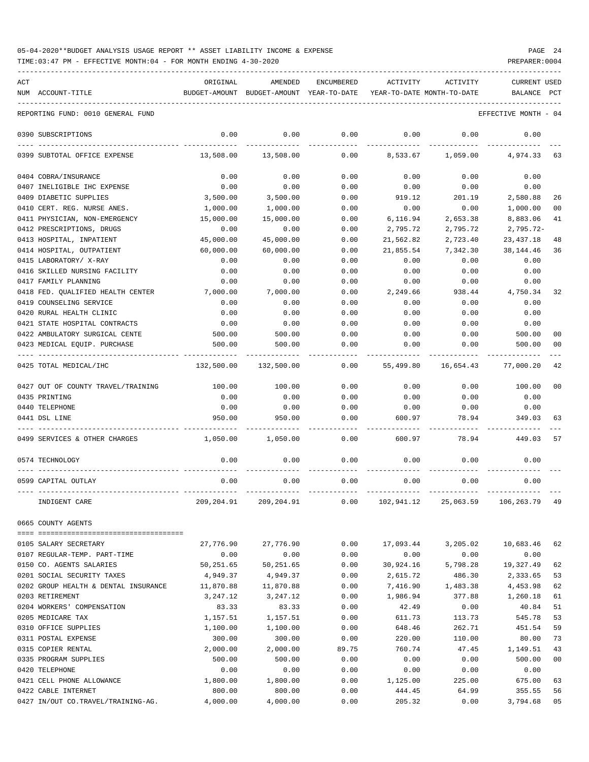05-04-2020**BUDGET ANALYSIS USAGE REPORT ** ASSET LIABILITY INCOME & EXPENSE

TIME:03:47 PM - EFFECTIVE MONTH:04 - FOR MONTH ENDING 4-30-2020

PREPARER:0004

REPORTING FUND: 0010 GENERAL FUND — EFFECTIVE MONTH - 04

| ACT NUM | ACCOUNT-TITLE | ORIGINAL BUDGET-AMOUNT | AMENDED BUDGET-AMOUNT | ENCUMBERED YEAR-TO-DATE | ACTIVITY YEAR-TO-DATE | ACTIVITY MONTH-TO-DATE | CURRENT BALANCE | USED PCT |
|---|---|---|---|---|---|---|---|---|
| 0390 | SUBSCRIPTIONS | 0.00 | 0.00 | 0.00 | 0.00 | 0.00 | 0.00 | |
| 0399 | SUBTOTAL OFFICE EXPENSE | 13,508.00 | 13,508.00 | 0.00 | 8,533.67 | 1,059.00 | 4,974.33 | 63 |
| 0404 | COBRA/INSURANCE | 0.00 | 0.00 | 0.00 | 0.00 | 0.00 | 0.00 | |
| 0407 | INELIGIBLE IHC EXPENSE | 0.00 | 0.00 | 0.00 | 0.00 | 0.00 | 0.00 | |
| 0409 | DIABETIC SUPPLIES | 3,500.00 | 3,500.00 | 0.00 | 919.12 | 201.19 | 2,580.88 | 26 |
| 0410 | CERT. REG. NURSE ANES. | 1,000.00 | 1,000.00 | 0.00 | 0.00 | 0.00 | 1,000.00 | 00 |
| 0411 | PHYSICIAN, NON-EMERGENCY | 15,000.00 | 15,000.00 | 0.00 | 6,116.94 | 2,653.38 | 8,883.06 | 41 |
| 0412 | PRESCRIPTIONS, DRUGS | 0.00 | 0.00 | 0.00 | 2,795.72 | 2,795.72 | 2,795.72- | |
| 0413 | HOSPITAL, INPATIENT | 45,000.00 | 45,000.00 | 0.00 | 21,562.82 | 2,723.40 | 23,437.18 | 48 |
| 0414 | HOSPITAL, OUTPATIENT | 60,000.00 | 60,000.00 | 0.00 | 21,855.54 | 7,342.30 | 38,144.46 | 36 |
| 0415 | LABORATORY/ X-RAY | 0.00 | 0.00 | 0.00 | 0.00 | 0.00 | 0.00 | |
| 0416 | SKILLED NURSING FACILITY | 0.00 | 0.00 | 0.00 | 0.00 | 0.00 | 0.00 | |
| 0417 | FAMILY PLANNING | 0.00 | 0.00 | 0.00 | 0.00 | 0.00 | 0.00 | |
| 0418 | FED. QUALIFIED HEALTH CENTER | 7,000.00 | 7,000.00 | 0.00 | 2,249.66 | 938.44 | 4,750.34 | 32 |
| 0419 | COUNSELING SERVICE | 0.00 | 0.00 | 0.00 | 0.00 | 0.00 | 0.00 | |
| 0420 | RURAL HEALTH CLINIC | 0.00 | 0.00 | 0.00 | 0.00 | 0.00 | 0.00 | |
| 0421 | STATE HOSPITAL CONTRACTS | 0.00 | 0.00 | 0.00 | 0.00 | 0.00 | 0.00 | |
| 0422 | AMBULATORY SURGICAL CENTE | 500.00 | 500.00 | 0.00 | 0.00 | 0.00 | 500.00 | 00 |
| 0423 | MEDICAL EQUIP. PURCHASE | 500.00 | 500.00 | 0.00 | 0.00 | 0.00 | 500.00 | 00 |
| 0425 | TOTAL MEDICAL/IHC | 132,500.00 | 132,500.00 | 0.00 | 55,499.80 | 16,654.43 | 77,000.20 | 42 |
| 0427 | OUT OF COUNTY TRAVEL/TRAINING | 100.00 | 100.00 | 0.00 | 0.00 | 0.00 | 100.00 | 00 |
| 0435 | PRINTING | 0.00 | 0.00 | 0.00 | 0.00 | 0.00 | 0.00 | |
| 0440 | TELEPHONE | 0.00 | 0.00 | 0.00 | 0.00 | 0.00 | 0.00 | |
| 0441 | DSL LINE | 950.00 | 950.00 | 0.00 | 600.97 | 78.94 | 349.03 | 63 |
| 0499 | SERVICES & OTHER CHARGES | 1,050.00 | 1,050.00 | 0.00 | 600.97 | 78.94 | 449.03 | 57 |
| 0574 | TECHNOLOGY | 0.00 | 0.00 | 0.00 | 0.00 | 0.00 | 0.00 | |
| 0599 | CAPITAL OUTLAY | 0.00 | 0.00 | 0.00 | 0.00 | 0.00 | 0.00 | |
| | INDIGENT CARE | 209,204.91 | 209,204.91 | 0.00 | 102,941.12 | 25,063.59 | 106,263.79 | 49 |
| 0665 | COUNTY AGENTS | | | | | | | |
| 0105 | SALARY SECRETARY | 27,776.90 | 27,776.90 | 0.00 | 17,093.44 | 3,205.02 | 10,683.46 | 62 |
| 0107 | REGULAR-TEMP. PART-TIME | 0.00 | 0.00 | 0.00 | 0.00 | 0.00 | 0.00 | |
| 0150 | CO. AGENTS SALARIES | 50,251.65 | 50,251.65 | 0.00 | 30,924.16 | 5,798.28 | 19,327.49 | 62 |
| 0201 | SOCIAL SECURITY TAXES | 4,949.37 | 4,949.37 | 0.00 | 2,615.72 | 486.30 | 2,333.65 | 53 |
| 0202 | GROUP HEALTH & DENTAL INSURANCE | 11,870.88 | 11,870.88 | 0.00 | 7,416.90 | 1,483.38 | 4,453.98 | 62 |
| 0203 | RETIREMENT | 3,247.12 | 3,247.12 | 0.00 | 1,986.94 | 377.88 | 1,260.18 | 61 |
| 0204 | WORKERS' COMPENSATION | 83.33 | 83.33 | 0.00 | 42.49 | 0.00 | 40.84 | 51 |
| 0205 | MEDICARE TAX | 1,157.51 | 1,157.51 | 0.00 | 611.73 | 113.73 | 545.78 | 53 |
| 0310 | OFFICE SUPPLIES | 1,100.00 | 1,100.00 | 0.00 | 648.46 | 262.71 | 451.54 | 59 |
| 0311 | POSTAL EXPENSE | 300.00 | 300.00 | 0.00 | 220.00 | 110.00 | 80.00 | 73 |
| 0315 | COPIER RENTAL | 2,000.00 | 2,000.00 | 89.75 | 760.74 | 47.45 | 1,149.51 | 43 |
| 0335 | PROGRAM SUPPLIES | 500.00 | 500.00 | 0.00 | 0.00 | 0.00 | 500.00 | 00 |
| 0420 | TELEPHONE | 0.00 | 0.00 | 0.00 | 0.00 | 0.00 | 0.00 | |
| 0421 | CELL PHONE ALLOWANCE | 1,800.00 | 1,800.00 | 0.00 | 1,125.00 | 225.00 | 675.00 | 63 |
| 0422 | CABLE INTERNET | 800.00 | 800.00 | 0.00 | 444.45 | 64.99 | 355.55 | 56 |
| 0427 | IN/OUT CO.TRAVEL/TRAINING-AG. | 4,000.00 | 4,000.00 | 0.00 | 205.32 | 0.00 | 3,794.68 | 05 |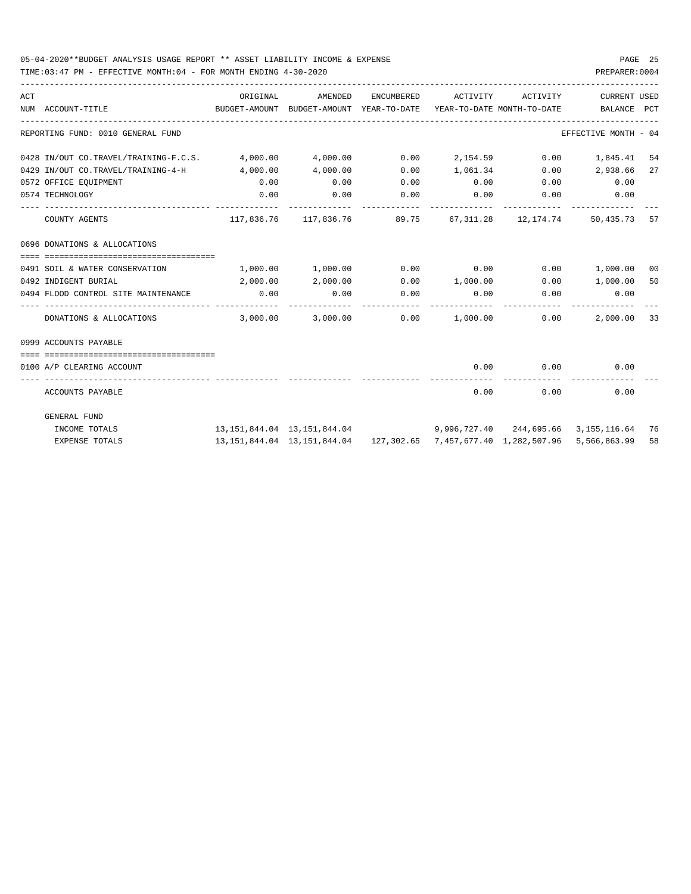05-04-2020**BUDGET ANALYSIS USAGE REPORT ** ASSET LIABILITY INCOME & EXPENSE

TIME:03:47 PM - EFFECTIVE MONTH:04 - FOR MONTH ENDING 4-30-2020

PREPARER:0004

| ACT NUM | ACCOUNT-TITLE | ORIGINAL BUDGET-AMOUNT | AMENDED BUDGET-AMOUNT | ENCUMBERED YEAR-TO-DATE | ACTIVITY YEAR-TO-DATE | ACTIVITY MONTH-TO-DATE | CURRENT BALANCE | USED PCT |
|---|---|---|---|---|---|---|---|---|
| | REPORTING FUND: 0010 GENERAL FUND | | | | | | EFFECTIVE MONTH - 04 | |
| 0428 | IN/OUT CO.TRAVEL/TRAINING-F.C.S. | 4,000.00 | 4,000.00 | 0.00 | 2,154.59 | 0.00 | 1,845.41 | 54 |
| 0429 | IN/OUT CO.TRAVEL/TRAINING-4-H | 4,000.00 | 4,000.00 | 0.00 | 1,061.34 | 0.00 | 2,938.66 | 27 |
| 0572 | OFFICE EQUIPMENT | 0.00 | 0.00 | 0.00 | 0.00 | 0.00 | 0.00 | |
| 0574 | TECHNOLOGY | 0.00 | 0.00 | 0.00 | 0.00 | 0.00 | 0.00 | |
| | COUNTY AGENTS | 117,836.76 | 117,836.76 | 89.75 | 67,311.28 | 12,174.74 | 50,435.73 | 57 |
| 0696 | DONATIONS & ALLOCATIONS | | | | | | | |
| 0491 | SOIL & WATER CONSERVATION | 1,000.00 | 1,000.00 | 0.00 | 0.00 | 0.00 | 1,000.00 | 00 |
| 0492 | INDIGENT BURIAL | 2,000.00 | 2,000.00 | 0.00 | 1,000.00 | 0.00 | 1,000.00 | 50 |
| 0494 | FLOOD CONTROL SITE MAINTENANCE | 0.00 | 0.00 | 0.00 | 0.00 | 0.00 | 0.00 | |
| | DONATIONS & ALLOCATIONS | 3,000.00 | 3,000.00 | 0.00 | 1,000.00 | 0.00 | 2,000.00 | 33 |
| 0999 | ACCOUNTS PAYABLE | | | | | | | |
| 0100 | A/P CLEARING ACCOUNT | | | | 0.00 | 0.00 | 0.00 | |
| | ACCOUNTS PAYABLE | | | | 0.00 | 0.00 | 0.00 | |
| | GENERAL FUND | | | | | | | |
| | INCOME TOTALS | 13,151,844.04 | 13,151,844.04 | | 9,996,727.40 | 244,695.66 | 3,155,116.64 | 76 |
| | EXPENSE TOTALS | 13,151,844.04 | 13,151,844.04 | 127,302.65 | 7,457,677.40 | 1,282,507.96 | 5,566,863.99 | 58 |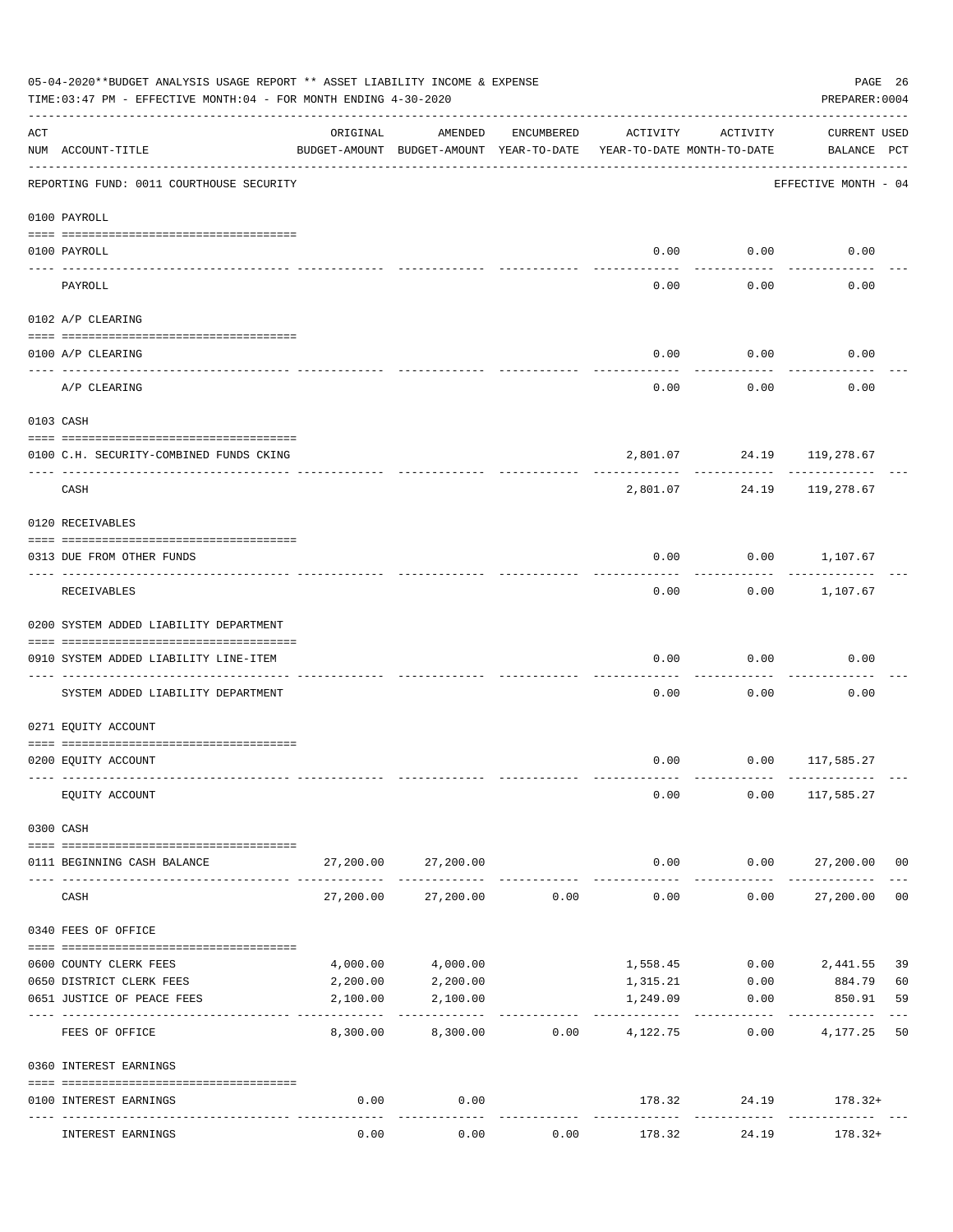05-04-2020**BUDGET ANALYSIS USAGE REPORT ** ASSET LIABILITY INCOME & EXPENSE

TIME:03:47 PM - EFFECTIVE MONTH:04 - FOR MONTH ENDING 4-30-2020

PREPARER:0004

| ACT NUM | ACCOUNT-TITLE | ORIGINAL BUDGET-AMOUNT | AMENDED BUDGET-AMOUNT | ENCUMBERED YEAR-TO-DATE | ACTIVITY YEAR-TO-DATE | ACTIVITY MONTH-TO-DATE | CURRENT BALANCE | USED PCT |
|---|---|---|---|---|---|---|---|---|
| | REPORTING FUND: 0011 COURTHOUSE SECURITY | | | | | | EFFECTIVE MONTH - 04 | |
| | 0100 PAYROLL | | | | | | | |
| 0100 | PAYROLL | | | | 0.00 | 0.00 | 0.00 | |
| | PAYROLL | | | | 0.00 | 0.00 | 0.00 | |
| | 0102 A/P CLEARING | | | | | | | |
| 0100 | A/P CLEARING | | | | 0.00 | 0.00 | 0.00 | |
| | A/P CLEARING | | | | 0.00 | 0.00 | 0.00 | |
| | 0103 CASH | | | | | | | |
| 0100 | C.H. SECURITY-COMBINED FUNDS CKING | | | | 2,801.07 | 24.19 | 119,278.67 | |
| | CASH | | | | 2,801.07 | 24.19 | 119,278.67 | |
| | 0120 RECEIVABLES | | | | | | | |
| 0313 | DUE FROM OTHER FUNDS | | | | 0.00 | 0.00 | 1,107.67 | |
| | RECEIVABLES | | | | 0.00 | 0.00 | 1,107.67 | |
| | 0200 SYSTEM ADDED LIABILITY DEPARTMENT | | | | | | | |
| 0910 | SYSTEM ADDED LIABILITY LINE-ITEM | | | | 0.00 | 0.00 | 0.00 | |
| | SYSTEM ADDED LIABILITY DEPARTMENT | | | | 0.00 | 0.00 | 0.00 | |
| | 0271 EQUITY ACCOUNT | | | | | | | |
| 0200 | EQUITY ACCOUNT | | | | 0.00 | 0.00 | 117,585.27 | |
| | EQUITY ACCOUNT | | | | 0.00 | 0.00 | 117,585.27 | |
| | 0300 CASH | | | | | | | |
| 0111 | BEGINNING CASH BALANCE | 27,200.00 | 27,200.00 | | 0.00 | 0.00 | 27,200.00 | 00 |
| | CASH | 27,200.00 | 27,200.00 | 0.00 | 0.00 | 0.00 | 27,200.00 | 00 |
| | 0340 FEES OF OFFICE | | | | | | | |
| 0600 | COUNTY CLERK FEES | 4,000.00 | 4,000.00 | | 1,558.45 | 0.00 | 2,441.55 | 39 |
| 0650 | DISTRICT CLERK FEES | 2,200.00 | 2,200.00 | | 1,315.21 | 0.00 | 884.79 | 60 |
| 0651 | JUSTICE OF PEACE FEES | 2,100.00 | 2,100.00 | | 1,249.09 | 0.00 | 850.91 | 59 |
| | FEES OF OFFICE | 8,300.00 | 8,300.00 | 0.00 | 4,122.75 | 0.00 | 4,177.25 | 50 |
| | 0360 INTEREST EARNINGS | | | | | | | |
| 0100 | INTEREST EARNINGS | 0.00 | 0.00 | | 178.32 | 24.19 | 178.32+ | |
| | INTEREST EARNINGS | 0.00 | 0.00 | 0.00 | 178.32 | 24.19 | 178.32+ | |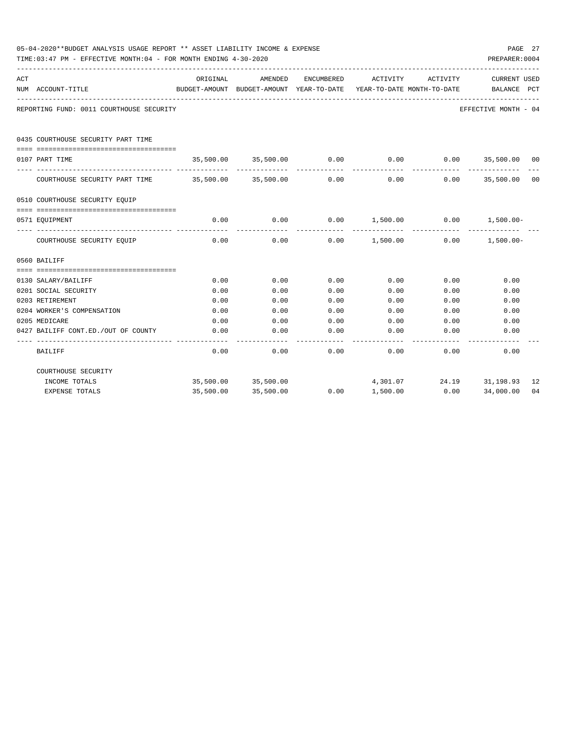05-04-2020**BUDGET ANALYSIS USAGE REPORT ** ASSET LIABILITY INCOME & EXPENSE

TIME:03:47 PM - EFFECTIVE MONTH:04 - FOR MONTH ENDING 4-30-2020

PREPARER:0004

REPORTING FUND: 0011 COURTHOUSE SECURITY

EFFECTIVE MONTH - 04

| ACT NUM | ACCOUNT-TITLE | ORIGINAL BUDGET-AMOUNT | AMENDED BUDGET-AMOUNT | ENCUMBERED YEAR-TO-DATE | ACTIVITY YEAR-TO-DATE | ACTIVITY MONTH-TO-DATE | CURRENT BALANCE | USED PCT |
|---|---|---|---|---|---|---|---|---|
| | **0435 COURTHOUSE SECURITY PART TIME** | | | | | | | |
| 0107 | PART TIME | 35,500.00 | 35,500.00 | 0.00 | 0.00 | 0.00 | 35,500.00 | 00 |
| | COURTHOUSE SECURITY PART TIME | 35,500.00 | 35,500.00 | 0.00 | 0.00 | 0.00 | 35,500.00 | 00 |
| | **0510 COURTHOUSE SECURITY EQUIP** | | | | | | | |
| 0571 | EQUIPMENT | 0.00 | 0.00 | 0.00 | 1,500.00 | 0.00 | 1,500.00- | |
| | COURTHOUSE SECURITY EQUIP | 0.00 | 0.00 | 0.00 | 1,500.00 | 0.00 | 1,500.00- | |
| | **0560 BAILIFF** | | | | | | | |
| 0130 | SALARY/BAILIFF | 0.00 | 0.00 | 0.00 | 0.00 | 0.00 | 0.00 | |
| 0201 | SOCIAL SECURITY | 0.00 | 0.00 | 0.00 | 0.00 | 0.00 | 0.00 | |
| 0203 | RETIREMENT | 0.00 | 0.00 | 0.00 | 0.00 | 0.00 | 0.00 | |
| 0204 | WORKER'S COMPENSATION | 0.00 | 0.00 | 0.00 | 0.00 | 0.00 | 0.00 | |
| 0205 | MEDICARE | 0.00 | 0.00 | 0.00 | 0.00 | 0.00 | 0.00 | |
| 0427 | BAILIFF CONT.ED./OUT OF COUNTY | 0.00 | 0.00 | 0.00 | 0.00 | 0.00 | 0.00 | |
| | BAILIFF | 0.00 | 0.00 | 0.00 | 0.00 | 0.00 | 0.00 | |
| | COURTHOUSE SECURITY | | | | | | | |
| | INCOME TOTALS | 35,500.00 | 35,500.00 | | 4,301.07 | 24.19 | 31,198.93 | 12 |
| | EXPENSE TOTALS | 35,500.00 | 35,500.00 | 0.00 | 1,500.00 | 0.00 | 34,000.00 | 04 |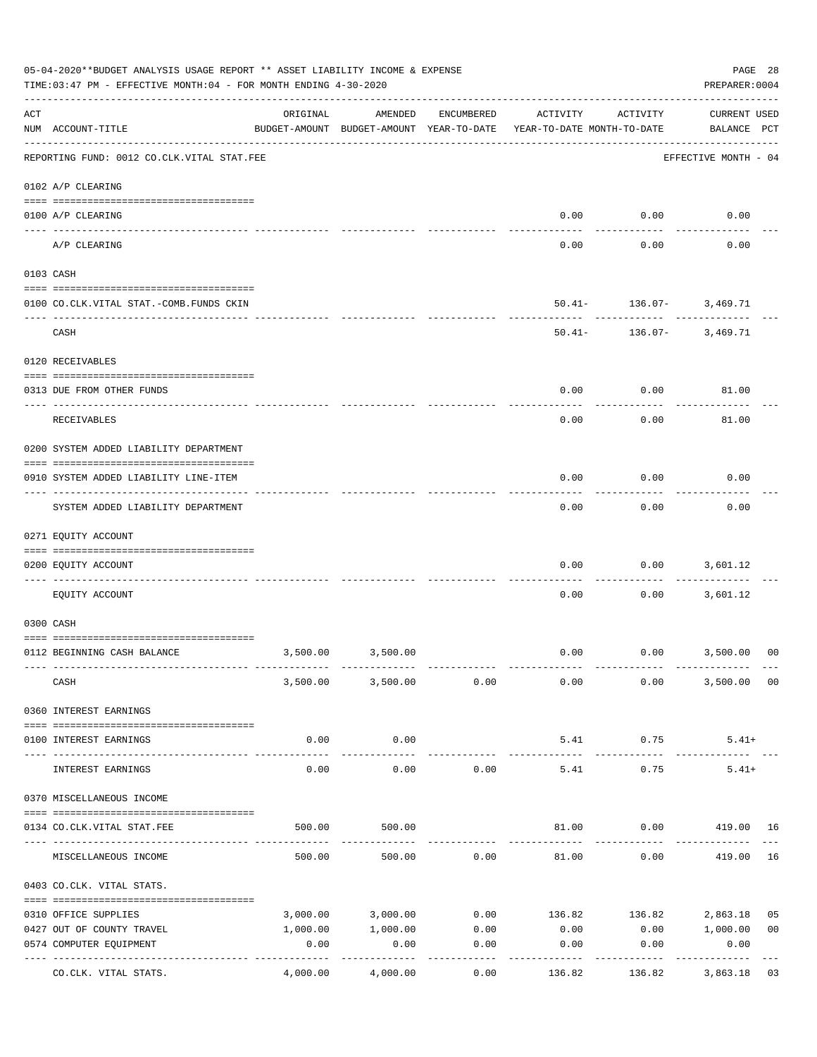05-04-2020**BUDGET ANALYSIS USAGE REPORT ** ASSET LIABILITY INCOME & EXPENSE

TIME:03:47 PM - EFFECTIVE MONTH:04 - FOR MONTH ENDING 4-30-2020

PREPARER:0004

| ACT NUM | ACCOUNT-TITLE | ORIGINAL BUDGET-AMOUNT | AMENDED BUDGET-AMOUNT | ENCUMBERED YEAR-TO-DATE | ACTIVITY YEAR-TO-DATE | ACTIVITY MONTH-TO-DATE | CURRENT BALANCE | USED PCT |
|---|---|---|---|---|---|---|---|---|
| | REPORTING FUND: 0012 CO.CLK.VITAL STAT.FEE | | | | | | EFFECTIVE MONTH - 04 | |
| | 0102 A/P CLEARING | | | | | | | |
| 0100 | A/P CLEARING | | | | 0.00 | 0.00 | 0.00 | |
| | A/P CLEARING | | | | 0.00 | 0.00 | 0.00 | |
| | 0103 CASH | | | | | | | |
| 0100 | CO.CLK.VITAL STAT.-COMB.FUNDS CKIN | | | | 50.41- | 136.07- | 3,469.71 | |
| | CASH | | | | 50.41- | 136.07- | 3,469.71 | |
| | 0120 RECEIVABLES | | | | | | | |
| 0313 | DUE FROM OTHER FUNDS | | | | 0.00 | 0.00 | 81.00 | |
| | RECEIVABLES | | | | 0.00 | 0.00 | 81.00 | |
| | 0200 SYSTEM ADDED LIABILITY DEPARTMENT | | | | | | | |
| 0910 | SYSTEM ADDED LIABILITY LINE-ITEM | | | | 0.00 | 0.00 | 0.00 | |
| | SYSTEM ADDED LIABILITY DEPARTMENT | | | | 0.00 | 0.00 | 0.00 | |
| | 0271 EQUITY ACCOUNT | | | | | | | |
| 0200 | EQUITY ACCOUNT | | | | 0.00 | 0.00 | 3,601.12 | |
| | EQUITY ACCOUNT | | | | 0.00 | 0.00 | 3,601.12 | |
| | 0300 CASH | | | | | | | |
| 0112 | BEGINNING CASH BALANCE | 3,500.00 | 3,500.00 | | 0.00 | 0.00 | 3,500.00 | 00 |
| | CASH | 3,500.00 | 3,500.00 | 0.00 | 0.00 | 0.00 | 3,500.00 | 00 |
| | 0360 INTEREST EARNINGS | | | | | | | |
| 0100 | INTEREST EARNINGS | 0.00 | 0.00 | | 5.41 | 0.75 | 5.41+ | |
| | INTEREST EARNINGS | 0.00 | 0.00 | 0.00 | 5.41 | 0.75 | 5.41+ | |
| | 0370 MISCELLANEOUS INCOME | | | | | | | |
| 0134 | CO.CLK.VITAL STAT.FEE | 500.00 | 500.00 | | 81.00 | 0.00 | 419.00 | 16 |
| | MISCELLANEOUS INCOME | 500.00 | 500.00 | 0.00 | 81.00 | 0.00 | 419.00 | 16 |
| | 0403 CO.CLK. VITAL STATS. | | | | | | | |
| 0310 | OFFICE SUPPLIES | 3,000.00 | 3,000.00 | 0.00 | 136.82 | 136.82 | 2,863.18 | 05 |
| 0427 | OUT OF COUNTY TRAVEL | 1,000.00 | 1,000.00 | 0.00 | 0.00 | 0.00 | 1,000.00 | 00 |
| 0574 | COMPUTER EQUIPMENT | 0.00 | 0.00 | 0.00 | 0.00 | 0.00 | 0.00 | |
| | CO.CLK. VITAL STATS. | 4,000.00 | 4,000.00 | 0.00 | 136.82 | 136.82 | 3,863.18 | 03 |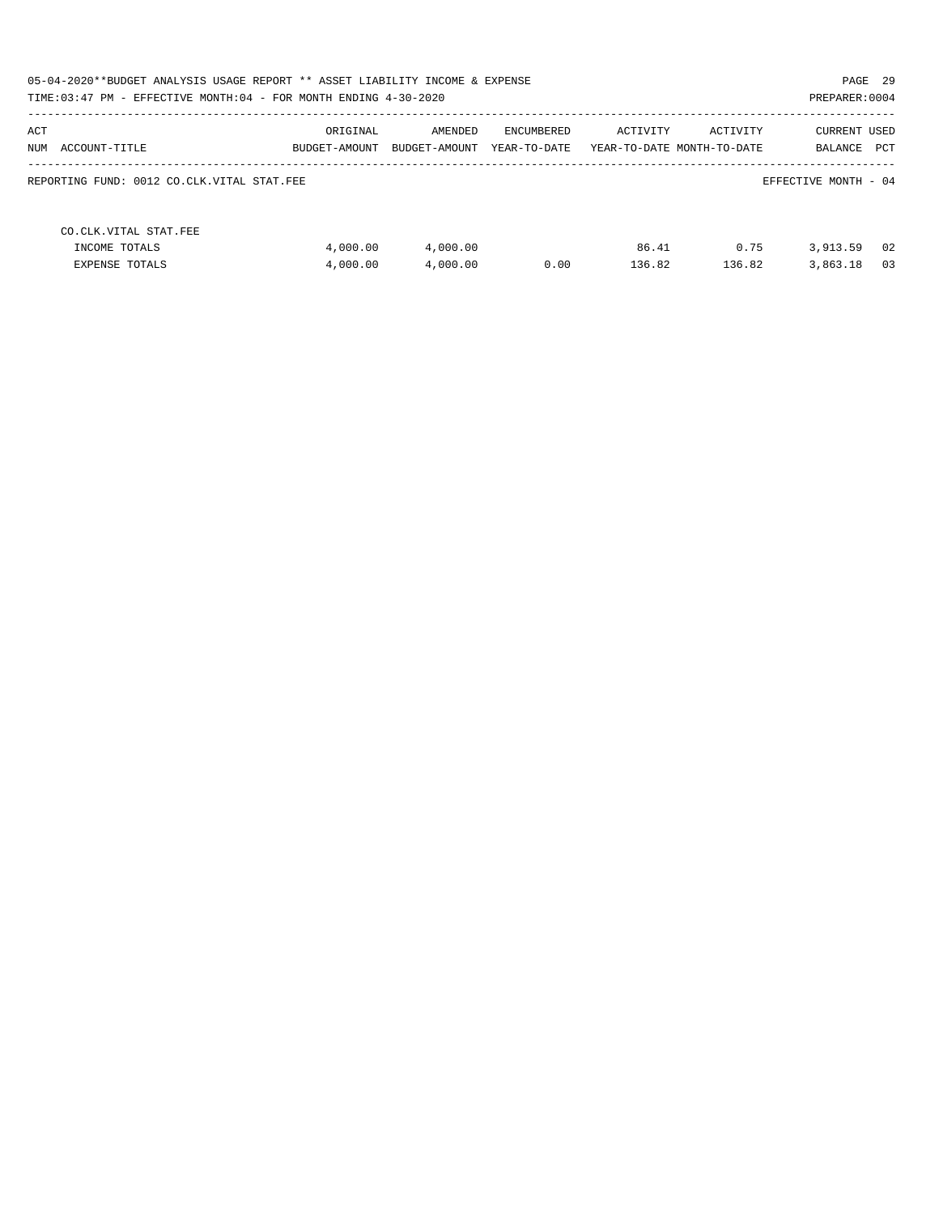05-04-2020**BUDGET ANALYSIS USAGE REPORT ** ASSET LIABILITY INCOME & EXPENSE

TIME:03:47 PM - EFFECTIVE MONTH:04 - FOR MONTH ENDING 4-30-2020

PREPARER:0004

| ACT NUM | ACCOUNT-TITLE | ORIGINAL BUDGET-AMOUNT | AMENDED BUDGET-AMOUNT | ENCUMBERED YEAR-TO-DATE | ACTIVITY YEAR-TO-DATE | ACTIVITY MONTH-TO-DATE | CURRENT BALANCE | USED PCT |
|---|---|---|---|---|---|---|---|---|

REPORTING FUND: 0012 CO.CLK.VITAL STAT.FEE

EFFECTIVE MONTH - 04

| | CO.CLK.VITAL STAT.FEE | | | | | | | |
|---|---|---|---|---|---|---|---|---|
| | INCOME TOTALS | 4,000.00 | 4,000.00 | | 86.41 | 0.75 | 3,913.59 | 02 |
| | EXPENSE TOTALS | 4,000.00 | 4,000.00 | 0.00 | 136.82 | 136.82 | 3,863.18 | 03 |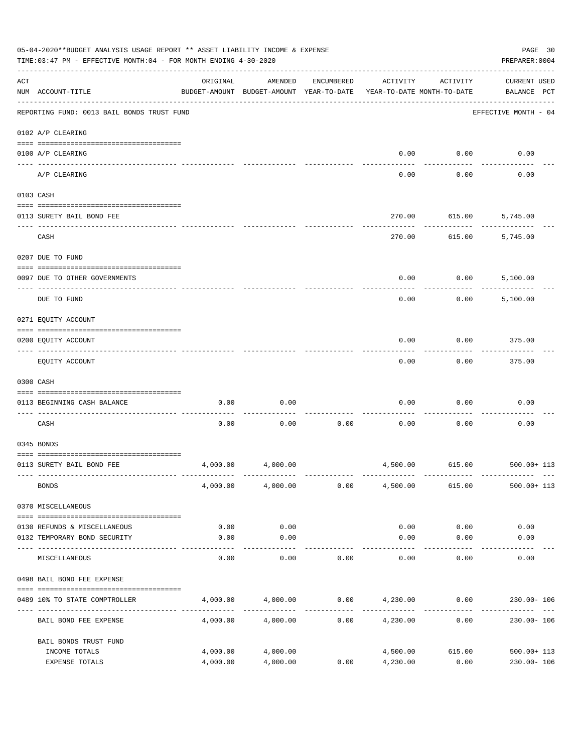05-04-2020**BUDGET ANALYSIS USAGE REPORT ** ASSET LIABILITY INCOME & EXPENSE

TIME:03:47 PM - EFFECTIVE MONTH:04 - FOR MONTH ENDING 4-30-2020

PREPARER:0004

| ACT NUM | ACCOUNT-TITLE | ORIGINAL BUDGET-AMOUNT | AMENDED BUDGET-AMOUNT | ENCUMBERED YEAR-TO-DATE | ACTIVITY YEAR-TO-DATE | ACTIVITY MONTH-TO-DATE | CURRENT USED BALANCE | PCT |
|---|---|---|---|---|---|---|---|---|
| | REPORTING FUND: 0013 BAIL BONDS TRUST FUND | | | | | | EFFECTIVE MONTH - 04 | |
| | 0102 A/P CLEARING | | | | | | | |
| 0100 | A/P CLEARING | | | | 0.00 | 0.00 | 0.00 | |
| | A/P CLEARING | | | | 0.00 | 0.00 | 0.00 | |
| | 0103 CASH | | | | | | | |
| 0113 | SURETY BAIL BOND FEE | | | | 270.00 | 615.00 | 5,745.00 | |
| | CASH | | | | 270.00 | 615.00 | 5,745.00 | |
| | 0207 DUE TO FUND | | | | | | | |
| 0097 | DUE TO OTHER GOVERNMENTS | | | | 0.00 | 0.00 | 5,100.00 | |
| | DUE TO FUND | | | | 0.00 | 0.00 | 5,100.00 | |
| | 0271 EQUITY ACCOUNT | | | | | | | |
| 0200 | EQUITY ACCOUNT | | | | 0.00 | 0.00 | 375.00 | |
| | EQUITY ACCOUNT | | | | 0.00 | 0.00 | 375.00 | |
| | 0300 CASH | | | | | | | |
| 0113 | BEGINNING CASH BALANCE | 0.00 | 0.00 | | 0.00 | 0.00 | 0.00 | |
| | CASH | 0.00 | 0.00 | 0.00 | 0.00 | 0.00 | 0.00 | |
| | 0345 BONDS | | | | | | | |
| 0113 | SURETY BAIL BOND FEE | 4,000.00 | 4,000.00 | | 4,500.00 | 615.00 | 500.00+ | 113 |
| | BONDS | 4,000.00 | 4,000.00 | 0.00 | 4,500.00 | 615.00 | 500.00+ | 113 |
| | 0370 MISCELLANEOUS | | | | | | | |
| 0130 | REFUNDS & MISCELLANEOUS | 0.00 | 0.00 | | 0.00 | 0.00 | 0.00 | |
| 0132 | TEMPORARY BOND SECURITY | 0.00 | 0.00 | | 0.00 | 0.00 | 0.00 | |
| | MISCELLANEOUS | 0.00 | 0.00 | 0.00 | 0.00 | 0.00 | 0.00 | |
| | 0498 BAIL BOND FEE EXPENSE | | | | | | | |
| 0489 | 10% TO STATE COMPTROLLER | 4,000.00 | 4,000.00 | 0.00 | 4,230.00 | 0.00 | 230.00- | 106 |
| | BAIL BOND FEE EXPENSE | 4,000.00 | 4,000.00 | 0.00 | 4,230.00 | 0.00 | 230.00- | 106 |
| | BAIL BONDS TRUST FUND | | | | | | | |
| | INCOME TOTALS | 4,000.00 | 4,000.00 | | 4,500.00 | 615.00 | 500.00+ | 113 |
| | EXPENSE TOTALS | 4,000.00 | 4,000.00 | 0.00 | 4,230.00 | 0.00 | 230.00- | 106 |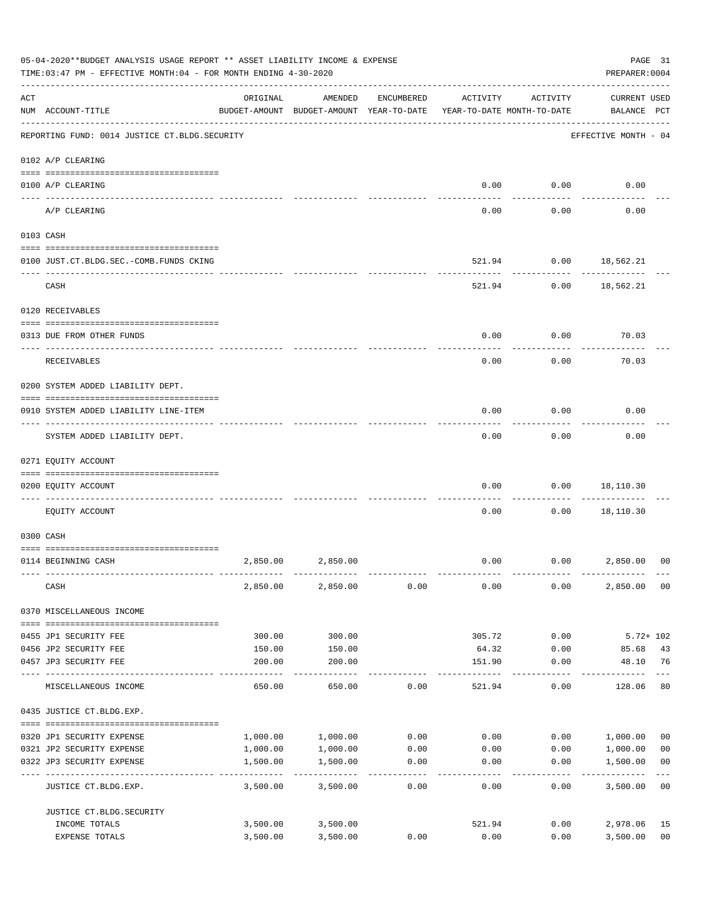05-04-2020**BUDGET ANALYSIS USAGE REPORT ** ASSET LIABILITY INCOME & EXPENSE

TIME:03:47 PM - EFFECTIVE MONTH:04 - FOR MONTH ENDING 4-30-2020

PREPARER:0004

| ACT NUM | ACCOUNT-TITLE | ORIGINAL BUDGET-AMOUNT | AMENDED BUDGET-AMOUNT | ENCUMBERED YEAR-TO-DATE | ACTIVITY YEAR-TO-DATE | ACTIVITY MONTH-TO-DATE | CURRENT BALANCE | USED PCT |
|---|---|---|---|---|---|---|---|---|
| | REPORTING FUND: 0014 JUSTICE CT.BLDG.SECURITY | | | | | | EFFECTIVE MONTH - 04 | |
| | 0102 A/P CLEARING | | | | | | | |
| 0100 | A/P CLEARING | | | | 0.00 | 0.00 | 0.00 | |
| | A/P CLEARING | | | | 0.00 | 0.00 | 0.00 | |
| | 0103 CASH | | | | | | | |
| 0100 | JUST.CT.BLDG.SEC.-COMB.FUNDS CKING | | | | 521.94 | 0.00 | 18,562.21 | |
| | CASH | | | | 521.94 | 0.00 | 18,562.21 | |
| | 0120 RECEIVABLES | | | | | | | |
| 0313 | DUE FROM OTHER FUNDS | | | | 0.00 | 0.00 | 70.03 | |
| | RECEIVABLES | | | | 0.00 | 0.00 | 70.03 | |
| | 0200 SYSTEM ADDED LIABILITY DEPT. | | | | | | | |
| 0910 | SYSTEM ADDED LIABILITY LINE-ITEM | | | | 0.00 | 0.00 | 0.00 | |
| | SYSTEM ADDED LIABILITY DEPT. | | | | 0.00 | 0.00 | 0.00 | |
| | 0271 EQUITY ACCOUNT | | | | | | | |
| 0200 | EQUITY ACCOUNT | | | | 0.00 | 0.00 | 18,110.30 | |
| | EQUITY ACCOUNT | | | | 0.00 | 0.00 | 18,110.30 | |
| | 0300 CASH | | | | | | | |
| 0114 | BEGINNING CASH | 2,850.00 | 2,850.00 | | 0.00 | 0.00 | 2,850.00 | 00 |
| | CASH | 2,850.00 | 2,850.00 | 0.00 | 0.00 | 0.00 | 2,850.00 | 00 |
| | 0370 MISCELLANEOUS INCOME | | | | | | | |
| 0455 | JP1 SECURITY FEE | 300.00 | 300.00 | | 305.72 | 0.00 | 5.72+ | 102 |
| 0456 | JP2 SECURITY FEE | 150.00 | 150.00 | | 64.32 | 0.00 | 85.68 | 43 |
| 0457 | JP3 SECURITY FEE | 200.00 | 200.00 | | 151.90 | 0.00 | 48.10 | 76 |
| | MISCELLANEOUS INCOME | 650.00 | 650.00 | 0.00 | 521.94 | 0.00 | 128.06 | 80 |
| | 0435 JUSTICE CT.BLDG.EXP. | | | | | | | |
| 0320 | JP1 SECURITY EXPENSE | 1,000.00 | 1,000.00 | 0.00 | 0.00 | 0.00 | 1,000.00 | 00 |
| 0321 | JP2 SECURITY EXPENSE | 1,000.00 | 1,000.00 | 0.00 | 0.00 | 0.00 | 1,000.00 | 00 |
| 0322 | JP3 SECURITY EXPENSE | 1,500.00 | 1,500.00 | 0.00 | 0.00 | 0.00 | 1,500.00 | 00 |
| | JUSTICE CT.BLDG.EXP. | 3,500.00 | 3,500.00 | 0.00 | 0.00 | 0.00 | 3,500.00 | 00 |
| | JUSTICE CT.BLDG.SECURITY | | | | | | | |
| | INCOME TOTALS | 3,500.00 | 3,500.00 | | 521.94 | 0.00 | 2,978.06 | 15 |
| | EXPENSE TOTALS | 3,500.00 | 3,500.00 | 0.00 | 0.00 | 0.00 | 3,500.00 | 00 |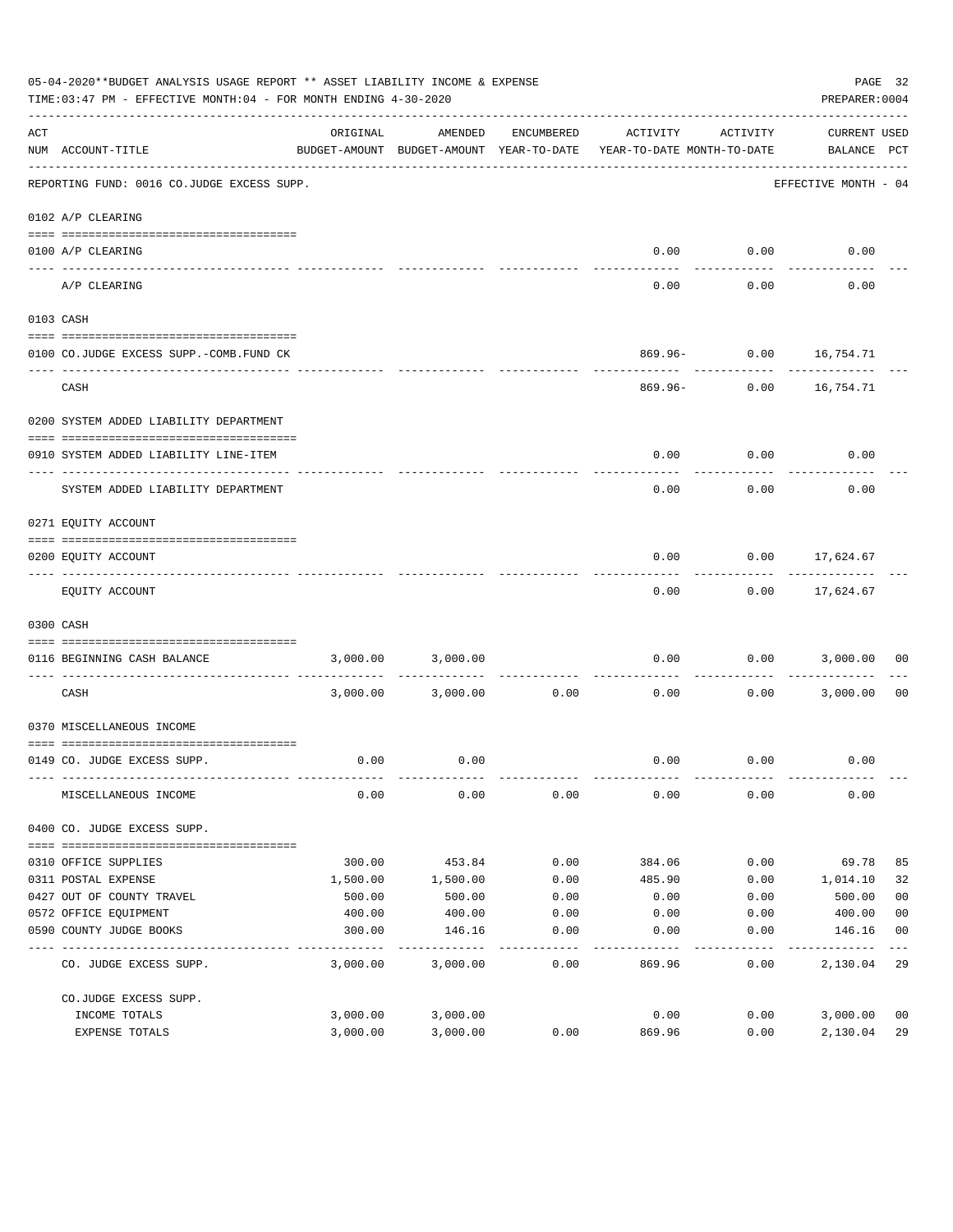05-04-2020**BUDGET ANALYSIS USAGE REPORT ** ASSET LIABILITY INCOME & EXPENSE

TIME:03:47 PM - EFFECTIVE MONTH:04 - FOR MONTH ENDING 4-30-2020

PREPARER:0004

REPORTING FUND: 0016 CO.JUDGE EXCESS SUPP. — EFFECTIVE MONTH - 04

| ACT NUM | ACCOUNT-TITLE | ORIGINAL BUDGET-AMOUNT | AMENDED BUDGET-AMOUNT | ENCUMBERED YEAR-TO-DATE | ACTIVITY YEAR-TO-DATE | ACTIVITY MONTH-TO-DATE | CURRENT BALANCE | USED PCT |
|---|---|---|---|---|---|---|---|---|
| 0102 | A/P CLEARING | | | | | | | |
| 0100 | A/P CLEARING | | | | 0.00 | 0.00 | 0.00 | |
| | A/P CLEARING | | | | 0.00 | 0.00 | 0.00 | |
| 0103 | CASH | | | | | | | |
| 0100 | CO.JUDGE EXCESS SUPP.-COMB.FUND CK | | | | 869.96- | 0.00 | 16,754.71 | |
| | CASH | | | | 869.96- | 0.00 | 16,754.71 | |
| 0200 | SYSTEM ADDED LIABILITY DEPARTMENT | | | | | | | |
| 0910 | SYSTEM ADDED LIABILITY LINE-ITEM | | | | 0.00 | 0.00 | 0.00 | |
| | SYSTEM ADDED LIABILITY DEPARTMENT | | | | 0.00 | 0.00 | 0.00 | |
| 0271 | EQUITY ACCOUNT | | | | | | | |
| 0200 | EQUITY ACCOUNT | | | | 0.00 | 0.00 | 17,624.67 | |
| | EQUITY ACCOUNT | | | | 0.00 | 0.00 | 17,624.67 | |
| 0300 | CASH | | | | | | | |
| 0116 | BEGINNING CASH BALANCE | 3,000.00 | 3,000.00 | | 0.00 | 0.00 | 3,000.00 | 00 |
| | CASH | 3,000.00 | 3,000.00 | 0.00 | 0.00 | 0.00 | 3,000.00 | 00 |
| 0370 | MISCELLANEOUS INCOME | | | | | | | |
| 0149 | CO. JUDGE EXCESS SUPP. | 0.00 | 0.00 | | 0.00 | 0.00 | 0.00 | |
| | MISCELLANEOUS INCOME | 0.00 | 0.00 | 0.00 | 0.00 | 0.00 | 0.00 | |
| 0400 | CO. JUDGE EXCESS SUPP. | | | | | | | |
| 0310 | OFFICE SUPPLIES | 300.00 | 453.84 | 0.00 | 384.06 | 0.00 | 69.78 | 85 |
| 0311 | POSTAL EXPENSE | 1,500.00 | 1,500.00 | 0.00 | 485.90 | 0.00 | 1,014.10 | 32 |
| 0427 | OUT OF COUNTY TRAVEL | 500.00 | 500.00 | 0.00 | 0.00 | 0.00 | 500.00 | 00 |
| 0572 | OFFICE EQUIPMENT | 400.00 | 400.00 | 0.00 | 0.00 | 0.00 | 400.00 | 00 |
| 0590 | COUNTY JUDGE BOOKS | 300.00 | 146.16 | 0.00 | 0.00 | 0.00 | 146.16 | 00 |
| | CO. JUDGE EXCESS SUPP. | 3,000.00 | 3,000.00 | 0.00 | 869.96 | 0.00 | 2,130.04 | 29 |
| | CO.JUDGE EXCESS SUPP. | | | | | | | |
| | INCOME TOTALS | 3,000.00 | 3,000.00 | | 0.00 | 0.00 | 3,000.00 | 00 |
| | EXPENSE TOTALS | 3,000.00 | 3,000.00 | 0.00 | 869.96 | 0.00 | 2,130.04 | 29 |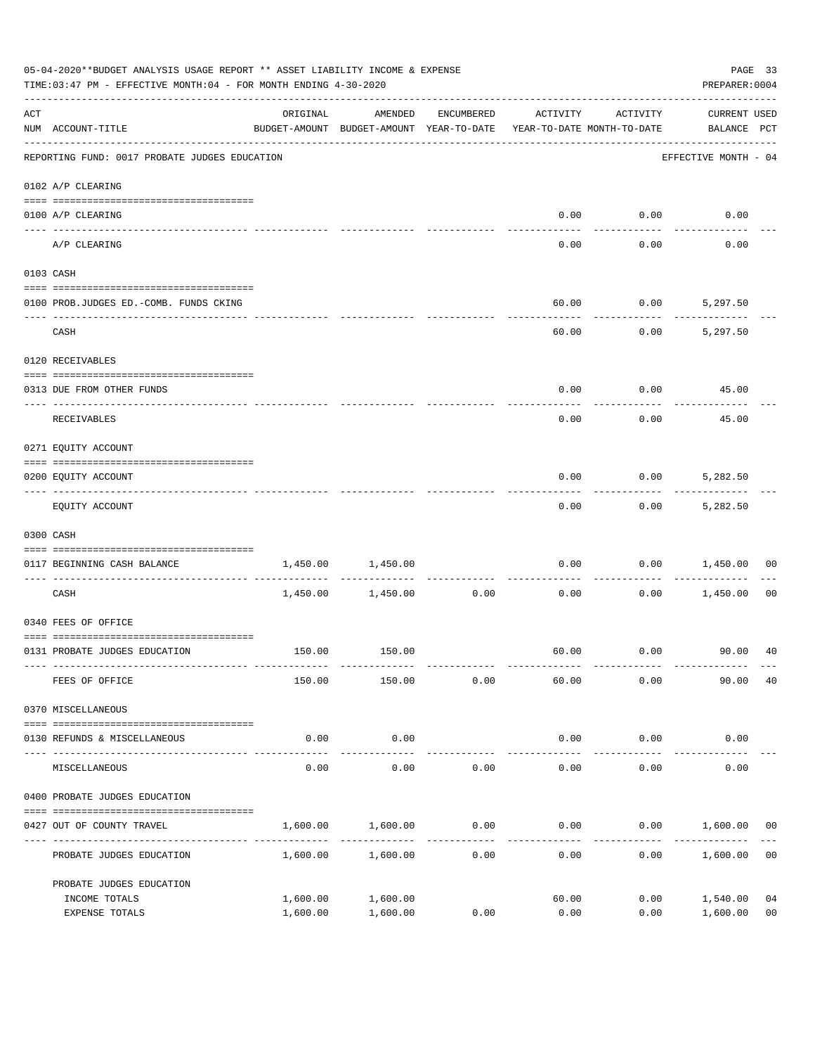05-04-2020**BUDGET ANALYSIS USAGE REPORT ** ASSET LIABILITY INCOME & EXPENSE

TIME:03:47 PM - EFFECTIVE MONTH:04 - FOR MONTH ENDING 4-30-2020

PREPARER:0004

| ACT NUM | ACCOUNT-TITLE | ORIGINAL BUDGET-AMOUNT | AMENDED BUDGET-AMOUNT | ENCUMBERED YEAR-TO-DATE | ACTIVITY YEAR-TO-DATE | ACTIVITY MONTH-TO-DATE | CURRENT USED BALANCE | PCT |
|---|---|---|---|---|---|---|---|---|
| | REPORTING FUND: 0017 PROBATE JUDGES EDUCATION | | | | | | EFFECTIVE MONTH - 04 | |
| | 0102 A/P CLEARING | | | | | | | |
| 0100 | A/P CLEARING | | | | 0.00 | 0.00 | 0.00 | |
| | A/P CLEARING | | | | 0.00 | 0.00 | 0.00 | |
| | 0103 CASH | | | | | | | |
| 0100 | PROB.JUDGES ED.-COMB. FUNDS CKING | | | | 60.00 | 0.00 | 5,297.50 | |
| | CASH | | | | 60.00 | 0.00 | 5,297.50 | |
| | 0120 RECEIVABLES | | | | | | | |
| 0313 | DUE FROM OTHER FUNDS | | | | 0.00 | 0.00 | 45.00 | |
| | RECEIVABLES | | | | 0.00 | 0.00 | 45.00 | |
| | 0271 EQUITY ACCOUNT | | | | | | | |
| 0200 | EQUITY ACCOUNT | | | | 0.00 | 0.00 | 5,282.50 | |
| | EQUITY ACCOUNT | | | | 0.00 | 0.00 | 5,282.50 | |
| | 0300 CASH | | | | | | | |
| 0117 | BEGINNING CASH BALANCE | 1,450.00 | 1,450.00 | | 0.00 | 0.00 | 1,450.00 | 00 |
| | CASH | 1,450.00 | 1,450.00 | 0.00 | 0.00 | 0.00 | 1,450.00 | 00 |
| | 0340 FEES OF OFFICE | | | | | | | |
| 0131 | PROBATE JUDGES EDUCATION | 150.00 | 150.00 | | 60.00 | 0.00 | 90.00 | 40 |
| | FEES OF OFFICE | 150.00 | 150.00 | 0.00 | 60.00 | 0.00 | 90.00 | 40 |
| | 0370 MISCELLANEOUS | | | | | | | |
| 0130 | REFUNDS & MISCELLANEOUS | 0.00 | 0.00 | | 0.00 | 0.00 | 0.00 | |
| | MISCELLANEOUS | 0.00 | 0.00 | 0.00 | 0.00 | 0.00 | 0.00 | |
| | 0400 PROBATE JUDGES EDUCATION | | | | | | | |
| 0427 | OUT OF COUNTY TRAVEL | 1,600.00 | 1,600.00 | 0.00 | 0.00 | 0.00 | 1,600.00 | 00 |
| | PROBATE JUDGES EDUCATION | 1,600.00 | 1,600.00 | 0.00 | 0.00 | 0.00 | 1,600.00 | 00 |
| | PROBATE JUDGES EDUCATION | | | | | | | |
| | INCOME TOTALS | 1,600.00 | 1,600.00 | | 60.00 | 0.00 | 1,540.00 | 04 |
| | EXPENSE TOTALS | 1,600.00 | 1,600.00 | 0.00 | 0.00 | 0.00 | 1,600.00 | 00 |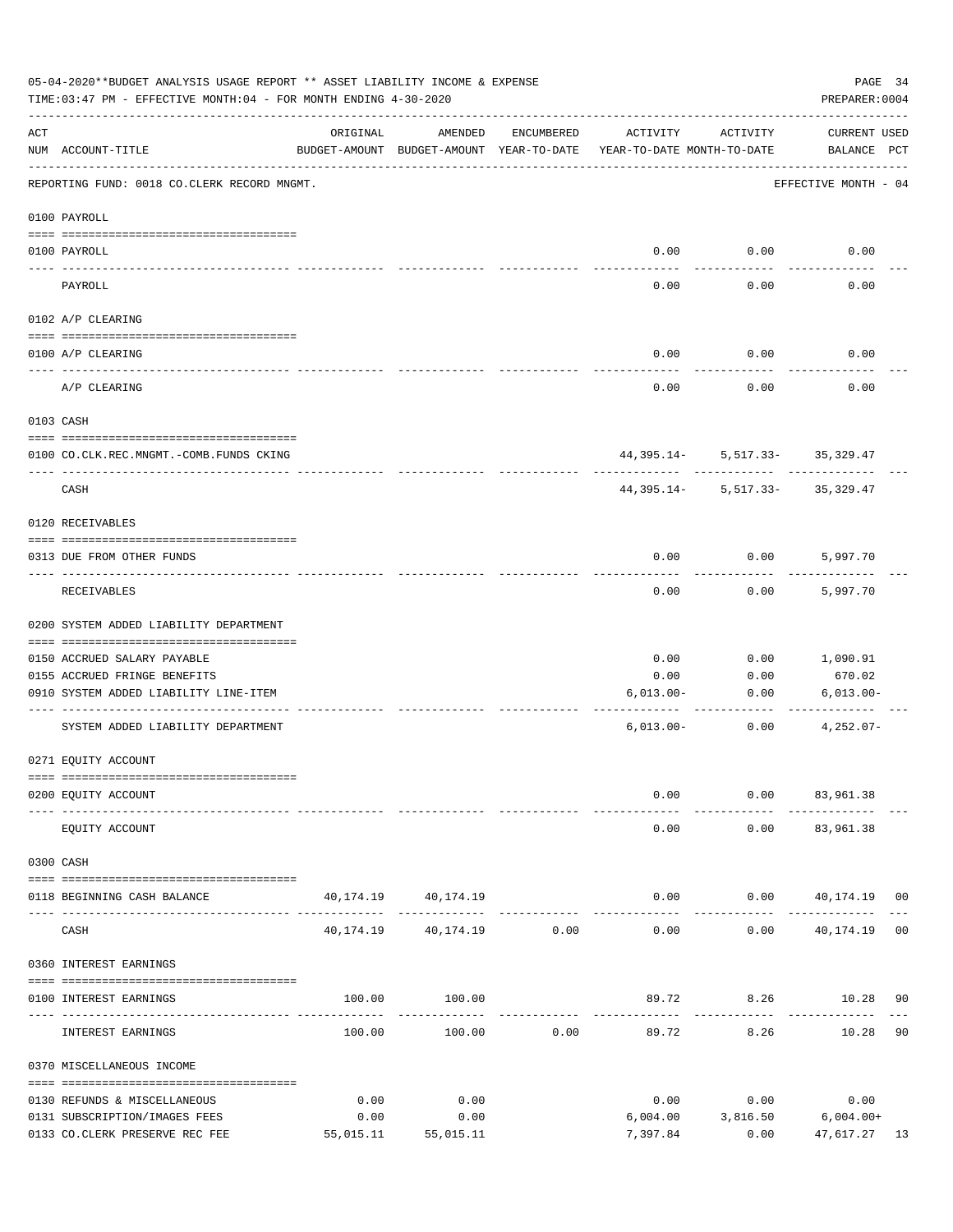05-04-2020**BUDGET ANALYSIS USAGE REPORT ** ASSET LIABILITY INCOME & EXPENSE

TIME:03:47 PM - EFFECTIVE MONTH:04 - FOR MONTH ENDING 4-30-2020

PREPARER:0004

REPORTING FUND: 0018 CO.CLERK RECORD MNGMT.

EFFECTIVE MONTH - 04

| ACT NUM | ACCOUNT-TITLE | ORIGINAL BUDGET-AMOUNT | AMENDED BUDGET-AMOUNT | ENCUMBERED YEAR-TO-DATE | ACTIVITY YEAR-TO-DATE | ACTIVITY MONTH-TO-DATE | CURRENT BALANCE | USED PCT |
|---|---|---|---|---|---|---|---|---|
| | **0100 PAYROLL** | | | | | | | |
| 0100 | PAYROLL | | | | 0.00 | 0.00 | 0.00 | |
| | PAYROLL | | | | 0.00 | 0.00 | 0.00 | |
| | **0102 A/P CLEARING** | | | | | | | |
| 0100 | A/P CLEARING | | | | 0.00 | 0.00 | 0.00 | |
| | A/P CLEARING | | | | 0.00 | 0.00 | 0.00 | |
| | **0103 CASH** | | | | | | | |
| 0100 | CO.CLK.REC.MNGMT.-COMB.FUNDS CKING | | | | 44,395.14- | 5,517.33- | 35,329.47 | |
| | CASH | | | | 44,395.14- | 5,517.33- | 35,329.47 | |
| | **0120 RECEIVABLES** | | | | | | | |
| 0313 | DUE FROM OTHER FUNDS | | | | 0.00 | 0.00 | 5,997.70 | |
| | RECEIVABLES | | | | 0.00 | 0.00 | 5,997.70 | |
| | **0200 SYSTEM ADDED LIABILITY DEPARTMENT** | | | | | | | |
| 0150 | ACCRUED SALARY PAYABLE | | | | 0.00 | 0.00 | 1,090.91 | |
| 0155 | ACCRUED FRINGE BENEFITS | | | | 0.00 | 0.00 | 670.02 | |
| 0910 | SYSTEM ADDED LIABILITY LINE-ITEM | | | | 6,013.00- | 0.00 | 6,013.00- | |
| | SYSTEM ADDED LIABILITY DEPARTMENT | | | | 6,013.00- | 0.00 | 4,252.07- | |
| | **0271 EQUITY ACCOUNT** | | | | | | | |
| 0200 | EQUITY ACCOUNT | | | | 0.00 | 0.00 | 83,961.38 | |
| | EQUITY ACCOUNT | | | | 0.00 | 0.00 | 83,961.38 | |
| | **0300 CASH** | | | | | | | |
| 0118 | BEGINNING CASH BALANCE | 40,174.19 | 40,174.19 | | 0.00 | 0.00 | 40,174.19 | 00 |
| | CASH | 40,174.19 | 40,174.19 | 0.00 | 0.00 | 0.00 | 40,174.19 | 00 |
| | **0360 INTEREST EARNINGS** | | | | | | | |
| 0100 | INTEREST EARNINGS | 100.00 | 100.00 | | 89.72 | 8.26 | 10.28 | 90 |
| | INTEREST EARNINGS | 100.00 | 100.00 | 0.00 | 89.72 | 8.26 | 10.28 | 90 |
| | **0370 MISCELLANEOUS INCOME** | | | | | | | |
| 0130 | REFUNDS & MISCELLANEOUS | 0.00 | 0.00 | | 0.00 | 0.00 | 0.00 | |
| 0131 | SUBSCRIPTION/IMAGES FEES | 0.00 | 0.00 | | 6,004.00 | 3,816.50 | 6,004.00+ | |
| 0133 | CO.CLERK PRESERVE REC FEE | 55,015.11 | 55,015.11 | | 7,397.84 | 0.00 | 47,617.27 | 13 |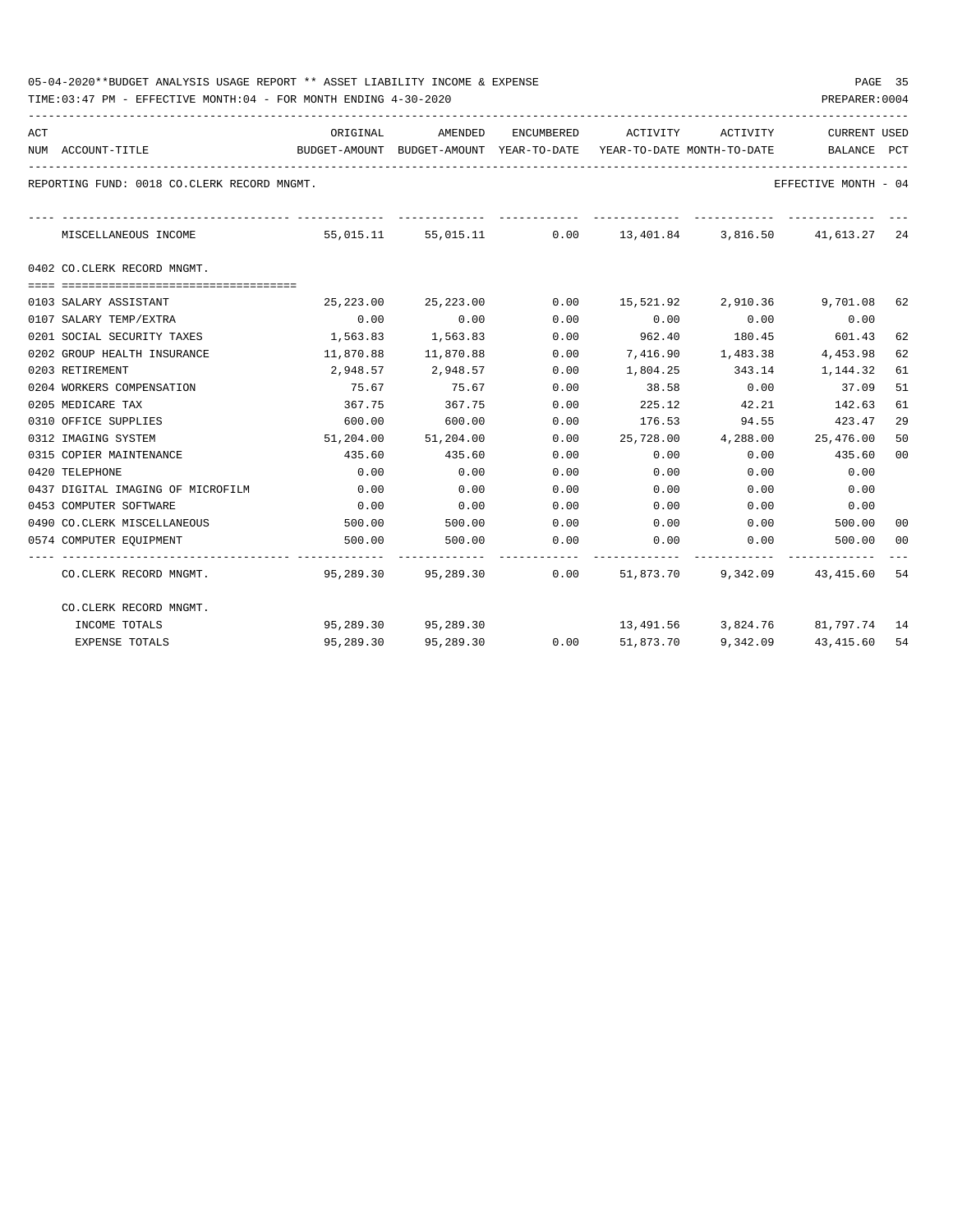05-04-2020**BUDGET ANALYSIS USAGE REPORT ** ASSET LIABILITY INCOME & EXPENSE

TIME:03:47 PM - EFFECTIVE MONTH:04 - FOR MONTH ENDING 4-30-2020

PREPARER:0004

REPORTING FUND: 0018 CO.CLERK RECORD MNGMT.

EFFECTIVE MONTH - 04

| ACT NUM | ACCOUNT-TITLE | ORIGINAL BUDGET-AMOUNT | AMENDED BUDGET-AMOUNT | ENCUMBERED YEAR-TO-DATE | ACTIVITY YEAR-TO-DATE | ACTIVITY MONTH-TO-DATE | CURRENT BALANCE | USED PCT |
|---|---|---|---|---|---|---|---|---|
| | MISCELLANEOUS INCOME | 55,015.11 | 55,015.11 | 0.00 | 13,401.84 | 3,816.50 | 41,613.27 | 24 |
| | **0402 CO.CLERK RECORD MNGMT.** | | | | | | | |
| 0103 | SALARY ASSISTANT | 25,223.00 | 25,223.00 | 0.00 | 15,521.92 | 2,910.36 | 9,701.08 | 62 |
| 0107 | SALARY TEMP/EXTRA | 0.00 | 0.00 | 0.00 | 0.00 | 0.00 | 0.00 | |
| 0201 | SOCIAL SECURITY TAXES | 1,563.83 | 1,563.83 | 0.00 | 962.40 | 180.45 | 601.43 | 62 |
| 0202 | GROUP HEALTH INSURANCE | 11,870.88 | 11,870.88 | 0.00 | 7,416.90 | 1,483.38 | 4,453.98 | 62 |
| 0203 | RETIREMENT | 2,948.57 | 2,948.57 | 0.00 | 1,804.25 | 343.14 | 1,144.32 | 61 |
| 0204 | WORKERS COMPENSATION | 75.67 | 75.67 | 0.00 | 38.58 | 0.00 | 37.09 | 51 |
| 0205 | MEDICARE TAX | 367.75 | 367.75 | 0.00 | 225.12 | 42.21 | 142.63 | 61 |
| 0310 | OFFICE SUPPLIES | 600.00 | 600.00 | 0.00 | 176.53 | 94.55 | 423.47 | 29 |
| 0312 | IMAGING SYSTEM | 51,204.00 | 51,204.00 | 0.00 | 25,728.00 | 4,288.00 | 25,476.00 | 50 |
| 0315 | COPIER MAINTENANCE | 435.60 | 435.60 | 0.00 | 0.00 | 0.00 | 435.60 | 00 |
| 0420 | TELEPHONE | 0.00 | 0.00 | 0.00 | 0.00 | 0.00 | 0.00 | |
| 0437 | DIGITAL IMAGING OF MICROFILM | 0.00 | 0.00 | 0.00 | 0.00 | 0.00 | 0.00 | |
| 0453 | COMPUTER SOFTWARE | 0.00 | 0.00 | 0.00 | 0.00 | 0.00 | 0.00 | |
| 0490 | CO.CLERK MISCELLANEOUS | 500.00 | 500.00 | 0.00 | 0.00 | 0.00 | 500.00 | 00 |
| 0574 | COMPUTER EQUIPMENT | 500.00 | 500.00 | 0.00 | 0.00 | 0.00 | 500.00 | 00 |
| | CO.CLERK RECORD MNGMT. | 95,289.30 | 95,289.30 | 0.00 | 51,873.70 | 9,342.09 | 43,415.60 | 54 |
| | CO.CLERK RECORD MNGMT. | | | | | | | |
| | INCOME TOTALS | 95,289.30 | 95,289.30 | | 13,491.56 | 3,824.76 | 81,797.74 | 14 |
| | EXPENSE TOTALS | 95,289.30 | 95,289.30 | 0.00 | 51,873.70 | 9,342.09 | 43,415.60 | 54 |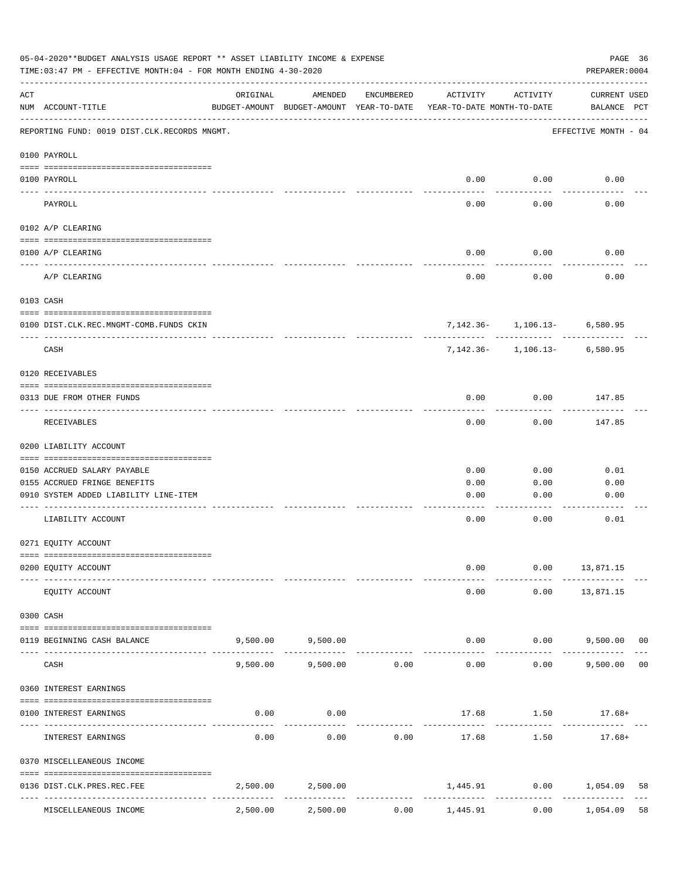05-04-2020**BUDGET ANALYSIS USAGE REPORT ** ASSET LIABILITY INCOME & EXPENSE

TIME:03:47 PM - EFFECTIVE MONTH:04 - FOR MONTH ENDING 4-30-2020

PREPARER:0004

REPORTING FUND: 0019 DIST.CLK.RECORDS MNGMT. — EFFECTIVE MONTH - 04

| ACT NUM | ACCOUNT-TITLE | ORIGINAL BUDGET-AMOUNT | AMENDED BUDGET-AMOUNT | ENCUMBERED YEAR-TO-DATE | ACTIVITY YEAR-TO-DATE | ACTIVITY MONTH-TO-DATE | CURRENT BALANCE | USED PCT |
|---|---|---|---|---|---|---|---|---|
| | **0100 PAYROLL** | | | | | | | |
| 0100 | PAYROLL | | | | 0.00 | 0.00 | 0.00 | |
| | PAYROLL | | | | 0.00 | 0.00 | 0.00 | |
| | **0102 A/P CLEARING** | | | | | | | |
| 0100 | A/P CLEARING | | | | 0.00 | 0.00 | 0.00 | |
| | A/P CLEARING | | | | 0.00 | 0.00 | 0.00 | |
| | **0103 CASH** | | | | | | | |
| 0100 | DIST.CLK.REC.MNGMT-COMB.FUNDS CKIN | | | | 7,142.36- | 1,106.13- | 6,580.95 | |
| | CASH | | | | 7,142.36- | 1,106.13- | 6,580.95 | |
| | **0120 RECEIVABLES** | | | | | | | |
| 0313 | DUE FROM OTHER FUNDS | | | | 0.00 | 0.00 | 147.85 | |
| | RECEIVABLES | | | | 0.00 | 0.00 | 147.85 | |
| | **0200 LIABILITY ACCOUNT** | | | | | | | |
| 0150 | ACCRUED SALARY PAYABLE | | | | 0.00 | 0.00 | 0.01 | |
| 0155 | ACCRUED FRINGE BENEFITS | | | | 0.00 | 0.00 | 0.00 | |
| 0910 | SYSTEM ADDED LIABILITY LINE-ITEM | | | | 0.00 | 0.00 | 0.00 | |
| | LIABILITY ACCOUNT | | | | 0.00 | 0.00 | 0.01 | |
| | **0271 EQUITY ACCOUNT** | | | | | | | |
| 0200 | EQUITY ACCOUNT | | | | 0.00 | 0.00 | 13,871.15 | |
| | EQUITY ACCOUNT | | | | 0.00 | 0.00 | 13,871.15 | |
| | **0300 CASH** | | | | | | | |
| 0119 | BEGINNING CASH BALANCE | 9,500.00 | 9,500.00 | | 0.00 | 0.00 | 9,500.00 | 00 |
| | CASH | 9,500.00 | 9,500.00 | 0.00 | 0.00 | 0.00 | 9,500.00 | 00 |
| | **0360 INTEREST EARNINGS** | | | | | | | |
| 0100 | INTEREST EARNINGS | 0.00 | 0.00 | | 17.68 | 1.50 | 17.68+ | |
| | INTEREST EARNINGS | 0.00 | 0.00 | 0.00 | 17.68 | 1.50 | 17.68+ | |
| | **0370 MISCELLEANEOUS INCOME** | | | | | | | |
| 0136 | DIST.CLK.PRES.REC.FEE | 2,500.00 | 2,500.00 | | 1,445.91 | 0.00 | 1,054.09 | 58 |
| | MISCELLEANEOUS INCOME | 2,500.00 | 2,500.00 | 0.00 | 1,445.91 | 0.00 | 1,054.09 | 58 |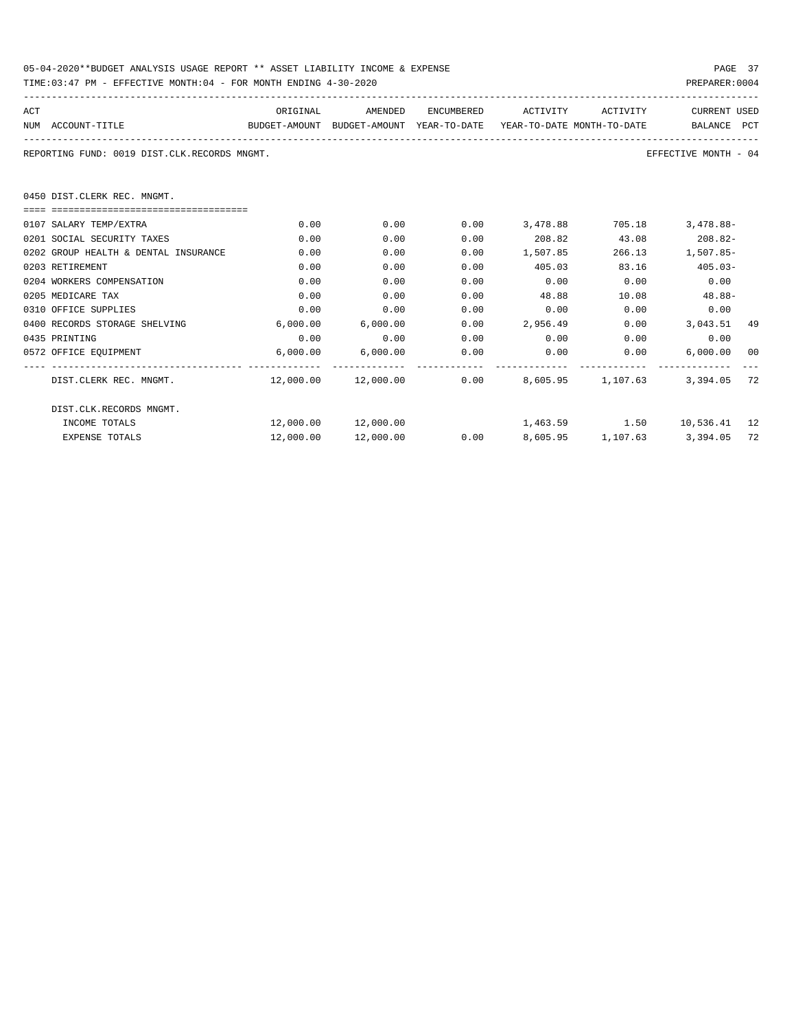05-04-2020**BUDGET ANALYSIS USAGE REPORT ** ASSET LIABILITY INCOME & EXPENSE

TIME:03:47 PM - EFFECTIVE MONTH:04 - FOR MONTH ENDING 4-30-2020

PREPARER:0004

REPORTING FUND: 0019 DIST.CLK.RECORDS MNGMT.

EFFECTIVE MONTH - 04

## 0450 DIST.CLERK REC. MNGMT.

| ACT NUM | ACCOUNT-TITLE | ORIGINAL BUDGET-AMOUNT | AMENDED BUDGET-AMOUNT | ENCUMBERED YEAR-TO-DATE | ACTIVITY YEAR-TO-DATE | ACTIVITY MONTH-TO-DATE | CURRENT BALANCE | USED PCT |
|---|---|---|---|---|---|---|---|---|
| 0107 | SALARY TEMP/EXTRA | 0.00 | 0.00 | 0.00 | 3,478.88 | 705.18 | 3,478.88- | |
| 0201 | SOCIAL SECURITY TAXES | 0.00 | 0.00 | 0.00 | 208.82 | 43.08 | 208.82- | |
| 0202 | GROUP HEALTH & DENTAL INSURANCE | 0.00 | 0.00 | 0.00 | 1,507.85 | 266.13 | 1,507.85- | |
| 0203 | RETIREMENT | 0.00 | 0.00 | 0.00 | 405.03 | 83.16 | 405.03- | |
| 0204 | WORKERS COMPENSATION | 0.00 | 0.00 | 0.00 | 0.00 | 0.00 | 0.00 | |
| 0205 | MEDICARE TAX | 0.00 | 0.00 | 0.00 | 48.88 | 10.08 | 48.88- | |
| 0310 | OFFICE SUPPLIES | 0.00 | 0.00 | 0.00 | 0.00 | 0.00 | 0.00 | |
| 0400 | RECORDS STORAGE SHELVING | 6,000.00 | 6,000.00 | 0.00 | 2,956.49 | 0.00 | 3,043.51 | 49 |
| 0435 | PRINTING | 0.00 | 0.00 | 0.00 | 0.00 | 0.00 | 0.00 | |
| 0572 | OFFICE EQUIPMENT | 6,000.00 | 6,000.00 | 0.00 | 0.00 | 0.00 | 6,000.00 | 00 |
| | DIST.CLERK REC. MNGMT. | 12,000.00 | 12,000.00 | 0.00 | 8,605.95 | 1,107.63 | 3,394.05 | 72 |
| | DIST.CLK.RECORDS MNGMT. | | | | | | | |
| | INCOME TOTALS | 12,000.00 | 12,000.00 | | 1,463.59 | 1.50 | 10,536.41 | 12 |
| | EXPENSE TOTALS | 12,000.00 | 12,000.00 | 0.00 | 8,605.95 | 1,107.63 | 3,394.05 | 72 |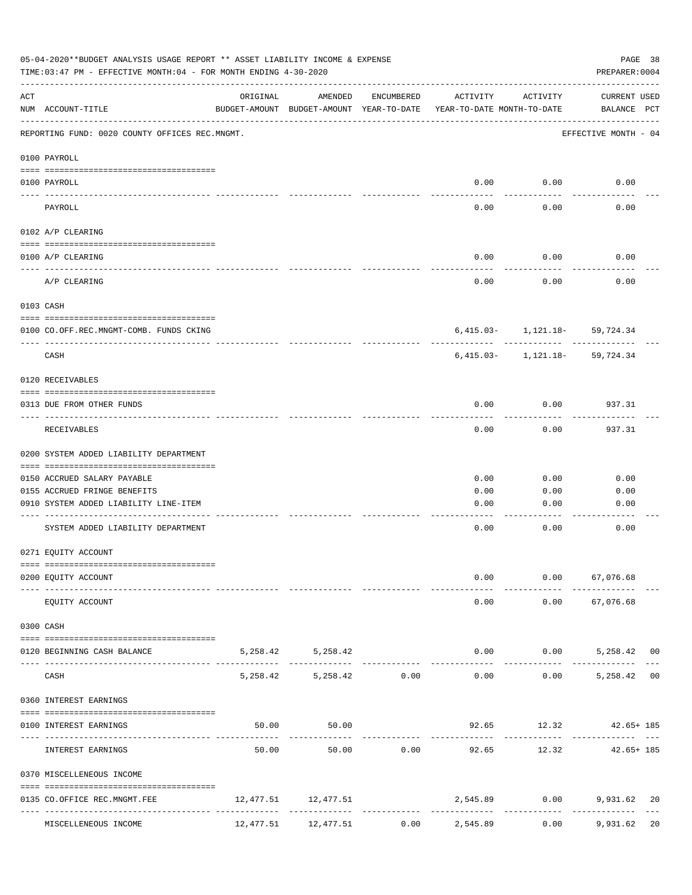05-04-2020**BUDGET ANALYSIS USAGE REPORT ** ASSET LIABILITY INCOME & EXPENSE

TIME:03:47 PM - EFFECTIVE MONTH:04 - FOR MONTH ENDING 4-30-2020

PREPARER:0004

| ACT NUM | ACCOUNT-TITLE | ORIGINAL BUDGET-AMOUNT | AMENDED BUDGET-AMOUNT | ENCUMBERED YEAR-TO-DATE | ACTIVITY YEAR-TO-DATE | ACTIVITY MONTH-TO-DATE | CURRENT USED BALANCE | PCT |
|---|---|---|---|---|---|---|---|---|

REPORTING FUND: 0020 COUNTY OFFICES REC.MNGMT. — EFFECTIVE MONTH - 04

| ACT NUM | ACCOUNT-TITLE | ORIGINAL BUDGET-AMOUNT | AMENDED BUDGET-AMOUNT | ENCUMBERED YEAR-TO-DATE | ACTIVITY YEAR-TO-DATE | ACTIVITY MONTH-TO-DATE | CURRENT USED BALANCE | PCT |
|---|---|---|---|---|---|---|---|---|
| **0100 PAYROLL** | | | | | | | | |
| 0100 | PAYROLL | | | | 0.00 | 0.00 | 0.00 | |
| | PAYROLL | | | | 0.00 | 0.00 | 0.00 | |
| **0102 A/P CLEARING** | | | | | | | | |
| 0100 | A/P CLEARING | | | | 0.00 | 0.00 | 0.00 | |
| | A/P CLEARING | | | | 0.00 | 0.00 | 0.00 | |
| **0103 CASH** | | | | | | | | |
| 0100 | CO.OFF.REC.MNGMT-COMB. FUNDS CKING | | | | 6,415.03- | 1,121.18- | 59,724.34 | |
| | CASH | | | | 6,415.03- | 1,121.18- | 59,724.34 | |
| **0120 RECEIVABLES** | | | | | | | | |
| 0313 | DUE FROM OTHER FUNDS | | | | 0.00 | 0.00 | 937.31 | |
| | RECEIVABLES | | | | 0.00 | 0.00 | 937.31 | |
| **0200 SYSTEM ADDED LIABILITY DEPARTMENT** | | | | | | | | |
| 0150 | ACCRUED SALARY PAYABLE | | | | 0.00 | 0.00 | 0.00 | |
| 0155 | ACCRUED FRINGE BENEFITS | | | | 0.00 | 0.00 | 0.00 | |
| 0910 | SYSTEM ADDED LIABILITY LINE-ITEM | | | | 0.00 | 0.00 | 0.00 | |
| | SYSTEM ADDED LIABILITY DEPARTMENT | | | | 0.00 | 0.00 | 0.00 | |
| **0271 EQUITY ACCOUNT** | | | | | | | | |
| 0200 | EQUITY ACCOUNT | | | | 0.00 | 0.00 | 67,076.68 | |
| | EQUITY ACCOUNT | | | | 0.00 | 0.00 | 67,076.68 | |
| **0300 CASH** | | | | | | | | |
| 0120 | BEGINNING CASH BALANCE | 5,258.42 | 5,258.42 | | 0.00 | 0.00 | 5,258.42 | 00 |
| | CASH | 5,258.42 | 5,258.42 | 0.00 | 0.00 | 0.00 | 5,258.42 | 00 |
| **0360 INTEREST EARNINGS** | | | | | | | | |
| 0100 | INTEREST EARNINGS | 50.00 | 50.00 | | 92.65 | 12.32 | 42.65+ | 185 |
| | INTEREST EARNINGS | 50.00 | 50.00 | 0.00 | 92.65 | 12.32 | 42.65+ | 185 |
| **0370 MISCELLENEOUS INCOME** | | | | | | | | |
| 0135 | CO.OFFICE REC.MNGMT.FEE | 12,477.51 | 12,477.51 | | 2,545.89 | 0.00 | 9,931.62 | 20 |
| | MISCELLENEOUS INCOME | 12,477.51 | 12,477.51 | 0.00 | 2,545.89 | 0.00 | 9,931.62 | 20 |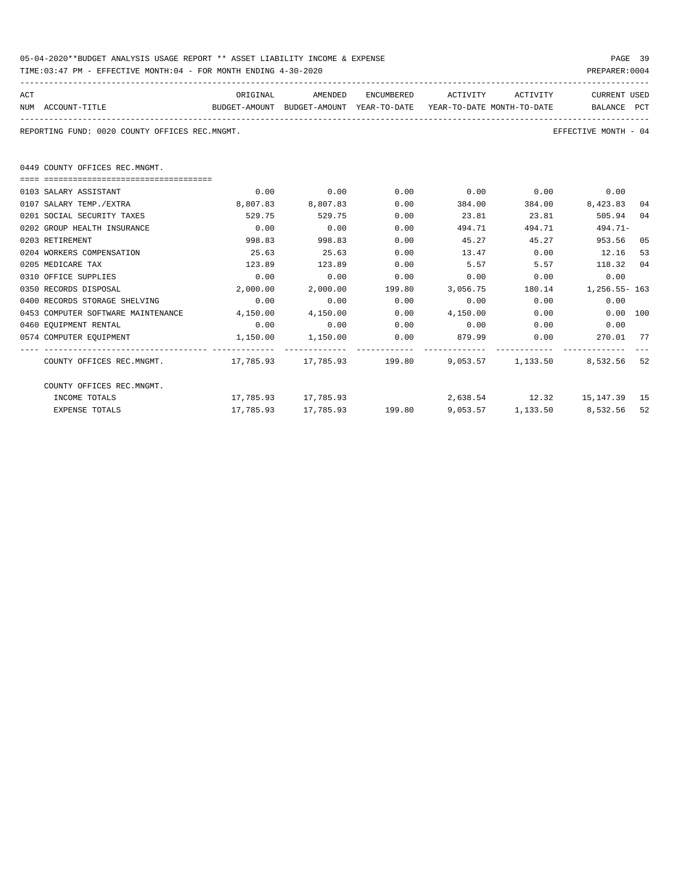05-04-2020**BUDGET ANALYSIS USAGE REPORT ** ASSET LIABILITY INCOME & EXPENSE

TIME:03:47 PM - EFFECTIVE MONTH:04 - FOR MONTH ENDING 4-30-2020

PREPARER:0004

REPORTING FUND: 0020 COUNTY OFFICES REC.MNGMT.

EFFECTIVE MONTH - 04

0449 COUNTY OFFICES REC.MNGMT.

| ACT NUM | ACCOUNT-TITLE | ORIGINAL BUDGET-AMOUNT | AMENDED BUDGET-AMOUNT | ENCUMBERED YEAR-TO-DATE | ACTIVITY YEAR-TO-DATE | ACTIVITY MONTH-TO-DATE | CURRENT BALANCE | USED PCT |
|---|---|---|---|---|---|---|---|---|
| 0103 | SALARY ASSISTANT | 0.00 | 0.00 | 0.00 | 0.00 | 0.00 | 0.00 | |
| 0107 | SALARY TEMP./EXTRA | 8,807.83 | 8,807.83 | 0.00 | 384.00 | 384.00 | 8,423.83 | 04 |
| 0201 | SOCIAL SECURITY TAXES | 529.75 | 529.75 | 0.00 | 23.81 | 23.81 | 505.94 | 04 |
| 0202 | GROUP HEALTH INSURANCE | 0.00 | 0.00 | 0.00 | 494.71 | 494.71 | 494.71- | |
| 0203 | RETIREMENT | 998.83 | 998.83 | 0.00 | 45.27 | 45.27 | 953.56 | 05 |
| 0204 | WORKERS COMPENSATION | 25.63 | 25.63 | 0.00 | 13.47 | 0.00 | 12.16 | 53 |
| 0205 | MEDICARE TAX | 123.89 | 123.89 | 0.00 | 5.57 | 5.57 | 118.32 | 04 |
| 0310 | OFFICE SUPPLIES | 0.00 | 0.00 | 0.00 | 0.00 | 0.00 | 0.00 | |
| 0350 | RECORDS DISPOSAL | 2,000.00 | 2,000.00 | 199.80 | 3,056.75 | 180.14 | 1,256.55- | 163 |
| 0400 | RECORDS STORAGE SHELVING | 0.00 | 0.00 | 0.00 | 0.00 | 0.00 | 0.00 | |
| 0453 | COMPUTER SOFTWARE MAINTENANCE | 4,150.00 | 4,150.00 | 0.00 | 4,150.00 | 0.00 | 0.00 | 100 |
| 0460 | EQUIPMENT RENTAL | 0.00 | 0.00 | 0.00 | 0.00 | 0.00 | 0.00 | |
| 0574 | COMPUTER EQUIPMENT | 1,150.00 | 1,150.00 | 0.00 | 879.99 | 0.00 | 270.01 | 77 |
| | COUNTY OFFICES REC.MNGMT. | 17,785.93 | 17,785.93 | 199.80 | 9,053.57 | 1,133.50 | 8,532.56 | 52 |
| | COUNTY OFFICES REC.MNGMT. | | | | | | | |
| | INCOME TOTALS | 17,785.93 | 17,785.93 | | 2,638.54 | 12.32 | 15,147.39 | 15 |
| | EXPENSE TOTALS | 17,785.93 | 17,785.93 | 199.80 | 9,053.57 | 1,133.50 | 8,532.56 | 52 |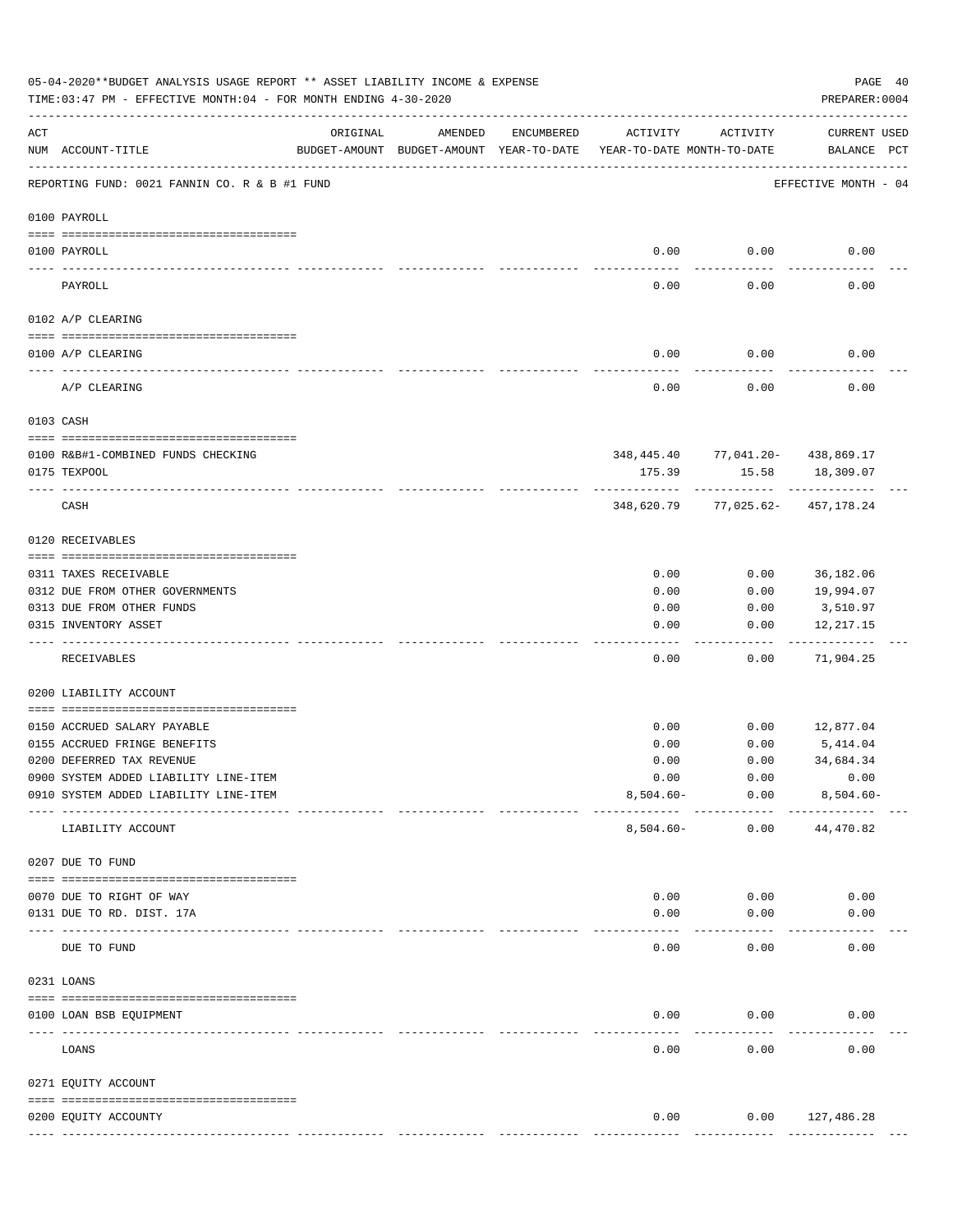05-04-2020**BUDGET ANALYSIS USAGE REPORT ** ASSET LIABILITY INCOME & EXPENSE

TIME:03:47 PM - EFFECTIVE MONTH:04 - FOR MONTH ENDING 4-30-2020

PREPARER:0004

| ACT NUM | ACCOUNT-TITLE | ORIGINAL BUDGET-AMOUNT | AMENDED BUDGET-AMOUNT | ENCUMBERED YEAR-TO-DATE | ACTIVITY YEAR-TO-DATE | ACTIVITY MONTH-TO-DATE | CURRENT BALANCE | USED PCT |
|---|---|---|---|---|---|---|---|---|
| | REPORTING FUND: 0021 FANNIN CO. R & B #1 FUND | | | | | | EFFECTIVE MONTH - 04 | |
| | 0100 PAYROLL | | | | | | | |
| 0100 | PAYROLL | | | | 0.00 | 0.00 | 0.00 | |
| | PAYROLL | | | | 0.00 | 0.00 | 0.00 | |
| | 0102 A/P CLEARING | | | | | | | |
| 0100 | A/P CLEARING | | | | 0.00 | 0.00 | 0.00 | |
| | A/P CLEARING | | | | 0.00 | 0.00 | 0.00 | |
| | 0103 CASH | | | | | | | |
| 0100 | R&B#1-COMBINED FUNDS CHECKING | | | | 348,445.40 | 77,041.20- | 438,869.17 | |
| 0175 | TEXPOOL | | | | 175.39 | 15.58 | 18,309.07 | |
| | CASH | | | | 348,620.79 | 77,025.62- | 457,178.24 | |
| | 0120 RECEIVABLES | | | | | | | |
| 0311 | TAXES RECEIVABLE | | | | 0.00 | 0.00 | 36,182.06 | |
| 0312 | DUE FROM OTHER GOVERNMENTS | | | | 0.00 | 0.00 | 19,994.07 | |
| 0313 | DUE FROM OTHER FUNDS | | | | 0.00 | 0.00 | 3,510.97 | |
| 0315 | INVENTORY ASSET | | | | 0.00 | 0.00 | 12,217.15 | |
| | RECEIVABLES | | | | 0.00 | 0.00 | 71,904.25 | |
| | 0200 LIABILITY ACCOUNT | | | | | | | |
| 0150 | ACCRUED SALARY PAYABLE | | | | 0.00 | 0.00 | 12,877.04 | |
| 0155 | ACCRUED FRINGE BENEFITS | | | | 0.00 | 0.00 | 5,414.04 | |
| 0200 | DEFERRED TAX REVENUE | | | | 0.00 | 0.00 | 34,684.34 | |
| 0900 | SYSTEM ADDED LIABILITY LINE-ITEM | | | | 0.00 | 0.00 | 0.00 | |
| 0910 | SYSTEM ADDED LIABILITY LINE-ITEM | | | | 8,504.60- | 0.00 | 8,504.60- | |
| | LIABILITY ACCOUNT | | | | 8,504.60- | 0.00 | 44,470.82 | |
| | 0207 DUE TO FUND | | | | | | | |
| 0070 | DUE TO RIGHT OF WAY | | | | 0.00 | 0.00 | 0.00 | |
| 0131 | DUE TO RD. DIST. 17A | | | | 0.00 | 0.00 | 0.00 | |
| | DUE TO FUND | | | | 0.00 | 0.00 | 0.00 | |
| | 0231 LOANS | | | | | | | |
| 0100 | LOAN BSB EQUIPMENT | | | | 0.00 | 0.00 | 0.00 | |
| | LOANS | | | | 0.00 | 0.00 | 0.00 | |
| | 0271 EQUITY ACCOUNT | | | | | | | |
| 0200 | EQUITY ACCOUNTY | | | | 0.00 | 0.00 | 127,486.28 | |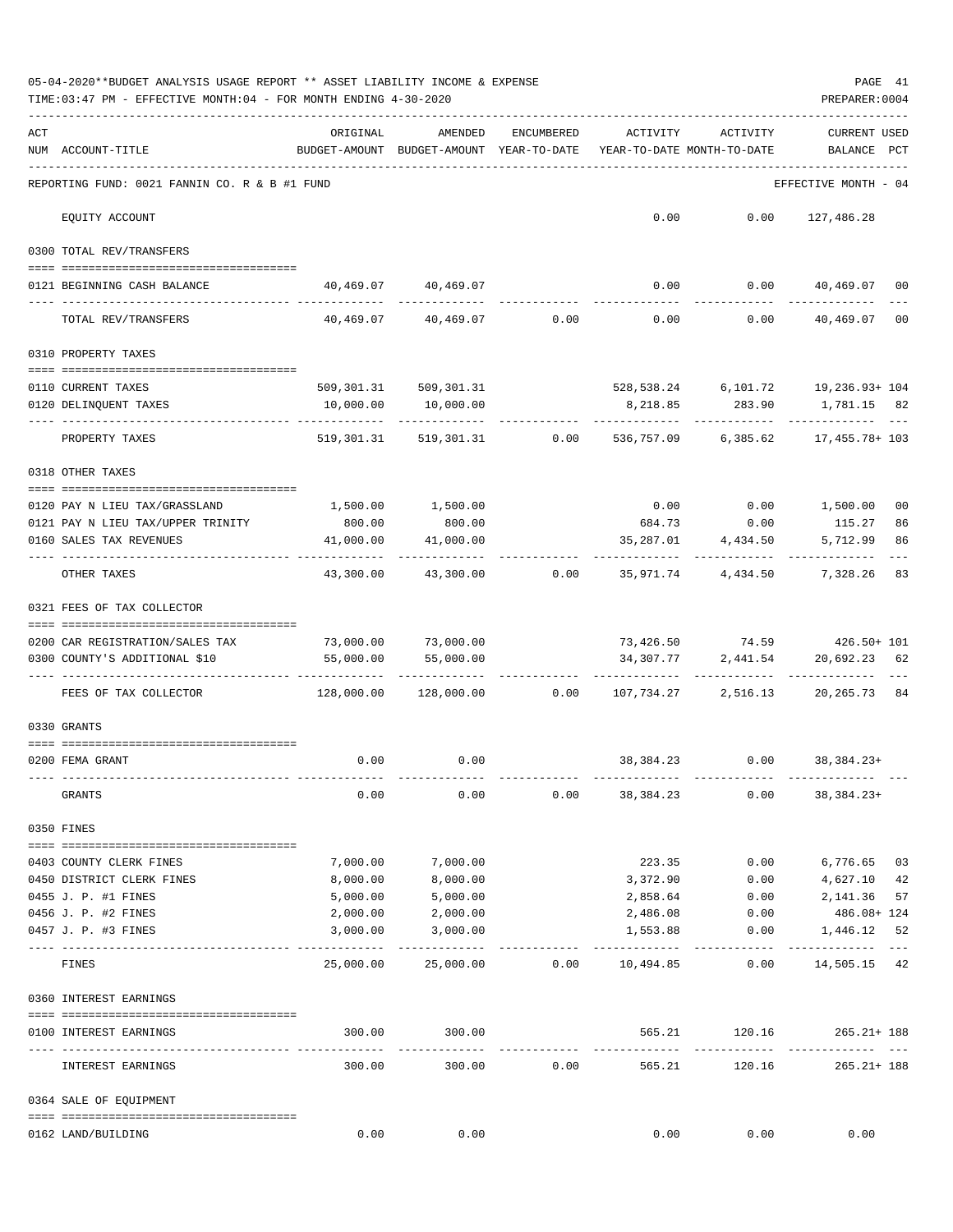05-04-2020**BUDGET ANALYSIS USAGE REPORT ** ASSET LIABILITY INCOME & EXPENSE

TIME:03:47 PM - EFFECTIVE MONTH:04 - FOR MONTH ENDING 4-30-2020

PREPARER:0004

REPORTING FUND: 0021 FANNIN CO. R & B #1 FUND — EFFECTIVE MONTH - 04

| ACT NUM | ACCOUNT-TITLE | ORIGINAL BUDGET-AMOUNT | AMENDED BUDGET-AMOUNT | ENCUMBERED YEAR-TO-DATE | ACTIVITY YEAR-TO-DATE | ACTIVITY MONTH-TO-DATE | CURRENT USED BALANCE | PCT |
|---|---|---|---|---|---|---|---|---|
| | EQUITY ACCOUNT | | | | 0.00 | 0.00 | 127,486.28 | |
| | **0300 TOTAL REV/TRANSFERS** | | | | | | | |
| 0121 | BEGINNING CASH BALANCE | 40,469.07 | 40,469.07 | | 0.00 | 0.00 | 40,469.07 | 00 |
| | TOTAL REV/TRANSFERS | 40,469.07 | 40,469.07 | 0.00 | 0.00 | 0.00 | 40,469.07 | 00 |
| | **0310 PROPERTY TAXES** | | | | | | | |
| 0110 | CURRENT TAXES | 509,301.31 | 509,301.31 | | 528,538.24 | 6,101.72 | 19,236.93+ | 104 |
| 0120 | DELINQUENT TAXES | 10,000.00 | 10,000.00 | | 8,218.85 | 283.90 | 1,781.15 | 82 |
| | PROPERTY TAXES | 519,301.31 | 519,301.31 | 0.00 | 536,757.09 | 6,385.62 | 17,455.78+ | 103 |
| | **0318 OTHER TAXES** | | | | | | | |
| 0120 | PAY N LIEU TAX/GRASSLAND | 1,500.00 | 1,500.00 | | 0.00 | 0.00 | 1,500.00 | 00 |
| 0121 | PAY N LIEU TAX/UPPER TRINITY | 800.00 | 800.00 | | 684.73 | 0.00 | 115.27 | 86 |
| 0160 | SALES TAX REVENUES | 41,000.00 | 41,000.00 | | 35,287.01 | 4,434.50 | 5,712.99 | 86 |
| | OTHER TAXES | 43,300.00 | 43,300.00 | 0.00 | 35,971.74 | 4,434.50 | 7,328.26 | 83 |
| | **0321 FEES OF TAX COLLECTOR** | | | | | | | |
| 0200 | CAR REGISTRATION/SALES TAX | 73,000.00 | 73,000.00 | | 73,426.50 | 74.59 | 426.50+ | 101 |
| 0300 | COUNTY'S ADDITIONAL $10 | 55,000.00 | 55,000.00 | | 34,307.77 | 2,441.54 | 20,692.23 | 62 |
| | FEES OF TAX COLLECTOR | 128,000.00 | 128,000.00 | 0.00 | 107,734.27 | 2,516.13 | 20,265.73 | 84 |
| | **0330 GRANTS** | | | | | | | |
| 0200 | FEMA GRANT | 0.00 | 0.00 | | 38,384.23 | 0.00 | 38,384.23+ | |
| | GRANTS | 0.00 | 0.00 | 0.00 | 38,384.23 | 0.00 | 38,384.23+ | |
| | **0350 FINES** | | | | | | | |
| 0403 | COUNTY CLERK FINES | 7,000.00 | 7,000.00 | | 223.35 | 0.00 | 6,776.65 | 03 |
| 0450 | DISTRICT CLERK FINES | 8,000.00 | 8,000.00 | | 3,372.90 | 0.00 | 4,627.10 | 42 |
| 0455 | J. P. #1 FINES | 5,000.00 | 5,000.00 | | 2,858.64 | 0.00 | 2,141.36 | 57 |
| 0456 | J. P. #2 FINES | 2,000.00 | 2,000.00 | | 2,486.08 | 0.00 | 486.08+ | 124 |
| 0457 | J. P. #3 FINES | 3,000.00 | 3,000.00 | | 1,553.88 | 0.00 | 1,446.12 | 52 |
| | FINES | 25,000.00 | 25,000.00 | 0.00 | 10,494.85 | 0.00 | 14,505.15 | 42 |
| | **0360 INTEREST EARNINGS** | | | | | | | |
| 0100 | INTEREST EARNINGS | 300.00 | 300.00 | | 565.21 | 120.16 | 265.21+ | 188 |
| | INTEREST EARNINGS | 300.00 | 300.00 | 0.00 | 565.21 | 120.16 | 265.21+ | 188 |
| | **0364 SALE OF EQUIPMENT** | | | | | | | |
| 0162 | LAND/BUILDING | 0.00 | 0.00 | | 0.00 | 0.00 | 0.00 | |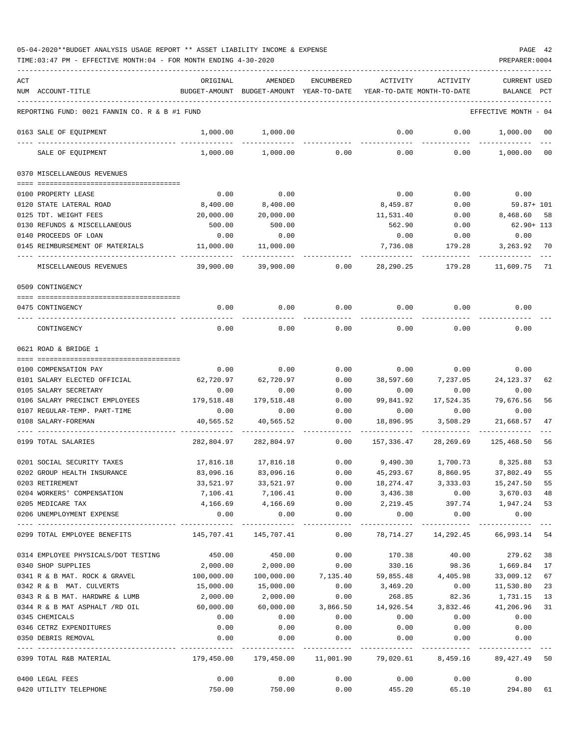05-04-2020**BUDGET ANALYSIS USAGE REPORT ** ASSET LIABILITY INCOME & EXPENSE

TIME:03:47 PM - EFFECTIVE MONTH:04 - FOR MONTH ENDING 4-30-2020

PREPARER:0004

REPORTING FUND: 0021 FANNIN CO. R & B #1 FUND — EFFECTIVE MONTH - 04

| ACT NUM | ACCOUNT-TITLE | ORIGINAL BUDGET-AMOUNT | AMENDED BUDGET-AMOUNT | ENCUMBERED YEAR-TO-DATE | ACTIVITY YEAR-TO-DATE | ACTIVITY MONTH-TO-DATE | CURRENT BALANCE | USED PCT |
|---|---|---|---|---|---|---|---|---|
| 0163 | SALE OF EQUIPMENT | 1,000.00 | 1,000.00 | | 0.00 | 0.00 | 1,000.00 | 00 |
| | SALE OF EQUIPMENT | 1,000.00 | 1,000.00 | 0.00 | 0.00 | 0.00 | 1,000.00 | 00 |
| | **0370 MISCELLANEOUS REVENUES** | | | | | | | |
| 0100 | PROPERTY LEASE | 0.00 | 0.00 | | 0.00 | 0.00 | 0.00 | |
| 0120 | STATE LATERAL ROAD | 8,400.00 | 8,400.00 | | 8,459.87 | 0.00 | 59.87+ | 101 |
| 0125 | TDT. WEIGHT FEES | 20,000.00 | 20,000.00 | | 11,531.40 | 0.00 | 8,468.60 | 58 |
| 0130 | REFUNDS & MISCELLANEOUS | 500.00 | 500.00 | | 562.90 | 0.00 | 62.90+ | 113 |
| 0140 | PROCEEDS OF LOAN | 0.00 | 0.00 | | 0.00 | 0.00 | 0.00 | |
| 0145 | REIMBURSEMENT OF MATERIALS | 11,000.00 | 11,000.00 | | 7,736.08 | 179.28 | 3,263.92 | 70 |
| | MISCELLANEOUS REVENUES | 39,900.00 | 39,900.00 | 0.00 | 28,290.25 | 179.28 | 11,609.75 | 71 |
| | **0509 CONTINGENCY** | | | | | | | |
| 0475 | CONTINGENCY | 0.00 | 0.00 | 0.00 | 0.00 | 0.00 | 0.00 | |
| | CONTINGENCY | 0.00 | 0.00 | 0.00 | 0.00 | 0.00 | 0.00 | |
| | **0621 ROAD & BRIDGE 1** | | | | | | | |
| 0100 | COMPENSATION PAY | 0.00 | 0.00 | 0.00 | 0.00 | 0.00 | 0.00 | |
| 0101 | SALARY ELECTED OFFICIAL | 62,720.97 | 62,720.97 | 0.00 | 38,597.60 | 7,237.05 | 24,123.37 | 62 |
| 0105 | SALARY SECRETARY | 0.00 | 0.00 | 0.00 | 0.00 | 0.00 | 0.00 | |
| 0106 | SALARY PRECINCT EMPLOYEES | 179,518.48 | 179,518.48 | 0.00 | 99,841.92 | 17,524.35 | 79,676.56 | 56 |
| 0107 | REGULAR-TEMP. PART-TIME | 0.00 | 0.00 | 0.00 | 0.00 | 0.00 | 0.00 | |
| 0108 | SALARY-FOREMAN | 40,565.52 | 40,565.52 | 0.00 | 18,896.95 | 3,508.29 | 21,668.57 | 47 |
| 0199 | TOTAL SALARIES | 282,804.97 | 282,804.97 | 0.00 | 157,336.47 | 28,269.69 | 125,468.50 | 56 |
| 0201 | SOCIAL SECURITY TAXES | 17,816.18 | 17,816.18 | 0.00 | 9,490.30 | 1,700.73 | 8,325.88 | 53 |
| 0202 | GROUP HEALTH INSURANCE | 83,096.16 | 83,096.16 | 0.00 | 45,293.67 | 8,860.95 | 37,802.49 | 55 |
| 0203 | RETIREMENT | 33,521.97 | 33,521.97 | 0.00 | 18,274.47 | 3,333.03 | 15,247.50 | 55 |
| 0204 | WORKERS' COMPENSATION | 7,106.41 | 7,106.41 | 0.00 | 3,436.38 | 0.00 | 3,670.03 | 48 |
| 0205 | MEDICARE TAX | 4,166.69 | 4,166.69 | 0.00 | 2,219.45 | 397.74 | 1,947.24 | 53 |
| 0206 | UNEMPLOYMENT EXPENSE | 0.00 | 0.00 | 0.00 | 0.00 | 0.00 | 0.00 | |
| 0299 | TOTAL EMPLOYEE BENEFITS | 145,707.41 | 145,707.41 | 0.00 | 78,714.27 | 14,292.45 | 66,993.14 | 54 |
| 0314 | EMPLOYEE PHYSICALS/DOT TESTING | 450.00 | 450.00 | 0.00 | 170.38 | 40.00 | 279.62 | 38 |
| 0340 | SHOP SUPPLIES | 2,000.00 | 2,000.00 | 0.00 | 330.16 | 98.36 | 1,669.84 | 17 |
| 0341 | R & B MAT. ROCK & GRAVEL | 100,000.00 | 100,000.00 | 7,135.40 | 59,855.48 | 4,405.98 | 33,009.12 | 67 |
| 0342 | R & B MAT. CULVERTS | 15,000.00 | 15,000.00 | 0.00 | 3,469.20 | 0.00 | 11,530.80 | 23 |
| 0343 | R & B MAT. HARDWRE & LUMB | 2,000.00 | 2,000.00 | 0.00 | 268.85 | 82.36 | 1,731.15 | 13 |
| 0344 | R & B MAT ASPHALT /RD OIL | 60,000.00 | 60,000.00 | 3,866.50 | 14,926.54 | 3,832.46 | 41,206.96 | 31 |
| 0345 | CHEMICALS | 0.00 | 0.00 | 0.00 | 0.00 | 0.00 | 0.00 | |
| 0346 | CETRZ EXPENDITURES | 0.00 | 0.00 | 0.00 | 0.00 | 0.00 | 0.00 | |
| 0350 | DEBRIS REMOVAL | 0.00 | 0.00 | 0.00 | 0.00 | 0.00 | 0.00 | |
| 0399 | TOTAL R&B MATERIAL | 179,450.00 | 179,450.00 | 11,001.90 | 79,020.61 | 8,459.16 | 89,427.49 | 50 |
| 0400 | LEGAL FEES | 0.00 | 0.00 | 0.00 | 0.00 | 0.00 | 0.00 | |
| 0420 | UTILITY TELEPHONE | 750.00 | 750.00 | 0.00 | 455.20 | 65.10 | 294.80 | 61 |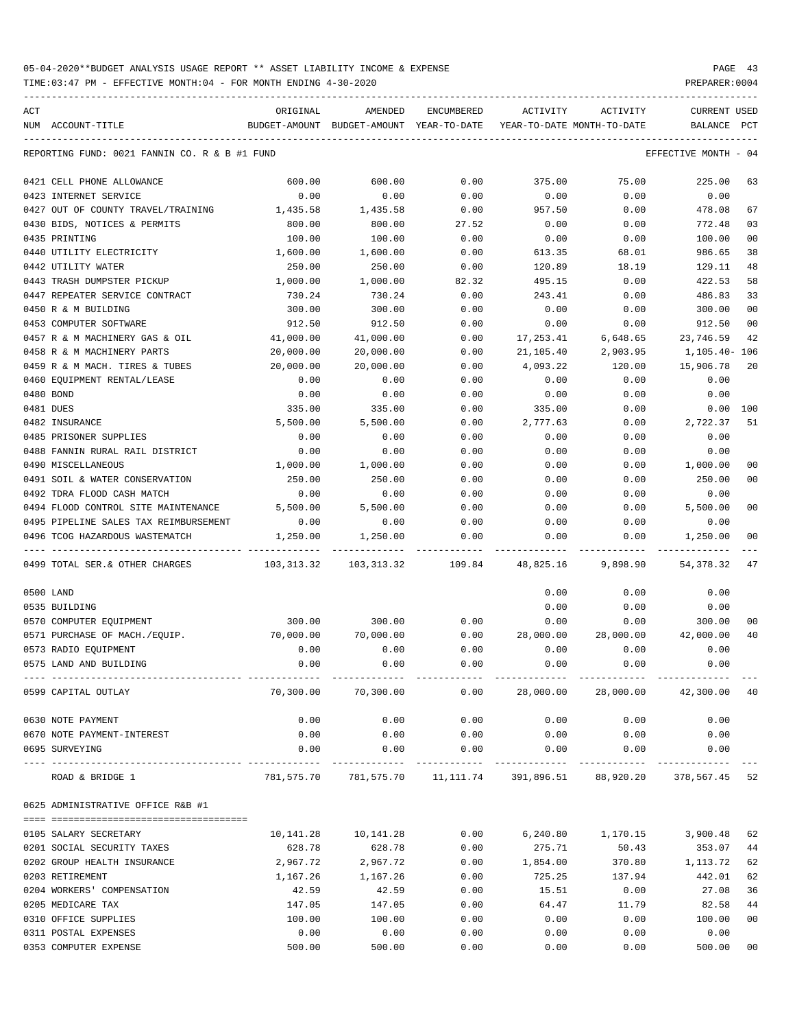05-04-2020**BUDGET ANALYSIS USAGE REPORT ** ASSET LIABILITY INCOME & EXPENSE

TIME:03:47 PM - EFFECTIVE MONTH:04 - FOR MONTH ENDING 4-30-2020

PREPARER:0004

REPORTING FUND: 0021 FANNIN CO. R & B #1 FUND — EFFECTIVE MONTH - 04

| ACT NUM | ACCOUNT-TITLE | ORIGINAL BUDGET-AMOUNT | AMENDED BUDGET-AMOUNT | ENCUMBERED YEAR-TO-DATE | ACTIVITY YEAR-TO-DATE | ACTIVITY MONTH-TO-DATE | CURRENT BALANCE | USED PCT |
|---|---|---|---|---|---|---|---|---|
| 0421 | CELL PHONE ALLOWANCE | 600.00 | 600.00 | 0.00 | 375.00 | 75.00 | 225.00 | 63 |
| 0423 | INTERNET SERVICE | 0.00 | 0.00 | 0.00 | 0.00 | 0.00 | 0.00 | |
| 0427 | OUT OF COUNTY TRAVEL/TRAINING | 1,435.58 | 1,435.58 | 0.00 | 957.50 | 0.00 | 478.08 | 67 |
| 0430 | BIDS, NOTICES & PERMITS | 800.00 | 800.00 | 27.52 | 0.00 | 0.00 | 772.48 | 03 |
| 0435 | PRINTING | 100.00 | 100.00 | 0.00 | 0.00 | 0.00 | 100.00 | 00 |
| 0440 | UTILITY ELECTRICITY | 1,600.00 | 1,600.00 | 0.00 | 613.35 | 68.01 | 986.65 | 38 |
| 0442 | UTILITY WATER | 250.00 | 250.00 | 0.00 | 120.89 | 18.19 | 129.11 | 48 |
| 0443 | TRASH DUMPSTER PICKUP | 1,000.00 | 1,000.00 | 82.32 | 495.15 | 0.00 | 422.53 | 58 |
| 0447 | REPEATER SERVICE CONTRACT | 730.24 | 730.24 | 0.00 | 243.41 | 0.00 | 486.83 | 33 |
| 0450 | R & M BUILDING | 300.00 | 300.00 | 0.00 | 0.00 | 0.00 | 300.00 | 00 |
| 0453 | COMPUTER SOFTWARE | 912.50 | 912.50 | 0.00 | 0.00 | 0.00 | 912.50 | 00 |
| 0457 | R & M MACHINERY GAS & OIL | 41,000.00 | 41,000.00 | 0.00 | 17,253.41 | 6,648.65 | 23,746.59 | 42 |
| 0458 | R & M MACHINERY PARTS | 20,000.00 | 20,000.00 | 0.00 | 21,105.40 | 2,903.95 | 1,105.40- | 106 |
| 0459 | R & M MACH. TIRES & TUBES | 20,000.00 | 20,000.00 | 0.00 | 4,093.22 | 120.00 | 15,906.78 | 20 |
| 0460 | EQUIPMENT RENTAL/LEASE | 0.00 | 0.00 | 0.00 | 0.00 | 0.00 | 0.00 | |
| 0480 | BOND | 0.00 | 0.00 | 0.00 | 0.00 | 0.00 | 0.00 | |
| 0481 | DUES | 335.00 | 335.00 | 0.00 | 335.00 | 0.00 | 0.00 | 100 |
| 0482 | INSURANCE | 5,500.00 | 5,500.00 | 0.00 | 2,777.63 | 0.00 | 2,722.37 | 51 |
| 0485 | PRISONER SUPPLIES | 0.00 | 0.00 | 0.00 | 0.00 | 0.00 | 0.00 | |
| 0488 | FANNIN RURAL RAIL DISTRICT | 0.00 | 0.00 | 0.00 | 0.00 | 0.00 | 0.00 | |
| 0490 | MISCELLANEOUS | 1,000.00 | 1,000.00 | 0.00 | 0.00 | 0.00 | 1,000.00 | 00 |
| 0491 | SOIL & WATER CONSERVATION | 250.00 | 250.00 | 0.00 | 0.00 | 0.00 | 250.00 | 00 |
| 0492 | TDRA FLOOD CASH MATCH | 0.00 | 0.00 | 0.00 | 0.00 | 0.00 | 0.00 | |
| 0494 | FLOOD CONTROL SITE MAINTENANCE | 5,500.00 | 5,500.00 | 0.00 | 0.00 | 0.00 | 5,500.00 | 00 |
| 0495 | PIPELINE SALES TAX REIMBURSEMENT | 0.00 | 0.00 | 0.00 | 0.00 | 0.00 | 0.00 | |
| 0496 | TCOG HAZARDOUS WASTEMATCH | 1,250.00 | 1,250.00 | 0.00 | 0.00 | 0.00 | 1,250.00 | 00 |
| 0499 | TOTAL SER.& OTHER CHARGES | 103,313.32 | 103,313.32 | 109.84 | 48,825.16 | 9,898.90 | 54,378.32 | 47 |
| 0500 | LAND | | | | 0.00 | 0.00 | 0.00 | |
| 0535 | BUILDING | | | | 0.00 | 0.00 | 0.00 | |
| 0570 | COMPUTER EQUIPMENT | 300.00 | 300.00 | 0.00 | 0.00 | 0.00 | 300.00 | 00 |
| 0571 | PURCHASE OF MACH./EQUIP. | 70,000.00 | 70,000.00 | 0.00 | 28,000.00 | 28,000.00 | 42,000.00 | 40 |
| 0573 | RADIO EQUIPMENT | 0.00 | 0.00 | 0.00 | 0.00 | 0.00 | 0.00 | |
| 0575 | LAND AND BUILDING | 0.00 | 0.00 | 0.00 | 0.00 | 0.00 | 0.00 | |
| 0599 | CAPITAL OUTLAY | 70,300.00 | 70,300.00 | 0.00 | 28,000.00 | 28,000.00 | 42,300.00 | 40 |
| 0630 | NOTE PAYMENT | 0.00 | 0.00 | 0.00 | 0.00 | 0.00 | 0.00 | |
| 0670 | NOTE PAYMENT-INTEREST | 0.00 | 0.00 | 0.00 | 0.00 | 0.00 | 0.00 | |
| 0695 | SURVEYING | 0.00 | 0.00 | 0.00 | 0.00 | 0.00 | 0.00 | |
| | ROAD & BRIDGE 1 | 781,575.70 | 781,575.70 | 11,111.74 | 391,896.51 | 88,920.20 | 378,567.45 | 52 |

0625 ADMINISTRATIVE OFFICE R&B #1

| ACT NUM | ACCOUNT-TITLE | ORIGINAL BUDGET-AMOUNT | AMENDED BUDGET-AMOUNT | ENCUMBERED YEAR-TO-DATE | ACTIVITY YEAR-TO-DATE | ACTIVITY MONTH-TO-DATE | CURRENT BALANCE | USED PCT |
|---|---|---|---|---|---|---|---|---|
| 0105 | SALARY SECRETARY | 10,141.28 | 10,141.28 | 0.00 | 6,240.80 | 1,170.15 | 3,900.48 | 62 |
| 0201 | SOCIAL SECURITY TAXES | 628.78 | 628.78 | 0.00 | 275.71 | 50.43 | 353.07 | 44 |
| 0202 | GROUP HEALTH INSURANCE | 2,967.72 | 2,967.72 | 0.00 | 1,854.00 | 370.80 | 1,113.72 | 62 |
| 0203 | RETIREMENT | 1,167.26 | 1,167.26 | 0.00 | 725.25 | 137.94 | 442.01 | 62 |
| 0204 | WORKERS' COMPENSATION | 42.59 | 42.59 | 0.00 | 15.51 | 0.00 | 27.08 | 36 |
| 0205 | MEDICARE TAX | 147.05 | 147.05 | 0.00 | 64.47 | 11.79 | 82.58 | 44 |
| 0310 | OFFICE SUPPLIES | 100.00 | 100.00 | 0.00 | 0.00 | 0.00 | 100.00 | 00 |
| 0311 | POSTAL EXPENSES | 0.00 | 0.00 | 0.00 | 0.00 | 0.00 | 0.00 | |
| 0353 | COMPUTER EXPENSE | 500.00 | 500.00 | 0.00 | 0.00 | 0.00 | 500.00 | 00 |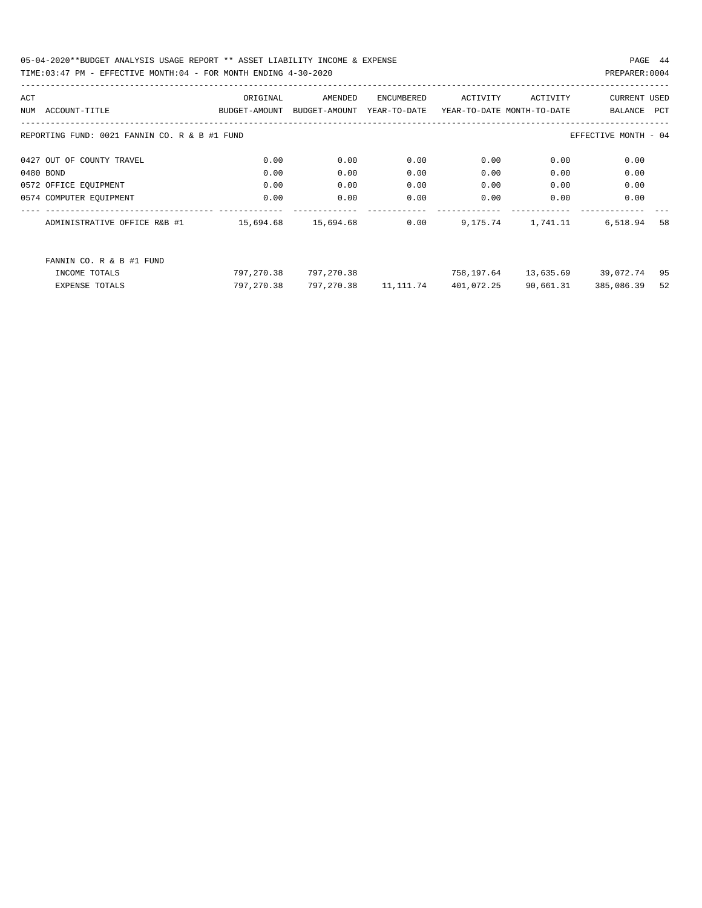05-04-2020**BUDGET ANALYSIS USAGE REPORT ** ASSET LIABILITY INCOME & EXPENSE

TIME:03:47 PM - EFFECTIVE MONTH:04 - FOR MONTH ENDING 4-30-2020

PREPARER:0004

| ACT NUM | ACCOUNT-TITLE | ORIGINAL BUDGET-AMOUNT | AMENDED BUDGET-AMOUNT | ENCUMBERED YEAR-TO-DATE | ACTIVITY YEAR-TO-DATE | ACTIVITY MONTH-TO-DATE | CURRENT BALANCE | USED PCT |
|---|---|---|---|---|---|---|---|---|

REPORTING FUND: 0021 FANNIN CO. R & B #1 FUND — EFFECTIVE MONTH - 04

| ACT NUM | ACCOUNT-TITLE | ORIGINAL BUDGET-AMOUNT | AMENDED BUDGET-AMOUNT | ENCUMBERED YEAR-TO-DATE | ACTIVITY YEAR-TO-DATE | ACTIVITY MONTH-TO-DATE | CURRENT BALANCE | USED PCT |
|---|---|---|---|---|---|---|---|---|
| 0427 | OUT OF COUNTY TRAVEL | 0.00 | 0.00 | 0.00 | 0.00 | 0.00 | 0.00 | |
| 0480 | BOND | 0.00 | 0.00 | 0.00 | 0.00 | 0.00 | 0.00 | |
| 0572 | OFFICE EQUIPMENT | 0.00 | 0.00 | 0.00 | 0.00 | 0.00 | 0.00 | |
| 0574 | COMPUTER EQUIPMENT | 0.00 | 0.00 | 0.00 | 0.00 | 0.00 | 0.00 | |
| | ADMINISTRATIVE OFFICE R&B #1 | 15,694.68 | 15,694.68 | 0.00 | 9,175.74 | 1,741.11 | 6,518.94 | 58 |
| | FANNIN CO. R & B #1 FUND | | | | | | | |
| | INCOME TOTALS | 797,270.38 | 797,270.38 | | 758,197.64 | 13,635.69 | 39,072.74 | 95 |
| | EXPENSE TOTALS | 797,270.38 | 797,270.38 | 11,111.74 | 401,072.25 | 90,661.31 | 385,086.39 | 52 |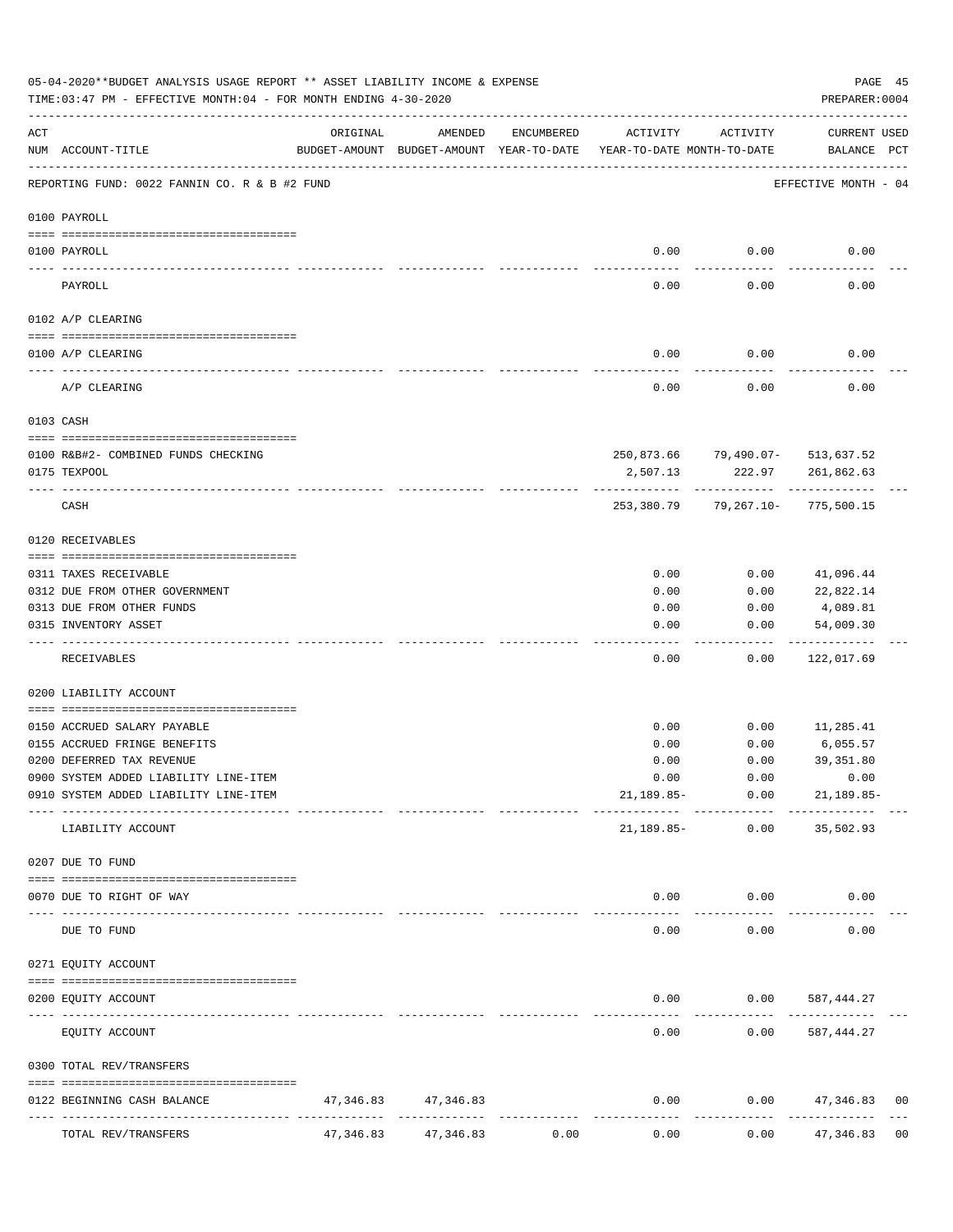05-04-2020**BUDGET ANALYSIS USAGE REPORT ** ASSET LIABILITY INCOME & EXPENSE

TIME:03:47 PM - EFFECTIVE MONTH:04 - FOR MONTH ENDING 4-30-2020

PREPARER:0004

REPORTING FUND: 0022 FANNIN CO. R & B #2 FUND — EFFECTIVE MONTH - 04

| ACT NUM | ACCOUNT-TITLE | ORIGINAL BUDGET-AMOUNT | AMENDED BUDGET-AMOUNT | ENCUMBERED YEAR-TO-DATE | ACTIVITY YEAR-TO-DATE | ACTIVITY MONTH-TO-DATE | CURRENT USED BALANCE | PCT |
|---|---|---|---|---|---|---|---|---|
| **0100 PAYROLL** | | | | | | | | |
| 0100 | PAYROLL | | | | 0.00 | 0.00 | 0.00 | |
| | PAYROLL | | | | 0.00 | 0.00 | 0.00 | |
| **0102 A/P CLEARING** | | | | | | | | |
| 0100 | A/P CLEARING | | | | 0.00 | 0.00 | 0.00 | |
| | A/P CLEARING | | | | 0.00 | 0.00 | 0.00 | |
| **0103 CASH** | | | | | | | | |
| 0100 | R&B#2- COMBINED FUNDS CHECKING | | | | 250,873.66 | 79,490.07- | 513,637.52 | |
| 0175 | TEXPOOL | | | | 2,507.13 | 222.97 | 261,862.63 | |
| | CASH | | | | 253,380.79 | 79,267.10- | 775,500.15 | |
| **0120 RECEIVABLES** | | | | | | | | |
| 0311 | TAXES RECEIVABLE | | | | 0.00 | 0.00 | 41,096.44 | |
| 0312 | DUE FROM OTHER GOVERNMENT | | | | 0.00 | 0.00 | 22,822.14 | |
| 0313 | DUE FROM OTHER FUNDS | | | | 0.00 | 0.00 | 4,089.81 | |
| 0315 | INVENTORY ASSET | | | | 0.00 | 0.00 | 54,009.30 | |
| | RECEIVABLES | | | | 0.00 | 0.00 | 122,017.69 | |
| **0200 LIABILITY ACCOUNT** | | | | | | | | |
| 0150 | ACCRUED SALARY PAYABLE | | | | 0.00 | 0.00 | 11,285.41 | |
| 0155 | ACCRUED FRINGE BENEFITS | | | | 0.00 | 0.00 | 6,055.57 | |
| 0200 | DEFERRED TAX REVENUE | | | | 0.00 | 0.00 | 39,351.80 | |
| 0900 | SYSTEM ADDED LIABILITY LINE-ITEM | | | | 0.00 | 0.00 | 0.00 | |
| 0910 | SYSTEM ADDED LIABILITY LINE-ITEM | | | | 21,189.85- | 0.00 | 21,189.85- | |
| | LIABILITY ACCOUNT | | | | 21,189.85- | 0.00 | 35,502.93 | |
| **0207 DUE TO FUND** | | | | | | | | |
| 0070 | DUE TO RIGHT OF WAY | | | | 0.00 | 0.00 | 0.00 | |
| | DUE TO FUND | | | | 0.00 | 0.00 | 0.00 | |
| **0271 EQUITY ACCOUNT** | | | | | | | | |
| 0200 | EQUITY ACCOUNT | | | | 0.00 | 0.00 | 587,444.27 | |
| | EQUITY ACCOUNT | | | | 0.00 | 0.00 | 587,444.27 | |
| **0300 TOTAL REV/TRANSFERS** | | | | | | | | |
| 0122 | BEGINNING CASH BALANCE | 47,346.83 | 47,346.83 | | 0.00 | 0.00 | 47,346.83 | 00 |
| | TOTAL REV/TRANSFERS | 47,346.83 | 47,346.83 | 0.00 | 0.00 | 0.00 | 47,346.83 | 00 |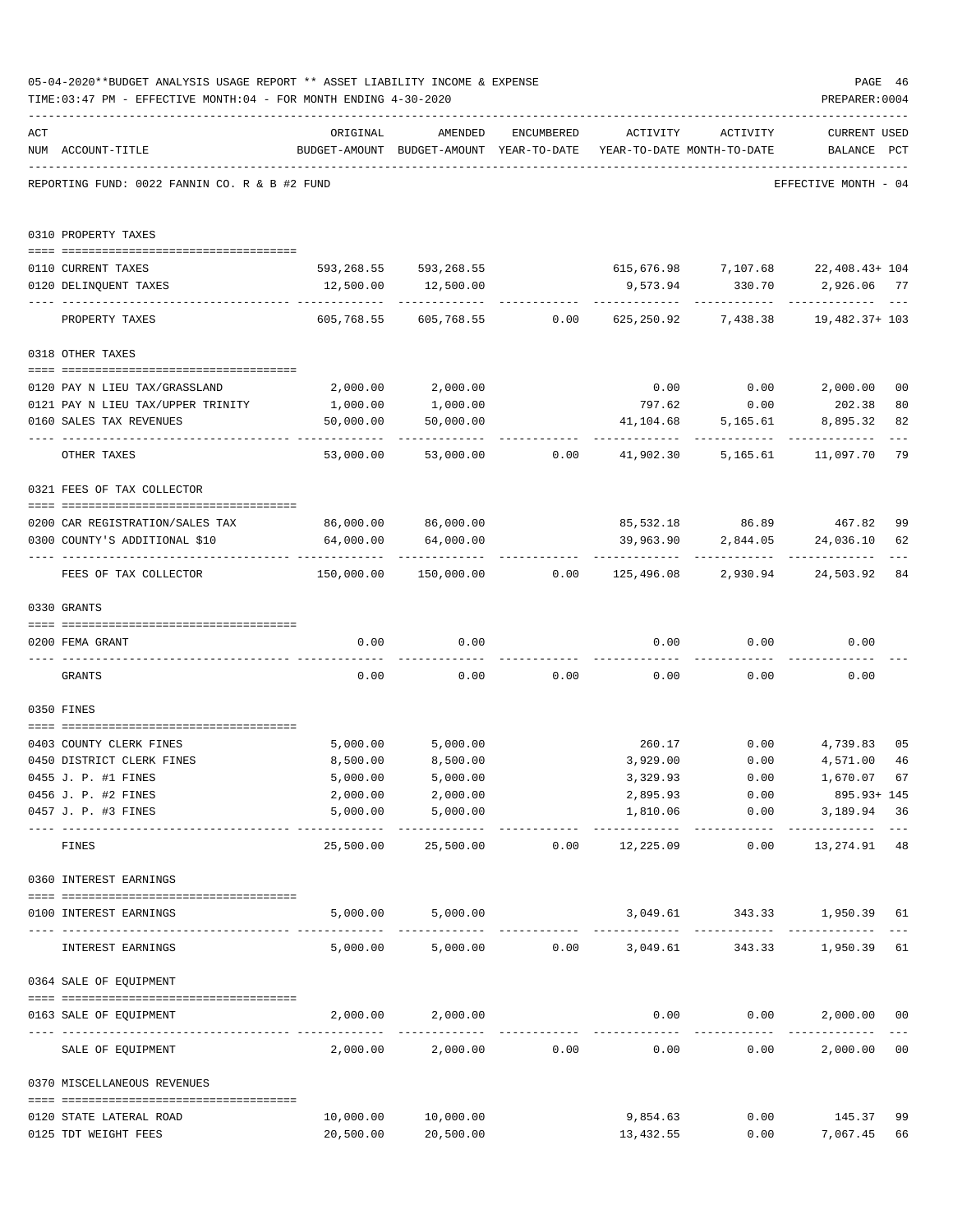05-04-2020**BUDGET ANALYSIS USAGE REPORT ** ASSET LIABILITY INCOME & EXPENSE

TIME:03:47 PM - EFFECTIVE MONTH:04 - FOR MONTH ENDING 4-30-2020

PREPARER:0004

REPORTING FUND: 0022 FANNIN CO. R & B #2 FUND — EFFECTIVE MONTH - 04

| ACT NUM | ACCOUNT-TITLE | ORIGINAL BUDGET-AMOUNT | AMENDED BUDGET-AMOUNT | ENCUMBERED YEAR-TO-DATE | ACTIVITY YEAR-TO-DATE | ACTIVITY MONTH-TO-DATE | CURRENT BALANCE | USED PCT |
|---|---|---|---|---|---|---|---|---|
| **0310** | **PROPERTY TAXES** | | | | | | | |
| 0110 | CURRENT TAXES | 593,268.55 | 593,268.55 | | 615,676.98 | 7,107.68 | 22,408.43+ | 104 |
| 0120 | DELINQUENT TAXES | 12,500.00 | 12,500.00 | | 9,573.94 | 330.70 | 2,926.06 | 77 |
| | PROPERTY TAXES | 605,768.55 | 605,768.55 | 0.00 | 625,250.92 | 7,438.38 | 19,482.37+ | 103 |
| **0318** | **OTHER TAXES** | | | | | | | |
| 0120 | PAY N LIEU TAX/GRASSLAND | 2,000.00 | 2,000.00 | | 0.00 | 0.00 | 2,000.00 | 00 |
| 0121 | PAY N LIEU TAX/UPPER TRINITY | 1,000.00 | 1,000.00 | | 797.62 | 0.00 | 202.38 | 80 |
| 0160 | SALES TAX REVENUES | 50,000.00 | 50,000.00 | | 41,104.68 | 5,165.61 | 8,895.32 | 82 |
| | OTHER TAXES | 53,000.00 | 53,000.00 | 0.00 | 41,902.30 | 5,165.61 | 11,097.70 | 79 |
| **0321** | **FEES OF TAX COLLECTOR** | | | | | | | |
| 0200 | CAR REGISTRATION/SALES TAX | 86,000.00 | 86,000.00 | | 85,532.18 | 86.89 | 467.82 | 99 |
| 0300 | COUNTY'S ADDITIONAL $10 | 64,000.00 | 64,000.00 | | 39,963.90 | 2,844.05 | 24,036.10 | 62 |
| | FEES OF TAX COLLECTOR | 150,000.00 | 150,000.00 | 0.00 | 125,496.08 | 2,930.94 | 24,503.92 | 84 |
| **0330** | **GRANTS** | | | | | | | |
| 0200 | FEMA GRANT | 0.00 | 0.00 | | 0.00 | 0.00 | 0.00 | |
| | GRANTS | 0.00 | 0.00 | 0.00 | 0.00 | 0.00 | 0.00 | |
| **0350** | **FINES** | | | | | | | |
| 0403 | COUNTY CLERK FINES | 5,000.00 | 5,000.00 | | 260.17 | 0.00 | 4,739.83 | 05 |
| 0450 | DISTRICT CLERK FINES | 8,500.00 | 8,500.00 | | 3,929.00 | 0.00 | 4,571.00 | 46 |
| 0455 | J. P. #1 FINES | 5,000.00 | 5,000.00 | | 3,329.93 | 0.00 | 1,670.07 | 67 |
| 0456 | J. P. #2 FINES | 2,000.00 | 2,000.00 | | 2,895.93 | 0.00 | 895.93+ | 145 |
| 0457 | J. P. #3 FINES | 5,000.00 | 5,000.00 | | 1,810.06 | 0.00 | 3,189.94 | 36 |
| | FINES | 25,500.00 | 25,500.00 | 0.00 | 12,225.09 | 0.00 | 13,274.91 | 48 |
| **0360** | **INTEREST EARNINGS** | | | | | | | |
| 0100 | INTEREST EARNINGS | 5,000.00 | 5,000.00 | | 3,049.61 | 343.33 | 1,950.39 | 61 |
| | INTEREST EARNINGS | 5,000.00 | 5,000.00 | 0.00 | 3,049.61 | 343.33 | 1,950.39 | 61 |
| **0364** | **SALE OF EQUIPMENT** | | | | | | | |
| 0163 | SALE OF EQUIPMENT | 2,000.00 | 2,000.00 | | 0.00 | 0.00 | 2,000.00 | 00 |
| | SALE OF EQUIPMENT | 2,000.00 | 2,000.00 | 0.00 | 0.00 | 0.00 | 2,000.00 | 00 |
| **0370** | **MISCELLANEOUS REVENUES** | | | | | | | |
| 0120 | STATE LATERAL ROAD | 10,000.00 | 10,000.00 | | 9,854.63 | 0.00 | 145.37 | 99 |
| 0125 | TDT WEIGHT FEES | 20,500.00 | 20,500.00 | | 13,432.55 | 0.00 | 7,067.45 | 66 |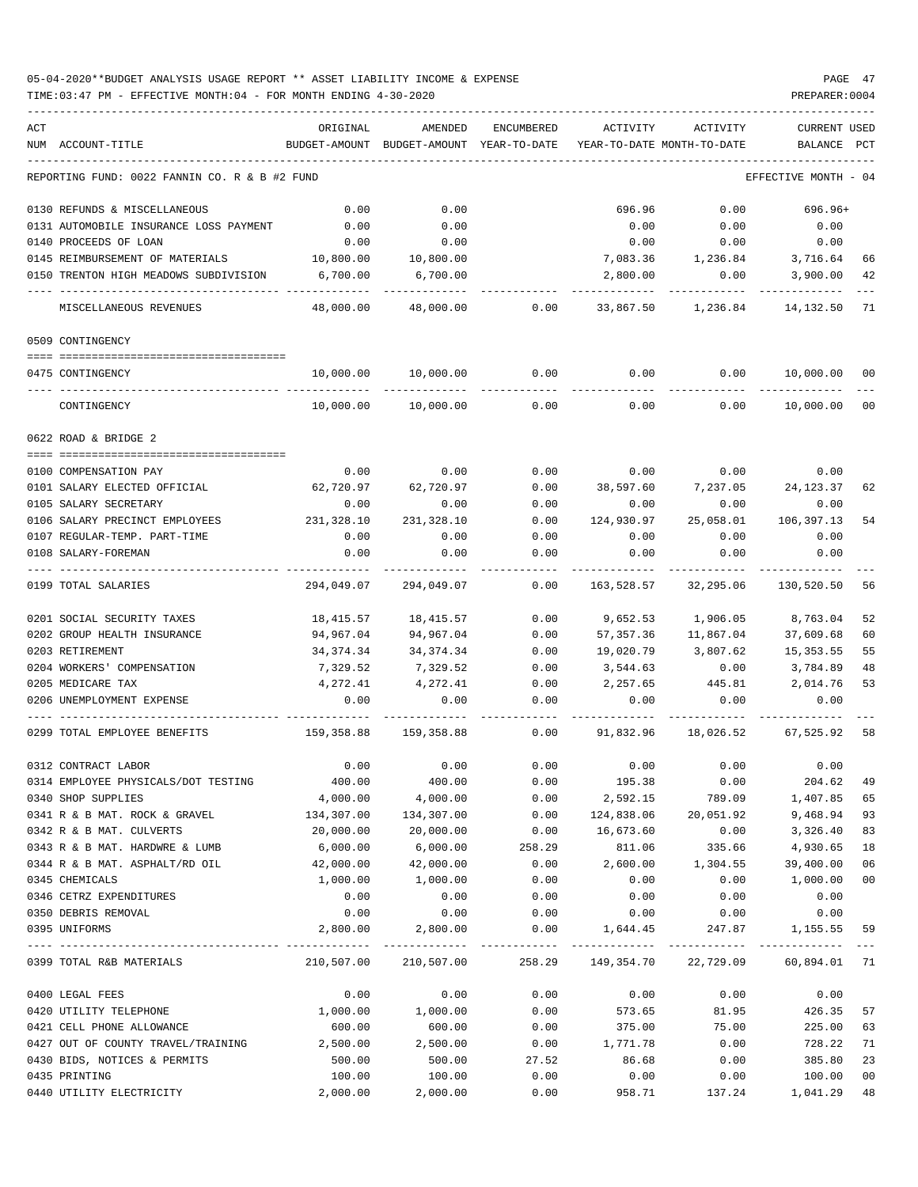05-04-2020**BUDGET ANALYSIS USAGE REPORT ** ASSET LIABILITY INCOME & EXPENSE

TIME:03:47 PM - EFFECTIVE MONTH:04 - FOR MONTH ENDING 4-30-2020

REPORTING FUND: 0022 FANNIN CO. R & B #2 FUND — EFFECTIVE MONTH - 04

| ACT NUM | ACCOUNT-TITLE | ORIGINAL BUDGET-AMOUNT | AMENDED BUDGET-AMOUNT | ENCUMBERED YEAR-TO-DATE | ACTIVITY YEAR-TO-DATE | ACTIVITY MONTH-TO-DATE | CURRENT USED BALANCE | PCT |
|---|---|---|---|---|---|---|---|---|
| 0130 | REFUNDS & MISCELLANEOUS | 0.00 | 0.00 | | 696.96 | 0.00 | 696.96+ | |
| 0131 | AUTOMOBILE INSURANCE LOSS PAYMENT | 0.00 | 0.00 | | 0.00 | 0.00 | 0.00 | |
| 0140 | PROCEEDS OF LOAN | 0.00 | 0.00 | | 0.00 | 0.00 | 0.00 | |
| 0145 | REIMBURSEMENT OF MATERIALS | 10,800.00 | 10,800.00 | | 7,083.36 | 1,236.84 | 3,716.64 | 66 |
| 0150 | TRENTON HIGH MEADOWS SUBDIVISION | 6,700.00 | 6,700.00 | | 2,800.00 | 0.00 | 3,900.00 | 42 |
| | MISCELLANEOUS REVENUES | 48,000.00 | 48,000.00 | 0.00 | 33,867.50 | 1,236.84 | 14,132.50 | 71 |
| | **0509 CONTINGENCY** | | | | | | | |
| 0475 | CONTINGENCY | 10,000.00 | 10,000.00 | 0.00 | 0.00 | 0.00 | 10,000.00 | 00 |
| | CONTINGENCY | 10,000.00 | 10,000.00 | 0.00 | 0.00 | 0.00 | 10,000.00 | 00 |
| | **0622 ROAD & BRIDGE 2** | | | | | | | |
| 0100 | COMPENSATION PAY | 0.00 | 0.00 | 0.00 | 0.00 | 0.00 | 0.00 | |
| 0101 | SALARY ELECTED OFFICIAL | 62,720.97 | 62,720.97 | 0.00 | 38,597.60 | 7,237.05 | 24,123.37 | 62 |
| 0105 | SALARY SECRETARY | 0.00 | 0.00 | 0.00 | 0.00 | 0.00 | 0.00 | |
| 0106 | SALARY PRECINCT EMPLOYEES | 231,328.10 | 231,328.10 | 0.00 | 124,930.97 | 25,058.01 | 106,397.13 | 54 |
| 0107 | REGULAR-TEMP. PART-TIME | 0.00 | 0.00 | 0.00 | 0.00 | 0.00 | 0.00 | |
| 0108 | SALARY-FOREMAN | 0.00 | 0.00 | 0.00 | 0.00 | 0.00 | 0.00 | |
| 0199 | TOTAL SALARIES | 294,049.07 | 294,049.07 | 0.00 | 163,528.57 | 32,295.06 | 130,520.50 | 56 |
| 0201 | SOCIAL SECURITY TAXES | 18,415.57 | 18,415.57 | 0.00 | 9,652.53 | 1,906.05 | 8,763.04 | 52 |
| 0202 | GROUP HEALTH INSURANCE | 94,967.04 | 94,967.04 | 0.00 | 57,357.36 | 11,867.04 | 37,609.68 | 60 |
| 0203 | RETIREMENT | 34,374.34 | 34,374.34 | 0.00 | 19,020.79 | 3,807.62 | 15,353.55 | 55 |
| 0204 | WORKERS' COMPENSATION | 7,329.52 | 7,329.52 | 0.00 | 3,544.63 | 0.00 | 3,784.89 | 48 |
| 0205 | MEDICARE TAX | 4,272.41 | 4,272.41 | 0.00 | 2,257.65 | 445.81 | 2,014.76 | 53 |
| 0206 | UNEMPLOYMENT EXPENSE | 0.00 | 0.00 | 0.00 | 0.00 | 0.00 | 0.00 | |
| 0299 | TOTAL EMPLOYEE BENEFITS | 159,358.88 | 159,358.88 | 0.00 | 91,832.96 | 18,026.52 | 67,525.92 | 58 |
| 0312 | CONTRACT LABOR | 0.00 | 0.00 | 0.00 | 0.00 | 0.00 | 0.00 | |
| 0314 | EMPLOYEE PHYSICALS/DOT TESTING | 400.00 | 400.00 | 0.00 | 195.38 | 0.00 | 204.62 | 49 |
| 0340 | SHOP SUPPLIES | 4,000.00 | 4,000.00 | 0.00 | 2,592.15 | 789.09 | 1,407.85 | 65 |
| 0341 | R & B MAT. ROCK & GRAVEL | 134,307.00 | 134,307.00 | 0.00 | 124,838.06 | 20,051.92 | 9,468.94 | 93 |
| 0342 | R & B MAT. CULVERTS | 20,000.00 | 20,000.00 | 0.00 | 16,673.60 | 0.00 | 3,326.40 | 83 |
| 0343 | R & B MAT. HARDWRE & LUMB | 6,000.00 | 6,000.00 | 258.29 | 811.06 | 335.66 | 4,930.65 | 18 |
| 0344 | R & B MAT. ASPHALT/RD OIL | 42,000.00 | 42,000.00 | 0.00 | 2,600.00 | 1,304.55 | 39,400.00 | 06 |
| 0345 | CHEMICALS | 1,000.00 | 1,000.00 | 0.00 | 0.00 | 0.00 | 1,000.00 | 00 |
| 0346 | CETRZ EXPENDITURES | 0.00 | 0.00 | 0.00 | 0.00 | 0.00 | 0.00 | |
| 0350 | DEBRIS REMOVAL | 0.00 | 0.00 | 0.00 | 0.00 | 0.00 | 0.00 | |
| 0395 | UNIFORMS | 2,800.00 | 2,800.00 | 0.00 | 1,644.45 | 247.87 | 1,155.55 | 59 |
| 0399 | TOTAL R&B MATERIALS | 210,507.00 | 210,507.00 | 258.29 | 149,354.70 | 22,729.09 | 60,894.01 | 71 |
| 0400 | LEGAL FEES | 0.00 | 0.00 | 0.00 | 0.00 | 0.00 | 0.00 | |
| 0420 | UTILITY TELEPHONE | 1,000.00 | 1,000.00 | 0.00 | 573.65 | 81.95 | 426.35 | 57 |
| 0421 | CELL PHONE ALLOWANCE | 600.00 | 600.00 | 0.00 | 375.00 | 75.00 | 225.00 | 63 |
| 0427 | OUT OF COUNTY TRAVEL/TRAINING | 2,500.00 | 2,500.00 | 0.00 | 1,771.78 | 0.00 | 728.22 | 71 |
| 0430 | BIDS, NOTICES & PERMITS | 500.00 | 500.00 | 27.52 | 86.68 | 0.00 | 385.80 | 23 |
| 0435 | PRINTING | 100.00 | 100.00 | 0.00 | 0.00 | 0.00 | 100.00 | 00 |
| 0440 | UTILITY ELECTRICITY | 2,000.00 | 2,000.00 | 0.00 | 958.71 | 137.24 | 1,041.29 | 48 |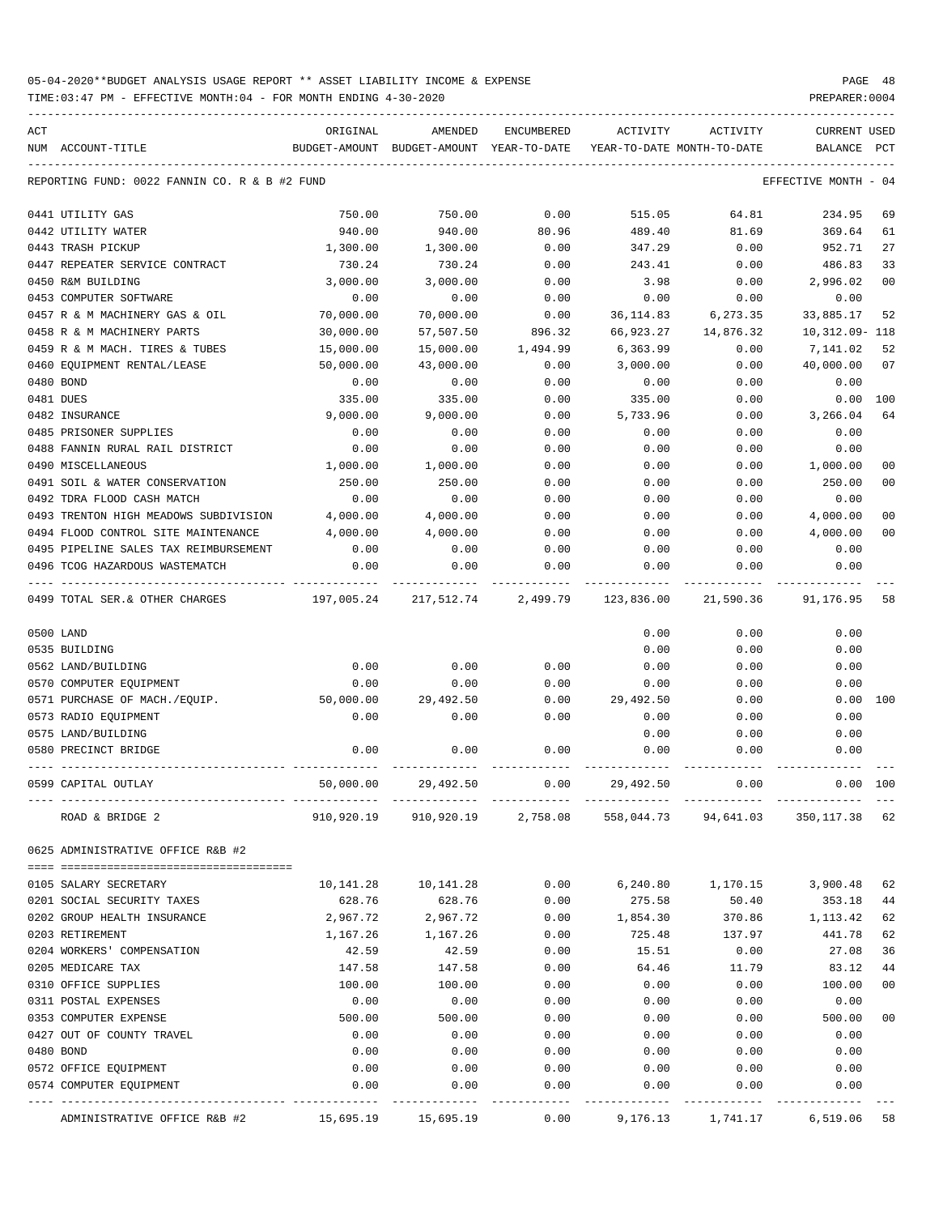05-04-2020**BUDGET ANALYSIS USAGE REPORT ** ASSET LIABILITY INCOME & EXPENSE

TIME:03:47 PM - EFFECTIVE MONTH:04 - FOR MONTH ENDING 4-30-2020

PREPARER:0004

REPORTING FUND: 0022 FANNIN CO. R & B #2 FUND — EFFECTIVE MONTH - 04

| ACT NUM | ACCOUNT-TITLE | ORIGINAL BUDGET-AMOUNT | AMENDED BUDGET-AMOUNT | ENCUMBERED YEAR-TO-DATE | ACTIVITY YEAR-TO-DATE | ACTIVITY MONTH-TO-DATE | CURRENT BALANCE | USED PCT |
|---|---|---|---|---|---|---|---|---|
| 0441 | UTILITY GAS | 750.00 | 750.00 | 0.00 | 515.05 | 64.81 | 234.95 | 69 |
| 0442 | UTILITY WATER | 940.00 | 940.00 | 80.96 | 489.40 | 81.69 | 369.64 | 61 |
| 0443 | TRASH PICKUP | 1,300.00 | 1,300.00 | 0.00 | 347.29 | 0.00 | 952.71 | 27 |
| 0447 | REPEATER SERVICE CONTRACT | 730.24 | 730.24 | 0.00 | 243.41 | 0.00 | 486.83 | 33 |
| 0450 | R&M BUILDING | 3,000.00 | 3,000.00 | 0.00 | 3.98 | 0.00 | 2,996.02 | 00 |
| 0453 | COMPUTER SOFTWARE | 0.00 | 0.00 | 0.00 | 0.00 | 0.00 | 0.00 | |
| 0457 | R & M MACHINERY GAS & OIL | 70,000.00 | 70,000.00 | 0.00 | 36,114.83 | 6,273.35 | 33,885.17 | 52 |
| 0458 | R & M MACHINERY PARTS | 30,000.00 | 57,507.50 | 896.32 | 66,923.27 | 14,876.32 | 10,312.09- | 118 |
| 0459 | R & M MACH. TIRES & TUBES | 15,000.00 | 15,000.00 | 1,494.99 | 6,363.99 | 0.00 | 7,141.02 | 52 |
| 0460 | EQUIPMENT RENTAL/LEASE | 50,000.00 | 43,000.00 | 0.00 | 3,000.00 | 0.00 | 40,000.00 | 07 |
| 0480 | BOND | 0.00 | 0.00 | 0.00 | 0.00 | 0.00 | 0.00 | |
| 0481 | DUES | 335.00 | 335.00 | 0.00 | 335.00 | 0.00 | 0.00 | 100 |
| 0482 | INSURANCE | 9,000.00 | 9,000.00 | 0.00 | 5,733.96 | 0.00 | 3,266.04 | 64 |
| 0485 | PRISONER SUPPLIES | 0.00 | 0.00 | 0.00 | 0.00 | 0.00 | 0.00 | |
| 0488 | FANNIN RURAL RAIL DISTRICT | 0.00 | 0.00 | 0.00 | 0.00 | 0.00 | 0.00 | |
| 0490 | MISCELLANEOUS | 1,000.00 | 1,000.00 | 0.00 | 0.00 | 0.00 | 1,000.00 | 00 |
| 0491 | SOIL & WATER CONSERVATION | 250.00 | 250.00 | 0.00 | 0.00 | 0.00 | 250.00 | 00 |
| 0492 | TDRA FLOOD CASH MATCH | 0.00 | 0.00 | 0.00 | 0.00 | 0.00 | 0.00 | |
| 0493 | TRENTON HIGH MEADOWS SUBDIVISION | 4,000.00 | 4,000.00 | 0.00 | 0.00 | 0.00 | 4,000.00 | 00 |
| 0494 | FLOOD CONTROL SITE MAINTENANCE | 4,000.00 | 4,000.00 | 0.00 | 0.00 | 0.00 | 4,000.00 | 00 |
| 0495 | PIPELINE SALES TAX REIMBURSEMENT | 0.00 | 0.00 | 0.00 | 0.00 | 0.00 | 0.00 | |
| 0496 | TCOG HAZARDOUS WASTEMATCH | 0.00 | 0.00 | 0.00 | 0.00 | 0.00 | 0.00 | |
| 0499 | TOTAL SER.& OTHER CHARGES | 197,005.24 | 217,512.74 | 2,499.79 | 123,836.00 | 21,590.36 | 91,176.95 | 58 |
| 0500 | LAND | | | | 0.00 | 0.00 | 0.00 | |
| 0535 | BUILDING | | | | 0.00 | 0.00 | 0.00 | |
| 0562 | LAND/BUILDING | 0.00 | 0.00 | 0.00 | 0.00 | 0.00 | 0.00 | |
| 0570 | COMPUTER EQUIPMENT | 0.00 | 0.00 | 0.00 | 0.00 | 0.00 | 0.00 | |
| 0571 | PURCHASE OF MACH./EQUIP. | 50,000.00 | 29,492.50 | 0.00 | 29,492.50 | 0.00 | 0.00 | 100 |
| 0573 | RADIO EQUIPMENT | 0.00 | 0.00 | 0.00 | 0.00 | 0.00 | 0.00 | |
| 0575 | LAND/BUILDING | | | | 0.00 | 0.00 | 0.00 | |
| 0580 | PRECINCT BRIDGE | 0.00 | 0.00 | 0.00 | 0.00 | 0.00 | 0.00 | |
| 0599 | CAPITAL OUTLAY | 50,000.00 | 29,492.50 | 0.00 | 29,492.50 | 0.00 | 0.00 | 100 |
| | ROAD & BRIDGE 2 | 910,920.19 | 910,920.19 | 2,758.08 | 558,044.73 | 94,641.03 | 350,117.38 | 62 |

0625 ADMINISTRATIVE OFFICE R&B #2

| ACT NUM | ACCOUNT-TITLE | ORIGINAL BUDGET-AMOUNT | AMENDED BUDGET-AMOUNT | ENCUMBERED YEAR-TO-DATE | ACTIVITY YEAR-TO-DATE | ACTIVITY MONTH-TO-DATE | CURRENT BALANCE | USED PCT |
|---|---|---|---|---|---|---|---|---|
| 0105 | SALARY SECRETARY | 10,141.28 | 10,141.28 | 0.00 | 6,240.80 | 1,170.15 | 3,900.48 | 62 |
| 0201 | SOCIAL SECURITY TAXES | 628.76 | 628.76 | 0.00 | 275.58 | 50.40 | 353.18 | 44 |
| 0202 | GROUP HEALTH INSURANCE | 2,967.72 | 2,967.72 | 0.00 | 1,854.30 | 370.86 | 1,113.42 | 62 |
| 0203 | RETIREMENT | 1,167.26 | 1,167.26 | 0.00 | 725.48 | 137.97 | 441.78 | 62 |
| 0204 | WORKERS' COMPENSATION | 42.59 | 42.59 | 0.00 | 15.51 | 0.00 | 27.08 | 36 |
| 0205 | MEDICARE TAX | 147.58 | 147.58 | 0.00 | 64.46 | 11.79 | 83.12 | 44 |
| 0310 | OFFICE SUPPLIES | 100.00 | 100.00 | 0.00 | 0.00 | 0.00 | 100.00 | 00 |
| 0311 | POSTAL EXPENSES | 0.00 | 0.00 | 0.00 | 0.00 | 0.00 | 0.00 | |
| 0353 | COMPUTER EXPENSE | 500.00 | 500.00 | 0.00 | 0.00 | 0.00 | 500.00 | 00 |
| 0427 | OUT OF COUNTY TRAVEL | 0.00 | 0.00 | 0.00 | 0.00 | 0.00 | 0.00 | |
| 0480 | BOND | 0.00 | 0.00 | 0.00 | 0.00 | 0.00 | 0.00 | |
| 0572 | OFFICE EQUIPMENT | 0.00 | 0.00 | 0.00 | 0.00 | 0.00 | 0.00 | |
| 0574 | COMPUTER EQUIPMENT | 0.00 | 0.00 | 0.00 | 0.00 | 0.00 | 0.00 | |
| | ADMINISTRATIVE OFFICE R&B #2 | 15,695.19 | 15,695.19 | 0.00 | 9,176.13 | 1,741.17 | 6,519.06 | 58 |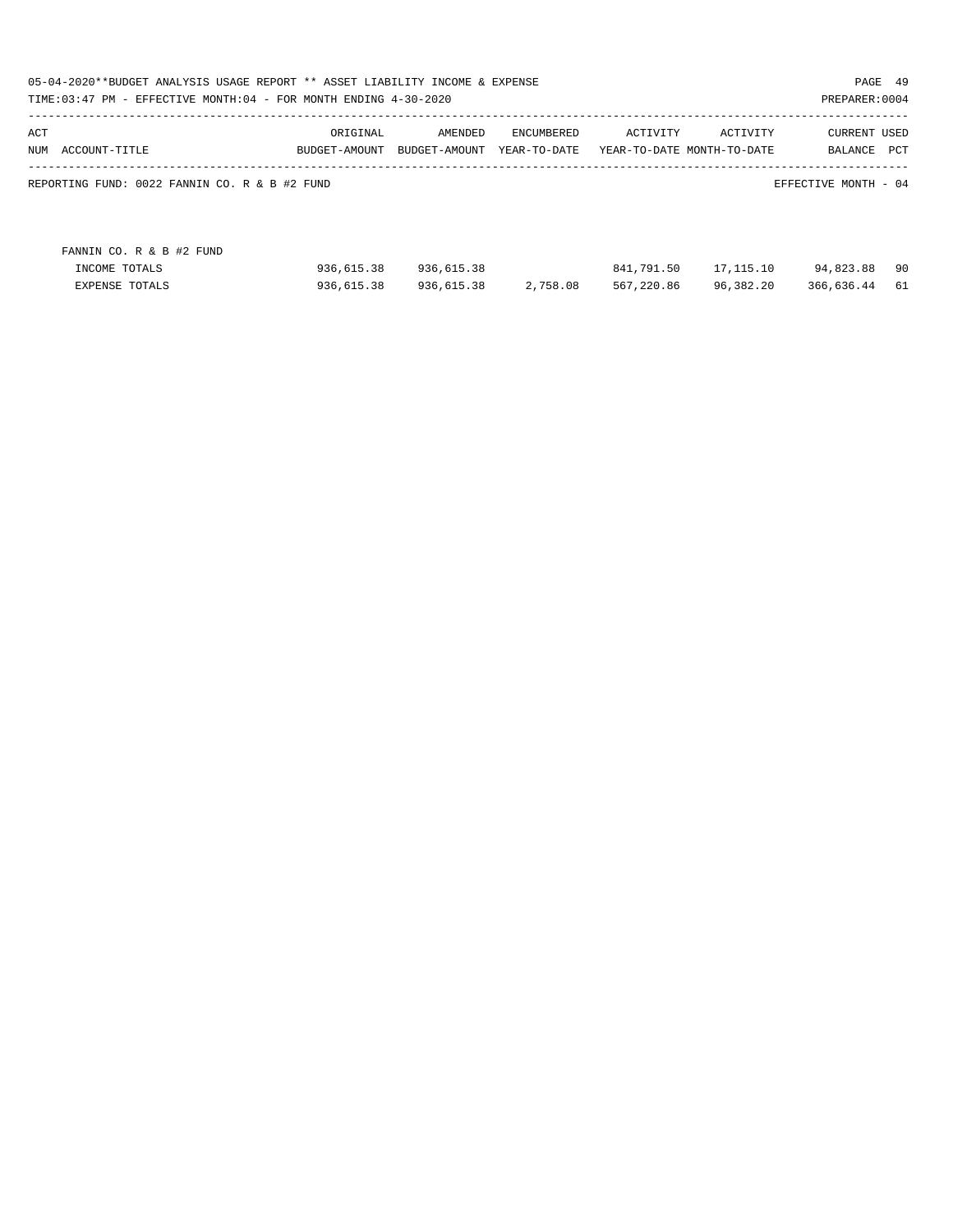REPORTING FUND: 0022 FANNIN CO. R & B #2 FUND

EFFECTIVE MONTH - 04

| ACT NUM ACCOUNT-TITLE | ORIGINAL BUDGET-AMOUNT | AMENDED BUDGET-AMOUNT | ENCUMBERED YEAR-TO-DATE | ACTIVITY YEAR-TO-DATE | ACTIVITY MONTH-TO-DATE | CURRENT BALANCE | USED PCT |
|---|---|---|---|---|---|---|---|
| FANNIN CO. R & B #2 FUND | | | | | | | |
| INCOME TOTALS | 936,615.38 | 936,615.38 | | 841,791.50 | 17,115.10 | 94,823.88 | 90 |
| EXPENSE TOTALS | 936,615.38 | 936,615.38 | 2,758.08 | 567,220.86 | 96,382.20 | 366,636.44 | 61 |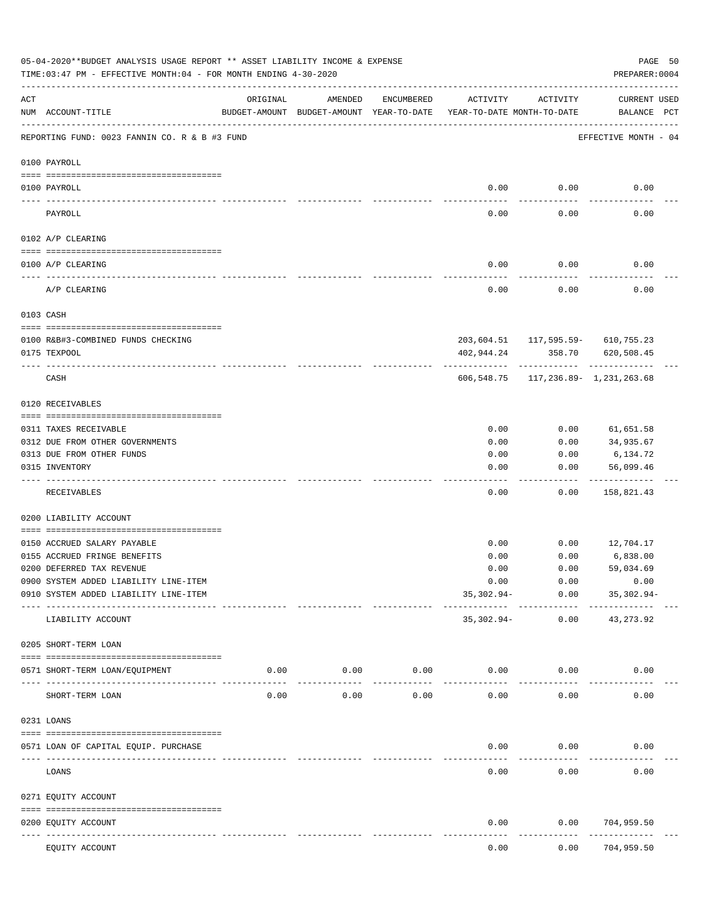05-04-2020**BUDGET ANALYSIS USAGE REPORT ** ASSET LIABILITY INCOME & EXPENSE

TIME:03:47 PM - EFFECTIVE MONTH:04 - FOR MONTH ENDING 4-30-2020

PREPARER:0004

REPORTING FUND: 0023 FANNIN CO. R & B #3 FUND — EFFECTIVE MONTH - 04

| ACT NUM | ACCOUNT-TITLE | ORIGINAL BUDGET-AMOUNT | AMENDED BUDGET-AMOUNT | ENCUMBERED YEAR-TO-DATE | ACTIVITY YEAR-TO-DATE | ACTIVITY MONTH-TO-DATE | CURRENT BALANCE | USED PCT |
|---|---|---|---|---|---|---|---|---|
| | **0100 PAYROLL** | | | | | | | |
| 0100 | PAYROLL | | | | 0.00 | 0.00 | 0.00 | |
| | PAYROLL | | | | 0.00 | 0.00 | 0.00 | |
| | **0102 A/P CLEARING** | | | | | | | |
| 0100 | A/P CLEARING | | | | 0.00 | 0.00 | 0.00 | |
| | A/P CLEARING | | | | 0.00 | 0.00 | 0.00 | |
| | **0103 CASH** | | | | | | | |
| 0100 | R&B#3-COMBINED FUNDS CHECKING | | | | 203,604.51 | 117,595.59- | 610,755.23 | |
| 0175 | TEXPOOL | | | | 402,944.24 | 358.70 | 620,508.45 | |
| | CASH | | | | 606,548.75 | 117,236.89- | 1,231,263.68 | |
| | **0120 RECEIVABLES** | | | | | | | |
| 0311 | TAXES RECEIVABLE | | | | 0.00 | 0.00 | 61,651.58 | |
| 0312 | DUE FROM OTHER GOVERNMENTS | | | | 0.00 | 0.00 | 34,935.67 | |
| 0313 | DUE FROM OTHER FUNDS | | | | 0.00 | 0.00 | 6,134.72 | |
| 0315 | INVENTORY | | | | 0.00 | 0.00 | 56,099.46 | |
| | RECEIVABLES | | | | 0.00 | 0.00 | 158,821.43 | |
| | **0200 LIABILITY ACCOUNT** | | | | | | | |
| 0150 | ACCRUED SALARY PAYABLE | | | | 0.00 | 0.00 | 12,704.17 | |
| 0155 | ACCRUED FRINGE BENEFITS | | | | 0.00 | 0.00 | 6,838.00 | |
| 0200 | DEFERRED TAX REVENUE | | | | 0.00 | 0.00 | 59,034.69 | |
| 0900 | SYSTEM ADDED LIABILITY LINE-ITEM | | | | 0.00 | 0.00 | 0.00 | |
| 0910 | SYSTEM ADDED LIABILITY LINE-ITEM | | | | 35,302.94- | 0.00 | 35,302.94- | |
| | LIABILITY ACCOUNT | | | | 35,302.94- | 0.00 | 43,273.92 | |
| | **0205 SHORT-TERM LOAN** | | | | | | | |
| 0571 | SHORT-TERM LOAN/EQUIPMENT | 0.00 | 0.00 | 0.00 | 0.00 | 0.00 | 0.00 | |
| | SHORT-TERM LOAN | 0.00 | 0.00 | 0.00 | 0.00 | 0.00 | 0.00 | |
| | **0231 LOANS** | | | | | | | |
| 0571 | LOAN OF CAPITAL EQUIP. PURCHASE | | | | 0.00 | 0.00 | 0.00 | |
| | LOANS | | | | 0.00 | 0.00 | 0.00 | |
| | **0271 EQUITY ACCOUNT** | | | | | | | |
| 0200 | EQUITY ACCOUNT | | | | 0.00 | 0.00 | 704,959.50 | |
| | EQUITY ACCOUNT | | | | 0.00 | 0.00 | 704,959.50 | |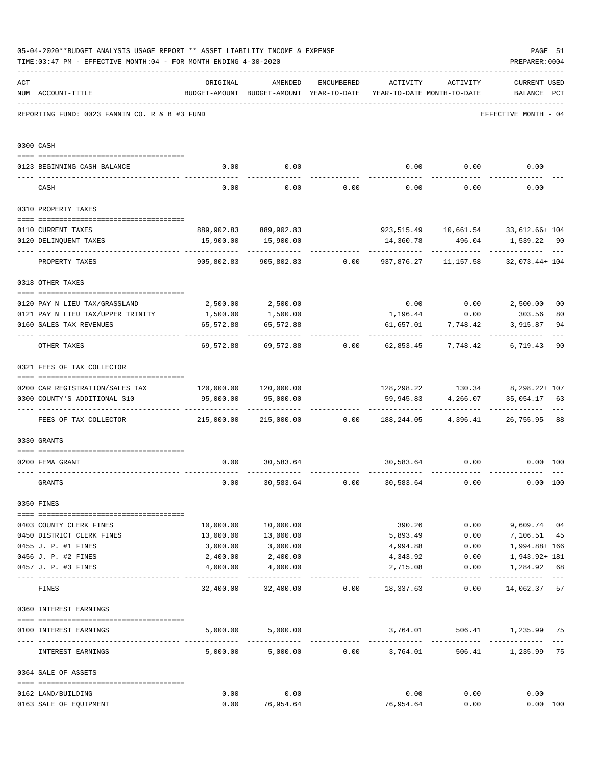05-04-2020**BUDGET ANALYSIS USAGE REPORT ** ASSET LIABILITY INCOME & EXPENSE

TIME:03:47 PM - EFFECTIVE MONTH:04 - FOR MONTH ENDING 4-30-2020

PREPARER:0004

REPORTING FUND: 0023 FANNIN CO. R & B #3 FUND

EFFECTIVE MONTH - 04

| ACT NUM | ACCOUNT-TITLE | ORIGINAL BUDGET-AMOUNT | AMENDED BUDGET-AMOUNT | ENCUMBERED YEAR-TO-DATE | ACTIVITY YEAR-TO-DATE | ACTIVITY MONTH-TO-DATE | CURRENT BALANCE | USED PCT |
|---|---|---|---|---|---|---|---|---|
| 0300 | CASH | | | | | | | |
| 0123 | BEGINNING CASH BALANCE | 0.00 | 0.00 | | 0.00 | 0.00 | 0.00 | |
| | CASH | 0.00 | 0.00 | 0.00 | 0.00 | 0.00 | 0.00 | |
| 0310 | PROPERTY TAXES | | | | | | | |
| 0110 | CURRENT TAXES | 889,902.83 | 889,902.83 | | 923,515.49 | 10,661.54 | 33,612.66+ | 104 |
| 0120 | DELINQUENT TAXES | 15,900.00 | 15,900.00 | | 14,360.78 | 496.04 | 1,539.22 | 90 |
| | PROPERTY TAXES | 905,802.83 | 905,802.83 | 0.00 | 937,876.27 | 11,157.58 | 32,073.44+ | 104 |
| 0318 | OTHER TAXES | | | | | | | |
| 0120 | PAY N LIEU TAX/GRASSLAND | 2,500.00 | 2,500.00 | | 0.00 | 0.00 | 2,500.00 | 00 |
| 0121 | PAY N LIEU TAX/UPPER TRINITY | 1,500.00 | 1,500.00 | | 1,196.44 | 0.00 | 303.56 | 80 |
| 0160 | SALES TAX REVENUES | 65,572.88 | 65,572.88 | | 61,657.01 | 7,748.42 | 3,915.87 | 94 |
| | OTHER TAXES | 69,572.88 | 69,572.88 | 0.00 | 62,853.45 | 7,748.42 | 6,719.43 | 90 |
| 0321 | FEES OF TAX COLLECTOR | | | | | | | |
| 0200 | CAR REGISTRATION/SALES TAX | 120,000.00 | 120,000.00 | | 128,298.22 | 130.34 | 8,298.22+ | 107 |
| 0300 | COUNTY'S ADDITIONAL $10 | 95,000.00 | 95,000.00 | | 59,945.83 | 4,266.07 | 35,054.17 | 63 |
| | FEES OF TAX COLLECTOR | 215,000.00 | 215,000.00 | 0.00 | 188,244.05 | 4,396.41 | 26,755.95 | 88 |
| 0330 | GRANTS | | | | | | | |
| 0200 | FEMA GRANT | 0.00 | 30,583.64 | | 30,583.64 | 0.00 | 0.00 | 100 |
| | GRANTS | 0.00 | 30,583.64 | 0.00 | 30,583.64 | 0.00 | 0.00 | 100 |
| 0350 | FINES | | | | | | | |
| 0403 | COUNTY CLERK FINES | 10,000.00 | 10,000.00 | | 390.26 | 0.00 | 9,609.74 | 04 |
| 0450 | DISTRICT CLERK FINES | 13,000.00 | 13,000.00 | | 5,893.49 | 0.00 | 7,106.51 | 45 |
| 0455 | J. P. #1 FINES | 3,000.00 | 3,000.00 | | 4,994.88 | 0.00 | 1,994.88+ | 166 |
| 0456 | J. P. #2 FINES | 2,400.00 | 2,400.00 | | 4,343.92 | 0.00 | 1,943.92+ | 181 |
| 0457 | J. P. #3 FINES | 4,000.00 | 4,000.00 | | 2,715.08 | 0.00 | 1,284.92 | 68 |
| | FINES | 32,400.00 | 32,400.00 | 0.00 | 18,337.63 | 0.00 | 14,062.37 | 57 |
| 0360 | INTEREST EARNINGS | | | | | | | |
| 0100 | INTEREST EARNINGS | 5,000.00 | 5,000.00 | | 3,764.01 | 506.41 | 1,235.99 | 75 |
| | INTEREST EARNINGS | 5,000.00 | 5,000.00 | 0.00 | 3,764.01 | 506.41 | 1,235.99 | 75 |
| 0364 | SALE OF ASSETS | | | | | | | |
| 0162 | LAND/BUILDING | 0.00 | 0.00 | | 0.00 | 0.00 | 0.00 | |
| 0163 | SALE OF EQUIPMENT | 0.00 | 76,954.64 | | 76,954.64 | 0.00 | 0.00 | 100 |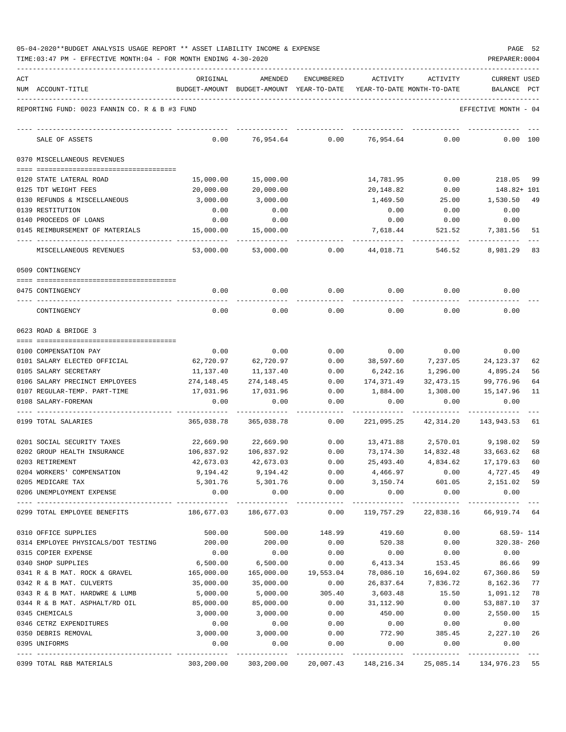05-04-2020**BUDGET ANALYSIS USAGE REPORT ** ASSET LIABILITY INCOME & EXPENSE

TIME:03:47 PM - EFFECTIVE MONTH:04 - FOR MONTH ENDING 4-30-2020

PREPARER:0004

REPORTING FUND: 0023 FANNIN CO. R & B #3 FUND — EFFECTIVE MONTH - 04

| ACT NUM | ACCOUNT-TITLE | ORIGINAL BUDGET-AMOUNT | AMENDED BUDGET-AMOUNT | ENCUMBERED YEAR-TO-DATE | ACTIVITY YEAR-TO-DATE | ACTIVITY MONTH-TO-DATE | CURRENT USED BALANCE | PCT |
|---|---|---|---|---|---|---|---|---|
| | SALE OF ASSETS | 0.00 | 76,954.64 | 0.00 | 76,954.64 | 0.00 | 0.00 | 100 |
| | **0370 MISCELLANEOUS REVENUES** | | | | | | | |
| 0120 | STATE LATERAL ROAD | 15,000.00 | 15,000.00 | | 14,781.95 | 0.00 | 218.05 | 99 |
| 0125 | TDT WEIGHT FEES | 20,000.00 | 20,000.00 | | 20,148.82 | 0.00 | 148.82+ | 101 |
| 0130 | REFUNDS & MISCELLANEOUS | 3,000.00 | 3,000.00 | | 1,469.50 | 25.00 | 1,530.50 | 49 |
| 0139 | RESTITUTION | 0.00 | 0.00 | | 0.00 | 0.00 | 0.00 | |
| 0140 | PROCEEDS OF LOANS | 0.00 | 0.00 | | 0.00 | 0.00 | 0.00 | |
| 0145 | REIMBURSEMENT OF MATERIALS | 15,000.00 | 15,000.00 | | 7,618.44 | 521.52 | 7,381.56 | 51 |
| | MISCELLANEOUS REVENUES | 53,000.00 | 53,000.00 | 0.00 | 44,018.71 | 546.52 | 8,981.29 | 83 |
| | **0509 CONTINGENCY** | | | | | | | |
| 0475 | CONTINGENCY | 0.00 | 0.00 | 0.00 | 0.00 | 0.00 | 0.00 | |
| | CONTINGENCY | 0.00 | 0.00 | 0.00 | 0.00 | 0.00 | 0.00 | |
| | **0623 ROAD & BRIDGE 3** | | | | | | | |
| 0100 | COMPENSATION PAY | 0.00 | 0.00 | 0.00 | 0.00 | 0.00 | 0.00 | |
| 0101 | SALARY ELECTED OFFICIAL | 62,720.97 | 62,720.97 | 0.00 | 38,597.60 | 7,237.05 | 24,123.37 | 62 |
| 0105 | SALARY SECRETARY | 11,137.40 | 11,137.40 | 0.00 | 6,242.16 | 1,296.00 | 4,895.24 | 56 |
| 0106 | SALARY PRECINCT EMPLOYEES | 274,148.45 | 274,148.45 | 0.00 | 174,371.49 | 32,473.15 | 99,776.96 | 64 |
| 0107 | REGULAR-TEMP. PART-TIME | 17,031.96 | 17,031.96 | 0.00 | 1,884.00 | 1,308.00 | 15,147.96 | 11 |
| 0108 | SALARY-FOREMAN | 0.00 | 0.00 | 0.00 | 0.00 | 0.00 | 0.00 | |
| 0199 | TOTAL SALARIES | 365,038.78 | 365,038.78 | 0.00 | 221,095.25 | 42,314.20 | 143,943.53 | 61 |
| 0201 | SOCIAL SECURITY TAXES | 22,669.90 | 22,669.90 | 0.00 | 13,471.88 | 2,570.01 | 9,198.02 | 59 |
| 0202 | GROUP HEALTH INSURANCE | 106,837.92 | 106,837.92 | 0.00 | 73,174.30 | 14,832.48 | 33,663.62 | 68 |
| 0203 | RETIREMENT | 42,673.03 | 42,673.03 | 0.00 | 25,493.40 | 4,834.62 | 17,179.63 | 60 |
| 0204 | WORKERS' COMPENSATION | 9,194.42 | 9,194.42 | 0.00 | 4,466.97 | 0.00 | 4,727.45 | 49 |
| 0205 | MEDICARE TAX | 5,301.76 | 5,301.76 | 0.00 | 3,150.74 | 601.05 | 2,151.02 | 59 |
| 0206 | UNEMPLOYMENT EXPENSE | 0.00 | 0.00 | 0.00 | 0.00 | 0.00 | 0.00 | |
| 0299 | TOTAL EMPLOYEE BENEFITS | 186,677.03 | 186,677.03 | 0.00 | 119,757.29 | 22,838.16 | 66,919.74 | 64 |
| 0310 | OFFICE SUPPLIES | 500.00 | 500.00 | 148.99 | 419.60 | 0.00 | 68.59- | 114 |
| 0314 | EMPLOYEE PHYSICALS/DOT TESTING | 200.00 | 200.00 | 0.00 | 520.38 | 0.00 | 320.38- | 260 |
| 0315 | COPIER EXPENSE | 0.00 | 0.00 | 0.00 | 0.00 | 0.00 | 0.00 | |
| 0340 | SHOP SUPPLIES | 6,500.00 | 6,500.00 | 0.00 | 6,413.34 | 153.45 | 86.66 | 99 |
| 0341 | R & B MAT. ROCK & GRAVEL | 165,000.00 | 165,000.00 | 19,553.04 | 78,086.10 | 16,694.02 | 67,360.86 | 59 |
| 0342 | R & B MAT. CULVERTS | 35,000.00 | 35,000.00 | 0.00 | 26,837.64 | 7,836.72 | 8,162.36 | 77 |
| 0343 | R & B MAT. HARDWRE & LUMB | 5,000.00 | 5,000.00 | 305.40 | 3,603.48 | 15.50 | 1,091.12 | 78 |
| 0344 | R & B MAT. ASPHALT/RD OIL | 85,000.00 | 85,000.00 | 0.00 | 31,112.90 | 0.00 | 53,887.10 | 37 |
| 0345 | CHEMICALS | 3,000.00 | 3,000.00 | 0.00 | 450.00 | 0.00 | 2,550.00 | 15 |
| 0346 | CETRZ EXPENDITURES | 0.00 | 0.00 | 0.00 | 0.00 | 0.00 | 0.00 | |
| 0350 | DEBRIS REMOVAL | 3,000.00 | 3,000.00 | 0.00 | 772.90 | 385.45 | 2,227.10 | 26 |
| 0395 | UNIFORMS | 0.00 | 0.00 | 0.00 | 0.00 | 0.00 | 0.00 | |
| 0399 | TOTAL R&B MATERIALS | 303,200.00 | 303,200.00 | 20,007.43 | 148,216.34 | 25,085.14 | 134,976.23 | 55 |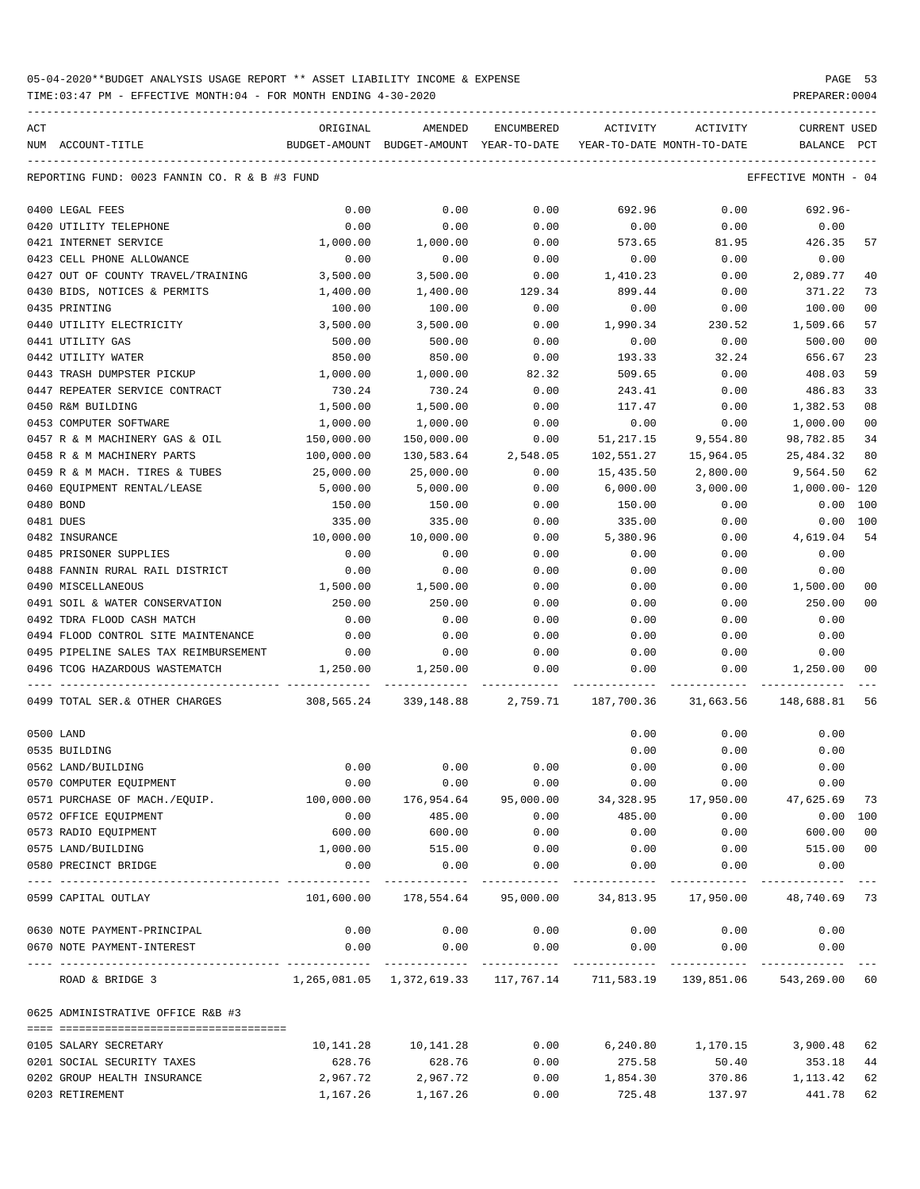05-04-2020**BUDGET ANALYSIS USAGE REPORT ** ASSET LIABILITY INCOME & EXPENSE

TIME:03:47 PM - EFFECTIVE MONTH:04 - FOR MONTH ENDING 4-30-2020

PREPARER:0004

REPORTING FUND: 0023 FANNIN CO. R & B #3 FUND — EFFECTIVE MONTH - 04

| ACT NUM | ACCOUNT-TITLE | ORIGINAL BUDGET-AMOUNT | AMENDED BUDGET-AMOUNT | ENCUMBERED YEAR-TO-DATE | ACTIVITY YEAR-TO-DATE | ACTIVITY MONTH-TO-DATE | CURRENT BALANCE | USED PCT |
|---|---|---|---|---|---|---|---|---|
| 0400 | LEGAL FEES | 0.00 | 0.00 | 0.00 | 692.96 | 0.00 | 692.96- | |
| 0420 | UTILITY TELEPHONE | 0.00 | 0.00 | 0.00 | 0.00 | 0.00 | 0.00 | |
| 0421 | INTERNET SERVICE | 1,000.00 | 1,000.00 | 0.00 | 573.65 | 81.95 | 426.35 | 57 |
| 0423 | CELL PHONE ALLOWANCE | 0.00 | 0.00 | 0.00 | 0.00 | 0.00 | 0.00 | |
| 0427 | OUT OF COUNTY TRAVEL/TRAINING | 3,500.00 | 3,500.00 | 0.00 | 1,410.23 | 0.00 | 2,089.77 | 40 |
| 0430 | BIDS, NOTICES & PERMITS | 1,400.00 | 1,400.00 | 129.34 | 899.44 | 0.00 | 371.22 | 73 |
| 0435 | PRINTING | 100.00 | 100.00 | 0.00 | 0.00 | 0.00 | 100.00 | 00 |
| 0440 | UTILITY ELECTRICITY | 3,500.00 | 3,500.00 | 0.00 | 1,990.34 | 230.52 | 1,509.66 | 57 |
| 0441 | UTILITY GAS | 500.00 | 500.00 | 0.00 | 0.00 | 0.00 | 500.00 | 00 |
| 0442 | UTILITY WATER | 850.00 | 850.00 | 0.00 | 193.33 | 32.24 | 656.67 | 23 |
| 0443 | TRASH DUMPSTER PICKUP | 1,000.00 | 1,000.00 | 82.32 | 509.65 | 0.00 | 408.03 | 59 |
| 0447 | REPEATER SERVICE CONTRACT | 730.24 | 730.24 | 0.00 | 243.41 | 0.00 | 486.83 | 33 |
| 0450 | R&M BUILDING | 1,500.00 | 1,500.00 | 0.00 | 117.47 | 0.00 | 1,382.53 | 08 |
| 0453 | COMPUTER SOFTWARE | 1,000.00 | 1,000.00 | 0.00 | 0.00 | 0.00 | 1,000.00 | 00 |
| 0457 | R & M MACHINERY GAS & OIL | 150,000.00 | 150,000.00 | 0.00 | 51,217.15 | 9,554.80 | 98,782.85 | 34 |
| 0458 | R & M MACHINERY PARTS | 100,000.00 | 130,583.64 | 2,548.05 | 102,551.27 | 15,964.05 | 25,484.32 | 80 |
| 0459 | R & M MACH. TIRES & TUBES | 25,000.00 | 25,000.00 | 0.00 | 15,435.50 | 2,800.00 | 9,564.50 | 62 |
| 0460 | EQUIPMENT RENTAL/LEASE | 5,000.00 | 5,000.00 | 0.00 | 6,000.00 | 3,000.00 | 1,000.00- | 120 |
| 0480 | BOND | 150.00 | 150.00 | 0.00 | 150.00 | 0.00 | 0.00 | 100 |
| 0481 | DUES | 335.00 | 335.00 | 0.00 | 335.00 | 0.00 | 0.00 | 100 |
| 0482 | INSURANCE | 10,000.00 | 10,000.00 | 0.00 | 5,380.96 | 0.00 | 4,619.04 | 54 |
| 0485 | PRISONER SUPPLIES | 0.00 | 0.00 | 0.00 | 0.00 | 0.00 | 0.00 | |
| 0488 | FANNIN RURAL RAIL DISTRICT | 0.00 | 0.00 | 0.00 | 0.00 | 0.00 | 0.00 | |
| 0490 | MISCELLANEOUS | 1,500.00 | 1,500.00 | 0.00 | 0.00 | 0.00 | 1,500.00 | 00 |
| 0491 | SOIL & WATER CONSERVATION | 250.00 | 250.00 | 0.00 | 0.00 | 0.00 | 250.00 | 00 |
| 0492 | TDRA FLOOD CASH MATCH | 0.00 | 0.00 | 0.00 | 0.00 | 0.00 | 0.00 | |
| 0494 | FLOOD CONTROL SITE MAINTENANCE | 0.00 | 0.00 | 0.00 | 0.00 | 0.00 | 0.00 | |
| 0495 | PIPELINE SALES TAX REIMBURSEMENT | 0.00 | 0.00 | 0.00 | 0.00 | 0.00 | 0.00 | |
| 0496 | TCOG HAZARDOUS WASTEMATCH | 1,250.00 | 1,250.00 | 0.00 | 0.00 | 0.00 | 1,250.00 | 00 |
| 0499 | TOTAL SER.& OTHER CHARGES | 308,565.24 | 339,148.88 | 2,759.71 | 187,700.36 | 31,663.56 | 148,688.81 | 56 |
| 0500 | LAND | | | | 0.00 | 0.00 | 0.00 | |
| 0535 | BUILDING | | | | 0.00 | 0.00 | 0.00 | |
| 0562 | LAND/BUILDING | 0.00 | 0.00 | 0.00 | 0.00 | 0.00 | 0.00 | |
| 0570 | COMPUTER EQUIPMENT | 0.00 | 0.00 | 0.00 | 0.00 | 0.00 | 0.00 | |
| 0571 | PURCHASE OF MACH./EQUIP. | 100,000.00 | 176,954.64 | 95,000.00 | 34,328.95 | 17,950.00 | 47,625.69 | 73 |
| 0572 | OFFICE EQUIPMENT | 0.00 | 485.00 | 0.00 | 485.00 | 0.00 | 0.00 | 100 |
| 0573 | RADIO EQUIPMENT | 600.00 | 600.00 | 0.00 | 0.00 | 0.00 | 600.00 | 00 |
| 0575 | LAND/BUILDING | 1,000.00 | 515.00 | 0.00 | 0.00 | 0.00 | 515.00 | 00 |
| 0580 | PRECINCT BRIDGE | 0.00 | 0.00 | 0.00 | 0.00 | 0.00 | 0.00 | |
| 0599 | CAPITAL OUTLAY | 101,600.00 | 178,554.64 | 95,000.00 | 34,813.95 | 17,950.00 | 48,740.69 | 73 |
| 0630 | NOTE PAYMENT-PRINCIPAL | 0.00 | 0.00 | 0.00 | 0.00 | 0.00 | 0.00 | |
| 0670 | NOTE PAYMENT-INTEREST | 0.00 | 0.00 | 0.00 | 0.00 | 0.00 | 0.00 | |
| | ROAD & BRIDGE 3 | 1,265,081.05 | 1,372,619.33 | 117,767.14 | 711,583.19 | 139,851.06 | 543,269.00 | 60 |

0625 ADMINISTRATIVE OFFICE R&B #3

| ACT NUM | ACCOUNT-TITLE | ORIGINAL BUDGET-AMOUNT | AMENDED BUDGET-AMOUNT | ENCUMBERED YEAR-TO-DATE | ACTIVITY YEAR-TO-DATE | ACTIVITY MONTH-TO-DATE | CURRENT BALANCE | USED PCT |
|---|---|---|---|---|---|---|---|---|
| 0105 | SALARY SECRETARY | 10,141.28 | 10,141.28 | 0.00 | 6,240.80 | 1,170.15 | 3,900.48 | 62 |
| 0201 | SOCIAL SECURITY TAXES | 628.76 | 628.76 | 0.00 | 275.58 | 50.40 | 353.18 | 44 |
| 0202 | GROUP HEALTH INSURANCE | 2,967.72 | 2,967.72 | 0.00 | 1,854.30 | 370.86 | 1,113.42 | 62 |
| 0203 | RETIREMENT | 1,167.26 | 1,167.26 | 0.00 | 725.48 | 137.97 | 441.78 | 62 |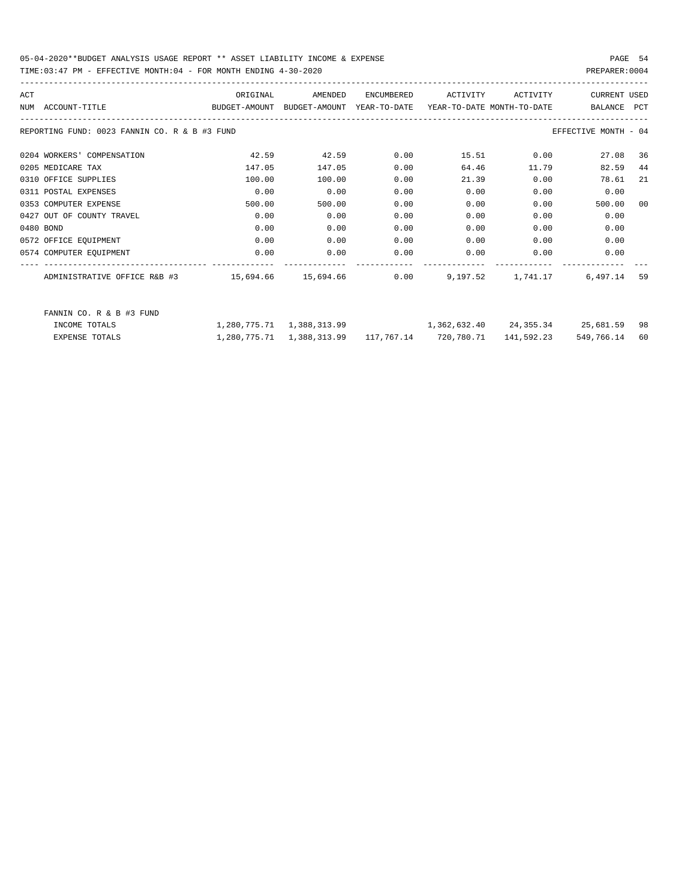REPORTING FUND: 0023 FANNIN CO. R & B #3 FUND — EFFECTIVE MONTH - 04

| ACT NUM | ACCOUNT-TITLE | ORIGINAL BUDGET-AMOUNT | AMENDED BUDGET-AMOUNT | ENCUMBERED YEAR-TO-DATE | ACTIVITY YEAR-TO-DATE | ACTIVITY MONTH-TO-DATE | CURRENT BALANCE | USED PCT |
|---|---|---|---|---|---|---|---|---|
| 0204 | WORKERS' COMPENSATION | 42.59 | 42.59 | 0.00 | 15.51 | 0.00 | 27.08 | 36 |
| 0205 | MEDICARE TAX | 147.05 | 147.05 | 0.00 | 64.46 | 11.79 | 82.59 | 44 |
| 0310 | OFFICE SUPPLIES | 100.00 | 100.00 | 0.00 | 21.39 | 0.00 | 78.61 | 21 |
| 0311 | POSTAL EXPENSES | 0.00 | 0.00 | 0.00 | 0.00 | 0.00 | 0.00 | |
| 0353 | COMPUTER EXPENSE | 500.00 | 500.00 | 0.00 | 0.00 | 0.00 | 500.00 | 00 |
| 0427 | OUT OF COUNTY TRAVEL | 0.00 | 0.00 | 0.00 | 0.00 | 0.00 | 0.00 | |
| 0480 | BOND | 0.00 | 0.00 | 0.00 | 0.00 | 0.00 | 0.00 | |
| 0572 | OFFICE EQUIPMENT | 0.00 | 0.00 | 0.00 | 0.00 | 0.00 | 0.00 | |
| 0574 | COMPUTER EQUIPMENT | 0.00 | 0.00 | 0.00 | 0.00 | 0.00 | 0.00 | |
| | ADMINISTRATIVE OFFICE R&B #3 | 15,694.66 | 15,694.66 | 0.00 | 9,197.52 | 1,741.17 | 6,497.14 | 59 |

FANNIN CO. R & B #3 FUND

| | ORIGINAL BUDGET-AMOUNT | AMENDED BUDGET-AMOUNT | ENCUMBERED YEAR-TO-DATE | ACTIVITY YEAR-TO-DATE | ACTIVITY MONTH-TO-DATE | CURRENT BALANCE | USED PCT |
|---|---|---|---|---|---|---|---|
| INCOME TOTALS | 1,280,775.71 | 1,388,313.99 | | 1,362,632.40 | 24,355.34 | 25,681.59 | 98 |
| EXPENSE TOTALS | 1,280,775.71 | 1,388,313.99 | 117,767.14 | 720,780.71 | 141,592.23 | 549,766.14 | 60 |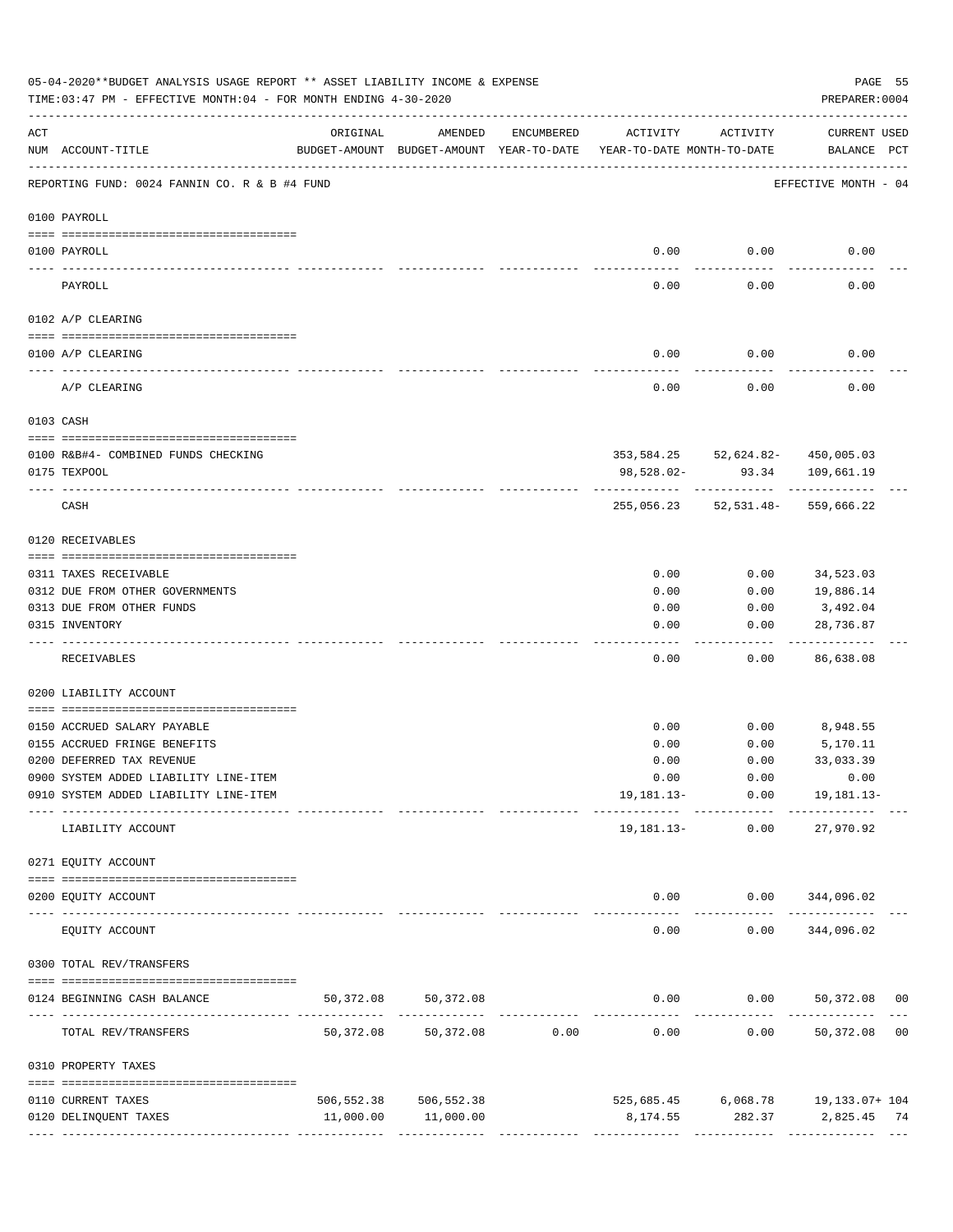05-04-2020**BUDGET ANALYSIS USAGE REPORT ** ASSET LIABILITY INCOME & EXPENSE

TIME:03:47 PM - EFFECTIVE MONTH:04 - FOR MONTH ENDING 4-30-2020

PREPARER:0004

| ACT NUM | ACCOUNT-TITLE | ORIGINAL BUDGET-AMOUNT | AMENDED BUDGET-AMOUNT | ENCUMBERED YEAR-TO-DATE | ACTIVITY YEAR-TO-DATE | ACTIVITY MONTH-TO-DATE | CURRENT USED BALANCE | PCT |
|---|---|---|---|---|---|---|---|---|
| | REPORTING FUND: 0024 FANNIN CO. R & B #4 FUND | | | | | | EFFECTIVE MONTH - 04 | |
| | 0100 PAYROLL | | | | | | | |
| 0100 | PAYROLL | | | | 0.00 | 0.00 | 0.00 | |
| | PAYROLL | | | | 0.00 | 0.00 | 0.00 | |
| | 0102 A/P CLEARING | | | | | | | |
| 0100 | A/P CLEARING | | | | 0.00 | 0.00 | 0.00 | |
| | A/P CLEARING | | | | 0.00 | 0.00 | 0.00 | |
| | 0103 CASH | | | | | | | |
| 0100 | R&B#4- COMBINED FUNDS CHECKING | | | | 353,584.25 | 52,624.82- | 450,005.03 | |
| 0175 | TEXPOOL | | | | 98,528.02- | 93.34 | 109,661.19 | |
| | CASH | | | | 255,056.23 | 52,531.48- | 559,666.22 | |
| | 0120 RECEIVABLES | | | | | | | |
| 0311 | TAXES RECEIVABLE | | | | 0.00 | 0.00 | 34,523.03 | |
| 0312 | DUE FROM OTHER GOVERNMENTS | | | | 0.00 | 0.00 | 19,886.14 | |
| 0313 | DUE FROM OTHER FUNDS | | | | 0.00 | 0.00 | 3,492.04 | |
| 0315 | INVENTORY | | | | 0.00 | 0.00 | 28,736.87 | |
| | RECEIVABLES | | | | 0.00 | 0.00 | 86,638.08 | |
| | 0200 LIABILITY ACCOUNT | | | | | | | |
| 0150 | ACCRUED SALARY PAYABLE | | | | 0.00 | 0.00 | 8,948.55 | |
| 0155 | ACCRUED FRINGE BENEFITS | | | | 0.00 | 0.00 | 5,170.11 | |
| 0200 | DEFERRED TAX REVENUE | | | | 0.00 | 0.00 | 33,033.39 | |
| 0900 | SYSTEM ADDED LIABILITY LINE-ITEM | | | | 0.00 | 0.00 | 0.00 | |
| 0910 | SYSTEM ADDED LIABILITY LINE-ITEM | | | | 19,181.13- | 0.00 | 19,181.13- | |
| | LIABILITY ACCOUNT | | | | 19,181.13- | 0.00 | 27,970.92 | |
| | 0271 EQUITY ACCOUNT | | | | | | | |
| 0200 | EQUITY ACCOUNT | | | | 0.00 | 0.00 | 344,096.02 | |
| | EQUITY ACCOUNT | | | | 0.00 | 0.00 | 344,096.02 | |
| | 0300 TOTAL REV/TRANSFERS | | | | | | | |
| 0124 | BEGINNING CASH BALANCE | 50,372.08 | 50,372.08 | | 0.00 | 0.00 | 50,372.08 | 00 |
| | TOTAL REV/TRANSFERS | 50,372.08 | 50,372.08 | 0.00 | 0.00 | 0.00 | 50,372.08 | 00 |
| | 0310 PROPERTY TAXES | | | | | | | |
| 0110 | CURRENT TAXES | 506,552.38 | 506,552.38 | | 525,685.45 | 6,068.78 | 19,133.07+ | 104 |
| 0120 | DELINQUENT TAXES | 11,000.00 | 11,000.00 | | 8,174.55 | 282.37 | 2,825.45 | 74 |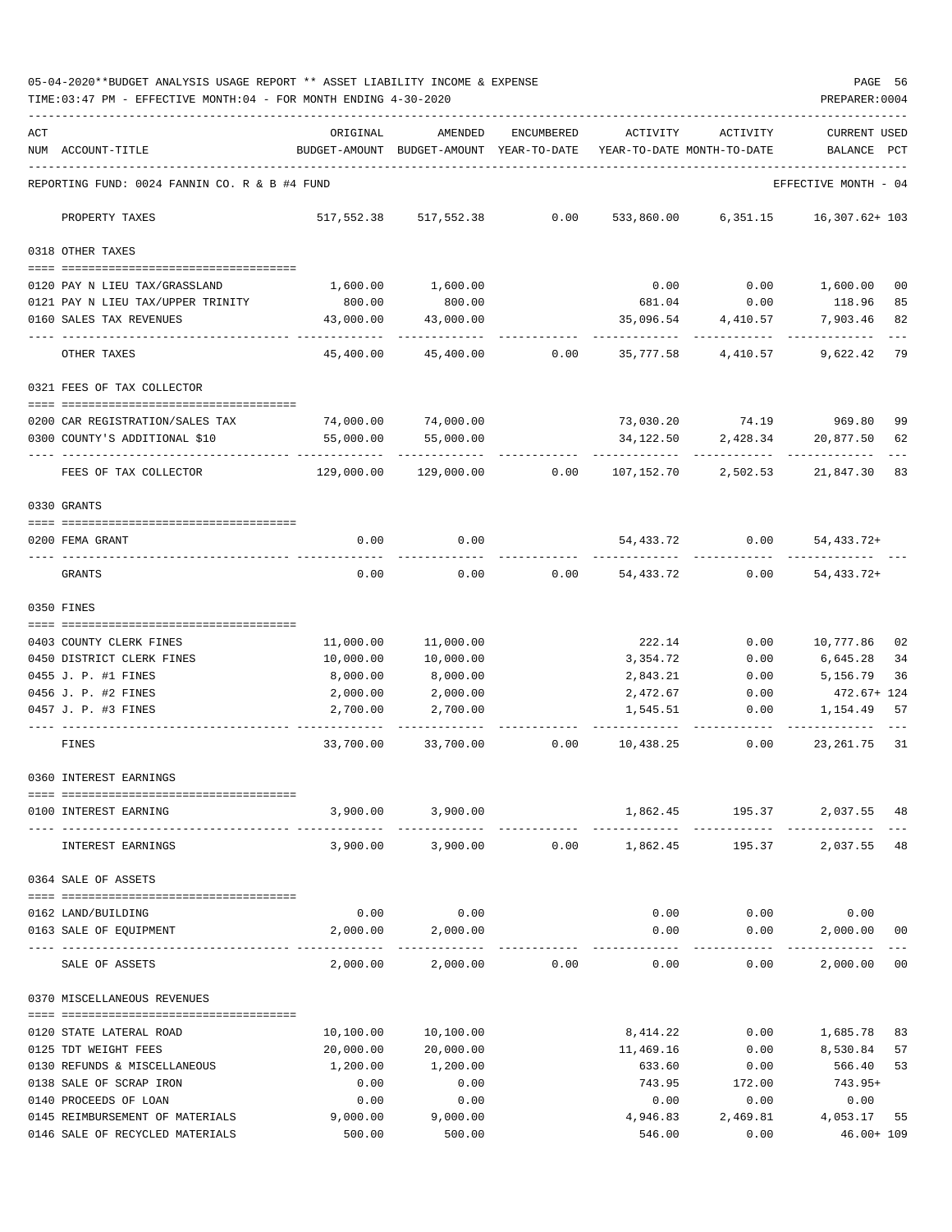05-04-2020**BUDGET ANALYSIS USAGE REPORT ** ASSET LIABILITY INCOME & EXPENSE

TIME:03:47 PM - EFFECTIVE MONTH:04 - FOR MONTH ENDING 4-30-2020

PREPARER:0004

REPORTING FUND: 0024 FANNIN CO. R & B #4 FUND — EFFECTIVE MONTH - 04

| ACT NUM | ACCOUNT-TITLE | ORIGINAL BUDGET-AMOUNT | AMENDED BUDGET-AMOUNT | ENCUMBERED YEAR-TO-DATE | ACTIVITY YEAR-TO-DATE | ACTIVITY MONTH-TO-DATE | CURRENT BALANCE | USED PCT |
|---|---|---|---|---|---|---|---|---|
| | PROPERTY TAXES | 517,552.38 | 517,552.38 | 0.00 | 533,860.00 | 6,351.15 | 16,307.62+ | 103 |
| | **0318 OTHER TAXES** | | | | | | | |
| 0120 | PAY N LIEU TAX/GRASSLAND | 1,600.00 | 1,600.00 | | 0.00 | 0.00 | 1,600.00 | 00 |
| 0121 | PAY N LIEU TAX/UPPER TRINITY | 800.00 | 800.00 | | 681.04 | 0.00 | 118.96 | 85 |
| 0160 | SALES TAX REVENUES | 43,000.00 | 43,000.00 | | 35,096.54 | 4,410.57 | 7,903.46 | 82 |
| | OTHER TAXES | 45,400.00 | 45,400.00 | 0.00 | 35,777.58 | 4,410.57 | 9,622.42 | 79 |
| | **0321 FEES OF TAX COLLECTOR** | | | | | | | |
| 0200 | CAR REGISTRATION/SALES TAX | 74,000.00 | 74,000.00 | | 73,030.20 | 74.19 | 969.80 | 99 |
| 0300 | COUNTY'S ADDITIONAL $10 | 55,000.00 | 55,000.00 | | 34,122.50 | 2,428.34 | 20,877.50 | 62 |
| | FEES OF TAX COLLECTOR | 129,000.00 | 129,000.00 | 0.00 | 107,152.70 | 2,502.53 | 21,847.30 | 83 |
| | **0330 GRANTS** | | | | | | | |
| 0200 | FEMA GRANT | 0.00 | 0.00 | | 54,433.72 | 0.00 | 54,433.72+ | |
| | GRANTS | 0.00 | 0.00 | 0.00 | 54,433.72 | 0.00 | 54,433.72+ | |
| | **0350 FINES** | | | | | | | |
| 0403 | COUNTY CLERK FINES | 11,000.00 | 11,000.00 | | 222.14 | 0.00 | 10,777.86 | 02 |
| 0450 | DISTRICT CLERK FINES | 10,000.00 | 10,000.00 | | 3,354.72 | 0.00 | 6,645.28 | 34 |
| 0455 | J. P. #1 FINES | 8,000.00 | 8,000.00 | | 2,843.21 | 0.00 | 5,156.79 | 36 |
| 0456 | J. P. #2 FINES | 2,000.00 | 2,000.00 | | 2,472.67 | 0.00 | 472.67+ | 124 |
| 0457 | J. P. #3 FINES | 2,700.00 | 2,700.00 | | 1,545.51 | 0.00 | 1,154.49 | 57 |
| | FINES | 33,700.00 | 33,700.00 | 0.00 | 10,438.25 | 0.00 | 23,261.75 | 31 |
| | **0360 INTEREST EARNINGS** | | | | | | | |
| 0100 | INTEREST EARNING | 3,900.00 | 3,900.00 | | 1,862.45 | 195.37 | 2,037.55 | 48 |
| | INTEREST EARNINGS | 3,900.00 | 3,900.00 | 0.00 | 1,862.45 | 195.37 | 2,037.55 | 48 |
| | **0364 SALE OF ASSETS** | | | | | | | |
| 0162 | LAND/BUILDING | 0.00 | 0.00 | | 0.00 | 0.00 | 0.00 | |
| 0163 | SALE OF EQUIPMENT | 2,000.00 | 2,000.00 | | 0.00 | 0.00 | 2,000.00 | 00 |
| | SALE OF ASSETS | 2,000.00 | 2,000.00 | 0.00 | 0.00 | 0.00 | 2,000.00 | 00 |
| | **0370 MISCELLANEOUS REVENUES** | | | | | | | |
| 0120 | STATE LATERAL ROAD | 10,100.00 | 10,100.00 | | 8,414.22 | 0.00 | 1,685.78 | 83 |
| 0125 | TDT WEIGHT FEES | 20,000.00 | 20,000.00 | | 11,469.16 | 0.00 | 8,530.84 | 57 |
| 0130 | REFUNDS & MISCELLANEOUS | 1,200.00 | 1,200.00 | | 633.60 | 0.00 | 566.40 | 53 |
| 0138 | SALE OF SCRAP IRON | 0.00 | 0.00 | | 743.95 | 172.00 | 743.95+ | |
| 0140 | PROCEEDS OF LOAN | 0.00 | 0.00 | | 0.00 | 0.00 | 0.00 | |
| 0145 | REIMBURSEMENT OF MATERIALS | 9,000.00 | 9,000.00 | | 4,946.83 | 2,469.81 | 4,053.17 | 55 |
| 0146 | SALE OF RECYCLED MATERIALS | 500.00 | 500.00 | | 546.00 | 0.00 | 46.00+ | 109 |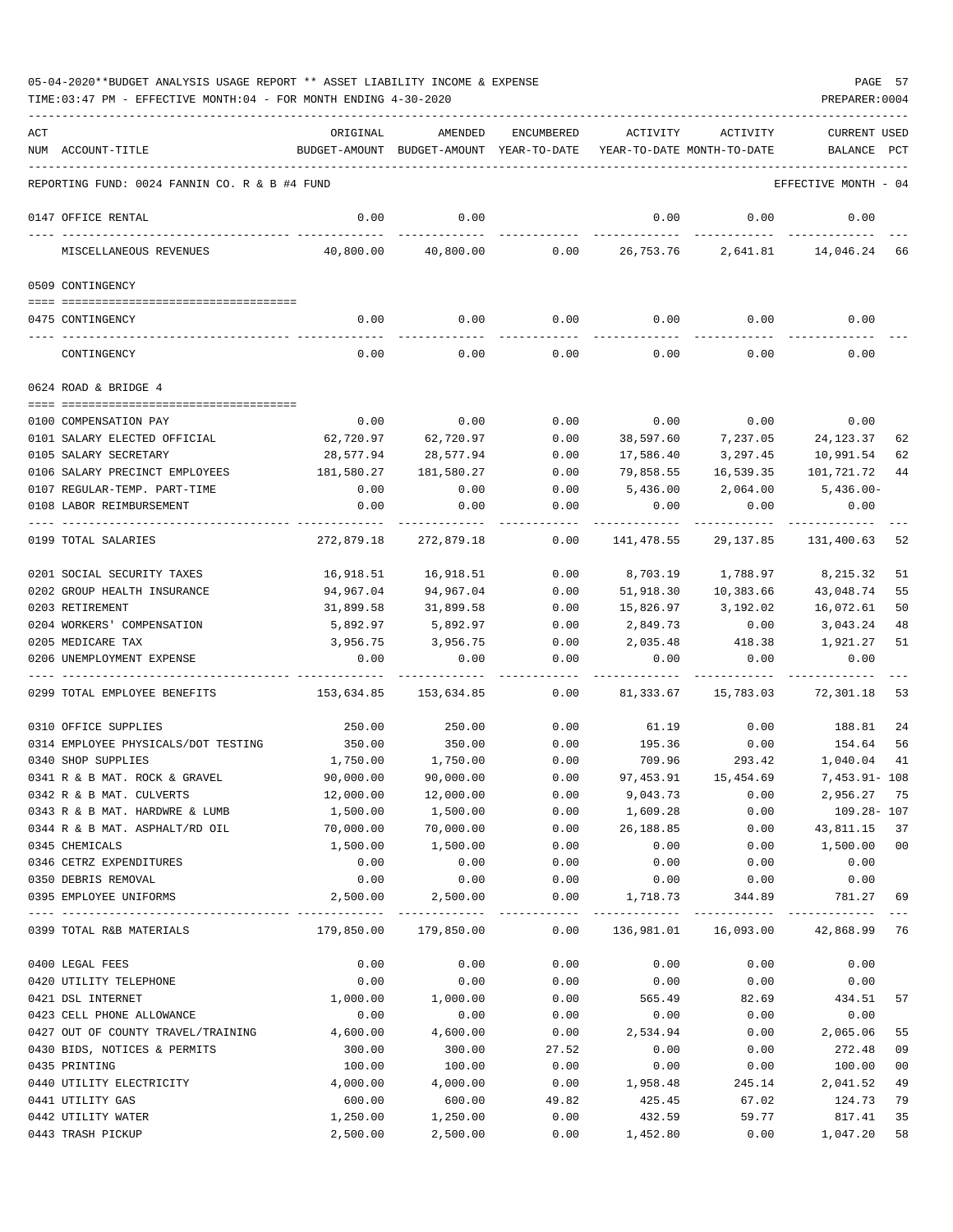05-04-2020**BUDGET ANALYSIS USAGE REPORT ** ASSET LIABILITY INCOME & EXPENSE

TIME:03:47 PM - EFFECTIVE MONTH:04 - FOR MONTH ENDING 4-30-2020

PREPARER:0004

| ACT NUM | ACCOUNT-TITLE | ORIGINAL BUDGET-AMOUNT | AMENDED BUDGET-AMOUNT | ENCUMBERED YEAR-TO-DATE | ACTIVITY YEAR-TO-DATE | ACTIVITY MONTH-TO-DATE | CURRENT BALANCE | USED PCT |
|---|---|---|---|---|---|---|---|---|
| | REPORTING FUND: 0024 FANNIN CO. R & B #4 FUND | | | | | | EFFECTIVE MONTH - 04 | |
| 0147 | OFFICE RENTAL | 0.00 | 0.00 | | 0.00 | 0.00 | 0.00 | |
| | MISCELLANEOUS REVENUES | 40,800.00 | 40,800.00 | 0.00 | 26,753.76 | 2,641.81 | 14,046.24 | 66 |
| | 0509 CONTINGENCY | | | | | | | |
| 0475 | CONTINGENCY | 0.00 | 0.00 | 0.00 | 0.00 | 0.00 | 0.00 | |
| | CONTINGENCY | 0.00 | 0.00 | 0.00 | 0.00 | 0.00 | 0.00 | |
| | 0624 ROAD & BRIDGE 4 | | | | | | | |
| 0100 | COMPENSATION PAY | 0.00 | 0.00 | 0.00 | 0.00 | 0.00 | 0.00 | |
| 0101 | SALARY ELECTED OFFICIAL | 62,720.97 | 62,720.97 | 0.00 | 38,597.60 | 7,237.05 | 24,123.37 | 62 |
| 0105 | SALARY SECRETARY | 28,577.94 | 28,577.94 | 0.00 | 17,586.40 | 3,297.45 | 10,991.54 | 62 |
| 0106 | SALARY PRECINCT EMPLOYEES | 181,580.27 | 181,580.27 | 0.00 | 79,858.55 | 16,539.35 | 101,721.72 | 44 |
| 0107 | REGULAR-TEMP. PART-TIME | 0.00 | 0.00 | 0.00 | 5,436.00 | 2,064.00 | 5,436.00- | |
| 0108 | LABOR REIMBURSEMENT | 0.00 | 0.00 | 0.00 | 0.00 | 0.00 | 0.00 | |
| 0199 | TOTAL SALARIES | 272,879.18 | 272,879.18 | 0.00 | 141,478.55 | 29,137.85 | 131,400.63 | 52 |
| 0201 | SOCIAL SECURITY TAXES | 16,918.51 | 16,918.51 | 0.00 | 8,703.19 | 1,788.97 | 8,215.32 | 51 |
| 0202 | GROUP HEALTH INSURANCE | 94,967.04 | 94,967.04 | 0.00 | 51,918.30 | 10,383.66 | 43,048.74 | 55 |
| 0203 | RETIREMENT | 31,899.58 | 31,899.58 | 0.00 | 15,826.97 | 3,192.02 | 16,072.61 | 50 |
| 0204 | WORKERS' COMPENSATION | 5,892.97 | 5,892.97 | 0.00 | 2,849.73 | 0.00 | 3,043.24 | 48 |
| 0205 | MEDICARE TAX | 3,956.75 | 3,956.75 | 0.00 | 2,035.48 | 418.38 | 1,921.27 | 51 |
| 0206 | UNEMPLOYMENT EXPENSE | 0.00 | 0.00 | 0.00 | 0.00 | 0.00 | 0.00 | |
| 0299 | TOTAL EMPLOYEE BENEFITS | 153,634.85 | 153,634.85 | 0.00 | 81,333.67 | 15,783.03 | 72,301.18 | 53 |
| 0310 | OFFICE SUPPLIES | 250.00 | 250.00 | 0.00 | 61.19 | 0.00 | 188.81 | 24 |
| 0314 | EMPLOYEE PHYSICALS/DOT TESTING | 350.00 | 350.00 | 0.00 | 195.36 | 0.00 | 154.64 | 56 |
| 0340 | SHOP SUPPLIES | 1,750.00 | 1,750.00 | 0.00 | 709.96 | 293.42 | 1,040.04 | 41 |
| 0341 | R & B MAT. ROCK & GRAVEL | 90,000.00 | 90,000.00 | 0.00 | 97,453.91 | 15,454.69 | 7,453.91- | 108 |
| 0342 | R & B MAT. CULVERTS | 12,000.00 | 12,000.00 | 0.00 | 9,043.73 | 0.00 | 2,956.27 | 75 |
| 0343 | R & B MAT. HARDWRE & LUMB | 1,500.00 | 1,500.00 | 0.00 | 1,609.28 | 0.00 | 109.28- | 107 |
| 0344 | R & B MAT. ASPHALT/RD OIL | 70,000.00 | 70,000.00 | 0.00 | 26,188.85 | 0.00 | 43,811.15 | 37 |
| 0345 | CHEMICALS | 1,500.00 | 1,500.00 | 0.00 | 0.00 | 0.00 | 1,500.00 | 00 |
| 0346 | CETRZ EXPENDITURES | 0.00 | 0.00 | 0.00 | 0.00 | 0.00 | 0.00 | |
| 0350 | DEBRIS REMOVAL | 0.00 | 0.00 | 0.00 | 0.00 | 0.00 | 0.00 | |
| 0395 | EMPLOYEE UNIFORMS | 2,500.00 | 2,500.00 | 0.00 | 1,718.73 | 344.89 | 781.27 | 69 |
| 0399 | TOTAL R&B MATERIALS | 179,850.00 | 179,850.00 | 0.00 | 136,981.01 | 16,093.00 | 42,868.99 | 76 |
| 0400 | LEGAL FEES | 0.00 | 0.00 | 0.00 | 0.00 | 0.00 | 0.00 | |
| 0420 | UTILITY TELEPHONE | 0.00 | 0.00 | 0.00 | 0.00 | 0.00 | 0.00 | |
| 0421 | DSL INTERNET | 1,000.00 | 1,000.00 | 0.00 | 565.49 | 82.69 | 434.51 | 57 |
| 0423 | CELL PHONE ALLOWANCE | 0.00 | 0.00 | 0.00 | 0.00 | 0.00 | 0.00 | |
| 0427 | OUT OF COUNTY TRAVEL/TRAINING | 4,600.00 | 4,600.00 | 0.00 | 2,534.94 | 0.00 | 2,065.06 | 55 |
| 0430 | BIDS, NOTICES & PERMITS | 300.00 | 300.00 | 27.52 | 0.00 | 0.00 | 272.48 | 09 |
| 0435 | PRINTING | 100.00 | 100.00 | 0.00 | 0.00 | 0.00 | 100.00 | 00 |
| 0440 | UTILITY ELECTRICITY | 4,000.00 | 4,000.00 | 0.00 | 1,958.48 | 245.14 | 2,041.52 | 49 |
| 0441 | UTILITY GAS | 600.00 | 600.00 | 49.82 | 425.45 | 67.02 | 124.73 | 79 |
| 0442 | UTILITY WATER | 1,250.00 | 1,250.00 | 0.00 | 432.59 | 59.77 | 817.41 | 35 |
| 0443 | TRASH PICKUP | 2,500.00 | 2,500.00 | 0.00 | 1,452.80 | 0.00 | 1,047.20 | 58 |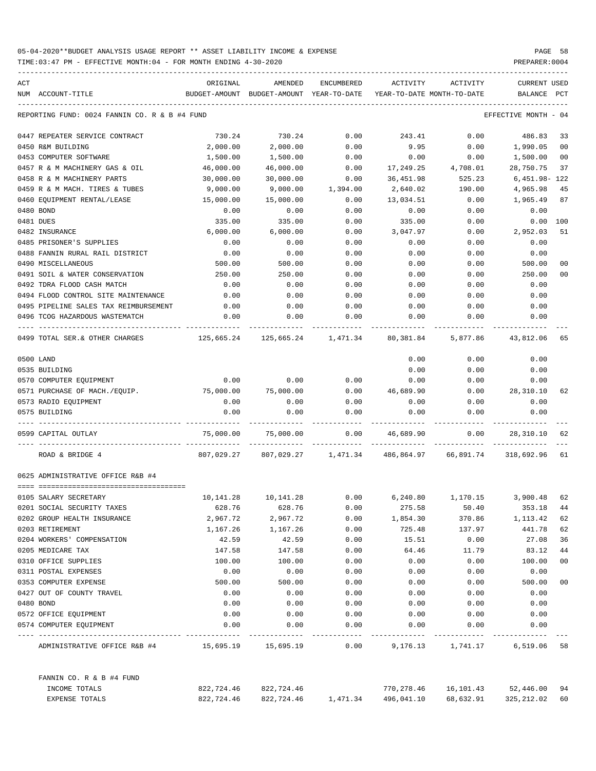05-04-2020**BUDGET ANALYSIS USAGE REPORT ** ASSET LIABILITY INCOME & EXPENSE

TIME:03:47 PM - EFFECTIVE MONTH:04 - FOR MONTH ENDING 4-30-2020

PREPARER:0004

REPORTING FUND: 0024 FANNIN CO. R & B #4 FUND — EFFECTIVE MONTH - 04

| ACT NUM | ACCOUNT-TITLE | ORIGINAL BUDGET-AMOUNT | AMENDED BUDGET-AMOUNT | ENCUMBERED YEAR-TO-DATE | ACTIVITY YEAR-TO-DATE | ACTIVITY MONTH-TO-DATE | CURRENT BALANCE | USED PCT |
|---|---|---|---|---|---|---|---|---|
| 0447 | REPEATER SERVICE CONTRACT | 730.24 | 730.24 | 0.00 | 243.41 | 0.00 | 486.83 | 33 |
| 0450 | R&M BUILDING | 2,000.00 | 2,000.00 | 0.00 | 9.95 | 0.00 | 1,990.05 | 00 |
| 0453 | COMPUTER SOFTWARE | 1,500.00 | 1,500.00 | 0.00 | 0.00 | 0.00 | 1,500.00 | 00 |
| 0457 | R & M MACHINERY GAS & OIL | 46,000.00 | 46,000.00 | 0.00 | 17,249.25 | 4,708.01 | 28,750.75 | 37 |
| 0458 | R & M MACHINERY PARTS | 30,000.00 | 30,000.00 | 0.00 | 36,451.98 | 525.23 | 6,451.98- | 122 |
| 0459 | R & M MACH. TIRES & TUBES | 9,000.00 | 9,000.00 | 1,394.00 | 2,640.02 | 190.00 | 4,965.98 | 45 |
| 0460 | EQUIPMENT RENTAL/LEASE | 15,000.00 | 15,000.00 | 0.00 | 13,034.51 | 0.00 | 1,965.49 | 87 |
| 0480 | BOND | 0.00 | 0.00 | 0.00 | 0.00 | 0.00 | 0.00 | |
| 0481 | DUES | 335.00 | 335.00 | 0.00 | 335.00 | 0.00 | 0.00 | 100 |
| 0482 | INSURANCE | 6,000.00 | 6,000.00 | 0.00 | 3,047.97 | 0.00 | 2,952.03 | 51 |
| 0485 | PRISONER'S SUPPLIES | 0.00 | 0.00 | 0.00 | 0.00 | 0.00 | 0.00 | |
| 0488 | FANNIN RURAL RAIL DISTRICT | 0.00 | 0.00 | 0.00 | 0.00 | 0.00 | 0.00 | |
| 0490 | MISCELLANEOUS | 500.00 | 500.00 | 0.00 | 0.00 | 0.00 | 500.00 | 00 |
| 0491 | SOIL & WATER CONSERVATION | 250.00 | 250.00 | 0.00 | 0.00 | 0.00 | 250.00 | 00 |
| 0492 | TDRA FLOOD CASH MATCH | 0.00 | 0.00 | 0.00 | 0.00 | 0.00 | 0.00 | |
| 0494 | FLOOD CONTROL SITE MAINTENANCE | 0.00 | 0.00 | 0.00 | 0.00 | 0.00 | 0.00 | |
| 0495 | PIPELINE SALES TAX REIMBURSEMENT | 0.00 | 0.00 | 0.00 | 0.00 | 0.00 | 0.00 | |
| 0496 | TCOG HAZARDOUS WASTEMATCH | 0.00 | 0.00 | 0.00 | 0.00 | 0.00 | 0.00 | |
| 0499 | TOTAL SER.& OTHER CHARGES | 125,665.24 | 125,665.24 | 1,471.34 | 80,381.84 | 5,877.86 | 43,812.06 | 65 |
| 0500 | LAND | | | | 0.00 | 0.00 | 0.00 | |
| 0535 | BUILDING | | | | 0.00 | 0.00 | 0.00 | |
| 0570 | COMPUTER EQUIPMENT | 0.00 | 0.00 | 0.00 | 0.00 | 0.00 | 0.00 | |
| 0571 | PURCHASE OF MACH./EQUIP. | 75,000.00 | 75,000.00 | 0.00 | 46,689.90 | 0.00 | 28,310.10 | 62 |
| 0573 | RADIO EQUIPMENT | 0.00 | 0.00 | 0.00 | 0.00 | 0.00 | 0.00 | |
| 0575 | BUILDING | 0.00 | 0.00 | 0.00 | 0.00 | 0.00 | 0.00 | |
| 0599 | CAPITAL OUTLAY | 75,000.00 | 75,000.00 | 0.00 | 46,689.90 | 0.00 | 28,310.10 | 62 |
| | ROAD & BRIDGE 4 | 807,029.27 | 807,029.27 | 1,471.34 | 486,864.97 | 66,891.74 | 318,692.96 | 61 |

0625 ADMINISTRATIVE OFFICE R&B #4

| ACT NUM | ACCOUNT-TITLE | ORIGINAL BUDGET-AMOUNT | AMENDED BUDGET-AMOUNT | ENCUMBERED YEAR-TO-DATE | ACTIVITY YEAR-TO-DATE | ACTIVITY MONTH-TO-DATE | CURRENT BALANCE | USED PCT |
|---|---|---|---|---|---|---|---|---|
| 0105 | SALARY SECRETARY | 10,141.28 | 10,141.28 | 0.00 | 6,240.80 | 1,170.15 | 3,900.48 | 62 |
| 0201 | SOCIAL SECURITY TAXES | 628.76 | 628.76 | 0.00 | 275.58 | 50.40 | 353.18 | 44 |
| 0202 | GROUP HEALTH INSURANCE | 2,967.72 | 2,967.72 | 0.00 | 1,854.30 | 370.86 | 1,113.42 | 62 |
| 0203 | RETIREMENT | 1,167.26 | 1,167.26 | 0.00 | 725.48 | 137.97 | 441.78 | 62 |
| 0204 | WORKERS' COMPENSATION | 42.59 | 42.59 | 0.00 | 15.51 | 0.00 | 27.08 | 36 |
| 0205 | MEDICARE TAX | 147.58 | 147.58 | 0.00 | 64.46 | 11.79 | 83.12 | 44 |
| 0310 | OFFICE SUPPLIES | 100.00 | 100.00 | 0.00 | 0.00 | 0.00 | 100.00 | 00 |
| 0311 | POSTAL EXPENSES | 0.00 | 0.00 | 0.00 | 0.00 | 0.00 | 0.00 | |
| 0353 | COMPUTER EXPENSE | 500.00 | 500.00 | 0.00 | 0.00 | 0.00 | 500.00 | 00 |
| 0427 | OUT OF COUNTY TRAVEL | 0.00 | 0.00 | 0.00 | 0.00 | 0.00 | 0.00 | |
| 0480 | BOND | 0.00 | 0.00 | 0.00 | 0.00 | 0.00 | 0.00 | |
| 0572 | OFFICE EQUIPMENT | 0.00 | 0.00 | 0.00 | 0.00 | 0.00 | 0.00 | |
| 0574 | COMPUTER EQUIPMENT | 0.00 | 0.00 | 0.00 | 0.00 | 0.00 | 0.00 | |
| | ADMINISTRATIVE OFFICE R&B #4 | 15,695.19 | 15,695.19 | 0.00 | 9,176.13 | 1,741.17 | 6,519.06 | 58 |

FANNIN CO. R & B #4 FUND

| | ORIGINAL BUDGET-AMOUNT | AMENDED BUDGET-AMOUNT | ENCUMBERED YEAR-TO-DATE | ACTIVITY YEAR-TO-DATE | ACTIVITY MONTH-TO-DATE | CURRENT BALANCE | USED PCT |
|---|---|---|---|---|---|---|---|
| INCOME TOTALS | 822,724.46 | 822,724.46 | | 770,278.46 | 16,101.43 | 52,446.00 | 94 |
| EXPENSE TOTALS | 822,724.46 | 822,724.46 | 1,471.34 | 496,041.10 | 68,632.91 | 325,212.02 | 60 |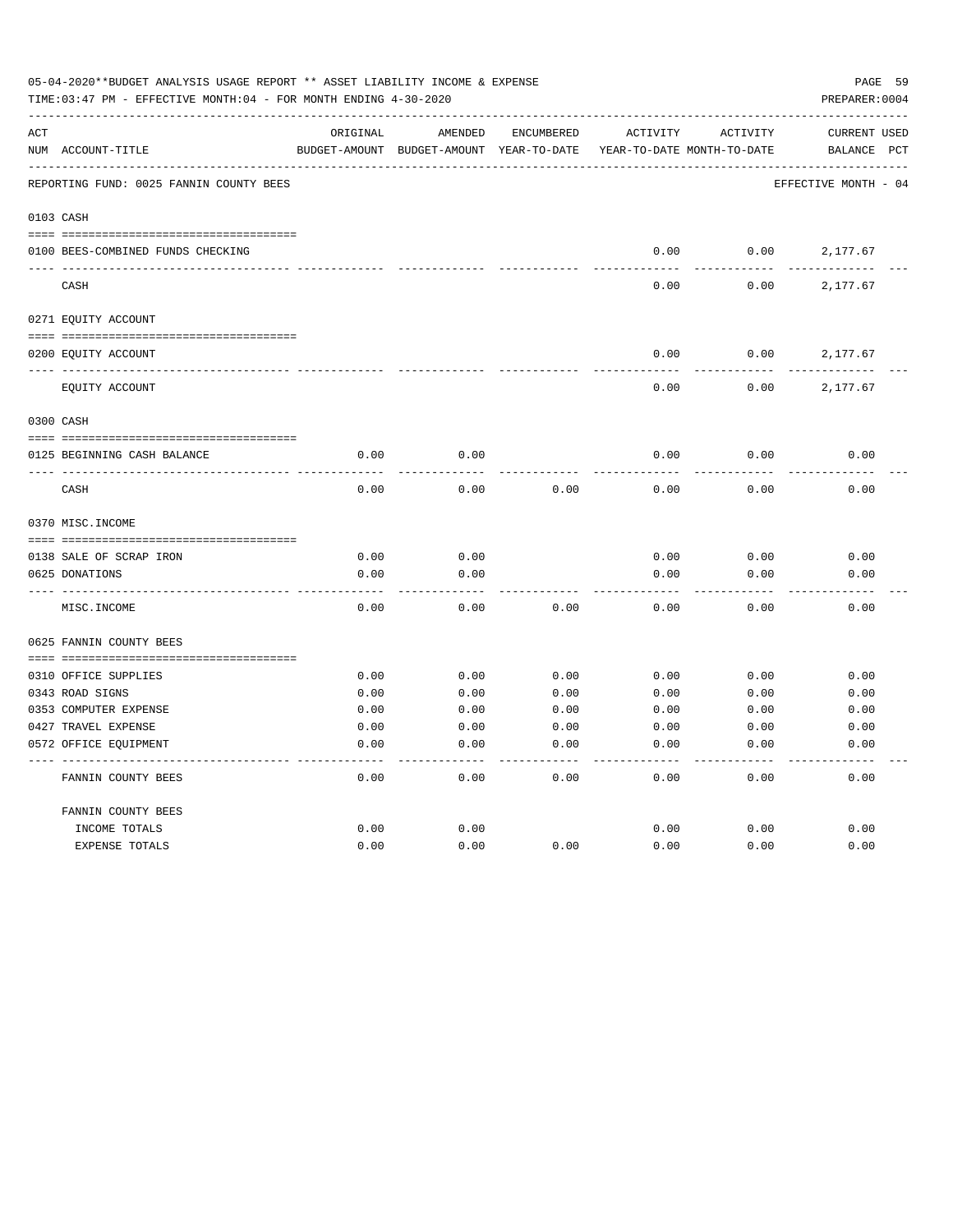05-04-2020**BUDGET ANALYSIS USAGE REPORT ** ASSET LIABILITY INCOME & EXPENSE

TIME:03:47 PM - EFFECTIVE MONTH:04 - FOR MONTH ENDING 4-30-2020

PREPARER:0004

REPORTING FUND: 0025 FANNIN COUNTY BEES — EFFECTIVE MONTH - 04

| ACT NUM | ACCOUNT-TITLE | ORIGINAL BUDGET-AMOUNT | AMENDED BUDGET-AMOUNT | ENCUMBERED YEAR-TO-DATE | ACTIVITY YEAR-TO-DATE | ACTIVITY MONTH-TO-DATE | CURRENT BALANCE | USED PCT |
|---|---|---|---|---|---|---|---|---|
| 0103 | CASH | | | | | | | |
| 0100 | BEES-COMBINED FUNDS CHECKING | | | | 0.00 | 0.00 | 2,177.67 | |
| | CASH | | | | 0.00 | 0.00 | 2,177.67 | |
| 0271 | EQUITY ACCOUNT | | | | | | | |
| 0200 | EQUITY ACCOUNT | | | | 0.00 | 0.00 | 2,177.67 | |
| | EQUITY ACCOUNT | | | | 0.00 | 0.00 | 2,177.67 | |
| 0300 | CASH | | | | | | | |
| 0125 | BEGINNING CASH BALANCE | 0.00 | 0.00 | | 0.00 | 0.00 | 0.00 | |
| | CASH | 0.00 | 0.00 | 0.00 | 0.00 | 0.00 | 0.00 | |
| 0370 | MISC.INCOME | | | | | | | |
| 0138 | SALE OF SCRAP IRON | 0.00 | 0.00 | | 0.00 | 0.00 | 0.00 | |
| 0625 | DONATIONS | 0.00 | 0.00 | | 0.00 | 0.00 | 0.00 | |
| | MISC.INCOME | 0.00 | 0.00 | 0.00 | 0.00 | 0.00 | 0.00 | |
| 0625 | FANNIN COUNTY BEES | | | | | | | |
| 0310 | OFFICE SUPPLIES | 0.00 | 0.00 | 0.00 | 0.00 | 0.00 | 0.00 | |
| 0343 | ROAD SIGNS | 0.00 | 0.00 | 0.00 | 0.00 | 0.00 | 0.00 | |
| 0353 | COMPUTER EXPENSE | 0.00 | 0.00 | 0.00 | 0.00 | 0.00 | 0.00 | |
| 0427 | TRAVEL EXPENSE | 0.00 | 0.00 | 0.00 | 0.00 | 0.00 | 0.00 | |
| 0572 | OFFICE EQUIPMENT | 0.00 | 0.00 | 0.00 | 0.00 | 0.00 | 0.00 | |
| | FANNIN COUNTY BEES | 0.00 | 0.00 | 0.00 | 0.00 | 0.00 | 0.00 | |
| | FANNIN COUNTY BEES | | | | | | | |
| | INCOME TOTALS | 0.00 | 0.00 | | 0.00 | 0.00 | 0.00 | |
| | EXPENSE TOTALS | 0.00 | 0.00 | 0.00 | 0.00 | 0.00 | 0.00 | |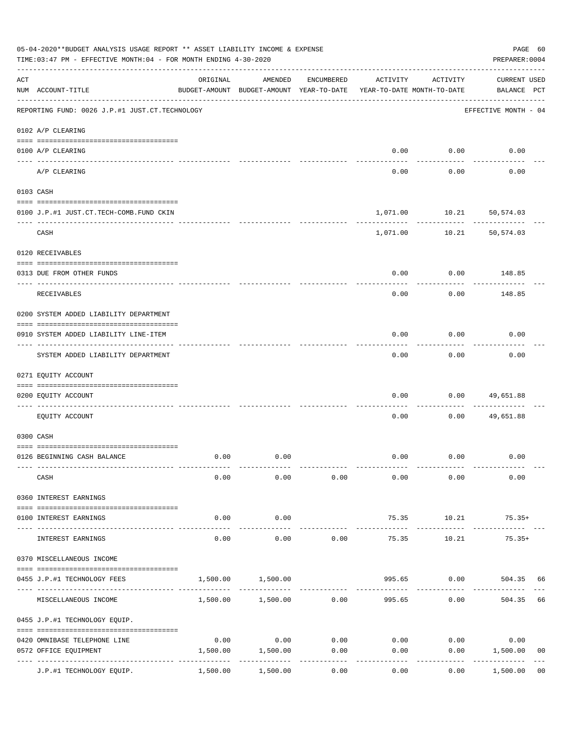05-04-2020**BUDGET ANALYSIS USAGE REPORT ** ASSET LIABILITY INCOME & EXPENSE

TIME:03:47 PM - EFFECTIVE MONTH:04 - FOR MONTH ENDING 4-30-2020

PREPARER:0004

| ACT NUM | ACCOUNT-TITLE | ORIGINAL BUDGET-AMOUNT | AMENDED BUDGET-AMOUNT | ENCUMBERED YEAR-TO-DATE | ACTIVITY YEAR-TO-DATE | ACTIVITY MONTH-TO-DATE | CURRENT USED BALANCE | PCT |
|---|---|---|---|---|---|---|---|---|
| | REPORTING FUND: 0026 J.P.#1 JUST.CT.TECHNOLOGY | | | | | | EFFECTIVE MONTH - 04 | |
| | 0102 A/P CLEARING | | | | | | | |
| 0100 | A/P CLEARING | | | | 0.00 | 0.00 | 0.00 | |
| | A/P CLEARING | | | | 0.00 | 0.00 | 0.00 | |
| | 0103 CASH | | | | | | | |
| 0100 | J.P.#1 JUST.CT.TECH-COMB.FUND CKIN | | | | 1,071.00 | 10.21 | 50,574.03 | |
| | CASH | | | | 1,071.00 | 10.21 | 50,574.03 | |
| | 0120 RECEIVABLES | | | | | | | |
| 0313 | DUE FROM OTHER FUNDS | | | | 0.00 | 0.00 | 148.85 | |
| | RECEIVABLES | | | | 0.00 | 0.00 | 148.85 | |
| | 0200 SYSTEM ADDED LIABILITY DEPARTMENT | | | | | | | |
| 0910 | SYSTEM ADDED LIABILITY LINE-ITEM | | | | 0.00 | 0.00 | 0.00 | |
| | SYSTEM ADDED LIABILITY DEPARTMENT | | | | 0.00 | 0.00 | 0.00 | |
| | 0271 EQUITY ACCOUNT | | | | | | | |
| 0200 | EQUITY ACCOUNT | | | | 0.00 | 0.00 | 49,651.88 | |
| | EQUITY ACCOUNT | | | | 0.00 | 0.00 | 49,651.88 | |
| | 0300 CASH | | | | | | | |
| 0126 | BEGINNING CASH BALANCE | 0.00 | 0.00 | | 0.00 | 0.00 | 0.00 | |
| | CASH | 0.00 | 0.00 | 0.00 | 0.00 | 0.00 | 0.00 | |
| | 0360 INTEREST EARNINGS | | | | | | | |
| 0100 | INTEREST EARNINGS | 0.00 | 0.00 | | 75.35 | 10.21 | 75.35+ | |
| | INTEREST EARNINGS | 0.00 | 0.00 | 0.00 | 75.35 | 10.21 | 75.35+ | |
| | 0370 MISCELLANEOUS INCOME | | | | | | | |
| 0455 | J.P.#1 TECHNOLOGY FEES | 1,500.00 | 1,500.00 | | 995.65 | 0.00 | 504.35 | 66 |
| | MISCELLANEOUS INCOME | 1,500.00 | 1,500.00 | 0.00 | 995.65 | 0.00 | 504.35 | 66 |
| | 0455 J.P.#1 TECHNOLOGY EQUIP. | | | | | | | |
| 0420 | OMNIBASE TELEPHONE LINE | 0.00 | 0.00 | 0.00 | 0.00 | 0.00 | 0.00 | |
| 0572 | OFFICE EQUIPMENT | 1,500.00 | 1,500.00 | 0.00 | 0.00 | 0.00 | 1,500.00 | 00 |
| | J.P.#1 TECHNOLOGY EQUIP. | 1,500.00 | 1,500.00 | 0.00 | 0.00 | 0.00 | 1,500.00 | 00 |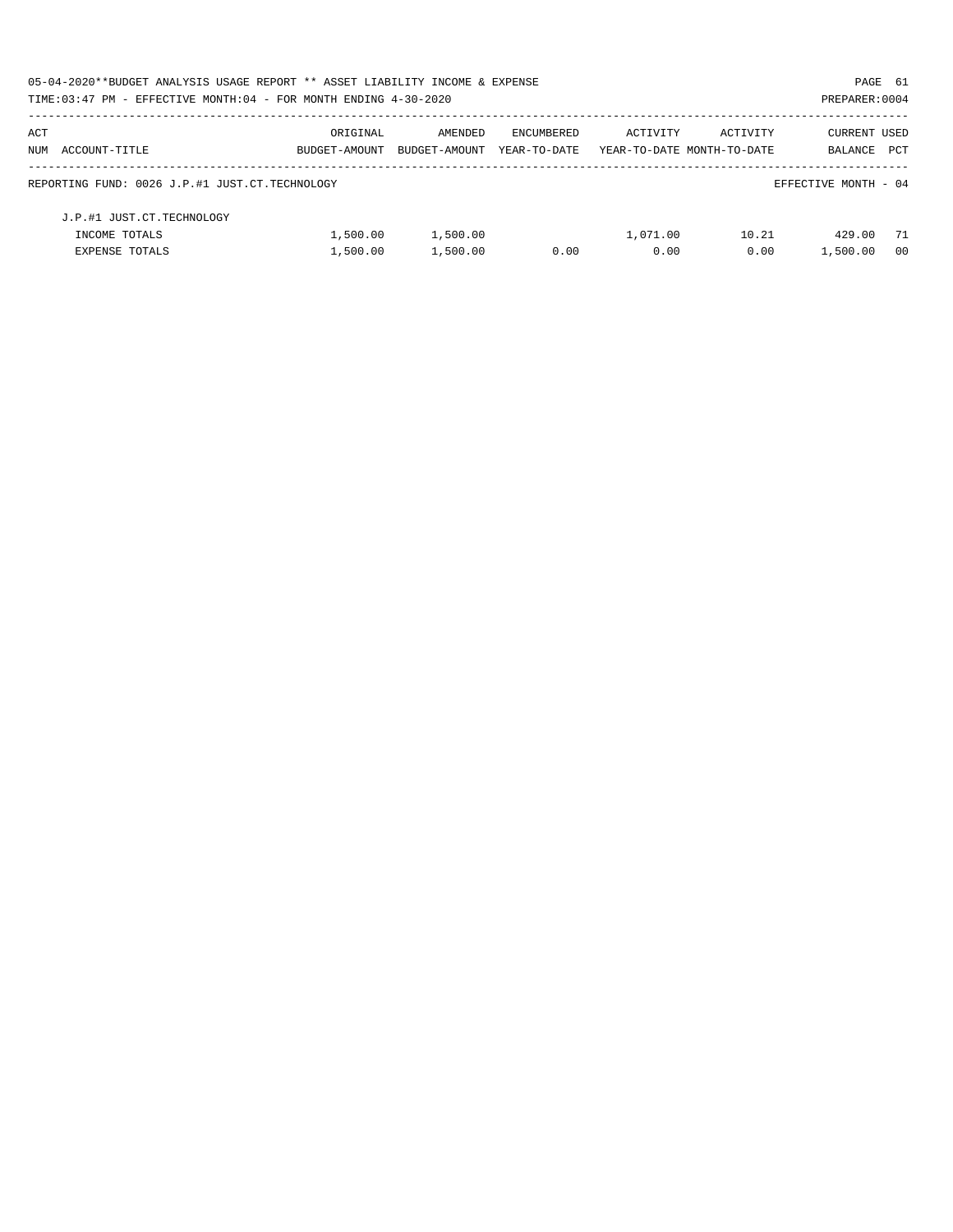05-04-2020**BUDGET ANALYSIS USAGE REPORT ** ASSET LIABILITY INCOME & EXPENSE

TIME:03:47 PM - EFFECTIVE MONTH:04 - FOR MONTH ENDING 4-30-2020

PREPARER:0004

| ACT NUM | ACCOUNT-TITLE | ORIGINAL BUDGET-AMOUNT | AMENDED BUDGET-AMOUNT | ENCUMBERED YEAR-TO-DATE | ACTIVITY YEAR-TO-DATE | ACTIVITY MONTH-TO-DATE | CURRENT BALANCE | USED PCT |
|---|---|---|---|---|---|---|---|---|
| | REPORTING FUND: 0026 J.P.#1 JUST.CT.TECHNOLOGY | | | | | | EFFECTIVE MONTH - 04 | |
| | J.P.#1 JUST.CT.TECHNOLOGY | | | | | | | |
| | INCOME TOTALS | 1,500.00 | 1,500.00 | | 1,071.00 | 10.21 | 429.00 | 71 |
| | EXPENSE TOTALS | 1,500.00 | 1,500.00 | 0.00 | 0.00 | 0.00 | 1,500.00 | 00 |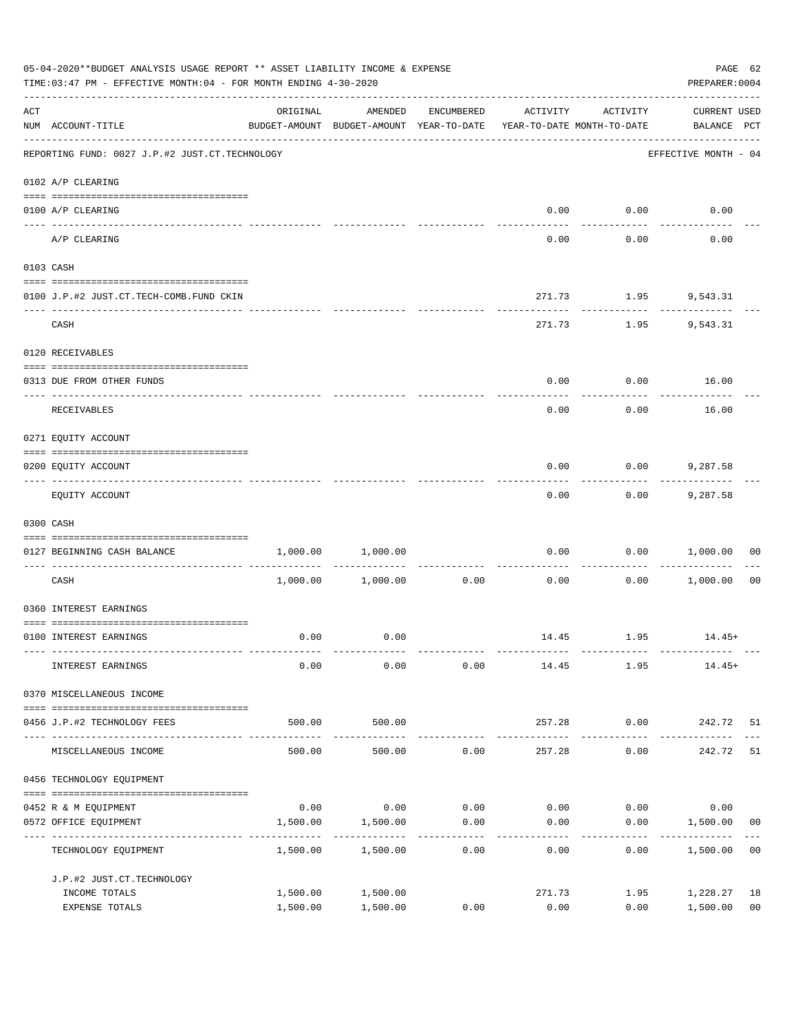05-04-2020**BUDGET ANALYSIS USAGE REPORT ** ASSET LIABILITY INCOME & EXPENSE

TIME:03:47 PM - EFFECTIVE MONTH:04 - FOR MONTH ENDING 4-30-2020

PREPARER:0004

| ACT NUM | ACCOUNT-TITLE | ORIGINAL BUDGET-AMOUNT | AMENDED BUDGET-AMOUNT | ENCUMBERED YEAR-TO-DATE | ACTIVITY YEAR-TO-DATE | ACTIVITY MONTH-TO-DATE | CURRENT USED BALANCE | PCT |
|---|---|---|---|---|---|---|---|---|
| | REPORTING FUND: 0027 J.P.#2 JUST.CT.TECHNOLOGY | | | | | | EFFECTIVE MONTH - 04 | |
| | 0102 A/P CLEARING | | | | | | | |
| 0100 | A/P CLEARING | | | | 0.00 | 0.00 | 0.00 | |
| | A/P CLEARING | | | | 0.00 | 0.00 | 0.00 | |
| | 0103 CASH | | | | | | | |
| 0100 | J.P.#2 JUST.CT.TECH-COMB.FUND CKIN | | | | 271.73 | 1.95 | 9,543.31 | |
| | CASH | | | | 271.73 | 1.95 | 9,543.31 | |
| | 0120 RECEIVABLES | | | | | | | |
| 0313 | DUE FROM OTHER FUNDS | | | | 0.00 | 0.00 | 16.00 | |
| | RECEIVABLES | | | | 0.00 | 0.00 | 16.00 | |
| | 0271 EQUITY ACCOUNT | | | | | | | |
| 0200 | EQUITY ACCOUNT | | | | 0.00 | 0.00 | 9,287.58 | |
| | EQUITY ACCOUNT | | | | 0.00 | 0.00 | 9,287.58 | |
| | 0300 CASH | | | | | | | |
| 0127 | BEGINNING CASH BALANCE | 1,000.00 | 1,000.00 | | 0.00 | 0.00 | 1,000.00 | 00 |
| | CASH | 1,000.00 | 1,000.00 | 0.00 | 0.00 | 0.00 | 1,000.00 | 00 |
| | 0360 INTEREST EARNINGS | | | | | | | |
| 0100 | INTEREST EARNINGS | 0.00 | 0.00 | | 14.45 | 1.95 | 14.45+ | |
| | INTEREST EARNINGS | 0.00 | 0.00 | 0.00 | 14.45 | 1.95 | 14.45+ | |
| | 0370 MISCELLANEOUS INCOME | | | | | | | |
| 0456 | J.P.#2 TECHNOLOGY FEES | 500.00 | 500.00 | | 257.28 | 0.00 | 242.72 | 51 |
| | MISCELLANEOUS INCOME | 500.00 | 500.00 | 0.00 | 257.28 | 0.00 | 242.72 | 51 |
| | 0456 TECHNOLOGY EQUIPMENT | | | | | | | |
| 0452 | R & M EQUIPMENT | 0.00 | 0.00 | 0.00 | 0.00 | 0.00 | 0.00 | |
| 0572 | OFFICE EQUIPMENT | 1,500.00 | 1,500.00 | 0.00 | 0.00 | 0.00 | 1,500.00 | 00 |
| | TECHNOLOGY EQUIPMENT | 1,500.00 | 1,500.00 | 0.00 | 0.00 | 0.00 | 1,500.00 | 00 |
| | J.P.#2 JUST.CT.TECHNOLOGY | | | | | | | |
| | INCOME TOTALS | 1,500.00 | 1,500.00 | | 271.73 | 1.95 | 1,228.27 | 18 |
| | EXPENSE TOTALS | 1,500.00 | 1,500.00 | 0.00 | 0.00 | 0.00 | 1,500.00 | 00 |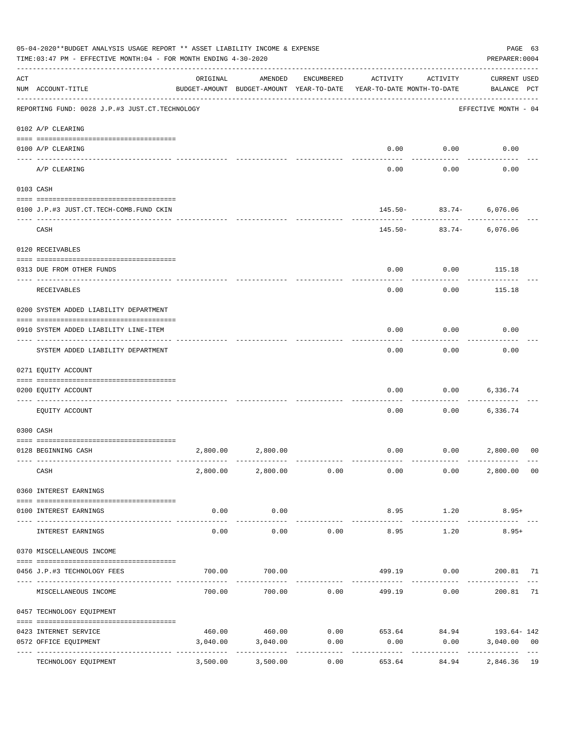05-04-2020**BUDGET ANALYSIS USAGE REPORT ** ASSET LIABILITY INCOME & EXPENSE

TIME:03:47 PM - EFFECTIVE MONTH:04 - FOR MONTH ENDING 4-30-2020

PREPARER:0004

| ACT NUM | ACCOUNT-TITLE | ORIGINAL BUDGET-AMOUNT | AMENDED BUDGET-AMOUNT | ENCUMBERED YEAR-TO-DATE | ACTIVITY YEAR-TO-DATE | ACTIVITY MONTH-TO-DATE | CURRENT USED BALANCE | PCT |
|---|---|---|---|---|---|---|---|---|
| REPORTING FUND: 0028 J.P.#3 JUST.CT.TECHNOLOGY | | | | | | | EFFECTIVE MONTH - 04 | |
| 0102 A/P CLEARING | | | | | | | | |
| 0100 | A/P CLEARING | | | | 0.00 | 0.00 | 0.00 | |
| | A/P CLEARING | | | | 0.00 | 0.00 | 0.00 | |
| 0103 CASH | | | | | | | | |
| 0100 | J.P.#3 JUST.CT.TECH-COMB.FUND CKIN | | | | 145.50- | 83.74- | 6,076.06 | |
| | CASH | | | | 145.50- | 83.74- | 6,076.06 | |
| 0120 RECEIVABLES | | | | | | | | |
| 0313 | DUE FROM OTHER FUNDS | | | | 0.00 | 0.00 | 115.18 | |
| | RECEIVABLES | | | | 0.00 | 0.00 | 115.18 | |
| 0200 SYSTEM ADDED LIABILITY DEPARTMENT | | | | | | | | |
| 0910 | SYSTEM ADDED LIABILITY LINE-ITEM | | | | 0.00 | 0.00 | 0.00 | |
| | SYSTEM ADDED LIABILITY DEPARTMENT | | | | 0.00 | 0.00 | 0.00 | |
| 0271 EQUITY ACCOUNT | | | | | | | | |
| 0200 | EQUITY ACCOUNT | | | | 0.00 | 0.00 | 6,336.74 | |
| | EQUITY ACCOUNT | | | | 0.00 | 0.00 | 6,336.74 | |
| 0300 CASH | | | | | | | | |
| 0128 | BEGINNING CASH | 2,800.00 | 2,800.00 | | 0.00 | 0.00 | 2,800.00 | 00 |
| | CASH | 2,800.00 | 2,800.00 | 0.00 | 0.00 | 0.00 | 2,800.00 | 00 |
| 0360 INTEREST EARNINGS | | | | | | | | |
| 0100 | INTEREST EARNINGS | 0.00 | 0.00 | | 8.95 | 1.20 | 8.95+ | |
| | INTEREST EARNINGS | 0.00 | 0.00 | 0.00 | 8.95 | 1.20 | 8.95+ | |
| 0370 MISCELLANEOUS INCOME | | | | | | | | |
| 0456 | J.P.#3 TECHNOLOGY FEES | 700.00 | 700.00 | | 499.19 | 0.00 | 200.81 | 71 |
| | MISCELLANEOUS INCOME | 700.00 | 700.00 | 0.00 | 499.19 | 0.00 | 200.81 | 71 |
| 0457 TECHNOLOGY EQUIPMENT | | | | | | | | |
| 0423 | INTERNET SERVICE | 460.00 | 460.00 | 0.00 | 653.64 | 84.94 | 193.64- | 142 |
| 0572 | OFFICE EQUIPMENT | 3,040.00 | 3,040.00 | 0.00 | 0.00 | 0.00 | 3,040.00 | 00 |
| | TECHNOLOGY EQUIPMENT | 3,500.00 | 3,500.00 | 0.00 | 653.64 | 84.94 | 2,846.36 | 19 |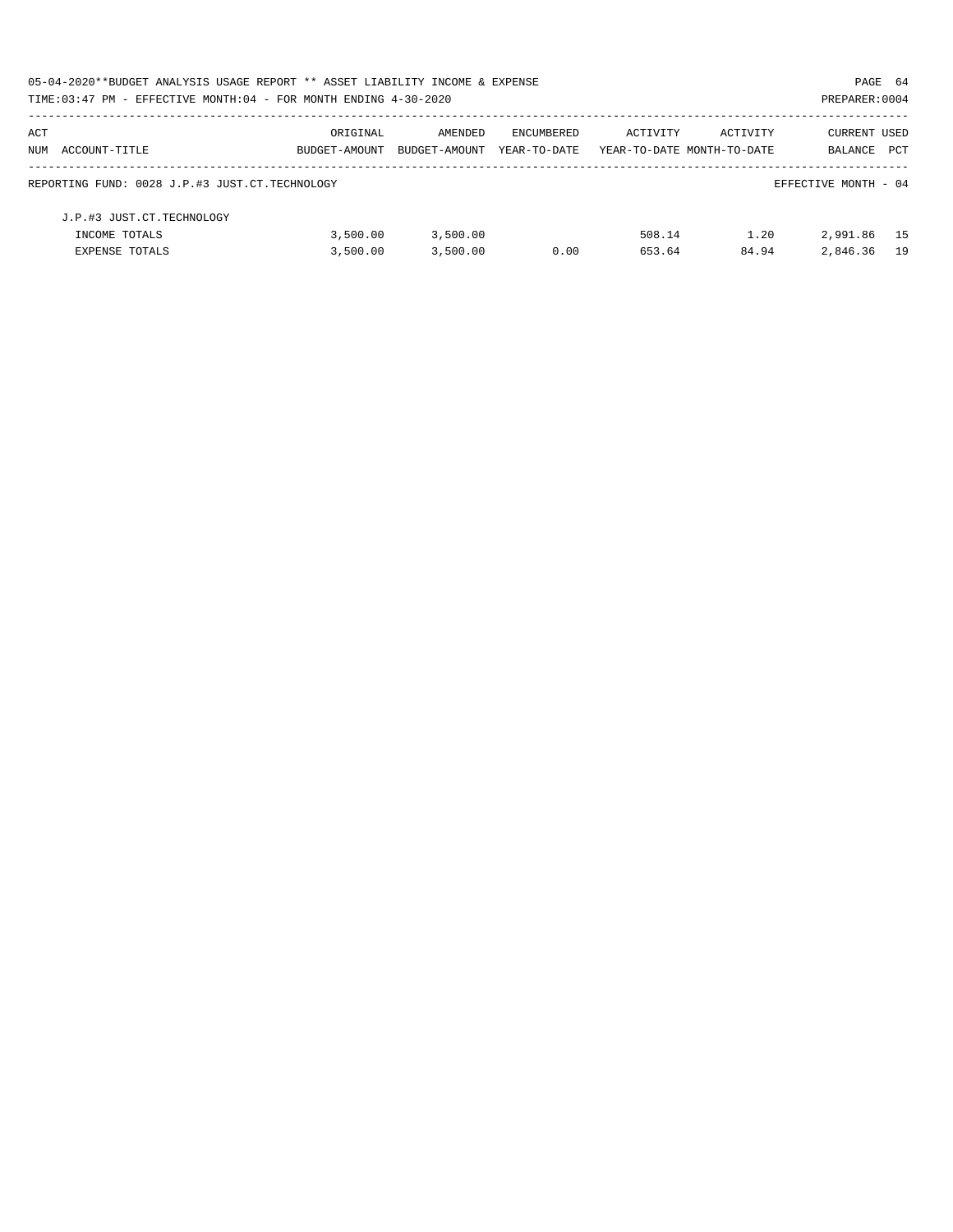05-04-2020**BUDGET ANALYSIS USAGE REPORT ** ASSET LIABILITY INCOME & EXPENSE

TIME:03:47 PM - EFFECTIVE MONTH:04 - FOR MONTH ENDING 4-30-2020 PREPARER:0004

| ACT NUM ACCOUNT-TITLE | ORIGINAL BUDGET-AMOUNT | AMENDED BUDGET-AMOUNT | ENCUMBERED YEAR-TO-DATE | ACTIVITY YEAR-TO-DATE | ACTIVITY MONTH-TO-DATE | CURRENT BALANCE | USED PCT |
|---|---|---|---|---|---|---|---|
| REPORTING FUND: 0028 J.P.#3 JUST.CT.TECHNOLOGY | | | | | | EFFECTIVE MONTH - 04 | |
| J.P.#3 JUST.CT.TECHNOLOGY | | | | | | | |
| INCOME TOTALS | 3,500.00 | 3,500.00 | | 508.14 | 1.20 | 2,991.86 | 15 |
| EXPENSE TOTALS | 3,500.00 | 3,500.00 | 0.00 | 653.64 | 84.94 | 2,846.36 | 19 |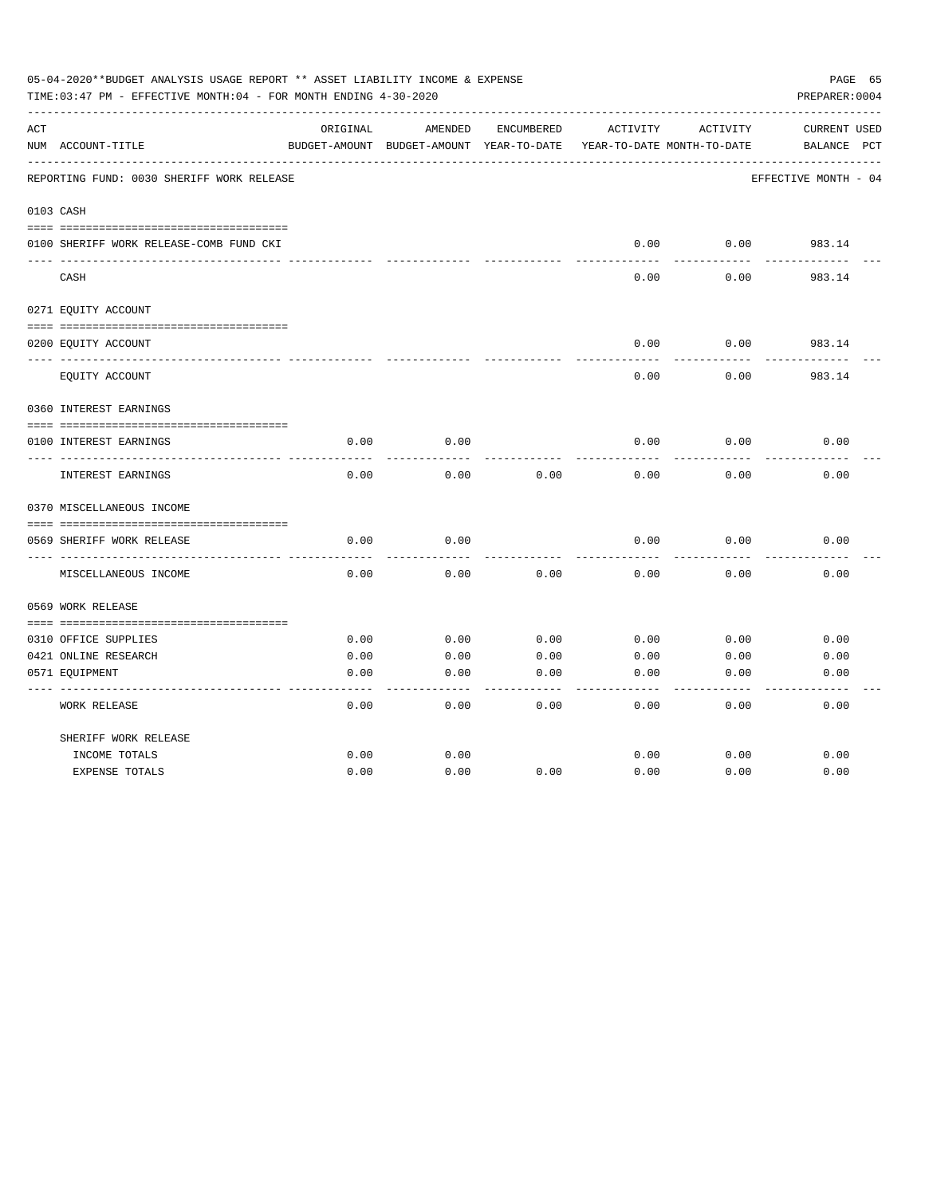05-04-2020**BUDGET ANALYSIS USAGE REPORT ** ASSET LIABILITY INCOME & EXPENSE

TIME:03:47 PM - EFFECTIVE MONTH:04 - FOR MONTH ENDING 4-30-2020

PREPARER:0004

REPORTING FUND: 0030 SHERIFF WORK RELEASE — EFFECTIVE MONTH - 04

| ACT NUM | ACCOUNT-TITLE | ORIGINAL BUDGET-AMOUNT | AMENDED BUDGET-AMOUNT | ENCUMBERED YEAR-TO-DATE | ACTIVITY YEAR-TO-DATE | ACTIVITY MONTH-TO-DATE | CURRENT BALANCE | USED PCT |
|---|---|---|---|---|---|---|---|---|
| 0103 | CASH | | | | | | | |
| 0100 | SHERIFF WORK RELEASE-COMB FUND CKI | | | | 0.00 | 0.00 | 983.14 | |
| | CASH | | | | 0.00 | 0.00 | 983.14 | |
| 0271 | EQUITY ACCOUNT | | | | | | | |
| 0200 | EQUITY ACCOUNT | | | | 0.00 | 0.00 | 983.14 | |
| | EQUITY ACCOUNT | | | | 0.00 | 0.00 | 983.14 | |
| 0360 | INTEREST EARNINGS | | | | | | | |
| 0100 | INTEREST EARNINGS | 0.00 | 0.00 | | 0.00 | 0.00 | 0.00 | |
| | INTEREST EARNINGS | 0.00 | 0.00 | 0.00 | 0.00 | 0.00 | 0.00 | |
| 0370 | MISCELLANEOUS INCOME | | | | | | | |
| 0569 | SHERIFF WORK RELEASE | 0.00 | 0.00 | | 0.00 | 0.00 | 0.00 | |
| | MISCELLANEOUS INCOME | 0.00 | 0.00 | 0.00 | 0.00 | 0.00 | 0.00 | |
| 0569 | WORK RELEASE | | | | | | | |
| 0310 | OFFICE SUPPLIES | 0.00 | 0.00 | 0.00 | 0.00 | 0.00 | 0.00 | |
| 0421 | ONLINE RESEARCH | 0.00 | 0.00 | 0.00 | 0.00 | 0.00 | 0.00 | |
| 0571 | EQUIPMENT | 0.00 | 0.00 | 0.00 | 0.00 | 0.00 | 0.00 | |
| | WORK RELEASE | 0.00 | 0.00 | 0.00 | 0.00 | 0.00 | 0.00 | |
| | SHERIFF WORK RELEASE | | | | | | | |
| | INCOME TOTALS | 0.00 | 0.00 | | 0.00 | 0.00 | 0.00 | |
| | EXPENSE TOTALS | 0.00 | 0.00 | 0.00 | 0.00 | 0.00 | 0.00 | |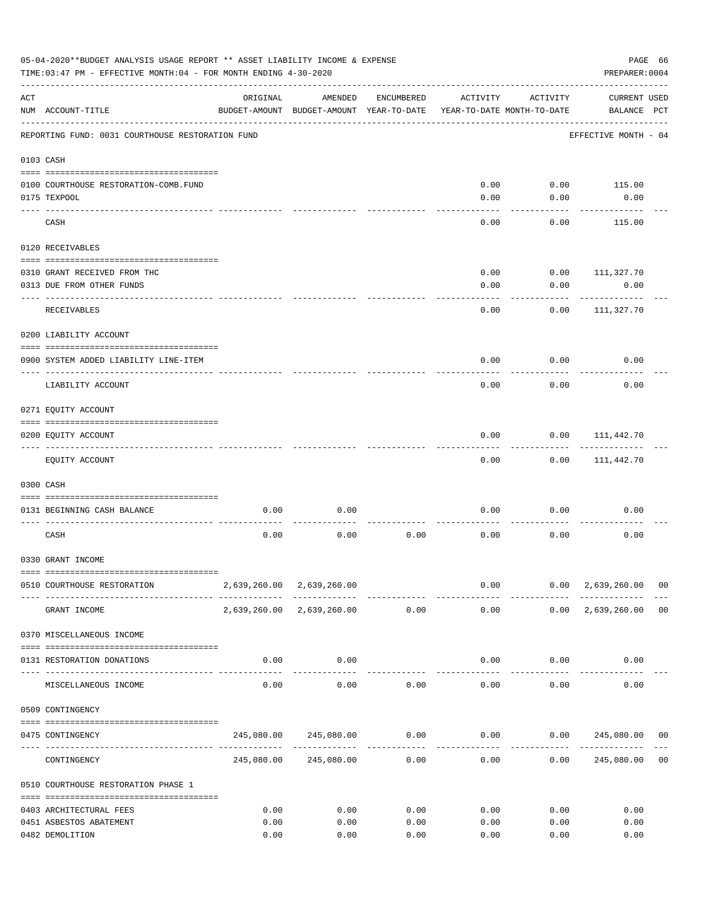05-04-2020**BUDGET ANALYSIS USAGE REPORT ** ASSET LIABILITY INCOME & EXPENSE

TIME:03:47 PM - EFFECTIVE MONTH:04 - FOR MONTH ENDING 4-30-2020

PREPARER:0004

| ACT NUM | ACCOUNT-TITLE | ORIGINAL BUDGET-AMOUNT | AMENDED BUDGET-AMOUNT | ENCUMBERED YEAR-TO-DATE | ACTIVITY YEAR-TO-DATE | ACTIVITY MONTH-TO-DATE | CURRENT BALANCE | USED PCT |
|---|---|---|---|---|---|---|---|---|
| | REPORTING FUND: 0031 COURTHOUSE RESTORATION FUND | | | | | | EFFECTIVE MONTH - 04 | |
| 0103 | CASH | | | | | | | |
| 0100 | COURTHOUSE RESTORATION-COMB.FUND | | | | 0.00 | 0.00 | 115.00 | |
| 0175 | TEXPOOL | | | | 0.00 | 0.00 | 0.00 | |
| | CASH | | | | 0.00 | 0.00 | 115.00 | |
| 0120 | RECEIVABLES | | | | | | | |
| 0310 | GRANT RECEIVED FROM THC | | | | 0.00 | 0.00 | 111,327.70 | |
| 0313 | DUE FROM OTHER FUNDS | | | | 0.00 | 0.00 | 0.00 | |
| | RECEIVABLES | | | | 0.00 | 0.00 | 111,327.70 | |
| 0200 | LIABILITY ACCOUNT | | | | | | | |
| 0900 | SYSTEM ADDED LIABILITY LINE-ITEM | | | | 0.00 | 0.00 | 0.00 | |
| | LIABILITY ACCOUNT | | | | 0.00 | 0.00 | 0.00 | |
| 0271 | EQUITY ACCOUNT | | | | | | | |
| 0200 | EQUITY ACCOUNT | | | | 0.00 | 0.00 | 111,442.70 | |
| | EQUITY ACCOUNT | | | | 0.00 | 0.00 | 111,442.70 | |
| 0300 | CASH | | | | | | | |
| 0131 | BEGINNING CASH BALANCE | 0.00 | 0.00 | | 0.00 | 0.00 | 0.00 | |
| | CASH | 0.00 | 0.00 | 0.00 | 0.00 | 0.00 | 0.00 | |
| 0330 | GRANT INCOME | | | | | | | |
| 0510 | COURTHOUSE RESTORATION | 2,639,260.00 | 2,639,260.00 | | 0.00 | 0.00 | 2,639,260.00 | 00 |
| | GRANT INCOME | 2,639,260.00 | 2,639,260.00 | 0.00 | 0.00 | 0.00 | 2,639,260.00 | 00 |
| 0370 | MISCELLANEOUS INCOME | | | | | | | |
| 0131 | RESTORATION DONATIONS | 0.00 | 0.00 | | 0.00 | 0.00 | 0.00 | |
| | MISCELLANEOUS INCOME | 0.00 | 0.00 | 0.00 | 0.00 | 0.00 | 0.00 | |
| 0509 | CONTINGENCY | | | | | | | |
| 0475 | CONTINGENCY | 245,080.00 | 245,080.00 | 0.00 | 0.00 | 0.00 | 245,080.00 | 00 |
| | CONTINGENCY | 245,080.00 | 245,080.00 | 0.00 | 0.00 | 0.00 | 245,080.00 | 00 |
| 0510 | COURTHOUSE RESTORATION PHASE 1 | | | | | | | |
| 0403 | ARCHITECTURAL FEES | 0.00 | 0.00 | 0.00 | 0.00 | 0.00 | 0.00 | |
| 0451 | ASBESTOS ABATEMENT | 0.00 | 0.00 | 0.00 | 0.00 | 0.00 | 0.00 | |
| 0482 | DEMOLITION | 0.00 | 0.00 | 0.00 | 0.00 | 0.00 | 0.00 | |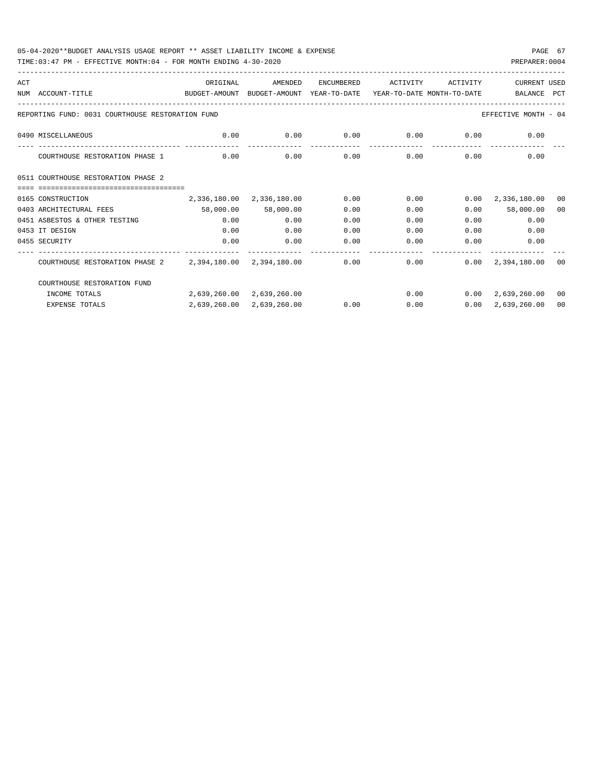05-04-2020**BUDGET ANALYSIS USAGE REPORT ** ASSET LIABILITY INCOME & EXPENSE

TIME:03:47 PM - EFFECTIVE MONTH:04 - FOR MONTH ENDING 4-30-2020

PREPARER:0004

| ACT NUM | ACCOUNT-TITLE | ORIGINAL BUDGET-AMOUNT | AMENDED BUDGET-AMOUNT | ENCUMBERED YEAR-TO-DATE | ACTIVITY YEAR-TO-DATE | ACTIVITY MONTH-TO-DATE | CURRENT BALANCE | USED PCT |
|---|---|---|---|---|---|---|---|---|
| REPORTING FUND: 0031 COURTHOUSE RESTORATION FUND | | | | | | | EFFECTIVE MONTH - 04 | |
| 0490 | MISCELLANEOUS | 0.00 | 0.00 | 0.00 | 0.00 | 0.00 | 0.00 | |
| | COURTHOUSE RESTORATION PHASE 1 | 0.00 | 0.00 | 0.00 | 0.00 | 0.00 | 0.00 | |
| 0511 | COURTHOUSE RESTORATION PHASE 2 | | | | | | | |
| 0165 | CONSTRUCTION | 2,336,180.00 | 2,336,180.00 | 0.00 | 0.00 | 0.00 | 2,336,180.00 | 00 |
| 0403 | ARCHITECTURAL FEES | 58,000.00 | 58,000.00 | 0.00 | 0.00 | 0.00 | 58,000.00 | 00 |
| 0451 | ASBESTOS & OTHER TESTING | 0.00 | 0.00 | 0.00 | 0.00 | 0.00 | 0.00 | |
| 0453 | IT DESIGN | 0.00 | 0.00 | 0.00 | 0.00 | 0.00 | 0.00 | |
| 0455 | SECURITY | 0.00 | 0.00 | 0.00 | 0.00 | 0.00 | 0.00 | |
| | COURTHOUSE RESTORATION PHASE 2 | 2,394,180.00 | 2,394,180.00 | 0.00 | 0.00 | 0.00 | 2,394,180.00 | 00 |
| | COURTHOUSE RESTORATION FUND | | | | | | | |
| | INCOME TOTALS | 2,639,260.00 | 2,639,260.00 | | 0.00 | 0.00 | 2,639,260.00 | 00 |
| | EXPENSE TOTALS | 2,639,260.00 | 2,639,260.00 | 0.00 | 0.00 | 0.00 | 2,639,260.00 | 00 |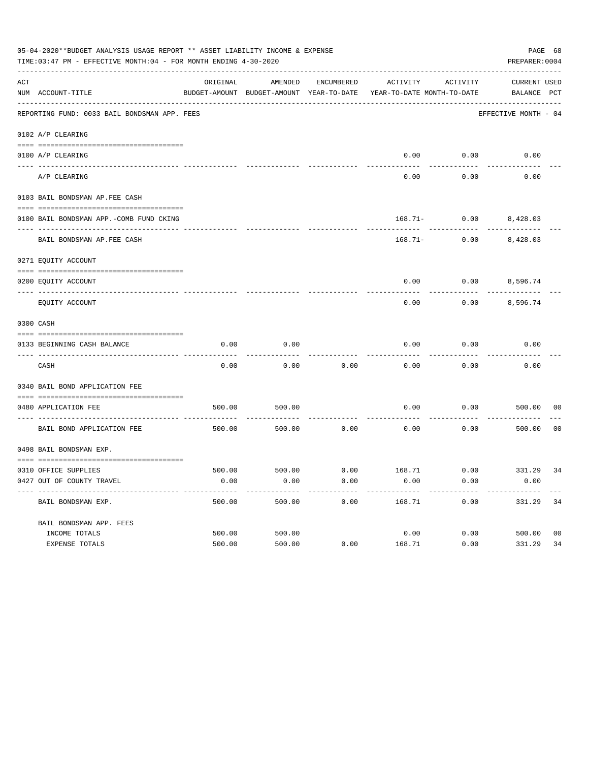05-04-2020**BUDGET ANALYSIS USAGE REPORT ** ASSET LIABILITY INCOME & EXPENSE

TIME:03:47 PM - EFFECTIVE MONTH:04 - FOR MONTH ENDING 4-30-2020

PREPARER:0004

REPORTING FUND: 0033 BAIL BONDSMAN APP. FEES — EFFECTIVE MONTH - 04

| ACT NUM | ACCOUNT-TITLE | ORIGINAL BUDGET-AMOUNT | AMENDED BUDGET-AMOUNT | ENCUMBERED YEAR-TO-DATE | ACTIVITY YEAR-TO-DATE | ACTIVITY MONTH-TO-DATE | CURRENT BALANCE | USED PCT |
|---|---|---|---|---|---|---|---|---|
| **0102** | **A/P CLEARING** | | | | | | | |
| 0100 | A/P CLEARING | | | | 0.00 | 0.00 | 0.00 | |
| | A/P CLEARING | | | | 0.00 | 0.00 | 0.00 | |
| **0103** | **BAIL BONDSMAN AP.FEE CASH** | | | | | | | |
| 0100 | BAIL BONDSMAN APP.-COMB FUND CKING | | | | 168.71- | 0.00 | 8,428.03 | |
| | BAIL BONDSMAN AP.FEE CASH | | | | 168.71- | 0.00 | 8,428.03 | |
| **0271** | **EQUITY ACCOUNT** | | | | | | | |
| 0200 | EQUITY ACCOUNT | | | | 0.00 | 0.00 | 8,596.74 | |
| | EQUITY ACCOUNT | | | | 0.00 | 0.00 | 8,596.74 | |
| **0300** | **CASH** | | | | | | | |
| 0133 | BEGINNING CASH BALANCE | 0.00 | 0.00 | | 0.00 | 0.00 | 0.00 | |
| | CASH | 0.00 | 0.00 | 0.00 | 0.00 | 0.00 | 0.00 | |
| **0340** | **BAIL BOND APPLICATION FEE** | | | | | | | |
| 0480 | APPLICATION FEE | 500.00 | 500.00 | | 0.00 | 0.00 | 500.00 | 00 |
| | BAIL BOND APPLICATION FEE | 500.00 | 500.00 | 0.00 | 0.00 | 0.00 | 500.00 | 00 |
| **0498** | **BAIL BONDSMAN EXP.** | | | | | | | |
| 0310 | OFFICE SUPPLIES | 500.00 | 500.00 | 0.00 | 168.71 | 0.00 | 331.29 | 34 |
| 0427 | OUT OF COUNTY TRAVEL | 0.00 | 0.00 | 0.00 | 0.00 | 0.00 | 0.00 | |
| | BAIL BONDSMAN EXP. | 500.00 | 500.00 | 0.00 | 168.71 | 0.00 | 331.29 | 34 |
| | **BAIL BONDSMAN APP. FEES** | | | | | | | |
| | INCOME TOTALS | 500.00 | 500.00 | | 0.00 | 0.00 | 500.00 | 00 |
| | EXPENSE TOTALS | 500.00 | 500.00 | 0.00 | 168.71 | 0.00 | 331.29 | 34 |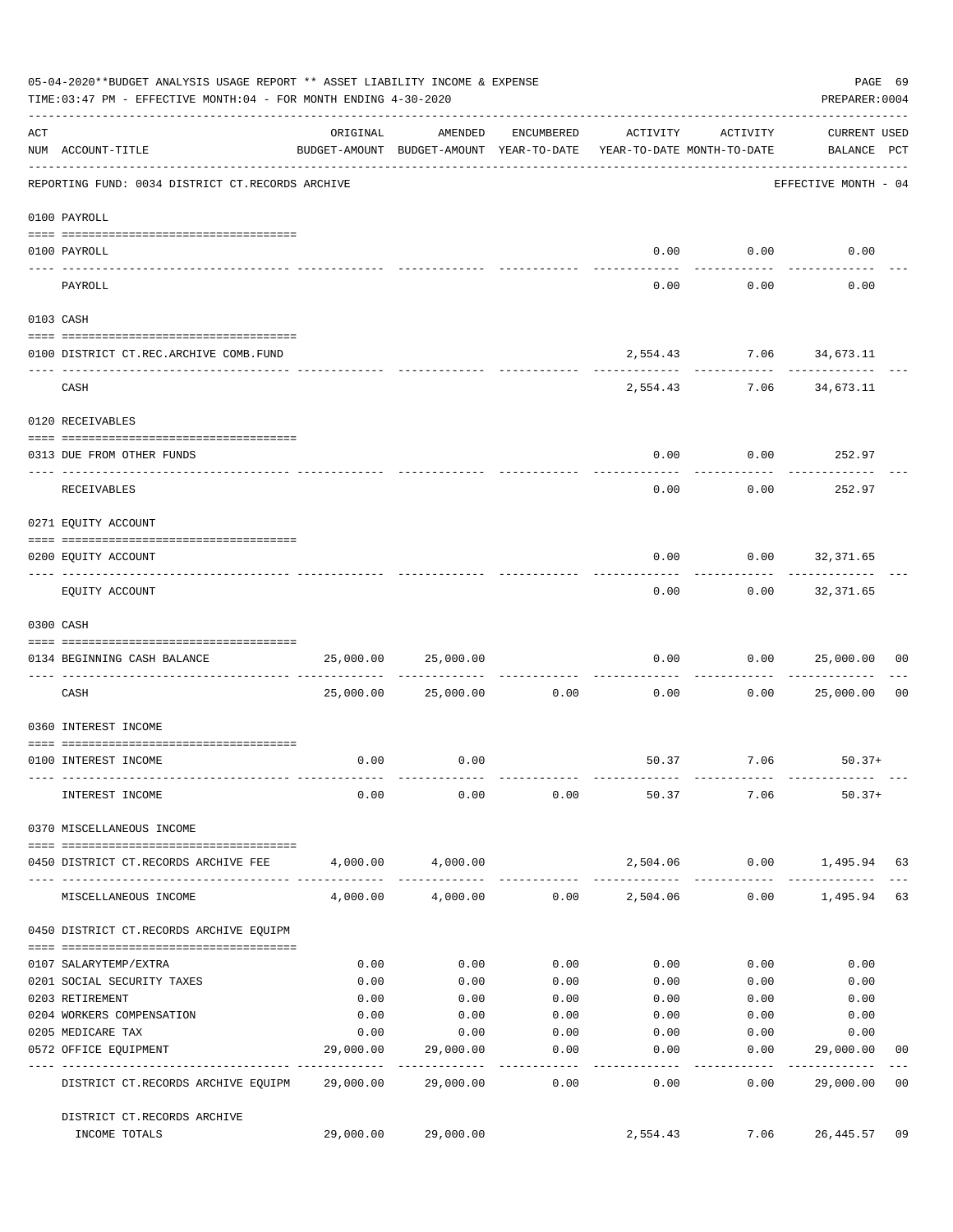05-04-2020**BUDGET ANALYSIS USAGE REPORT ** ASSET LIABILITY INCOME & EXPENSE

TIME:03:47 PM - EFFECTIVE MONTH:04 - FOR MONTH ENDING 4-30-2020

PREPARER:0004

| ACT NUM | ACCOUNT-TITLE | ORIGINAL BUDGET-AMOUNT | AMENDED BUDGET-AMOUNT | ENCUMBERED YEAR-TO-DATE | ACTIVITY YEAR-TO-DATE | ACTIVITY MONTH-TO-DATE | CURRENT USED BALANCE | PCT |
|---|---|---|---|---|---|---|---|---|
| | REPORTING FUND: 0034 DISTRICT CT.RECORDS ARCHIVE | | | | | | EFFECTIVE MONTH - 04 | |
| | 0100 PAYROLL | | | | | | | |
| 0100 | PAYROLL | | | | 0.00 | 0.00 | 0.00 | |
| | PAYROLL | | | | 0.00 | 0.00 | 0.00 | |
| | 0103 CASH | | | | | | | |
| 0100 | DISTRICT CT.REC.ARCHIVE COMB.FUND | | | | 2,554.43 | 7.06 | 34,673.11 | |
| | CASH | | | | 2,554.43 | 7.06 | 34,673.11 | |
| | 0120 RECEIVABLES | | | | | | | |
| 0313 | DUE FROM OTHER FUNDS | | | | 0.00 | 0.00 | 252.97 | |
| | RECEIVABLES | | | | 0.00 | 0.00 | 252.97 | |
| | 0271 EQUITY ACCOUNT | | | | | | | |
| 0200 | EQUITY ACCOUNT | | | | 0.00 | 0.00 | 32,371.65 | |
| | EQUITY ACCOUNT | | | | 0.00 | 0.00 | 32,371.65 | |
| | 0300 CASH | | | | | | | |
| 0134 | BEGINNING CASH BALANCE | 25,000.00 | 25,000.00 | | 0.00 | 0.00 | 25,000.00 | 00 |
| | CASH | 25,000.00 | 25,000.00 | 0.00 | 0.00 | 0.00 | 25,000.00 | 00 |
| | 0360 INTEREST INCOME | | | | | | | |
| 0100 | INTEREST INCOME | 0.00 | 0.00 | | 50.37 | 7.06 | 50.37+ | |
| | INTEREST INCOME | 0.00 | 0.00 | 0.00 | 50.37 | 7.06 | 50.37+ | |
| | 0370 MISCELLANEOUS INCOME | | | | | | | |
| 0450 | DISTRICT CT.RECORDS ARCHIVE FEE | 4,000.00 | 4,000.00 | | 2,504.06 | 0.00 | 1,495.94 | 63 |
| | MISCELLANEOUS INCOME | 4,000.00 | 4,000.00 | 0.00 | 2,504.06 | 0.00 | 1,495.94 | 63 |
| | 0450 DISTRICT CT.RECORDS ARCHIVE EQUIPM | | | | | | | |
| 0107 | SALARYTEMP/EXTRA | 0.00 | 0.00 | 0.00 | 0.00 | 0.00 | 0.00 | |
| 0201 | SOCIAL SECURITY TAXES | 0.00 | 0.00 | 0.00 | 0.00 | 0.00 | 0.00 | |
| 0203 | RETIREMENT | 0.00 | 0.00 | 0.00 | 0.00 | 0.00 | 0.00 | |
| 0204 | WORKERS COMPENSATION | 0.00 | 0.00 | 0.00 | 0.00 | 0.00 | 0.00 | |
| 0205 | MEDICARE TAX | 0.00 | 0.00 | 0.00 | 0.00 | 0.00 | 0.00 | |
| 0572 | OFFICE EQUIPMENT | 29,000.00 | 29,000.00 | 0.00 | 0.00 | 0.00 | 29,000.00 | 00 |
| | DISTRICT CT.RECORDS ARCHIVE EQUIPM | 29,000.00 | 29,000.00 | 0.00 | 0.00 | 0.00 | 29,000.00 | 00 |
| | DISTRICT CT.RECORDS ARCHIVE INCOME TOTALS | 29,000.00 | 29,000.00 | | 2,554.43 | 7.06 | 26,445.57 | 09 |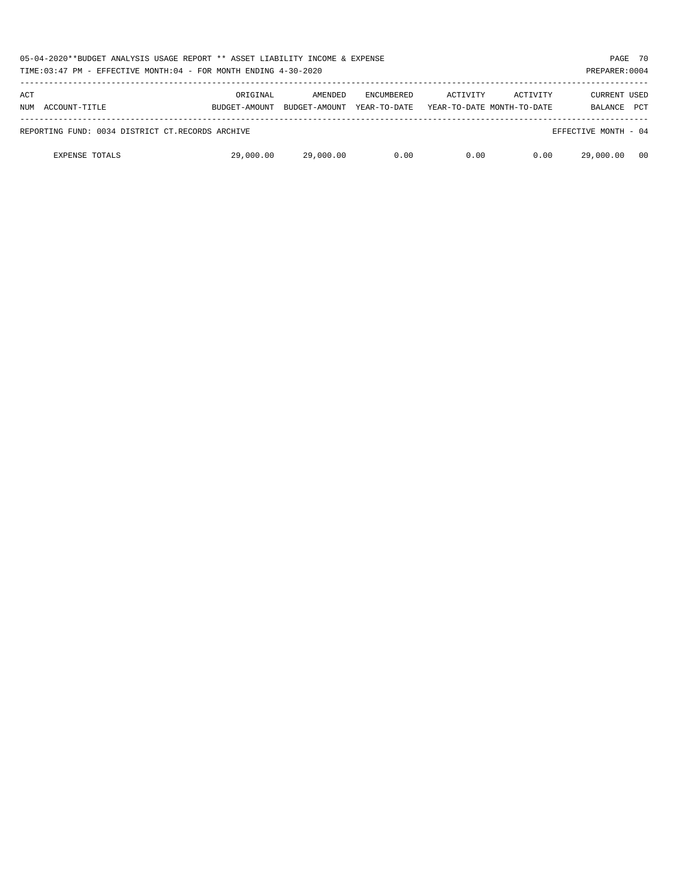| ACT NUM | ACCOUNT-TITLE | ORIGINAL BUDGET-AMOUNT | AMENDED BUDGET-AMOUNT | ENCUMBERED YEAR-TO-DATE | ACTIVITY YEAR-TO-DATE | ACTIVITY MONTH-TO-DATE | CURRENT BALANCE | USED PCT |
|---|---|---|---|---|---|---|---|---|
| REPORTING FUND: 0034 DISTRICT CT.RECORDS ARCHIVE | | | | | | | EFFECTIVE MONTH - 04 | |
| | EXPENSE TOTALS | 29,000.00 | 29,000.00 | 0.00 | 0.00 | 0.00 | 29,000.00 | 00 |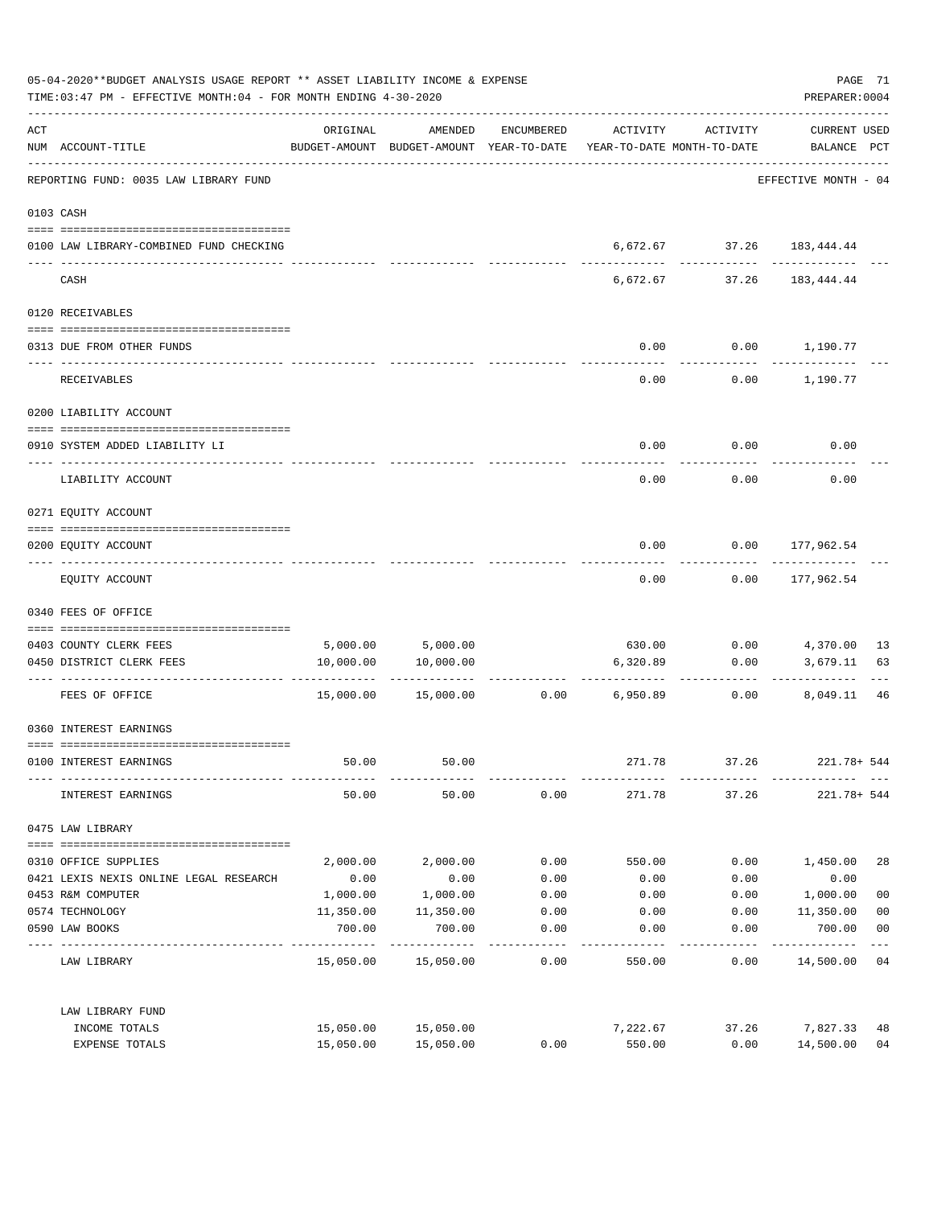05-04-2020**BUDGET ANALYSIS USAGE REPORT ** ASSET LIABILITY INCOME & EXPENSE

TIME:03:47 PM - EFFECTIVE MONTH:04 - FOR MONTH ENDING 4-30-2020

PREPARER:0004

| ACT NUM | ACCOUNT-TITLE | ORIGINAL BUDGET-AMOUNT | AMENDED BUDGET-AMOUNT | ENCUMBERED YEAR-TO-DATE | ACTIVITY YEAR-TO-DATE | ACTIVITY MONTH-TO-DATE | CURRENT USED BALANCE | PCT |
|---|---|---|---|---|---|---|---|---|
| | REPORTING FUND: 0035 LAW LIBRARY FUND | | | | | | EFFECTIVE MONTH - 04 | |
| | 0103 CASH | | | | | | | |
| 0100 | LAW LIBRARY-COMBINED FUND CHECKING | | | | 6,672.67 | 37.26 | 183,444.44 | |
| | CASH | | | | 6,672.67 | 37.26 | 183,444.44 | |
| | 0120 RECEIVABLES | | | | | | | |
| 0313 | DUE FROM OTHER FUNDS | | | | 0.00 | 0.00 | 1,190.77 | |
| | RECEIVABLES | | | | 0.00 | 0.00 | 1,190.77 | |
| | 0200 LIABILITY ACCOUNT | | | | | | | |
| 0910 | SYSTEM ADDED LIABILITY LI | | | | 0.00 | 0.00 | 0.00 | |
| | LIABILITY ACCOUNT | | | | 0.00 | 0.00 | 0.00 | |
| | 0271 EQUITY ACCOUNT | | | | | | | |
| 0200 | EQUITY ACCOUNT | | | | 0.00 | 0.00 | 177,962.54 | |
| | EQUITY ACCOUNT | | | | 0.00 | 0.00 | 177,962.54 | |
| | 0340 FEES OF OFFICE | | | | | | | |
| 0403 | COUNTY CLERK FEES | 5,000.00 | 5,000.00 | | 630.00 | 0.00 | 4,370.00 | 13 |
| 0450 | DISTRICT CLERK FEES | 10,000.00 | 10,000.00 | | 6,320.89 | 0.00 | 3,679.11 | 63 |
| | FEES OF OFFICE | 15,000.00 | 15,000.00 | 0.00 | 6,950.89 | 0.00 | 8,049.11 | 46 |
| | 0360 INTEREST EARNINGS | | | | | | | |
| 0100 | INTEREST EARNINGS | 50.00 | 50.00 | | 271.78 | 37.26 | 221.78+ | 544 |
| | INTEREST EARNINGS | 50.00 | 50.00 | 0.00 | 271.78 | 37.26 | 221.78+ | 544 |
| | 0475 LAW LIBRARY | | | | | | | |
| 0310 | OFFICE SUPPLIES | 2,000.00 | 2,000.00 | 0.00 | 550.00 | 0.00 | 1,450.00 | 28 |
| 0421 | LEXIS NEXIS ONLINE LEGAL RESEARCH | 0.00 | 0.00 | 0.00 | 0.00 | 0.00 | 0.00 | |
| 0453 | R&M COMPUTER | 1,000.00 | 1,000.00 | 0.00 | 0.00 | 0.00 | 1,000.00 | 00 |
| 0574 | TECHNOLOGY | 11,350.00 | 11,350.00 | 0.00 | 0.00 | 0.00 | 11,350.00 | 00 |
| 0590 | LAW BOOKS | 700.00 | 700.00 | 0.00 | 0.00 | 0.00 | 700.00 | 00 |
| | LAW LIBRARY | 15,050.00 | 15,050.00 | 0.00 | 550.00 | 0.00 | 14,500.00 | 04 |
| | LAW LIBRARY FUND | | | | | | | |
| | INCOME TOTALS | 15,050.00 | 15,050.00 | | 7,222.67 | 37.26 | 7,827.33 | 48 |
| | EXPENSE TOTALS | 15,050.00 | 15,050.00 | 0.00 | 550.00 | 0.00 | 14,500.00 | 04 |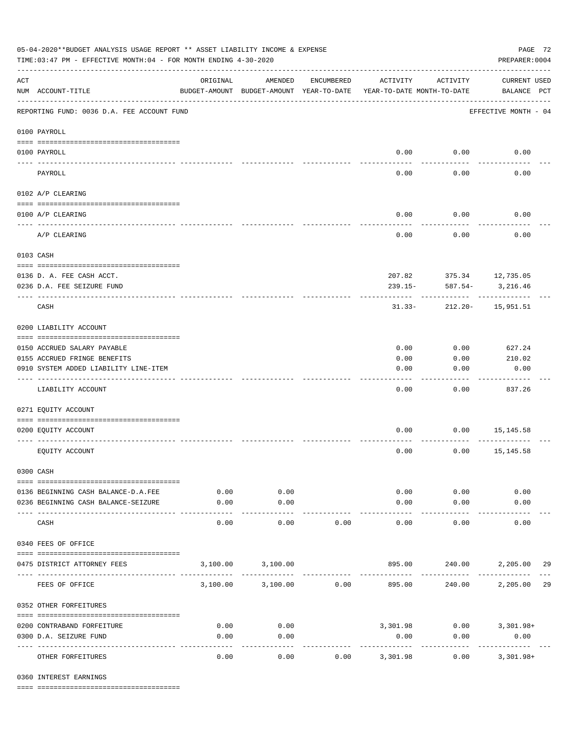05-04-2020**BUDGET ANALYSIS USAGE REPORT ** ASSET LIABILITY INCOME & EXPENSE

TIME:03:47 PM - EFFECTIVE MONTH:04 - FOR MONTH ENDING 4-30-2020

PREPARER:0004

REPORTING FUND: 0036 D.A. FEE ACCOUNT FUND — EFFECTIVE MONTH - 04

| ACT NUM | ACCOUNT-TITLE | ORIGINAL BUDGET-AMOUNT | AMENDED BUDGET-AMOUNT | ENCUMBERED YEAR-TO-DATE | ACTIVITY YEAR-TO-DATE | ACTIVITY MONTH-TO-DATE | CURRENT USED BALANCE | PCT |
|---|---|---|---|---|---|---|---|---|
| **0100 PAYROLL** | | | | | | | | |
| 0100 | PAYROLL | | | | 0.00 | 0.00 | 0.00 | |
| | PAYROLL | | | | 0.00 | 0.00 | 0.00 | |
| **0102 A/P CLEARING** | | | | | | | | |
| 0100 | A/P CLEARING | | | | 0.00 | 0.00 | 0.00 | |
| | A/P CLEARING | | | | 0.00 | 0.00 | 0.00 | |
| **0103 CASH** | | | | | | | | |
| 0136 | D. A. FEE CASH ACCT. | | | | 207.82 | 375.34 | 12,735.05 | |
| 0236 | D.A. FEE SEIZURE FUND | | | | 239.15- | 587.54- | 3,216.46 | |
| | CASH | | | | 31.33- | 212.20- | 15,951.51 | |
| **0200 LIABILITY ACCOUNT** | | | | | | | | |
| 0150 | ACCRUED SALARY PAYABLE | | | | 0.00 | 0.00 | 627.24 | |
| 0155 | ACCRUED FRINGE BENEFITS | | | | 0.00 | 0.00 | 210.02 | |
| 0910 | SYSTEM ADDED LIABILITY LINE-ITEM | | | | 0.00 | 0.00 | 0.00 | |
| | LIABILITY ACCOUNT | | | | 0.00 | 0.00 | 837.26 | |
| **0271 EQUITY ACCOUNT** | | | | | | | | |
| 0200 | EQUITY ACCOUNT | | | | 0.00 | 0.00 | 15,145.58 | |
| | EQUITY ACCOUNT | | | | 0.00 | 0.00 | 15,145.58 | |
| **0300 CASH** | | | | | | | | |
| 0136 | BEGINNING CASH BALANCE-D.A.FEE | 0.00 | 0.00 | | 0.00 | 0.00 | 0.00 | |
| 0236 | BEGINNING CASH BALANCE-SEIZURE | 0.00 | 0.00 | | 0.00 | 0.00 | 0.00 | |
| | CASH | 0.00 | 0.00 | 0.00 | 0.00 | 0.00 | 0.00 | |
| **0340 FEES OF OFFICE** | | | | | | | | |
| 0475 | DISTRICT ATTORNEY FEES | 3,100.00 | 3,100.00 | | 895.00 | 240.00 | 2,205.00 | 29 |
| | FEES OF OFFICE | 3,100.00 | 3,100.00 | 0.00 | 895.00 | 240.00 | 2,205.00 | 29 |
| **0352 OTHER FORFEITURES** | | | | | | | | |
| 0200 | CONTRABAND FORFEITURE | 0.00 | 0.00 | | 3,301.98 | 0.00 | 3,301.98+ | |
| 0300 | D.A. SEIZURE FUND | 0.00 | 0.00 | | 0.00 | 0.00 | 0.00 | |
| | OTHER FORFEITURES | 0.00 | 0.00 | 0.00 | 3,301.98 | 0.00 | 3,301.98+ | |
| **0360 INTEREST EARNINGS** | | | | | | | | |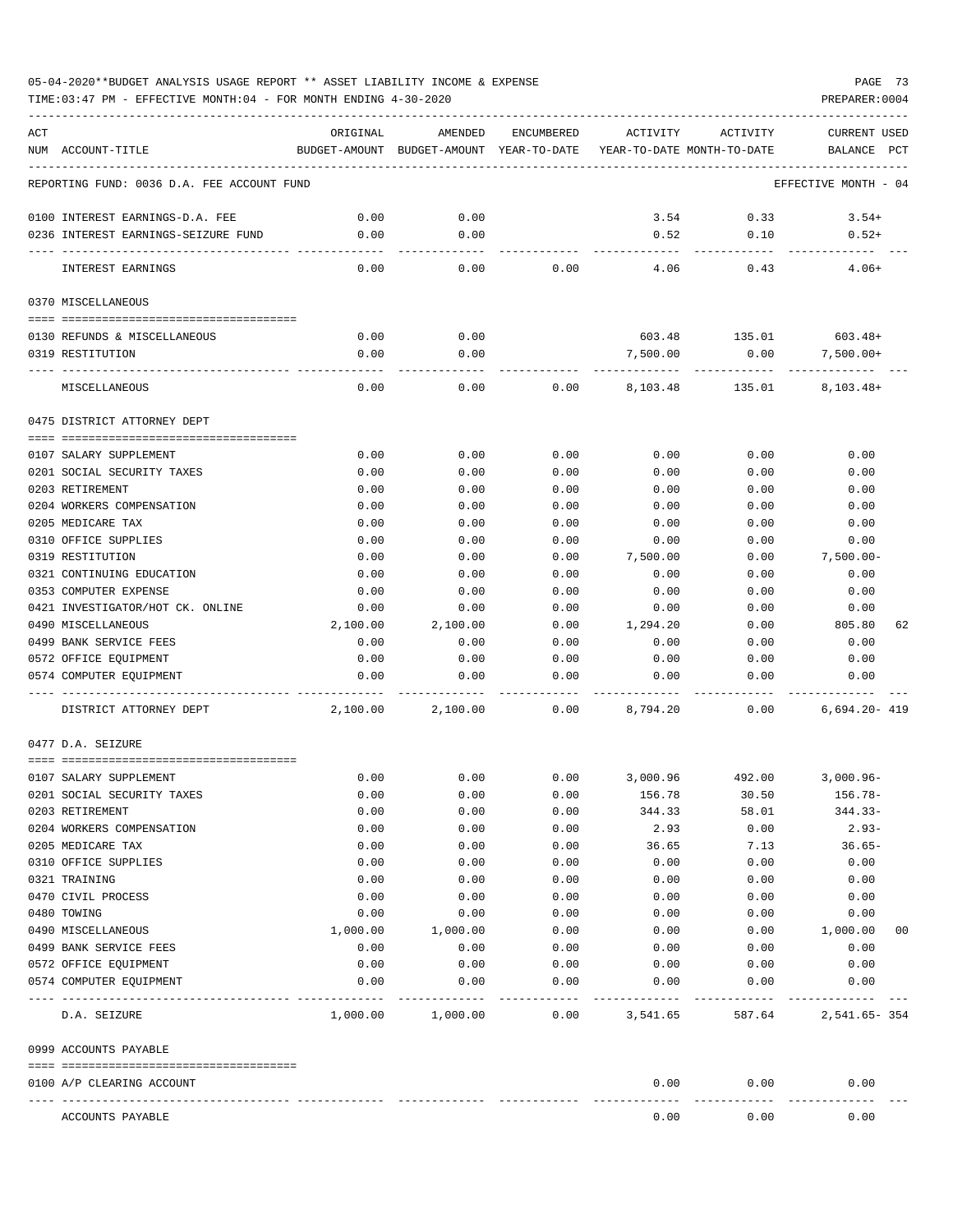05-04-2020**BUDGET ANALYSIS USAGE REPORT ** ASSET LIABILITY INCOME & EXPENSE

TIME:03:47 PM - EFFECTIVE MONTH:04 - FOR MONTH ENDING 4-30-2020

PREPARER:0004

| ACT NUM | ACCOUNT-TITLE | ORIGINAL BUDGET-AMOUNT | AMENDED BUDGET-AMOUNT | ENCUMBERED YEAR-TO-DATE | ACTIVITY YEAR-TO-DATE | ACTIVITY MONTH-TO-DATE | CURRENT USED BALANCE | PCT |
|---|---|---|---|---|---|---|---|---|
| | REPORTING FUND: 0036 D.A. FEE ACCOUNT FUND | | | | | | EFFECTIVE MONTH - 04 | |
| 0100 | INTEREST EARNINGS-D.A. FEE | 0.00 | 0.00 | | 3.54 | 0.33 | 3.54+ | |
| 0236 | INTEREST EARNINGS-SEIZURE FUND | 0.00 | 0.00 | | 0.52 | 0.10 | 0.52+ | |
| | INTEREST EARNINGS | 0.00 | 0.00 | 0.00 | 4.06 | 0.43 | 4.06+ | |
| | 0370 MISCELLANEOUS | | | | | | | |
| 0130 | REFUNDS & MISCELLANEOUS | 0.00 | 0.00 | | 603.48 | 135.01 | 603.48+ | |
| 0319 | RESTITUTION | 0.00 | 0.00 | | 7,500.00 | 0.00 | 7,500.00+ | |
| | MISCELLANEOUS | 0.00 | 0.00 | 0.00 | 8,103.48 | 135.01 | 8,103.48+ | |
| | 0475 DISTRICT ATTORNEY DEPT | | | | | | | |
| 0107 | SALARY SUPPLEMENT | 0.00 | 0.00 | 0.00 | 0.00 | 0.00 | 0.00 | |
| 0201 | SOCIAL SECURITY TAXES | 0.00 | 0.00 | 0.00 | 0.00 | 0.00 | 0.00 | |
| 0203 | RETIREMENT | 0.00 | 0.00 | 0.00 | 0.00 | 0.00 | 0.00 | |
| 0204 | WORKERS COMPENSATION | 0.00 | 0.00 | 0.00 | 0.00 | 0.00 | 0.00 | |
| 0205 | MEDICARE TAX | 0.00 | 0.00 | 0.00 | 0.00 | 0.00 | 0.00 | |
| 0310 | OFFICE SUPPLIES | 0.00 | 0.00 | 0.00 | 0.00 | 0.00 | 0.00 | |
| 0319 | RESTITUTION | 0.00 | 0.00 | 0.00 | 7,500.00 | 0.00 | 7,500.00- | |
| 0321 | CONTINUING EDUCATION | 0.00 | 0.00 | 0.00 | 0.00 | 0.00 | 0.00 | |
| 0353 | COMPUTER EXPENSE | 0.00 | 0.00 | 0.00 | 0.00 | 0.00 | 0.00 | |
| 0421 | INVESTIGATOR/HOT CK. ONLINE | 0.00 | 0.00 | 0.00 | 0.00 | 0.00 | 0.00 | |
| 0490 | MISCELLANEOUS | 2,100.00 | 2,100.00 | 0.00 | 1,294.20 | 0.00 | 805.80 | 62 |
| 0499 | BANK SERVICE FEES | 0.00 | 0.00 | 0.00 | 0.00 | 0.00 | 0.00 | |
| 0572 | OFFICE EQUIPMENT | 0.00 | 0.00 | 0.00 | 0.00 | 0.00 | 0.00 | |
| 0574 | COMPUTER EQUIPMENT | 0.00 | 0.00 | 0.00 | 0.00 | 0.00 | 0.00 | |
| | DISTRICT ATTORNEY DEPT | 2,100.00 | 2,100.00 | 0.00 | 8,794.20 | 0.00 | 6,694.20- | 419 |
| | 0477 D.A. SEIZURE | | | | | | | |
| 0107 | SALARY SUPPLEMENT | 0.00 | 0.00 | 0.00 | 3,000.96 | 492.00 | 3,000.96- | |
| 0201 | SOCIAL SECURITY TAXES | 0.00 | 0.00 | 0.00 | 156.78 | 30.50 | 156.78- | |
| 0203 | RETIREMENT | 0.00 | 0.00 | 0.00 | 344.33 | 58.01 | 344.33- | |
| 0204 | WORKERS COMPENSATION | 0.00 | 0.00 | 0.00 | 2.93 | 0.00 | 2.93- | |
| 0205 | MEDICARE TAX | 0.00 | 0.00 | 0.00 | 36.65 | 7.13 | 36.65- | |
| 0310 | OFFICE SUPPLIES | 0.00 | 0.00 | 0.00 | 0.00 | 0.00 | 0.00 | |
| 0321 | TRAINING | 0.00 | 0.00 | 0.00 | 0.00 | 0.00 | 0.00 | |
| 0470 | CIVIL PROCESS | 0.00 | 0.00 | 0.00 | 0.00 | 0.00 | 0.00 | |
| 0480 | TOWING | 0.00 | 0.00 | 0.00 | 0.00 | 0.00 | 0.00 | |
| 0490 | MISCELLANEOUS | 1,000.00 | 1,000.00 | 0.00 | 0.00 | 0.00 | 1,000.00 | 00 |
| 0499 | BANK SERVICE FEES | 0.00 | 0.00 | 0.00 | 0.00 | 0.00 | 0.00 | |
| 0572 | OFFICE EQUIPMENT | 0.00 | 0.00 | 0.00 | 0.00 | 0.00 | 0.00 | |
| 0574 | COMPUTER EQUIPMENT | 0.00 | 0.00 | 0.00 | 0.00 | 0.00 | 0.00 | |
| | D.A. SEIZURE | 1,000.00 | 1,000.00 | 0.00 | 3,541.65 | 587.64 | 2,541.65- | 354 |
| | 0999 ACCOUNTS PAYABLE | | | | | | | |
| 0100 | A/P CLEARING ACCOUNT | | | | 0.00 | 0.00 | 0.00 | |
| | ACCOUNTS PAYABLE | | | | 0.00 | 0.00 | 0.00 | |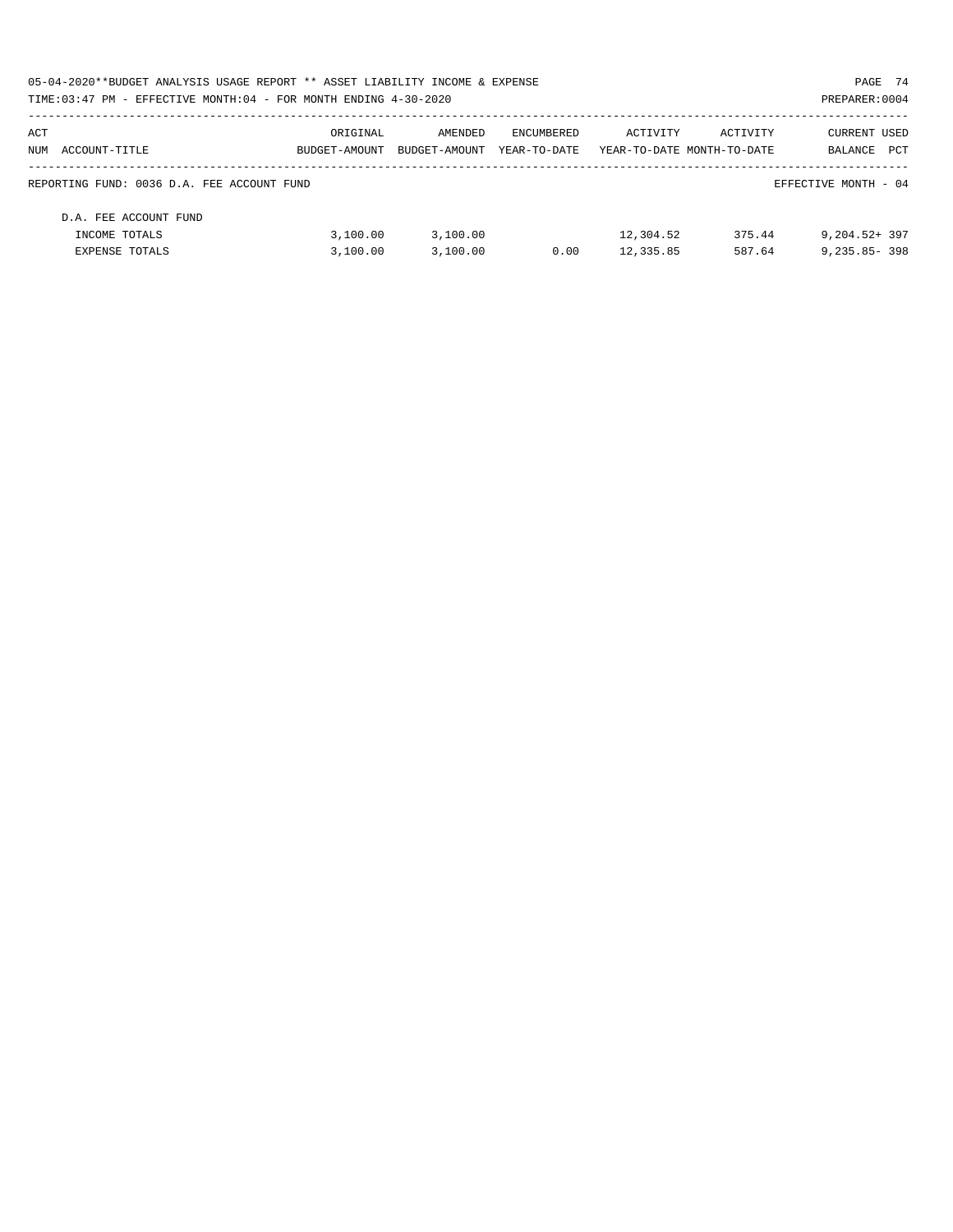05-04-2020**BUDGET ANALYSIS USAGE REPORT ** ASSET LIABILITY INCOME & EXPENSE

TIME:03:47 PM - EFFECTIVE MONTH:04 - FOR MONTH ENDING 4-30-2020 PREPARER:0004

| ACT NUM ACCOUNT-TITLE | ORIGINAL BUDGET-AMOUNT | AMENDED BUDGET-AMOUNT | ENCUMBERED YEAR-TO-DATE | ACTIVITY YEAR-TO-DATE | ACTIVITY MONTH-TO-DATE | CURRENT BALANCE | USED PCT |
|---|---|---|---|---|---|---|---|
| REPORTING FUND: 0036 D.A. FEE ACCOUNT FUND | | | | | | EFFECTIVE MONTH - 04 | |
| D.A. FEE ACCOUNT FUND | | | | | | | |
| INCOME TOTALS | 3,100.00 | 3,100.00 | | 12,304.52 | 375.44 | 9,204.52+ | 397 |
| EXPENSE TOTALS | 3,100.00 | 3,100.00 | 0.00 | 12,335.85 | 587.64 | 9,235.85- | 398 |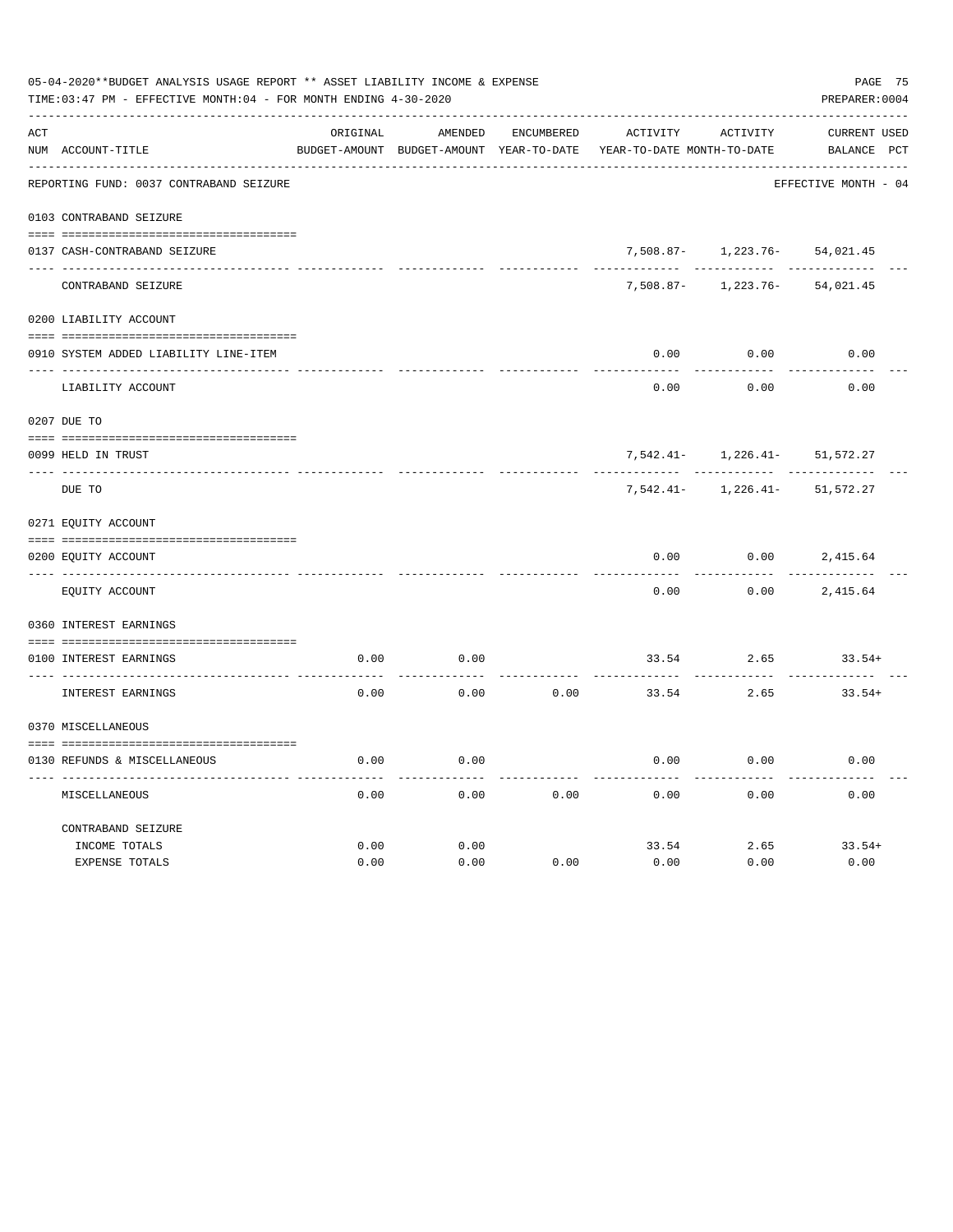05-04-2020**BUDGET ANALYSIS USAGE REPORT ** ASSET LIABILITY INCOME & EXPENSE

TIME:03:47 PM - EFFECTIVE MONTH:04 - FOR MONTH ENDING 4-30-2020

PREPARER:0004

| ACT NUM | ACCOUNT-TITLE | ORIGINAL BUDGET-AMOUNT | AMENDED BUDGET-AMOUNT | ENCUMBERED YEAR-TO-DATE | ACTIVITY YEAR-TO-DATE | ACTIVITY MONTH-TO-DATE | CURRENT BALANCE | USED PCT |
|---|---|---|---|---|---|---|---|---|
| | REPORTING FUND: 0037 CONTRABAND SEIZURE | | | | | | EFFECTIVE MONTH - 04 | |
| 0103 | CONTRABAND SEIZURE | | | | | | | |
| 0137 | CASH-CONTRABAND SEIZURE | | | | 7,508.87- | 1,223.76- | 54,021.45 | |
| | CONTRABAND SEIZURE | | | | 7,508.87- | 1,223.76- | 54,021.45 | |
| 0200 | LIABILITY ACCOUNT | | | | | | | |
| 0910 | SYSTEM ADDED LIABILITY LINE-ITEM | | | | 0.00 | 0.00 | 0.00 | |
| | LIABILITY ACCOUNT | | | | 0.00 | 0.00 | 0.00 | |
| 0207 | DUE TO | | | | | | | |
| 0099 | HELD IN TRUST | | | | 7,542.41- | 1,226.41- | 51,572.27 | |
| | DUE TO | | | | 7,542.41- | 1,226.41- | 51,572.27 | |
| 0271 | EQUITY ACCOUNT | | | | | | | |
| 0200 | EQUITY ACCOUNT | | | | 0.00 | 0.00 | 2,415.64 | |
| | EQUITY ACCOUNT | | | | 0.00 | 0.00 | 2,415.64 | |
| 0360 | INTEREST EARNINGS | | | | | | | |
| 0100 | INTEREST EARNINGS | 0.00 | 0.00 | | 33.54 | 2.65 | 33.54+ | |
| | INTEREST EARNINGS | 0.00 | 0.00 | 0.00 | 33.54 | 2.65 | 33.54+ | |
| 0370 | MISCELLANEOUS | | | | | | | |
| 0130 | REFUNDS & MISCELLANEOUS | 0.00 | 0.00 | | 0.00 | 0.00 | 0.00 | |
| | MISCELLANEOUS | 0.00 | 0.00 | 0.00 | 0.00 | 0.00 | 0.00 | |
| | CONTRABAND SEIZURE | | | | | | | |
| | INCOME TOTALS | 0.00 | 0.00 | | 33.54 | 2.65 | 33.54+ | |
| | EXPENSE TOTALS | 0.00 | 0.00 | 0.00 | 0.00 | 0.00 | 0.00 | |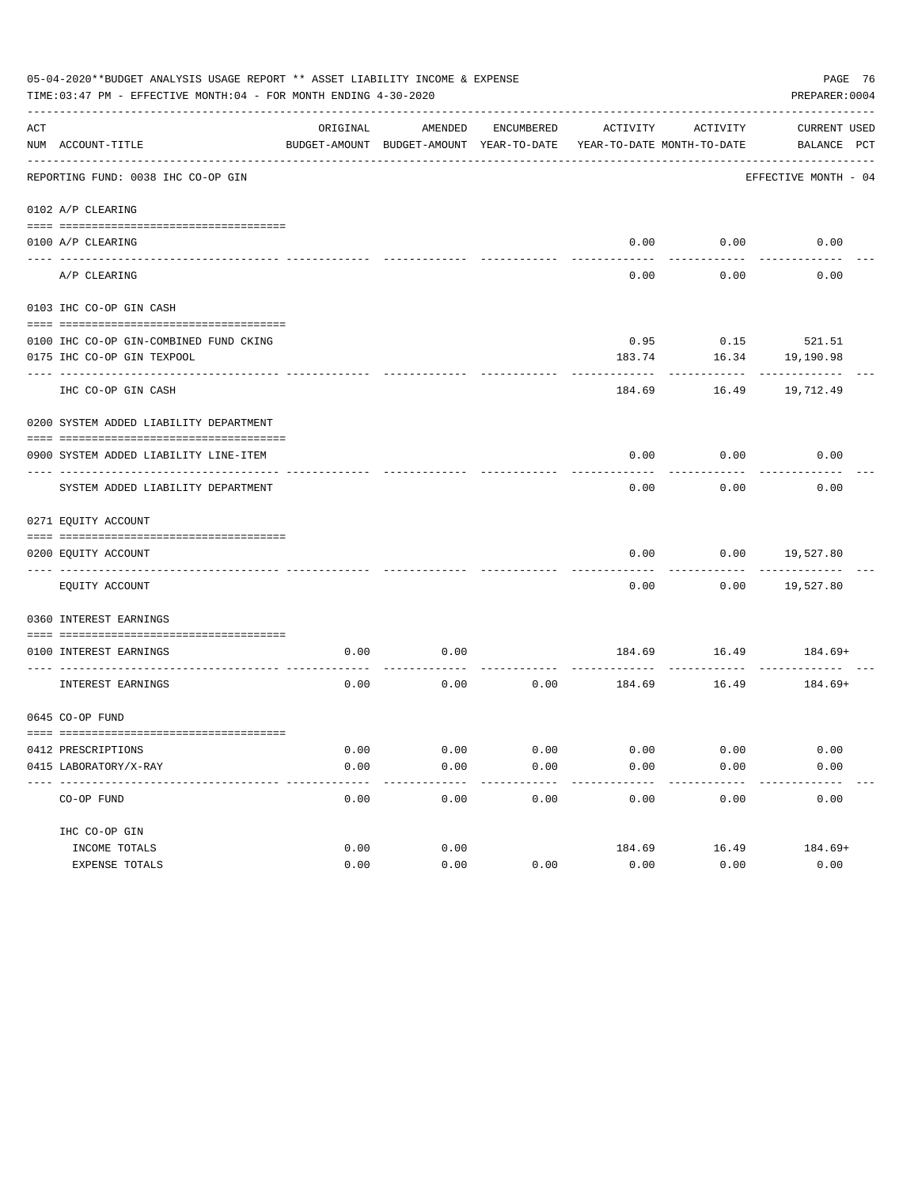05-04-2020**BUDGET ANALYSIS USAGE REPORT ** ASSET LIABILITY INCOME & EXPENSE

TIME:03:47 PM - EFFECTIVE MONTH:04 - FOR MONTH ENDING 4-30-2020

PREPARER:0004

| ACT NUM | ACCOUNT-TITLE | ORIGINAL BUDGET-AMOUNT | AMENDED BUDGET-AMOUNT | ENCUMBERED YEAR-TO-DATE | ACTIVITY YEAR-TO-DATE | ACTIVITY MONTH-TO-DATE | CURRENT BALANCE | USED PCT |
|---|---|---|---|---|---|---|---|---|
| | REPORTING FUND: 0038 IHC CO-OP GIN | | | | | | EFFECTIVE MONTH - 04 | |
| | 0102 A/P CLEARING | | | | | | | |
| 0100 | A/P CLEARING | | | | 0.00 | 0.00 | 0.00 | |
| | A/P CLEARING | | | | 0.00 | 0.00 | 0.00 | |
| | 0103 IHC CO-OP GIN CASH | | | | | | | |
| 0100 | IHC CO-OP GIN-COMBINED FUND CKING | | | | 0.95 | 0.15 | 521.51 | |
| 0175 | IHC CO-OP GIN TEXPOOL | | | | 183.74 | 16.34 | 19,190.98 | |
| | IHC CO-OP GIN CASH | | | | 184.69 | 16.49 | 19,712.49 | |
| | 0200 SYSTEM ADDED LIABILITY DEPARTMENT | | | | | | | |
| 0900 | SYSTEM ADDED LIABILITY LINE-ITEM | | | | 0.00 | 0.00 | 0.00 | |
| | SYSTEM ADDED LIABILITY DEPARTMENT | | | | 0.00 | 0.00 | 0.00 | |
| | 0271 EQUITY ACCOUNT | | | | | | | |
| 0200 | EQUITY ACCOUNT | | | | 0.00 | 0.00 | 19,527.80 | |
| | EQUITY ACCOUNT | | | | 0.00 | 0.00 | 19,527.80 | |
| | 0360 INTEREST EARNINGS | | | | | | | |
| 0100 | INTEREST EARNINGS | 0.00 | 0.00 | | 184.69 | 16.49 | 184.69+ | |
| | INTEREST EARNINGS | 0.00 | 0.00 | 0.00 | 184.69 | 16.49 | 184.69+ | |
| | 0645 CO-OP FUND | | | | | | | |
| 0412 | PRESCRIPTIONS | 0.00 | 0.00 | 0.00 | 0.00 | 0.00 | 0.00 | |
| 0415 | LABORATORY/X-RAY | 0.00 | 0.00 | 0.00 | 0.00 | 0.00 | 0.00 | |
| | CO-OP FUND | 0.00 | 0.00 | 0.00 | 0.00 | 0.00 | 0.00 | |
| | IHC CO-OP GIN | | | | | | | |
| | INCOME TOTALS | 0.00 | 0.00 | | 184.69 | 16.49 | 184.69+ | |
| | EXPENSE TOTALS | 0.00 | 0.00 | 0.00 | 0.00 | 0.00 | 0.00 | |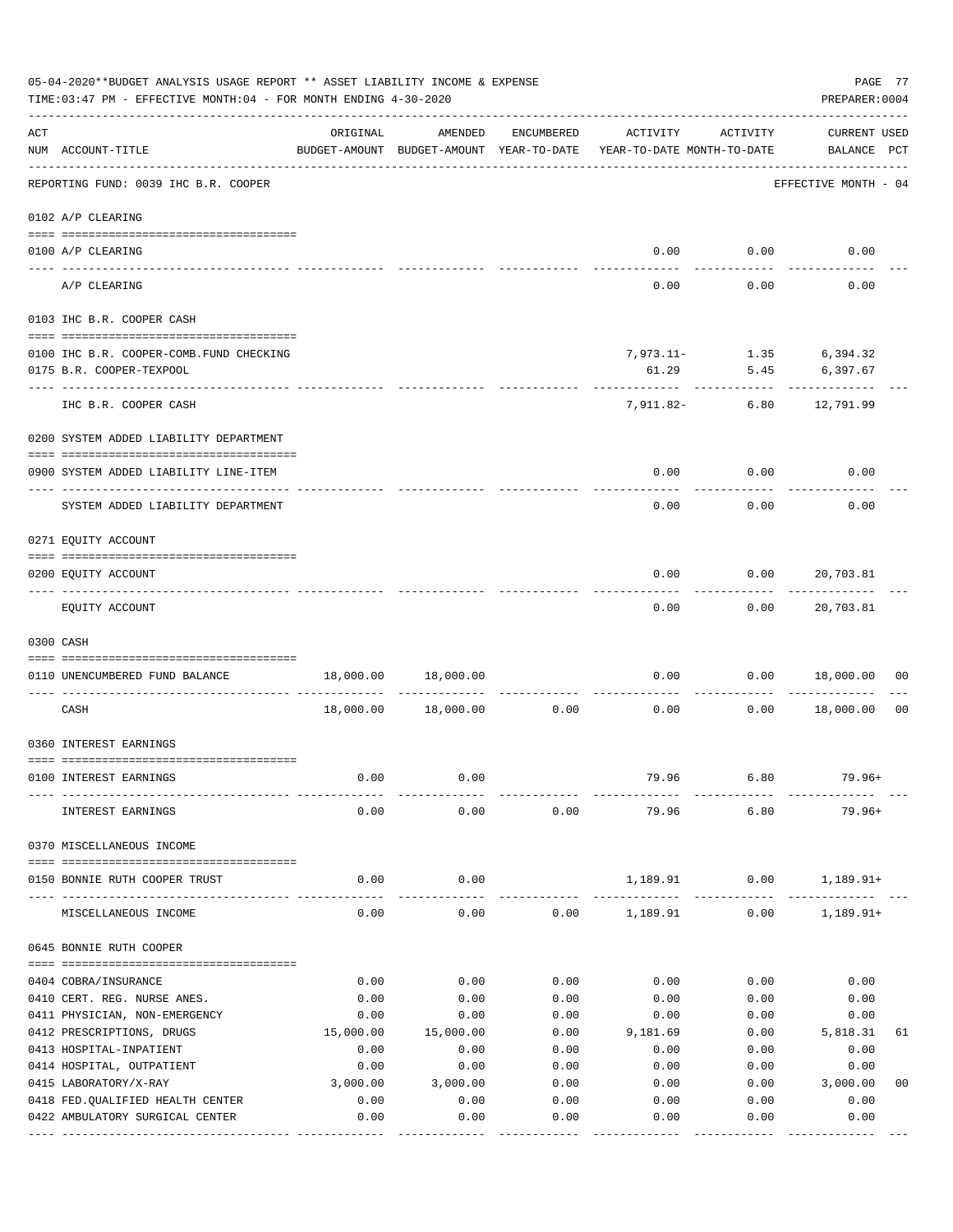05-04-2020**BUDGET ANALYSIS USAGE REPORT ** ASSET LIABILITY INCOME & EXPENSE

TIME:03:47 PM - EFFECTIVE MONTH:04 - FOR MONTH ENDING 4-30-2020

PREPARER:0004

REPORTING FUND: 0039 IHC B.R. COOPER — EFFECTIVE MONTH - 04

| ACT NUM | ACCOUNT-TITLE | ORIGINAL BUDGET-AMOUNT | AMENDED BUDGET-AMOUNT | ENCUMBERED YEAR-TO-DATE | ACTIVITY YEAR-TO-DATE | ACTIVITY MONTH-TO-DATE | CURRENT BALANCE | USED PCT |
|---|---|---|---|---|---|---|---|---|
| **0102** | **A/P CLEARING** | | | | | | | |
| 0100 | A/P CLEARING | | | | 0.00 | 0.00 | 0.00 | |
| | A/P CLEARING | | | | 0.00 | 0.00 | 0.00 | |
| **0103** | **IHC B.R. COOPER CASH** | | | | | | | |
| 0100 | IHC B.R. COOPER-COMB.FUND CHECKING | | | | 7,973.11- | 1.35 | 6,394.32 | |
| 0175 | B.R. COOPER-TEXPOOL | | | | 61.29 | 5.45 | 6,397.67 | |
| | IHC B.R. COOPER CASH | | | | 7,911.82- | 6.80 | 12,791.99 | |
| **0200** | **SYSTEM ADDED LIABILITY DEPARTMENT** | | | | | | | |
| 0900 | SYSTEM ADDED LIABILITY LINE-ITEM | | | | 0.00 | 0.00 | 0.00 | |
| | SYSTEM ADDED LIABILITY DEPARTMENT | | | | 0.00 | 0.00 | 0.00 | |
| **0271** | **EQUITY ACCOUNT** | | | | | | | |
| 0200 | EQUITY ACCOUNT | | | | 0.00 | 0.00 | 20,703.81 | |
| | EQUITY ACCOUNT | | | | 0.00 | 0.00 | 20,703.81 | |
| **0300** | **CASH** | | | | | | | |
| 0110 | UNENCUMBERED FUND BALANCE | 18,000.00 | 18,000.00 | | 0.00 | 0.00 | 18,000.00 | 00 |
| | CASH | 18,000.00 | 18,000.00 | 0.00 | 0.00 | 0.00 | 18,000.00 | 00 |
| **0360** | **INTEREST EARNINGS** | | | | | | | |
| 0100 | INTEREST EARNINGS | 0.00 | 0.00 | | 79.96 | 6.80 | 79.96+ | |
| | INTEREST EARNINGS | 0.00 | 0.00 | 0.00 | 79.96 | 6.80 | 79.96+ | |
| **0370** | **MISCELLANEOUS INCOME** | | | | | | | |
| 0150 | BONNIE RUTH COOPER TRUST | 0.00 | 0.00 | | 1,189.91 | 0.00 | 1,189.91+ | |
| | MISCELLANEOUS INCOME | 0.00 | 0.00 | 0.00 | 1,189.91 | 0.00 | 1,189.91+ | |
| **0645** | **BONNIE RUTH COOPER** | | | | | | | |
| 0404 | COBRA/INSURANCE | 0.00 | 0.00 | 0.00 | 0.00 | 0.00 | 0.00 | |
| 0410 | CERT. REG. NURSE ANES. | 0.00 | 0.00 | 0.00 | 0.00 | 0.00 | 0.00 | |
| 0411 | PHYSICIAN, NON-EMERGENCY | 0.00 | 0.00 | 0.00 | 0.00 | 0.00 | 0.00 | |
| 0412 | PRESCRIPTIONS, DRUGS | 15,000.00 | 15,000.00 | 0.00 | 9,181.69 | 0.00 | 5,818.31 | 61 |
| 0413 | HOSPITAL-INPATIENT | 0.00 | 0.00 | 0.00 | 0.00 | 0.00 | 0.00 | |
| 0414 | HOSPITAL, OUTPATIENT | 0.00 | 0.00 | 0.00 | 0.00 | 0.00 | 0.00 | |
| 0415 | LABORATORY/X-RAY | 3,000.00 | 3,000.00 | 0.00 | 0.00 | 0.00 | 3,000.00 | 00 |
| 0418 | FED.QUALIFIED HEALTH CENTER | 0.00 | 0.00 | 0.00 | 0.00 | 0.00 | 0.00 | |
| 0422 | AMBULATORY SURGICAL CENTER | 0.00 | 0.00 | 0.00 | 0.00 | 0.00 | 0.00 | |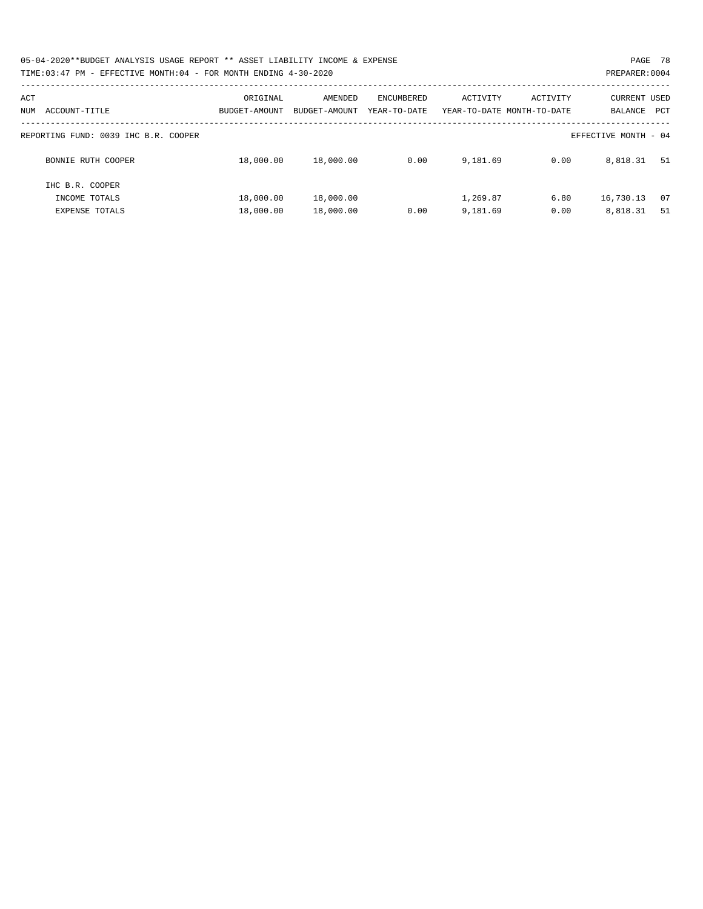05-04-2020**BUDGET ANALYSIS USAGE REPORT ** ASSET LIABILITY INCOME & EXPENSE

TIME:03:47 PM - EFFECTIVE MONTH:04 - FOR MONTH ENDING 4-30-2020

PREPARER:0004

| ACT NUM ACCOUNT-TITLE | ORIGINAL BUDGET-AMOUNT | AMENDED BUDGET-AMOUNT | ENCUMBERED YEAR-TO-DATE | ACTIVITY YEAR-TO-DATE | ACTIVITY MONTH-TO-DATE | CURRENT BALANCE | USED PCT |
|---|---|---|---|---|---|---|---|
| REPORTING FUND: 0039 IHC B.R. COOPER | | | | | | EFFECTIVE MONTH - 04 | |
| BONNIE RUTH COOPER | 18,000.00 | 18,000.00 | 0.00 | 9,181.69 | 0.00 | 8,818.31 | 51 |
| IHC B.R. COOPER | | | | | | | |
| INCOME TOTALS | 18,000.00 | 18,000.00 | | 1,269.87 | 6.80 | 16,730.13 | 07 |
| EXPENSE TOTALS | 18,000.00 | 18,000.00 | 0.00 | 9,181.69 | 0.00 | 8,818.31 | 51 |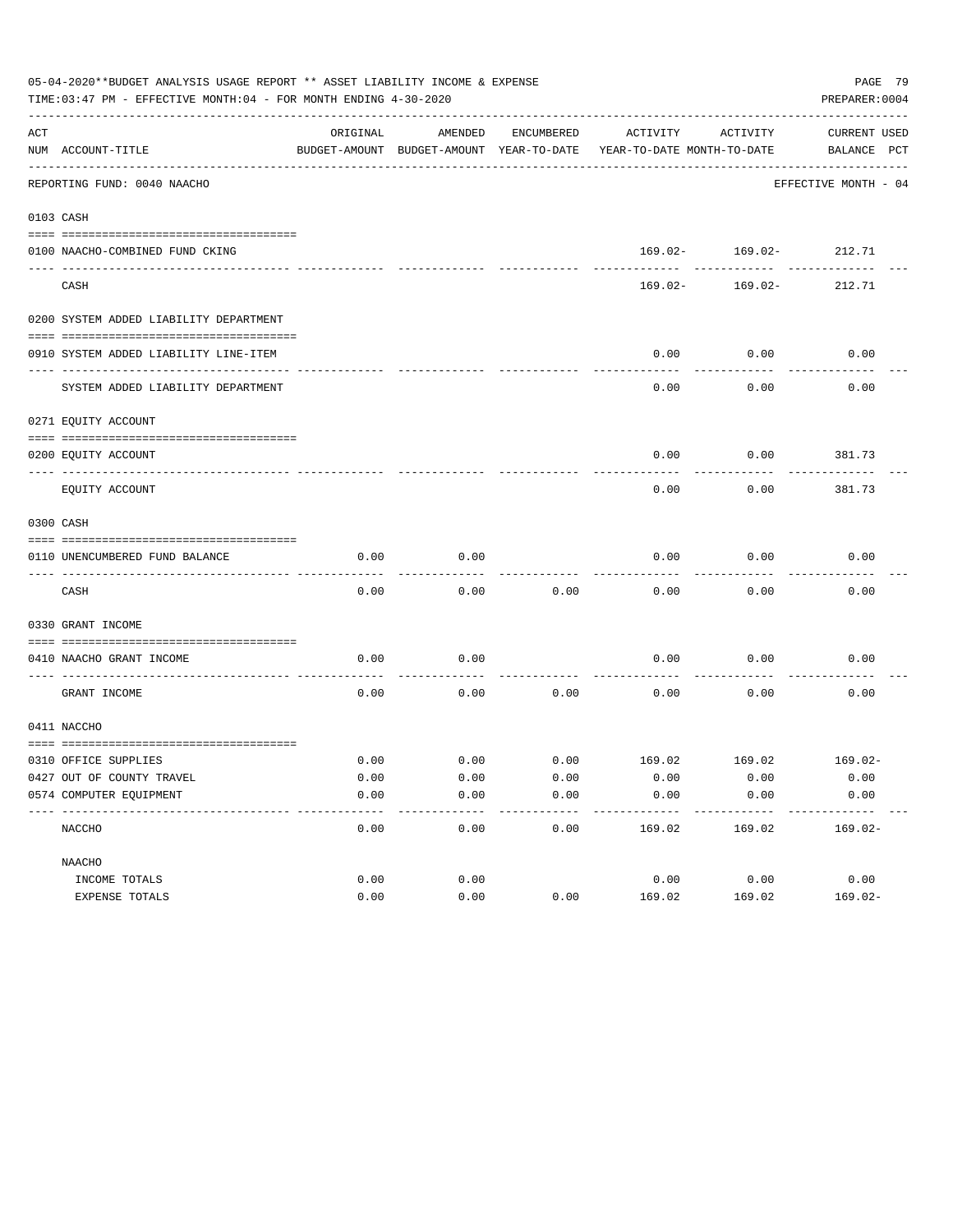05-04-2020**BUDGET ANALYSIS USAGE REPORT ** ASSET LIABILITY INCOME & EXPENSE

TIME:03:47 PM - EFFECTIVE MONTH:04 - FOR MONTH ENDING 4-30-2020

PREPARER:0004

| ACT NUM | ACCOUNT-TITLE | ORIGINAL BUDGET-AMOUNT | AMENDED BUDGET-AMOUNT | ENCUMBERED YEAR-TO-DATE | ACTIVITY YEAR-TO-DATE | ACTIVITY MONTH-TO-DATE | CURRENT BALANCE | USED PCT |
|---|---|---|---|---|---|---|---|---|
| | REPORTING FUND: 0040 NAACHO | | | | | | EFFECTIVE MONTH - 04 | |
| 0103 | CASH | | | | | | | |
| 0100 | NAACHO-COMBINED FUND CKING | | | | 169.02- | 169.02- | 212.71 | |
| | CASH | | | | 169.02- | 169.02- | 212.71 | |
| 0200 | SYSTEM ADDED LIABILITY DEPARTMENT | | | | | | | |
| 0910 | SYSTEM ADDED LIABILITY LINE-ITEM | | | | 0.00 | 0.00 | 0.00 | |
| | SYSTEM ADDED LIABILITY DEPARTMENT | | | | 0.00 | 0.00 | 0.00 | |
| 0271 | EQUITY ACCOUNT | | | | | | | |
| 0200 | EQUITY ACCOUNT | | | | 0.00 | 0.00 | 381.73 | |
| | EQUITY ACCOUNT | | | | 0.00 | 0.00 | 381.73 | |
| 0300 | CASH | | | | | | | |
| 0110 | UNENCUMBERED FUND BALANCE | 0.00 | 0.00 | | 0.00 | 0.00 | 0.00 | |
| | CASH | 0.00 | 0.00 | 0.00 | 0.00 | 0.00 | 0.00 | |
| 0330 | GRANT INCOME | | | | | | | |
| 0410 | NAACHO GRANT INCOME | 0.00 | 0.00 | | 0.00 | 0.00 | 0.00 | |
| | GRANT INCOME | 0.00 | 0.00 | 0.00 | 0.00 | 0.00 | 0.00 | |
| 0411 | NACCHO | | | | | | | |
| 0310 | OFFICE SUPPLIES | 0.00 | 0.00 | 0.00 | 169.02 | 169.02 | 169.02- | |
| 0427 | OUT OF COUNTY TRAVEL | 0.00 | 0.00 | 0.00 | 0.00 | 0.00 | 0.00 | |
| 0574 | COMPUTER EQUIPMENT | 0.00 | 0.00 | 0.00 | 0.00 | 0.00 | 0.00 | |
| | NACCHO | 0.00 | 0.00 | 0.00 | 169.02 | 169.02 | 169.02- | |
| | NAACHO | | | | | | | |
| | INCOME TOTALS | 0.00 | 0.00 | | 0.00 | 0.00 | 0.00 | |
| | EXPENSE TOTALS | 0.00 | 0.00 | 0.00 | 169.02 | 169.02 | 169.02- | |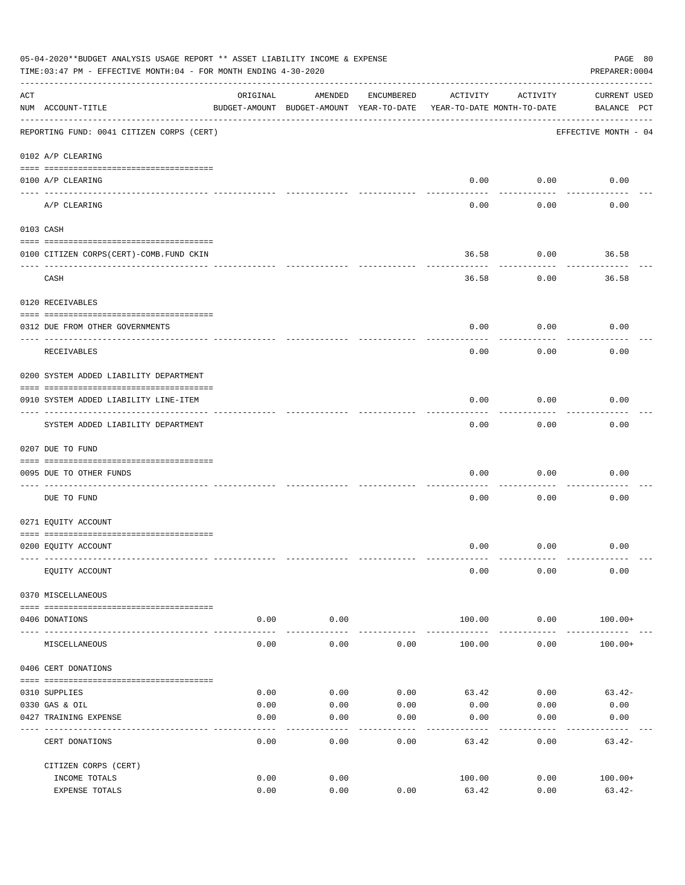05-04-2020**BUDGET ANALYSIS USAGE REPORT ** ASSET LIABILITY INCOME & EXPENSE

TIME:03:47 PM - EFFECTIVE MONTH:04 - FOR MONTH ENDING 4-30-2020

PREPARER:0004

| ACT NUM | ACCOUNT-TITLE | ORIGINAL BUDGET-AMOUNT | AMENDED BUDGET-AMOUNT | ENCUMBERED YEAR-TO-DATE | ACTIVITY YEAR-TO-DATE | ACTIVITY MONTH-TO-DATE | CURRENT BALANCE | USED PCT |
|---|---|---|---|---|---|---|---|---|
| | REPORTING FUND: 0041 CITIZEN CORPS (CERT) | | | | | | EFFECTIVE MONTH - 04 | |
| 0102 | A/P CLEARING | | | | | | | |
| 0100 | A/P CLEARING | | | | 0.00 | 0.00 | 0.00 | |
| | A/P CLEARING | | | | 0.00 | 0.00 | 0.00 | |
| 0103 | CASH | | | | | | | |
| 0100 | CITIZEN CORPS(CERT)-COMB.FUND CKIN | | | | 36.58 | 0.00 | 36.58 | |
| | CASH | | | | 36.58 | 0.00 | 36.58 | |
| 0120 | RECEIVABLES | | | | | | | |
| 0312 | DUE FROM OTHER GOVERNMENTS | | | | 0.00 | 0.00 | 0.00 | |
| | RECEIVABLES | | | | 0.00 | 0.00 | 0.00 | |
| 0200 | SYSTEM ADDED LIABILITY DEPARTMENT | | | | | | | |
| 0910 | SYSTEM ADDED LIABILITY LINE-ITEM | | | | 0.00 | 0.00 | 0.00 | |
| | SYSTEM ADDED LIABILITY DEPARTMENT | | | | 0.00 | 0.00 | 0.00 | |
| 0207 | DUE TO FUND | | | | | | | |
| 0095 | DUE TO OTHER FUNDS | | | | 0.00 | 0.00 | 0.00 | |
| | DUE TO FUND | | | | 0.00 | 0.00 | 0.00 | |
| 0271 | EQUITY ACCOUNT | | | | | | | |
| 0200 | EQUITY ACCOUNT | | | | 0.00 | 0.00 | 0.00 | |
| | EQUITY ACCOUNT | | | | 0.00 | 0.00 | 0.00 | |
| 0370 | MISCELLANEOUS | | | | | | | |
| 0406 | DONATIONS | 0.00 | 0.00 | | 100.00 | 0.00 | 100.00+ | |
| | MISCELLANEOUS | 0.00 | 0.00 | 0.00 | 100.00 | 0.00 | 100.00+ | |
| 0406 | CERT DONATIONS | | | | | | | |
| 0310 | SUPPLIES | 0.00 | 0.00 | 0.00 | 63.42 | 0.00 | 63.42- | |
| 0330 | GAS & OIL | 0.00 | 0.00 | 0.00 | 0.00 | 0.00 | 0.00 | |
| 0427 | TRAINING EXPENSE | 0.00 | 0.00 | 0.00 | 0.00 | 0.00 | 0.00 | |
| | CERT DONATIONS | 0.00 | 0.00 | 0.00 | 63.42 | 0.00 | 63.42- | |
| | CITIZEN CORPS (CERT) | | | | | | | |
| | INCOME TOTALS | 0.00 | 0.00 | | 100.00 | 0.00 | 100.00+ | |
| | EXPENSE TOTALS | 0.00 | 0.00 | 0.00 | 63.42 | 0.00 | 63.42- | |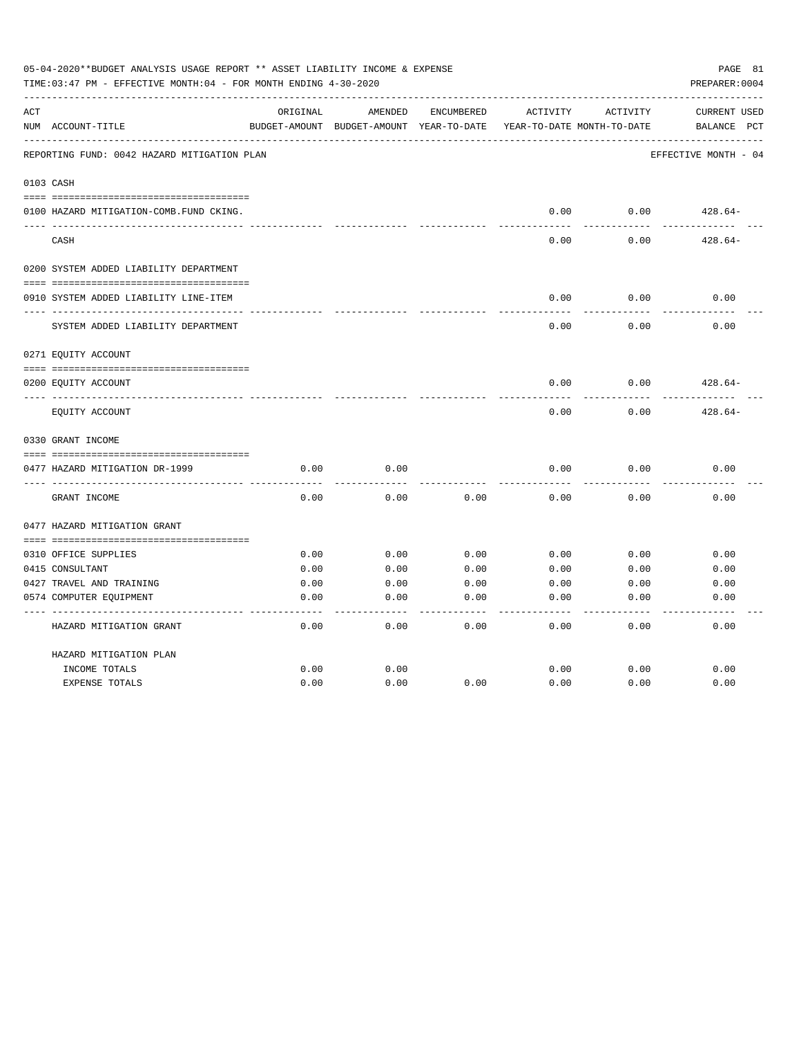05-04-2020**BUDGET ANALYSIS USAGE REPORT ** ASSET LIABILITY INCOME & EXPENSE

TIME:03:47 PM - EFFECTIVE MONTH:04 - FOR MONTH ENDING 4-30-2020

PREPARER:0004

| ACT NUM | ACCOUNT-TITLE | ORIGINAL BUDGET-AMOUNT | AMENDED BUDGET-AMOUNT | ENCUMBERED YEAR-TO-DATE | ACTIVITY YEAR-TO-DATE | ACTIVITY MONTH-TO-DATE | CURRENT BALANCE | USED PCT |
|---|---|---|---|---|---|---|---|---|
| | REPORTING FUND: 0042 HAZARD MITIGATION PLAN | | | | | | EFFECTIVE MONTH - 04 | |
| 0103 | CASH | | | | | | | |
| 0100 | HAZARD MITIGATION-COMB.FUND CKING. | | | | 0.00 | 0.00 | 428.64- | |
| | CASH | | | | 0.00 | 0.00 | 428.64- | |
| 0200 | SYSTEM ADDED LIABILITY DEPARTMENT | | | | | | | |
| 0910 | SYSTEM ADDED LIABILITY LINE-ITEM | | | | 0.00 | 0.00 | 0.00 | |
| | SYSTEM ADDED LIABILITY DEPARTMENT | | | | 0.00 | 0.00 | 0.00 | |
| 0271 | EQUITY ACCOUNT | | | | | | | |
| 0200 | EQUITY ACCOUNT | | | | 0.00 | 0.00 | 428.64- | |
| | EQUITY ACCOUNT | | | | 0.00 | 0.00 | 428.64- | |
| 0330 | GRANT INCOME | | | | | | | |
| 0477 | HAZARD MITIGATION DR-1999 | 0.00 | 0.00 | | 0.00 | 0.00 | 0.00 | |
| | GRANT INCOME | 0.00 | 0.00 | 0.00 | 0.00 | 0.00 | 0.00 | |
| 0477 | HAZARD MITIGATION GRANT | | | | | | | |
| 0310 | OFFICE SUPPLIES | 0.00 | 0.00 | 0.00 | 0.00 | 0.00 | 0.00 | |
| 0415 | CONSULTANT | 0.00 | 0.00 | 0.00 | 0.00 | 0.00 | 0.00 | |
| 0427 | TRAVEL AND TRAINING | 0.00 | 0.00 | 0.00 | 0.00 | 0.00 | 0.00 | |
| 0574 | COMPUTER EQUIPMENT | 0.00 | 0.00 | 0.00 | 0.00 | 0.00 | 0.00 | |
| | HAZARD MITIGATION GRANT | 0.00 | 0.00 | 0.00 | 0.00 | 0.00 | 0.00 | |
| | HAZARD MITIGATION PLAN | | | | | | | |
| | INCOME TOTALS | 0.00 | 0.00 | | 0.00 | 0.00 | 0.00 | |
| | EXPENSE TOTALS | 0.00 | 0.00 | 0.00 | 0.00 | 0.00 | 0.00 | |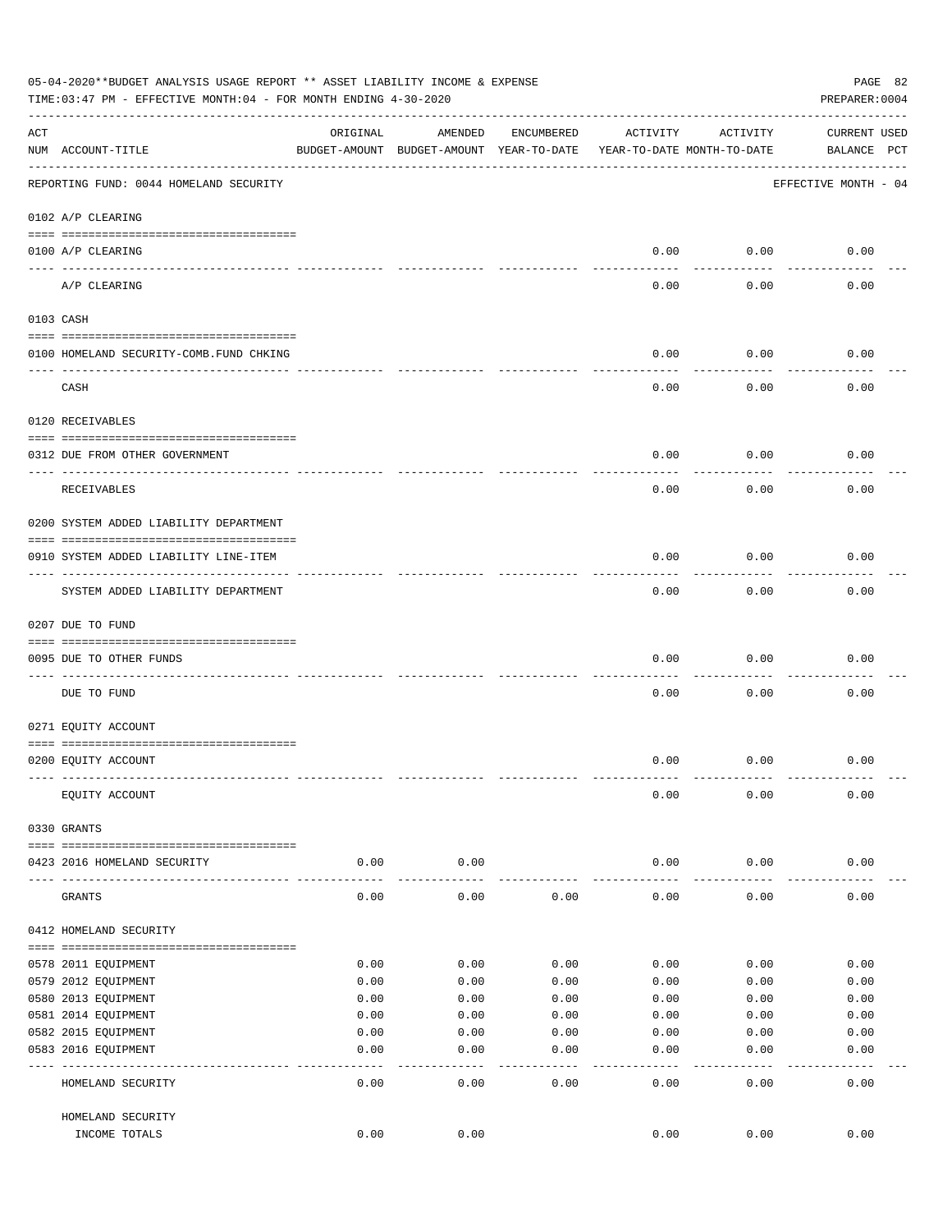05-04-2020**BUDGET ANALYSIS USAGE REPORT ** ASSET LIABILITY INCOME & EXPENSE

TIME:03:47 PM - EFFECTIVE MONTH:04 - FOR MONTH ENDING 4-30-2020

PREPARER:0004

REPORTING FUND: 0044 HOMELAND SECURITY — EFFECTIVE MONTH - 04

| ACT NUM | ACCOUNT-TITLE | ORIGINAL BUDGET-AMOUNT | AMENDED BUDGET-AMOUNT | ENCUMBERED YEAR-TO-DATE | ACTIVITY YEAR-TO-DATE | ACTIVITY MONTH-TO-DATE | CURRENT BALANCE | USED PCT |
|---|---|---|---|---|---|---|---|---|
| **0102** | **A/P CLEARING** | | | | | | | |
| 0100 | A/P CLEARING | | | | 0.00 | 0.00 | 0.00 | |
| | A/P CLEARING | | | | 0.00 | 0.00 | 0.00 | |
| **0103** | **CASH** | | | | | | | |
| 0100 | HOMELAND SECURITY-COMB.FUND CHKING | | | | 0.00 | 0.00 | 0.00 | |
| | CASH | | | | 0.00 | 0.00 | 0.00 | |
| **0120** | **RECEIVABLES** | | | | | | | |
| 0312 | DUE FROM OTHER GOVERNMENT | | | | 0.00 | 0.00 | 0.00 | |
| | RECEIVABLES | | | | 0.00 | 0.00 | 0.00 | |
| **0200** | **SYSTEM ADDED LIABILITY DEPARTMENT** | | | | | | | |
| 0910 | SYSTEM ADDED LIABILITY LINE-ITEM | | | | 0.00 | 0.00 | 0.00 | |
| | SYSTEM ADDED LIABILITY DEPARTMENT | | | | 0.00 | 0.00 | 0.00 | |
| **0207** | **DUE TO FUND** | | | | | | | |
| 0095 | DUE TO OTHER FUNDS | | | | 0.00 | 0.00 | 0.00 | |
| | DUE TO FUND | | | | 0.00 | 0.00 | 0.00 | |
| **0271** | **EQUITY ACCOUNT** | | | | | | | |
| 0200 | EQUITY ACCOUNT | | | | 0.00 | 0.00 | 0.00 | |
| | EQUITY ACCOUNT | | | | 0.00 | 0.00 | 0.00 | |
| **0330** | **GRANTS** | | | | | | | |
| 0423 | 2016 HOMELAND SECURITY | 0.00 | 0.00 | | 0.00 | 0.00 | 0.00 | |
| | GRANTS | 0.00 | 0.00 | 0.00 | 0.00 | 0.00 | 0.00 | |
| **0412** | **HOMELAND SECURITY** | | | | | | | |
| 0578 | 2011 EQUIPMENT | 0.00 | 0.00 | 0.00 | 0.00 | 0.00 | 0.00 | |
| 0579 | 2012 EQUIPMENT | 0.00 | 0.00 | 0.00 | 0.00 | 0.00 | 0.00 | |
| 0580 | 2013 EQUIPMENT | 0.00 | 0.00 | 0.00 | 0.00 | 0.00 | 0.00 | |
| 0581 | 2014 EQUIPMENT | 0.00 | 0.00 | 0.00 | 0.00 | 0.00 | 0.00 | |
| 0582 | 2015 EQUIPMENT | 0.00 | 0.00 | 0.00 | 0.00 | 0.00 | 0.00 | |
| 0583 | 2016 EQUIPMENT | 0.00 | 0.00 | 0.00 | 0.00 | 0.00 | 0.00 | |
| | HOMELAND SECURITY | 0.00 | 0.00 | 0.00 | 0.00 | 0.00 | 0.00 | |
| | HOMELAND SECURITY INCOME TOTALS | 0.00 | 0.00 | | 0.00 | 0.00 | 0.00 | |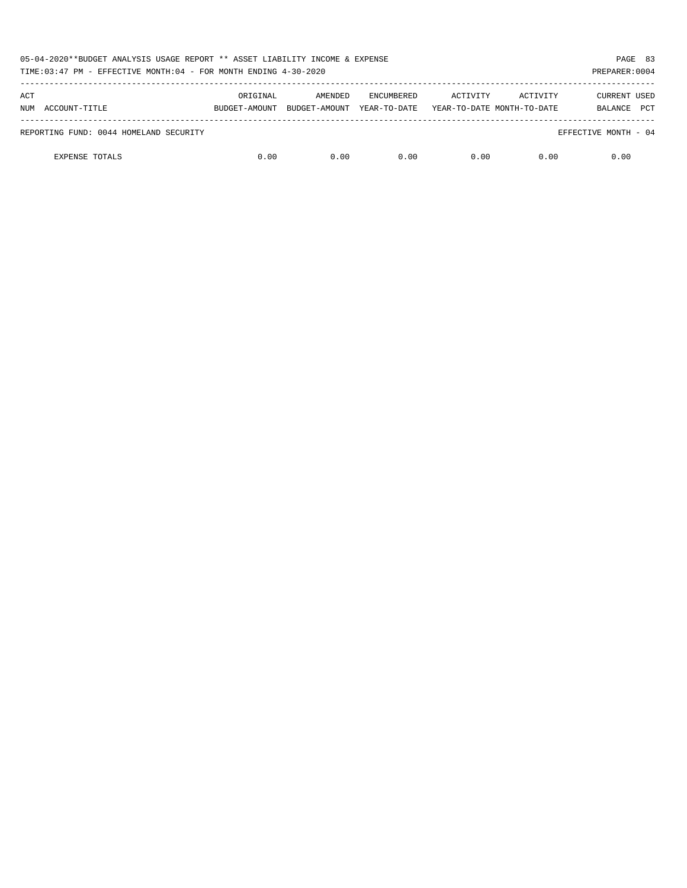| ACT NUM | ACCOUNT-TITLE | ORIGINAL BUDGET-AMOUNT | AMENDED BUDGET-AMOUNT | ENCUMBERED YEAR-TO-DATE | ACTIVITY YEAR-TO-DATE | ACTIVITY MONTH-TO-DATE | CURRENT BALANCE | USED PCT |
|---|---|---|---|---|---|---|---|---|
| REPORTING FUND: 0044 HOMELAND SECURITY | | | | | | | EFFECTIVE MONTH - 04 | |
| | EXPENSE TOTALS | 0.00 | 0.00 | 0.00 | 0.00 | 0.00 | 0.00 | |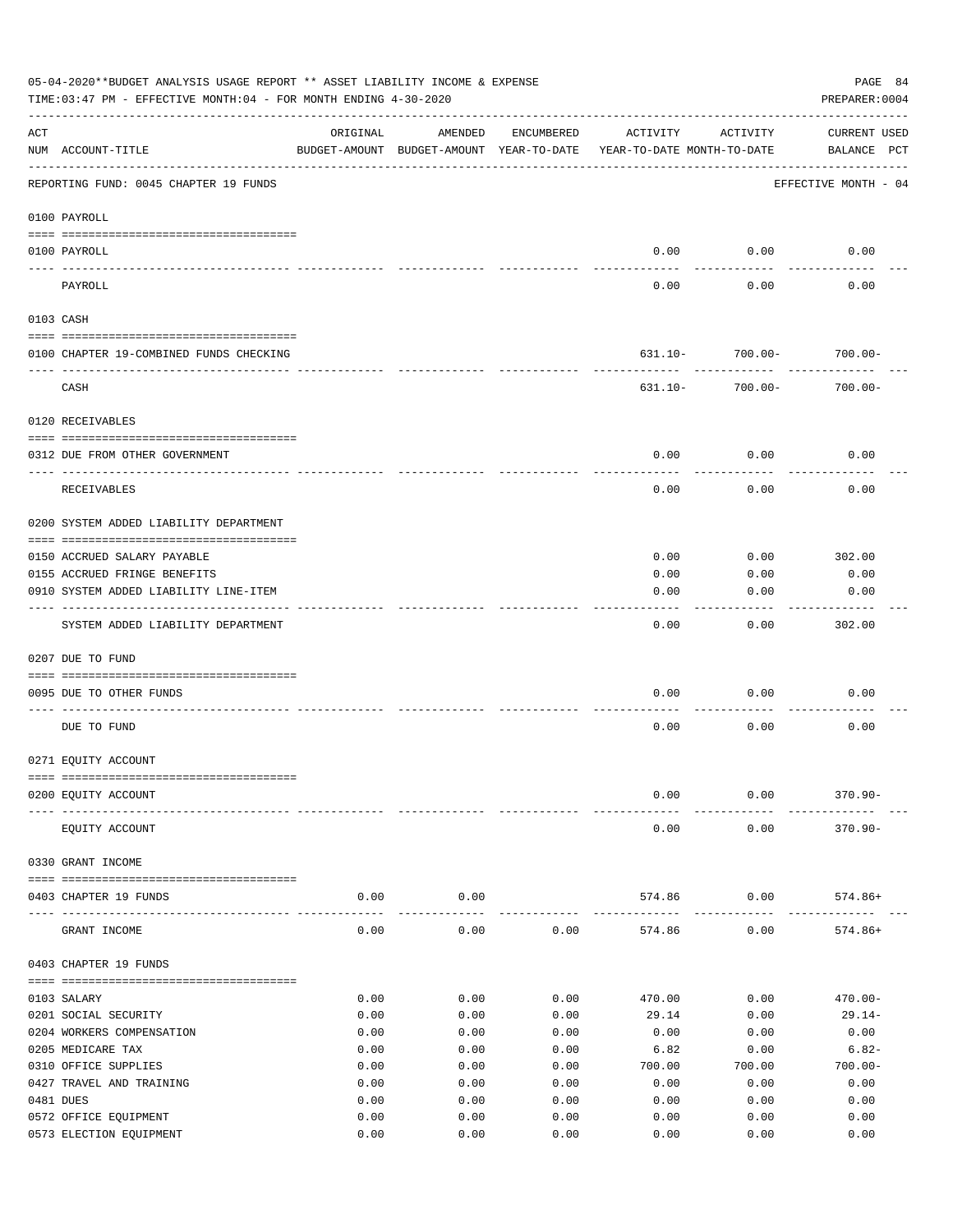05-04-2020**BUDGET ANALYSIS USAGE REPORT ** ASSET LIABILITY INCOME & EXPENSE

TIME:03:47 PM - EFFECTIVE MONTH:04 - FOR MONTH ENDING 4-30-2020

PREPARER:0004

REPORTING FUND: 0045 CHAPTER 19 FUNDS — EFFECTIVE MONTH - 04

| ACT NUM | ACCOUNT-TITLE | ORIGINAL BUDGET-AMOUNT | AMENDED BUDGET-AMOUNT | ENCUMBERED YEAR-TO-DATE | ACTIVITY YEAR-TO-DATE | ACTIVITY MONTH-TO-DATE | CURRENT USED BALANCE | PCT |
|---|---|---|---|---|---|---|---|---|
| | **0100 PAYROLL** | | | | | | | |
| 0100 | PAYROLL | | | | 0.00 | 0.00 | 0.00 | |
| | PAYROLL | | | | 0.00 | 0.00 | 0.00 | |
| | **0103 CASH** | | | | | | | |
| 0100 | CHAPTER 19-COMBINED FUNDS CHECKING | | | | 631.10- | 700.00- | 700.00- | |
| | CASH | | | | 631.10- | 700.00- | 700.00- | |
| | **0120 RECEIVABLES** | | | | | | | |
| 0312 | DUE FROM OTHER GOVERNMENT | | | | 0.00 | 0.00 | 0.00 | |
| | RECEIVABLES | | | | 0.00 | 0.00 | 0.00 | |
| | **0200 SYSTEM ADDED LIABILITY DEPARTMENT** | | | | | | | |
| 0150 | ACCRUED SALARY PAYABLE | | | | 0.00 | 0.00 | 302.00 | |
| 0155 | ACCRUED FRINGE BENEFITS | | | | 0.00 | 0.00 | 0.00 | |
| 0910 | SYSTEM ADDED LIABILITY LINE-ITEM | | | | 0.00 | 0.00 | 0.00 | |
| | SYSTEM ADDED LIABILITY DEPARTMENT | | | | 0.00 | 0.00 | 302.00 | |
| | **0207 DUE TO FUND** | | | | | | | |
| 0095 | DUE TO OTHER FUNDS | | | | 0.00 | 0.00 | 0.00 | |
| | DUE TO FUND | | | | 0.00 | 0.00 | 0.00 | |
| | **0271 EQUITY ACCOUNT** | | | | | | | |
| 0200 | EQUITY ACCOUNT | | | | 0.00 | 0.00 | 370.90- | |
| | EQUITY ACCOUNT | | | | 0.00 | 0.00 | 370.90- | |
| | **0330 GRANT INCOME** | | | | | | | |
| 0403 | CHAPTER 19 FUNDS | 0.00 | 0.00 | | 574.86 | 0.00 | 574.86+ | |
| | GRANT INCOME | 0.00 | 0.00 | 0.00 | 574.86 | 0.00 | 574.86+ | |
| | **0403 CHAPTER 19 FUNDS** | | | | | | | |
| 0103 | SALARY | 0.00 | 0.00 | 0.00 | 470.00 | 0.00 | 470.00- | |
| 0201 | SOCIAL SECURITY | 0.00 | 0.00 | 0.00 | 29.14 | 0.00 | 29.14- | |
| 0204 | WORKERS COMPENSATION | 0.00 | 0.00 | 0.00 | 0.00 | 0.00 | 0.00 | |
| 0205 | MEDICARE TAX | 0.00 | 0.00 | 0.00 | 6.82 | 0.00 | 6.82- | |
| 0310 | OFFICE SUPPLIES | 0.00 | 0.00 | 0.00 | 700.00 | 700.00 | 700.00- | |
| 0427 | TRAVEL AND TRAINING | 0.00 | 0.00 | 0.00 | 0.00 | 0.00 | 0.00 | |
| 0481 | DUES | 0.00 | 0.00 | 0.00 | 0.00 | 0.00 | 0.00 | |
| 0572 | OFFICE EQUIPMENT | 0.00 | 0.00 | 0.00 | 0.00 | 0.00 | 0.00 | |
| 0573 | ELECTION EQUIPMENT | 0.00 | 0.00 | 0.00 | 0.00 | 0.00 | 0.00 | |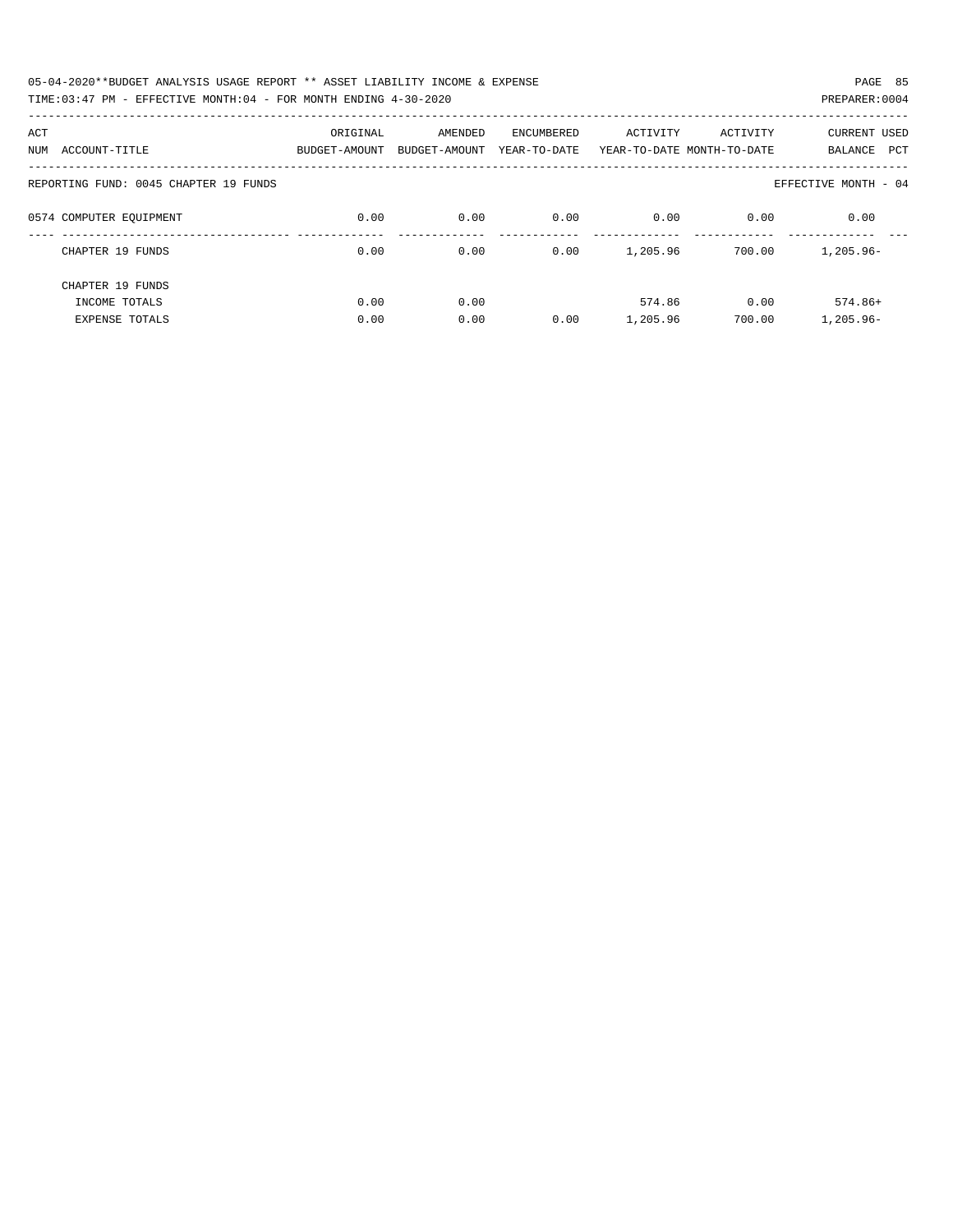05-04-2020**BUDGET ANALYSIS USAGE REPORT ** ASSET LIABILITY INCOME & EXPENSE

TIME:03:47 PM - EFFECTIVE MONTH:04 - FOR MONTH ENDING 4-30-2020

PREPARER:0004

| ACT NUM | ACCOUNT-TITLE | ORIGINAL BUDGET-AMOUNT | AMENDED BUDGET-AMOUNT | ENCUMBERED YEAR-TO-DATE | ACTIVITY YEAR-TO-DATE | ACTIVITY MONTH-TO-DATE | CURRENT BALANCE | USED PCT |
|---|---|---|---|---|---|---|---|---|
| REPORTING FUND: 0045 CHAPTER 19 FUNDS | | | | | | | EFFECTIVE MONTH - 04 | |
| 0574 | COMPUTER EQUIPMENT | 0.00 | 0.00 | 0.00 | 0.00 | 0.00 | 0.00 | |
| | CHAPTER 19 FUNDS | 0.00 | 0.00 | 0.00 | 1,205.96 | 700.00 | 1,205.96- | |
| | CHAPTER 19 FUNDS | | | | | | | |
| | INCOME TOTALS | 0.00 | 0.00 | | 574.86 | 0.00 | 574.86+ | |
| | EXPENSE TOTALS | 0.00 | 0.00 | 0.00 | 1,205.96 | 700.00 | 1,205.96- | |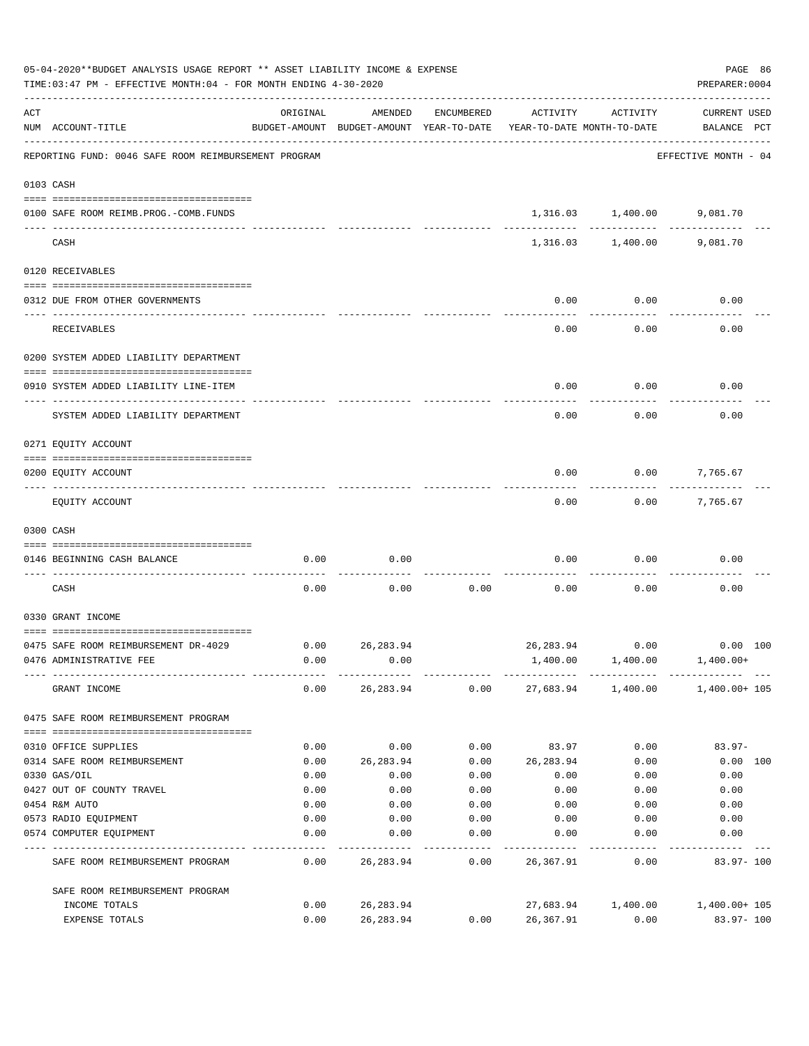05-04-2020**BUDGET ANALYSIS USAGE REPORT ** ASSET LIABILITY INCOME & EXPENSE

TIME:03:47 PM - EFFECTIVE MONTH:04 - FOR MONTH ENDING 4-30-2020

PREPARER:0004

REPORTING FUND: 0046 SAFE ROOM REIMBURSEMENT PROGRAM — EFFECTIVE MONTH - 04

| ACT NUM | ACCOUNT-TITLE | ORIGINAL BUDGET-AMOUNT | AMENDED BUDGET-AMOUNT | ENCUMBERED YEAR-TO-DATE | ACTIVITY YEAR-TO-DATE | ACTIVITY MONTH-TO-DATE | CURRENT USED BALANCE | PCT |
|---|---|---|---|---|---|---|---|---|
| **0103** | **CASH** | | | | | | | |
| 0100 | SAFE ROOM REIMB.PROG.-COMB.FUNDS | | | | 1,316.03 | 1,400.00 | 9,081.70 | |
| | CASH | | | | 1,316.03 | 1,400.00 | 9,081.70 | |
| **0120** | **RECEIVABLES** | | | | | | | |
| 0312 | DUE FROM OTHER GOVERNMENTS | | | | 0.00 | 0.00 | 0.00 | |
| | RECEIVABLES | | | | 0.00 | 0.00 | 0.00 | |
| **0200** | **SYSTEM ADDED LIABILITY DEPARTMENT** | | | | | | | |
| 0910 | SYSTEM ADDED LIABILITY LINE-ITEM | | | | 0.00 | 0.00 | 0.00 | |
| | SYSTEM ADDED LIABILITY DEPARTMENT | | | | 0.00 | 0.00 | 0.00 | |
| **0271** | **EQUITY ACCOUNT** | | | | | | | |
| 0200 | EQUITY ACCOUNT | | | | 0.00 | 0.00 | 7,765.67 | |
| | EQUITY ACCOUNT | | | | 0.00 | 0.00 | 7,765.67 | |
| **0300** | **CASH** | | | | | | | |
| 0146 | BEGINNING CASH BALANCE | 0.00 | 0.00 | | 0.00 | 0.00 | 0.00 | |
| | CASH | 0.00 | 0.00 | 0.00 | 0.00 | 0.00 | 0.00 | |
| **0330** | **GRANT INCOME** | | | | | | | |
| 0475 | SAFE ROOM REIMBURSEMENT DR-4029 | 0.00 | 26,283.94 | | 26,283.94 | 0.00 | 0.00 | 100 |
| 0476 | ADMINISTRATIVE FEE | 0.00 | 0.00 | | 1,400.00 | 1,400.00 | 1,400.00+ | |
| | GRANT INCOME | 0.00 | 26,283.94 | 0.00 | 27,683.94 | 1,400.00 | 1,400.00+ | 105 |
| **0475** | **SAFE ROOM REIMBURSEMENT PROGRAM** | | | | | | | |
| 0310 | OFFICE SUPPLIES | 0.00 | 0.00 | 0.00 | 83.97 | 0.00 | 83.97- | |
| 0314 | SAFE ROOM REIMBURSEMENT | 0.00 | 26,283.94 | 0.00 | 26,283.94 | 0.00 | 0.00 | 100 |
| 0330 | GAS/OIL | 0.00 | 0.00 | 0.00 | 0.00 | 0.00 | 0.00 | |
| 0427 | OUT OF COUNTY TRAVEL | 0.00 | 0.00 | 0.00 | 0.00 | 0.00 | 0.00 | |
| 0454 | R&M AUTO | 0.00 | 0.00 | 0.00 | 0.00 | 0.00 | 0.00 | |
| 0573 | RADIO EQUIPMENT | 0.00 | 0.00 | 0.00 | 0.00 | 0.00 | 0.00 | |
| 0574 | COMPUTER EQUIPMENT | 0.00 | 0.00 | 0.00 | 0.00 | 0.00 | 0.00 | |
| | SAFE ROOM REIMBURSEMENT PROGRAM | 0.00 | 26,283.94 | 0.00 | 26,367.91 | 0.00 | 83.97- | 100 |
| | SAFE ROOM REIMBURSEMENT PROGRAM | | | | | | | |
| | INCOME TOTALS | 0.00 | 26,283.94 | | 27,683.94 | 1,400.00 | 1,400.00+ | 105 |
| | EXPENSE TOTALS | 0.00 | 26,283.94 | 0.00 | 26,367.91 | 0.00 | 83.97- | 100 |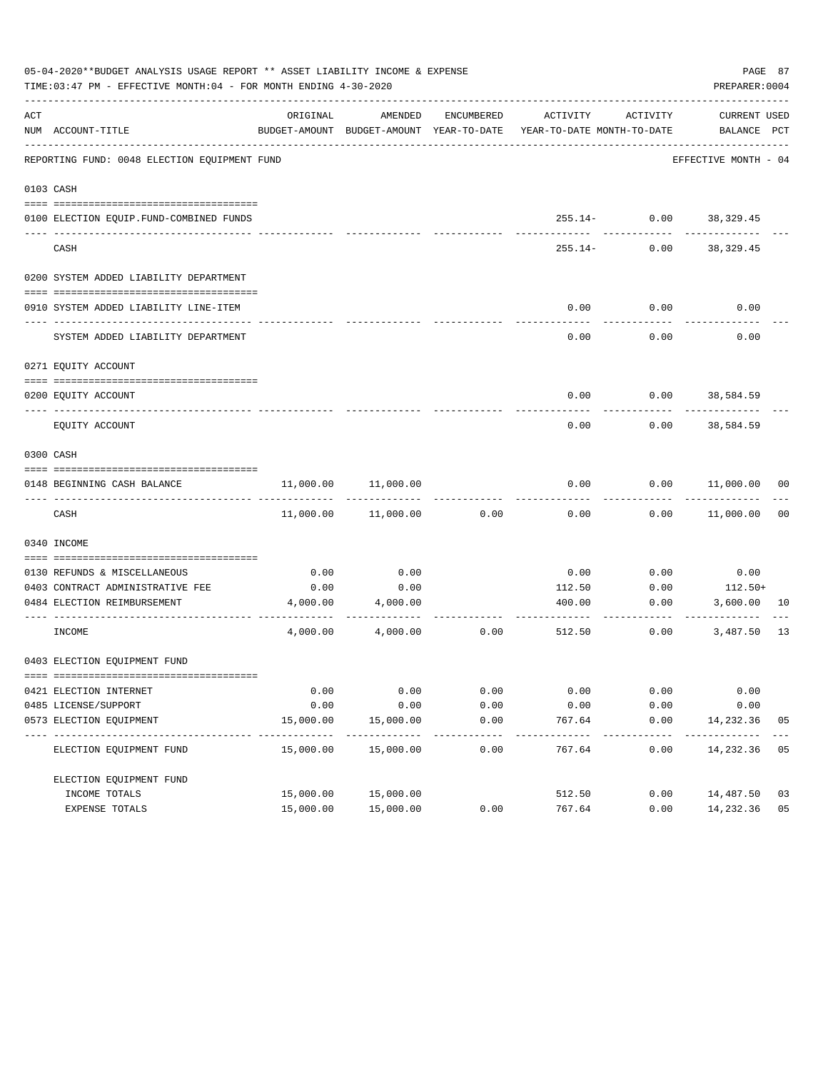05-04-2020**BUDGET ANALYSIS USAGE REPORT ** ASSET LIABILITY INCOME & EXPENSE

TIME:03:47 PM - EFFECTIVE MONTH:04 - FOR MONTH ENDING 4-30-2020

PREPARER:0004

REPORTING FUND: 0048 ELECTION EQUIPMENT FUND — EFFECTIVE MONTH - 04

| ACT NUM | ACCOUNT-TITLE | ORIGINAL BUDGET-AMOUNT | AMENDED BUDGET-AMOUNT | ENCUMBERED YEAR-TO-DATE | ACTIVITY YEAR-TO-DATE | ACTIVITY MONTH-TO-DATE | CURRENT BALANCE | USED PCT |
|---|---|---|---|---|---|---|---|---|
| **0103** | **CASH** | | | | | | | |
| 0100 | ELECTION EQUIP.FUND-COMBINED FUNDS | | | | 255.14- | 0.00 | 38,329.45 | |
| | CASH | | | | 255.14- | 0.00 | 38,329.45 | |
| **0200** | **SYSTEM ADDED LIABILITY DEPARTMENT** | | | | | | | |
| 0910 | SYSTEM ADDED LIABILITY LINE-ITEM | | | | 0.00 | 0.00 | 0.00 | |
| | SYSTEM ADDED LIABILITY DEPARTMENT | | | | 0.00 | 0.00 | 0.00 | |
| **0271** | **EQUITY ACCOUNT** | | | | | | | |
| 0200 | EQUITY ACCOUNT | | | | 0.00 | 0.00 | 38,584.59 | |
| | EQUITY ACCOUNT | | | | 0.00 | 0.00 | 38,584.59 | |
| **0300** | **CASH** | | | | | | | |
| 0148 | BEGINNING CASH BALANCE | 11,000.00 | 11,000.00 | | 0.00 | 0.00 | 11,000.00 | 00 |
| | CASH | 11,000.00 | 11,000.00 | 0.00 | 0.00 | 0.00 | 11,000.00 | 00 |
| **0340** | **INCOME** | | | | | | | |
| 0130 | REFUNDS & MISCELLANEOUS | 0.00 | 0.00 | | 0.00 | 0.00 | 0.00 | |
| 0403 | CONTRACT ADMINISTRATIVE FEE | 0.00 | 0.00 | | 112.50 | 0.00 | 112.50+ | |
| 0484 | ELECTION REIMBURSEMENT | 4,000.00 | 4,000.00 | | 400.00 | 0.00 | 3,600.00 | 10 |
| | INCOME | 4,000.00 | 4,000.00 | 0.00 | 512.50 | 0.00 | 3,487.50 | 13 |
| **0403** | **ELECTION EQUIPMENT FUND** | | | | | | | |
| 0421 | ELECTION INTERNET | 0.00 | 0.00 | 0.00 | 0.00 | 0.00 | 0.00 | |
| 0485 | LICENSE/SUPPORT | 0.00 | 0.00 | 0.00 | 0.00 | 0.00 | 0.00 | |
| 0573 | ELECTION EQUIPMENT | 15,000.00 | 15,000.00 | 0.00 | 767.64 | 0.00 | 14,232.36 | 05 |
| | ELECTION EQUIPMENT FUND | 15,000.00 | 15,000.00 | 0.00 | 767.64 | 0.00 | 14,232.36 | 05 |
| | ELECTION EQUIPMENT FUND | | | | | | | |
| | INCOME TOTALS | 15,000.00 | 15,000.00 | | 512.50 | 0.00 | 14,487.50 | 03 |
| | EXPENSE TOTALS | 15,000.00 | 15,000.00 | 0.00 | 767.64 | 0.00 | 14,232.36 | 05 |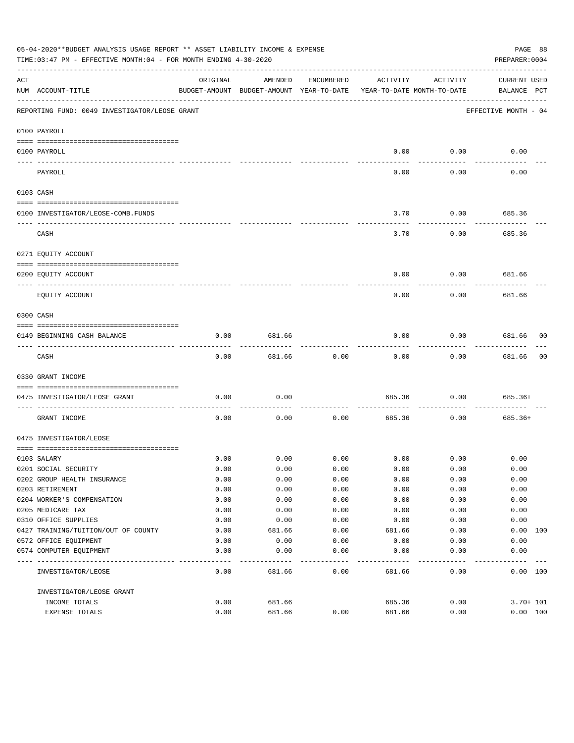05-04-2020**BUDGET ANALYSIS USAGE REPORT ** ASSET LIABILITY INCOME & EXPENSE

TIME:03:47 PM - EFFECTIVE MONTH:04 - FOR MONTH ENDING 4-30-2020

PREPARER:0004

REPORTING FUND: 0049 INVESTIGATOR/LEOSE GRANT — EFFECTIVE MONTH - 04

| ACT NUM | ACCOUNT-TITLE | ORIGINAL BUDGET-AMOUNT | AMENDED BUDGET-AMOUNT | ENCUMBERED YEAR-TO-DATE | ACTIVITY YEAR-TO-DATE | ACTIVITY MONTH-TO-DATE | CURRENT BALANCE | USED PCT |
|---|---|---|---|---|---|---|---|---|
| **0100** | **PAYROLL** | | | | | | | |
| 0100 | PAYROLL | | | | 0.00 | 0.00 | 0.00 | |
| | PAYROLL | | | | 0.00 | 0.00 | 0.00 | |
| **0103** | **CASH** | | | | | | | |
| 0100 | INVESTIGATOR/LEOSE-COMB.FUNDS | | | | 3.70 | 0.00 | 685.36 | |
| | CASH | | | | 3.70 | 0.00 | 685.36 | |
| **0271** | **EQUITY ACCOUNT** | | | | | | | |
| 0200 | EQUITY ACCOUNT | | | | 0.00 | 0.00 | 681.66 | |
| | EQUITY ACCOUNT | | | | 0.00 | 0.00 | 681.66 | |
| **0300** | **CASH** | | | | | | | |
| 0149 | BEGINNING CASH BALANCE | 0.00 | 681.66 | | 0.00 | 0.00 | 681.66 | 00 |
| | CASH | 0.00 | 681.66 | 0.00 | 0.00 | 0.00 | 681.66 | 00 |
| **0330** | **GRANT INCOME** | | | | | | | |
| 0475 | INVESTIGATOR/LEOSE GRANT | 0.00 | 0.00 | | 685.36 | 0.00 | 685.36+ | |
| | GRANT INCOME | 0.00 | 0.00 | 0.00 | 685.36 | 0.00 | 685.36+ | |
| **0475** | **INVESTIGATOR/LEOSE** | | | | | | | |
| 0103 | SALARY | 0.00 | 0.00 | 0.00 | 0.00 | 0.00 | 0.00 | |
| 0201 | SOCIAL SECURITY | 0.00 | 0.00 | 0.00 | 0.00 | 0.00 | 0.00 | |
| 0202 | GROUP HEALTH INSURANCE | 0.00 | 0.00 | 0.00 | 0.00 | 0.00 | 0.00 | |
| 0203 | RETIREMENT | 0.00 | 0.00 | 0.00 | 0.00 | 0.00 | 0.00 | |
| 0204 | WORKER'S COMPENSATION | 0.00 | 0.00 | 0.00 | 0.00 | 0.00 | 0.00 | |
| 0205 | MEDICARE TAX | 0.00 | 0.00 | 0.00 | 0.00 | 0.00 | 0.00 | |
| 0310 | OFFICE SUPPLIES | 0.00 | 0.00 | 0.00 | 0.00 | 0.00 | 0.00 | |
| 0427 | TRAINING/TUITION/OUT OF COUNTY | 0.00 | 681.66 | 0.00 | 681.66 | 0.00 | 0.00 | 100 |
| 0572 | OFFICE EQUIPMENT | 0.00 | 0.00 | 0.00 | 0.00 | 0.00 | 0.00 | |
| 0574 | COMPUTER EQUIPMENT | 0.00 | 0.00 | 0.00 | 0.00 | 0.00 | 0.00 | |
| | INVESTIGATOR/LEOSE | 0.00 | 681.66 | 0.00 | 681.66 | 0.00 | 0.00 | 100 |
| | INVESTIGATOR/LEOSE GRANT | | | | | | | |
| | INCOME TOTALS | 0.00 | 681.66 | | 685.36 | 0.00 | 3.70+ | 101 |
| | EXPENSE TOTALS | 0.00 | 681.66 | 0.00 | 681.66 | 0.00 | 0.00 | 100 |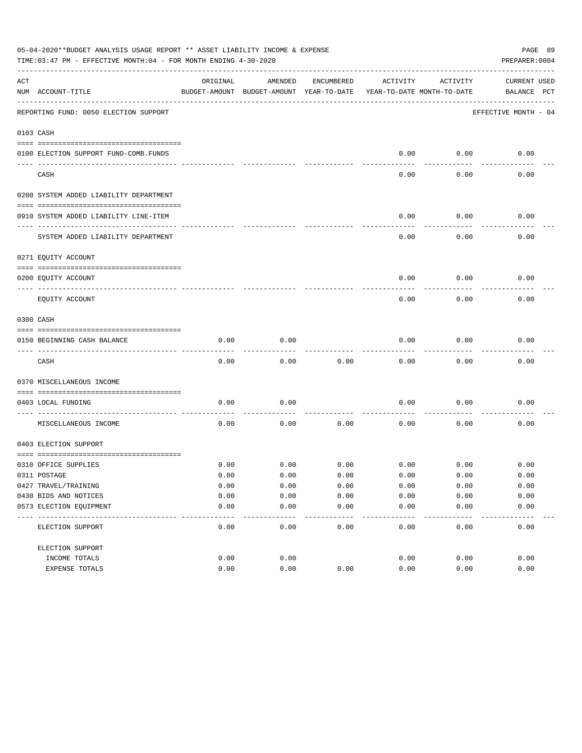05-04-2020**BUDGET ANALYSIS USAGE REPORT ** ASSET LIABILITY INCOME & EXPENSE

TIME:03:47 PM - EFFECTIVE MONTH:04 - FOR MONTH ENDING 4-30-2020

PREPARER:0004

| ACT NUM | ACCOUNT-TITLE | ORIGINAL BUDGET-AMOUNT | AMENDED BUDGET-AMOUNT | ENCUMBERED YEAR-TO-DATE | ACTIVITY YEAR-TO-DATE | ACTIVITY MONTH-TO-DATE | CURRENT BALANCE | USED PCT |
|---|---|---|---|---|---|---|---|---|
| | **REPORTING FUND: 0050 ELECTION SUPPORT** | | | | | | EFFECTIVE MONTH - 04 | |
| | **0103 CASH** | | | | | | | |
| 0100 | ELECTION SUPPORT FUND-COMB.FUNDS | | | | 0.00 | 0.00 | 0.00 | |
| | CASH | | | | 0.00 | 0.00 | 0.00 | |
| | **0200 SYSTEM ADDED LIABILITY DEPARTMENT** | | | | | | | |
| 0910 | SYSTEM ADDED LIABILITY LINE-ITEM | | | | 0.00 | 0.00 | 0.00 | |
| | SYSTEM ADDED LIABILITY DEPARTMENT | | | | 0.00 | 0.00 | 0.00 | |
| | **0271 EQUITY ACCOUNT** | | | | | | | |
| 0200 | EQUITY ACCOUNT | | | | 0.00 | 0.00 | 0.00 | |
| | EQUITY ACCOUNT | | | | 0.00 | 0.00 | 0.00 | |
| | **0300 CASH** | | | | | | | |
| 0150 | BEGINNING CASH BALANCE | 0.00 | 0.00 | | 0.00 | 0.00 | 0.00 | |
| | CASH | 0.00 | 0.00 | 0.00 | 0.00 | 0.00 | 0.00 | |
| | **0370 MISCELLANEOUS INCOME** | | | | | | | |
| 0403 | LOCAL FUNDING | 0.00 | 0.00 | | 0.00 | 0.00 | 0.00 | |
| | MISCELLANEOUS INCOME | 0.00 | 0.00 | 0.00 | 0.00 | 0.00 | 0.00 | |
| | **0403 ELECTION SUPPORT** | | | | | | | |
| 0310 | OFFICE SUPPLIES | 0.00 | 0.00 | 0.00 | 0.00 | 0.00 | 0.00 | |
| 0311 | POSTAGE | 0.00 | 0.00 | 0.00 | 0.00 | 0.00 | 0.00 | |
| 0427 | TRAVEL/TRAINING | 0.00 | 0.00 | 0.00 | 0.00 | 0.00 | 0.00 | |
| 0430 | BIDS AND NOTICES | 0.00 | 0.00 | 0.00 | 0.00 | 0.00 | 0.00 | |
| 0573 | ELECTION EQUIPMENT | 0.00 | 0.00 | 0.00 | 0.00 | 0.00 | 0.00 | |
| | ELECTION SUPPORT | 0.00 | 0.00 | 0.00 | 0.00 | 0.00 | 0.00 | |
| | ELECTION SUPPORT | | | | | | | |
| | INCOME TOTALS | 0.00 | 0.00 | | 0.00 | 0.00 | 0.00 | |
| | EXPENSE TOTALS | 0.00 | 0.00 | 0.00 | 0.00 | 0.00 | 0.00 | |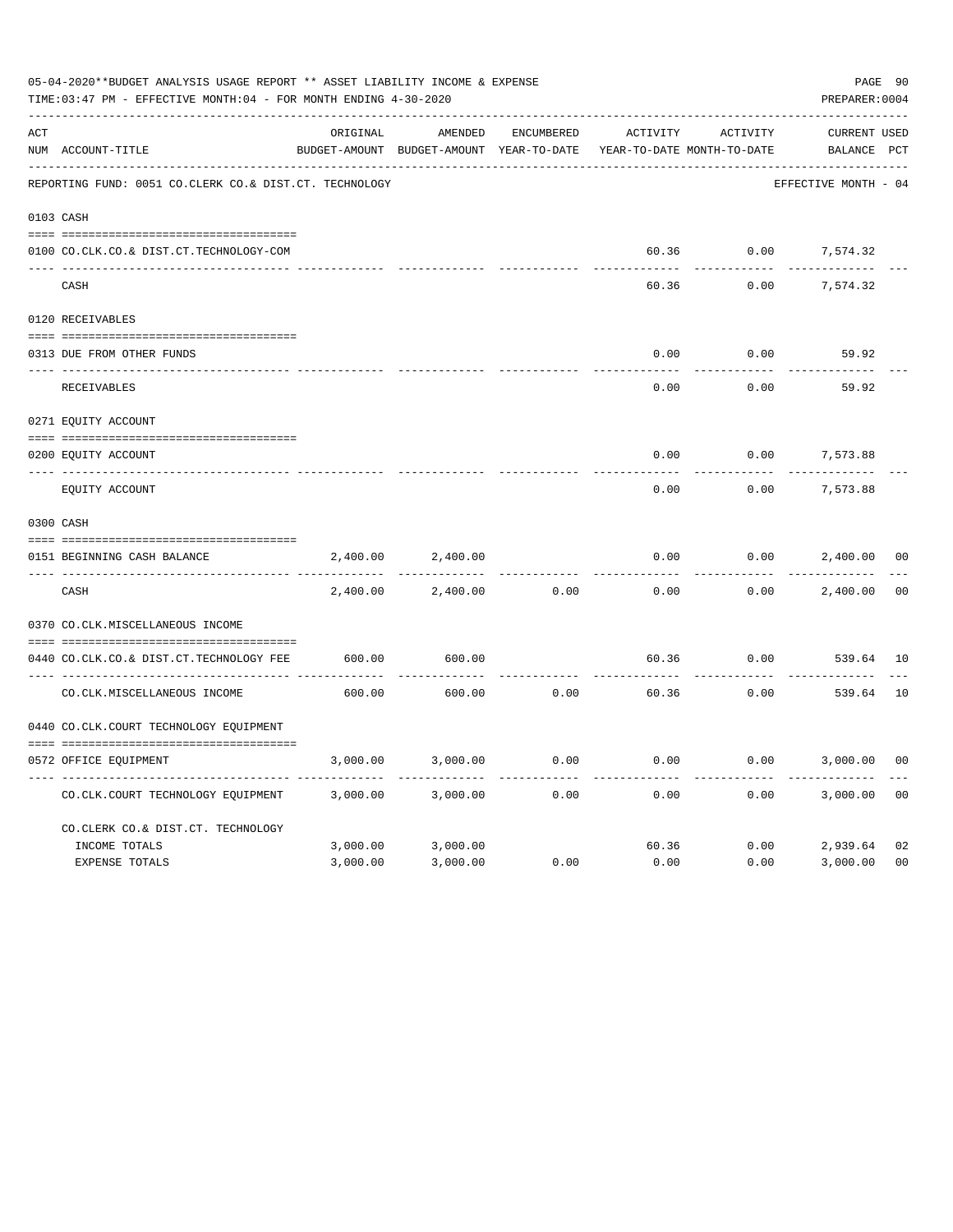05-04-2020**BUDGET ANALYSIS USAGE REPORT ** ASSET LIABILITY INCOME & EXPENSE

TIME:03:47 PM - EFFECTIVE MONTH:04 - FOR MONTH ENDING 4-30-2020

PREPARER:0004

| ACT NUM | ACCOUNT-TITLE | ORIGINAL BUDGET-AMOUNT | AMENDED BUDGET-AMOUNT | ENCUMBERED YEAR-TO-DATE | ACTIVITY YEAR-TO-DATE | ACTIVITY MONTH-TO-DATE | CURRENT BALANCE | USED PCT |
|---|---|---|---|---|---|---|---|---|
| | REPORTING FUND: 0051 CO.CLERK CO.& DIST.CT. TECHNOLOGY | | | | | | EFFECTIVE MONTH - 04 | |
| | 0103 CASH | | | | | | | |
| 0100 | CO.CLK.CO.& DIST.CT.TECHNOLOGY-COM | | | | 60.36 | 0.00 | 7,574.32 | |
| | CASH | | | | 60.36 | 0.00 | 7,574.32 | |
| | 0120 RECEIVABLES | | | | | | | |
| 0313 | DUE FROM OTHER FUNDS | | | | 0.00 | 0.00 | 59.92 | |
| | RECEIVABLES | | | | 0.00 | 0.00 | 59.92 | |
| | 0271 EQUITY ACCOUNT | | | | | | | |
| 0200 | EQUITY ACCOUNT | | | | 0.00 | 0.00 | 7,573.88 | |
| | EQUITY ACCOUNT | | | | 0.00 | 0.00 | 7,573.88 | |
| | 0300 CASH | | | | | | | |
| 0151 | BEGINNING CASH BALANCE | 2,400.00 | 2,400.00 | | 0.00 | 0.00 | 2,400.00 | 00 |
| | CASH | 2,400.00 | 2,400.00 | 0.00 | 0.00 | 0.00 | 2,400.00 | 00 |
| | 0370 CO.CLK.MISCELLANEOUS INCOME | | | | | | | |
| 0440 | CO.CLK.CO.& DIST.CT.TECHNOLOGY FEE | 600.00 | 600.00 | | 60.36 | 0.00 | 539.64 | 10 |
| | CO.CLK.MISCELLANEOUS INCOME | 600.00 | 600.00 | 0.00 | 60.36 | 0.00 | 539.64 | 10 |
| | 0440 CO.CLK.COURT TECHNOLOGY EQUIPMENT | | | | | | | |
| 0572 | OFFICE EQUIPMENT | 3,000.00 | 3,000.00 | 0.00 | 0.00 | 0.00 | 3,000.00 | 00 |
| | CO.CLK.COURT TECHNOLOGY EQUIPMENT | 3,000.00 | 3,000.00 | 0.00 | 0.00 | 0.00 | 3,000.00 | 00 |
| | CO.CLERK CO.& DIST.CT. TECHNOLOGY | | | | | | | |
| | INCOME TOTALS | 3,000.00 | 3,000.00 | | 60.36 | 0.00 | 2,939.64 | 02 |
| | EXPENSE TOTALS | 3,000.00 | 3,000.00 | 0.00 | 0.00 | 0.00 | 3,000.00 | 00 |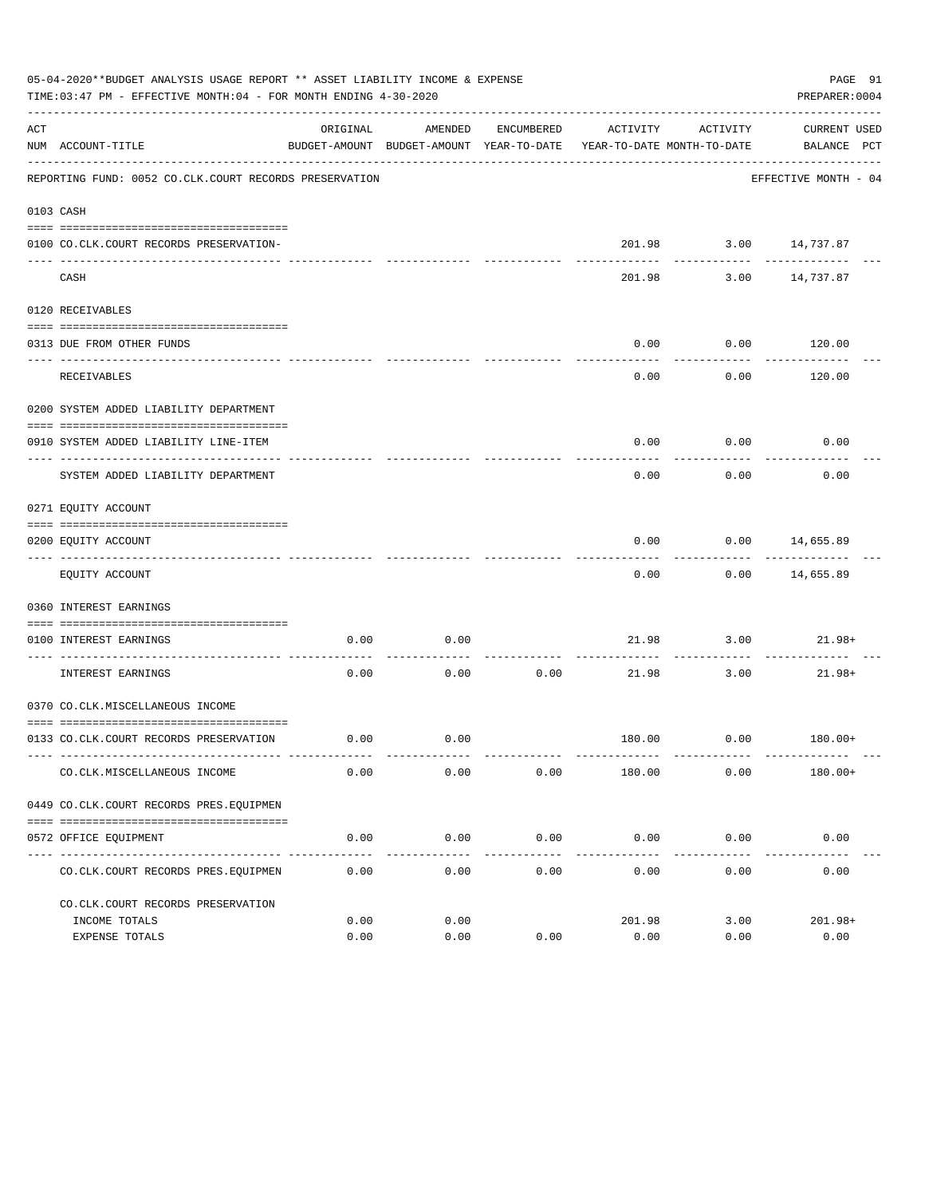05-04-2020**BUDGET ANALYSIS USAGE REPORT ** ASSET LIABILITY INCOME & EXPENSE

TIME:03:47 PM - EFFECTIVE MONTH:04 - FOR MONTH ENDING 4-30-2020

PREPARER:0004

REPORTING FUND: 0052 CO.CLK.COURT RECORDS PRESERVATION — EFFECTIVE MONTH - 04

| ACT NUM | ACCOUNT-TITLE | ORIGINAL BUDGET-AMOUNT | AMENDED BUDGET-AMOUNT | ENCUMBERED YEAR-TO-DATE | ACTIVITY YEAR-TO-DATE | ACTIVITY MONTH-TO-DATE | CURRENT BALANCE | USED PCT |
|---|---|---|---|---|---|---|---|---|
| 0103 | CASH | | | | | | | |
| 0100 | CO.CLK.COURT RECORDS PRESERVATION- | | | | 201.98 | 3.00 | 14,737.87 | |
| | CASH | | | | 201.98 | 3.00 | 14,737.87 | |
| 0120 | RECEIVABLES | | | | | | | |
| 0313 | DUE FROM OTHER FUNDS | | | | 0.00 | 0.00 | 120.00 | |
| | RECEIVABLES | | | | 0.00 | 0.00 | 120.00 | |
| 0200 | SYSTEM ADDED LIABILITY DEPARTMENT | | | | | | | |
| 0910 | SYSTEM ADDED LIABILITY LINE-ITEM | | | | 0.00 | 0.00 | 0.00 | |
| | SYSTEM ADDED LIABILITY DEPARTMENT | | | | 0.00 | 0.00 | 0.00 | |
| 0271 | EQUITY ACCOUNT | | | | | | | |
| 0200 | EQUITY ACCOUNT | | | | 0.00 | 0.00 | 14,655.89 | |
| | EQUITY ACCOUNT | | | | 0.00 | 0.00 | 14,655.89 | |
| 0360 | INTEREST EARNINGS | | | | | | | |
| 0100 | INTEREST EARNINGS | 0.00 | 0.00 | | 21.98 | 3.00 | 21.98+ | |
| | INTEREST EARNINGS | 0.00 | 0.00 | 0.00 | 21.98 | 3.00 | 21.98+ | |
| 0370 | CO.CLK.MISCELLANEOUS INCOME | | | | | | | |
| 0133 | CO.CLK.COURT RECORDS PRESERVATION | 0.00 | 0.00 | | 180.00 | 0.00 | 180.00+ | |
| | CO.CLK.MISCELLANEOUS INCOME | 0.00 | 0.00 | 0.00 | 180.00 | 0.00 | 180.00+ | |
| 0449 | CO.CLK.COURT RECORDS PRES.EQUIPMEN | | | | | | | |
| 0572 | OFFICE EQUIPMENT | 0.00 | 0.00 | 0.00 | 0.00 | 0.00 | 0.00 | |
| | CO.CLK.COURT RECORDS PRES.EQUIPMEN | 0.00 | 0.00 | 0.00 | 0.00 | 0.00 | 0.00 | |
| | CO.CLK.COURT RECORDS PRESERVATION | | | | | | | |
| | INCOME TOTALS | 0.00 | 0.00 | | 201.98 | 3.00 | 201.98+ | |
| | EXPENSE TOTALS | 0.00 | 0.00 | 0.00 | 0.00 | 0.00 | 0.00 | |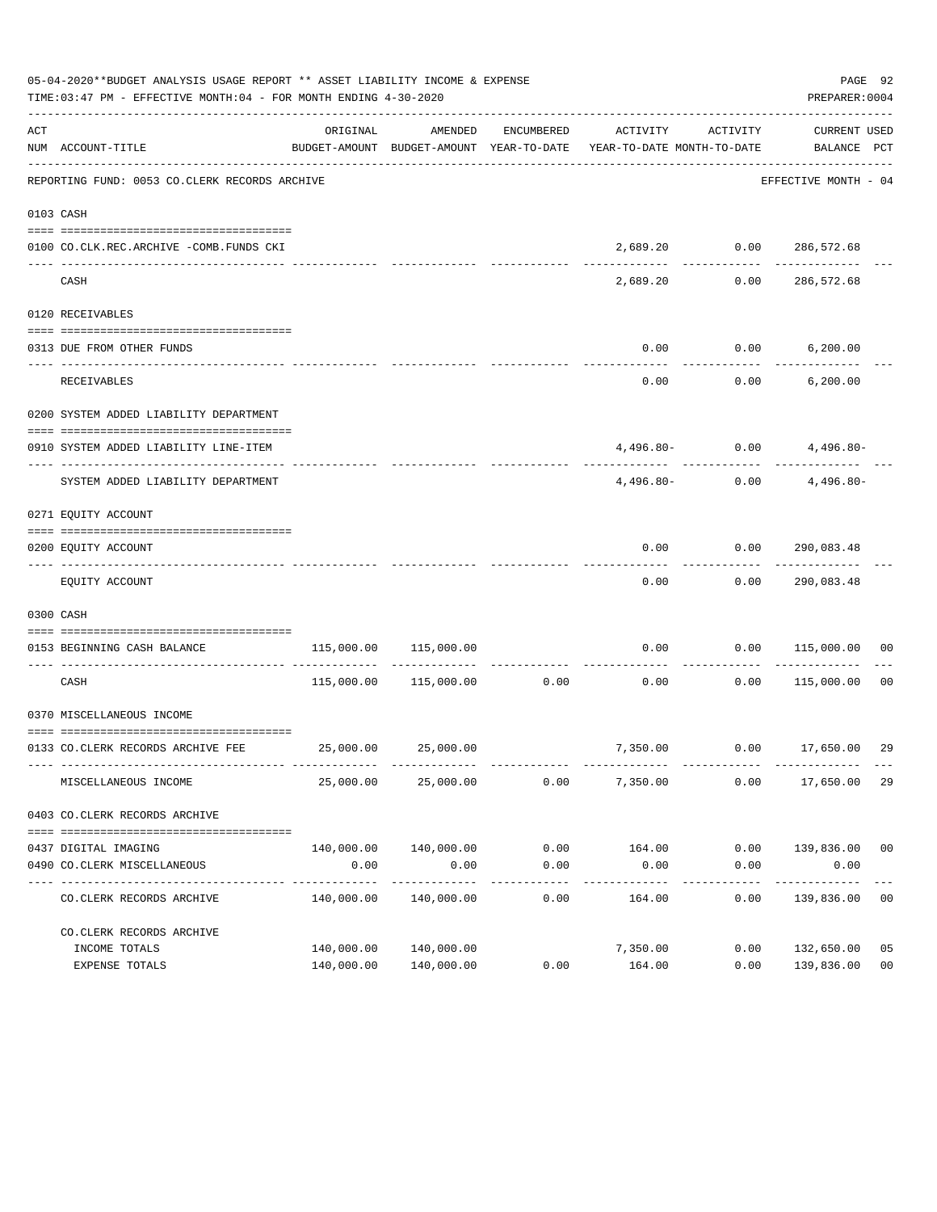05-04-2020**BUDGET ANALYSIS USAGE REPORT ** ASSET LIABILITY INCOME & EXPENSE

TIME:03:47 PM - EFFECTIVE MONTH:04 - FOR MONTH ENDING 4-30-2020

PREPARER:0004

REPORTING FUND: 0053 CO.CLERK RECORDS ARCHIVE — EFFECTIVE MONTH - 04

| ACT NUM | ACCOUNT-TITLE | ORIGINAL BUDGET-AMOUNT | AMENDED BUDGET-AMOUNT | ENCUMBERED YEAR-TO-DATE | ACTIVITY YEAR-TO-DATE | ACTIVITY MONTH-TO-DATE | CURRENT BALANCE | USED PCT |
|---|---|---|---|---|---|---|---|---|
| 0103 | CASH | | | | | | | |
| 0100 | CO.CLK.REC.ARCHIVE -COMB.FUNDS CKI | | | | 2,689.20 | 0.00 | 286,572.68 | |
| | CASH | | | | 2,689.20 | 0.00 | 286,572.68 | |
| 0120 | RECEIVABLES | | | | | | | |
| 0313 | DUE FROM OTHER FUNDS | | | | 0.00 | 0.00 | 6,200.00 | |
| | RECEIVABLES | | | | 0.00 | 0.00 | 6,200.00 | |
| 0200 | SYSTEM ADDED LIABILITY DEPARTMENT | | | | | | | |
| 0910 | SYSTEM ADDED LIABILITY LINE-ITEM | | | | 4,496.80- | 0.00 | 4,496.80- | |
| | SYSTEM ADDED LIABILITY DEPARTMENT | | | | 4,496.80- | 0.00 | 4,496.80- | |
| 0271 | EQUITY ACCOUNT | | | | | | | |
| 0200 | EQUITY ACCOUNT | | | | 0.00 | 0.00 | 290,083.48 | |
| | EQUITY ACCOUNT | | | | 0.00 | 0.00 | 290,083.48 | |
| 0300 | CASH | | | | | | | |
| 0153 | BEGINNING CASH BALANCE | 115,000.00 | 115,000.00 | | 0.00 | 0.00 | 115,000.00 | 00 |
| | CASH | 115,000.00 | 115,000.00 | 0.00 | 0.00 | 0.00 | 115,000.00 | 00 |
| 0370 | MISCELLANEOUS INCOME | | | | | | | |
| 0133 | CO.CLERK RECORDS ARCHIVE FEE | 25,000.00 | 25,000.00 | | 7,350.00 | 0.00 | 17,650.00 | 29 |
| | MISCELLANEOUS INCOME | 25,000.00 | 25,000.00 | 0.00 | 7,350.00 | 0.00 | 17,650.00 | 29 |
| 0403 | CO.CLERK RECORDS ARCHIVE | | | | | | | |
| 0437 | DIGITAL IMAGING | 140,000.00 | 140,000.00 | 0.00 | 164.00 | 0.00 | 139,836.00 | 00 |
| 0490 | CO.CLERK MISCELLANEOUS | 0.00 | 0.00 | 0.00 | 0.00 | 0.00 | 0.00 | |
| | CO.CLERK RECORDS ARCHIVE | 140,000.00 | 140,000.00 | 0.00 | 164.00 | 0.00 | 139,836.00 | 00 |
| | CO.CLERK RECORDS ARCHIVE | | | | | | | |
| | INCOME TOTALS | 140,000.00 | 140,000.00 | | 7,350.00 | 0.00 | 132,650.00 | 05 |
| | EXPENSE TOTALS | 140,000.00 | 140,000.00 | 0.00 | 164.00 | 0.00 | 139,836.00 | 00 |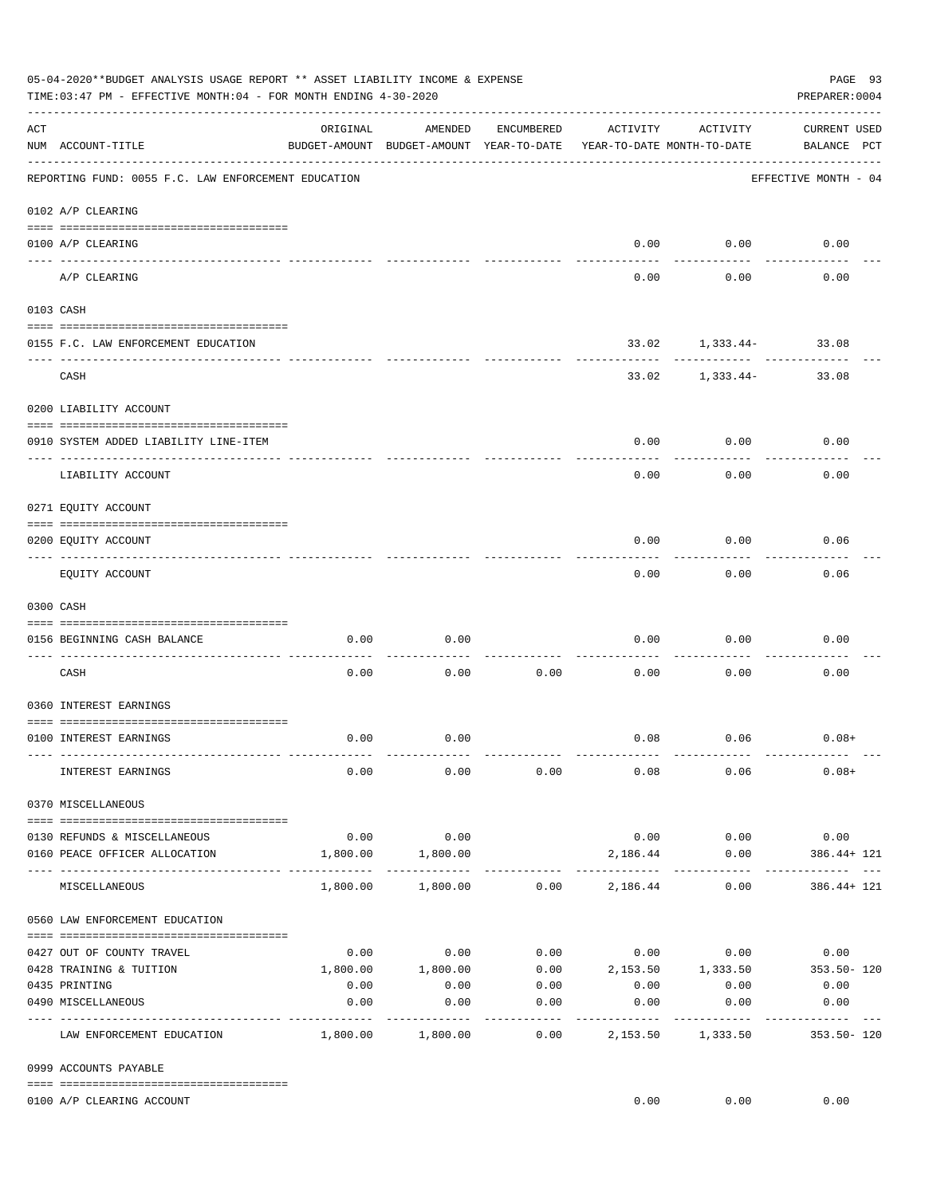05-04-2020**BUDGET ANALYSIS USAGE REPORT ** ASSET LIABILITY INCOME & EXPENSE

TIME:03:47 PM - EFFECTIVE MONTH:04 - FOR MONTH ENDING 4-30-2020

PREPARER:0004

| ACT NUM | ACCOUNT-TITLE | ORIGINAL BUDGET-AMOUNT | AMENDED BUDGET-AMOUNT | ENCUMBERED YEAR-TO-DATE | ACTIVITY YEAR-TO-DATE | ACTIVITY MONTH-TO-DATE | CURRENT USED BALANCE | PCT |
|---|---|---|---|---|---|---|---|---|
| | REPORTING FUND: 0055 F.C. LAW ENFORCEMENT EDUCATION | | | | | | EFFECTIVE MONTH - 04 | |
| | 0102 A/P CLEARING | | | | | | | |
| 0100 | A/P CLEARING | | | | 0.00 | 0.00 | 0.00 | |
| | A/P CLEARING | | | | 0.00 | 0.00 | 0.00 | |
| | 0103 CASH | | | | | | | |
| 0155 | F.C. LAW ENFORCEMENT EDUCATION | | | | 33.02 | 1,333.44- | 33.08 | |
| | CASH | | | | 33.02 | 1,333.44- | 33.08 | |
| | 0200 LIABILITY ACCOUNT | | | | | | | |
| 0910 | SYSTEM ADDED LIABILITY LINE-ITEM | | | | 0.00 | 0.00 | 0.00 | |
| | LIABILITY ACCOUNT | | | | 0.00 | 0.00 | 0.00 | |
| | 0271 EQUITY ACCOUNT | | | | | | | |
| 0200 | EQUITY ACCOUNT | | | | 0.00 | 0.00 | 0.06 | |
| | EQUITY ACCOUNT | | | | 0.00 | 0.00 | 0.06 | |
| | 0300 CASH | | | | | | | |
| 0156 | BEGINNING CASH BALANCE | 0.00 | 0.00 | | 0.00 | 0.00 | 0.00 | |
| | CASH | 0.00 | 0.00 | 0.00 | 0.00 | 0.00 | 0.00 | |
| | 0360 INTEREST EARNINGS | | | | | | | |
| 0100 | INTEREST EARNINGS | 0.00 | 0.00 | | 0.08 | 0.06 | 0.08+ | |
| | INTEREST EARNINGS | 0.00 | 0.00 | 0.00 | 0.08 | 0.06 | 0.08+ | |
| | 0370 MISCELLANEOUS | | | | | | | |
| 0130 | REFUNDS & MISCELLANEOUS | 0.00 | 0.00 | | 0.00 | 0.00 | 0.00 | |
| 0160 | PEACE OFFICER ALLOCATION | 1,800.00 | 1,800.00 | | 2,186.44 | 0.00 | 386.44+ | 121 |
| | MISCELLANEOUS | 1,800.00 | 1,800.00 | 0.00 | 2,186.44 | 0.00 | 386.44+ | 121 |
| | 0560 LAW ENFORCEMENT EDUCATION | | | | | | | |
| 0427 | OUT OF COUNTY TRAVEL | 0.00 | 0.00 | 0.00 | 0.00 | 0.00 | 0.00 | |
| 0428 | TRAINING & TUITION | 1,800.00 | 1,800.00 | 0.00 | 2,153.50 | 1,333.50 | 353.50- | 120 |
| 0435 | PRINTING | 0.00 | 0.00 | 0.00 | 0.00 | 0.00 | 0.00 | |
| 0490 | MISCELLANEOUS | 0.00 | 0.00 | 0.00 | 0.00 | 0.00 | 0.00 | |
| | LAW ENFORCEMENT EDUCATION | 1,800.00 | 1,800.00 | 0.00 | 2,153.50 | 1,333.50 | 353.50- | 120 |
| | 0999 ACCOUNTS PAYABLE | | | | | | | |
| 0100 | A/P CLEARING ACCOUNT | | | | 0.00 | 0.00 | 0.00 | |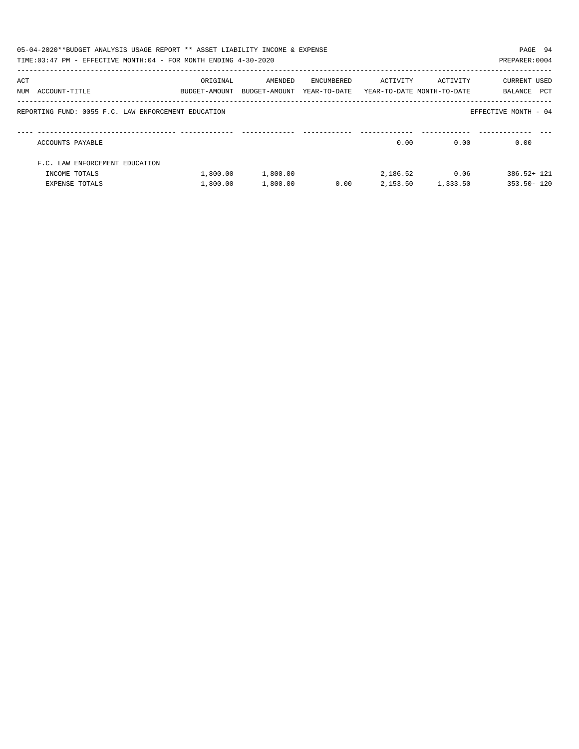05-04-2020**BUDGET ANALYSIS USAGE REPORT ** ASSET LIABILITY INCOME & EXPENSE

TIME:03:47 PM - EFFECTIVE MONTH:04 - FOR MONTH ENDING 4-30-2020

PREPARER:0004

| ACT NUM | ACCOUNT-TITLE | ORIGINAL BUDGET-AMOUNT | AMENDED BUDGET-AMOUNT | ENCUMBERED YEAR-TO-DATE | ACTIVITY YEAR-TO-DATE | ACTIVITY MONTH-TO-DATE | CURRENT BALANCE | USED PCT |
|---|---|---|---|---|---|---|---|---|
| | **REPORTING FUND: 0055 F.C. LAW ENFORCEMENT EDUCATION** | | | | | | EFFECTIVE MONTH - 04 | |
| | ACCOUNTS PAYABLE | | | | 0.00 | 0.00 | 0.00 | |
| | F.C. LAW ENFORCEMENT EDUCATION | | | | | | | |
| | INCOME TOTALS | 1,800.00 | 1,800.00 | | 2,186.52 | 0.06 | 386.52+ | 121 |
| | EXPENSE TOTALS | 1,800.00 | 1,800.00 | 0.00 | 2,153.50 | 1,333.50 | 353.50- | 120 |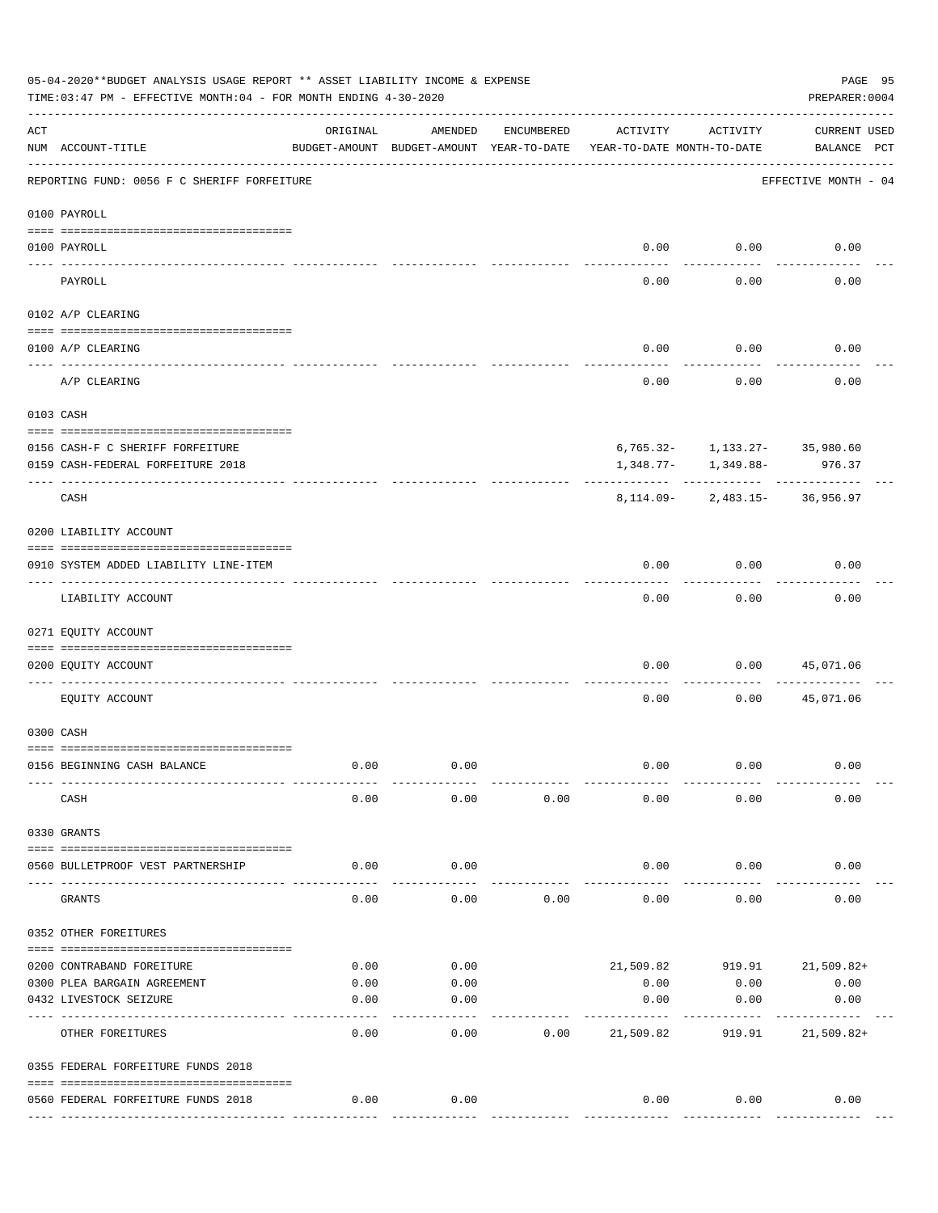05-04-2020**BUDGET ANALYSIS USAGE REPORT ** ASSET LIABILITY INCOME & EXPENSE

TIME:03:47 PM - EFFECTIVE MONTH:04 - FOR MONTH ENDING 4-30-2020

PREPARER:0004

| ACT NUM | ACCOUNT-TITLE | ORIGINAL BUDGET-AMOUNT | AMENDED BUDGET-AMOUNT | ENCUMBERED YEAR-TO-DATE | ACTIVITY YEAR-TO-DATE | ACTIVITY MONTH-TO-DATE | CURRENT BALANCE | USED PCT |
|---|---|---|---|---|---|---|---|---|
| | REPORTING FUND: 0056 F C SHERIFF FORFEITURE | | | | | | EFFECTIVE MONTH - 04 | |
| | **0100 PAYROLL** | | | | | | | |
| 0100 | PAYROLL | | | | 0.00 | 0.00 | 0.00 | |
| | PAYROLL | | | | 0.00 | 0.00 | 0.00 | |
| | **0102 A/P CLEARING** | | | | | | | |
| 0100 | A/P CLEARING | | | | 0.00 | 0.00 | 0.00 | |
| | A/P CLEARING | | | | 0.00 | 0.00 | 0.00 | |
| | **0103 CASH** | | | | | | | |
| 0156 | CASH-F C SHERIFF FORFEITURE | | | | 6,765.32- | 1,133.27- | 35,980.60 | |
| 0159 | CASH-FEDERAL FORFEITURE 2018 | | | | 1,348.77- | 1,349.88- | 976.37 | |
| | CASH | | | | 8,114.09- | 2,483.15- | 36,956.97 | |
| | **0200 LIABILITY ACCOUNT** | | | | | | | |
| 0910 | SYSTEM ADDED LIABILITY LINE-ITEM | | | | 0.00 | 0.00 | 0.00 | |
| | LIABILITY ACCOUNT | | | | 0.00 | 0.00 | 0.00 | |
| | **0271 EQUITY ACCOUNT** | | | | | | | |
| 0200 | EQUITY ACCOUNT | | | | 0.00 | 0.00 | 45,071.06 | |
| | EQUITY ACCOUNT | | | | 0.00 | 0.00 | 45,071.06 | |
| | **0300 CASH** | | | | | | | |
| 0156 | BEGINNING CASH BALANCE | 0.00 | 0.00 | | 0.00 | 0.00 | 0.00 | |
| | CASH | 0.00 | 0.00 | 0.00 | 0.00 | 0.00 | 0.00 | |
| | **0330 GRANTS** | | | | | | | |
| 0560 | BULLETPROOF VEST PARTNERSHIP | 0.00 | 0.00 | | 0.00 | 0.00 | 0.00 | |
| | GRANTS | 0.00 | 0.00 | 0.00 | 0.00 | 0.00 | 0.00 | |
| | **0352 OTHER FOREITURES** | | | | | | | |
| 0200 | CONTRABAND FOREITURE | 0.00 | 0.00 | | 21,509.82 | 919.91 | 21,509.82+ | |
| 0300 | PLEA BARGAIN AGREEMENT | 0.00 | 0.00 | | 0.00 | 0.00 | 0.00 | |
| 0432 | LIVESTOCK SEIZURE | 0.00 | 0.00 | | 0.00 | 0.00 | 0.00 | |
| | OTHER FOREITURES | 0.00 | 0.00 | 0.00 | 21,509.82 | 919.91 | 21,509.82+ | |
| | **0355 FEDERAL FORFEITURE FUNDS 2018** | | | | | | | |
| 0560 | FEDERAL FORFEITURE FUNDS 2018 | 0.00 | 0.00 | | 0.00 | 0.00 | 0.00 | |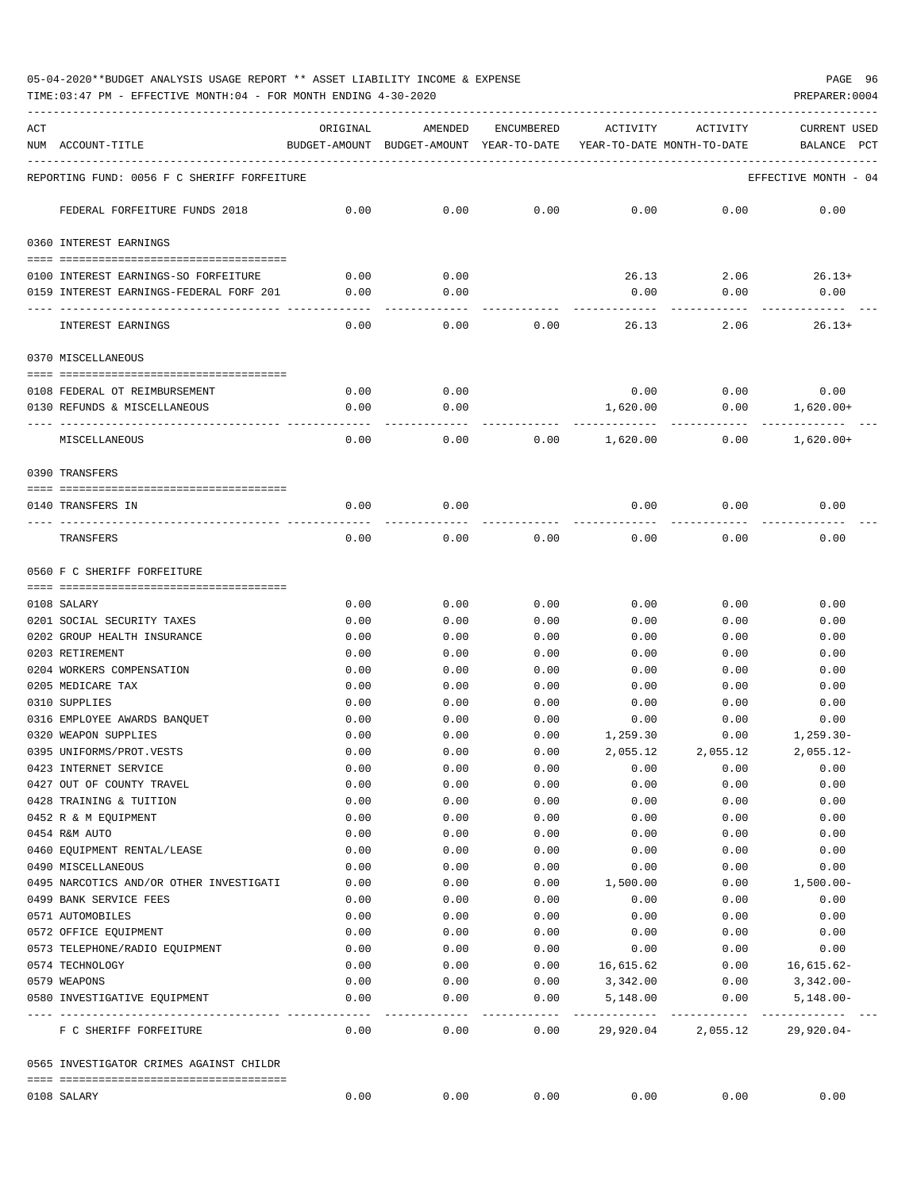05-04-2020**BUDGET ANALYSIS USAGE REPORT ** ASSET LIABILITY INCOME & EXPENSE

TIME:03:47 PM - EFFECTIVE MONTH:04 - FOR MONTH ENDING 4-30-2020

PREPARER:0004

| ACT NUM | ACCOUNT-TITLE | ORIGINAL BUDGET-AMOUNT | AMENDED BUDGET-AMOUNT | ENCUMBERED YEAR-TO-DATE | ACTIVITY YEAR-TO-DATE | ACTIVITY MONTH-TO-DATE | CURRENT USED BALANCE PCT |
|---|---|---|---|---|---|---|---|
| | REPORTING FUND: 0056 F C SHERIFF FORFEITURE | | | | | | EFFECTIVE MONTH - 04 |
| | FEDERAL FORFEITURE FUNDS 2018 | 0.00 | 0.00 | 0.00 | 0.00 | 0.00 | 0.00 |
| | 0360 INTEREST EARNINGS | | | | | | |
| 0100 | INTEREST EARNINGS-SO FORFEITURE | 0.00 | 0.00 | | 26.13 | 2.06 | 26.13+ |
| 0159 | INTEREST EARNINGS-FEDERAL FORF 201 | 0.00 | 0.00 | | 0.00 | 0.00 | 0.00 |
| | INTEREST EARNINGS | 0.00 | 0.00 | 0.00 | 26.13 | 2.06 | 26.13+ |
| | 0370 MISCELLANEOUS | | | | | | |
| 0108 | FEDERAL OT REIMBURSEMENT | 0.00 | 0.00 | | 0.00 | 0.00 | 0.00 |
| 0130 | REFUNDS & MISCELLANEOUS | 0.00 | 0.00 | | 1,620.00 | 0.00 | 1,620.00+ |
| | MISCELLANEOUS | 0.00 | 0.00 | 0.00 | 1,620.00 | 0.00 | 1,620.00+ |
| | 0390 TRANSFERS | | | | | | |
| 0140 | TRANSFERS IN | 0.00 | 0.00 | | 0.00 | 0.00 | 0.00 |
| | TRANSFERS | 0.00 | 0.00 | 0.00 | 0.00 | 0.00 | 0.00 |
| | 0560 F C SHERIFF FORFEITURE | | | | | | |
| 0108 | SALARY | 0.00 | 0.00 | 0.00 | 0.00 | 0.00 | 0.00 |
| 0201 | SOCIAL SECURITY TAXES | 0.00 | 0.00 | 0.00 | 0.00 | 0.00 | 0.00 |
| 0202 | GROUP HEALTH INSURANCE | 0.00 | 0.00 | 0.00 | 0.00 | 0.00 | 0.00 |
| 0203 | RETIREMENT | 0.00 | 0.00 | 0.00 | 0.00 | 0.00 | 0.00 |
| 0204 | WORKERS COMPENSATION | 0.00 | 0.00 | 0.00 | 0.00 | 0.00 | 0.00 |
| 0205 | MEDICARE TAX | 0.00 | 0.00 | 0.00 | 0.00 | 0.00 | 0.00 |
| 0310 | SUPPLIES | 0.00 | 0.00 | 0.00 | 0.00 | 0.00 | 0.00 |
| 0316 | EMPLOYEE AWARDS BANQUET | 0.00 | 0.00 | 0.00 | 0.00 | 0.00 | 0.00 |
| 0320 | WEAPON SUPPLIES | 0.00 | 0.00 | 0.00 | 1,259.30 | 0.00 | 1,259.30- |
| 0395 | UNIFORMS/PROT.VESTS | 0.00 | 0.00 | 0.00 | 2,055.12 | 2,055.12 | 2,055.12- |
| 0423 | INTERNET SERVICE | 0.00 | 0.00 | 0.00 | 0.00 | 0.00 | 0.00 |
| 0427 | OUT OF COUNTY TRAVEL | 0.00 | 0.00 | 0.00 | 0.00 | 0.00 | 0.00 |
| 0428 | TRAINING & TUITION | 0.00 | 0.00 | 0.00 | 0.00 | 0.00 | 0.00 |
| 0452 | R & M EQUIPMENT | 0.00 | 0.00 | 0.00 | 0.00 | 0.00 | 0.00 |
| 0454 | R&M AUTO | 0.00 | 0.00 | 0.00 | 0.00 | 0.00 | 0.00 |
| 0460 | EQUIPMENT RENTAL/LEASE | 0.00 | 0.00 | 0.00 | 0.00 | 0.00 | 0.00 |
| 0490 | MISCELLANEOUS | 0.00 | 0.00 | 0.00 | 0.00 | 0.00 | 0.00 |
| 0495 | NARCOTICS AND/OR OTHER INVESTIGATI | 0.00 | 0.00 | 0.00 | 1,500.00 | 0.00 | 1,500.00- |
| 0499 | BANK SERVICE FEES | 0.00 | 0.00 | 0.00 | 0.00 | 0.00 | 0.00 |
| 0571 | AUTOMOBILES | 0.00 | 0.00 | 0.00 | 0.00 | 0.00 | 0.00 |
| 0572 | OFFICE EQUIPMENT | 0.00 | 0.00 | 0.00 | 0.00 | 0.00 | 0.00 |
| 0573 | TELEPHONE/RADIO EQUIPMENT | 0.00 | 0.00 | 0.00 | 0.00 | 0.00 | 0.00 |
| 0574 | TECHNOLOGY | 0.00 | 0.00 | 0.00 | 16,615.62 | 0.00 | 16,615.62- |
| 0579 | WEAPONS | 0.00 | 0.00 | 0.00 | 3,342.00 | 0.00 | 3,342.00- |
| 0580 | INVESTIGATIVE EQUIPMENT | 0.00 | 0.00 | 0.00 | 5,148.00 | 0.00 | 5,148.00- |
| | F C SHERIFF FORFEITURE | 0.00 | 0.00 | 0.00 | 29,920.04 | 2,055.12 | 29,920.04- |
| | 0565 INVESTIGATOR CRIMES AGAINST CHILDR | | | | | | |
| 0108 | SALARY | 0.00 | 0.00 | 0.00 | 0.00 | 0.00 | 0.00 |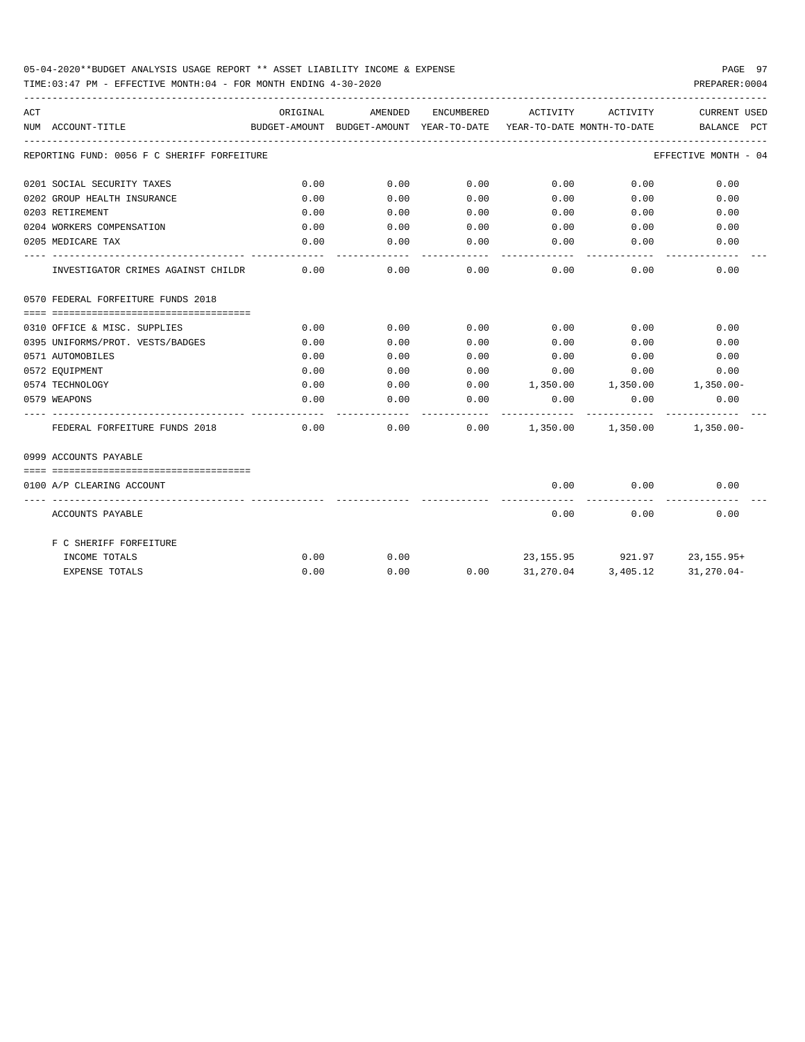05-04-2020**BUDGET ANALYSIS USAGE REPORT ** ASSET LIABILITY INCOME & EXPENSE

TIME:03:47 PM - EFFECTIVE MONTH:04 - FOR MONTH ENDING 4-30-2020

PREPARER:0004

| ACT NUM | ACCOUNT-TITLE | ORIGINAL BUDGET-AMOUNT | AMENDED BUDGET-AMOUNT | ENCUMBERED YEAR-TO-DATE | ACTIVITY YEAR-TO-DATE | ACTIVITY MONTH-TO-DATE | CURRENT BALANCE | USED PCT |
|---|---|---|---|---|---|---|---|---|
| | REPORTING FUND: 0056 F C SHERIFF FORFEITURE | | | | | | EFFECTIVE MONTH - 04 | |
| 0201 | SOCIAL SECURITY TAXES | 0.00 | 0.00 | 0.00 | 0.00 | 0.00 | 0.00 | |
| 0202 | GROUP HEALTH INSURANCE | 0.00 | 0.00 | 0.00 | 0.00 | 0.00 | 0.00 | |
| 0203 | RETIREMENT | 0.00 | 0.00 | 0.00 | 0.00 | 0.00 | 0.00 | |
| 0204 | WORKERS COMPENSATION | 0.00 | 0.00 | 0.00 | 0.00 | 0.00 | 0.00 | |
| 0205 | MEDICARE TAX | 0.00 | 0.00 | 0.00 | 0.00 | 0.00 | 0.00 | |
| | INVESTIGATOR CRIMES AGAINST CHILDR | 0.00 | 0.00 | 0.00 | 0.00 | 0.00 | 0.00 | |
| 0570 | FEDERAL FORFEITURE FUNDS 2018 | | | | | | | |
| 0310 | OFFICE & MISC. SUPPLIES | 0.00 | 0.00 | 0.00 | 0.00 | 0.00 | 0.00 | |
| 0395 | UNIFORMS/PROT. VESTS/BADGES | 0.00 | 0.00 | 0.00 | 0.00 | 0.00 | 0.00 | |
| 0571 | AUTOMOBILES | 0.00 | 0.00 | 0.00 | 0.00 | 0.00 | 0.00 | |
| 0572 | EQUIPMENT | 0.00 | 0.00 | 0.00 | 0.00 | 0.00 | 0.00 | |
| 0574 | TECHNOLOGY | 0.00 | 0.00 | 0.00 | 1,350.00 | 1,350.00 | 1,350.00- | |
| 0579 | WEAPONS | 0.00 | 0.00 | 0.00 | 0.00 | 0.00 | 0.00 | |
| | FEDERAL FORFEITURE FUNDS 2018 | 0.00 | 0.00 | 0.00 | 1,350.00 | 1,350.00 | 1,350.00- | |
| 0999 | ACCOUNTS PAYABLE | | | | | | | |
| 0100 | A/P CLEARING ACCOUNT | | | | 0.00 | 0.00 | 0.00 | |
| | ACCOUNTS PAYABLE | | | | 0.00 | 0.00 | 0.00 | |
| | F C SHERIFF FORFEITURE | | | | | | | |
| | INCOME TOTALS | 0.00 | 0.00 | | 23,155.95 | 921.97 | 23,155.95+ | |
| | EXPENSE TOTALS | 0.00 | 0.00 | 0.00 | 31,270.04 | 3,405.12 | 31,270.04- | |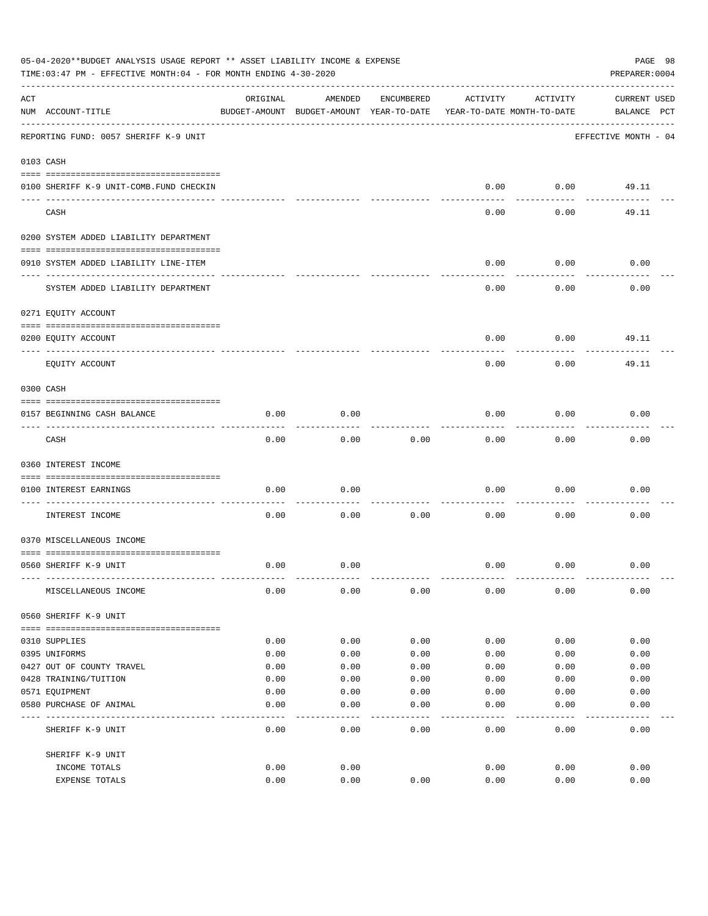05-04-2020**BUDGET ANALYSIS USAGE REPORT ** ASSET LIABILITY INCOME & EXPENSE

TIME:03:47 PM - EFFECTIVE MONTH:04 - FOR MONTH ENDING 4-30-2020

PREPARER:0004

| ACT NUM | ACCOUNT-TITLE | ORIGINAL BUDGET-AMOUNT | AMENDED BUDGET-AMOUNT | ENCUMBERED YEAR-TO-DATE | ACTIVITY YEAR-TO-DATE | ACTIVITY MONTH-TO-DATE | CURRENT BALANCE | USED PCT |
|---|---|---|---|---|---|---|---|---|
| | REPORTING FUND: 0057 SHERIFF K-9 UNIT | | | | | | EFFECTIVE MONTH - 04 | |
| | 0103 CASH | | | | | | | |
| 0100 | SHERIFF K-9 UNIT-COMB.FUND CHECKIN | | | | 0.00 | 0.00 | 49.11 | |
| | CASH | | | | 0.00 | 0.00 | 49.11 | |
| | 0200 SYSTEM ADDED LIABILITY DEPARTMENT | | | | | | | |
| 0910 | SYSTEM ADDED LIABILITY LINE-ITEM | | | | 0.00 | 0.00 | 0.00 | |
| | SYSTEM ADDED LIABILITY DEPARTMENT | | | | 0.00 | 0.00 | 0.00 | |
| | 0271 EQUITY ACCOUNT | | | | | | | |
| 0200 | EQUITY ACCOUNT | | | | 0.00 | 0.00 | 49.11 | |
| | EQUITY ACCOUNT | | | | 0.00 | 0.00 | 49.11 | |
| | 0300 CASH | | | | | | | |
| 0157 | BEGINNING CASH BALANCE | 0.00 | 0.00 | | 0.00 | 0.00 | 0.00 | |
| | CASH | 0.00 | 0.00 | 0.00 | 0.00 | 0.00 | 0.00 | |
| | 0360 INTEREST INCOME | | | | | | | |
| 0100 | INTEREST EARNINGS | 0.00 | 0.00 | | 0.00 | 0.00 | 0.00 | |
| | INTEREST INCOME | 0.00 | 0.00 | 0.00 | 0.00 | 0.00 | 0.00 | |
| | 0370 MISCELLANEOUS INCOME | | | | | | | |
| 0560 | SHERIFF K-9 UNIT | 0.00 | 0.00 | | 0.00 | 0.00 | 0.00 | |
| | MISCELLANEOUS INCOME | 0.00 | 0.00 | 0.00 | 0.00 | 0.00 | 0.00 | |
| | 0560 SHERIFF K-9 UNIT | | | | | | | |
| 0310 | SUPPLIES | 0.00 | 0.00 | 0.00 | 0.00 | 0.00 | 0.00 | |
| 0395 | UNIFORMS | 0.00 | 0.00 | 0.00 | 0.00 | 0.00 | 0.00 | |
| 0427 | OUT OF COUNTY TRAVEL | 0.00 | 0.00 | 0.00 | 0.00 | 0.00 | 0.00 | |
| 0428 | TRAINING/TUITION | 0.00 | 0.00 | 0.00 | 0.00 | 0.00 | 0.00 | |
| 0571 | EQUIPMENT | 0.00 | 0.00 | 0.00 | 0.00 | 0.00 | 0.00 | |
| 0580 | PURCHASE OF ANIMAL | 0.00 | 0.00 | 0.00 | 0.00 | 0.00 | 0.00 | |
| | SHERIFF K-9 UNIT | 0.00 | 0.00 | 0.00 | 0.00 | 0.00 | 0.00 | |
| | SHERIFF K-9 UNIT | | | | | | | |
| | INCOME TOTALS | 0.00 | 0.00 | | 0.00 | 0.00 | 0.00 | |
| | EXPENSE TOTALS | 0.00 | 0.00 | 0.00 | 0.00 | 0.00 | 0.00 | |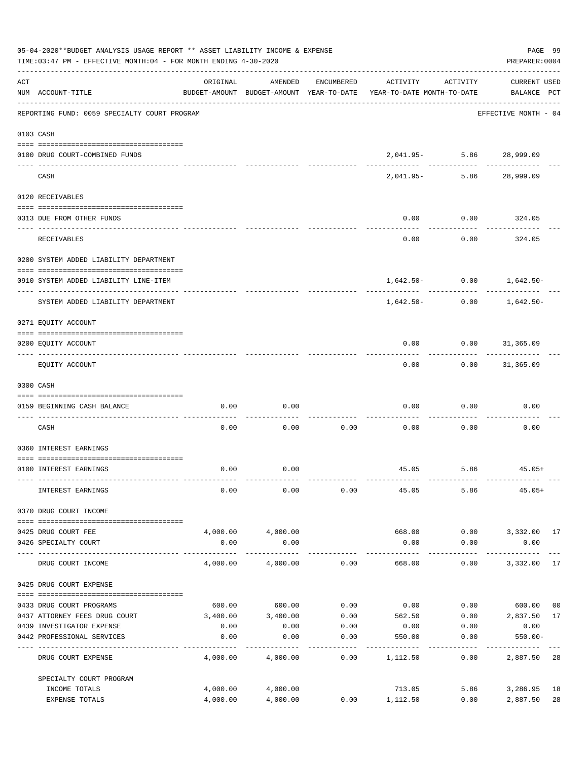05-04-2020**BUDGET ANALYSIS USAGE REPORT ** ASSET LIABILITY INCOME & EXPENSE

TIME:03:47 PM - EFFECTIVE MONTH:04 - FOR MONTH ENDING 4-30-2020

PREPARER:0004

| ACT NUM | ACCOUNT-TITLE | ORIGINAL BUDGET-AMOUNT | AMENDED BUDGET-AMOUNT | ENCUMBERED YEAR-TO-DATE | ACTIVITY YEAR-TO-DATE | ACTIVITY MONTH-TO-DATE | CURRENT BALANCE | USED PCT |
|---|---|---|---|---|---|---|---|---|
| | REPORTING FUND: 0059 SPECIALTY COURT PROGRAM | | | | | | EFFECTIVE MONTH - 04 | |
| 0103 | CASH | | | | | | | |
| 0100 | DRUG COURT-COMBINED FUNDS | | | | 2,041.95- | 5.86 | 28,999.09 | |
| | CASH | | | | 2,041.95- | 5.86 | 28,999.09 | |
| 0120 | RECEIVABLES | | | | | | | |
| 0313 | DUE FROM OTHER FUNDS | | | | 0.00 | 0.00 | 324.05 | |
| | RECEIVABLES | | | | 0.00 | 0.00 | 324.05 | |
| 0200 | SYSTEM ADDED LIABILITY DEPARTMENT | | | | | | | |
| 0910 | SYSTEM ADDED LIABILITY LINE-ITEM | | | | 1,642.50- | 0.00 | 1,642.50- | |
| | SYSTEM ADDED LIABILITY DEPARTMENT | | | | 1,642.50- | 0.00 | 1,642.50- | |
| 0271 | EQUITY ACCOUNT | | | | | | | |
| 0200 | EQUITY ACCOUNT | | | | 0.00 | 0.00 | 31,365.09 | |
| | EQUITY ACCOUNT | | | | 0.00 | 0.00 | 31,365.09 | |
| 0300 | CASH | | | | | | | |
| 0159 | BEGINNING CASH BALANCE | 0.00 | 0.00 | | 0.00 | 0.00 | 0.00 | |
| | CASH | 0.00 | 0.00 | 0.00 | 0.00 | 0.00 | 0.00 | |
| 0360 | INTEREST EARNINGS | | | | | | | |
| 0100 | INTEREST EARNINGS | 0.00 | 0.00 | | 45.05 | 5.86 | 45.05+ | |
| | INTEREST EARNINGS | 0.00 | 0.00 | 0.00 | 45.05 | 5.86 | 45.05+ | |
| 0370 | DRUG COURT INCOME | | | | | | | |
| 0425 | DRUG COURT FEE | 4,000.00 | 4,000.00 | | 668.00 | 0.00 | 3,332.00 | 17 |
| 0426 | SPECIALTY COURT | 0.00 | 0.00 | | 0.00 | 0.00 | 0.00 | |
| | DRUG COURT INCOME | 4,000.00 | 4,000.00 | 0.00 | 668.00 | 0.00 | 3,332.00 | 17 |
| 0425 | DRUG COURT EXPENSE | | | | | | | |
| 0433 | DRUG COURT PROGRAMS | 600.00 | 600.00 | 0.00 | 0.00 | 0.00 | 600.00 | 00 |
| 0437 | ATTORNEY FEES DRUG COURT | 3,400.00 | 3,400.00 | 0.00 | 562.50 | 0.00 | 2,837.50 | 17 |
| 0439 | INVESTIGATOR EXPENSE | 0.00 | 0.00 | 0.00 | 0.00 | 0.00 | 0.00 | |
| 0442 | PROFESSIONAL SERVICES | 0.00 | 0.00 | 0.00 | 550.00 | 0.00 | 550.00- | |
| | DRUG COURT EXPENSE | 4,000.00 | 4,000.00 | 0.00 | 1,112.50 | 0.00 | 2,887.50 | 28 |
| | SPECIALTY COURT PROGRAM | | | | | | | |
| | INCOME TOTALS | 4,000.00 | 4,000.00 | | 713.05 | 5.86 | 3,286.95 | 18 |
| | EXPENSE TOTALS | 4,000.00 | 4,000.00 | 0.00 | 1,112.50 | 0.00 | 2,887.50 | 28 |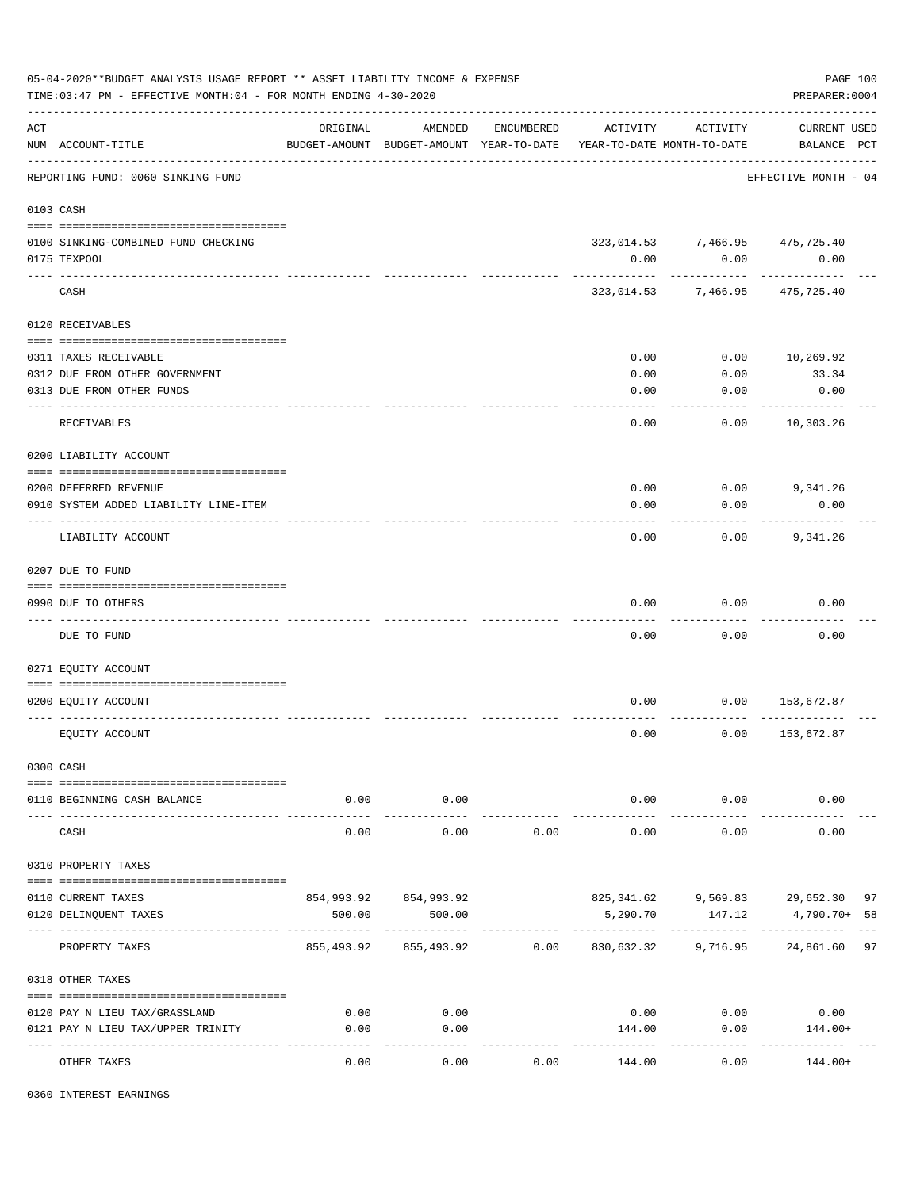05-04-2020**BUDGET ANALYSIS USAGE REPORT ** ASSET LIABILITY INCOME & EXPENSE

TIME:03:47 PM - EFFECTIVE MONTH:04 - FOR MONTH ENDING 4-30-2020

PREPARER:0004

REPORTING FUND: 0060 SINKING FUND — EFFECTIVE MONTH - 04

| ACT NUM | ACCOUNT-TITLE | ORIGINAL BUDGET-AMOUNT | AMENDED BUDGET-AMOUNT | ENCUMBERED YEAR-TO-DATE | ACTIVITY YEAR-TO-DATE | ACTIVITY MONTH-TO-DATE | CURRENT BALANCE | USED PCT |
|---|---|---|---|---|---|---|---|---|
| 0103 | CASH | | | | | | | |
| 0100 | SINKING-COMBINED FUND CHECKING | | | | 323,014.53 | 7,466.95 | 475,725.40 | |
| 0175 | TEXPOOL | | | | 0.00 | 0.00 | 0.00 | |
| | CASH | | | | 323,014.53 | 7,466.95 | 475,725.40 | |
| 0120 | RECEIVABLES | | | | | | | |
| 0311 | TAXES RECEIVABLE | | | | 0.00 | 0.00 | 10,269.92 | |
| 0312 | DUE FROM OTHER GOVERNMENT | | | | 0.00 | 0.00 | 33.34 | |
| 0313 | DUE FROM OTHER FUNDS | | | | 0.00 | 0.00 | 0.00 | |
| | RECEIVABLES | | | | 0.00 | 0.00 | 10,303.26 | |
| 0200 | LIABILITY ACCOUNT | | | | | | | |
| 0200 | DEFERRED REVENUE | | | | 0.00 | 0.00 | 9,341.26 | |
| 0910 | SYSTEM ADDED LIABILITY LINE-ITEM | | | | 0.00 | 0.00 | 0.00 | |
| | LIABILITY ACCOUNT | | | | 0.00 | 0.00 | 9,341.26 | |
| 0207 | DUE TO FUND | | | | | | | |
| 0990 | DUE TO OTHERS | | | | 0.00 | 0.00 | 0.00 | |
| | DUE TO FUND | | | | 0.00 | 0.00 | 0.00 | |
| 0271 | EQUITY ACCOUNT | | | | | | | |
| 0200 | EQUITY ACCOUNT | | | | 0.00 | 0.00 | 153,672.87 | |
| | EQUITY ACCOUNT | | | | 0.00 | 0.00 | 153,672.87 | |
| 0300 | CASH | | | | | | | |
| 0110 | BEGINNING CASH BALANCE | 0.00 | 0.00 | | 0.00 | 0.00 | 0.00 | |
| | CASH | 0.00 | 0.00 | 0.00 | 0.00 | 0.00 | 0.00 | |
| 0310 | PROPERTY TAXES | | | | | | | |
| 0110 | CURRENT TAXES | 854,993.92 | 854,993.92 | | 825,341.62 | 9,569.83 | 29,652.30 | 97 |
| 0120 | DELINQUENT TAXES | 500.00 | 500.00 | | 5,290.70 | 147.12 | 4,790.70+ | 58 |
| | PROPERTY TAXES | 855,493.92 | 855,493.92 | 0.00 | 830,632.32 | 9,716.95 | 24,861.60 | 97 |
| 0318 | OTHER TAXES | | | | | | | |
| 0120 | PAY N LIEU TAX/GRASSLAND | 0.00 | 0.00 | | 0.00 | 0.00 | 0.00 | |
| 0121 | PAY N LIEU TAX/UPPER TRINITY | 0.00 | 0.00 | | 144.00 | 0.00 | 144.00+ | |
| | OTHER TAXES | 0.00 | 0.00 | 0.00 | 144.00 | 0.00 | 144.00+ | |
| 0360 | INTEREST EARNINGS | | | | | | | |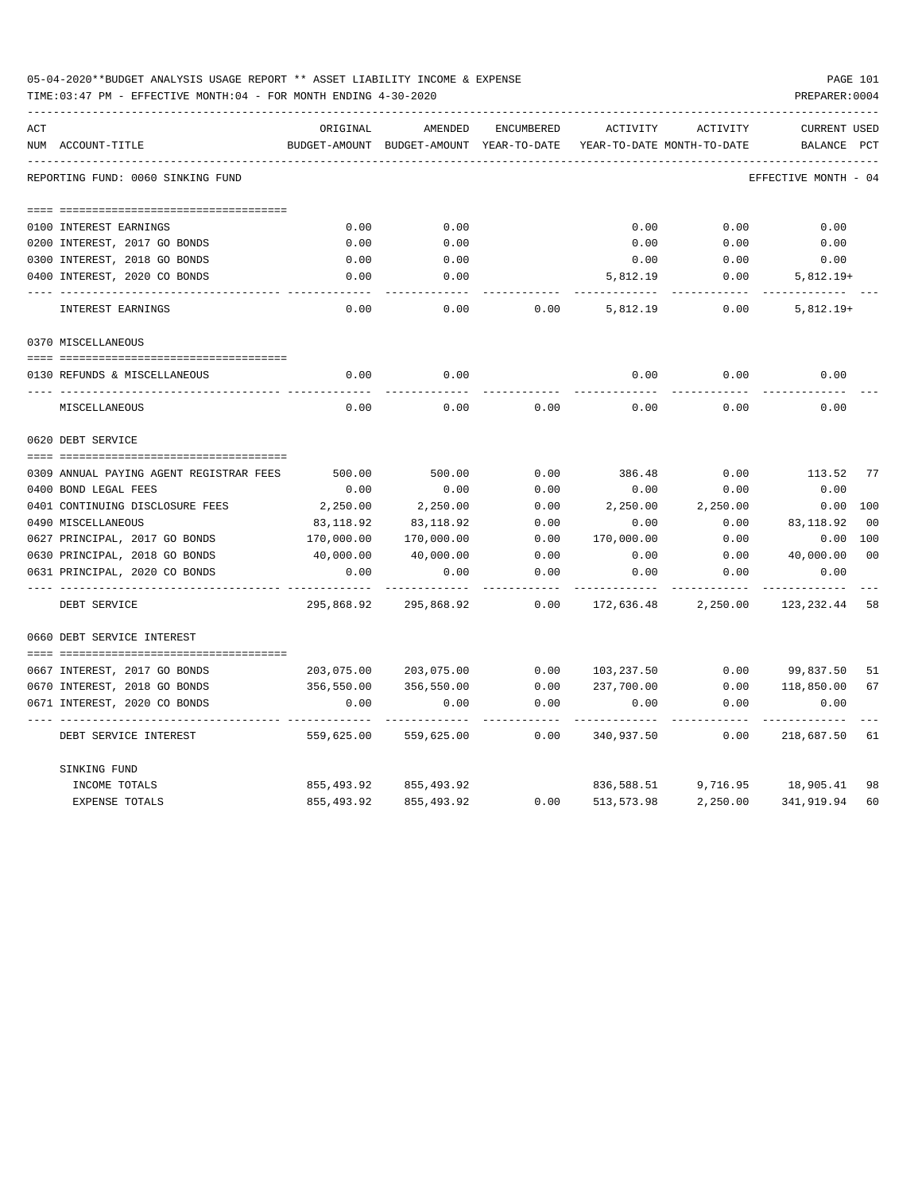05-04-2020**BUDGET ANALYSIS USAGE REPORT ** ASSET LIABILITY INCOME & EXPENSE

TIME:03:47 PM - EFFECTIVE MONTH:04 - FOR MONTH ENDING 4-30-2020

PREPARER:0004

REPORTING FUND: 0060 SINKING FUND — EFFECTIVE MONTH - 04

| ACT NUM | ACCOUNT-TITLE | ORIGINAL BUDGET-AMOUNT | AMENDED BUDGET-AMOUNT | ENCUMBERED YEAR-TO-DATE | ACTIVITY YEAR-TO-DATE | ACTIVITY MONTH-TO-DATE | CURRENT BALANCE | USED PCT |
|---|---|---|---|---|---|---|---|---|
| 0100 | INTEREST EARNINGS | 0.00 | 0.00 | | 0.00 | 0.00 | 0.00 | |
| 0200 | INTEREST, 2017 GO BONDS | 0.00 | 0.00 | | 0.00 | 0.00 | 0.00 | |
| 0300 | INTEREST, 2018 GO BONDS | 0.00 | 0.00 | | 0.00 | 0.00 | 0.00 | |
| 0400 | INTEREST, 2020 CO BONDS | 0.00 | 0.00 | | 5,812.19 | 0.00 | 5,812.19+ | |
| | INTEREST EARNINGS | 0.00 | 0.00 | 0.00 | 5,812.19 | 0.00 | 5,812.19+ | |
| | **0370 MISCELLANEOUS** | | | | | | | |
| 0130 | REFUNDS & MISCELLANEOUS | 0.00 | 0.00 | | 0.00 | 0.00 | 0.00 | |
| | MISCELLANEOUS | 0.00 | 0.00 | 0.00 | 0.00 | 0.00 | 0.00 | |
| | **0620 DEBT SERVICE** | | | | | | | |
| 0309 | ANNUAL PAYING AGENT REGISTRAR FEES | 500.00 | 500.00 | 0.00 | 386.48 | 0.00 | 113.52 | 77 |
| 0400 | BOND LEGAL FEES | 0.00 | 0.00 | 0.00 | 0.00 | 0.00 | 0.00 | |
| 0401 | CONTINUING DISCLOSURE FEES | 2,250.00 | 2,250.00 | 0.00 | 2,250.00 | 2,250.00 | 0.00 | 100 |
| 0490 | MISCELLANEOUS | 83,118.92 | 83,118.92 | 0.00 | 0.00 | 0.00 | 83,118.92 | 00 |
| 0627 | PRINCIPAL, 2017 GO BONDS | 170,000.00 | 170,000.00 | 0.00 | 170,000.00 | 0.00 | 0.00 | 100 |
| 0630 | PRINCIPAL, 2018 GO BONDS | 40,000.00 | 40,000.00 | 0.00 | 0.00 | 0.00 | 40,000.00 | 00 |
| 0631 | PRINCIPAL, 2020 CO BONDS | 0.00 | 0.00 | 0.00 | 0.00 | 0.00 | 0.00 | |
| | DEBT SERVICE | 295,868.92 | 295,868.92 | 0.00 | 172,636.48 | 2,250.00 | 123,232.44 | 58 |
| | **0660 DEBT SERVICE INTEREST** | | | | | | | |
| 0667 | INTEREST, 2017 GO BONDS | 203,075.00 | 203,075.00 | 0.00 | 103,237.50 | 0.00 | 99,837.50 | 51 |
| 0670 | INTEREST, 2018 GO BONDS | 356,550.00 | 356,550.00 | 0.00 | 237,700.00 | 0.00 | 118,850.00 | 67 |
| 0671 | INTEREST, 2020 CO BONDS | 0.00 | 0.00 | 0.00 | 0.00 | 0.00 | 0.00 | |
| | DEBT SERVICE INTEREST | 559,625.00 | 559,625.00 | 0.00 | 340,937.50 | 0.00 | 218,687.50 | 61 |
| | **SINKING FUND** | | | | | | | |
| | INCOME TOTALS | 855,493.92 | 855,493.92 | | 836,588.51 | 9,716.95 | 18,905.41 | 98 |
| | EXPENSE TOTALS | 855,493.92 | 855,493.92 | 0.00 | 513,573.98 | 2,250.00 | 341,919.94 | 60 |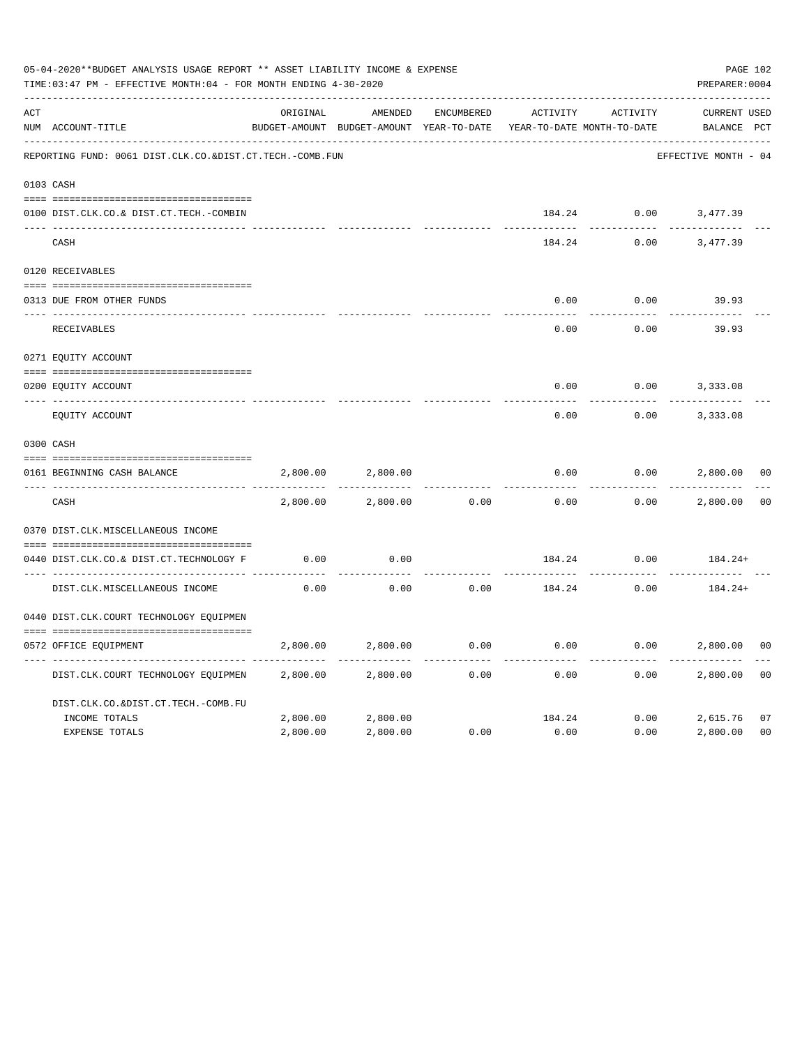05-04-2020**BUDGET ANALYSIS USAGE REPORT ** ASSET LIABILITY INCOME & EXPENSE

TIME:03:47 PM - EFFECTIVE MONTH:04 - FOR MONTH ENDING 4-30-2020

PREPARER:0004

REPORTING FUND: 0061 DIST.CLK.CO.&DIST.CT.TECH.-COMB.FUN — EFFECTIVE MONTH - 04

| ACT NUM | ACCOUNT-TITLE | ORIGINAL BUDGET-AMOUNT | AMENDED BUDGET-AMOUNT | ENCUMBERED YEAR-TO-DATE | ACTIVITY YEAR-TO-DATE | ACTIVITY MONTH-TO-DATE | CURRENT BALANCE | USED PCT |
|---|---|---|---|---|---|---|---|---|
| 0103 | CASH | | | | | | | |
| 0100 | DIST.CLK.CO.& DIST.CT.TECH.-COMBIN | | | | 184.24 | 0.00 | 3,477.39 | |
| | CASH | | | | 184.24 | 0.00 | 3,477.39 | |
| 0120 | RECEIVABLES | | | | | | | |
| 0313 | DUE FROM OTHER FUNDS | | | | 0.00 | 0.00 | 39.93 | |
| | RECEIVABLES | | | | 0.00 | 0.00 | 39.93 | |
| 0271 | EQUITY ACCOUNT | | | | | | | |
| 0200 | EQUITY ACCOUNT | | | | 0.00 | 0.00 | 3,333.08 | |
| | EQUITY ACCOUNT | | | | 0.00 | 0.00 | 3,333.08 | |
| 0300 | CASH | | | | | | | |
| 0161 | BEGINNING CASH BALANCE | 2,800.00 | 2,800.00 | | 0.00 | 0.00 | 2,800.00 | 00 |
| | CASH | 2,800.00 | 2,800.00 | 0.00 | 0.00 | 0.00 | 2,800.00 | 00 |
| 0370 | DIST.CLK.MISCELLANEOUS INCOME | | | | | | | |
| 0440 | DIST.CLK.CO.& DIST.CT.TECHNOLOGY F | 0.00 | 0.00 | | 184.24 | 0.00 | 184.24+ | |
| | DIST.CLK.MISCELLANEOUS INCOME | 0.00 | 0.00 | 0.00 | 184.24 | 0.00 | 184.24+ | |
| 0440 | DIST.CLK.COURT TECHNOLOGY EQUIPMEN | | | | | | | |
| 0572 | OFFICE EQUIPMENT | 2,800.00 | 2,800.00 | 0.00 | 0.00 | 0.00 | 2,800.00 | 00 |
| | DIST.CLK.COURT TECHNOLOGY EQUIPMEN | 2,800.00 | 2,800.00 | 0.00 | 0.00 | 0.00 | 2,800.00 | 00 |
| | DIST.CLK.CO.&DIST.CT.TECH.-COMB.FU | | | | | | | |
| | INCOME TOTALS | 2,800.00 | 2,800.00 | | 184.24 | 0.00 | 2,615.76 | 07 |
| | EXPENSE TOTALS | 2,800.00 | 2,800.00 | 0.00 | 0.00 | 0.00 | 2,800.00 | 00 |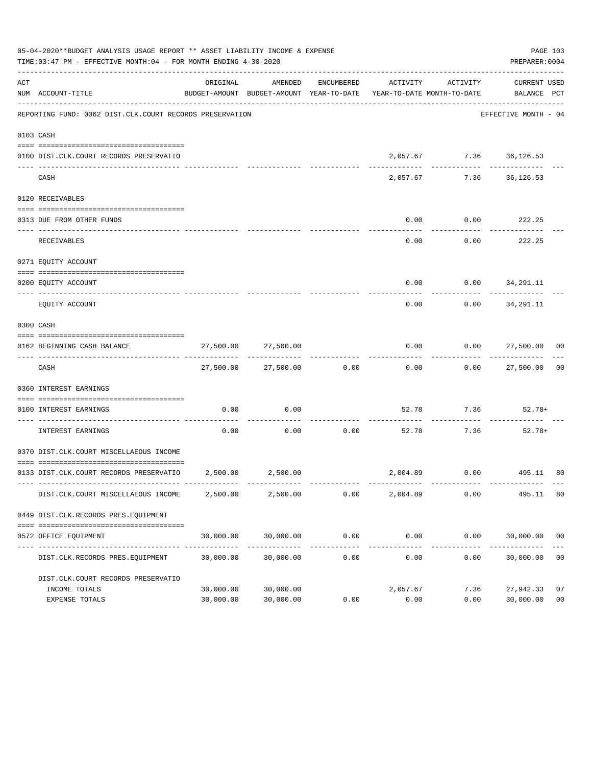05-04-2020**BUDGET ANALYSIS USAGE REPORT ** ASSET LIABILITY INCOME & EXPENSE

TIME:03:47 PM - EFFECTIVE MONTH:04 - FOR MONTH ENDING 4-30-2020

PREPARER:0004

| ACT NUM | ACCOUNT-TITLE | ORIGINAL BUDGET-AMOUNT | AMENDED BUDGET-AMOUNT | ENCUMBERED YEAR-TO-DATE | ACTIVITY YEAR-TO-DATE | ACTIVITY MONTH-TO-DATE | CURRENT BALANCE | USED PCT |
|---|---|---|---|---|---|---|---|---|
| | REPORTING FUND: 0062 DIST.CLK.COURT RECORDS PRESERVATION | | | | | | EFFECTIVE MONTH - 04 | |
| 0103 | CASH | | | | | | | |
| 0100 | DIST.CLK.COURT RECORDS PRESERVATIO | | | | 2,057.67 | 7.36 | 36,126.53 | |
| | CASH | | | | 2,057.67 | 7.36 | 36,126.53 | |
| 0120 | RECEIVABLES | | | | | | | |
| 0313 | DUE FROM OTHER FUNDS | | | | 0.00 | 0.00 | 222.25 | |
| | RECEIVABLES | | | | 0.00 | 0.00 | 222.25 | |
| 0271 | EQUITY ACCOUNT | | | | | | | |
| 0200 | EQUITY ACCOUNT | | | | 0.00 | 0.00 | 34,291.11 | |
| | EQUITY ACCOUNT | | | | 0.00 | 0.00 | 34,291.11 | |
| 0300 | CASH | | | | | | | |
| 0162 | BEGINNING CASH BALANCE | 27,500.00 | 27,500.00 | | 0.00 | 0.00 | 27,500.00 | 00 |
| | CASH | 27,500.00 | 27,500.00 | 0.00 | 0.00 | 0.00 | 27,500.00 | 00 |
| 0360 | INTEREST EARNINGS | | | | | | | |
| 0100 | INTEREST EARNINGS | 0.00 | 0.00 | | 52.78 | 7.36 | 52.78+ | |
| | INTEREST EARNINGS | 0.00 | 0.00 | 0.00 | 52.78 | 7.36 | 52.78+ | |
| 0370 | DIST.CLK.COURT MISCELLAEOUS INCOME | | | | | | | |
| 0133 | DIST.CLK.COURT RECORDS PRESERVATIO | 2,500.00 | 2,500.00 | | 2,004.89 | 0.00 | 495.11 | 80 |
| | DIST.CLK.COURT MISCELLAEOUS INCOME | 2,500.00 | 2,500.00 | 0.00 | 2,004.89 | 0.00 | 495.11 | 80 |
| 0449 | DIST.CLK.RECORDS PRES.EQUIPMENT | | | | | | | |
| 0572 | OFFICE EQUIPMENT | 30,000.00 | 30,000.00 | 0.00 | 0.00 | 0.00 | 30,000.00 | 00 |
| | DIST.CLK.RECORDS PRES.EQUIPMENT | 30,000.00 | 30,000.00 | 0.00 | 0.00 | 0.00 | 30,000.00 | 00 |
| | DIST.CLK.COURT RECORDS PRESERVATIO | | | | | | | |
| | INCOME TOTALS | 30,000.00 | 30,000.00 | | 2,057.67 | 7.36 | 27,942.33 | 07 |
| | EXPENSE TOTALS | 30,000.00 | 30,000.00 | 0.00 | 0.00 | 0.00 | 30,000.00 | 00 |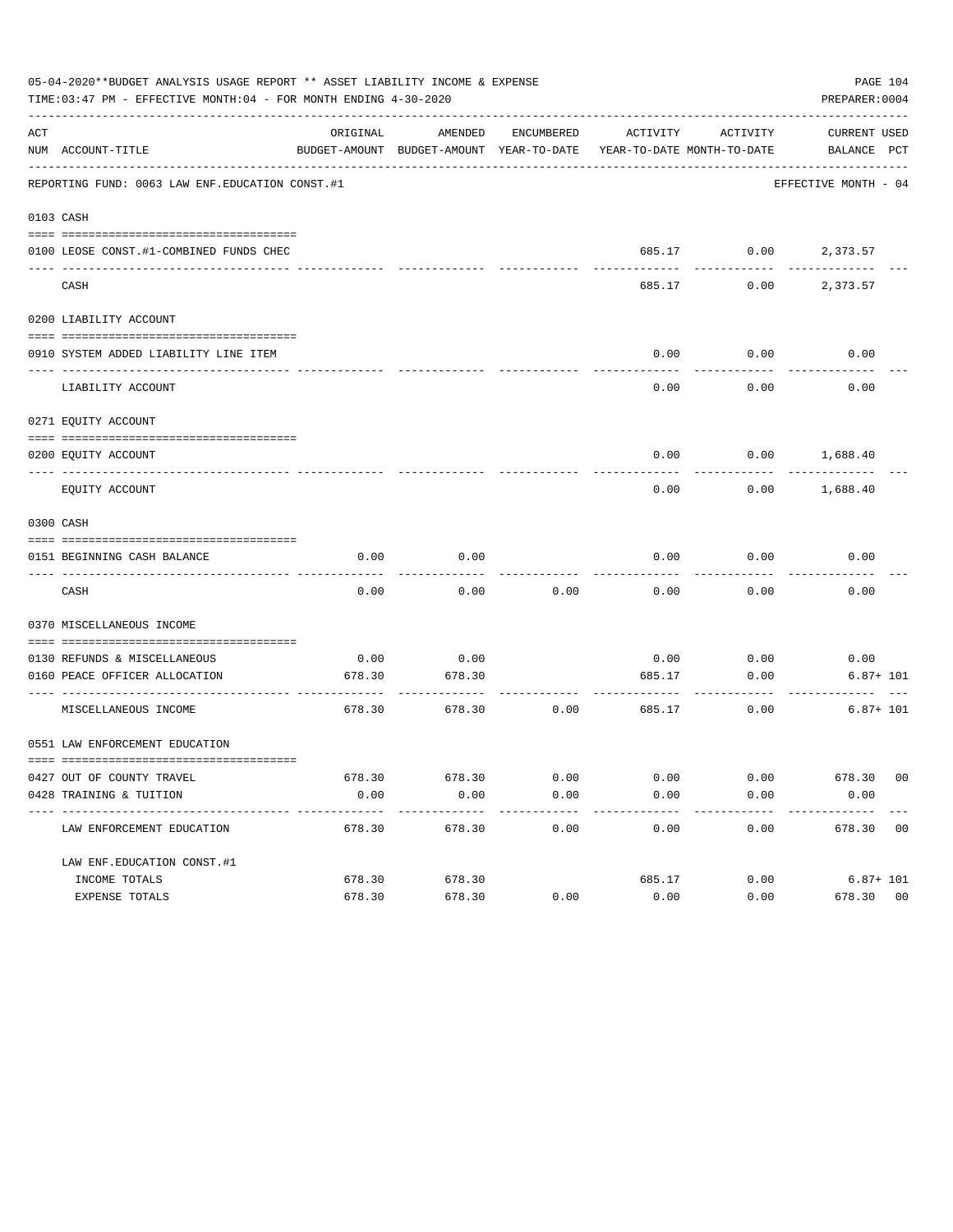05-04-2020**BUDGET ANALYSIS USAGE REPORT ** ASSET LIABILITY INCOME & EXPENSE

TIME:03:47 PM - EFFECTIVE MONTH:04 - FOR MONTH ENDING 4-30-2020

PREPARER:0004

REPORTING FUND: 0063 LAW ENF.EDUCATION CONST.#1 — EFFECTIVE MONTH - 04

| ACT NUM | ACCOUNT-TITLE | ORIGINAL BUDGET-AMOUNT | AMENDED BUDGET-AMOUNT | ENCUMBERED YEAR-TO-DATE | ACTIVITY YEAR-TO-DATE | ACTIVITY MONTH-TO-DATE | CURRENT BALANCE | USED PCT |
|---|---|---|---|---|---|---|---|---|
| **0103** | **CASH** | | | | | | | |
| 0100 | LEOSE CONST.#1-COMBINED FUNDS CHEC | | | | 685.17 | 0.00 | 2,373.57 | |
| | CASH | | | | 685.17 | 0.00 | 2,373.57 | |
| **0200** | **LIABILITY ACCOUNT** | | | | | | | |
| 0910 | SYSTEM ADDED LIABILITY LINE ITEM | | | | 0.00 | 0.00 | 0.00 | |
| | LIABILITY ACCOUNT | | | | 0.00 | 0.00 | 0.00 | |
| **0271** | **EQUITY ACCOUNT** | | | | | | | |
| 0200 | EQUITY ACCOUNT | | | | 0.00 | 0.00 | 1,688.40 | |
| | EQUITY ACCOUNT | | | | 0.00 | 0.00 | 1,688.40 | |
| **0300** | **CASH** | | | | | | | |
| 0151 | BEGINNING CASH BALANCE | 0.00 | 0.00 | | 0.00 | 0.00 | 0.00 | |
| | CASH | 0.00 | 0.00 | 0.00 | 0.00 | 0.00 | 0.00 | |
| **0370** | **MISCELLANEOUS INCOME** | | | | | | | |
| 0130 | REFUNDS & MISCELLANEOUS | 0.00 | 0.00 | | 0.00 | 0.00 | 0.00 | |
| 0160 | PEACE OFFICER ALLOCATION | 678.30 | 678.30 | | 685.17 | 0.00 | 6.87+ | 101 |
| | MISCELLANEOUS INCOME | 678.30 | 678.30 | 0.00 | 685.17 | 0.00 | 6.87+ | 101 |
| **0551** | **LAW ENFORCEMENT EDUCATION** | | | | | | | |
| 0427 | OUT OF COUNTY TRAVEL | 678.30 | 678.30 | 0.00 | 0.00 | 0.00 | 678.30 | 00 |
| 0428 | TRAINING & TUITION | 0.00 | 0.00 | 0.00 | 0.00 | 0.00 | 0.00 | |
| | LAW ENFORCEMENT EDUCATION | 678.30 | 678.30 | 0.00 | 0.00 | 0.00 | 678.30 | 00 |
| | **LAW ENF.EDUCATION CONST.#1** | | | | | | | |
| | INCOME TOTALS | 678.30 | 678.30 | | 685.17 | 0.00 | 6.87+ | 101 |
| | EXPENSE TOTALS | 678.30 | 678.30 | 0.00 | 0.00 | 0.00 | 678.30 | 00 |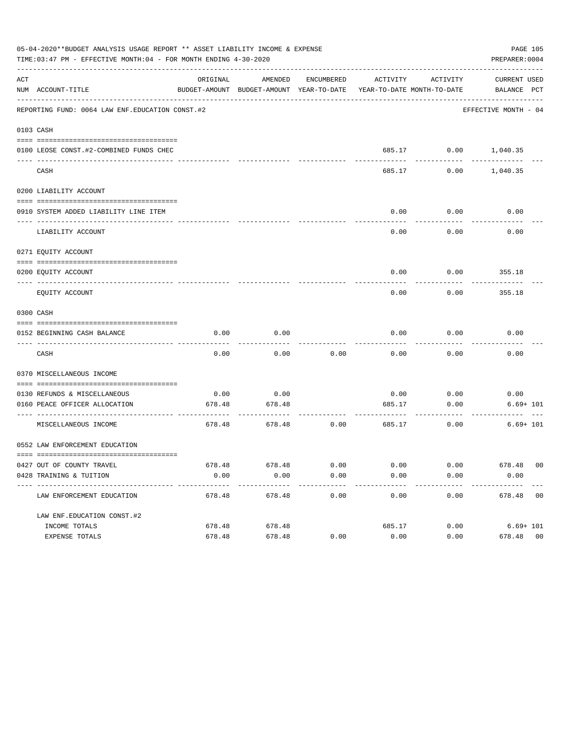05-04-2020**BUDGET ANALYSIS USAGE REPORT ** ASSET LIABILITY INCOME & EXPENSE

TIME:03:47 PM - EFFECTIVE MONTH:04 - FOR MONTH ENDING 4-30-2020

PREPARER:0004

| ACT NUM | ACCOUNT-TITLE | ORIGINAL BUDGET-AMOUNT | AMENDED BUDGET-AMOUNT | ENCUMBERED YEAR-TO-DATE | ACTIVITY YEAR-TO-DATE | ACTIVITY MONTH-TO-DATE | CURRENT BALANCE | USED PCT |
|---|---|---|---|---|---|---|---|---|
| | REPORTING FUND: 0064 LAW ENF.EDUCATION CONST.#2 | | | | | | EFFECTIVE MONTH - 04 | |
| 0103 | CASH | | | | | | | |
| 0100 | LEOSE CONST.#2-COMBINED FUNDS CHEC | | | | 685.17 | 0.00 | 1,040.35 | |
| | CASH | | | | 685.17 | 0.00 | 1,040.35 | |
| 0200 | LIABILITY ACCOUNT | | | | | | | |
| 0910 | SYSTEM ADDED LIABILITY LINE ITEM | | | | 0.00 | 0.00 | 0.00 | |
| | LIABILITY ACCOUNT | | | | 0.00 | 0.00 | 0.00 | |
| 0271 | EQUITY ACCOUNT | | | | | | | |
| 0200 | EQUITY ACCOUNT | | | | 0.00 | 0.00 | 355.18 | |
| | EQUITY ACCOUNT | | | | 0.00 | 0.00 | 355.18 | |
| 0300 | CASH | | | | | | | |
| 0152 | BEGINNING CASH BALANCE | 0.00 | 0.00 | | 0.00 | 0.00 | 0.00 | |
| | CASH | 0.00 | 0.00 | 0.00 | 0.00 | 0.00 | 0.00 | |
| 0370 | MISCELLANEOUS INCOME | | | | | | | |
| 0130 | REFUNDS & MISCELLANEOUS | 0.00 | 0.00 | | 0.00 | 0.00 | 0.00 | |
| 0160 | PEACE OFFICER ALLOCATION | 678.48 | 678.48 | | 685.17 | 0.00 | 6.69+ | 101 |
| | MISCELLANEOUS INCOME | 678.48 | 678.48 | 0.00 | 685.17 | 0.00 | 6.69+ | 101 |
| 0552 | LAW ENFORCEMENT EDUCATION | | | | | | | |
| 0427 | OUT OF COUNTY TRAVEL | 678.48 | 678.48 | 0.00 | 0.00 | 0.00 | 678.48 | 00 |
| 0428 | TRAINING & TUITION | 0.00 | 0.00 | 0.00 | 0.00 | 0.00 | 0.00 | |
| | LAW ENFORCEMENT EDUCATION | 678.48 | 678.48 | 0.00 | 0.00 | 0.00 | 678.48 | 00 |
| | LAW ENF.EDUCATION CONST.#2 | | | | | | | |
| | INCOME TOTALS | 678.48 | 678.48 | | 685.17 | 0.00 | 6.69+ | 101 |
| | EXPENSE TOTALS | 678.48 | 678.48 | 0.00 | 0.00 | 0.00 | 678.48 | 00 |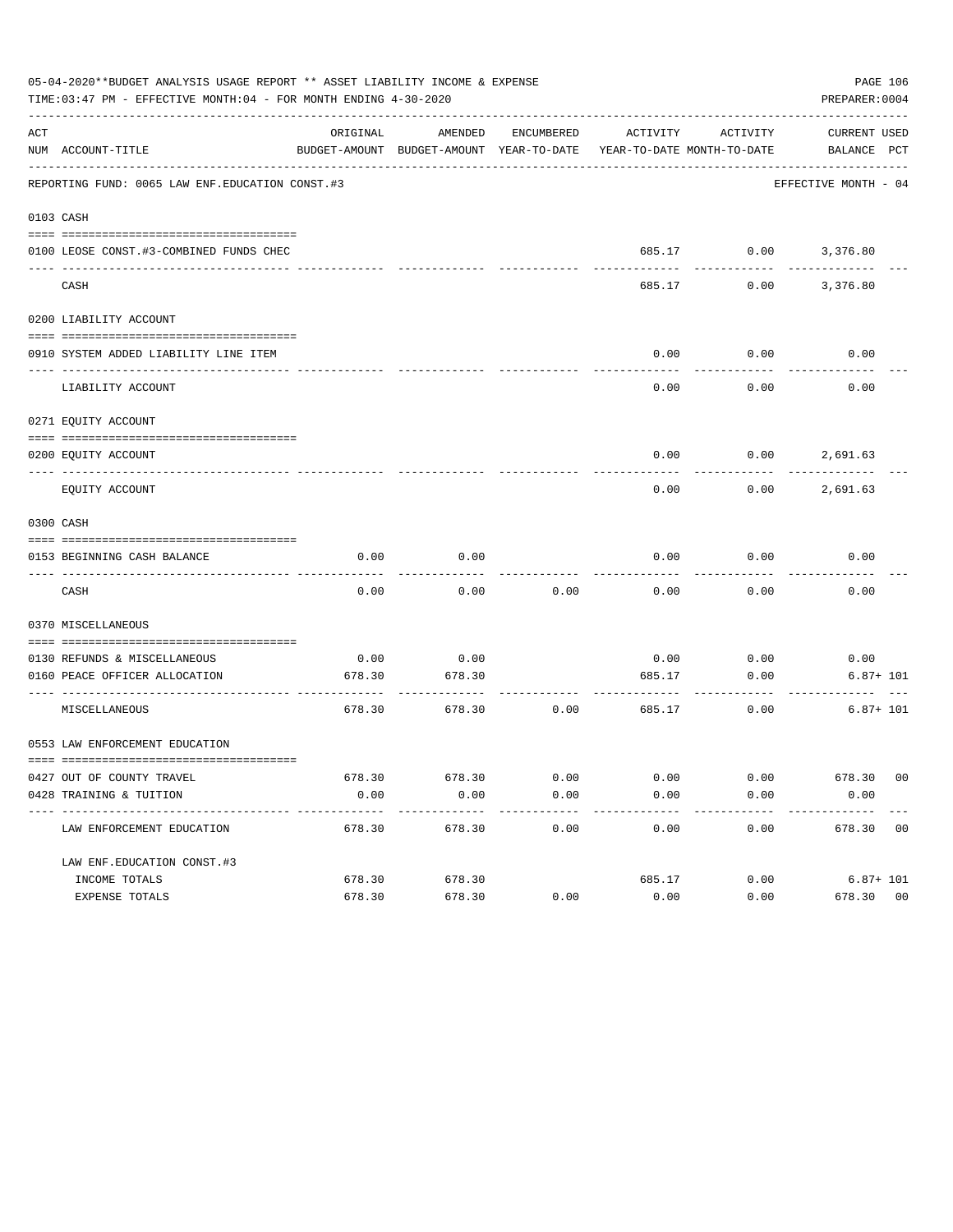05-04-2020**BUDGET ANALYSIS USAGE REPORT ** ASSET LIABILITY INCOME & EXPENSE

TIME:03:47 PM - EFFECTIVE MONTH:04 - FOR MONTH ENDING 4-30-2020

PREPARER:0004

| ACT NUM | ACCOUNT-TITLE | ORIGINAL BUDGET-AMOUNT | AMENDED BUDGET-AMOUNT | ENCUMBERED YEAR-TO-DATE | ACTIVITY YEAR-TO-DATE | ACTIVITY MONTH-TO-DATE | CURRENT BALANCE | USED PCT |
|---|---|---|---|---|---|---|---|---|
| | REPORTING FUND: 0065 LAW ENF.EDUCATION CONST.#3 | | | | | | EFFECTIVE MONTH - 04 | |
| 0103 | CASH | | | | | | | |
| 0100 | LEOSE CONST.#3-COMBINED FUNDS CHEC | | | | 685.17 | 0.00 | 3,376.80 | |
| | CASH | | | | 685.17 | 0.00 | 3,376.80 | |
| 0200 | LIABILITY ACCOUNT | | | | | | | |
| 0910 | SYSTEM ADDED LIABILITY LINE ITEM | | | | 0.00 | 0.00 | 0.00 | |
| | LIABILITY ACCOUNT | | | | 0.00 | 0.00 | 0.00 | |
| 0271 | EQUITY ACCOUNT | | | | | | | |
| 0200 | EQUITY ACCOUNT | | | | 0.00 | 0.00 | 2,691.63 | |
| | EQUITY ACCOUNT | | | | 0.00 | 0.00 | 2,691.63 | |
| 0300 | CASH | | | | | | | |
| 0153 | BEGINNING CASH BALANCE | 0.00 | 0.00 | | 0.00 | 0.00 | 0.00 | |
| | CASH | 0.00 | 0.00 | 0.00 | 0.00 | 0.00 | 0.00 | |
| 0370 | MISCELLANEOUS | | | | | | | |
| 0130 | REFUNDS & MISCELLANEOUS | 0.00 | 0.00 | | 0.00 | 0.00 | 0.00 | |
| 0160 | PEACE OFFICER ALLOCATION | 678.30 | 678.30 | | 685.17 | 0.00 | 6.87+ | 101 |
| | MISCELLANEOUS | 678.30 | 678.30 | 0.00 | 685.17 | 0.00 | 6.87+ | 101 |
| 0553 | LAW ENFORCEMENT EDUCATION | | | | | | | |
| 0427 | OUT OF COUNTY TRAVEL | 678.30 | 678.30 | 0.00 | 0.00 | 0.00 | 678.30 | 00 |
| 0428 | TRAINING & TUITION | 0.00 | 0.00 | 0.00 | 0.00 | 0.00 | 0.00 | |
| | LAW ENFORCEMENT EDUCATION | 678.30 | 678.30 | 0.00 | 0.00 | 0.00 | 678.30 | 00 |
| | LAW ENF.EDUCATION CONST.#3 | | | | | | | |
| | INCOME TOTALS | 678.30 | 678.30 | | 685.17 | 0.00 | 6.87+ | 101 |
| | EXPENSE TOTALS | 678.30 | 678.30 | 0.00 | 0.00 | 0.00 | 678.30 | 00 |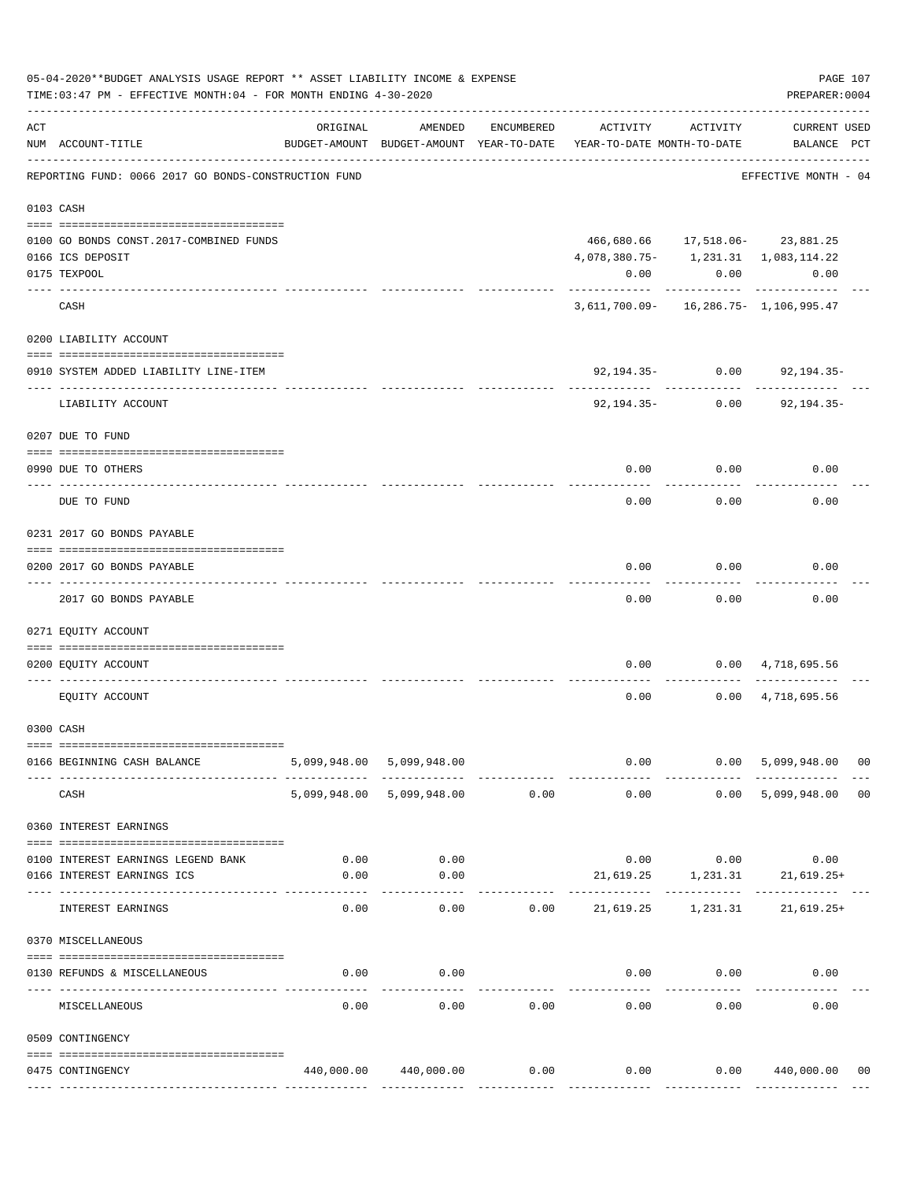05-04-2020**BUDGET ANALYSIS USAGE REPORT ** ASSET LIABILITY INCOME & EXPENSE

TIME:03:47 PM - EFFECTIVE MONTH:04 - FOR MONTH ENDING 4-30-2020

PREPARER:0004

| ACT NUM | ACCOUNT-TITLE | ORIGINAL BUDGET-AMOUNT | AMENDED BUDGET-AMOUNT | ENCUMBERED YEAR-TO-DATE | ACTIVITY YEAR-TO-DATE | ACTIVITY MONTH-TO-DATE | CURRENT BALANCE | USED PCT |
|---|---|---|---|---|---|---|---|---|
| | REPORTING FUND: 0066 2017 GO BONDS-CONSTRUCTION FUND | | | | | | EFFECTIVE MONTH - 04 | |
| 0103 | CASH | | | | | | | |
| 0100 | GO BONDS CONST.2017-COMBINED FUNDS | | | | 466,680.66 | 17,518.06- | 23,881.25 | |
| 0166 | ICS DEPOSIT | | | | 4,078,380.75- | 1,231.31 | 1,083,114.22 | |
| 0175 | TEXPOOL | | | | 0.00 | 0.00 | 0.00 | |
| | CASH | | | | 3,611,700.09- | 16,286.75- | 1,106,995.47 | |
| 0200 | LIABILITY ACCOUNT | | | | | | | |
| 0910 | SYSTEM ADDED LIABILITY LINE-ITEM | | | | 92,194.35- | 0.00 | 92,194.35- | |
| | LIABILITY ACCOUNT | | | | 92,194.35- | 0.00 | 92,194.35- | |
| 0207 | DUE TO FUND | | | | | | | |
| 0990 | DUE TO OTHERS | | | | 0.00 | 0.00 | 0.00 | |
| | DUE TO FUND | | | | 0.00 | 0.00 | 0.00 | |
| 0231 | 2017 GO BONDS PAYABLE | | | | | | | |
| 0200 | 2017 GO BONDS PAYABLE | | | | 0.00 | 0.00 | 0.00 | |
| | 2017 GO BONDS PAYABLE | | | | 0.00 | 0.00 | 0.00 | |
| 0271 | EQUITY ACCOUNT | | | | | | | |
| 0200 | EQUITY ACCOUNT | | | | 0.00 | 0.00 | 4,718,695.56 | |
| | EQUITY ACCOUNT | | | | 0.00 | 0.00 | 4,718,695.56 | |
| 0300 | CASH | | | | | | | |
| 0166 | BEGINNING CASH BALANCE | 5,099,948.00 | 5,099,948.00 | | 0.00 | 0.00 | 5,099,948.00 | 00 |
| | CASH | 5,099,948.00 | 5,099,948.00 | 0.00 | 0.00 | 0.00 | 5,099,948.00 | 00 |
| 0360 | INTEREST EARNINGS | | | | | | | |
| 0100 | INTEREST EARNINGS LEGEND BANK | 0.00 | 0.00 | | 0.00 | 0.00 | 0.00 | |
| 0166 | INTEREST EARNINGS ICS | 0.00 | 0.00 | | 21,619.25 | 1,231.31 | 21,619.25+ | |
| | INTEREST EARNINGS | 0.00 | 0.00 | 0.00 | 21,619.25 | 1,231.31 | 21,619.25+ | |
| 0370 | MISCELLANEOUS | | | | | | | |
| 0130 | REFUNDS & MISCELLANEOUS | 0.00 | 0.00 | | 0.00 | 0.00 | 0.00 | |
| | MISCELLANEOUS | 0.00 | 0.00 | 0.00 | 0.00 | 0.00 | 0.00 | |
| 0509 | CONTINGENCY | | | | | | | |
| 0475 | CONTINGENCY | 440,000.00 | 440,000.00 | 0.00 | 0.00 | 0.00 | 440,000.00 | 00 |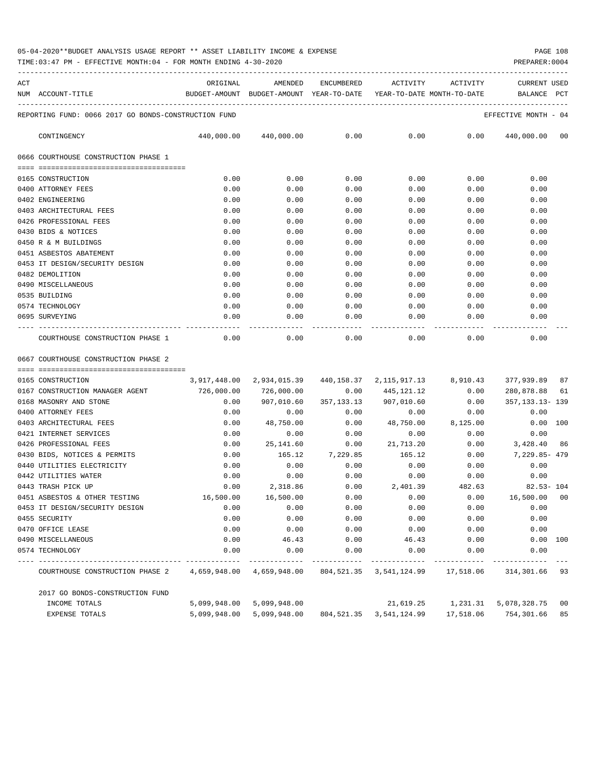05-04-2020**BUDGET ANALYSIS USAGE REPORT ** ASSET LIABILITY INCOME & EXPENSE

TIME:03:47 PM - EFFECTIVE MONTH:04 - FOR MONTH ENDING 4-30-2020

PREPARER:0004

REPORTING FUND: 0066 2017 GO BONDS-CONSTRUCTION FUND — EFFECTIVE MONTH - 04

| ACT NUM | ACCOUNT-TITLE | ORIGINAL BUDGET-AMOUNT | AMENDED BUDGET-AMOUNT | ENCUMBERED YEAR-TO-DATE | ACTIVITY YEAR-TO-DATE | ACTIVITY MONTH-TO-DATE | CURRENT BALANCE | USED PCT |
|---|---|---|---|---|---|---|---|---|
| | CONTINGENCY | 440,000.00 | 440,000.00 | 0.00 | 0.00 | 0.00 | 440,000.00 | 00 |
| | **0666 COURTHOUSE CONSTRUCTION PHASE 1** | | | | | | | |
| 0165 | CONSTRUCTION | 0.00 | 0.00 | 0.00 | 0.00 | 0.00 | 0.00 | |
| 0400 | ATTORNEY FEES | 0.00 | 0.00 | 0.00 | 0.00 | 0.00 | 0.00 | |
| 0402 | ENGINEERING | 0.00 | 0.00 | 0.00 | 0.00 | 0.00 | 0.00 | |
| 0403 | ARCHITECTURAL FEES | 0.00 | 0.00 | 0.00 | 0.00 | 0.00 | 0.00 | |
| 0426 | PROFESSIONAL FEES | 0.00 | 0.00 | 0.00 | 0.00 | 0.00 | 0.00 | |
| 0430 | BIDS & NOTICES | 0.00 | 0.00 | 0.00 | 0.00 | 0.00 | 0.00 | |
| 0450 | R & M BUILDINGS | 0.00 | 0.00 | 0.00 | 0.00 | 0.00 | 0.00 | |
| 0451 | ASBESTOS ABATEMENT | 0.00 | 0.00 | 0.00 | 0.00 | 0.00 | 0.00 | |
| 0453 | IT DESIGN/SECURITY DESIGN | 0.00 | 0.00 | 0.00 | 0.00 | 0.00 | 0.00 | |
| 0482 | DEMOLITION | 0.00 | 0.00 | 0.00 | 0.00 | 0.00 | 0.00 | |
| 0490 | MISCELLANEOUS | 0.00 | 0.00 | 0.00 | 0.00 | 0.00 | 0.00 | |
| 0535 | BUILDING | 0.00 | 0.00 | 0.00 | 0.00 | 0.00 | 0.00 | |
| 0574 | TECHNOLOGY | 0.00 | 0.00 | 0.00 | 0.00 | 0.00 | 0.00 | |
| 0695 | SURVEYING | 0.00 | 0.00 | 0.00 | 0.00 | 0.00 | 0.00 | |
| | COURTHOUSE CONSTRUCTION PHASE 1 | 0.00 | 0.00 | 0.00 | 0.00 | 0.00 | 0.00 | |
| | **0667 COURTHOUSE CONSTRUCTION PHASE 2** | | | | | | | |
| 0165 | CONSTRUCTION | 3,917,448.00 | 2,934,015.39 | 440,158.37 | 2,115,917.13 | 8,910.43 | 377,939.89 | 87 |
| 0167 | CONSTRUCTION MANAGER AGENT | 726,000.00 | 726,000.00 | 0.00 | 445,121.12 | 0.00 | 280,878.88 | 61 |
| 0168 | MASONRY AND STONE | 0.00 | 907,010.60 | 357,133.13 | 907,010.60 | 0.00 | 357,133.13- | 139 |
| 0400 | ATTORNEY FEES | 0.00 | 0.00 | 0.00 | 0.00 | 0.00 | 0.00 | |
| 0403 | ARCHITECTURAL FEES | 0.00 | 48,750.00 | 0.00 | 48,750.00 | 8,125.00 | 0.00 | 100 |
| 0421 | INTERNET SERVICES | 0.00 | 0.00 | 0.00 | 0.00 | 0.00 | 0.00 | |
| 0426 | PROFESSIONAL FEES | 0.00 | 25,141.60 | 0.00 | 21,713.20 | 0.00 | 3,428.40 | 86 |
| 0430 | BIDS, NOTICES & PERMITS | 0.00 | 165.12 | 7,229.85 | 165.12 | 0.00 | 7,229.85- | 479 |
| 0440 | UTILITIES ELECTRICITY | 0.00 | 0.00 | 0.00 | 0.00 | 0.00 | 0.00 | |
| 0442 | UTILITIES WATER | 0.00 | 0.00 | 0.00 | 0.00 | 0.00 | 0.00 | |
| 0443 | TRASH PICK UP | 0.00 | 2,318.86 | 0.00 | 2,401.39 | 482.63 | 82.53- | 104 |
| 0451 | ASBESTOS & OTHER TESTING | 16,500.00 | 16,500.00 | 0.00 | 0.00 | 0.00 | 16,500.00 | 00 |
| 0453 | IT DESIGN/SECURITY DESIGN | 0.00 | 0.00 | 0.00 | 0.00 | 0.00 | 0.00 | |
| 0455 | SECURITY | 0.00 | 0.00 | 0.00 | 0.00 | 0.00 | 0.00 | |
| 0470 | OFFICE LEASE | 0.00 | 0.00 | 0.00 | 0.00 | 0.00 | 0.00 | |
| 0490 | MISCELLANEOUS | 0.00 | 46.43 | 0.00 | 46.43 | 0.00 | 0.00 | 100 |
| 0574 | TECHNOLOGY | 0.00 | 0.00 | 0.00 | 0.00 | 0.00 | 0.00 | |
| | COURTHOUSE CONSTRUCTION PHASE 2 | 4,659,948.00 | 4,659,948.00 | 804,521.35 | 3,541,124.99 | 17,518.06 | 314,301.66 | 93 |
| | **2017 GO BONDS-CONSTRUCTION FUND** | | | | | | | |
| | INCOME TOTALS | 5,099,948.00 | 5,099,948.00 | | 21,619.25 | 1,231.31 | 5,078,328.75 | 00 |
| | EXPENSE TOTALS | 5,099,948.00 | 5,099,948.00 | 804,521.35 | 3,541,124.99 | 17,518.06 | 754,301.66 | 85 |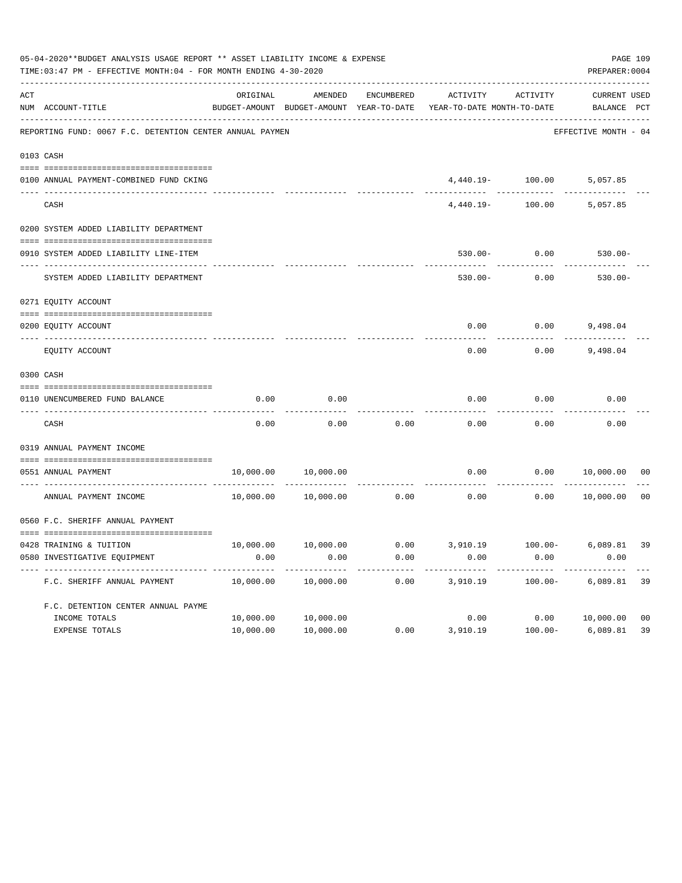05-04-2020**BUDGET ANALYSIS USAGE REPORT ** ASSET LIABILITY INCOME & EXPENSE

TIME:03:47 PM - EFFECTIVE MONTH:04 - FOR MONTH ENDING 4-30-2020

PREPARER:0004

REPORTING FUND: 0067 F.C. DETENTION CENTER ANNUAL PAYMEN — EFFECTIVE MONTH - 04

| ACT NUM | ACCOUNT-TITLE | ORIGINAL BUDGET-AMOUNT | AMENDED BUDGET-AMOUNT | ENCUMBERED YEAR-TO-DATE | ACTIVITY YEAR-TO-DATE | ACTIVITY MONTH-TO-DATE | CURRENT BALANCE | USED PCT |
|---|---|---|---|---|---|---|---|---|
| 0103 | CASH | | | | | | | |
| 0100 | ANNUAL PAYMENT-COMBINED FUND CKING | | | | 4,440.19- | 100.00 | 5,057.85 | |
| | CASH | | | | 4,440.19- | 100.00 | 5,057.85 | |
| 0200 | SYSTEM ADDED LIABILITY DEPARTMENT | | | | | | | |
| 0910 | SYSTEM ADDED LIABILITY LINE-ITEM | | | | 530.00- | 0.00 | 530.00- | |
| | SYSTEM ADDED LIABILITY DEPARTMENT | | | | 530.00- | 0.00 | 530.00- | |
| 0271 | EQUITY ACCOUNT | | | | | | | |
| 0200 | EQUITY ACCOUNT | | | | 0.00 | 0.00 | 9,498.04 | |
| | EQUITY ACCOUNT | | | | 0.00 | 0.00 | 9,498.04 | |
| 0300 | CASH | | | | | | | |
| 0110 | UNENCUMBERED FUND BALANCE | 0.00 | 0.00 | | 0.00 | 0.00 | 0.00 | |
| | CASH | 0.00 | 0.00 | 0.00 | 0.00 | 0.00 | 0.00 | |
| 0319 | ANNUAL PAYMENT INCOME | | | | | | | |
| 0551 | ANNUAL PAYMENT | 10,000.00 | 10,000.00 | | 0.00 | 0.00 | 10,000.00 | 00 |
| | ANNUAL PAYMENT INCOME | 10,000.00 | 10,000.00 | 0.00 | 0.00 | 0.00 | 10,000.00 | 00 |
| 0560 | F.C. SHERIFF ANNUAL PAYMENT | | | | | | | |
| 0428 | TRAINING & TUITION | 10,000.00 | 10,000.00 | 0.00 | 3,910.19 | 100.00- | 6,089.81 | 39 |
| 0580 | INVESTIGATIVE EQUIPMENT | 0.00 | 0.00 | 0.00 | 0.00 | 0.00 | 0.00 | |
| | F.C. SHERIFF ANNUAL PAYMENT | 10,000.00 | 10,000.00 | 0.00 | 3,910.19 | 100.00- | 6,089.81 | 39 |
| | F.C. DETENTION CENTER ANNUAL PAYME | | | | | | | |
| | INCOME TOTALS | 10,000.00 | 10,000.00 | | 0.00 | 0.00 | 10,000.00 | 00 |
| | EXPENSE TOTALS | 10,000.00 | 10,000.00 | 0.00 | 3,910.19 | 100.00- | 6,089.81 | 39 |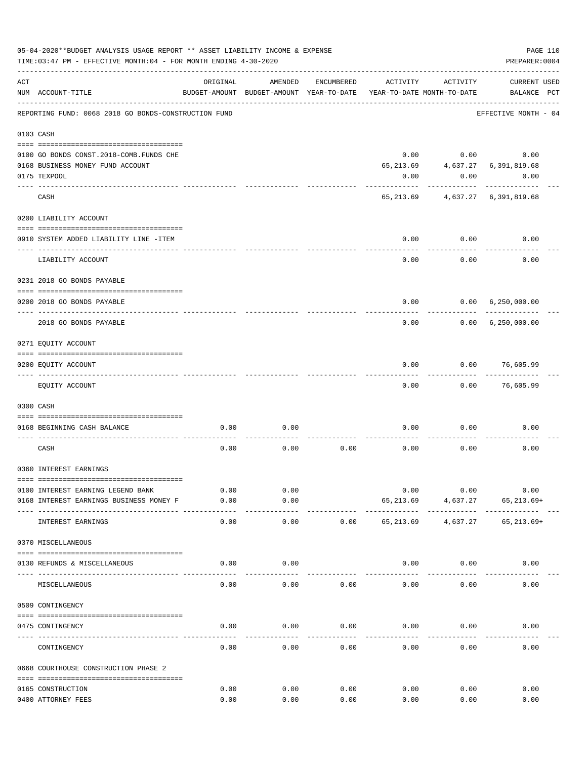05-04-2020**BUDGET ANALYSIS USAGE REPORT ** ASSET LIABILITY INCOME & EXPENSE

TIME:03:47 PM - EFFECTIVE MONTH:04 - FOR MONTH ENDING 4-30-2020

PREPARER:0004

REPORTING FUND: 0068 2018 GO BONDS-CONSTRUCTION FUND — EFFECTIVE MONTH - 04

| ACT NUM | ACCOUNT-TITLE | ORIGINAL BUDGET-AMOUNT | AMENDED BUDGET-AMOUNT | ENCUMBERED YEAR-TO-DATE | ACTIVITY YEAR-TO-DATE | ACTIVITY MONTH-TO-DATE | CURRENT BALANCE | USED PCT |
|---|---|---|---|---|---|---|---|---|
| **0103** | **CASH** | | | | | | | |
| 0100 | GO BONDS CONST.2018-COMB.FUNDS CHE | | | | 0.00 | 0.00 | 0.00 | |
| 0168 | BUSINESS MONEY FUND ACCOUNT | | | | 65,213.69 | 4,637.27 | 6,391,819.68 | |
| 0175 | TEXPOOL | | | | 0.00 | 0.00 | 0.00 | |
| | CASH | | | | 65,213.69 | 4,637.27 | 6,391,819.68 | |
| **0200** | **LIABILITY ACCOUNT** | | | | | | | |
| 0910 | SYSTEM ADDED LIABILITY LINE -ITEM | | | | 0.00 | 0.00 | 0.00 | |
| | LIABILITY ACCOUNT | | | | 0.00 | 0.00 | 0.00 | |
| **0231** | **2018 GO BONDS PAYABLE** | | | | | | | |
| 0200 | 2018 GO BONDS PAYABLE | | | | 0.00 | 0.00 | 6,250,000.00 | |
| | 2018 GO BONDS PAYABLE | | | | 0.00 | 0.00 | 6,250,000.00 | |
| **0271** | **EQUITY ACCOUNT** | | | | | | | |
| 0200 | EQUITY ACCOUNT | | | | 0.00 | 0.00 | 76,605.99 | |
| | EQUITY ACCOUNT | | | | 0.00 | 0.00 | 76,605.99 | |
| **0300** | **CASH** | | | | | | | |
| 0168 | BEGINNING CASH BALANCE | 0.00 | 0.00 | | 0.00 | 0.00 | 0.00 | |
| | CASH | 0.00 | 0.00 | 0.00 | 0.00 | 0.00 | 0.00 | |
| **0360** | **INTEREST EARNINGS** | | | | | | | |
| 0100 | INTEREST EARNING LEGEND BANK | 0.00 | 0.00 | | 0.00 | 0.00 | 0.00 | |
| 0168 | INTEREST EARNINGS BUSINESS MONEY F | 0.00 | 0.00 | | 65,213.69 | 4,637.27 | 65,213.69+ | |
| | INTEREST EARNINGS | 0.00 | 0.00 | 0.00 | 65,213.69 | 4,637.27 | 65,213.69+ | |
| **0370** | **MISCELLANEOUS** | | | | | | | |
| 0130 | REFUNDS & MISCELLANEOUS | 0.00 | 0.00 | | 0.00 | 0.00 | 0.00 | |
| | MISCELLANEOUS | 0.00 | 0.00 | 0.00 | 0.00 | 0.00 | 0.00 | |
| **0509** | **CONTINGENCY** | | | | | | | |
| 0475 | CONTINGENCY | 0.00 | 0.00 | 0.00 | 0.00 | 0.00 | 0.00 | |
| | CONTINGENCY | 0.00 | 0.00 | 0.00 | 0.00 | 0.00 | 0.00 | |
| **0668** | **COURTHOUSE CONSTRUCTION PHASE 2** | | | | | | | |
| 0165 | CONSTRUCTION | 0.00 | 0.00 | 0.00 | 0.00 | 0.00 | 0.00 | |
| 0400 | ATTORNEY FEES | 0.00 | 0.00 | 0.00 | 0.00 | 0.00 | 0.00 | |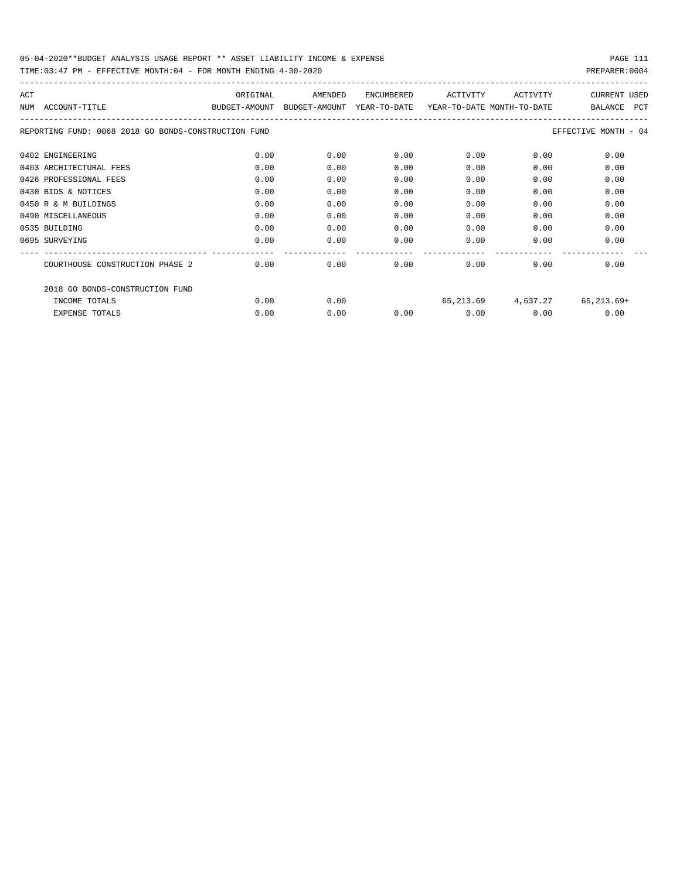05-04-2020**BUDGET ANALYSIS USAGE REPORT ** ASSET LIABILITY INCOME & EXPENSE

TIME:03:47 PM - EFFECTIVE MONTH:04 - FOR MONTH ENDING 4-30-2020 PREPARER:0004

REPORTING FUND: 0068 2018 GO BONDS-CONSTRUCTION FUND — EFFECTIVE MONTH - 04

| ACT NUM | ACCOUNT-TITLE | ORIGINAL BUDGET-AMOUNT | AMENDED BUDGET-AMOUNT | ENCUMBERED YEAR-TO-DATE | ACTIVITY YEAR-TO-DATE | ACTIVITY MONTH-TO-DATE | CURRENT BALANCE | USED PCT |
|---|---|---|---|---|---|---|---|---|
| 0402 | ENGINEERING | 0.00 | 0.00 | 0.00 | 0.00 | 0.00 | 0.00 | |
| 0403 | ARCHITECTURAL FEES | 0.00 | 0.00 | 0.00 | 0.00 | 0.00 | 0.00 | |
| 0426 | PROFESSIONAL FEES | 0.00 | 0.00 | 0.00 | 0.00 | 0.00 | 0.00 | |
| 0430 | BIDS & NOTICES | 0.00 | 0.00 | 0.00 | 0.00 | 0.00 | 0.00 | |
| 0450 | R & M BUILDINGS | 0.00 | 0.00 | 0.00 | 0.00 | 0.00 | 0.00 | |
| 0490 | MISCELLANEOUS | 0.00 | 0.00 | 0.00 | 0.00 | 0.00 | 0.00 | |
| 0535 | BUILDING | 0.00 | 0.00 | 0.00 | 0.00 | 0.00 | 0.00 | |
| 0695 | SURVEYING | 0.00 | 0.00 | 0.00 | 0.00 | 0.00 | 0.00 | |
| | COURTHOUSE CONSTRUCTION PHASE 2 | 0.00 | 0.00 | 0.00 | 0.00 | 0.00 | 0.00 | |
| | 2018 GO BONDS-CONSTRUCTION FUND | | | | | | | |
| | INCOME TOTALS | 0.00 | 0.00 | | 65,213.69 | 4,637.27 | 65,213.69+ | |
| | EXPENSE TOTALS | 0.00 | 0.00 | 0.00 | 0.00 | 0.00 | 0.00 | |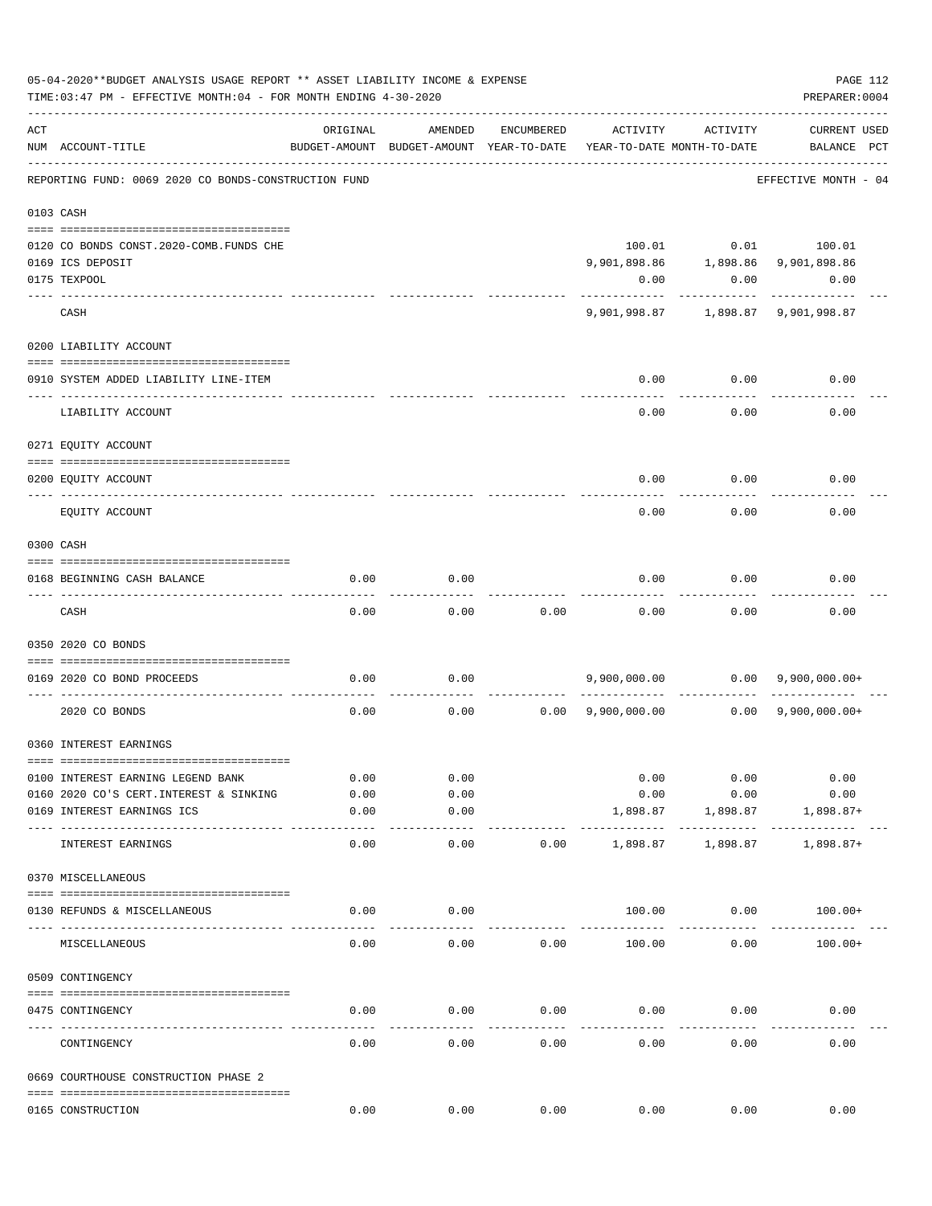05-04-2020**BUDGET ANALYSIS USAGE REPORT ** ASSET LIABILITY INCOME & EXPENSE

TIME:03:47 PM - EFFECTIVE MONTH:04 - FOR MONTH ENDING 4-30-2020

PREPARER:0004

| ACT NUM | ACCOUNT-TITLE | ORIGINAL BUDGET-AMOUNT | AMENDED BUDGET-AMOUNT | ENCUMBERED YEAR-TO-DATE | ACTIVITY YEAR-TO-DATE | ACTIVITY MONTH-TO-DATE | CURRENT BALANCE | USED PCT |
|---|---|---|---|---|---|---|---|---|
| | REPORTING FUND: 0069 2020 CO BONDS-CONSTRUCTION FUND | | | | | | EFFECTIVE MONTH - 04 | |
| | **0103 CASH** | | | | | | | |
| 0120 | CO BONDS CONST.2020-COMB.FUNDS CHE | | | | 100.01 | 0.01 | 100.01 | |
| 0169 | ICS DEPOSIT | | | | 9,901,898.86 | 1,898.86 | 9,901,898.86 | |
| 0175 | TEXPOOL | | | | 0.00 | 0.00 | 0.00 | |
| | CASH | | | | 9,901,998.87 | 1,898.87 | 9,901,998.87 | |
| | **0200 LIABILITY ACCOUNT** | | | | | | | |
| 0910 | SYSTEM ADDED LIABILITY LINE-ITEM | | | | 0.00 | 0.00 | 0.00 | |
| | LIABILITY ACCOUNT | | | | 0.00 | 0.00 | 0.00 | |
| | **0271 EQUITY ACCOUNT** | | | | | | | |
| 0200 | EQUITY ACCOUNT | | | | 0.00 | 0.00 | 0.00 | |
| | EQUITY ACCOUNT | | | | 0.00 | 0.00 | 0.00 | |
| | **0300 CASH** | | | | | | | |
| 0168 | BEGINNING CASH BALANCE | 0.00 | 0.00 | | 0.00 | 0.00 | 0.00 | |
| | CASH | 0.00 | 0.00 | 0.00 | 0.00 | 0.00 | 0.00 | |
| | **0350 2020 CO BONDS** | | | | | | | |
| 0169 | 2020 CO BOND PROCEEDS | 0.00 | 0.00 | | 9,900,000.00 | 0.00 | 9,900,000.00+ | |
| | 2020 CO BONDS | 0.00 | 0.00 | 0.00 | 9,900,000.00 | 0.00 | 9,900,000.00+ | |
| | **0360 INTEREST EARNINGS** | | | | | | | |
| 0100 | INTEREST EARNING LEGEND BANK | 0.00 | 0.00 | | 0.00 | 0.00 | 0.00 | |
| 0160 | 2020 CO'S CERT.INTEREST & SINKING | 0.00 | 0.00 | | 0.00 | 0.00 | 0.00 | |
| 0169 | INTEREST EARNINGS ICS | 0.00 | 0.00 | | 1,898.87 | 1,898.87 | 1,898.87+ | |
| | INTEREST EARNINGS | 0.00 | 0.00 | 0.00 | 1,898.87 | 1,898.87 | 1,898.87+ | |
| | **0370 MISCELLANEOUS** | | | | | | | |
| 0130 | REFUNDS & MISCELLANEOUS | 0.00 | 0.00 | | 100.00 | 0.00 | 100.00+ | |
| | MISCELLANEOUS | 0.00 | 0.00 | 0.00 | 100.00 | 0.00 | 100.00+ | |
| | **0509 CONTINGENCY** | | | | | | | |
| 0475 | CONTINGENCY | 0.00 | 0.00 | 0.00 | 0.00 | 0.00 | 0.00 | |
| | CONTINGENCY | 0.00 | 0.00 | 0.00 | 0.00 | 0.00 | 0.00 | |
| | **0669 COURTHOUSE CONSTRUCTION PHASE 2** | | | | | | | |
| 0165 | CONSTRUCTION | 0.00 | 0.00 | 0.00 | 0.00 | 0.00 | 0.00 | |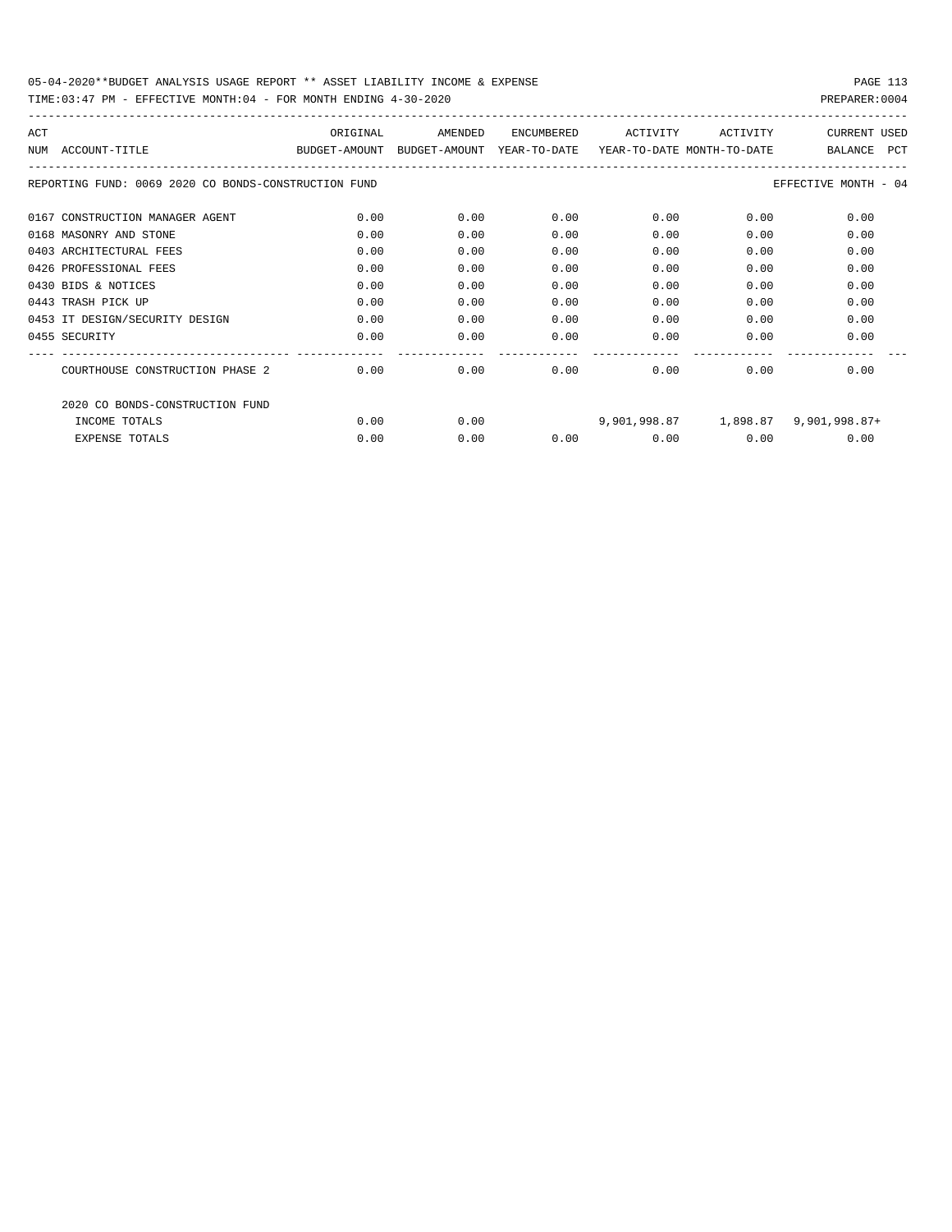05-04-2020**BUDGET ANALYSIS USAGE REPORT ** ASSET LIABILITY INCOME & EXPENSE

TIME:03:47 PM - EFFECTIVE MONTH:04 - FOR MONTH ENDING 4-30-2020 PREPARER:0004

REPORTING FUND: 0069 2020 CO BONDS-CONSTRUCTION FUND — EFFECTIVE MONTH - 04

| ACT NUM | ACCOUNT-TITLE | ORIGINAL BUDGET-AMOUNT | AMENDED BUDGET-AMOUNT | ENCUMBERED YEAR-TO-DATE | ACTIVITY YEAR-TO-DATE | ACTIVITY MONTH-TO-DATE | CURRENT BALANCE | USED PCT |
|---|---|---|---|---|---|---|---|---|
| 0167 | CONSTRUCTION MANAGER AGENT | 0.00 | 0.00 | 0.00 | 0.00 | 0.00 | 0.00 | |
| 0168 | MASONRY AND STONE | 0.00 | 0.00 | 0.00 | 0.00 | 0.00 | 0.00 | |
| 0403 | ARCHITECTURAL FEES | 0.00 | 0.00 | 0.00 | 0.00 | 0.00 | 0.00 | |
| 0426 | PROFESSIONAL FEES | 0.00 | 0.00 | 0.00 | 0.00 | 0.00 | 0.00 | |
| 0430 | BIDS & NOTICES | 0.00 | 0.00 | 0.00 | 0.00 | 0.00 | 0.00 | |
| 0443 | TRASH PICK UP | 0.00 | 0.00 | 0.00 | 0.00 | 0.00 | 0.00 | |
| 0453 | IT DESIGN/SECURITY DESIGN | 0.00 | 0.00 | 0.00 | 0.00 | 0.00 | 0.00 | |
| 0455 | SECURITY | 0.00 | 0.00 | 0.00 | 0.00 | 0.00 | 0.00 | |
| | COURTHOUSE CONSTRUCTION PHASE 2 | 0.00 | 0.00 | 0.00 | 0.00 | 0.00 | 0.00 | |
| | 2020 CO BONDS-CONSTRUCTION FUND | | | | | | | |
| | INCOME TOTALS | 0.00 | 0.00 | | 9,901,998.87 | 1,898.87 | 9,901,998.87+ | |
| | EXPENSE TOTALS | 0.00 | 0.00 | 0.00 | 0.00 | 0.00 | 0.00 | |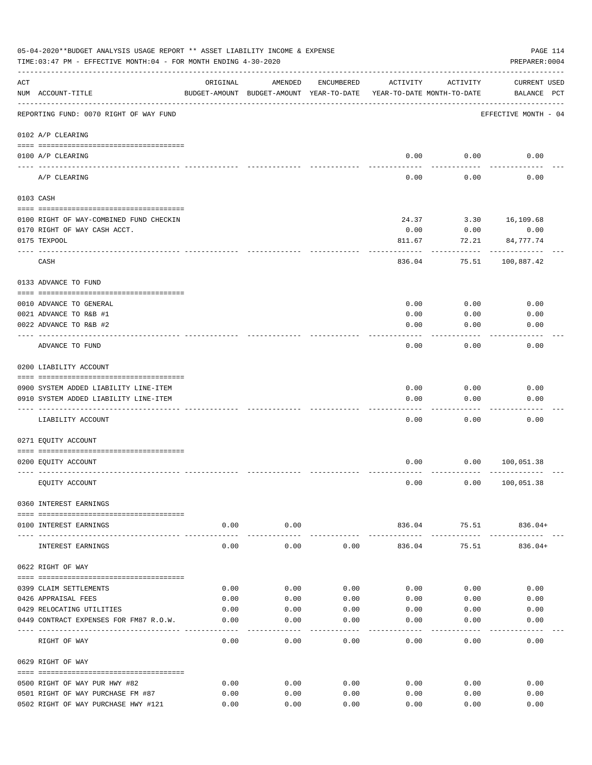05-04-2020**BUDGET ANALYSIS USAGE REPORT ** ASSET LIABILITY INCOME & EXPENSE

TIME:03:47 PM - EFFECTIVE MONTH:04 - FOR MONTH ENDING 4-30-2020

PREPARER:0004

| ACT NUM | ACCOUNT-TITLE | ORIGINAL BUDGET-AMOUNT | AMENDED BUDGET-AMOUNT | ENCUMBERED YEAR-TO-DATE | ACTIVITY YEAR-TO-DATE | ACTIVITY MONTH-TO-DATE | CURRENT BALANCE | USED PCT |
|---|---|---|---|---|---|---|---|---|
| | REPORTING FUND: 0070 RIGHT OF WAY FUND | | | | | | EFFECTIVE MONTH - 04 | |
| | 0102 A/P CLEARING | | | | | | | |
| 0100 | A/P CLEARING | | | | 0.00 | 0.00 | 0.00 | |
| | A/P CLEARING | | | | 0.00 | 0.00 | 0.00 | |
| | 0103 CASH | | | | | | | |
| 0100 | RIGHT OF WAY-COMBINED FUND CHECKIN | | | | 24.37 | 3.30 | 16,109.68 | |
| 0170 | RIGHT OF WAY CASH ACCT. | | | | 0.00 | 0.00 | 0.00 | |
| 0175 | TEXPOOL | | | | 811.67 | 72.21 | 84,777.74 | |
| | CASH | | | | 836.04 | 75.51 | 100,887.42 | |
| | 0133 ADVANCE TO FUND | | | | | | | |
| 0010 | ADVANCE TO GENERAL | | | | 0.00 | 0.00 | 0.00 | |
| 0021 | ADVANCE TO R&B #1 | | | | 0.00 | 0.00 | 0.00 | |
| 0022 | ADVANCE TO R&B #2 | | | | 0.00 | 0.00 | 0.00 | |
| | ADVANCE TO FUND | | | | 0.00 | 0.00 | 0.00 | |
| | 0200 LIABILITY ACCOUNT | | | | | | | |
| 0900 | SYSTEM ADDED LIABILITY LINE-ITEM | | | | 0.00 | 0.00 | 0.00 | |
| 0910 | SYSTEM ADDED LIABILITY LINE-ITEM | | | | 0.00 | 0.00 | 0.00 | |
| | LIABILITY ACCOUNT | | | | 0.00 | 0.00 | 0.00 | |
| | 0271 EQUITY ACCOUNT | | | | | | | |
| 0200 | EQUITY ACCOUNT | | | | 0.00 | 0.00 | 100,051.38 | |
| | EQUITY ACCOUNT | | | | 0.00 | 0.00 | 100,051.38 | |
| | 0360 INTEREST EARNINGS | | | | | | | |
| 0100 | INTEREST EARNINGS | 0.00 | 0.00 | | 836.04 | 75.51 | 836.04+ | |
| | INTEREST EARNINGS | 0.00 | 0.00 | 0.00 | 836.04 | 75.51 | 836.04+ | |
| | 0622 RIGHT OF WAY | | | | | | | |
| 0399 | CLAIM SETTLEMENTS | 0.00 | 0.00 | 0.00 | 0.00 | 0.00 | 0.00 | |
| 0426 | APPRAISAL FEES | 0.00 | 0.00 | 0.00 | 0.00 | 0.00 | 0.00 | |
| 0429 | RELOCATING UTILITIES | 0.00 | 0.00 | 0.00 | 0.00 | 0.00 | 0.00 | |
| 0449 | CONTRACT EXPENSES FOR FM87 R.O.W. | 0.00 | 0.00 | 0.00 | 0.00 | 0.00 | 0.00 | |
| | RIGHT OF WAY | 0.00 | 0.00 | 0.00 | 0.00 | 0.00 | 0.00 | |
| | 0629 RIGHT OF WAY | | | | | | | |
| 0500 | RIGHT OF WAY PUR HWY #82 | 0.00 | 0.00 | 0.00 | 0.00 | 0.00 | 0.00 | |
| 0501 | RIGHT OF WAY PURCHASE FM #87 | 0.00 | 0.00 | 0.00 | 0.00 | 0.00 | 0.00 | |
| 0502 | RIGHT OF WAY PURCHASE HWY #121 | 0.00 | 0.00 | 0.00 | 0.00 | 0.00 | 0.00 | |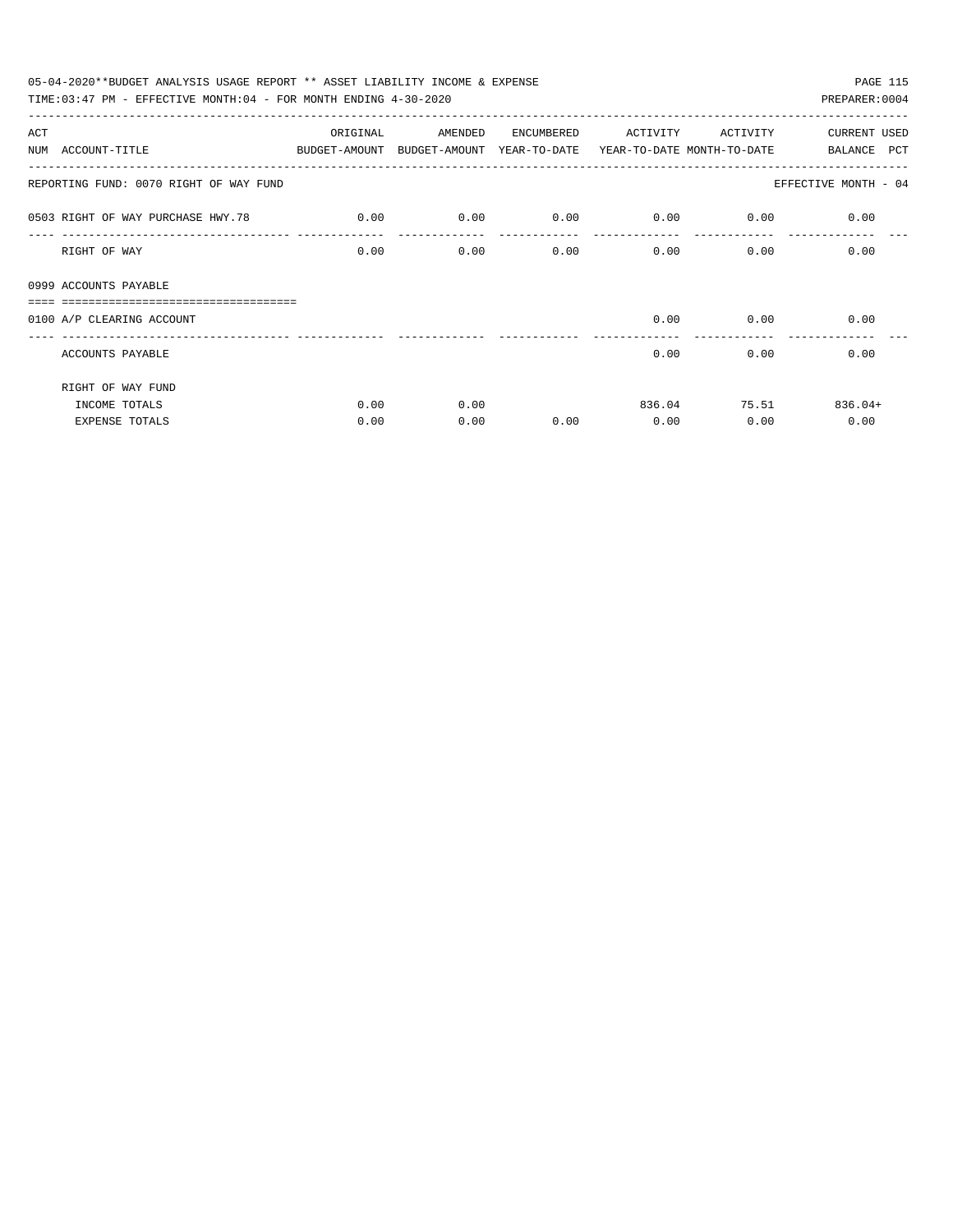05-04-2020**BUDGET ANALYSIS USAGE REPORT ** ASSET LIABILITY INCOME & EXPENSE

TIME:03:47 PM - EFFECTIVE MONTH:04 - FOR MONTH ENDING 4-30-2020 PREPARER:0004

| ACT NUM | ACCOUNT-TITLE | ORIGINAL BUDGET-AMOUNT | AMENDED BUDGET-AMOUNT | ENCUMBERED YEAR-TO-DATE | ACTIVITY YEAR-TO-DATE | ACTIVITY MONTH-TO-DATE | CURRENT BALANCE | USED PCT |
|---|---|---|---|---|---|---|---|---|
| | REPORTING FUND: 0070 RIGHT OF WAY FUND | | | | | | EFFECTIVE MONTH - 04 | |
| 0503 | RIGHT OF WAY PURCHASE HWY.78 | 0.00 | 0.00 | 0.00 | 0.00 | 0.00 | 0.00 | |
| | RIGHT OF WAY | 0.00 | 0.00 | 0.00 | 0.00 | 0.00 | 0.00 | |
| 0999 | ACCOUNTS PAYABLE | | | | | | | |
| 0100 | A/P CLEARING ACCOUNT | | | | 0.00 | 0.00 | 0.00 | |
| | ACCOUNTS PAYABLE | | | | 0.00 | 0.00 | 0.00 | |
| | RIGHT OF WAY FUND | | | | | | | |
| | INCOME TOTALS | 0.00 | 0.00 | | 836.04 | 75.51 | 836.04+ | |
| | EXPENSE TOTALS | 0.00 | 0.00 | 0.00 | 0.00 | 0.00 | 0.00 | |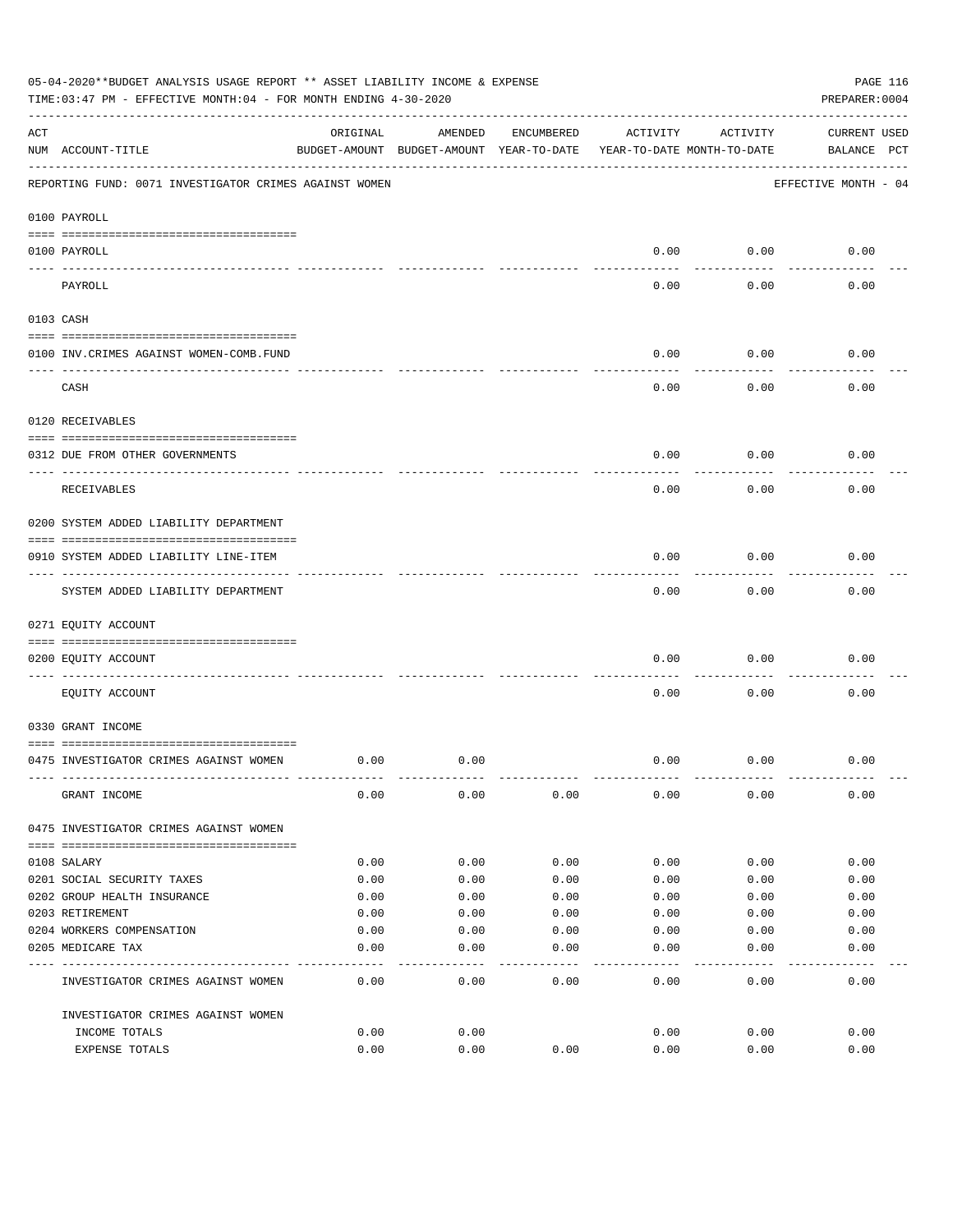05-04-2020**BUDGET ANALYSIS USAGE REPORT ** ASSET LIABILITY INCOME & EXPENSE

TIME:03:47 PM - EFFECTIVE MONTH:04 - FOR MONTH ENDING 4-30-2020

PREPARER:0004

| ACT NUM | ACCOUNT-TITLE | ORIGINAL BUDGET-AMOUNT | AMENDED BUDGET-AMOUNT | ENCUMBERED YEAR-TO-DATE | ACTIVITY YEAR-TO-DATE | ACTIVITY MONTH-TO-DATE | CURRENT BALANCE | USED PCT |
|---|---|---|---|---|---|---|---|---|
| | REPORTING FUND: 0071 INVESTIGATOR CRIMES AGAINST WOMEN | | | | | | EFFECTIVE MONTH - 04 | |
| | 0100 PAYROLL | | | | | | | |
| 0100 | PAYROLL | | | | 0.00 | 0.00 | 0.00 | |
| | PAYROLL | | | | 0.00 | 0.00 | 0.00 | |
| | 0103 CASH | | | | | | | |
| 0100 | INV.CRIMES AGAINST WOMEN-COMB.FUND | | | | 0.00 | 0.00 | 0.00 | |
| | CASH | | | | 0.00 | 0.00 | 0.00 | |
| | 0120 RECEIVABLES | | | | | | | |
| 0312 | DUE FROM OTHER GOVERNMENTS | | | | 0.00 | 0.00 | 0.00 | |
| | RECEIVABLES | | | | 0.00 | 0.00 | 0.00 | |
| | 0200 SYSTEM ADDED LIABILITY DEPARTMENT | | | | | | | |
| 0910 | SYSTEM ADDED LIABILITY LINE-ITEM | | | | 0.00 | 0.00 | 0.00 | |
| | SYSTEM ADDED LIABILITY DEPARTMENT | | | | 0.00 | 0.00 | 0.00 | |
| | 0271 EQUITY ACCOUNT | | | | | | | |
| 0200 | EQUITY ACCOUNT | | | | 0.00 | 0.00 | 0.00 | |
| | EQUITY ACCOUNT | | | | 0.00 | 0.00 | 0.00 | |
| | 0330 GRANT INCOME | | | | | | | |
| 0475 | INVESTIGATOR CRIMES AGAINST WOMEN | 0.00 | 0.00 | | 0.00 | 0.00 | 0.00 | |
| | GRANT INCOME | 0.00 | 0.00 | 0.00 | 0.00 | 0.00 | 0.00 | |
| | 0475 INVESTIGATOR CRIMES AGAINST WOMEN | | | | | | | |
| 0108 | SALARY | 0.00 | 0.00 | 0.00 | 0.00 | 0.00 | 0.00 | |
| 0201 | SOCIAL SECURITY TAXES | 0.00 | 0.00 | 0.00 | 0.00 | 0.00 | 0.00 | |
| 0202 | GROUP HEALTH INSURANCE | 0.00 | 0.00 | 0.00 | 0.00 | 0.00 | 0.00 | |
| 0203 | RETIREMENT | 0.00 | 0.00 | 0.00 | 0.00 | 0.00 | 0.00 | |
| 0204 | WORKERS COMPENSATION | 0.00 | 0.00 | 0.00 | 0.00 | 0.00 | 0.00 | |
| 0205 | MEDICARE TAX | 0.00 | 0.00 | 0.00 | 0.00 | 0.00 | 0.00 | |
| | INVESTIGATOR CRIMES AGAINST WOMEN | 0.00 | 0.00 | 0.00 | 0.00 | 0.00 | 0.00 | |
| | INVESTIGATOR CRIMES AGAINST WOMEN | | | | | | | |
| | INCOME TOTALS | 0.00 | 0.00 | | 0.00 | 0.00 | 0.00 | |
| | EXPENSE TOTALS | 0.00 | 0.00 | 0.00 | 0.00 | 0.00 | 0.00 | |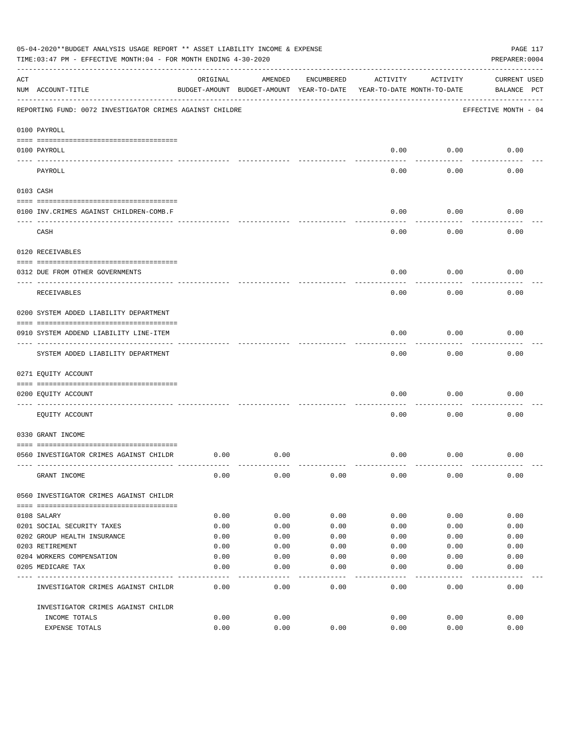05-04-2020**BUDGET ANALYSIS USAGE REPORT ** ASSET LIABILITY INCOME & EXPENSE

TIME:03:47 PM - EFFECTIVE MONTH:04 - FOR MONTH ENDING 4-30-2020

PREPARER:0004

| ACT NUM | ACCOUNT-TITLE | ORIGINAL BUDGET-AMOUNT | AMENDED BUDGET-AMOUNT | ENCUMBERED YEAR-TO-DATE | ACTIVITY YEAR-TO-DATE | ACTIVITY MONTH-TO-DATE | CURRENT BALANCE | USED PCT |
|---|---|---|---|---|---|---|---|---|
| | REPORTING FUND: 0072 INVESTIGATOR CRIMES AGAINST CHILDRE | | | | | | EFFECTIVE MONTH - 04 | |
| | 0100 PAYROLL | | | | | | | |
| 0100 | PAYROLL | | | | 0.00 | 0.00 | 0.00 | |
| | PAYROLL | | | | 0.00 | 0.00 | 0.00 | |
| | 0103 CASH | | | | | | | |
| 0100 | INV.CRIMES AGAINST CHILDREN-COMB.F | | | | 0.00 | 0.00 | 0.00 | |
| | CASH | | | | 0.00 | 0.00 | 0.00 | |
| | 0120 RECEIVABLES | | | | | | | |
| 0312 | DUE FROM OTHER GOVERNMENTS | | | | 0.00 | 0.00 | 0.00 | |
| | RECEIVABLES | | | | 0.00 | 0.00 | 0.00 | |
| | 0200 SYSTEM ADDED LIABILITY DEPARTMENT | | | | | | | |
| 0910 | SYSTEM ADDEND LIABILITY LINE-ITEM | | | | 0.00 | 0.00 | 0.00 | |
| | SYSTEM ADDED LIABILITY DEPARTMENT | | | | 0.00 | 0.00 | 0.00 | |
| | 0271 EQUITY ACCOUNT | | | | | | | |
| 0200 | EQUITY ACCOUNT | | | | 0.00 | 0.00 | 0.00 | |
| | EQUITY ACCOUNT | | | | 0.00 | 0.00 | 0.00 | |
| | 0330 GRANT INCOME | | | | | | | |
| 0560 | INVESTIGATOR CRIMES AGAINST CHILDR | 0.00 | 0.00 | | 0.00 | 0.00 | 0.00 | |
| | GRANT INCOME | 0.00 | 0.00 | 0.00 | 0.00 | 0.00 | 0.00 | |
| | 0560 INVESTIGATOR CRIMES AGAINST CHILDR | | | | | | | |
| 0108 | SALARY | 0.00 | 0.00 | 0.00 | 0.00 | 0.00 | 0.00 | |
| 0201 | SOCIAL SECURITY TAXES | 0.00 | 0.00 | 0.00 | 0.00 | 0.00 | 0.00 | |
| 0202 | GROUP HEALTH INSURANCE | 0.00 | 0.00 | 0.00 | 0.00 | 0.00 | 0.00 | |
| 0203 | RETIREMENT | 0.00 | 0.00 | 0.00 | 0.00 | 0.00 | 0.00 | |
| 0204 | WORKERS COMPENSATION | 0.00 | 0.00 | 0.00 | 0.00 | 0.00 | 0.00 | |
| 0205 | MEDICARE TAX | 0.00 | 0.00 | 0.00 | 0.00 | 0.00 | 0.00 | |
| | INVESTIGATOR CRIMES AGAINST CHILDR | 0.00 | 0.00 | 0.00 | 0.00 | 0.00 | 0.00 | |
| | INVESTIGATOR CRIMES AGAINST CHILDR | | | | | | | |
| | INCOME TOTALS | 0.00 | 0.00 | | 0.00 | 0.00 | 0.00 | |
| | EXPENSE TOTALS | 0.00 | 0.00 | 0.00 | 0.00 | 0.00 | 0.00 | |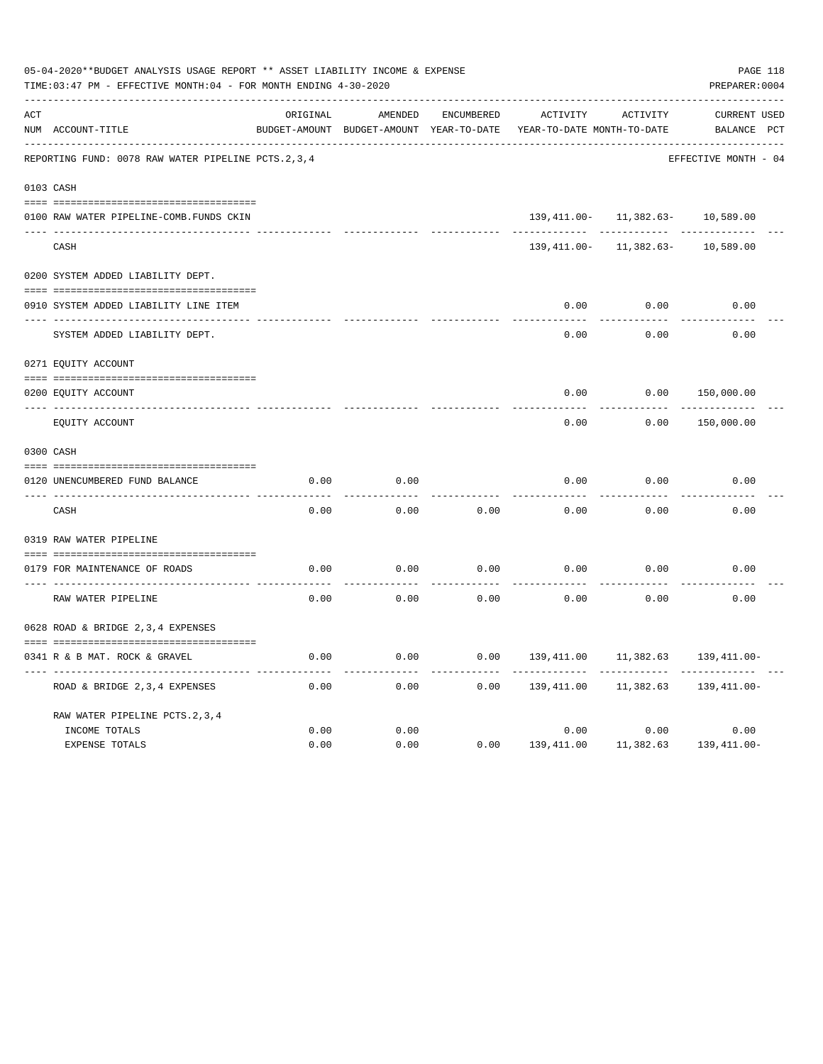05-04-2020**BUDGET ANALYSIS USAGE REPORT ** ASSET LIABILITY INCOME & EXPENSE

TIME:03:47 PM - EFFECTIVE MONTH:04 - FOR MONTH ENDING 4-30-2020

PREPARER:0004

REPORTING FUND: 0078 RAW WATER PIPELINE PCTS.2,3,4 — EFFECTIVE MONTH - 04

| ACT NUM | ACCOUNT-TITLE | ORIGINAL BUDGET-AMOUNT | AMENDED BUDGET-AMOUNT | ENCUMBERED YEAR-TO-DATE | ACTIVITY YEAR-TO-DATE | ACTIVITY MONTH-TO-DATE | CURRENT BALANCE | USED PCT |
|---|---|---|---|---|---|---|---|---|
| **0103** | **CASH** | | | | | | | |
| 0100 | RAW WATER PIPELINE-COMB.FUNDS CKIN | | | | 139,411.00- | 11,382.63- | 10,589.00 | |
| | CASH | | | | 139,411.00- | 11,382.63- | 10,589.00 | |
| **0200** | **SYSTEM ADDED LIABILITY DEPT.** | | | | | | | |
| 0910 | SYSTEM ADDED LIABILITY LINE ITEM | | | | 0.00 | 0.00 | 0.00 | |
| | SYSTEM ADDED LIABILITY DEPT. | | | | 0.00 | 0.00 | 0.00 | |
| **0271** | **EQUITY ACCOUNT** | | | | | | | |
| 0200 | EQUITY ACCOUNT | | | | 0.00 | 0.00 | 150,000.00 | |
| | EQUITY ACCOUNT | | | | 0.00 | 0.00 | 150,000.00 | |
| **0300** | **CASH** | | | | | | | |
| 0120 | UNENCUMBERED FUND BALANCE | 0.00 | 0.00 | | 0.00 | 0.00 | 0.00 | |
| | CASH | 0.00 | 0.00 | 0.00 | 0.00 | 0.00 | 0.00 | |
| **0319** | **RAW WATER PIPELINE** | | | | | | | |
| 0179 | FOR MAINTENANCE OF ROADS | 0.00 | 0.00 | 0.00 | 0.00 | 0.00 | 0.00 | |
| | RAW WATER PIPELINE | 0.00 | 0.00 | 0.00 | 0.00 | 0.00 | 0.00 | |
| **0628** | **ROAD & BRIDGE 2,3,4 EXPENSES** | | | | | | | |
| 0341 | R & B MAT. ROCK & GRAVEL | 0.00 | 0.00 | 0.00 | 139,411.00 | 11,382.63 | 139,411.00- | |
| | ROAD & BRIDGE 2,3,4 EXPENSES | 0.00 | 0.00 | 0.00 | 139,411.00 | 11,382.63 | 139,411.00- | |
| | RAW WATER PIPELINE PCTS.2,3,4 | | | | | | | |
| | INCOME TOTALS | 0.00 | 0.00 | | 0.00 | 0.00 | 0.00 | |
| | EXPENSE TOTALS | 0.00 | 0.00 | 0.00 | 139,411.00 | 11,382.63 | 139,411.00- | |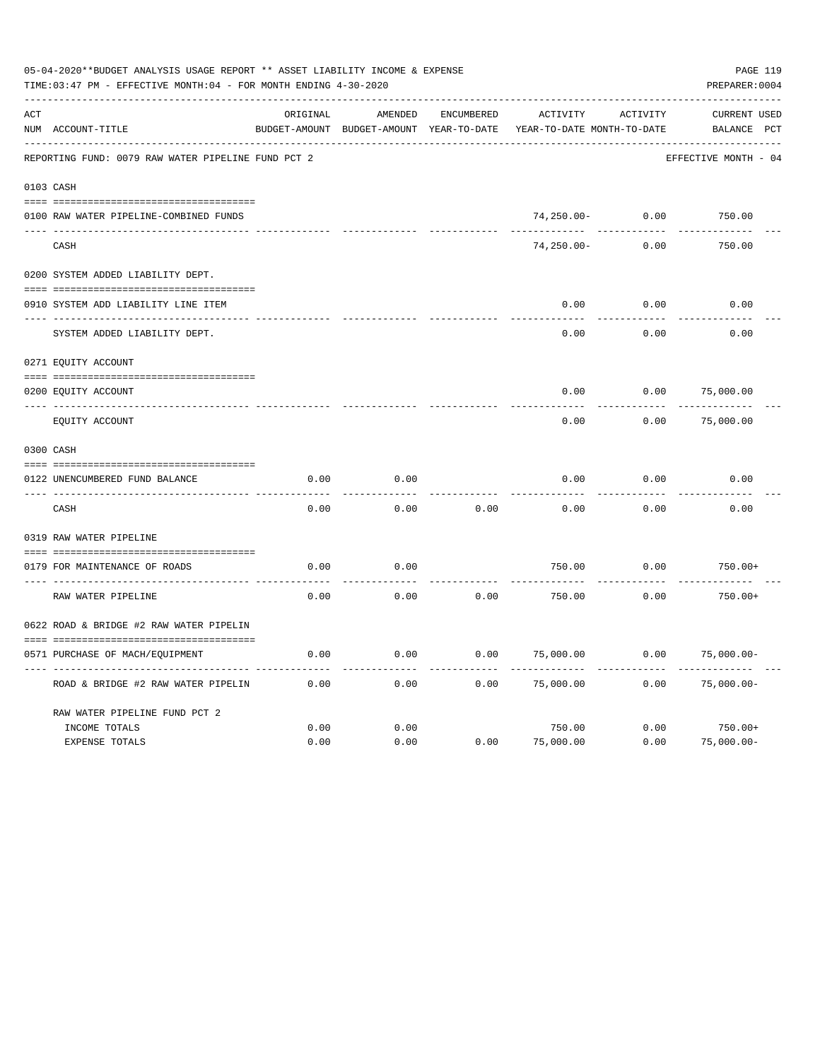05-04-2020**BUDGET ANALYSIS USAGE REPORT ** ASSET LIABILITY INCOME & EXPENSE

TIME:03:47 PM - EFFECTIVE MONTH:04 - FOR MONTH ENDING 4-30-2020

PREPARER:0004

| ACT NUM | ACCOUNT-TITLE | ORIGINAL BUDGET-AMOUNT | AMENDED BUDGET-AMOUNT | ENCUMBERED YEAR-TO-DATE | ACTIVITY YEAR-TO-DATE | ACTIVITY MONTH-TO-DATE | CURRENT BALANCE | USED PCT |
|---|---|---|---|---|---|---|---|---|
| | REPORTING FUND: 0079 RAW WATER PIPELINE FUND PCT 2 | | | | | | EFFECTIVE MONTH - 04 | |
| 0103 | CASH | | | | | | | |
| 0100 | RAW WATER PIPELINE-COMBINED FUNDS | | | | 74,250.00- | 0.00 | 750.00 | |
| | CASH | | | | 74,250.00- | 0.00 | 750.00 | |
| 0200 | SYSTEM ADDED LIABILITY DEPT. | | | | | | | |
| 0910 | SYSTEM ADD LIABILITY LINE ITEM | | | | 0.00 | 0.00 | 0.00 | |
| | SYSTEM ADDED LIABILITY DEPT. | | | | 0.00 | 0.00 | 0.00 | |
| 0271 | EQUITY ACCOUNT | | | | | | | |
| 0200 | EQUITY ACCOUNT | | | | 0.00 | 0.00 | 75,000.00 | |
| | EQUITY ACCOUNT | | | | 0.00 | 0.00 | 75,000.00 | |
| 0300 | CASH | | | | | | | |
| 0122 | UNENCUMBERED FUND BALANCE | 0.00 | 0.00 | | 0.00 | 0.00 | 0.00 | |
| | CASH | 0.00 | 0.00 | 0.00 | 0.00 | 0.00 | 0.00 | |
| 0319 | RAW WATER PIPELINE | | | | | | | |
| 0179 | FOR MAINTENANCE OF ROADS | 0.00 | 0.00 | | 750.00 | 0.00 | 750.00+ | |
| | RAW WATER PIPELINE | 0.00 | 0.00 | 0.00 | 750.00 | 0.00 | 750.00+ | |
| 0622 | ROAD & BRIDGE #2 RAW WATER PIPELIN | | | | | | | |
| 0571 | PURCHASE OF MACH/EQUIPMENT | 0.00 | 0.00 | 0.00 | 75,000.00 | 0.00 | 75,000.00- | |
| | ROAD & BRIDGE #2 RAW WATER PIPELIN | 0.00 | 0.00 | 0.00 | 75,000.00 | 0.00 | 75,000.00- | |
| | RAW WATER PIPELINE FUND PCT 2 | | | | | | | |
| | INCOME TOTALS | 0.00 | 0.00 | | 750.00 | 0.00 | 750.00+ | |
| | EXPENSE TOTALS | 0.00 | 0.00 | 0.00 | 75,000.00 | 0.00 | 75,000.00- | |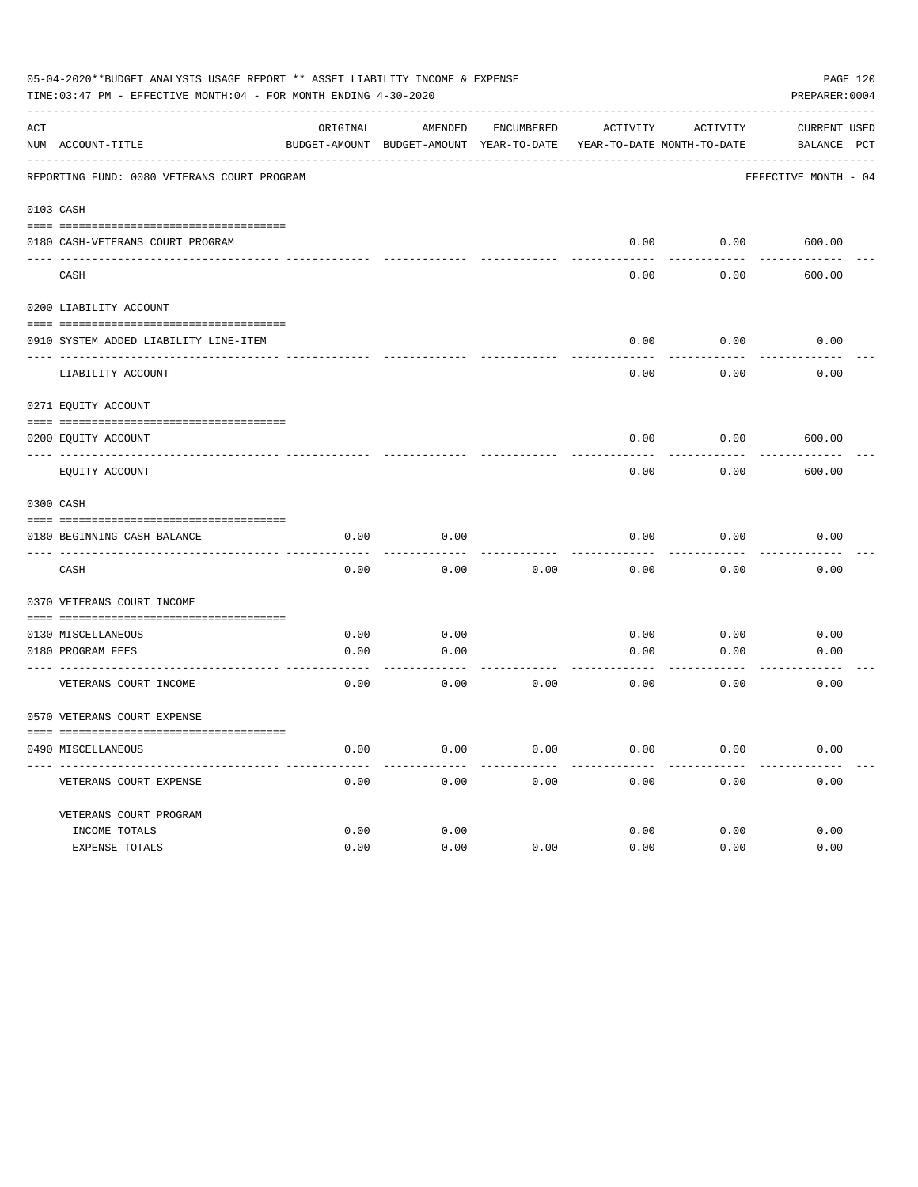05-04-2020**BUDGET ANALYSIS USAGE REPORT ** ASSET LIABILITY INCOME & EXPENSE

TIME:03:47 PM - EFFECTIVE MONTH:04 - FOR MONTH ENDING 4-30-2020

PREPARER:0004

REPORTING FUND: 0080 VETERANS COURT PROGRAM — EFFECTIVE MONTH - 04

| ACT NUM | ACCOUNT-TITLE | ORIGINAL BUDGET-AMOUNT | AMENDED BUDGET-AMOUNT | ENCUMBERED YEAR-TO-DATE | ACTIVITY YEAR-TO-DATE | ACTIVITY MONTH-TO-DATE | CURRENT BALANCE | USED PCT |
|---|---|---|---|---|---|---|---|---|
| **0103** | **CASH** | | | | | | | |
| 0180 | CASH-VETERANS COURT PROGRAM | | | | 0.00 | 0.00 | 600.00 | |
| | CASH | | | | 0.00 | 0.00 | 600.00 | |
| **0200** | **LIABILITY ACCOUNT** | | | | | | | |
| 0910 | SYSTEM ADDED LIABILITY LINE-ITEM | | | | 0.00 | 0.00 | 0.00 | |
| | LIABILITY ACCOUNT | | | | 0.00 | 0.00 | 0.00 | |
| **0271** | **EQUITY ACCOUNT** | | | | | | | |
| 0200 | EQUITY ACCOUNT | | | | 0.00 | 0.00 | 600.00 | |
| | EQUITY ACCOUNT | | | | 0.00 | 0.00 | 600.00 | |
| **0300** | **CASH** | | | | | | | |
| 0180 | BEGINNING CASH BALANCE | 0.00 | 0.00 | | 0.00 | 0.00 | 0.00 | |
| | CASH | 0.00 | 0.00 | 0.00 | 0.00 | 0.00 | 0.00 | |
| **0370** | **VETERANS COURT INCOME** | | | | | | | |
| 0130 | MISCELLANEOUS | 0.00 | 0.00 | | 0.00 | 0.00 | 0.00 | |
| 0180 | PROGRAM FEES | 0.00 | 0.00 | | 0.00 | 0.00 | 0.00 | |
| | VETERANS COURT INCOME | 0.00 | 0.00 | 0.00 | 0.00 | 0.00 | 0.00 | |
| **0570** | **VETERANS COURT EXPENSE** | | | | | | | |
| 0490 | MISCELLANEOUS | 0.00 | 0.00 | 0.00 | 0.00 | 0.00 | 0.00 | |
| | VETERANS COURT EXPENSE | 0.00 | 0.00 | 0.00 | 0.00 | 0.00 | 0.00 | |
| | VETERANS COURT PROGRAM | | | | | | | |
| | INCOME TOTALS | 0.00 | 0.00 | | 0.00 | 0.00 | 0.00 | |
| | EXPENSE TOTALS | 0.00 | 0.00 | 0.00 | 0.00 | 0.00 | 0.00 | |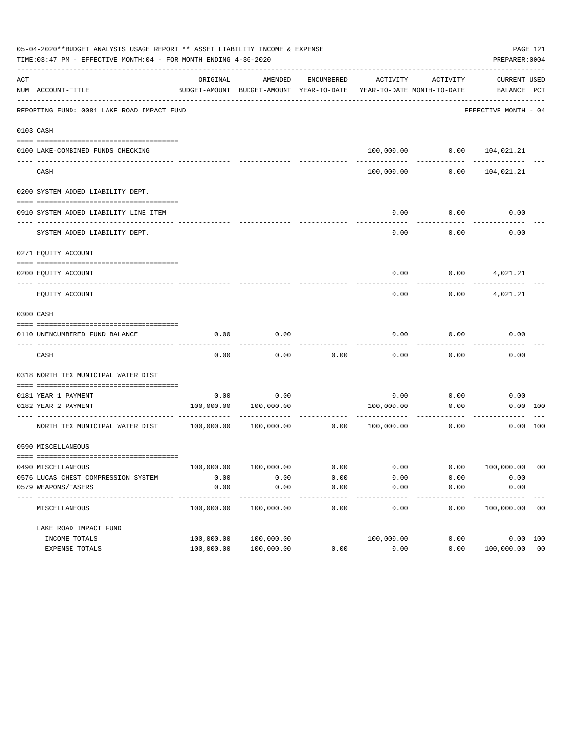05-04-2020**BUDGET ANALYSIS USAGE REPORT ** ASSET LIABILITY INCOME & EXPENSE

TIME:03:47 PM - EFFECTIVE MONTH:04 - FOR MONTH ENDING 4-30-2020

PREPARER:0004

REPORTING FUND: 0081 LAKE ROAD IMPACT FUND — EFFECTIVE MONTH - 04

| ACT NUM | ACCOUNT-TITLE | ORIGINAL BUDGET-AMOUNT | AMENDED BUDGET-AMOUNT | ENCUMBERED YEAR-TO-DATE | ACTIVITY YEAR-TO-DATE | ACTIVITY MONTH-TO-DATE | CURRENT BALANCE | USED PCT |
|---|---|---|---|---|---|---|---|---|
| 0103 | CASH | | | | | | | |
| 0100 | LAKE-COMBINED FUNDS CHECKING | | | | 100,000.00 | 0.00 | 104,021.21 | |
| | CASH | | | | 100,000.00 | 0.00 | 104,021.21 | |
| 0200 | SYSTEM ADDED LIABILITY DEPT. | | | | | | | |
| 0910 | SYSTEM ADDED LIABILITY LINE ITEM | | | | 0.00 | 0.00 | 0.00 | |
| | SYSTEM ADDED LIABILITY DEPT. | | | | 0.00 | 0.00 | 0.00 | |
| 0271 | EQUITY ACCOUNT | | | | | | | |
| 0200 | EQUITY ACCOUNT | | | | 0.00 | 0.00 | 4,021.21 | |
| | EQUITY ACCOUNT | | | | 0.00 | 0.00 | 4,021.21 | |
| 0300 | CASH | | | | | | | |
| 0110 | UNENCUMBERED FUND BALANCE | 0.00 | 0.00 | | 0.00 | 0.00 | 0.00 | |
| | CASH | 0.00 | 0.00 | 0.00 | 0.00 | 0.00 | 0.00 | |
| 0318 | NORTH TEX MUNICIPAL WATER DIST | | | | | | | |
| 0181 | YEAR 1 PAYMENT | 0.00 | 0.00 | | 0.00 | 0.00 | 0.00 | |
| 0182 | YEAR 2 PAYMENT | 100,000.00 | 100,000.00 | | 100,000.00 | 0.00 | 0.00 | 100 |
| | NORTH TEX MUNICIPAL WATER DIST | 100,000.00 | 100,000.00 | 0.00 | 100,000.00 | 0.00 | 0.00 | 100 |
| 0590 | MISCELLANEOUS | | | | | | | |
| 0490 | MISCELLANEOUS | 100,000.00 | 100,000.00 | 0.00 | 0.00 | 0.00 | 100,000.00 | 00 |
| 0576 | LUCAS CHEST COMPRESSION SYSTEM | 0.00 | 0.00 | 0.00 | 0.00 | 0.00 | 0.00 | |
| 0579 | WEAPONS/TASERS | 0.00 | 0.00 | 0.00 | 0.00 | 0.00 | 0.00 | |
| | MISCELLANEOUS | 100,000.00 | 100,000.00 | 0.00 | 0.00 | 0.00 | 100,000.00 | 00 |
| | LAKE ROAD IMPACT FUND | | | | | | | |
| | INCOME TOTALS | 100,000.00 | 100,000.00 | | 100,000.00 | 0.00 | 0.00 | 100 |
| | EXPENSE TOTALS | 100,000.00 | 100,000.00 | 0.00 | 0.00 | 0.00 | 100,000.00 | 00 |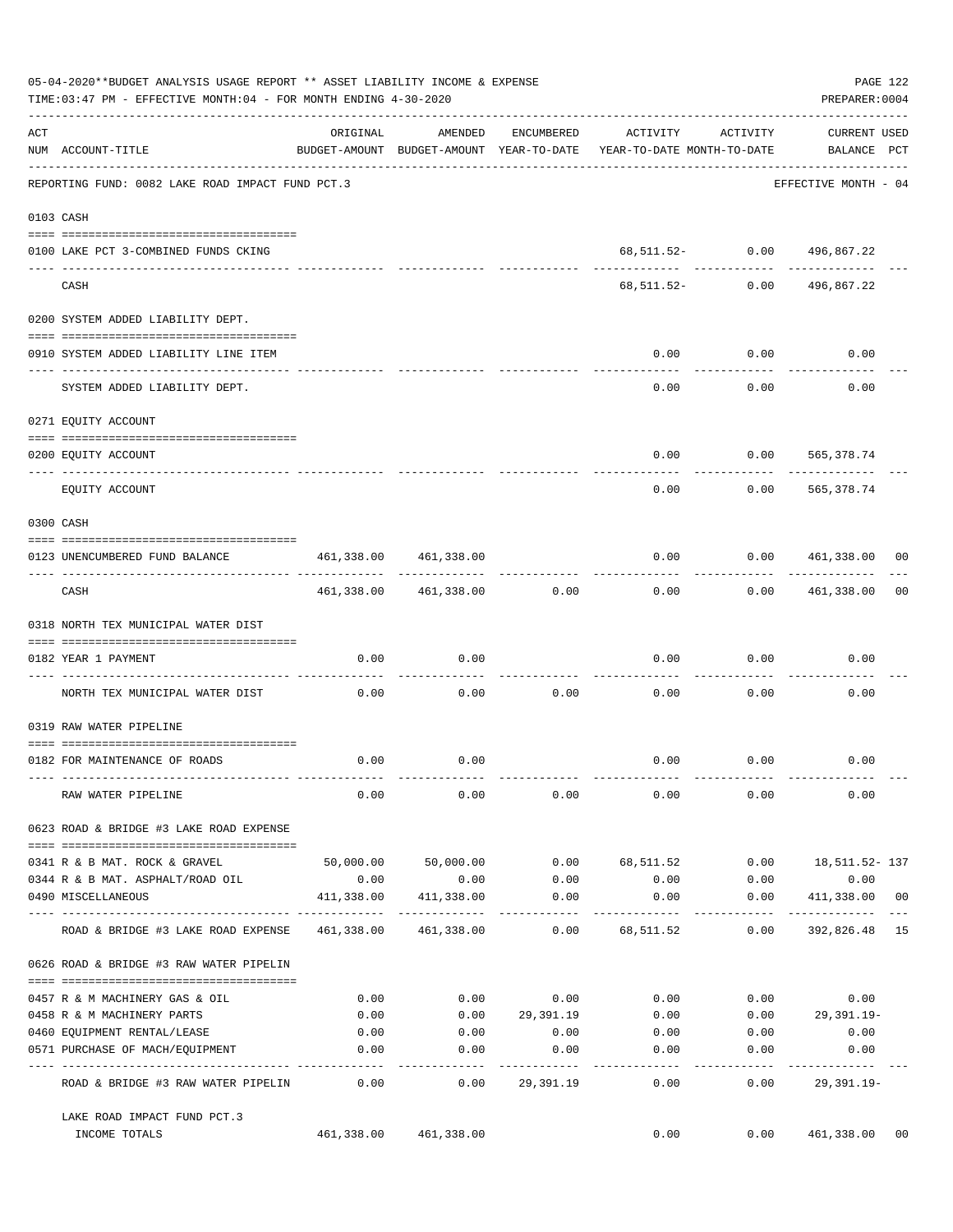05-04-2020**BUDGET ANALYSIS USAGE REPORT ** ASSET LIABILITY INCOME & EXPENSE

TIME:03:47 PM - EFFECTIVE MONTH:04 - FOR MONTH ENDING 4-30-2020

PREPARER:0004

REPORTING FUND: 0082 LAKE ROAD IMPACT FUND PCT.3 — EFFECTIVE MONTH - 04

| ACT NUM | ACCOUNT-TITLE | ORIGINAL BUDGET-AMOUNT | AMENDED BUDGET-AMOUNT | ENCUMBERED YEAR-TO-DATE | ACTIVITY YEAR-TO-DATE | ACTIVITY MONTH-TO-DATE | CURRENT BALANCE | USED PCT |
|---|---|---|---|---|---|---|---|---|
| | **0103 CASH** | | | | | | | |
| 0100 | LAKE PCT 3-COMBINED FUNDS CKING | | | | 68,511.52- | 0.00 | 496,867.22 | |
| | CASH | | | | 68,511.52- | 0.00 | 496,867.22 | |
| | **0200 SYSTEM ADDED LIABILITY DEPT.** | | | | | | | |
| 0910 | SYSTEM ADDED LIABILITY LINE ITEM | | | | 0.00 | 0.00 | 0.00 | |
| | SYSTEM ADDED LIABILITY DEPT. | | | | 0.00 | 0.00 | 0.00 | |
| | **0271 EQUITY ACCOUNT** | | | | | | | |
| 0200 | EQUITY ACCOUNT | | | | 0.00 | 0.00 | 565,378.74 | |
| | EQUITY ACCOUNT | | | | 0.00 | 0.00 | 565,378.74 | |
| | **0300 CASH** | | | | | | | |
| 0123 | UNENCUMBERED FUND BALANCE | 461,338.00 | 461,338.00 | | 0.00 | 0.00 | 461,338.00 | 00 |
| | CASH | 461,338.00 | 461,338.00 | 0.00 | 0.00 | 0.00 | 461,338.00 | 00 |
| | **0318 NORTH TEX MUNICIPAL WATER DIST** | | | | | | | |
| 0182 | YEAR 1 PAYMENT | 0.00 | 0.00 | | 0.00 | 0.00 | 0.00 | |
| | NORTH TEX MUNICIPAL WATER DIST | 0.00 | 0.00 | 0.00 | 0.00 | 0.00 | 0.00 | |
| | **0319 RAW WATER PIPELINE** | | | | | | | |
| 0182 | FOR MAINTENANCE OF ROADS | 0.00 | 0.00 | | 0.00 | 0.00 | 0.00 | |
| | RAW WATER PIPELINE | 0.00 | 0.00 | 0.00 | 0.00 | 0.00 | 0.00 | |
| | **0623 ROAD & BRIDGE #3 LAKE ROAD EXPENSE** | | | | | | | |
| 0341 | R & B MAT. ROCK & GRAVEL | 50,000.00 | 50,000.00 | 0.00 | 68,511.52 | 0.00 | 18,511.52- | 137 |
| 0344 | R & B MAT. ASPHALT/ROAD OIL | 0.00 | 0.00 | 0.00 | 0.00 | 0.00 | 0.00 | |
| 0490 | MISCELLANEOUS | 411,338.00 | 411,338.00 | 0.00 | 0.00 | 0.00 | 411,338.00 | 00 |
| | ROAD & BRIDGE #3 LAKE ROAD EXPENSE | 461,338.00 | 461,338.00 | 0.00 | 68,511.52 | 0.00 | 392,826.48 | 15 |
| | **0626 ROAD & BRIDGE #3 RAW WATER PIPELIN** | | | | | | | |
| 0457 | R & M MACHINERY GAS & OIL | 0.00 | 0.00 | 0.00 | 0.00 | 0.00 | 0.00 | |
| 0458 | R & M MACHINERY PARTS | 0.00 | 0.00 | 29,391.19 | 0.00 | 0.00 | 29,391.19- | |
| 0460 | EQUIPMENT RENTAL/LEASE | 0.00 | 0.00 | 0.00 | 0.00 | 0.00 | 0.00 | |
| 0571 | PURCHASE OF MACH/EQUIPMENT | 0.00 | 0.00 | 0.00 | 0.00 | 0.00 | 0.00 | |
| | ROAD & BRIDGE #3 RAW WATER PIPELIN | 0.00 | 0.00 | 29,391.19 | 0.00 | 0.00 | 29,391.19- | |
| | LAKE ROAD IMPACT FUND PCT.3 INCOME TOTALS | 461,338.00 | 461,338.00 | | 0.00 | 0.00 | 461,338.00 | 00 |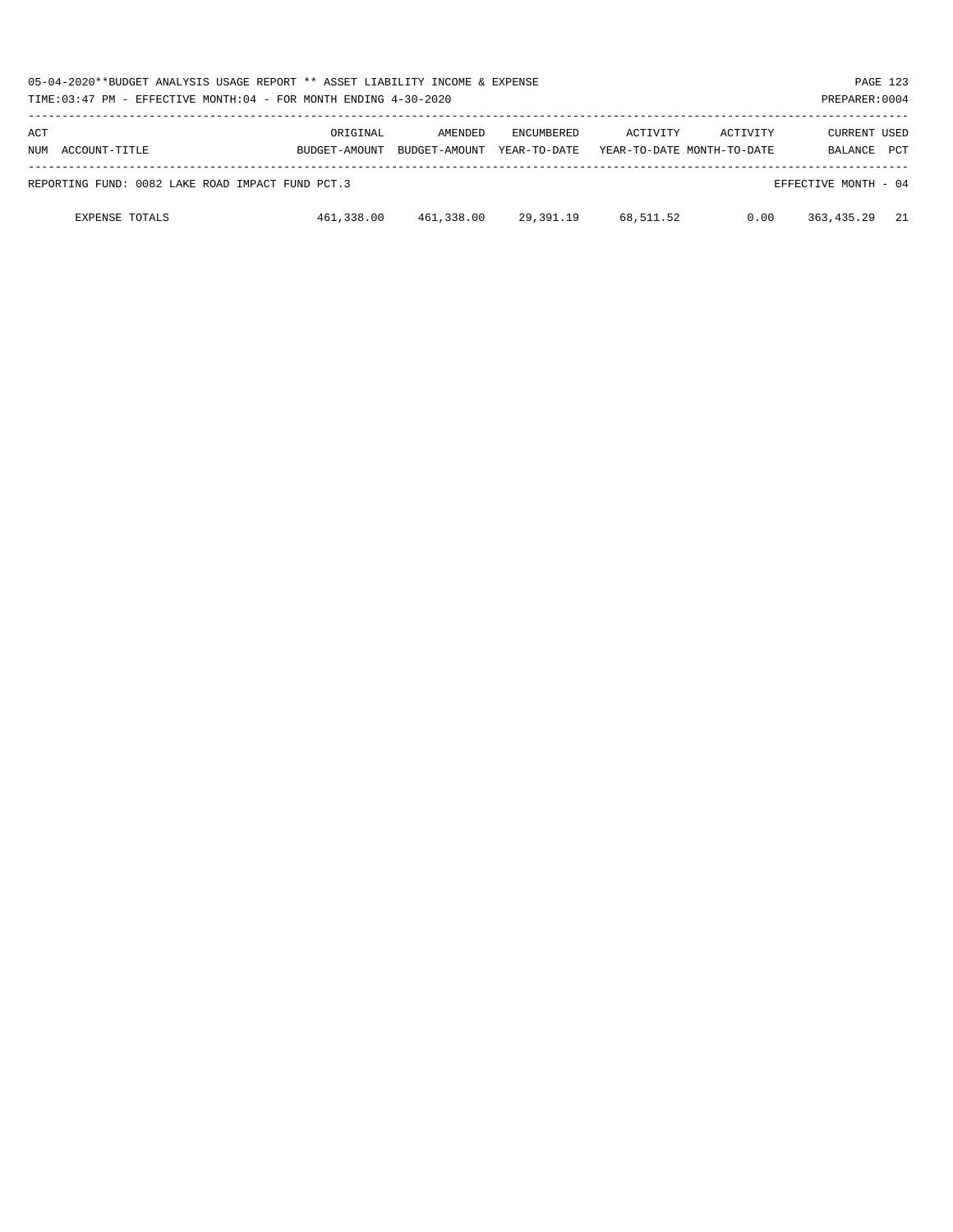| ACT NUM | ACCOUNT-TITLE | ORIGINAL BUDGET-AMOUNT | AMENDED BUDGET-AMOUNT | ENCUMBERED YEAR-TO-DATE | ACTIVITY YEAR-TO-DATE | ACTIVITY MONTH-TO-DATE | CURRENT BALANCE | USED PCT |
|---|---|---|---|---|---|---|---|---|
| REPORTING FUND: 0082 LAKE ROAD IMPACT FUND PCT.3 | | | | | | | EFFECTIVE MONTH - 04 | |
| | EXPENSE TOTALS | 461,338.00 | 461,338.00 | 29,391.19 | 68,511.52 | 0.00 | 363,435.29 | 21 |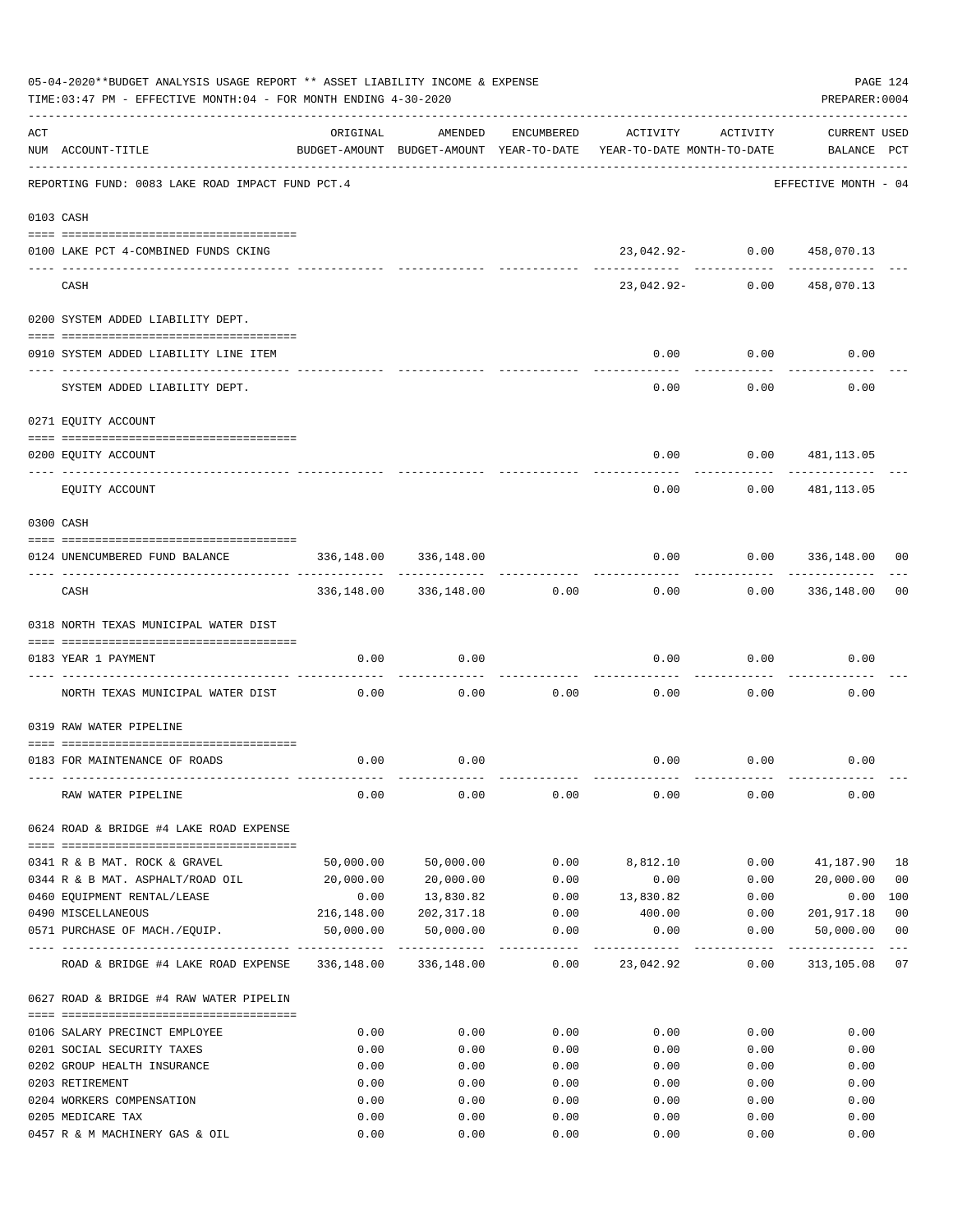05-04-2020**BUDGET ANALYSIS USAGE REPORT ** ASSET LIABILITY INCOME & EXPENSE

TIME:03:47 PM - EFFECTIVE MONTH:04 - FOR MONTH ENDING 4-30-2020

PREPARER:0004

REPORTING FUND: 0083 LAKE ROAD IMPACT FUND PCT.4 — EFFECTIVE MONTH - 04

| ACT NUM | ACCOUNT-TITLE | ORIGINAL BUDGET-AMOUNT | AMENDED BUDGET-AMOUNT | ENCUMBERED YEAR-TO-DATE | ACTIVITY YEAR-TO-DATE | ACTIVITY MONTH-TO-DATE | CURRENT BALANCE | USED PCT |
|---|---|---|---|---|---|---|---|---|
| | **0103 CASH** | | | | | | | |
| 0100 | LAKE PCT 4-COMBINED FUNDS CKING | | | | 23,042.92- | 0.00 | 458,070.13 | |
| | CASH | | | | 23,042.92- | 0.00 | 458,070.13 | |
| | **0200 SYSTEM ADDED LIABILITY DEPT.** | | | | | | | |
| 0910 | SYSTEM ADDED LIABILITY LINE ITEM | | | | 0.00 | 0.00 | 0.00 | |
| | SYSTEM ADDED LIABILITY DEPT. | | | | 0.00 | 0.00 | 0.00 | |
| | **0271 EQUITY ACCOUNT** | | | | | | | |
| 0200 | EQUITY ACCOUNT | | | | 0.00 | 0.00 | 481,113.05 | |
| | EQUITY ACCOUNT | | | | 0.00 | 0.00 | 481,113.05 | |
| | **0300 CASH** | | | | | | | |
| 0124 | UNENCUMBERED FUND BALANCE | 336,148.00 | 336,148.00 | | 0.00 | 0.00 | 336,148.00 | 00 |
| | CASH | 336,148.00 | 336,148.00 | 0.00 | 0.00 | 0.00 | 336,148.00 | 00 |
| | **0318 NORTH TEXAS MUNICIPAL WATER DIST** | | | | | | | |
| 0183 | YEAR 1 PAYMENT | 0.00 | 0.00 | | 0.00 | 0.00 | 0.00 | |
| | NORTH TEXAS MUNICIPAL WATER DIST | 0.00 | 0.00 | 0.00 | 0.00 | 0.00 | 0.00 | |
| | **0319 RAW WATER PIPELINE** | | | | | | | |
| 0183 | FOR MAINTENANCE OF ROADS | 0.00 | 0.00 | | 0.00 | 0.00 | 0.00 | |
| | RAW WATER PIPELINE | 0.00 | 0.00 | 0.00 | 0.00 | 0.00 | 0.00 | |
| | **0624 ROAD & BRIDGE #4 LAKE ROAD EXPENSE** | | | | | | | |
| 0341 | R & B MAT. ROCK & GRAVEL | 50,000.00 | 50,000.00 | 0.00 | 8,812.10 | 0.00 | 41,187.90 | 18 |
| 0344 | R & B MAT. ASPHALT/ROAD OIL | 20,000.00 | 20,000.00 | 0.00 | 0.00 | 0.00 | 20,000.00 | 00 |
| 0460 | EQUIPMENT RENTAL/LEASE | 0.00 | 13,830.82 | 0.00 | 13,830.82 | 0.00 | 0.00 | 100 |
| 0490 | MISCELLANEOUS | 216,148.00 | 202,317.18 | 0.00 | 400.00 | 0.00 | 201,917.18 | 00 |
| 0571 | PURCHASE OF MACH./EQUIP. | 50,000.00 | 50,000.00 | 0.00 | 0.00 | 0.00 | 50,000.00 | 00 |
| | ROAD & BRIDGE #4 LAKE ROAD EXPENSE | 336,148.00 | 336,148.00 | 0.00 | 23,042.92 | 0.00 | 313,105.08 | 07 |
| | **0627 ROAD & BRIDGE #4 RAW WATER PIPELIN** | | | | | | | |
| 0106 | SALARY PRECINCT EMPLOYEE | 0.00 | 0.00 | 0.00 | 0.00 | 0.00 | 0.00 | |
| 0201 | SOCIAL SECURITY TAXES | 0.00 | 0.00 | 0.00 | 0.00 | 0.00 | 0.00 | |
| 0202 | GROUP HEALTH INSURANCE | 0.00 | 0.00 | 0.00 | 0.00 | 0.00 | 0.00 | |
| 0203 | RETIREMENT | 0.00 | 0.00 | 0.00 | 0.00 | 0.00 | 0.00 | |
| 0204 | WORKERS COMPENSATION | 0.00 | 0.00 | 0.00 | 0.00 | 0.00 | 0.00 | |
| 0205 | MEDICARE TAX | 0.00 | 0.00 | 0.00 | 0.00 | 0.00 | 0.00 | |
| 0457 | R & M MACHINERY GAS & OIL | 0.00 | 0.00 | 0.00 | 0.00 | 0.00 | 0.00 | |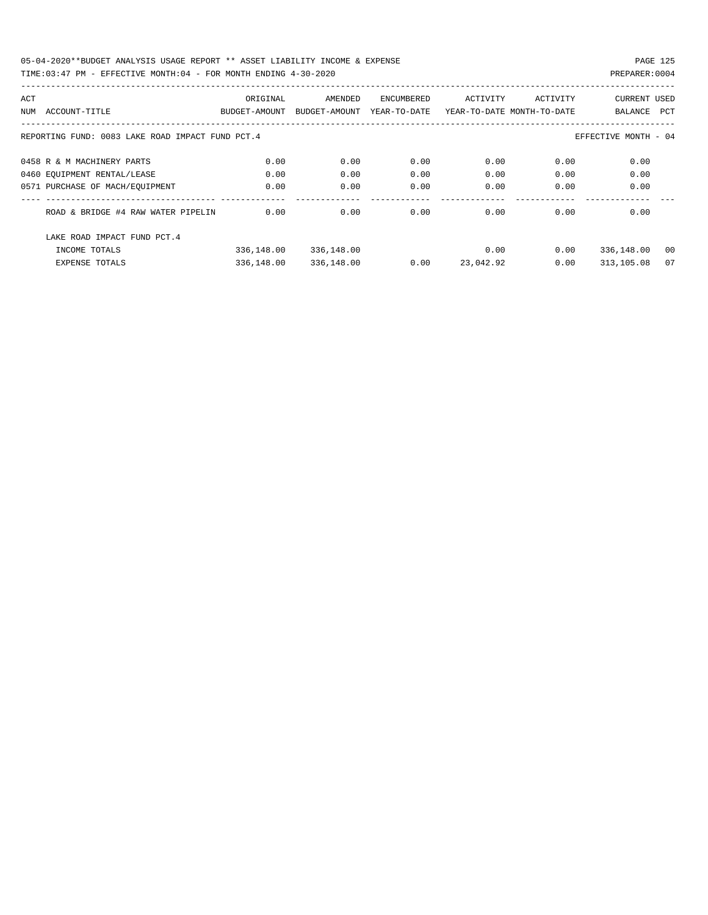05-04-2020**BUDGET ANALYSIS USAGE REPORT ** ASSET LIABILITY INCOME & EXPENSE

TIME:03:47 PM - EFFECTIVE MONTH:04 - FOR MONTH ENDING 4-30-2020

PREPARER:0004

| ACT NUM | ACCOUNT-TITLE | ORIGINAL BUDGET-AMOUNT | AMENDED BUDGET-AMOUNT | ENCUMBERED YEAR-TO-DATE | ACTIVITY YEAR-TO-DATE | ACTIVITY MONTH-TO-DATE | CURRENT BALANCE | USED PCT |
|---|---|---|---|---|---|---|---|---|
| REPORTING FUND: 0083 LAKE ROAD IMPACT FUND PCT.4 | | | | | | | EFFECTIVE MONTH - 04 | |
| 0458 | R & M MACHINERY PARTS | 0.00 | 0.00 | 0.00 | 0.00 | 0.00 | 0.00 | |
| 0460 | EQUIPMENT RENTAL/LEASE | 0.00 | 0.00 | 0.00 | 0.00 | 0.00 | 0.00 | |
| 0571 | PURCHASE OF MACH/EQUIPMENT | 0.00 | 0.00 | 0.00 | 0.00 | 0.00 | 0.00 | |
| | ROAD & BRIDGE #4 RAW WATER PIPELIN | 0.00 | 0.00 | 0.00 | 0.00 | 0.00 | 0.00 | |
| | LAKE ROAD IMPACT FUND PCT.4 | | | | | | | |
| | INCOME TOTALS | 336,148.00 | 336,148.00 | | 0.00 | 0.00 | 336,148.00 | 00 |
| | EXPENSE TOTALS | 336,148.00 | 336,148.00 | 0.00 | 23,042.92 | 0.00 | 313,105.08 | 07 |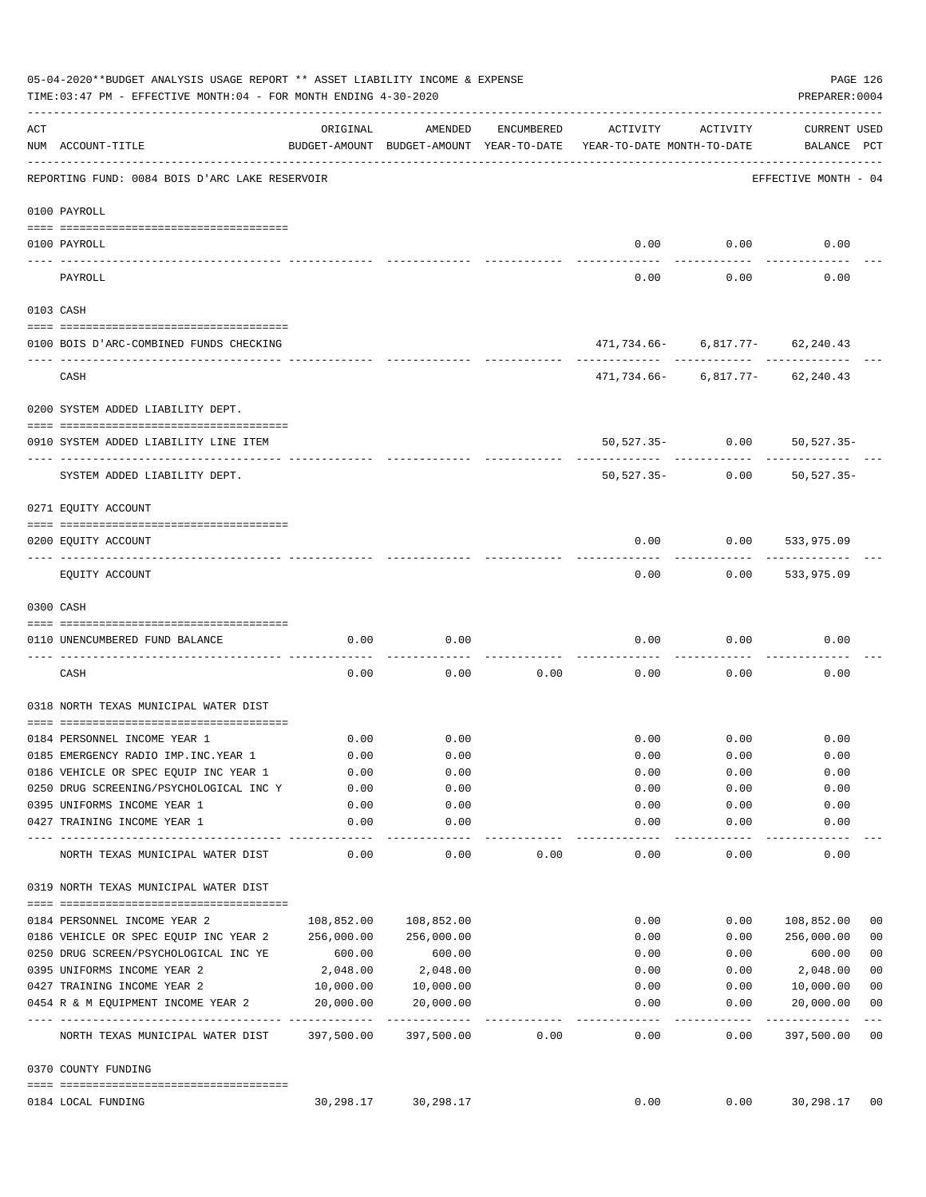05-04-2020**BUDGET ANALYSIS USAGE REPORT ** ASSET LIABILITY INCOME & EXPENSE

TIME:03:47 PM - EFFECTIVE MONTH:04 - FOR MONTH ENDING 4-30-2020

PREPARER:0004

| ACT NUM | ACCOUNT-TITLE | ORIGINAL BUDGET-AMOUNT | AMENDED BUDGET-AMOUNT | ENCUMBERED YEAR-TO-DATE | ACTIVITY YEAR-TO-DATE | ACTIVITY MONTH-TO-DATE | CURRENT BALANCE | USED PCT |
|---|---|---|---|---|---|---|---|---|
| | REPORTING FUND: 0084 BOIS D'ARC LAKE RESERVOIR | | | | | | EFFECTIVE MONTH - 04 | |
| | **0100 PAYROLL** | | | | | | | |
| 0100 | PAYROLL | | | | 0.00 | 0.00 | 0.00 | |
| | PAYROLL | | | | 0.00 | 0.00 | 0.00 | |
| | **0103 CASH** | | | | | | | |
| 0100 | BOIS D'ARC-COMBINED FUNDS CHECKING | | | | 471,734.66- | 6,817.77- | 62,240.43 | |
| | CASH | | | | 471,734.66- | 6,817.77- | 62,240.43 | |
| | **0200 SYSTEM ADDED LIABILITY DEPT.** | | | | | | | |
| 0910 | SYSTEM ADDED LIABILITY LINE ITEM | | | | 50,527.35- | 0.00 | 50,527.35- | |
| | SYSTEM ADDED LIABILITY DEPT. | | | | 50,527.35- | 0.00 | 50,527.35- | |
| | **0271 EQUITY ACCOUNT** | | | | | | | |
| 0200 | EQUITY ACCOUNT | | | | 0.00 | 0.00 | 533,975.09 | |
| | EQUITY ACCOUNT | | | | 0.00 | 0.00 | 533,975.09 | |
| | **0300 CASH** | | | | | | | |
| 0110 | UNENCUMBERED FUND BALANCE | 0.00 | 0.00 | | 0.00 | 0.00 | 0.00 | |
| | CASH | 0.00 | 0.00 | 0.00 | 0.00 | 0.00 | 0.00 | |
| | **0318 NORTH TEXAS MUNICIPAL WATER DIST** | | | | | | | |
| 0184 | PERSONNEL INCOME YEAR 1 | 0.00 | 0.00 | | 0.00 | 0.00 | 0.00 | |
| 0185 | EMERGENCY RADIO IMP.INC.YEAR 1 | 0.00 | 0.00 | | 0.00 | 0.00 | 0.00 | |
| 0186 | VEHICLE OR SPEC EQUIP INC YEAR 1 | 0.00 | 0.00 | | 0.00 | 0.00 | 0.00 | |
| 0250 | DRUG SCREENING/PSYCHOLOGICAL INC Y | 0.00 | 0.00 | | 0.00 | 0.00 | 0.00 | |
| 0395 | UNIFORMS INCOME YEAR 1 | 0.00 | 0.00 | | 0.00 | 0.00 | 0.00 | |
| 0427 | TRAINING INCOME YEAR 1 | 0.00 | 0.00 | | 0.00 | 0.00 | 0.00 | |
| | NORTH TEXAS MUNICIPAL WATER DIST | 0.00 | 0.00 | 0.00 | 0.00 | 0.00 | 0.00 | |
| | **0319 NORTH TEXAS MUNICIPAL WATER DIST** | | | | | | | |
| 0184 | PERSONNEL INCOME YEAR 2 | 108,852.00 | 108,852.00 | | 0.00 | 0.00 | 108,852.00 | 00 |
| 0186 | VEHICLE OR SPEC EQUIP INC YEAR 2 | 256,000.00 | 256,000.00 | | 0.00 | 0.00 | 256,000.00 | 00 |
| 0250 | DRUG SCREEN/PSYCHOLOGICAL INC YE | 600.00 | 600.00 | | 0.00 | 0.00 | 600.00 | 00 |
| 0395 | UNIFORMS INCOME YEAR 2 | 2,048.00 | 2,048.00 | | 0.00 | 0.00 | 2,048.00 | 00 |
| 0427 | TRAINING INCOME YEAR 2 | 10,000.00 | 10,000.00 | | 0.00 | 0.00 | 10,000.00 | 00 |
| 0454 | R & M EQUIPMENT INCOME YEAR 2 | 20,000.00 | 20,000.00 | | 0.00 | 0.00 | 20,000.00 | 00 |
| | NORTH TEXAS MUNICIPAL WATER DIST | 397,500.00 | 397,500.00 | 0.00 | 0.00 | 0.00 | 397,500.00 | 00 |
| | **0370 COUNTY FUNDING** | | | | | | | |
| 0184 | LOCAL FUNDING | 30,298.17 | 30,298.17 | | 0.00 | 0.00 | 30,298.17 | 00 |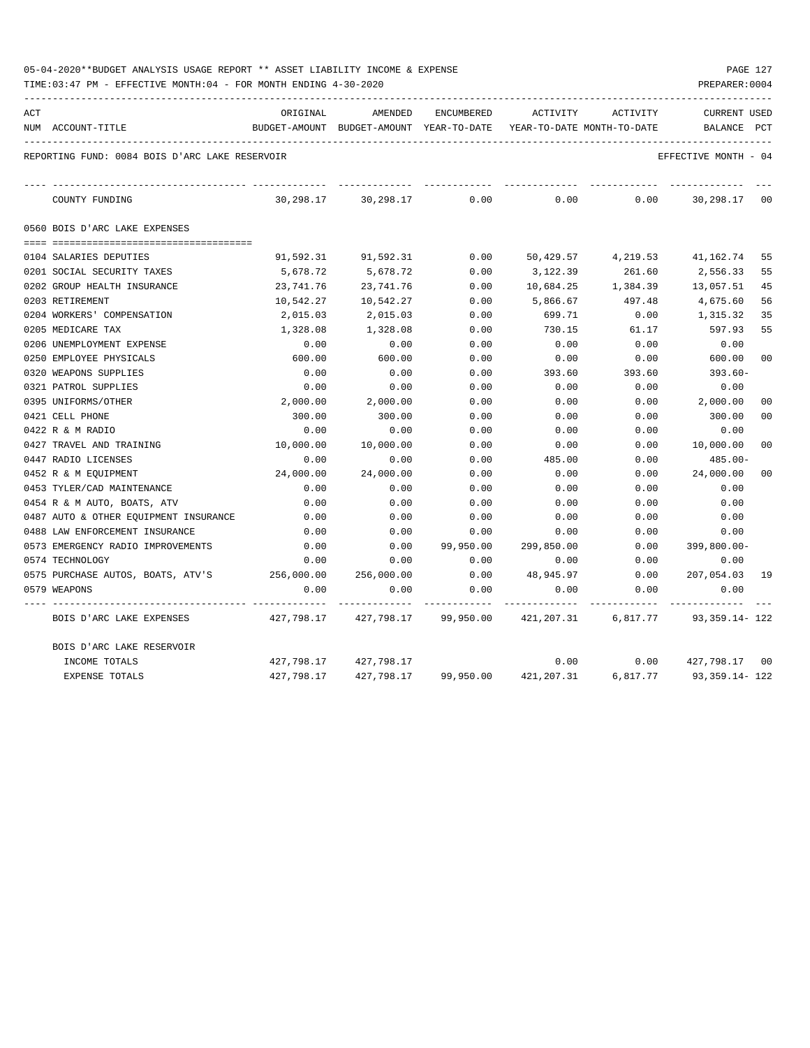05-04-2020**BUDGET ANALYSIS USAGE REPORT ** ASSET LIABILITY INCOME & EXPENSE

TIME:03:47 PM - EFFECTIVE MONTH:04 - FOR MONTH ENDING 4-30-2020

PREPARER:0004

REPORTING FUND: 0084 BOIS D'ARC LAKE RESERVOIR — EFFECTIVE MONTH - 04

| ACT NUM | ACCOUNT-TITLE | ORIGINAL BUDGET-AMOUNT | AMENDED BUDGET-AMOUNT | ENCUMBERED YEAR-TO-DATE | ACTIVITY YEAR-TO-DATE | ACTIVITY MONTH-TO-DATE | CURRENT BALANCE | USED PCT |
|---|---|---|---|---|---|---|---|---|
| | COUNTY FUNDING | 30,298.17 | 30,298.17 | 0.00 | 0.00 | 0.00 | 30,298.17 | 00 |
| | **0560 BOIS D'ARC LAKE EXPENSES** | | | | | | | |
| 0104 | SALARIES DEPUTIES | 91,592.31 | 91,592.31 | 0.00 | 50,429.57 | 4,219.53 | 41,162.74 | 55 |
| 0201 | SOCIAL SECURITY TAXES | 5,678.72 | 5,678.72 | 0.00 | 3,122.39 | 261.60 | 2,556.33 | 55 |
| 0202 | GROUP HEALTH INSURANCE | 23,741.76 | 23,741.76 | 0.00 | 10,684.25 | 1,384.39 | 13,057.51 | 45 |
| 0203 | RETIREMENT | 10,542.27 | 10,542.27 | 0.00 | 5,866.67 | 497.48 | 4,675.60 | 56 |
| 0204 | WORKERS' COMPENSATION | 2,015.03 | 2,015.03 | 0.00 | 699.71 | 0.00 | 1,315.32 | 35 |
| 0205 | MEDICARE TAX | 1,328.08 | 1,328.08 | 0.00 | 730.15 | 61.17 | 597.93 | 55 |
| 0206 | UNEMPLOYMENT EXPENSE | 0.00 | 0.00 | 0.00 | 0.00 | 0.00 | 0.00 | |
| 0250 | EMPLOYEE PHYSICALS | 600.00 | 600.00 | 0.00 | 0.00 | 0.00 | 600.00 | 00 |
| 0320 | WEAPONS SUPPLIES | 0.00 | 0.00 | 0.00 | 393.60 | 393.60 | 393.60- | |
| 0321 | PATROL SUPPLIES | 0.00 | 0.00 | 0.00 | 0.00 | 0.00 | 0.00 | |
| 0395 | UNIFORMS/OTHER | 2,000.00 | 2,000.00 | 0.00 | 0.00 | 0.00 | 2,000.00 | 00 |
| 0421 | CELL PHONE | 300.00 | 300.00 | 0.00 | 0.00 | 0.00 | 300.00 | 00 |
| 0422 | R & M RADIO | 0.00 | 0.00 | 0.00 | 0.00 | 0.00 | 0.00 | |
| 0427 | TRAVEL AND TRAINING | 10,000.00 | 10,000.00 | 0.00 | 0.00 | 0.00 | 10,000.00 | 00 |
| 0447 | RADIO LICENSES | 0.00 | 0.00 | 0.00 | 485.00 | 0.00 | 485.00- | |
| 0452 | R & M EQUIPMENT | 24,000.00 | 24,000.00 | 0.00 | 0.00 | 0.00 | 24,000.00 | 00 |
| 0453 | TYLER/CAD MAINTENANCE | 0.00 | 0.00 | 0.00 | 0.00 | 0.00 | 0.00 | |
| 0454 | R & M AUTO, BOATS, ATV | 0.00 | 0.00 | 0.00 | 0.00 | 0.00 | 0.00 | |
| 0487 | AUTO & OTHER EQUIPMENT INSURANCE | 0.00 | 0.00 | 0.00 | 0.00 | 0.00 | 0.00 | |
| 0488 | LAW ENFORCEMENT INSURANCE | 0.00 | 0.00 | 0.00 | 0.00 | 0.00 | 0.00 | |
| 0573 | EMERGENCY RADIO IMPROVEMENTS | 0.00 | 0.00 | 99,950.00 | 299,850.00 | 0.00 | 399,800.00- | |
| 0574 | TECHNOLOGY | 0.00 | 0.00 | 0.00 | 0.00 | 0.00 | 0.00 | |
| 0575 | PURCHASE AUTOS, BOATS, ATV'S | 256,000.00 | 256,000.00 | 0.00 | 48,945.97 | 0.00 | 207,054.03 | 19 |
| 0579 | WEAPONS | 0.00 | 0.00 | 0.00 | 0.00 | 0.00 | 0.00 | |
| | BOIS D'ARC LAKE EXPENSES | 427,798.17 | 427,798.17 | 99,950.00 | 421,207.31 | 6,817.77 | 93,359.14- | 122 |
| | **BOIS D'ARC LAKE RESERVOIR** | | | | | | | |
| | INCOME TOTALS | 427,798.17 | 427,798.17 | | 0.00 | 0.00 | 427,798.17 | 00 |
| | EXPENSE TOTALS | 427,798.17 | 427,798.17 | 99,950.00 | 421,207.31 | 6,817.77 | 93,359.14- | 122 |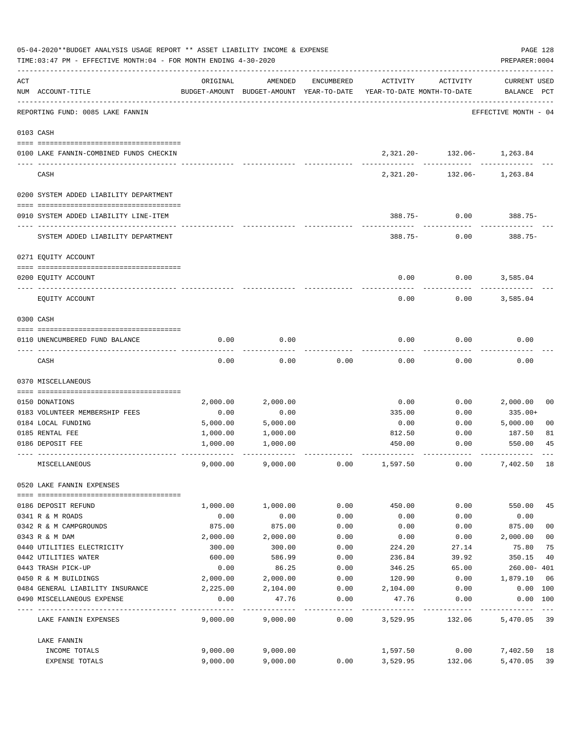05-04-2020**BUDGET ANALYSIS USAGE REPORT ** ASSET LIABILITY INCOME & EXPENSE

TIME:03:47 PM - EFFECTIVE MONTH:04 - FOR MONTH ENDING 4-30-2020

PREPARER:0004

| ACT NUM | ACCOUNT-TITLE | ORIGINAL BUDGET-AMOUNT | AMENDED BUDGET-AMOUNT | ENCUMBERED YEAR-TO-DATE | ACTIVITY YEAR-TO-DATE | ACTIVITY MONTH-TO-DATE | CURRENT USED BALANCE | PCT |
|---|---|---|---|---|---|---|---|---|
| | REPORTING FUND: 0085 LAKE FANNIN | | | | | | EFFECTIVE MONTH - 04 | |
| 0103 | CASH | | | | | | | |
| 0100 | LAKE FANNIN-COMBINED FUNDS CHECKIN | | | | 2,321.20- | 132.06- | 1,263.84 | |
| | CASH | | | | 2,321.20- | 132.06- | 1,263.84 | |
| 0200 | SYSTEM ADDED LIABILITY DEPARTMENT | | | | | | | |
| 0910 | SYSTEM ADDED LIABILITY LINE-ITEM | | | | 388.75- | 0.00 | 388.75- | |
| | SYSTEM ADDED LIABILITY DEPARTMENT | | | | 388.75- | 0.00 | 388.75- | |
| 0271 | EQUITY ACCOUNT | | | | | | | |
| 0200 | EQUITY ACCOUNT | | | | 0.00 | 0.00 | 3,585.04 | |
| | EQUITY ACCOUNT | | | | 0.00 | 0.00 | 3,585.04 | |
| 0300 | CASH | | | | | | | |
| 0110 | UNENCUMBERED FUND BALANCE | 0.00 | 0.00 | | 0.00 | 0.00 | 0.00 | |
| | CASH | 0.00 | 0.00 | 0.00 | 0.00 | 0.00 | 0.00 | |
| 0370 | MISCELLANEOUS | | | | | | | |
| 0150 | DONATIONS | 2,000.00 | 2,000.00 | | 0.00 | 0.00 | 2,000.00 | 00 |
| 0183 | VOLUNTEER MEMBERSHIP FEES | 0.00 | 0.00 | | 335.00 | 0.00 | 335.00+ | |
| 0184 | LOCAL FUNDING | 5,000.00 | 5,000.00 | | 0.00 | 0.00 | 5,000.00 | 00 |
| 0185 | RENTAL FEE | 1,000.00 | 1,000.00 | | 812.50 | 0.00 | 187.50 | 81 |
| 0186 | DEPOSIT FEE | 1,000.00 | 1,000.00 | | 450.00 | 0.00 | 550.00 | 45 |
| | MISCELLANEOUS | 9,000.00 | 9,000.00 | 0.00 | 1,597.50 | 0.00 | 7,402.50 | 18 |
| 0520 | LAKE FANNIN EXPENSES | | | | | | | |
| 0186 | DEPOSIT REFUND | 1,000.00 | 1,000.00 | 0.00 | 450.00 | 0.00 | 550.00 | 45 |
| 0341 | R & M ROADS | 0.00 | 0.00 | 0.00 | 0.00 | 0.00 | 0.00 | |
| 0342 | R & M CAMPGROUNDS | 875.00 | 875.00 | 0.00 | 0.00 | 0.00 | 875.00 | 00 |
| 0343 | R & M DAM | 2,000.00 | 2,000.00 | 0.00 | 0.00 | 0.00 | 2,000.00 | 00 |
| 0440 | UTILITIES ELECTRICITY | 300.00 | 300.00 | 0.00 | 224.20 | 27.14 | 75.80 | 75 |
| 0442 | UTILITIES WATER | 600.00 | 586.99 | 0.00 | 236.84 | 39.92 | 350.15 | 40 |
| 0443 | TRASH PICK-UP | 0.00 | 86.25 | 0.00 | 346.25 | 65.00 | 260.00- | 401 |
| 0450 | R & M BUILDINGS | 2,000.00 | 2,000.00 | 0.00 | 120.90 | 0.00 | 1,879.10 | 06 |
| 0484 | GENERAL LIABILITY INSURANCE | 2,225.00 | 2,104.00 | 0.00 | 2,104.00 | 0.00 | 0.00 | 100 |
| 0490 | MISCELLANEOUS EXPENSE | 0.00 | 47.76 | 0.00 | 47.76 | 0.00 | 0.00 | 100 |
| | LAKE FANNIN EXPENSES | 9,000.00 | 9,000.00 | 0.00 | 3,529.95 | 132.06 | 5,470.05 | 39 |
| | LAKE FANNIN | | | | | | | |
| | INCOME TOTALS | 9,000.00 | 9,000.00 | | 1,597.50 | 0.00 | 7,402.50 | 18 |
| | EXPENSE TOTALS | 9,000.00 | 9,000.00 | 0.00 | 3,529.95 | 132.06 | 5,470.05 | 39 |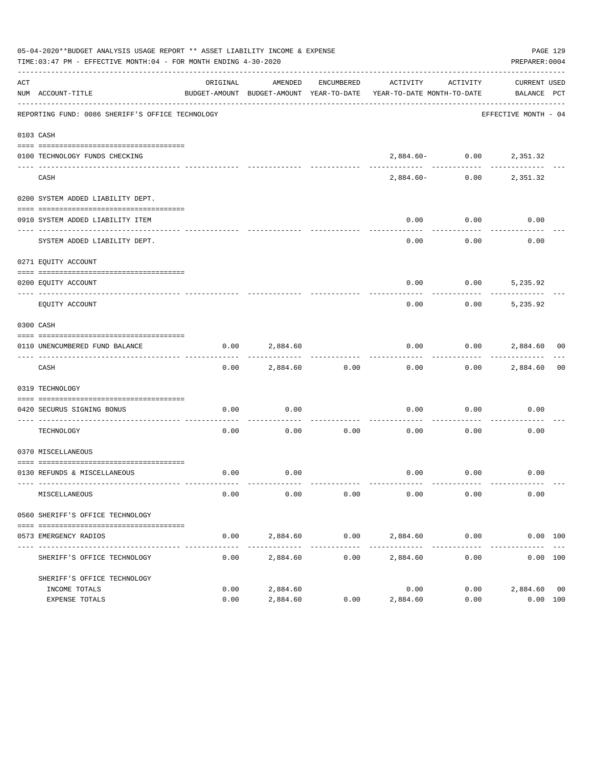05-04-2020**BUDGET ANALYSIS USAGE REPORT ** ASSET LIABILITY INCOME & EXPENSE

TIME:03:47 PM - EFFECTIVE MONTH:04 - FOR MONTH ENDING 4-30-2020

PREPARER:0004

| ACT NUM | ACCOUNT-TITLE | ORIGINAL BUDGET-AMOUNT | AMENDED BUDGET-AMOUNT | ENCUMBERED YEAR-TO-DATE | ACTIVITY YEAR-TO-DATE | ACTIVITY MONTH-TO-DATE | CURRENT BALANCE | USED PCT |
|---|---|---|---|---|---|---|---|---|
| | REPORTING FUND: 0086 SHERIFF'S OFFICE TECHNOLOGY | | | | | | EFFECTIVE MONTH - 04 | |
| 0103 | CASH | | | | | | | |
| 0100 | TECHNOLOGY FUNDS CHECKING | | | | 2,884.60- | 0.00 | 2,351.32 | |
| | CASH | | | | 2,884.60- | 0.00 | 2,351.32 | |
| 0200 | SYSTEM ADDED LIABILITY DEPT. | | | | | | | |
| 0910 | SYSTEM ADDED LIABILITY ITEM | | | | 0.00 | 0.00 | 0.00 | |
| | SYSTEM ADDED LIABILITY DEPT. | | | | 0.00 | 0.00 | 0.00 | |
| 0271 | EQUITY ACCOUNT | | | | | | | |
| 0200 | EQUITY ACCOUNT | | | | 0.00 | 0.00 | 5,235.92 | |
| | EQUITY ACCOUNT | | | | 0.00 | 0.00 | 5,235.92 | |
| 0300 | CASH | | | | | | | |
| 0110 | UNENCUMBERED FUND BALANCE | 0.00 | 2,884.60 | | 0.00 | 0.00 | 2,884.60 | 00 |
| | CASH | 0.00 | 2,884.60 | 0.00 | 0.00 | 0.00 | 2,884.60 | 00 |
| 0319 | TECHNOLOGY | | | | | | | |
| 0420 | SECURUS SIGNING BONUS | 0.00 | 0.00 | | 0.00 | 0.00 | 0.00 | |
| | TECHNOLOGY | 0.00 | 0.00 | 0.00 | 0.00 | 0.00 | 0.00 | |
| 0370 | MISCELLANEOUS | | | | | | | |
| 0130 | REFUNDS & MISCELLANEOUS | 0.00 | 0.00 | | 0.00 | 0.00 | 0.00 | |
| | MISCELLANEOUS | 0.00 | 0.00 | 0.00 | 0.00 | 0.00 | 0.00 | |
| 0560 | SHERIFF'S OFFICE TECHNOLOGY | | | | | | | |
| 0573 | EMERGENCY RADIOS | 0.00 | 2,884.60 | 0.00 | 2,884.60 | 0.00 | 0.00 | 100 |
| | SHERIFF'S OFFICE TECHNOLOGY | 0.00 | 2,884.60 | 0.00 | 2,884.60 | 0.00 | 0.00 | 100 |
| | SHERIFF'S OFFICE TECHNOLOGY | | | | | | | |
| | INCOME TOTALS | 0.00 | 2,884.60 | | 0.00 | 0.00 | 2,884.60 | 00 |
| | EXPENSE TOTALS | 0.00 | 2,884.60 | 0.00 | 2,884.60 | 0.00 | 0.00 | 100 |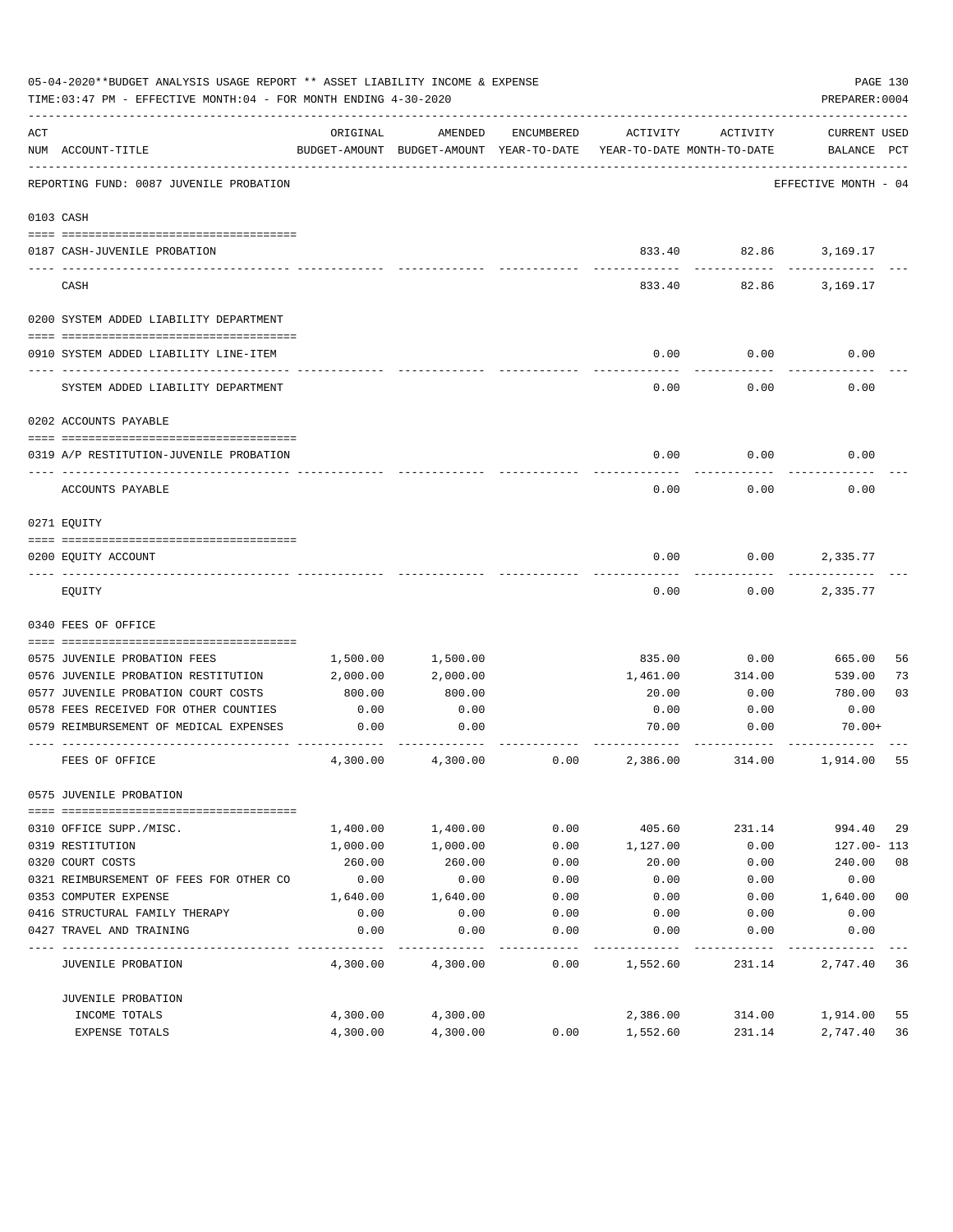05-04-2020**BUDGET ANALYSIS USAGE REPORT ** ASSET LIABILITY INCOME & EXPENSE

TIME:03:47 PM - EFFECTIVE MONTH:04 - FOR MONTH ENDING 4-30-2020

PREPARER:0004

| ACT NUM | ACCOUNT-TITLE | ORIGINAL BUDGET-AMOUNT | AMENDED BUDGET-AMOUNT | ENCUMBERED YEAR-TO-DATE | ACTIVITY YEAR-TO-DATE | ACTIVITY MONTH-TO-DATE | CURRENT BALANCE | USED PCT |
|---|---|---|---|---|---|---|---|---|
| | REPORTING FUND: 0087 JUVENILE PROBATION | | | | | | EFFECTIVE MONTH - 04 | |
| | 0103 CASH | | | | | | | |
| 0187 | CASH-JUVENILE PROBATION | | | | 833.40 | 82.86 | 3,169.17 | |
| | CASH | | | | 833.40 | 82.86 | 3,169.17 | |
| | 0200 SYSTEM ADDED LIABILITY DEPARTMENT | | | | | | | |
| 0910 | SYSTEM ADDED LIABILITY LINE-ITEM | | | | 0.00 | 0.00 | 0.00 | |
| | SYSTEM ADDED LIABILITY DEPARTMENT | | | | 0.00 | 0.00 | 0.00 | |
| | 0202 ACCOUNTS PAYABLE | | | | | | | |
| 0319 | A/P RESTITUTION-JUVENILE PROBATION | | | | 0.00 | 0.00 | 0.00 | |
| | ACCOUNTS PAYABLE | | | | 0.00 | 0.00 | 0.00 | |
| | 0271 EQUITY | | | | | | | |
| 0200 | EQUITY ACCOUNT | | | | 0.00 | 0.00 | 2,335.77 | |
| | EQUITY | | | | 0.00 | 0.00 | 2,335.77 | |
| | 0340 FEES OF OFFICE | | | | | | | |
| 0575 | JUVENILE PROBATION FEES | 1,500.00 | 1,500.00 | | 835.00 | 0.00 | 665.00 | 56 |
| 0576 | JUVENILE PROBATION RESTITUTION | 2,000.00 | 2,000.00 | | 1,461.00 | 314.00 | 539.00 | 73 |
| 0577 | JUVENILE PROBATION COURT COSTS | 800.00 | 800.00 | | 20.00 | 0.00 | 780.00 | 03 |
| 0578 | FEES RECEIVED FOR OTHER COUNTIES | 0.00 | 0.00 | | 0.00 | 0.00 | 0.00 | |
| 0579 | REIMBURSEMENT OF MEDICAL EXPENSES | 0.00 | 0.00 | | 70.00 | 0.00 | 70.00+ | |
| | FEES OF OFFICE | 4,300.00 | 4,300.00 | 0.00 | 2,386.00 | 314.00 | 1,914.00 | 55 |
| | 0575 JUVENILE PROBATION | | | | | | | |
| 0310 | OFFICE SUPP./MISC. | 1,400.00 | 1,400.00 | 0.00 | 405.60 | 231.14 | 994.40 | 29 |
| 0319 | RESTITUTION | 1,000.00 | 1,000.00 | 0.00 | 1,127.00 | 0.00 | 127.00- | 113 |
| 0320 | COURT COSTS | 260.00 | 260.00 | 0.00 | 20.00 | 0.00 | 240.00 | 08 |
| 0321 | REIMBURSEMENT OF FEES FOR OTHER CO | 0.00 | 0.00 | 0.00 | 0.00 | 0.00 | 0.00 | |
| 0353 | COMPUTER EXPENSE | 1,640.00 | 1,640.00 | 0.00 | 0.00 | 0.00 | 1,640.00 | 00 |
| 0416 | STRUCTURAL FAMILY THERAPY | 0.00 | 0.00 | 0.00 | 0.00 | 0.00 | 0.00 | |
| 0427 | TRAVEL AND TRAINING | 0.00 | 0.00 | 0.00 | 0.00 | 0.00 | 0.00 | |
| | JUVENILE PROBATION | 4,300.00 | 4,300.00 | 0.00 | 1,552.60 | 231.14 | 2,747.40 | 36 |
| | JUVENILE PROBATION | | | | | | | |
| | INCOME TOTALS | 4,300.00 | 4,300.00 | | 2,386.00 | 314.00 | 1,914.00 | 55 |
| | EXPENSE TOTALS | 4,300.00 | 4,300.00 | 0.00 | 1,552.60 | 231.14 | 2,747.40 | 36 |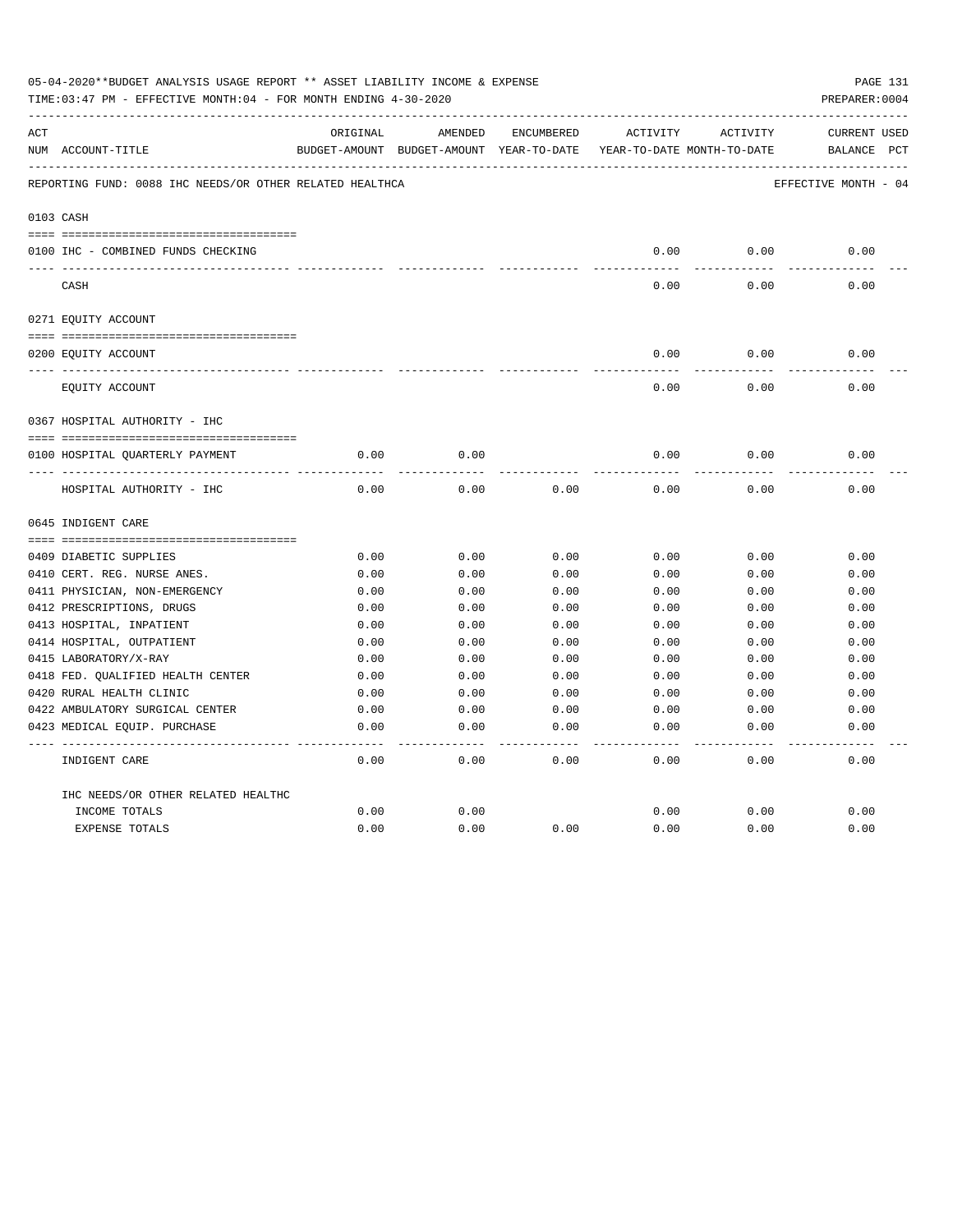05-04-2020**BUDGET ANALYSIS USAGE REPORT ** ASSET LIABILITY INCOME & EXPENSE

TIME:03:47 PM - EFFECTIVE MONTH:04 - FOR MONTH ENDING 4-30-2020

PREPARER:0004

REPORTING FUND: 0088 IHC NEEDS/OR OTHER RELATED HEALTHCA — EFFECTIVE MONTH - 04

| ACT NUM | ACCOUNT-TITLE | ORIGINAL BUDGET-AMOUNT | AMENDED BUDGET-AMOUNT | ENCUMBERED YEAR-TO-DATE | ACTIVITY YEAR-TO-DATE | ACTIVITY MONTH-TO-DATE | CURRENT BALANCE | USED PCT |
|---|---|---|---|---|---|---|---|---|
| 0103 | CASH | | | | | | | |
| 0100 | IHC - COMBINED FUNDS CHECKING | | | | 0.00 | 0.00 | 0.00 | |
| | CASH | | | | 0.00 | 0.00 | 0.00 | |
| 0271 | EQUITY ACCOUNT | | | | | | | |
| 0200 | EQUITY ACCOUNT | | | | 0.00 | 0.00 | 0.00 | |
| | EQUITY ACCOUNT | | | | 0.00 | 0.00 | 0.00 | |
| 0367 | HOSPITAL AUTHORITY - IHC | | | | | | | |
| 0100 | HOSPITAL QUARTERLY PAYMENT | 0.00 | 0.00 | | 0.00 | 0.00 | 0.00 | |
| | HOSPITAL AUTHORITY - IHC | 0.00 | 0.00 | 0.00 | 0.00 | 0.00 | 0.00 | |
| 0645 | INDIGENT CARE | | | | | | | |
| 0409 | DIABETIC SUPPLIES | 0.00 | 0.00 | 0.00 | 0.00 | 0.00 | 0.00 | |
| 0410 | CERT. REG. NURSE ANES. | 0.00 | 0.00 | 0.00 | 0.00 | 0.00 | 0.00 | |
| 0411 | PHYSICIAN, NON-EMERGENCY | 0.00 | 0.00 | 0.00 | 0.00 | 0.00 | 0.00 | |
| 0412 | PRESCRIPTIONS, DRUGS | 0.00 | 0.00 | 0.00 | 0.00 | 0.00 | 0.00 | |
| 0413 | HOSPITAL, INPATIENT | 0.00 | 0.00 | 0.00 | 0.00 | 0.00 | 0.00 | |
| 0414 | HOSPITAL, OUTPATIENT | 0.00 | 0.00 | 0.00 | 0.00 | 0.00 | 0.00 | |
| 0415 | LABORATORY/X-RAY | 0.00 | 0.00 | 0.00 | 0.00 | 0.00 | 0.00 | |
| 0418 | FED. QUALIFIED HEALTH CENTER | 0.00 | 0.00 | 0.00 | 0.00 | 0.00 | 0.00 | |
| 0420 | RURAL HEALTH CLINIC | 0.00 | 0.00 | 0.00 | 0.00 | 0.00 | 0.00 | |
| 0422 | AMBULATORY SURGICAL CENTER | 0.00 | 0.00 | 0.00 | 0.00 | 0.00 | 0.00 | |
| 0423 | MEDICAL EQUIP. PURCHASE | 0.00 | 0.00 | 0.00 | 0.00 | 0.00 | 0.00 | |
| | INDIGENT CARE | 0.00 | 0.00 | 0.00 | 0.00 | 0.00 | 0.00 | |
| | IHC NEEDS/OR OTHER RELATED HEALTHC | | | | | | | |
| | INCOME TOTALS | 0.00 | 0.00 | | 0.00 | 0.00 | 0.00 | |
| | EXPENSE TOTALS | 0.00 | 0.00 | 0.00 | 0.00 | 0.00 | 0.00 | |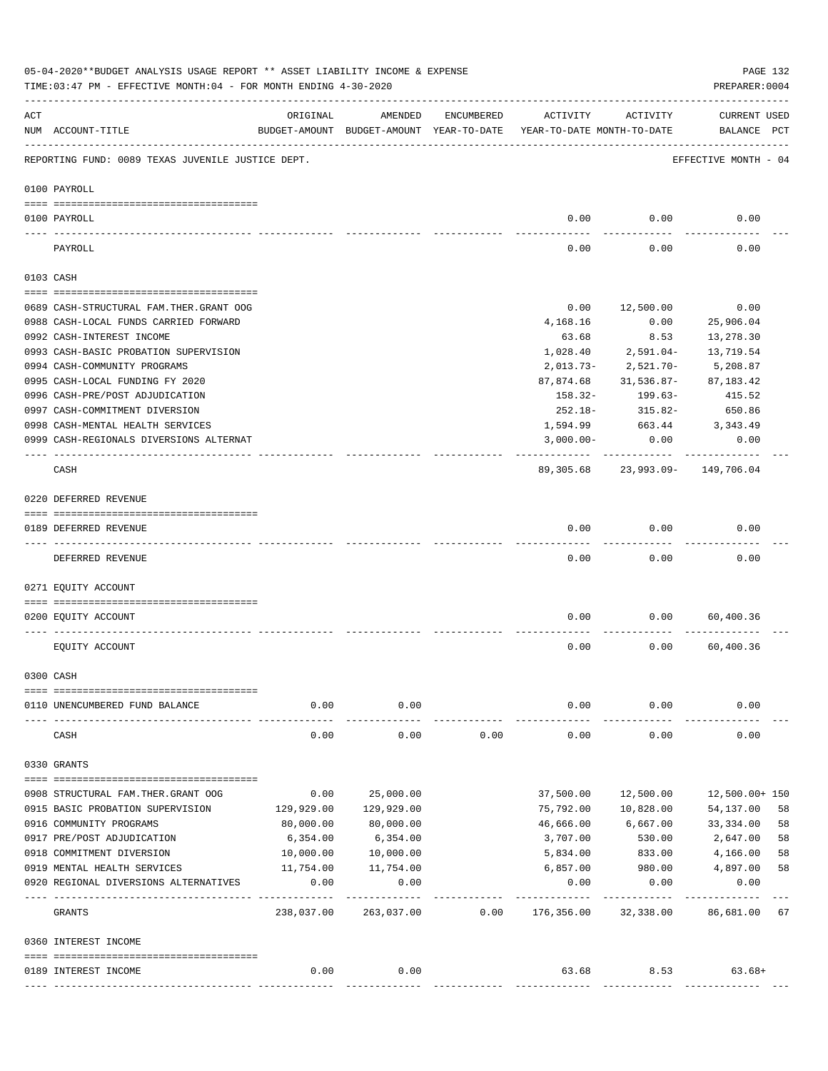05-04-2020**BUDGET ANALYSIS USAGE REPORT ** ASSET LIABILITY INCOME & EXPENSE

TIME:03:47 PM - EFFECTIVE MONTH:04 - FOR MONTH ENDING 4-30-2020

PREPARER:0004

| ACT NUM | ACCOUNT-TITLE | ORIGINAL BUDGET-AMOUNT | AMENDED BUDGET-AMOUNT | ENCUMBERED YEAR-TO-DATE | ACTIVITY YEAR-TO-DATE | ACTIVITY MONTH-TO-DATE | CURRENT BALANCE | USED PCT |
|---|---|---|---|---|---|---|---|---|
| | REPORTING FUND: 0089 TEXAS JUVENILE JUSTICE DEPT. | | | | | | EFFECTIVE MONTH - 04 | |
| | **0100 PAYROLL** | | | | | | | |
| 0100 | PAYROLL | | | | 0.00 | 0.00 | 0.00 | |
| | PAYROLL | | | | 0.00 | 0.00 | 0.00 | |
| | **0103 CASH** | | | | | | | |
| 0689 | CASH-STRUCTURAL FAM.THER.GRANT OOG | | | | 0.00 | 12,500.00 | 0.00 | |
| 0988 | CASH-LOCAL FUNDS CARRIED FORWARD | | | | 4,168.16 | 0.00 | 25,906.04 | |
| 0992 | CASH-INTEREST INCOME | | | | 63.68 | 8.53 | 13,278.30 | |
| 0993 | CASH-BASIC PROBATION SUPERVISION | | | | 1,028.40 | 2,591.04- | 13,719.54 | |
| 0994 | CASH-COMMUNITY PROGRAMS | | | | 2,013.73- | 2,521.70- | 5,208.87 | |
| 0995 | CASH-LOCAL FUNDING FY 2020 | | | | 87,874.68 | 31,536.87- | 87,183.42 | |
| 0996 | CASH-PRE/POST ADJUDICATION | | | | 158.32- | 199.63- | 415.52 | |
| 0997 | CASH-COMMITMENT DIVERSION | | | | 252.18- | 315.82- | 650.86 | |
| 0998 | CASH-MENTAL HEALTH SERVICES | | | | 1,594.99 | 663.44 | 3,343.49 | |
| 0999 | CASH-REGIONALS DIVERSIONS ALTERNAT | | | | 3,000.00- | 0.00 | 0.00 | |
| | CASH | | | | 89,305.68 | 23,993.09- | 149,706.04 | |
| | **0220 DEFERRED REVENUE** | | | | | | | |
| 0189 | DEFERRED REVENUE | | | | 0.00 | 0.00 | 0.00 | |
| | DEFERRED REVENUE | | | | 0.00 | 0.00 | 0.00 | |
| | **0271 EQUITY ACCOUNT** | | | | | | | |
| 0200 | EQUITY ACCOUNT | | | | 0.00 | 0.00 | 60,400.36 | |
| | EQUITY ACCOUNT | | | | 0.00 | 0.00 | 60,400.36 | |
| | **0300 CASH** | | | | | | | |
| 0110 | UNENCUMBERED FUND BALANCE | 0.00 | 0.00 | | 0.00 | 0.00 | 0.00 | |
| | CASH | 0.00 | 0.00 | 0.00 | 0.00 | 0.00 | 0.00 | |
| | **0330 GRANTS** | | | | | | | |
| 0908 | STRUCTURAL FAM.THER.GRANT OOG | 0.00 | 25,000.00 | | 37,500.00 | 12,500.00 | 12,500.00+ | 150 |
| 0915 | BASIC PROBATION SUPERVISION | 129,929.00 | 129,929.00 | | 75,792.00 | 10,828.00 | 54,137.00 | 58 |
| 0916 | COMMUNITY PROGRAMS | 80,000.00 | 80,000.00 | | 46,666.00 | 6,667.00 | 33,334.00 | 58 |
| 0917 | PRE/POST ADJUDICATION | 6,354.00 | 6,354.00 | | 3,707.00 | 530.00 | 2,647.00 | 58 |
| 0918 | COMMITMENT DIVERSION | 10,000.00 | 10,000.00 | | 5,834.00 | 833.00 | 4,166.00 | 58 |
| 0919 | MENTAL HEALTH SERVICES | 11,754.00 | 11,754.00 | | 6,857.00 | 980.00 | 4,897.00 | 58 |
| 0920 | REGIONAL DIVERSIONS ALTERNATIVES | 0.00 | 0.00 | | 0.00 | 0.00 | 0.00 | |
| | GRANTS | 238,037.00 | 263,037.00 | 0.00 | 176,356.00 | 32,338.00 | 86,681.00 | 67 |
| | **0360 INTEREST INCOME** | | | | | | | |
| 0189 | INTEREST INCOME | 0.00 | 0.00 | | 63.68 | 8.53 | 63.68+ | |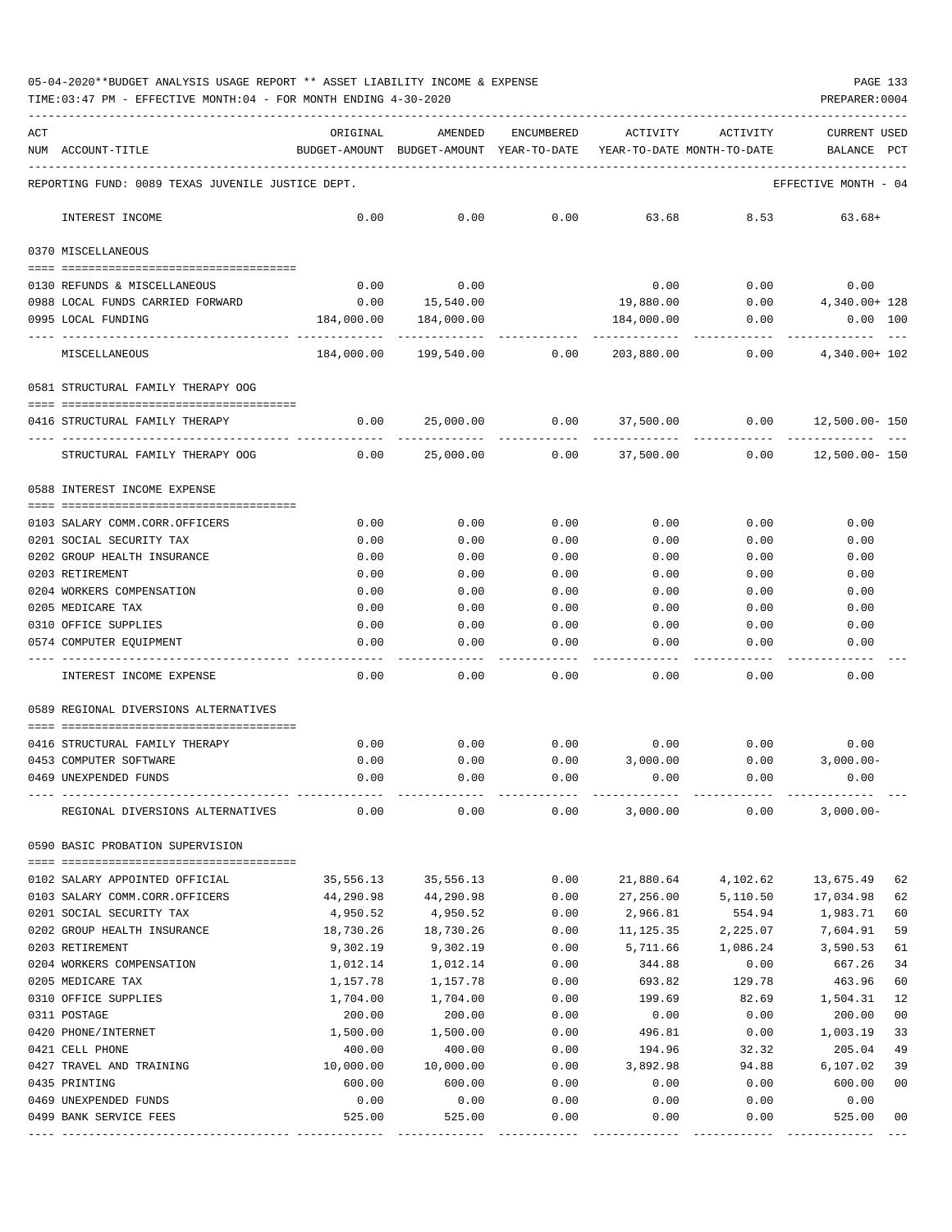05-04-2020**BUDGET ANALYSIS USAGE REPORT ** ASSET LIABILITY INCOME & EXPENSE

TIME:03:47 PM - EFFECTIVE MONTH:04 - FOR MONTH ENDING 4-30-2020

PREPARER:0004

| ACT NUM | ACCOUNT-TITLE | ORIGINAL BUDGET-AMOUNT | AMENDED BUDGET-AMOUNT | ENCUMBERED YEAR-TO-DATE | ACTIVITY YEAR-TO-DATE | ACTIVITY MONTH-TO-DATE | CURRENT BALANCE | USED PCT |
|---|---|---|---|---|---|---|---|---|
| | REPORTING FUND: 0089 TEXAS JUVENILE JUSTICE DEPT. | | | | | | EFFECTIVE MONTH - 04 | |
| | INTEREST INCOME | 0.00 | 0.00 | 0.00 | 63.68 | 8.53 | 63.68+ | |
| | 0370 MISCELLANEOUS | | | | | | | |
| 0130 | REFUNDS & MISCELLANEOUS | 0.00 | 0.00 | | 0.00 | 0.00 | 0.00 | |
| 0988 | LOCAL FUNDS CARRIED FORWARD | 0.00 | 15,540.00 | | 19,880.00 | 0.00 | 4,340.00+ | 128 |
| 0995 | LOCAL FUNDING | 184,000.00 | 184,000.00 | | 184,000.00 | 0.00 | 0.00 | 100 |
| | MISCELLANEOUS | 184,000.00 | 199,540.00 | 0.00 | 203,880.00 | 0.00 | 4,340.00+ | 102 |
| | 0581 STRUCTURAL FAMILY THERAPY OOG | | | | | | | |
| 0416 | STRUCTURAL FAMILY THERAPY | 0.00 | 25,000.00 | 0.00 | 37,500.00 | 0.00 | 12,500.00- | 150 |
| | STRUCTURAL FAMILY THERAPY OOG | 0.00 | 25,000.00 | 0.00 | 37,500.00 | 0.00 | 12,500.00- | 150 |
| | 0588 INTEREST INCOME EXPENSE | | | | | | | |
| 0103 | SALARY COMM.CORR.OFFICERS | 0.00 | 0.00 | 0.00 | 0.00 | 0.00 | 0.00 | |
| 0201 | SOCIAL SECURITY TAX | 0.00 | 0.00 | 0.00 | 0.00 | 0.00 | 0.00 | |
| 0202 | GROUP HEALTH INSURANCE | 0.00 | 0.00 | 0.00 | 0.00 | 0.00 | 0.00 | |
| 0203 | RETIREMENT | 0.00 | 0.00 | 0.00 | 0.00 | 0.00 | 0.00 | |
| 0204 | WORKERS COMPENSATION | 0.00 | 0.00 | 0.00 | 0.00 | 0.00 | 0.00 | |
| 0205 | MEDICARE TAX | 0.00 | 0.00 | 0.00 | 0.00 | 0.00 | 0.00 | |
| 0310 | OFFICE SUPPLIES | 0.00 | 0.00 | 0.00 | 0.00 | 0.00 | 0.00 | |
| 0574 | COMPUTER EQUIPMENT | 0.00 | 0.00 | 0.00 | 0.00 | 0.00 | 0.00 | |
| | INTEREST INCOME EXPENSE | 0.00 | 0.00 | 0.00 | 0.00 | 0.00 | 0.00 | |
| | 0589 REGIONAL DIVERSIONS ALTERNATIVES | | | | | | | |
| 0416 | STRUCTURAL FAMILY THERAPY | 0.00 | 0.00 | 0.00 | 0.00 | 0.00 | 0.00 | |
| 0453 | COMPUTER SOFTWARE | 0.00 | 0.00 | 0.00 | 3,000.00 | 0.00 | 3,000.00- | |
| 0469 | UNEXPENDED FUNDS | 0.00 | 0.00 | 0.00 | 0.00 | 0.00 | 0.00 | |
| | REGIONAL DIVERSIONS ALTERNATIVES | 0.00 | 0.00 | 0.00 | 3,000.00 | 0.00 | 3,000.00- | |
| | 0590 BASIC PROBATION SUPERVISION | | | | | | | |
| 0102 | SALARY APPOINTED OFFICIAL | 35,556.13 | 35,556.13 | 0.00 | 21,880.64 | 4,102.62 | 13,675.49 | 62 |
| 0103 | SALARY COMM.CORR.OFFICERS | 44,290.98 | 44,290.98 | 0.00 | 27,256.00 | 5,110.50 | 17,034.98 | 62 |
| 0201 | SOCIAL SECURITY TAX | 4,950.52 | 4,950.52 | 0.00 | 2,966.81 | 554.94 | 1,983.71 | 60 |
| 0202 | GROUP HEALTH INSURANCE | 18,730.26 | 18,730.26 | 0.00 | 11,125.35 | 2,225.07 | 7,604.91 | 59 |
| 0203 | RETIREMENT | 9,302.19 | 9,302.19 | 0.00 | 5,711.66 | 1,086.24 | 3,590.53 | 61 |
| 0204 | WORKERS COMPENSATION | 1,012.14 | 1,012.14 | 0.00 | 344.88 | 0.00 | 667.26 | 34 |
| 0205 | MEDICARE TAX | 1,157.78 | 1,157.78 | 0.00 | 693.82 | 129.78 | 463.96 | 60 |
| 0310 | OFFICE SUPPLIES | 1,704.00 | 1,704.00 | 0.00 | 199.69 | 82.69 | 1,504.31 | 12 |
| 0311 | POSTAGE | 200.00 | 200.00 | 0.00 | 0.00 | 0.00 | 200.00 | 00 |
| 0420 | PHONE/INTERNET | 1,500.00 | 1,500.00 | 0.00 | 496.81 | 0.00 | 1,003.19 | 33 |
| 0421 | CELL PHONE | 400.00 | 400.00 | 0.00 | 194.96 | 32.32 | 205.04 | 49 |
| 0427 | TRAVEL AND TRAINING | 10,000.00 | 10,000.00 | 0.00 | 3,892.98 | 94.88 | 6,107.02 | 39 |
| 0435 | PRINTING | 600.00 | 600.00 | 0.00 | 0.00 | 0.00 | 600.00 | 00 |
| 0469 | UNEXPENDED FUNDS | 0.00 | 0.00 | 0.00 | 0.00 | 0.00 | 0.00 | |
| 0499 | BANK SERVICE FEES | 525.00 | 525.00 | 0.00 | 0.00 | 0.00 | 525.00 | 00 |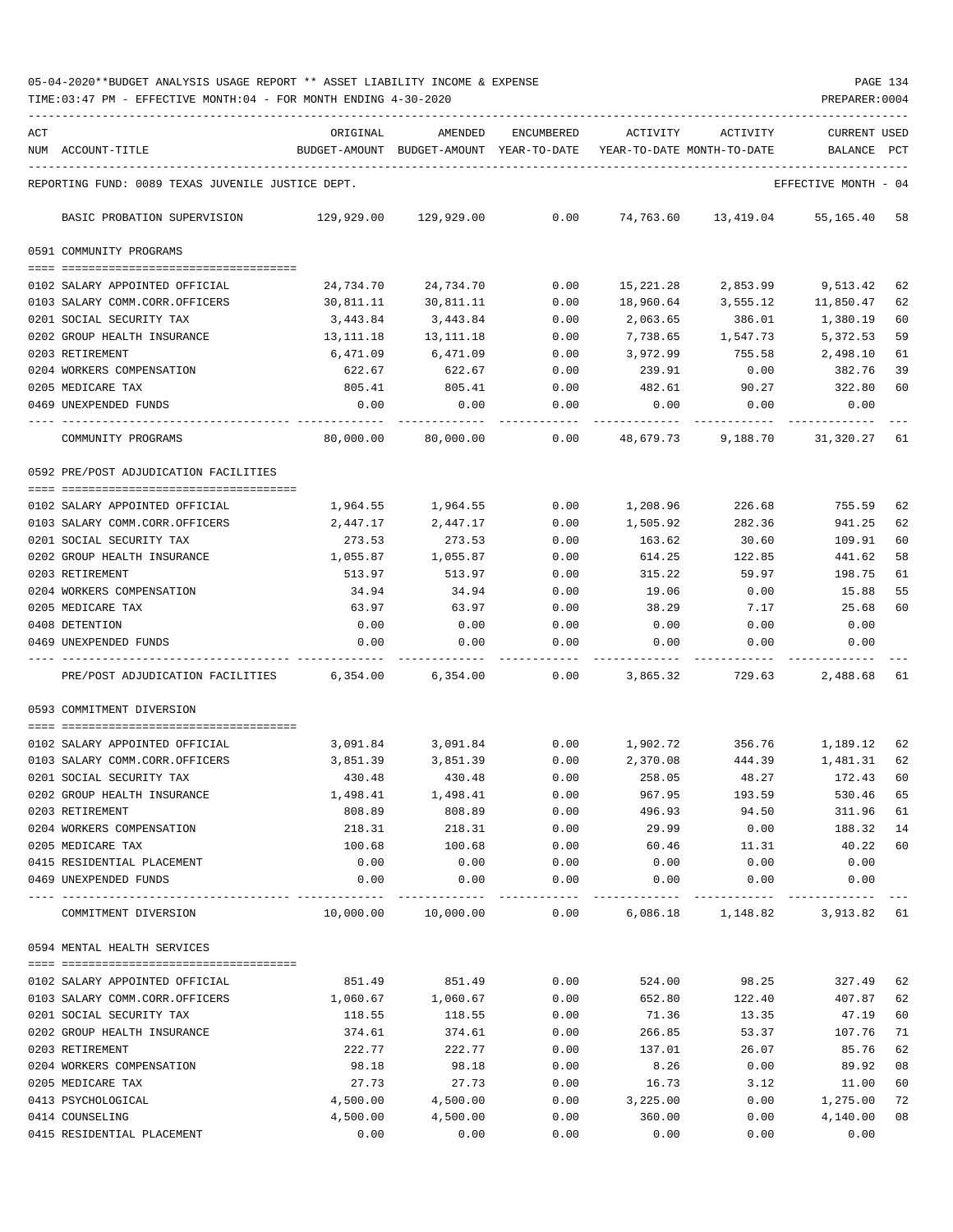05-04-2020**BUDGET ANALYSIS USAGE REPORT ** ASSET LIABILITY INCOME & EXPENSE

TIME:03:47 PM - EFFECTIVE MONTH:04 - FOR MONTH ENDING 4-30-2020

PREPARER:0004

| ACT NUM | ACCOUNT-TITLE | ORIGINAL BUDGET-AMOUNT | AMENDED BUDGET-AMOUNT | ENCUMBERED YEAR-TO-DATE | ACTIVITY YEAR-TO-DATE | ACTIVITY MONTH-TO-DATE | CURRENT BALANCE | USED PCT |
|---|---|---|---|---|---|---|---|---|
| REPORTING FUND: 0089 TEXAS JUVENILE JUSTICE DEPT. | | | | | | | EFFECTIVE MONTH - 04 | |
| | BASIC PROBATION SUPERVISION | 129,929.00 | 129,929.00 | 0.00 | 74,763.60 | 13,419.04 | 55,165.40 | 58 |
| | **0591 COMMUNITY PROGRAMS** | | | | | | | |
| 0102 | SALARY APPOINTED OFFICIAL | 24,734.70 | 24,734.70 | 0.00 | 15,221.28 | 2,853.99 | 9,513.42 | 62 |
| 0103 | SALARY COMM.CORR.OFFICERS | 30,811.11 | 30,811.11 | 0.00 | 18,960.64 | 3,555.12 | 11,850.47 | 62 |
| 0201 | SOCIAL SECURITY TAX | 3,443.84 | 3,443.84 | 0.00 | 2,063.65 | 386.01 | 1,380.19 | 60 |
| 0202 | GROUP HEALTH INSURANCE | 13,111.18 | 13,111.18 | 0.00 | 7,738.65 | 1,547.73 | 5,372.53 | 59 |
| 0203 | RETIREMENT | 6,471.09 | 6,471.09 | 0.00 | 3,972.99 | 755.58 | 2,498.10 | 61 |
| 0204 | WORKERS COMPENSATION | 622.67 | 622.67 | 0.00 | 239.91 | 0.00 | 382.76 | 39 |
| 0205 | MEDICARE TAX | 805.41 | 805.41 | 0.00 | 482.61 | 90.27 | 322.80 | 60 |
| 0469 | UNEXPENDED FUNDS | 0.00 | 0.00 | 0.00 | 0.00 | 0.00 | 0.00 | |
| | COMMUNITY PROGRAMS | 80,000.00 | 80,000.00 | 0.00 | 48,679.73 | 9,188.70 | 31,320.27 | 61 |
| | **0592 PRE/POST ADJUDICATION FACILITIES** | | | | | | | |
| 0102 | SALARY APPOINTED OFFICIAL | 1,964.55 | 1,964.55 | 0.00 | 1,208.96 | 226.68 | 755.59 | 62 |
| 0103 | SALARY COMM.CORR.OFFICERS | 2,447.17 | 2,447.17 | 0.00 | 1,505.92 | 282.36 | 941.25 | 62 |
| 0201 | SOCIAL SECURITY TAX | 273.53 | 273.53 | 0.00 | 163.62 | 30.60 | 109.91 | 60 |
| 0202 | GROUP HEALTH INSURANCE | 1,055.87 | 1,055.87 | 0.00 | 614.25 | 122.85 | 441.62 | 58 |
| 0203 | RETIREMENT | 513.97 | 513.97 | 0.00 | 315.22 | 59.97 | 198.75 | 61 |
| 0204 | WORKERS COMPENSATION | 34.94 | 34.94 | 0.00 | 19.06 | 0.00 | 15.88 | 55 |
| 0205 | MEDICARE TAX | 63.97 | 63.97 | 0.00 | 38.29 | 7.17 | 25.68 | 60 |
| 0408 | DETENTION | 0.00 | 0.00 | 0.00 | 0.00 | 0.00 | 0.00 | |
| 0469 | UNEXPENDED FUNDS | 0.00 | 0.00 | 0.00 | 0.00 | 0.00 | 0.00 | |
| | PRE/POST ADJUDICATION FACILITIES | 6,354.00 | 6,354.00 | 0.00 | 3,865.32 | 729.63 | 2,488.68 | 61 |
| | **0593 COMMITMENT DIVERSION** | | | | | | | |
| 0102 | SALARY APPOINTED OFFICIAL | 3,091.84 | 3,091.84 | 0.00 | 1,902.72 | 356.76 | 1,189.12 | 62 |
| 0103 | SALARY COMM.CORR.OFFICERS | 3,851.39 | 3,851.39 | 0.00 | 2,370.08 | 444.39 | 1,481.31 | 62 |
| 0201 | SOCIAL SECURITY TAX | 430.48 | 430.48 | 0.00 | 258.05 | 48.27 | 172.43 | 60 |
| 0202 | GROUP HEALTH INSURANCE | 1,498.41 | 1,498.41 | 0.00 | 967.95 | 193.59 | 530.46 | 65 |
| 0203 | RETIREMENT | 808.89 | 808.89 | 0.00 | 496.93 | 94.50 | 311.96 | 61 |
| 0204 | WORKERS COMPENSATION | 218.31 | 218.31 | 0.00 | 29.99 | 0.00 | 188.32 | 14 |
| 0205 | MEDICARE TAX | 100.68 | 100.68 | 0.00 | 60.46 | 11.31 | 40.22 | 60 |
| 0415 | RESIDENTIAL PLACEMENT | 0.00 | 0.00 | 0.00 | 0.00 | 0.00 | 0.00 | |
| 0469 | UNEXPENDED FUNDS | 0.00 | 0.00 | 0.00 | 0.00 | 0.00 | 0.00 | |
| | COMMITMENT DIVERSION | 10,000.00 | 10,000.00 | 0.00 | 6,086.18 | 1,148.82 | 3,913.82 | 61 |
| | **0594 MENTAL HEALTH SERVICES** | | | | | | | |
| 0102 | SALARY APPOINTED OFFICIAL | 851.49 | 851.49 | 0.00 | 524.00 | 98.25 | 327.49 | 62 |
| 0103 | SALARY COMM.CORR.OFFICERS | 1,060.67 | 1,060.67 | 0.00 | 652.80 | 122.40 | 407.87 | 62 |
| 0201 | SOCIAL SECURITY TAX | 118.55 | 118.55 | 0.00 | 71.36 | 13.35 | 47.19 | 60 |
| 0202 | GROUP HEALTH INSURANCE | 374.61 | 374.61 | 0.00 | 266.85 | 53.37 | 107.76 | 71 |
| 0203 | RETIREMENT | 222.77 | 222.77 | 0.00 | 137.01 | 26.07 | 85.76 | 62 |
| 0204 | WORKERS COMPENSATION | 98.18 | 98.18 | 0.00 | 8.26 | 0.00 | 89.92 | 08 |
| 0205 | MEDICARE TAX | 27.73 | 27.73 | 0.00 | 16.73 | 3.12 | 11.00 | 60 |
| 0413 | PSYCHOLOGICAL | 4,500.00 | 4,500.00 | 0.00 | 3,225.00 | 0.00 | 1,275.00 | 72 |
| 0414 | COUNSELING | 4,500.00 | 4,500.00 | 0.00 | 360.00 | 0.00 | 4,140.00 | 08 |
| 0415 | RESIDENTIAL PLACEMENT | 0.00 | 0.00 | 0.00 | 0.00 | 0.00 | 0.00 | |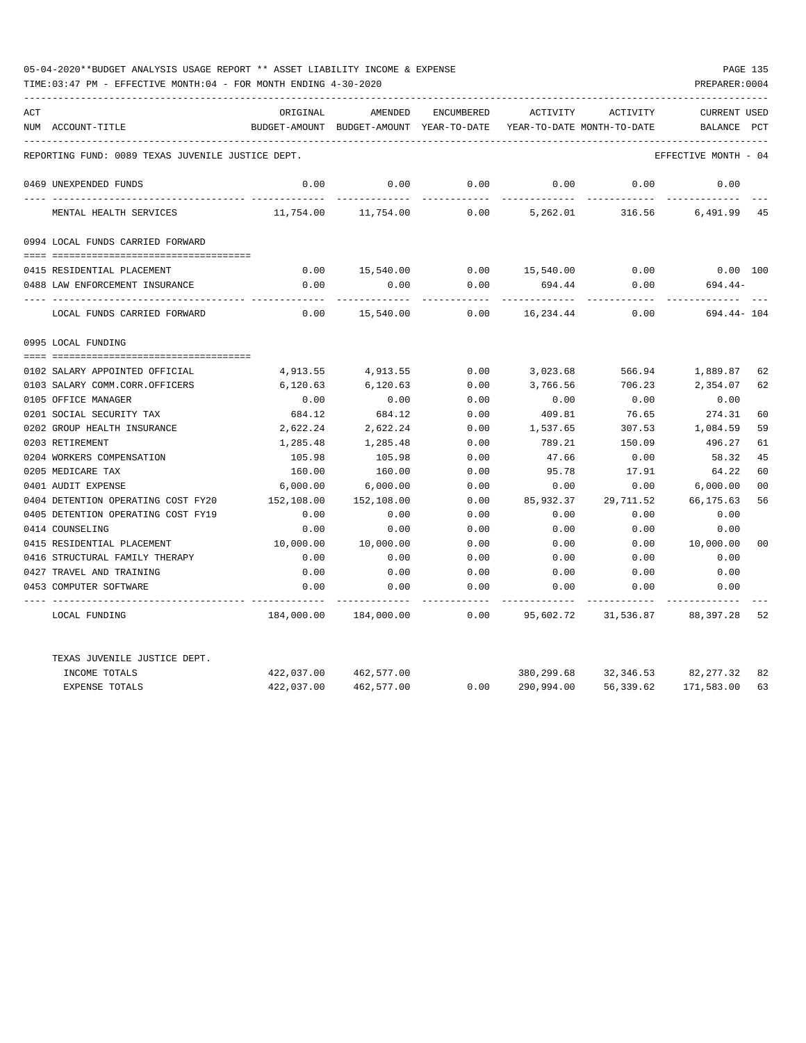05-04-2020**BUDGET ANALYSIS USAGE REPORT ** ASSET LIABILITY INCOME & EXPENSE

TIME:03:47 PM - EFFECTIVE MONTH:04 - FOR MONTH ENDING 4-30-2020

PREPARER:0004

| ACT NUM | ACCOUNT-TITLE | ORIGINAL BUDGET-AMOUNT | AMENDED BUDGET-AMOUNT | ENCUMBERED YEAR-TO-DATE | ACTIVITY YEAR-TO-DATE | ACTIVITY MONTH-TO-DATE | CURRENT BALANCE | USED PCT |
|---|---|---|---|---|---|---|---|---|
| | REPORTING FUND: 0089 TEXAS JUVENILE JUSTICE DEPT. | | | | | | EFFECTIVE MONTH - 04 | |
| 0469 | UNEXPENDED FUNDS | 0.00 | 0.00 | 0.00 | 0.00 | 0.00 | 0.00 | |
| | MENTAL HEALTH SERVICES | 11,754.00 | 11,754.00 | 0.00 | 5,262.01 | 316.56 | 6,491.99 | 45 |
| 0994 | LOCAL FUNDS CARRIED FORWARD | | | | | | | |
| 0415 | RESIDENTIAL PLACEMENT | 0.00 | 15,540.00 | 0.00 | 15,540.00 | 0.00 | 0.00 | 100 |
| 0488 | LAW ENFORCEMENT INSURANCE | 0.00 | 0.00 | 0.00 | 694.44 | 0.00 | 694.44- | |
| | LOCAL FUNDS CARRIED FORWARD | 0.00 | 15,540.00 | 0.00 | 16,234.44 | 0.00 | 694.44- | 104 |
| 0995 | LOCAL FUNDING | | | | | | | |
| 0102 | SALARY APPOINTED OFFICIAL | 4,913.55 | 4,913.55 | 0.00 | 3,023.68 | 566.94 | 1,889.87 | 62 |
| 0103 | SALARY COMM.CORR.OFFICERS | 6,120.63 | 6,120.63 | 0.00 | 3,766.56 | 706.23 | 2,354.07 | 62 |
| 0105 | OFFICE MANAGER | 0.00 | 0.00 | 0.00 | 0.00 | 0.00 | 0.00 | |
| 0201 | SOCIAL SECURITY TAX | 684.12 | 684.12 | 0.00 | 409.81 | 76.65 | 274.31 | 60 |
| 0202 | GROUP HEALTH INSURANCE | 2,622.24 | 2,622.24 | 0.00 | 1,537.65 | 307.53 | 1,084.59 | 59 |
| 0203 | RETIREMENT | 1,285.48 | 1,285.48 | 0.00 | 789.21 | 150.09 | 496.27 | 61 |
| 0204 | WORKERS COMPENSATION | 105.98 | 105.98 | 0.00 | 47.66 | 0.00 | 58.32 | 45 |
| 0205 | MEDICARE TAX | 160.00 | 160.00 | 0.00 | 95.78 | 17.91 | 64.22 | 60 |
| 0401 | AUDIT EXPENSE | 6,000.00 | 6,000.00 | 0.00 | 0.00 | 0.00 | 6,000.00 | 00 |
| 0404 | DETENTION OPERATING COST FY20 | 152,108.00 | 152,108.00 | 0.00 | 85,932.37 | 29,711.52 | 66,175.63 | 56 |
| 0405 | DETENTION OPERATING COST FY19 | 0.00 | 0.00 | 0.00 | 0.00 | 0.00 | 0.00 | |
| 0414 | COUNSELING | 0.00 | 0.00 | 0.00 | 0.00 | 0.00 | 0.00 | |
| 0415 | RESIDENTIAL PLACEMENT | 10,000.00 | 10,000.00 | 0.00 | 0.00 | 0.00 | 10,000.00 | 00 |
| 0416 | STRUCTURAL FAMILY THERAPY | 0.00 | 0.00 | 0.00 | 0.00 | 0.00 | 0.00 | |
| 0427 | TRAVEL AND TRAINING | 0.00 | 0.00 | 0.00 | 0.00 | 0.00 | 0.00 | |
| 0453 | COMPUTER SOFTWARE | 0.00 | 0.00 | 0.00 | 0.00 | 0.00 | 0.00 | |
| | LOCAL FUNDING | 184,000.00 | 184,000.00 | 0.00 | 95,602.72 | 31,536.87 | 88,397.28 | 52 |
| | TEXAS JUVENILE JUSTICE DEPT. | | | | | | | |
| | INCOME TOTALS | 422,037.00 | 462,577.00 | | 380,299.68 | 32,346.53 | 82,277.32 | 82 |
| | EXPENSE TOTALS | 422,037.00 | 462,577.00 | 0.00 | 290,994.00 | 56,339.62 | 171,583.00 | 63 |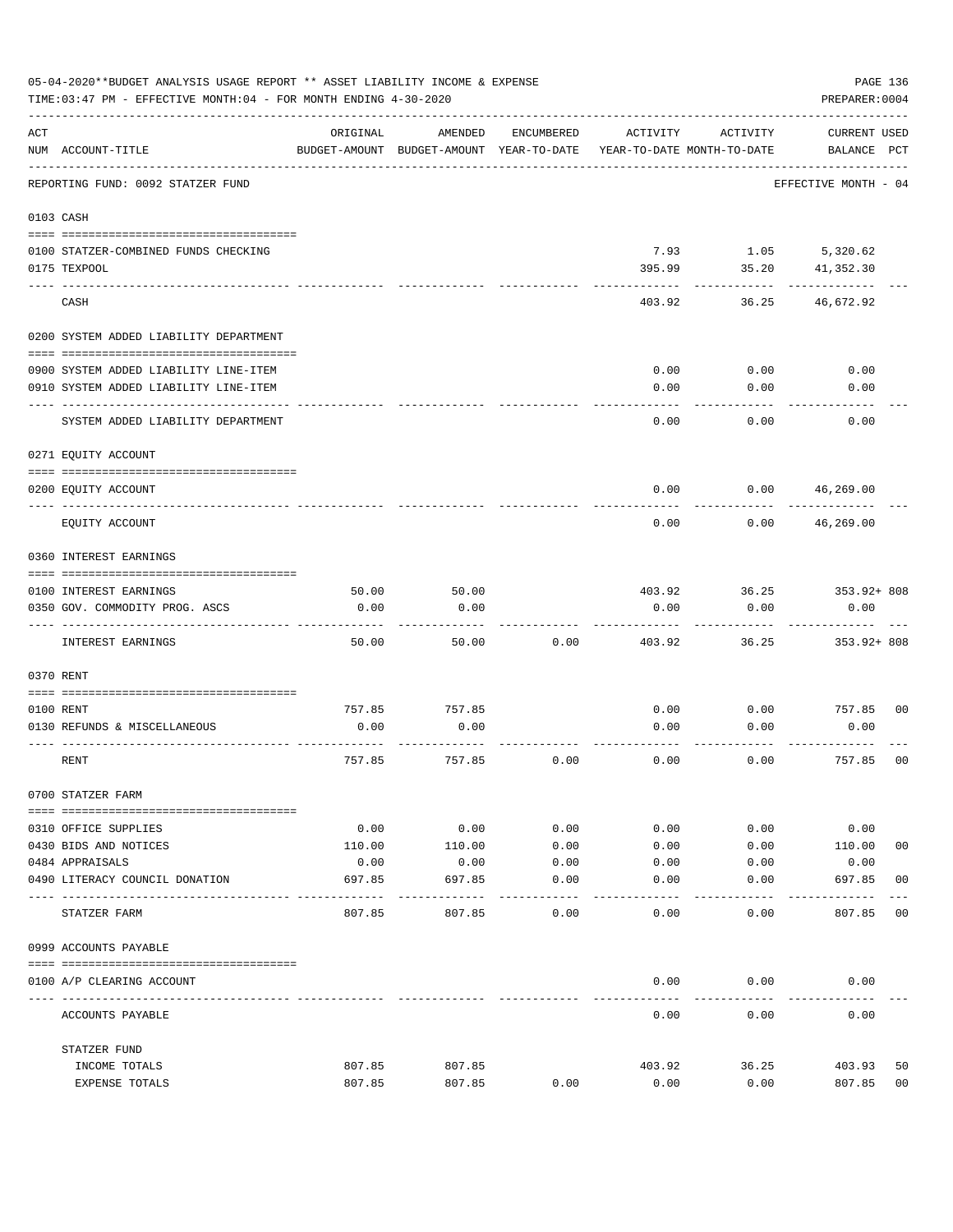05-04-2020**BUDGET ANALYSIS USAGE REPORT ** ASSET LIABILITY INCOME & EXPENSE

TIME:03:47 PM - EFFECTIVE MONTH:04 - FOR MONTH ENDING 4-30-2020

PREPARER:0004

| ACT NUM | ACCOUNT-TITLE | ORIGINAL BUDGET-AMOUNT | AMENDED BUDGET-AMOUNT | ENCUMBERED YEAR-TO-DATE | ACTIVITY YEAR-TO-DATE | ACTIVITY MONTH-TO-DATE | CURRENT USED BALANCE | PCT |
|---|---|---|---|---|---|---|---|---|
| | REPORTING FUND: 0092 STATZER FUND | | | | | | EFFECTIVE MONTH - 04 | |
| 0103 | CASH | | | | | | | |
| 0100 | STATZER-COMBINED FUNDS CHECKING | | | | 7.93 | 1.05 | 5,320.62 | |
| 0175 | TEXPOOL | | | | 395.99 | 35.20 | 41,352.30 | |
| | CASH | | | | 403.92 | 36.25 | 46,672.92 | |
| 0200 | SYSTEM ADDED LIABILITY DEPARTMENT | | | | | | | |
| 0900 | SYSTEM ADDED LIABILITY LINE-ITEM | | | | 0.00 | 0.00 | 0.00 | |
| 0910 | SYSTEM ADDED LIABILITY LINE-ITEM | | | | 0.00 | 0.00 | 0.00 | |
| | SYSTEM ADDED LIABILITY DEPARTMENT | | | | 0.00 | 0.00 | 0.00 | |
| 0271 | EQUITY ACCOUNT | | | | | | | |
| 0200 | EQUITY ACCOUNT | | | | 0.00 | 0.00 | 46,269.00 | |
| | EQUITY ACCOUNT | | | | 0.00 | 0.00 | 46,269.00 | |
| 0360 | INTEREST EARNINGS | | | | | | | |
| 0100 | INTEREST EARNINGS | 50.00 | 50.00 | | 403.92 | 36.25 | 353.92+ | 808 |
| 0350 | GOV. COMMODITY PROG. ASCS | 0.00 | 0.00 | | 0.00 | 0.00 | 0.00 | |
| | INTEREST EARNINGS | 50.00 | 50.00 | 0.00 | 403.92 | 36.25 | 353.92+ | 808 |
| 0370 | RENT | | | | | | | |
| 0100 | RENT | 757.85 | 757.85 | | 0.00 | 0.00 | 757.85 | 00 |
| 0130 | REFUNDS & MISCELLANEOUS | 0.00 | 0.00 | | 0.00 | 0.00 | 0.00 | |
| | RENT | 757.85 | 757.85 | 0.00 | 0.00 | 0.00 | 757.85 | 00 |
| 0700 | STATZER FARM | | | | | | | |
| 0310 | OFFICE SUPPLIES | 0.00 | 0.00 | 0.00 | 0.00 | 0.00 | 0.00 | |
| 0430 | BIDS AND NOTICES | 110.00 | 110.00 | 0.00 | 0.00 | 0.00 | 110.00 | 00 |
| 0484 | APPRAISALS | 0.00 | 0.00 | 0.00 | 0.00 | 0.00 | 0.00 | |
| 0490 | LITERACY COUNCIL DONATION | 697.85 | 697.85 | 0.00 | 0.00 | 0.00 | 697.85 | 00 |
| | STATZER FARM | 807.85 | 807.85 | 0.00 | 0.00 | 0.00 | 807.85 | 00 |
| 0999 | ACCOUNTS PAYABLE | | | | | | | |
| 0100 | A/P CLEARING ACCOUNT | | | | 0.00 | 0.00 | 0.00 | |
| | ACCOUNTS PAYABLE | | | | 0.00 | 0.00 | 0.00 | |
| | STATZER FUND | | | | | | | |
| | INCOME TOTALS | 807.85 | 807.85 | | 403.92 | 36.25 | 403.93 | 50 |
| | EXPENSE TOTALS | 807.85 | 807.85 | 0.00 | 0.00 | 0.00 | 807.85 | 00 |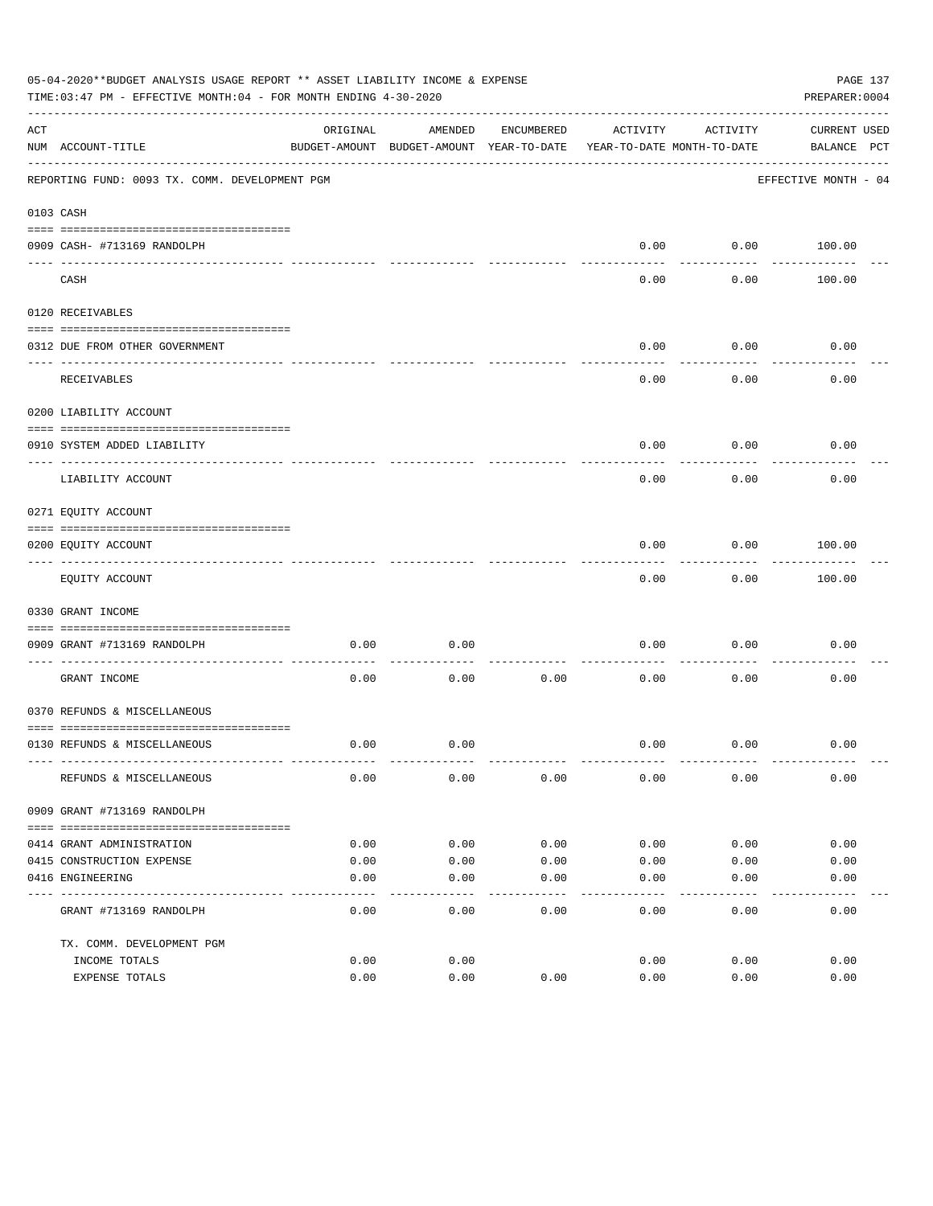05-04-2020**BUDGET ANALYSIS USAGE REPORT ** ASSET LIABILITY INCOME & EXPENSE

TIME:03:47 PM - EFFECTIVE MONTH:04 - FOR MONTH ENDING 4-30-2020

PREPARER:0004

| ACT NUM | ACCOUNT-TITLE | ORIGINAL BUDGET-AMOUNT | AMENDED BUDGET-AMOUNT | ENCUMBERED YEAR-TO-DATE | ACTIVITY YEAR-TO-DATE | ACTIVITY MONTH-TO-DATE | CURRENT BALANCE | USED PCT |
|---|---|---|---|---|---|---|---|---|
| | REPORTING FUND: 0093 TX. COMM. DEVELOPMENT PGM | | | | | | EFFECTIVE MONTH - 04 | |
| | 0103 CASH | | | | | | | |
| 0909 | CASH- #713169 RANDOLPH | | | | 0.00 | 0.00 | 100.00 | |
| | CASH | | | | 0.00 | 0.00 | 100.00 | |
| | 0120 RECEIVABLES | | | | | | | |
| 0312 | DUE FROM OTHER GOVERNMENT | | | | 0.00 | 0.00 | 0.00 | |
| | RECEIVABLES | | | | 0.00 | 0.00 | 0.00 | |
| | 0200 LIABILITY ACCOUNT | | | | | | | |
| 0910 | SYSTEM ADDED LIABILITY | | | | 0.00 | 0.00 | 0.00 | |
| | LIABILITY ACCOUNT | | | | 0.00 | 0.00 | 0.00 | |
| | 0271 EQUITY ACCOUNT | | | | | | | |
| 0200 | EQUITY ACCOUNT | | | | 0.00 | 0.00 | 100.00 | |
| | EQUITY ACCOUNT | | | | 0.00 | 0.00 | 100.00 | |
| | 0330 GRANT INCOME | | | | | | | |
| 0909 | GRANT #713169 RANDOLPH | 0.00 | 0.00 | | 0.00 | 0.00 | 0.00 | |
| | GRANT INCOME | 0.00 | 0.00 | 0.00 | 0.00 | 0.00 | 0.00 | |
| | 0370 REFUNDS & MISCELLANEOUS | | | | | | | |
| 0130 | REFUNDS & MISCELLANEOUS | 0.00 | 0.00 | | 0.00 | 0.00 | 0.00 | |
| | REFUNDS & MISCELLANEOUS | 0.00 | 0.00 | 0.00 | 0.00 | 0.00 | 0.00 | |
| | 0909 GRANT #713169 RANDOLPH | | | | | | | |
| 0414 | GRANT ADMINISTRATION | 0.00 | 0.00 | 0.00 | 0.00 | 0.00 | 0.00 | |
| 0415 | CONSTRUCTION EXPENSE | 0.00 | 0.00 | 0.00 | 0.00 | 0.00 | 0.00 | |
| 0416 | ENGINEERING | 0.00 | 0.00 | 0.00 | 0.00 | 0.00 | 0.00 | |
| | GRANT #713169 RANDOLPH | 0.00 | 0.00 | 0.00 | 0.00 | 0.00 | 0.00 | |
| | TX. COMM. DEVELOPMENT PGM | | | | | | | |
| | INCOME TOTALS | 0.00 | 0.00 | | 0.00 | 0.00 | 0.00 | |
| | EXPENSE TOTALS | 0.00 | 0.00 | 0.00 | 0.00 | 0.00 | 0.00 | |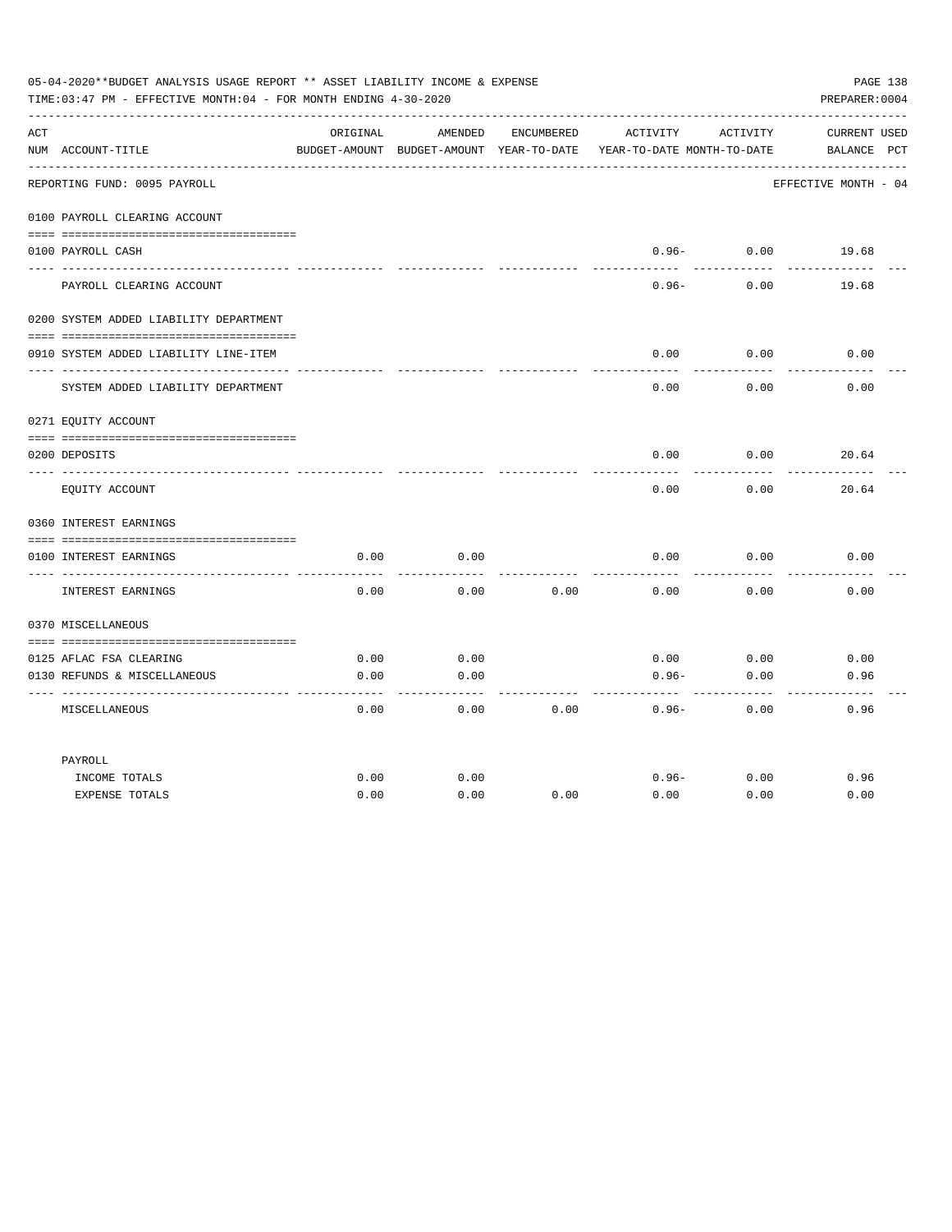05-04-2020**BUDGET ANALYSIS USAGE REPORT ** ASSET LIABILITY INCOME & EXPENSE

TIME:03:47 PM - EFFECTIVE MONTH:04 - FOR MONTH ENDING 4-30-2020

PREPARER:0004

| ACT NUM | ACCOUNT-TITLE | ORIGINAL BUDGET-AMOUNT | AMENDED BUDGET-AMOUNT | ENCUMBERED YEAR-TO-DATE | ACTIVITY YEAR-TO-DATE | ACTIVITY MONTH-TO-DATE | CURRENT BALANCE | USED PCT |
|---|---|---|---|---|---|---|---|---|

REPORTING FUND: 0095 PAYROLL — EFFECTIVE MONTH - 04

| ACT NUM | ACCOUNT-TITLE | ORIGINAL BUDGET-AMOUNT | AMENDED BUDGET-AMOUNT | ENCUMBERED YEAR-TO-DATE | ACTIVITY YEAR-TO-DATE | ACTIVITY MONTH-TO-DATE | CURRENT BALANCE | USED PCT |
|---|---|---|---|---|---|---|---|---|
| | **0100 PAYROLL CLEARING ACCOUNT** | | | | | | | |
| 0100 | PAYROLL CASH | | | | 0.96- | 0.00 | 19.68 | |
| | PAYROLL CLEARING ACCOUNT | | | | 0.96- | 0.00 | 19.68 | |
| | **0200 SYSTEM ADDED LIABILITY DEPARTMENT** | | | | | | | |
| 0910 | SYSTEM ADDED LIABILITY LINE-ITEM | | | | 0.00 | 0.00 | 0.00 | |
| | SYSTEM ADDED LIABILITY DEPARTMENT | | | | 0.00 | 0.00 | 0.00 | |
| | **0271 EQUITY ACCOUNT** | | | | | | | |
| 0200 | DEPOSITS | | | | 0.00 | 0.00 | 20.64 | |
| | EQUITY ACCOUNT | | | | 0.00 | 0.00 | 20.64 | |
| | **0360 INTEREST EARNINGS** | | | | | | | |
| 0100 | INTEREST EARNINGS | 0.00 | 0.00 | | 0.00 | 0.00 | 0.00 | |
| | INTEREST EARNINGS | 0.00 | 0.00 | 0.00 | 0.00 | 0.00 | 0.00 | |
| | **0370 MISCELLANEOUS** | | | | | | | |
| 0125 | AFLAC FSA CLEARING | 0.00 | 0.00 | | 0.00 | 0.00 | 0.00 | |
| 0130 | REFUNDS & MISCELLANEOUS | 0.00 | 0.00 | | 0.96- | 0.00 | 0.96 | |
| | MISCELLANEOUS | 0.00 | 0.00 | 0.00 | 0.96- | 0.00 | 0.96 | |
| | **PAYROLL** | | | | | | | |
| | INCOME TOTALS | 0.00 | 0.00 | | 0.96- | 0.00 | 0.96 | |
| | EXPENSE TOTALS | 0.00 | 0.00 | 0.00 | 0.00 | 0.00 | 0.00 | |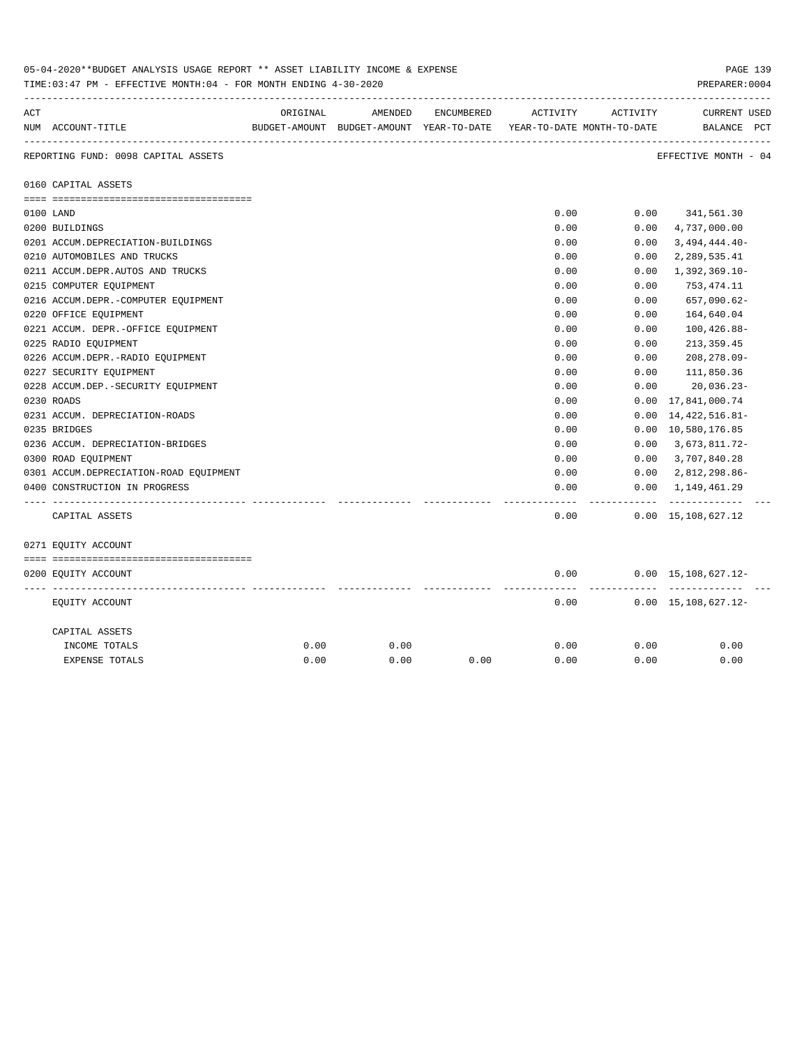05-04-2020**BUDGET ANALYSIS USAGE REPORT ** ASSET LIABILITY INCOME & EXPENSE

TIME:03:47 PM - EFFECTIVE MONTH:04 - FOR MONTH ENDING 4-30-2020

PREPARER:0004

REPORTING FUND: 0098 CAPITAL ASSETS — EFFECTIVE MONTH - 04

| ACT NUM | ACCOUNT-TITLE | ORIGINAL BUDGET-AMOUNT | AMENDED BUDGET-AMOUNT | ENCUMBERED YEAR-TO-DATE | ACTIVITY YEAR-TO-DATE | ACTIVITY MONTH-TO-DATE | CURRENT BALANCE | USED PCT |
|---|---|---|---|---|---|---|---|---|
| | **0160 CAPITAL ASSETS** | | | | | | | |
| 0100 | LAND | | | | 0.00 | 0.00 | 341,561.30 | |
| 0200 | BUILDINGS | | | | 0.00 | 0.00 | 4,737,000.00 | |
| 0201 | ACCUM.DEPRECIATION-BUILDINGS | | | | 0.00 | 0.00 | 3,494,444.40- | |
| 0210 | AUTOMOBILES AND TRUCKS | | | | 0.00 | 0.00 | 2,289,535.41 | |
| 0211 | ACCUM.DEPR.AUTOS AND TRUCKS | | | | 0.00 | 0.00 | 1,392,369.10- | |
| 0215 | COMPUTER EQUIPMENT | | | | 0.00 | 0.00 | 753,474.11 | |
| 0216 | ACCUM.DEPR.-COMPUTER EQUIPMENT | | | | 0.00 | 0.00 | 657,090.62- | |
| 0220 | OFFICE EQUIPMENT | | | | 0.00 | 0.00 | 164,640.04 | |
| 0221 | ACCUM. DEPR.-OFFICE EQUIPMENT | | | | 0.00 | 0.00 | 100,426.88- | |
| 0225 | RADIO EQUIPMENT | | | | 0.00 | 0.00 | 213,359.45 | |
| 0226 | ACCUM.DEPR.-RADIO EQUIPMENT | | | | 0.00 | 0.00 | 208,278.09- | |
| 0227 | SECURITY EQUIPMENT | | | | 0.00 | 0.00 | 111,850.36 | |
| 0228 | ACCUM.DEP.-SECURITY EQUIPMENT | | | | 0.00 | 0.00 | 20,036.23- | |
| 0230 | ROADS | | | | 0.00 | 0.00 | 17,841,000.74 | |
| 0231 | ACCUM. DEPRECIATION-ROADS | | | | 0.00 | 0.00 | 14,422,516.81- | |
| 0235 | BRIDGES | | | | 0.00 | 0.00 | 10,580,176.85 | |
| 0236 | ACCUM. DEPRECIATION-BRIDGES | | | | 0.00 | 0.00 | 3,673,811.72- | |
| 0300 | ROAD EQUIPMENT | | | | 0.00 | 0.00 | 3,707,840.28 | |
| 0301 | ACCUM.DEPRECIATION-ROAD EQUIPMENT | | | | 0.00 | 0.00 | 2,812,298.86- | |
| 0400 | CONSTRUCTION IN PROGRESS | | | | 0.00 | 0.00 | 1,149,461.29 | |
| | CAPITAL ASSETS | | | | 0.00 | 0.00 | 15,108,627.12 | |
| | **0271 EQUITY ACCOUNT** | | | | | | | |
| 0200 | EQUITY ACCOUNT | | | | 0.00 | 0.00 | 15,108,627.12- | |
| | EQUITY ACCOUNT | | | | 0.00 | 0.00 | 15,108,627.12- | |
| | CAPITAL ASSETS | | | | | | | |
| | INCOME TOTALS | 0.00 | 0.00 | | 0.00 | 0.00 | 0.00 | |
| | EXPENSE TOTALS | 0.00 | 0.00 | 0.00 | 0.00 | 0.00 | 0.00 | |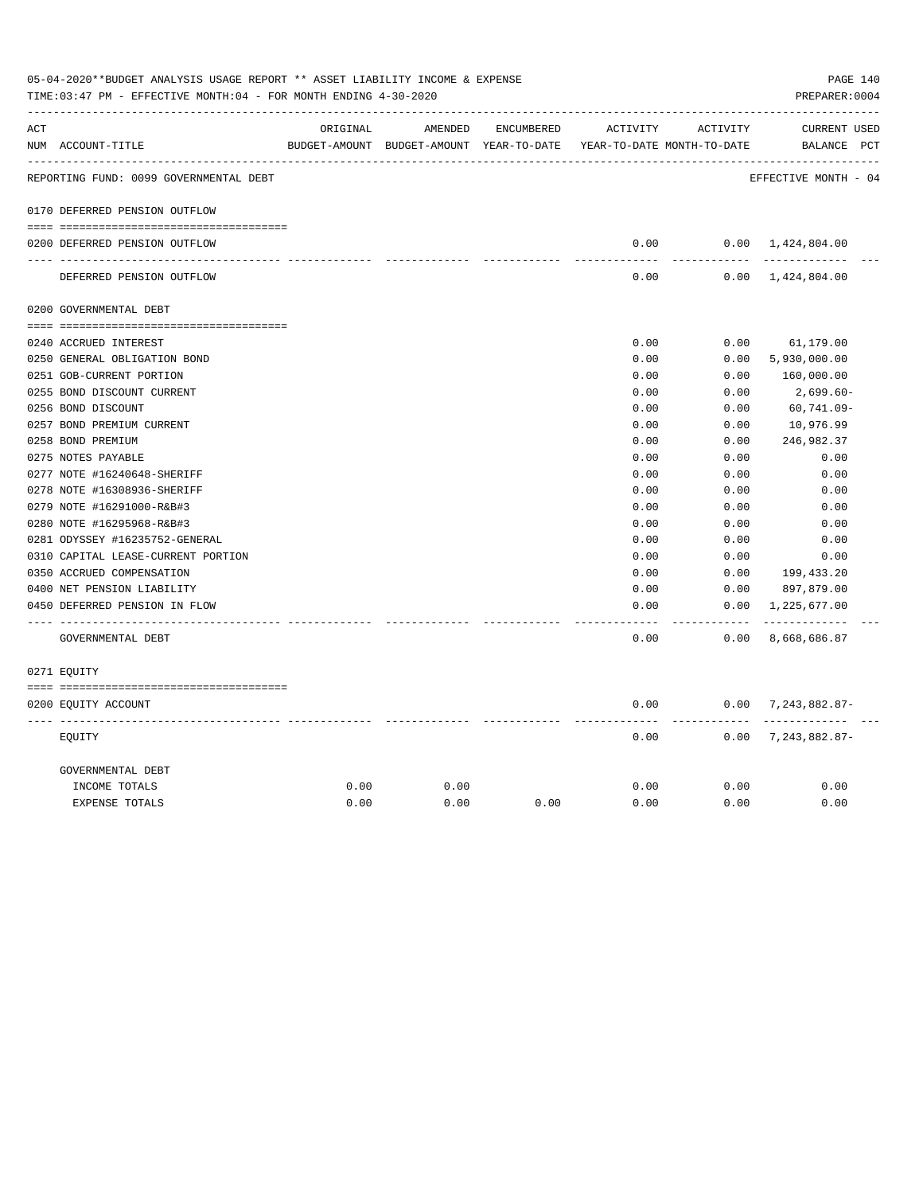05-04-2020**BUDGET ANALYSIS USAGE REPORT ** ASSET LIABILITY INCOME & EXPENSE

TIME:03:47 PM - EFFECTIVE MONTH:04 - FOR MONTH ENDING 4-30-2020

PREPARER:0004

| ACT NUM | ACCOUNT-TITLE | ORIGINAL BUDGET-AMOUNT | AMENDED BUDGET-AMOUNT | ENCUMBERED YEAR-TO-DATE | ACTIVITY YEAR-TO-DATE | ACTIVITY MONTH-TO-DATE | CURRENT BALANCE | USED PCT |
|---|---|---|---|---|---|---|---|---|
| | REPORTING FUND: 0099 GOVERNMENTAL DEBT | | | | | | EFFECTIVE MONTH - 04 | |
| | 0170 DEFERRED PENSION OUTFLOW | | | | | | | |
| 0200 | DEFERRED PENSION OUTFLOW | | | | 0.00 | 0.00 | 1,424,804.00 | |
| | DEFERRED PENSION OUTFLOW | | | | 0.00 | 0.00 | 1,424,804.00 | |
| | 0200 GOVERNMENTAL DEBT | | | | | | | |
| 0240 | ACCRUED INTEREST | | | | 0.00 | 0.00 | 61,179.00 | |
| 0250 | GENERAL OBLIGATION BOND | | | | 0.00 | 0.00 | 5,930,000.00 | |
| 0251 | GOB-CURRENT PORTION | | | | 0.00 | 0.00 | 160,000.00 | |
| 0255 | BOND DISCOUNT CURRENT | | | | 0.00 | 0.00 | 2,699.60- | |
| 0256 | BOND DISCOUNT | | | | 0.00 | 0.00 | 60,741.09- | |
| 0257 | BOND PREMIUM CURRENT | | | | 0.00 | 0.00 | 10,976.99 | |
| 0258 | BOND PREMIUM | | | | 0.00 | 0.00 | 246,982.37 | |
| 0275 | NOTES PAYABLE | | | | 0.00 | 0.00 | 0.00 | |
| 0277 | NOTE #16240648-SHERIFF | | | | 0.00 | 0.00 | 0.00 | |
| 0278 | NOTE #16308936-SHERIFF | | | | 0.00 | 0.00 | 0.00 | |
| 0279 | NOTE #16291000-R&B#3 | | | | 0.00 | 0.00 | 0.00 | |
| 0280 | NOTE #16295968-R&B#3 | | | | 0.00 | 0.00 | 0.00 | |
| 0281 | ODYSSEY #16235752-GENERAL | | | | 0.00 | 0.00 | 0.00 | |
| 0310 | CAPITAL LEASE-CURRENT PORTION | | | | 0.00 | 0.00 | 0.00 | |
| 0350 | ACCRUED COMPENSATION | | | | 0.00 | 0.00 | 199,433.20 | |
| 0400 | NET PENSION LIABILITY | | | | 0.00 | 0.00 | 897,879.00 | |
| 0450 | DEFERRED PENSION IN FLOW | | | | 0.00 | 0.00 | 1,225,677.00 | |
| | GOVERNMENTAL DEBT | | | | 0.00 | 0.00 | 8,668,686.87 | |
| | 0271 EQUITY | | | | | | | |
| 0200 | EQUITY ACCOUNT | | | | 0.00 | 0.00 | 7,243,882.87- | |
| | EQUITY | | | | 0.00 | 0.00 | 7,243,882.87- | |
| | GOVERNMENTAL DEBT | | | | | | | |
| | INCOME TOTALS | 0.00 | 0.00 | | 0.00 | 0.00 | 0.00 | |
| | EXPENSE TOTALS | 0.00 | 0.00 | 0.00 | 0.00 | 0.00 | 0.00 | |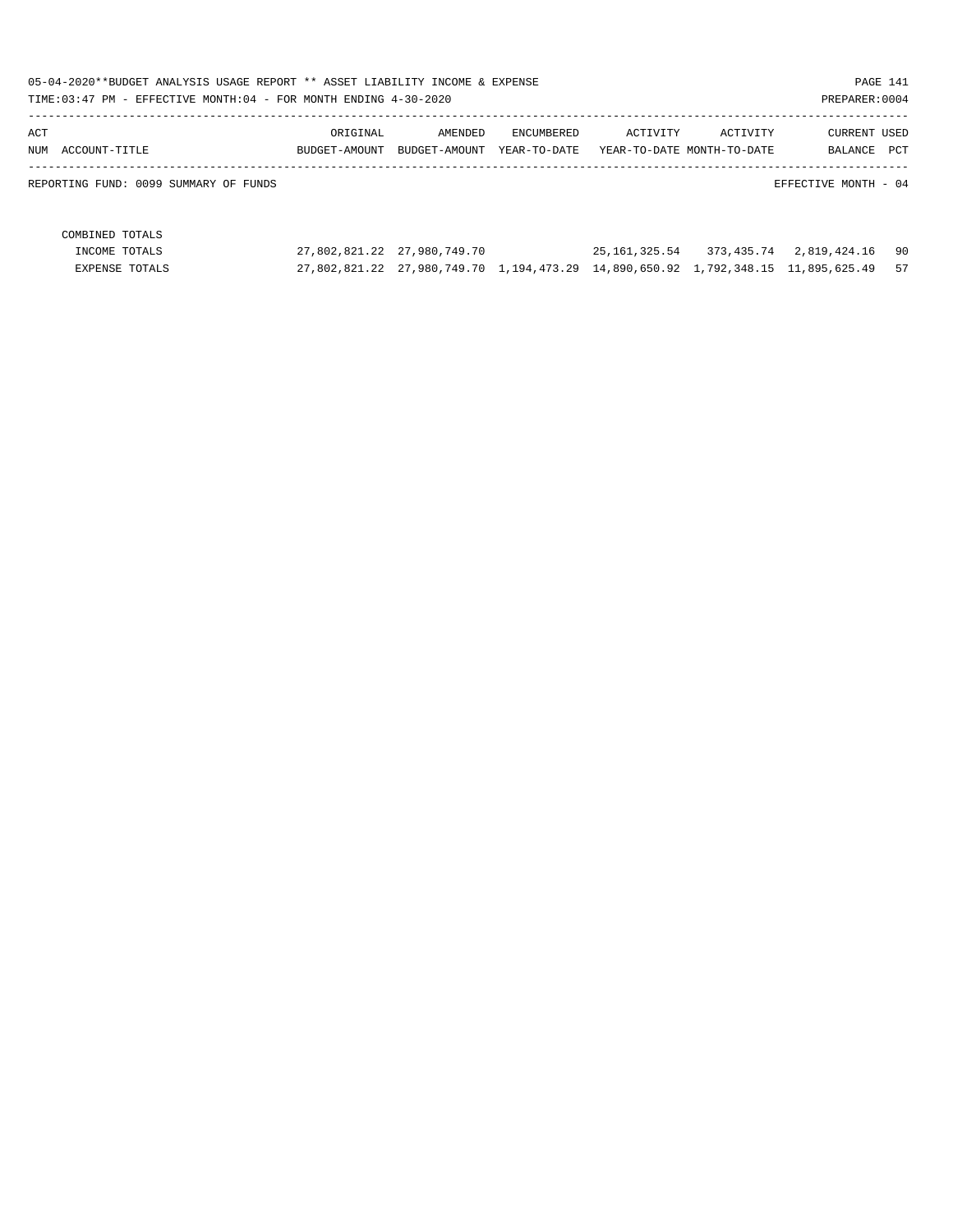05-04-2020**BUDGET ANALYSIS USAGE REPORT ** ASSET LIABILITY INCOME & EXPENSE

TIME:03:47 PM - EFFECTIVE MONTH:04 - FOR MONTH ENDING 4-30-2020

PREPARER:0004

REPORTING FUND: 0099 SUMMARY OF FUNDS

EFFECTIVE MONTH - 04

| ACT NUM ACCOUNT-TITLE | ORIGINAL BUDGET-AMOUNT | AMENDED BUDGET-AMOUNT | ENCUMBERED YEAR-TO-DATE | ACTIVITY YEAR-TO-DATE | ACTIVITY MONTH-TO-DATE | CURRENT BALANCE | USED PCT |
|---|---|---|---|---|---|---|---|
| COMBINED TOTALS | | | | | | | |
| INCOME TOTALS | 27,802,821.22 | 27,980,749.70 | | 25,161,325.54 | 373,435.74 | 2,819,424.16 | 90 |
| EXPENSE TOTALS | 27,802,821.22 | 27,980,749.70 | 1,194,473.29 | 14,890,650.92 | 1,792,348.15 | 11,895,625.49 | 57 |